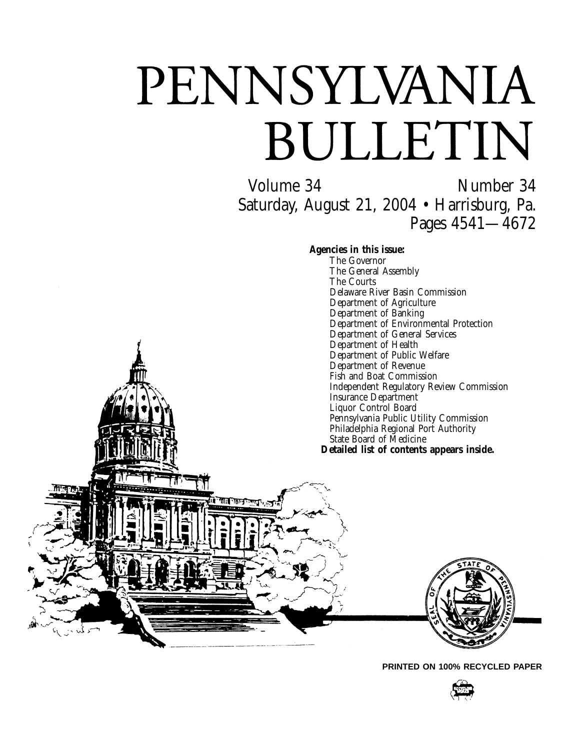# PENNSYLVANIA BULLETIN

Volume 34 Number 34

Saturday, August 21, 2004 • Harrisburg, Pa.

Pages 4541—4672

**Agencies in this issue:**

The Governor
The General Assembly
The Courts
Delaware River Basin Commission
Department of Agriculture
Department of Banking
Department of Environmental Protection
Department of General Services
Department of Health
Department of Public Welfare
Department of Revenue
Fish and Boat Commission
Independent Regulatory Review Commission
Insurance Department
Liquor Control Board
Pennsylvania Public Utility Commission
Philadelphia Regional Port Authority
State Board of Medicine

**Detailed list of contents appears inside.**

**PRINTED ON 100% RECYCLED PAPER**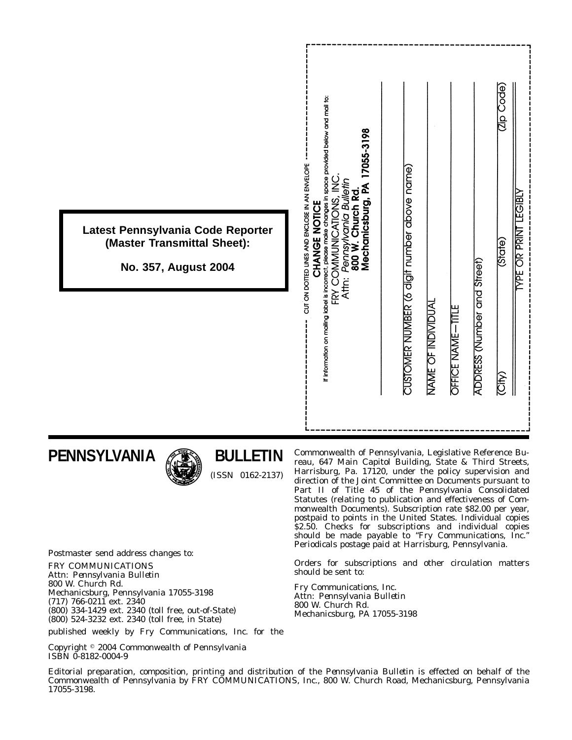**Latest Pennsylvania Code Reporter (Master Transmittal Sheet):**

**No. 357, August 2004**

CUT ON DOTTED LINES AND ENCLOSE IN AN ENVELOPE

**CHANGE NOTICE**

If information on mailing label is incorrect, please make changes in space provided below and mail to:

FRY COMMUNICATIONS, INC.
Attn: *Pennsylvania Bulletin*
**800 W. Church Rd.**
**Mechanicsburg, PA 17055-3198**

CUSTOMER NUMBER (6 digit number above name)

NAME OF INDIVIDUAL

OFFICE NAME—TITLE

ADDRESS (Number and Street)

(City) (State) (Zip Code)

TYPE OR PRINT LEGIBLY

# PENNSYLVANIA BULLETIN

(ISSN 0162-2137)

Postmaster send address changes to:

FRY COMMUNICATIONS
Attn: *Pennsylvania Bulletin*
800 W. Church Rd.
Mechanicsburg, Pennsylvania 17055-3198
(717) 766-0211 ext. 2340
(800) 334-1429 ext. 2340 (toll free, out-of-State)
(800) 524-3232 ext. 2340 (toll free, in State)

published weekly by Fry Communications, Inc. for the Commonwealth of Pennsylvania, Legislative Reference Bureau, 647 Main Capitol Building, State & Third Streets, Harrisburg, Pa. 17120, under the policy supervision and direction of the Joint Committee on Documents pursuant to Part II of Title 45 of the Pennsylvania Consolidated Statutes (relating to publication and effectiveness of Commonwealth Documents). Subscription rate $82.00 per year, postpaid to points in the United States. Individual copies $2.50. Checks for subscriptions and individual copies should be made payable to "Fry Communications, Inc." Periodicals postage paid at Harrisburg, Pennsylvania.

Orders for subscriptions and other circulation matters should be sent to:

Fry Communications, Inc.
Attn: *Pennsylvania Bulletin*
800 W. Church Rd.
Mechanicsburg, PA 17055-3198

Copyright © 2004 Commonwealth of Pennsylvania
ISBN 0-8182-0004-9

Editorial preparation, composition, printing and distribution of the *Pennsylvania Bulletin* is effected on behalf of the Commonwealth of Pennsylvania by FRY COMMUNICATIONS, Inc., 800 W. Church Road, Mechanicsburg, Pennsylvania 17055-3198.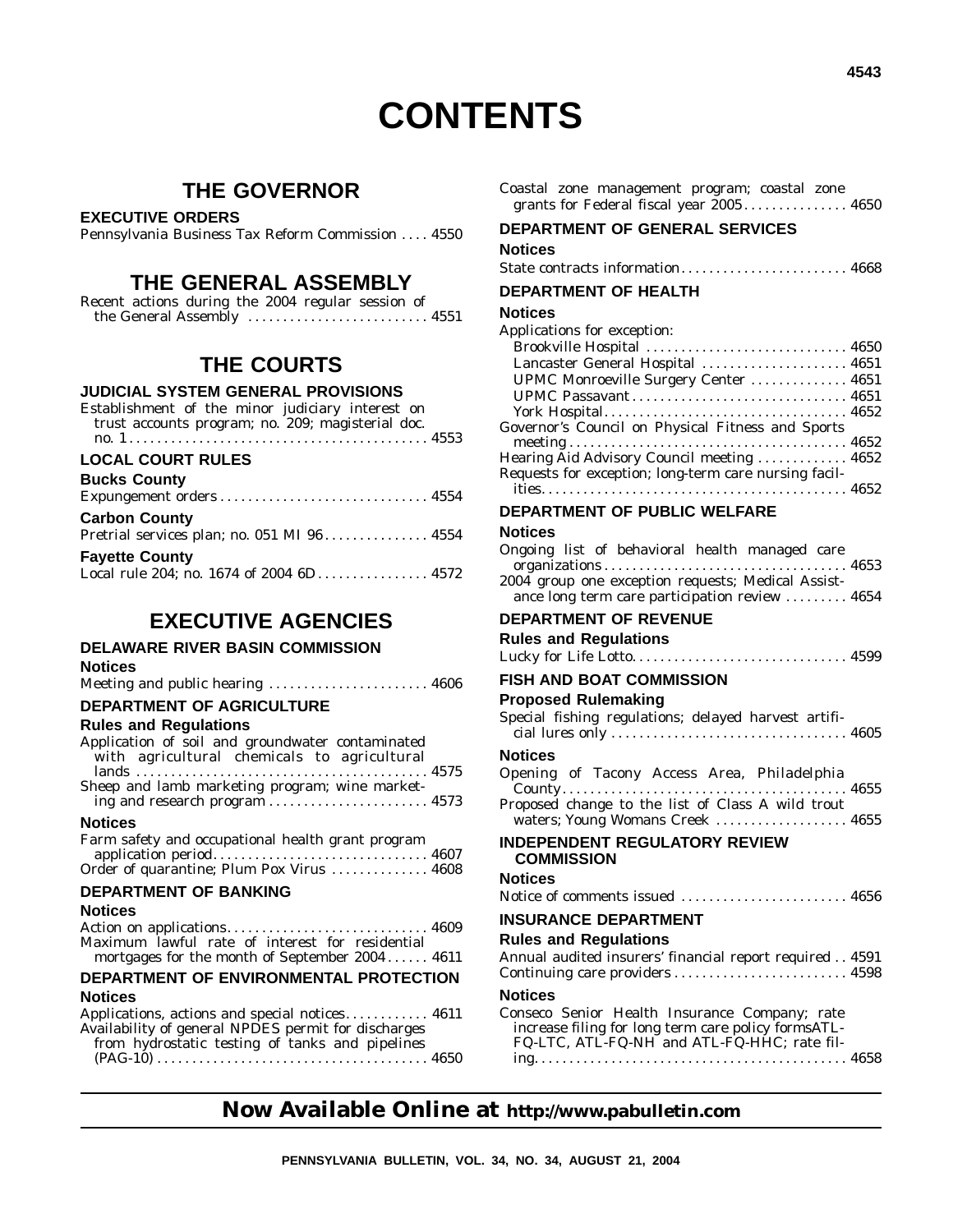# CONTENTS

## THE GOVERNOR

### EXECUTIVE ORDERS

Pennsylvania Business Tax Reform Commission . . . . 4550

## THE GENERAL ASSEMBLY

Recent actions during the 2004 regular session of the General Assembly . . . . . . . . . . . . . . . . . . . . . . . . . 4551

## THE COURTS

### JUDICIAL SYSTEM GENERAL PROVISIONS

Establishment of the minor judiciary interest on trust accounts program; no. 209; magisterial doc. no. 1 . . . . . . . . . . . . . . . . . . . . . . . . . . . . . . . . . . . . . . . . . . 4553

### LOCAL COURT RULES

**Bucks County**

Expungement orders . . . . . . . . . . . . . . . . . . . . . . . . . . . . . 4554

**Carbon County**

Pretrial services plan; no. 051 MI 96 . . . . . . . . . . . . . . . 4554

**Fayette County**

Local rule 204; no. 1674 of 2004 6D . . . . . . . . . . . . . . . . 4572

## EXECUTIVE AGENCIES

### DELAWARE RIVER BASIN COMMISSION

**Notices**

Meeting and public hearing . . . . . . . . . . . . . . . . . . . . . . . 4606

### DEPARTMENT OF AGRICULTURE

**Rules and Regulations**

Application of soil and groundwater contaminated with agricultural chemicals to agricultural lands . . . . . . . . . . . . . . . . . . . . . . . . . . . . . . . . . . . . . . . . . . 4575

Sheep and lamb marketing program; wine marketing and research program . . . . . . . . . . . . . . . . . . . . . . . 4573

**Notices**

Farm safety and occupational health grant program application period . . . . . . . . . . . . . . . . . . . . . . . . . . . . . . . 4607

Order of quarantine; Plum Pox Virus . . . . . . . . . . . . . . 4608

### DEPARTMENT OF BANKING

**Notices**

Action on applications . . . . . . . . . . . . . . . . . . . . . . . . . . . . . 4609

Maximum lawful rate of interest for residential mortgages for the month of September 2004 . . . . . . 4611

### DEPARTMENT OF ENVIRONMENTAL PROTECTION

**Notices**

Applications, actions and special notices . . . . . . . . . . . . 4611

Availability of general NPDES permit for discharges from hydrostatic testing of tanks and pipelines (PAG-10) . . . . . . . . . . . . . . . . . . . . . . . . . . . . . . . . . . . . . . . 4650

Coastal zone management program; coastal zone grants for Federal fiscal year 2005 . . . . . . . . . . . . . . . 4650

### DEPARTMENT OF GENERAL SERVICES

**Notices**

State contracts information . . . . . . . . . . . . . . . . . . . . . . . . 4668

### DEPARTMENT OF HEALTH

**Notices**

Applications for exception:

- Brookville Hospital . . . . . . . . . . . . . . . . . . . . . . . . . . . . . 4650
- Lancaster General Hospital . . . . . . . . . . . . . . . . . . . . . 4651
- UPMC Monroeville Surgery Center . . . . . . . . . . . . . . 4651
- UPMC Passavant . . . . . . . . . . . . . . . . . . . . . . . . . . . . . . . 4651
- York Hospital . . . . . . . . . . . . . . . . . . . . . . . . . . . . . . . . . . 4652

Governor's Council on Physical Fitness and Sports meeting . . . . . . . . . . . . . . . . . . . . . . . . . . . . . . . . . . . . . . . 4652

Hearing Aid Advisory Council meeting . . . . . . . . . . . . . 4652

Requests for exception; long-term care nursing facilities . . . . . . . . . . . . . . . . . . . . . . . . . . . . . . . . . . . . . . . . . . . 4652

### DEPARTMENT OF PUBLIC WELFARE

**Notices**

Ongoing list of behavioral health managed care organizations . . . . . . . . . . . . . . . . . . . . . . . . . . . . . . . . . . . 4653

2004 group one exception requests; Medical Assistance long term care participation review . . . . . . . . . 4654

### DEPARTMENT OF REVENUE

**Rules and Regulations**

Lucky for Life Lotto . . . . . . . . . . . . . . . . . . . . . . . . . . . . . . 4599

### FISH AND BOAT COMMISSION

**Proposed Rulemaking**

Special fishing regulations; delayed harvest artificial lures only . . . . . . . . . . . . . . . . . . . . . . . . . . . . . . . . . . 4605

**Notices**

Opening of Tacony Access Area, Philadelphia County . . . . . . . . . . . . . . . . . . . . . . . . . . . . . . . . . . . . . . . . . 4655

Proposed change to the list of Class A wild trout waters; Young Womans Creek . . . . . . . . . . . . . . . . . . . 4655

### INDEPENDENT REGULATORY REVIEW COMMISSION

**Notices**

Notice of comments issued . . . . . . . . . . . . . . . . . . . . . . . . 4656

### INSURANCE DEPARTMENT

**Rules and Regulations**

Annual audited insurers' financial report required . . 4591

Continuing care providers . . . . . . . . . . . . . . . . . . . . . . . . . 4598

**Notices**

Conseco Senior Health Insurance Company; rate increase filing for long term care policy formsATL-FQ-LTC, ATL-FQ-NH and ATL-FQ-HHC; rate filing . . . . . . . . . . . . . . . . . . . . . . . . . . . . . . . . . . . . . . . . . . . . 4658

**Now Available Online at http://www.pabulletin.com**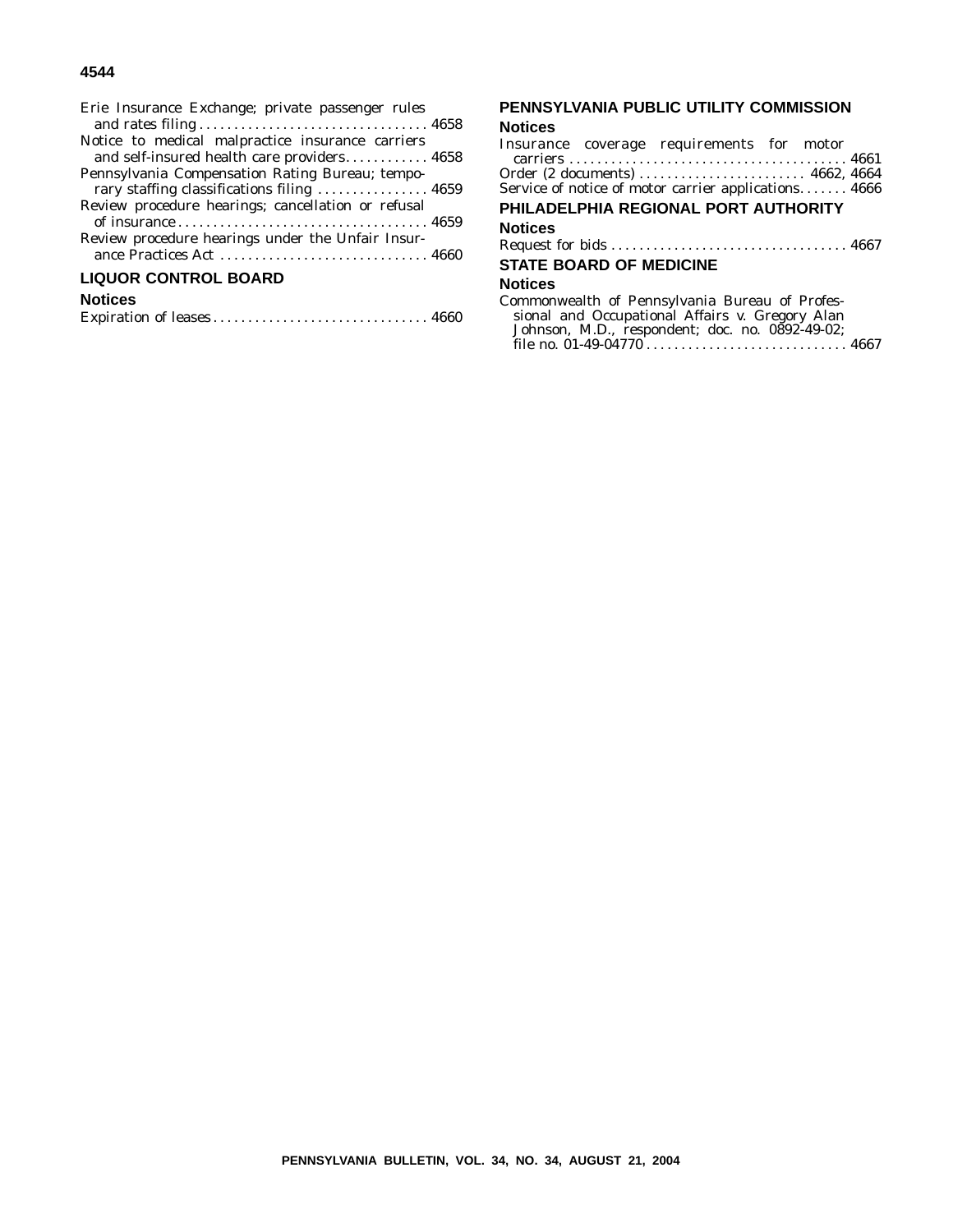Erie Insurance Exchange; private passenger rules and rates filing . . . . . . . . . . . . . . . . . . . . . . . . . . . . . . . . 4658

Notice to medical malpractice insurance carriers and self-insured health care providers. . . . . . . . . . . . 4658

Pennsylvania Compensation Rating Bureau; temporary staffing classifications filing . . . . . . . . . . . . . . . . 4659

Review procedure hearings; cancellation or refusal of insurance . . . . . . . . . . . . . . . . . . . . . . . . . . . . . . . . . . . 4659

Review procedure hearings under the Unfair Insurance Practices Act . . . . . . . . . . . . . . . . . . . . . . . . . . . . . 4660

## LIQUOR CONTROL BOARD

### Notices

Expiration of leases . . . . . . . . . . . . . . . . . . . . . . . . . . . . . . 4660

## PENNSYLVANIA PUBLIC UTILITY COMMISSION

### Notices

Insurance coverage requirements for motor carriers . . . . . . . . . . . . . . . . . . . . . . . . . . . . . . . . . . . . . . . 4661

Order (2 documents) . . . . . . . . . . . . . . . . . . . . . . . . 4662, 4664

Service of notice of motor carrier applications. . . . . . . 4666

## PHILADELPHIA REGIONAL PORT AUTHORITY

### Notices

Request for bids . . . . . . . . . . . . . . . . . . . . . . . . . . . . . . . . . 4667

## STATE BOARD OF MEDICINE

### Notices

Commonwealth of Pennsylvania Bureau of Professional and Occupational Affairs v. Gregory Alan Johnson, M.D., respondent; doc. no. 0892-49-02; file no. 01-49-04770 . . . . . . . . . . . . . . . . . . . . . . . . . . . . 4667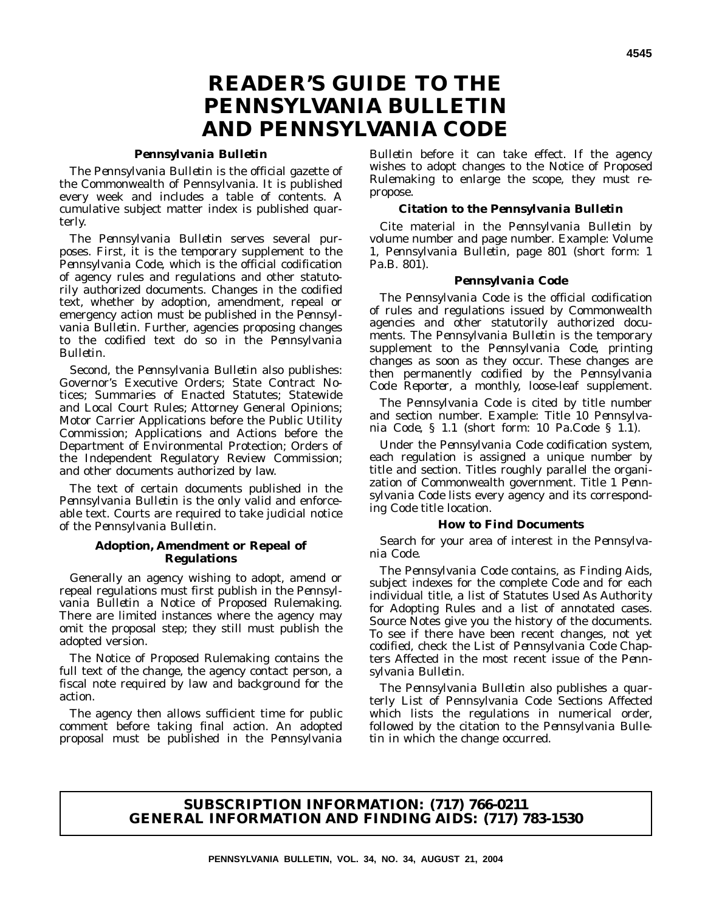# READER'S GUIDE TO THE PENNSYLVANIA BULLETIN AND PENNSYLVANIA CODE

### *Pennsylvania Bulletin*

The *Pennsylvania Bulletin* is the official gazette of the Commonwealth of Pennsylvania. It is published every week and includes a table of contents. A cumulative subject matter index is published quarterly.

The *Pennsylvania Bulletin* serves several purposes. First, it is the temporary supplement to the *Pennsylvania Code*, which is the official codification of agency rules and regulations and other statutorily authorized documents. Changes in the codified text, whether by adoption, amendment, repeal or emergency action must be published in the *Pennsylvania Bulletin*. Further, agencies proposing changes to the codified text do so in the *Pennsylvania Bulletin*.

Second, the *Pennsylvania Bulletin* also publishes: Governor's Executive Orders; State Contract Notices; Summaries of Enacted Statutes; Statewide and Local Court Rules; Attorney General Opinions; Motor Carrier Applications before the Public Utility Commission; Applications and Actions before the Department of Environmental Protection; Orders of the Independent Regulatory Review Commission; and other documents authorized by law.

The text of certain documents published in the *Pennsylvania Bulletin* is the only valid and enforceable text. Courts are required to take judicial notice of the *Pennsylvania Bulletin*.

### Adoption, Amendment or Repeal of Regulations

Generally an agency wishing to adopt, amend or repeal regulations must first publish in the *Pennsylvania Bulletin* a Notice of Proposed Rulemaking. There are limited instances where the agency may omit the proposal step; they still must publish the adopted version.

The Notice of Proposed Rulemaking contains the full text of the change, the agency contact person, a fiscal note required by law and background for the action.

The agency then allows sufficient time for public comment before taking final action. An adopted proposal must be published in the *Pennsylvania Bulletin* before it can take effect. If the agency wishes to adopt changes to the Notice of Proposed Rulemaking to enlarge the scope, they must repropose.

### Citation to the *Pennsylvania Bulletin*

Cite material in the *Pennsylvania Bulletin* by volume number and page number. Example: Volume 1, *Pennsylvania Bulletin*, page 801 (short form: 1 Pa.B. 801).

### *Pennsylvania Code*

The *Pennsylvania Code* is the official codification of rules and regulations issued by Commonwealth agencies and other statutorily authorized documents. The *Pennsylvania Bulletin* is the temporary supplement to the *Pennsylvania Code*, printing changes as soon as they occur. These changes are then permanently codified by the *Pennsylvania Code Reporter*, a monthly, loose-leaf supplement.

The *Pennsylvania Code* is cited by title number and section number. Example: Title 10 *Pennsylvania Code*, § 1.1 (short form: 10 Pa.Code § 1.1).

Under the *Pennsylvania Code* codification system, each regulation is assigned a unique number by title and section. Titles roughly parallel the organization of Commonwealth government. Title 1 *Pennsylvania Code* lists every agency and its corresponding Code title location.

### How to Find Documents

Search for your area of interest in the *Pennsylvania Code*.

The *Pennsylvania Code* contains, as Finding Aids, subject indexes for the complete Code and for each individual title, a list of Statutes Used As Authority for Adopting Rules and a list of annotated cases. Source Notes give you the history of the documents. To see if there have been recent changes, not yet codified, check the List of *Pennsylvania Code* Chapters Affected in the most recent issue of the *Pennsylvania Bulletin*.

The *Pennsylvania Bulletin* also publishes a quarterly List of Pennsylvania Code Sections Affected which lists the regulations in numerical order, followed by the citation to the *Pennsylvania Bulletin* in which the change occurred.

**SUBSCRIPTION INFORMATION: (717) 766-0211**
**GENERAL INFORMATION AND FINDING AIDS: (717) 783-1530**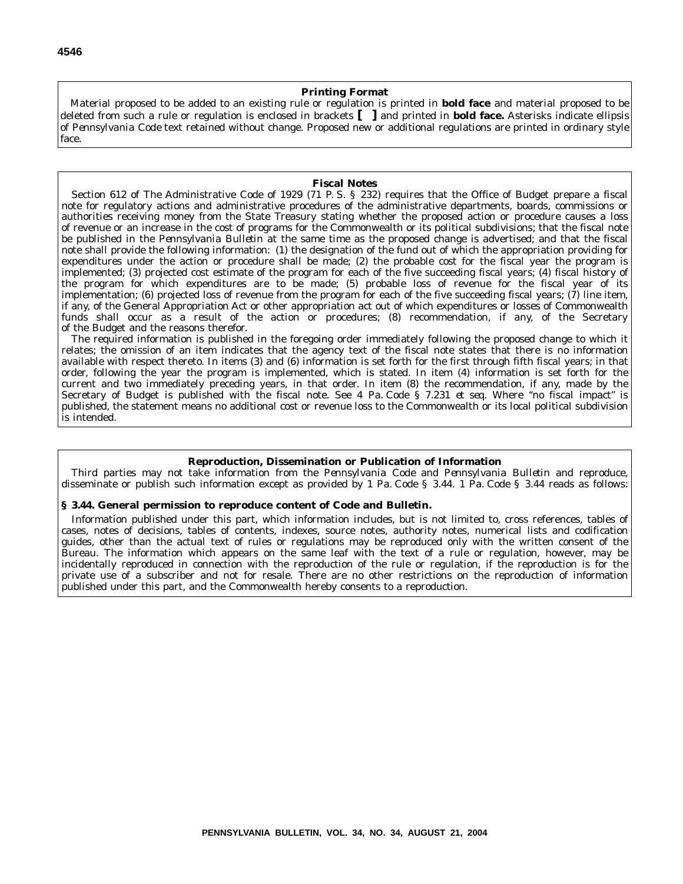### Printing Format

Material proposed to be added to an existing rule or regulation is printed in **bold face** and material proposed to be deleted from such a rule or regulation is enclosed in brackets **[ ]** and printed in **bold face.** Asterisks indicate ellipsis of *Pennsylvania Code* text retained without change. Proposed new or additional regulations are printed in ordinary style face.

### Fiscal Notes

Section 612 of The Administrative Code of 1929 (71 P. S. § 232) requires that the Office of Budget prepare a fiscal note for regulatory actions and administrative procedures of the administrative departments, boards, commissions or authorities receiving money from the State Treasury stating whether the proposed action or procedure causes a loss of revenue or an increase in the cost of programs for the Commonwealth or its political subdivisions; that the fiscal note be published in the *Pennsylvania Bulletin* at the same time as the proposed change is advertised; and that the fiscal note shall provide the following information: (1) the designation of the fund out of which the appropriation providing for expenditures under the action or procedure shall be made; (2) the probable cost for the fiscal year the program is implemented; (3) projected cost estimate of the program for each of the five succeeding fiscal years; (4) fiscal history of the program for which expenditures are to be made; (5) probable loss of revenue for the fiscal year of its implementation; (6) projected loss of revenue from the program for each of the five succeeding fiscal years; (7) line item, if any, of the General Appropriation Act or other appropriation act out of which expenditures or losses of Commonwealth funds shall occur as a result of the action or procedures; (8) recommendation, if any, of the Secretary of the Budget and the reasons therefor.

The required information is published in the foregoing order immediately following the proposed change to which it relates; the omission of an item indicates that the agency text of the fiscal note states that there is no information available with respect thereto. In items (3) and (6) information is set forth for the first through fifth fiscal years; in that order, following the year the program is implemented, which is stated. In item (4) information is set forth for the current and two immediately preceding years, in that order. In item (8) the recommendation, if any, made by the Secretary of Budget is published with the fiscal note. See 4 Pa. Code § 7.231 *et seq.* Where "no fiscal impact" is published, the statement means no additional cost or revenue loss to the Commonwealth or its local political subdivision is intended.

### Reproduction, Dissemination or Publication of Information

Third parties may not take information from the *Pennsylvania Code* and *Pennsylvania Bulletin* and reproduce, disseminate or publish such information except as provided by 1 Pa. Code § 3.44. 1 Pa. Code § 3.44 reads as follows:

**§ 3.44. General permission to reproduce content of Code and Bulletin.**

Information published under this part, which information includes, but is not limited to, cross references, tables of cases, notes of decisions, tables of contents, indexes, source notes, authority notes, numerical lists and codification guides, other than the actual text of rules or regulations may be reproduced only with the written consent of the Bureau. The information which appears on the same leaf with the text of a rule or regulation, however, may be incidentally reproduced in connection with the reproduction of the rule or regulation, if the reproduction is for the private use of a subscriber and not for resale. There are no other restrictions on the reproduction of information published under this part, and the Commonwealth hereby consents to a reproduction.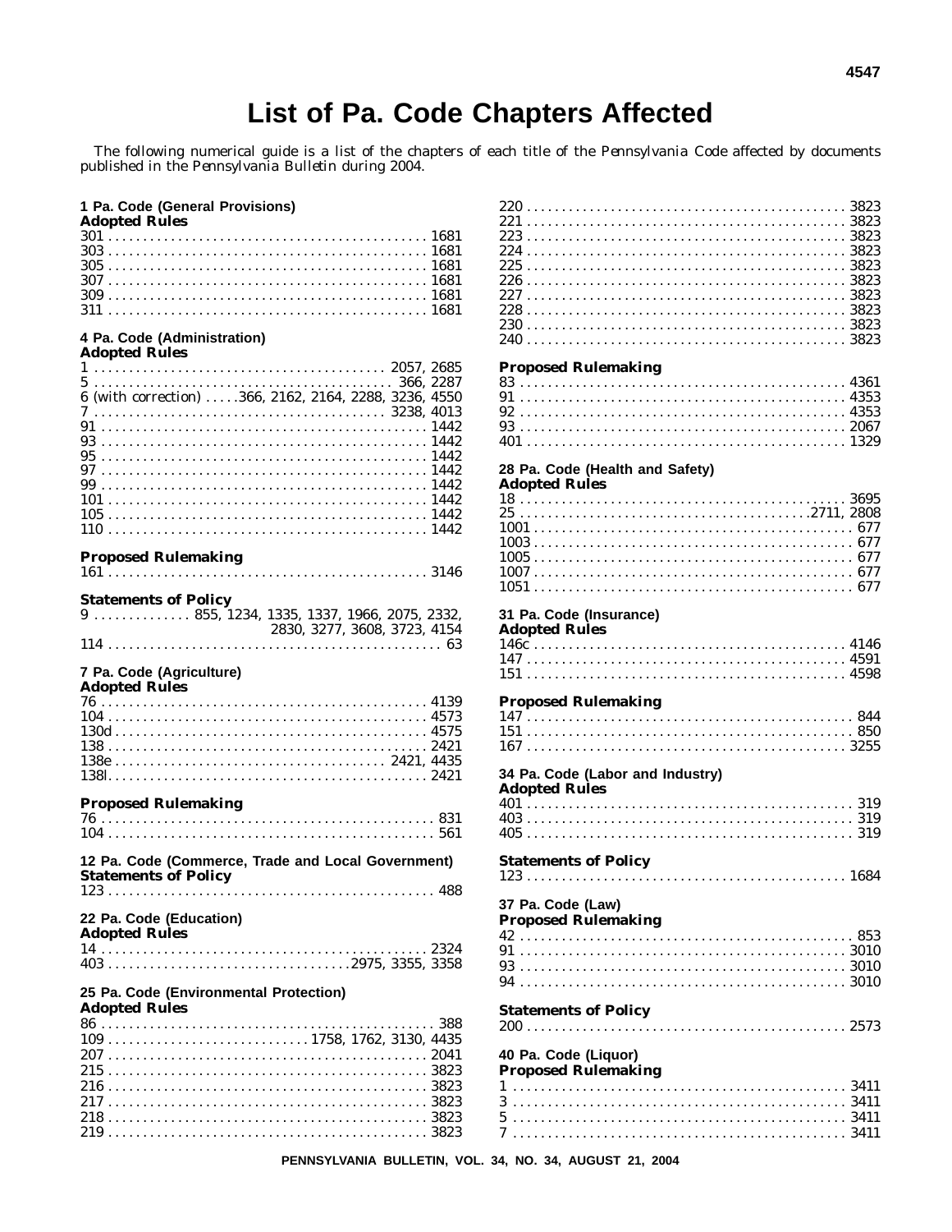# List of Pa. Code Chapters Affected

The following numerical guide is a list of the chapters of each title of the *Pennsylvania Code* affected by documents published in the *Pennsylvania Bulletin* during 2004.

### 1 Pa. Code (General Provisions)

**Adopted Rules**

301 . . . . . 1681
303 . . . . . 1681
305 . . . . . 1681
307 . . . . . 1681
309 . . . . . 1681
311 . . . . . 1681

### 4 Pa. Code (Administration)

**Adopted Rules**

1 . . . . . 2057, 2685
5 . . . . . 366, 2287
6 (with correction) . . . . . 366, 2162, 2164, 2288, 3236, 4550
7 . . . . . 3238, 4013
91 . . . . . 1442
93 . . . . . 1442
95 . . . . . 1442
97 . . . . . 1442
99 . . . . . 1442
101 . . . . . 1442
105 . . . . . 1442
110 . . . . . 1442

**Proposed Rulemaking**

161 . . . . . 3146

**Statements of Policy**

9 . . . . . 855, 1234, 1335, 1337, 1966, 2075, 2332, 2830, 3277, 3608, 3723, 4154
114 . . . . . 63

### 7 Pa. Code (Agriculture)

**Adopted Rules**

76 . . . . . 4139
104 . . . . . 4573
130d . . . . . 4575
138 . . . . . 2421
138e . . . . . 2421, 4435
138l . . . . . 2421

**Proposed Rulemaking**

76 . . . . . 831
104 . . . . . 561

### 12 Pa. Code (Commerce, Trade and Local Government)

**Statements of Policy**

123 . . . . . 488

### 22 Pa. Code (Education)

**Adopted Rules**

14 . . . . . 2324
403 . . . . . 2975, 3355, 3358

### 25 Pa. Code (Environmental Protection)

**Adopted Rules**

86 . . . . . 388
109 . . . . . 1758, 1762, 3130, 4435
207 . . . . . 2041
215 . . . . . 3823
216 . . . . . 3823
217 . . . . . 3823
218 . . . . . 3823
219 . . . . . 3823
220 . . . . . 3823
221 . . . . . 3823
223 . . . . . 3823
224 . . . . . 3823
225 . . . . . 3823
226 . . . . . 3823
227 . . . . . 3823
228 . . . . . 3823
230 . . . . . 3823
240 . . . . . 3823

**Proposed Rulemaking**

83 . . . . . 4361
91 . . . . . 4353
92 . . . . . 4353
93 . . . . . 2067
401 . . . . . 1329

### 28 Pa. Code (Health and Safety)

**Adopted Rules**

18 . . . . . 3695
25 . . . . . 2711, 2808
1001 . . . . . 677
1003 . . . . . 677
1005 . . . . . 677
1007 . . . . . 677
1051 . . . . . 677

### 31 Pa. Code (Insurance)

**Adopted Rules**

146c . . . . . 4146
147 . . . . . 4591
151 . . . . . 4598

**Proposed Rulemaking**

147 . . . . . 844
151 . . . . . 850
167 . . . . . 3255

### 34 Pa. Code (Labor and Industry)

**Adopted Rules**

401 . . . . . 319
403 . . . . . 319
405 . . . . . 319

**Statements of Policy**

123 . . . . . 1684

### 37 Pa. Code (Law)

**Proposed Rulemaking**

42 . . . . . 853
91 . . . . . 3010
93 . . . . . 3010
94 . . . . . 3010

**Statements of Policy**

200 . . . . . 2573

### 40 Pa. Code (Liquor)

**Proposed Rulemaking**

1 . . . . . 3411
3 . . . . . 3411
5 . . . . . 3411
7 . . . . . 3411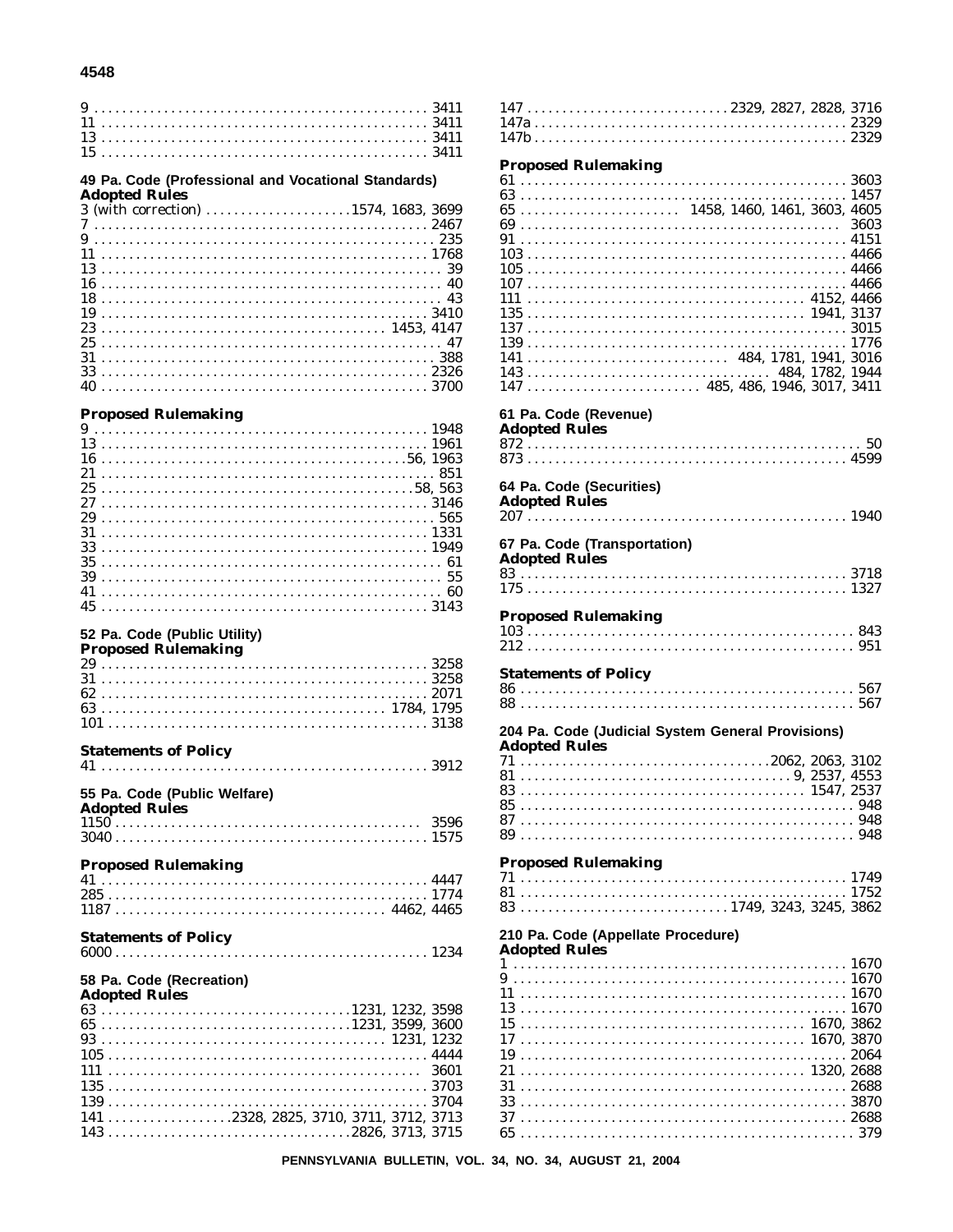9 . . . . . . . . . . . . . . . . . . . . . . . . . . . . . . . . . . . . . . . . . . . . . . . 3411
11 . . . . . . . . . . . . . . . . . . . . . . . . . . . . . . . . . . . . . . . . . . . . . . 3411
13 . . . . . . . . . . . . . . . . . . . . . . . . . . . . . . . . . . . . . . . . . . . . . . 3411
15 . . . . . . . . . . . . . . . . . . . . . . . . . . . . . . . . . . . . . . . . . . . . . . 3411

**49 Pa. Code (Professional and Vocational Standards)**
**Adopted Rules**

3 (with correction) . . . . . . . . . . . . . . . . . . . . 1574, 1683, 3699
7 . . . . . . . . . . . . . . . . . . . . . . . . . . . . . . . . . . . . . . . . . . . . . . . 2467
9 . . . . . . . . . . . . . . . . . . . . . . . . . . . . . . . . . . . . . . . . . . . . . . . 235
11 . . . . . . . . . . . . . . . . . . . . . . . . . . . . . . . . . . . . . . . . . . . . . . 1768
13 . . . . . . . . . . . . . . . . . . . . . . . . . . . . . . . . . . . . . . . . . . . . . . 39
16 . . . . . . . . . . . . . . . . . . . . . . . . . . . . . . . . . . . . . . . . . . . . . . 40
18 . . . . . . . . . . . . . . . . . . . . . . . . . . . . . . . . . . . . . . . . . . . . . . 43
19 . . . . . . . . . . . . . . . . . . . . . . . . . . . . . . . . . . . . . . . . . . . . . . 3410
23 . . . . . . . . . . . . . . . . . . . . . . . . . . . . . . . . . . . . . . . 1453, 4147
25 . . . . . . . . . . . . . . . . . . . . . . . . . . . . . . . . . . . . . . . . . . . . . . 47
31 . . . . . . . . . . . . . . . . . . . . . . . . . . . . . . . . . . . . . . . . . . . . . . 388
33 . . . . . . . . . . . . . . . . . . . . . . . . . . . . . . . . . . . . . . . . . . . . . . 2326
40 . . . . . . . . . . . . . . . . . . . . . . . . . . . . . . . . . . . . . . . . . . . . . . 3700

**Proposed Rulemaking**

9 . . . . . . . . . . . . . . . . . . . . . . . . . . . . . . . . . . . . . . . . . . . . . . . 1948
13 . . . . . . . . . . . . . . . . . . . . . . . . . . . . . . . . . . . . . . . . . . . . . . 1961
16 . . . . . . . . . . . . . . . . . . . . . . . . . . . . . . . . . . . . . . . . . . . 56, 1963
21 . . . . . . . . . . . . . . . . . . . . . . . . . . . . . . . . . . . . . . . . . . . . . . 851
25 . . . . . . . . . . . . . . . . . . . . . . . . . . . . . . . . . . . . . . . . . . . 58, 563
27 . . . . . . . . . . . . . . . . . . . . . . . . . . . . . . . . . . . . . . . . . . . . . . 3146
29 . . . . . . . . . . . . . . . . . . . . . . . . . . . . . . . . . . . . . . . . . . . . . . 565
31 . . . . . . . . . . . . . . . . . . . . . . . . . . . . . . . . . . . . . . . . . . . . . . 1331
33 . . . . . . . . . . . . . . . . . . . . . . . . . . . . . . . . . . . . . . . . . . . . . . 1949
35 . . . . . . . . . . . . . . . . . . . . . . . . . . . . . . . . . . . . . . . . . . . . . . 61
39 . . . . . . . . . . . . . . . . . . . . . . . . . . . . . . . . . . . . . . . . . . . . . . 55
41 . . . . . . . . . . . . . . . . . . . . . . . . . . . . . . . . . . . . . . . . . . . . . . 60
45 . . . . . . . . . . . . . . . . . . . . . . . . . . . . . . . . . . . . . . . . . . . . . . 3143

**52 Pa. Code (Public Utility)**
**Proposed Rulemaking**

29 . . . . . . . . . . . . . . . . . . . . . . . . . . . . . . . . . . . . . . . . . . . . . . 3258
31 . . . . . . . . . . . . . . . . . . . . . . . . . . . . . . . . . . . . . . . . . . . . . . 3258
62 . . . . . . . . . . . . . . . . . . . . . . . . . . . . . . . . . . . . . . . . . . . . . . 2071
63 . . . . . . . . . . . . . . . . . . . . . . . . . . . . . . . . . . . . . . . . 1784, 1795
101 . . . . . . . . . . . . . . . . . . . . . . . . . . . . . . . . . . . . . . . . . . . . . 3138

**Statements of Policy**

41 . . . . . . . . . . . . . . . . . . . . . . . . . . . . . . . . . . . . . . . . . . . . . . 3912

**55 Pa. Code (Public Welfare)**
**Adopted Rules**

1150 . . . . . . . . . . . . . . . . . . . . . . . . . . . . . . . . . . . . . . . . . . . . 3596
3040 . . . . . . . . . . . . . . . . . . . . . . . . . . . . . . . . . . . . . . . . . . . . 1575

**Proposed Rulemaking**

41 . . . . . . . . . . . . . . . . . . . . . . . . . . . . . . . . . . . . . . . . . . . . . . 4447
285 . . . . . . . . . . . . . . . . . . . . . . . . . . . . . . . . . . . . . . . . . . . . . 1774
1187 . . . . . . . . . . . . . . . . . . . . . . . . . . . . . . . . . . . . . . 4462, 4465

**Statements of Policy**

6000 . . . . . . . . . . . . . . . . . . . . . . . . . . . . . . . . . . . . . . . . . . . . 1234

**58 Pa. Code (Recreation)**
**Adopted Rules**

63 . . . . . . . . . . . . . . . . . . . . . . . . . . . . . . . . . . 1231, 1232, 3598
65 . . . . . . . . . . . . . . . . . . . . . . . . . . . . . . . . . . 1231, 3599, 3600
93 . . . . . . . . . . . . . . . . . . . . . . . . . . . . . . . . . . . . . . . . 1231, 1232
105 . . . . . . . . . . . . . . . . . . . . . . . . . . . . . . . . . . . . . . . . . . . . . 4444
111 . . . . . . . . . . . . . . . . . . . . . . . . . . . . . . . . . . . . . . . . . . . . . 3601
135 . . . . . . . . . . . . . . . . . . . . . . . . . . . . . . . . . . . . . . . . . . . . . 3703
139 . . . . . . . . . . . . . . . . . . . . . . . . . . . . . . . . . . . . . . . . . . . . . 3704
141 . . . . . . . . . . . . . . . . . 2328, 2825, 3710, 3711, 3712, 3713
143 . . . . . . . . . . . . . . . . . . . . . . . . . . . . . . . . . 2826, 3713, 3715
147 . . . . . . . . . . . . . . . . . . . . . . . . . . . . 2329, 2827, 2828, 3716
147a . . . . . . . . . . . . . . . . . . . . . . . . . . . . . . . . . . . . . . . . . . . . 2329
147b . . . . . . . . . . . . . . . . . . . . . . . . . . . . . . . . . . . . . . . . . . . . 2329

**Proposed Rulemaking**

61 . . . . . . . . . . . . . . . . . . . . . . . . . . . . . . . . . . . . . . . . . . . . . . 3603
63 . . . . . . . . . . . . . . . . . . . . . . . . . . . . . . . . . . . . . . . . . . . . . . 1457
65 . . . . . . . . . . . . . . . . . . . . . . 1458, 1460, 1461, 3603, 4605
69 . . . . . . . . . . . . . . . . . . . . . . . . . . . . . . . . . . . . . . . . . . . . . . 3603
91 . . . . . . . . . . . . . . . . . . . . . . . . . . . . . . . . . . . . . . . . . . . . . . 4151
103 . . . . . . . . . . . . . . . . . . . . . . . . . . . . . . . . . . . . . . . . . . . . . 4466
105 . . . . . . . . . . . . . . . . . . . . . . . . . . . . . . . . . . . . . . . . . . . . . 4466
107 . . . . . . . . . . . . . . . . . . . . . . . . . . . . . . . . . . . . . . . . . . . . . 4466
111 . . . . . . . . . . . . . . . . . . . . . . . . . . . . . . . . . . . . . . . 4152, 4466
135 . . . . . . . . . . . . . . . . . . . . . . . . . . . . . . . . . . . . . . . 1941, 3137
137 . . . . . . . . . . . . . . . . . . . . . . . . . . . . . . . . . . . . . . . . . . . . . 3015
139 . . . . . . . . . . . . . . . . . . . . . . . . . . . . . . . . . . . . . . . . . . . . . 1776
141 . . . . . . . . . . . . . . . . . . . . . . . . . . . . 484, 1781, 1941, 3016
143 . . . . . . . . . . . . . . . . . . . . . . . . . . . . . . . . . . 484, 1782, 1944
147 . . . . . . . . . . . . . . . . . . . . . . . . 485, 486, 1946, 3017, 3411

**61 Pa. Code (Revenue)**
**Adopted Rules**

872 . . . . . . . . . . . . . . . . . . . . . . . . . . . . . . . . . . . . . . . . . . . . . 50
873 . . . . . . . . . . . . . . . . . . . . . . . . . . . . . . . . . . . . . . . . . . . . . 4599

**64 Pa. Code (Securities)**
**Adopted Rules**

207 . . . . . . . . . . . . . . . . . . . . . . . . . . . . . . . . . . . . . . . . . . . . . 1940

**67 Pa. Code (Transportation)**
**Adopted Rules**

83 . . . . . . . . . . . . . . . . . . . . . . . . . . . . . . . . . . . . . . . . . . . . . . 3718
175 . . . . . . . . . . . . . . . . . . . . . . . . . . . . . . . . . . . . . . . . . . . . . 1327

**Proposed Rulemaking**

103 . . . . . . . . . . . . . . . . . . . . . . . . . . . . . . . . . . . . . . . . . . . . . 843
212 . . . . . . . . . . . . . . . . . . . . . . . . . . . . . . . . . . . . . . . . . . . . . 951

**Statements of Policy**

86 . . . . . . . . . . . . . . . . . . . . . . . . . . . . . . . . . . . . . . . . . . . . . . 567
88 . . . . . . . . . . . . . . . . . . . . . . . . . . . . . . . . . . . . . . . . . . . . . . 567

**204 Pa. Code (Judicial System General Provisions)**
**Adopted Rules**

71 . . . . . . . . . . . . . . . . . . . . . . . . . . . . . . . . . . 2062, 2063, 3102
81 . . . . . . . . . . . . . . . . . . . . . . . . . . . . . . . . . . . . . 9, 2537, 4553
83 . . . . . . . . . . . . . . . . . . . . . . . . . . . . . . . . . . . . . . . 1547, 2537
85 . . . . . . . . . . . . . . . . . . . . . . . . . . . . . . . . . . . . . . . . . . . . . . 948
87 . . . . . . . . . . . . . . . . . . . . . . . . . . . . . . . . . . . . . . . . . . . . . . 948
89 . . . . . . . . . . . . . . . . . . . . . . . . . . . . . . . . . . . . . . . . . . . . . . 948

**Proposed Rulemaking**

71 . . . . . . . . . . . . . . . . . . . . . . . . . . . . . . . . . . . . . . . . . . . . . . 1749
81 . . . . . . . . . . . . . . . . . . . . . . . . . . . . . . . . . . . . . . . . . . . . . . 1752
83 . . . . . . . . . . . . . . . . . . . . . . . . . . . . 1749, 3243, 3245, 3862

**210 Pa. Code (Appellate Procedure)**
**Adopted Rules**

1 . . . . . . . . . . . . . . . . . . . . . . . . . . . . . . . . . . . . . . . . . . . . . . . 1670
9 . . . . . . . . . . . . . . . . . . . . . . . . . . . . . . . . . . . . . . . . . . . . . . . 1670
11 . . . . . . . . . . . . . . . . . . . . . . . . . . . . . . . . . . . . . . . . . . . . . . 1670
13 . . . . . . . . . . . . . . . . . . . . . . . . . . . . . . . . . . . . . . . . . . . . . . 1670
15 . . . . . . . . . . . . . . . . . . . . . . . . . . . . . . . . . . . . . . . 1670, 3862
17 . . . . . . . . . . . . . . . . . . . . . . . . . . . . . . . . . . . . . . . 1670, 3870
19 . . . . . . . . . . . . . . . . . . . . . . . . . . . . . . . . . . . . . . . . . . . . . . 2064
21 . . . . . . . . . . . . . . . . . . . . . . . . . . . . . . . . . . . . . . . 1320, 2688
31 . . . . . . . . . . . . . . . . . . . . . . . . . . . . . . . . . . . . . . . . . . . . . . 2688
33 . . . . . . . . . . . . . . . . . . . . . . . . . . . . . . . . . . . . . . . . . . . . . . 3870
37 . . . . . . . . . . . . . . . . . . . . . . . . . . . . . . . . . . . . . . . . . . . . . . 2688
65 . . . . . . . . . . . . . . . . . . . . . . . . . . . . . . . . . . . . . . . . . . . . . . 379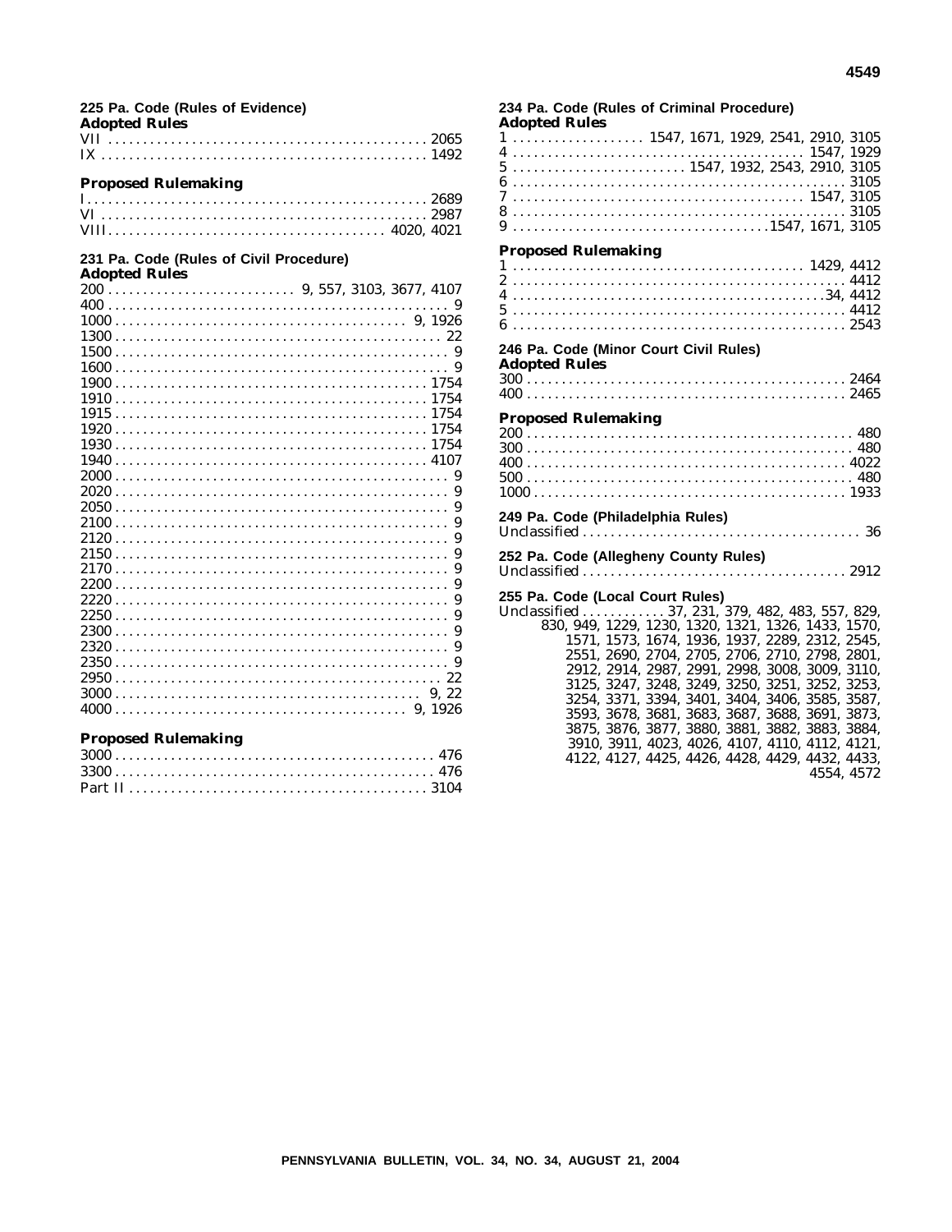### 225 Pa. Code (Rules of Evidence)

**Adopted Rules**

VII . . . . . . . . . . . . . . . . . . . . . . . . . . . . . . . . . . . . . . . . . . . . . . 2065
IX . . . . . . . . . . . . . . . . . . . . . . . . . . . . . . . . . . . . . . . . . . . . . . 1492

**Proposed Rulemaking**

I . . . . . . . . . . . . . . . . . . . . . . . . . . . . . . . . . . . . . . . . . . . . . . . . 2689
VI . . . . . . . . . . . . . . . . . . . . . . . . . . . . . . . . . . . . . . . . . . . . . . 2987
VIII . . . . . . . . . . . . . . . . . . . . . . . . . . . . . . . . . . . . . . . 4020, 4021

### 231 Pa. Code (Rules of Civil Procedure)

**Adopted Rules**

200 . . . . . . . . . . . . . . . . . . . . . . . . . . 9, 557, 3103, 3677, 4107
400 . . . . . . . . . . . . . . . . . . . . . . . . . . . . . . . . . . . . . . . . . . . . . . . 9
1000 . . . . . . . . . . . . . . . . . . . . . . . . . . . . . . . . . . . . . . . . . 9, 1926
1300 . . . . . . . . . . . . . . . . . . . . . . . . . . . . . . . . . . . . . . . . . . . . . . 22
1500 . . . . . . . . . . . . . . . . . . . . . . . . . . . . . . . . . . . . . . . . . . . . . . . 9
1600 . . . . . . . . . . . . . . . . . . . . . . . . . . . . . . . . . . . . . . . . . . . . . . . 9
1900 . . . . . . . . . . . . . . . . . . . . . . . . . . . . . . . . . . . . . . . . . . . . 1754
1910 . . . . . . . . . . . . . . . . . . . . . . . . . . . . . . . . . . . . . . . . . . . . 1754
1915 . . . . . . . . . . . . . . . . . . . . . . . . . . . . . . . . . . . . . . . . . . . . 1754
1920 . . . . . . . . . . . . . . . . . . . . . . . . . . . . . . . . . . . . . . . . . . . . 1754
1930 . . . . . . . . . . . . . . . . . . . . . . . . . . . . . . . . . . . . . . . . . . . . 1754
1940 . . . . . . . . . . . . . . . . . . . . . . . . . . . . . . . . . . . . . . . . . . . . 4107
2000 . . . . . . . . . . . . . . . . . . . . . . . . . . . . . . . . . . . . . . . . . . . . . . . 9
2020 . . . . . . . . . . . . . . . . . . . . . . . . . . . . . . . . . . . . . . . . . . . . . . . 9
2050 . . . . . . . . . . . . . . . . . . . . . . . . . . . . . . . . . . . . . . . . . . . . . . . 9
2100 . . . . . . . . . . . . . . . . . . . . . . . . . . . . . . . . . . . . . . . . . . . . . . . 9
2120 . . . . . . . . . . . . . . . . . . . . . . . . . . . . . . . . . . . . . . . . . . . . . . . 9
2150 . . . . . . . . . . . . . . . . . . . . . . . . . . . . . . . . . . . . . . . . . . . . . . . 9
2170 . . . . . . . . . . . . . . . . . . . . . . . . . . . . . . . . . . . . . . . . . . . . . . . 9
2200 . . . . . . . . . . . . . . . . . . . . . . . . . . . . . . . . . . . . . . . . . . . . . . . 9
2220 . . . . . . . . . . . . . . . . . . . . . . . . . . . . . . . . . . . . . . . . . . . . . . . 9
2250 . . . . . . . . . . . . . . . . . . . . . . . . . . . . . . . . . . . . . . . . . . . . . . . 9
2300 . . . . . . . . . . . . . . . . . . . . . . . . . . . . . . . . . . . . . . . . . . . . . . . 9
2320 . . . . . . . . . . . . . . . . . . . . . . . . . . . . . . . . . . . . . . . . . . . . . . . 9
2350 . . . . . . . . . . . . . . . . . . . . . . . . . . . . . . . . . . . . . . . . . . . . . . . 9
2950 . . . . . . . . . . . . . . . . . . . . . . . . . . . . . . . . . . . . . . . . . . . . . . 22
3000 . . . . . . . . . . . . . . . . . . . . . . . . . . . . . . . . . . . . . . . . . . . . 9, 22
4000 . . . . . . . . . . . . . . . . . . . . . . . . . . . . . . . . . . . . . . . . . 9, 1926

**Proposed Rulemaking**

3000 . . . . . . . . . . . . . . . . . . . . . . . . . . . . . . . . . . . . . . . . . . . . . 476
3300 . . . . . . . . . . . . . . . . . . . . . . . . . . . . . . . . . . . . . . . . . . . . . 476
Part II . . . . . . . . . . . . . . . . . . . . . . . . . . . . . . . . . . . . . . . . . . . 3104

### 234 Pa. Code (Rules of Criminal Procedure)

**Adopted Rules**

1 . . . . . . . . . . . . . . . . . . . 1547, 1671, 1929, 2541, 2910, 3105
4 . . . . . . . . . . . . . . . . . . . . . . . . . . . . . . . . . . . . . . . . . . 1547, 1929
5 . . . . . . . . . . . . . . . . . . . . . . . . . 1547, 1932, 2543, 2910, 3105
6 . . . . . . . . . . . . . . . . . . . . . . . . . . . . . . . . . . . . . . . . . . . . . . . 3105
7 . . . . . . . . . . . . . . . . . . . . . . . . . . . . . . . . . . . . . . . . . . 1547, 3105
8 . . . . . . . . . . . . . . . . . . . . . . . . . . . . . . . . . . . . . . . . . . . . . . . 3105
9 . . . . . . . . . . . . . . . . . . . . . . . . . . . . . . . . . . . . 1547, 1671, 3105

**Proposed Rulemaking**

1 . . . . . . . . . . . . . . . . . . . . . . . . . . . . . . . . . . . . . . . . . . 1429, 4412
2 . . . . . . . . . . . . . . . . . . . . . . . . . . . . . . . . . . . . . . . . . . . . . . . 4412
4 . . . . . . . . . . . . . . . . . . . . . . . . . . . . . . . . . . . . . . . . . . . . 34, 4412
5 . . . . . . . . . . . . . . . . . . . . . . . . . . . . . . . . . . . . . . . . . . . . . . . 4412
6 . . . . . . . . . . . . . . . . . . . . . . . . . . . . . . . . . . . . . . . . . . . . . . . 2543

### 246 Pa. Code (Minor Court Civil Rules)

**Adopted Rules**

300 . . . . . . . . . . . . . . . . . . . . . . . . . . . . . . . . . . . . . . . . . . . . . 2464
400 . . . . . . . . . . . . . . . . . . . . . . . . . . . . . . . . . . . . . . . . . . . . . 2465

**Proposed Rulemaking**

200 . . . . . . . . . . . . . . . . . . . . . . . . . . . . . . . . . . . . . . . . . . . . . . 480
300 . . . . . . . . . . . . . . . . . . . . . . . . . . . . . . . . . . . . . . . . . . . . . . 480
400 . . . . . . . . . . . . . . . . . . . . . . . . . . . . . . . . . . . . . . . . . . . . . 4022
500 . . . . . . . . . . . . . . . . . . . . . . . . . . . . . . . . . . . . . . . . . . . . . . 480
1000 . . . . . . . . . . . . . . . . . . . . . . . . . . . . . . . . . . . . . . . . . . . . 1933

### 249 Pa. Code (Philadelphia Rules)

Unclassified . . . . . . . . . . . . . . . . . . . . . . . . . . . . . . . . . . . . . . . . 36

### 252 Pa. Code (Allegheny County Rules)

Unclassified . . . . . . . . . . . . . . . . . . . . . . . . . . . . . . . . . . . . . 2912

### 255 Pa. Code (Local Court Rules)

Unclassified . . . . . . . . . . . . 37, 231, 379, 482, 483, 557, 829, 830, 949, 1229, 1230, 1320, 1321, 1326, 1433, 1570, 1571, 1573, 1674, 1936, 1937, 2289, 2312, 2545, 2551, 2690, 2704, 2705, 2706, 2710, 2798, 2801, 2912, 2914, 2987, 2991, 2998, 3008, 3009, 3110, 3125, 3247, 3248, 3249, 3250, 3251, 3252, 3253, 3254, 3371, 3394, 3401, 3404, 3406, 3585, 3587, 3593, 3678, 3681, 3683, 3687, 3688, 3691, 3873, 3875, 3876, 3877, 3880, 3881, 3882, 3883, 3884, 3910, 3911, 4023, 4026, 4107, 4110, 4112, 4121, 4122, 4127, 4425, 4426, 4428, 4429, 4432, 4433, 4554, 4572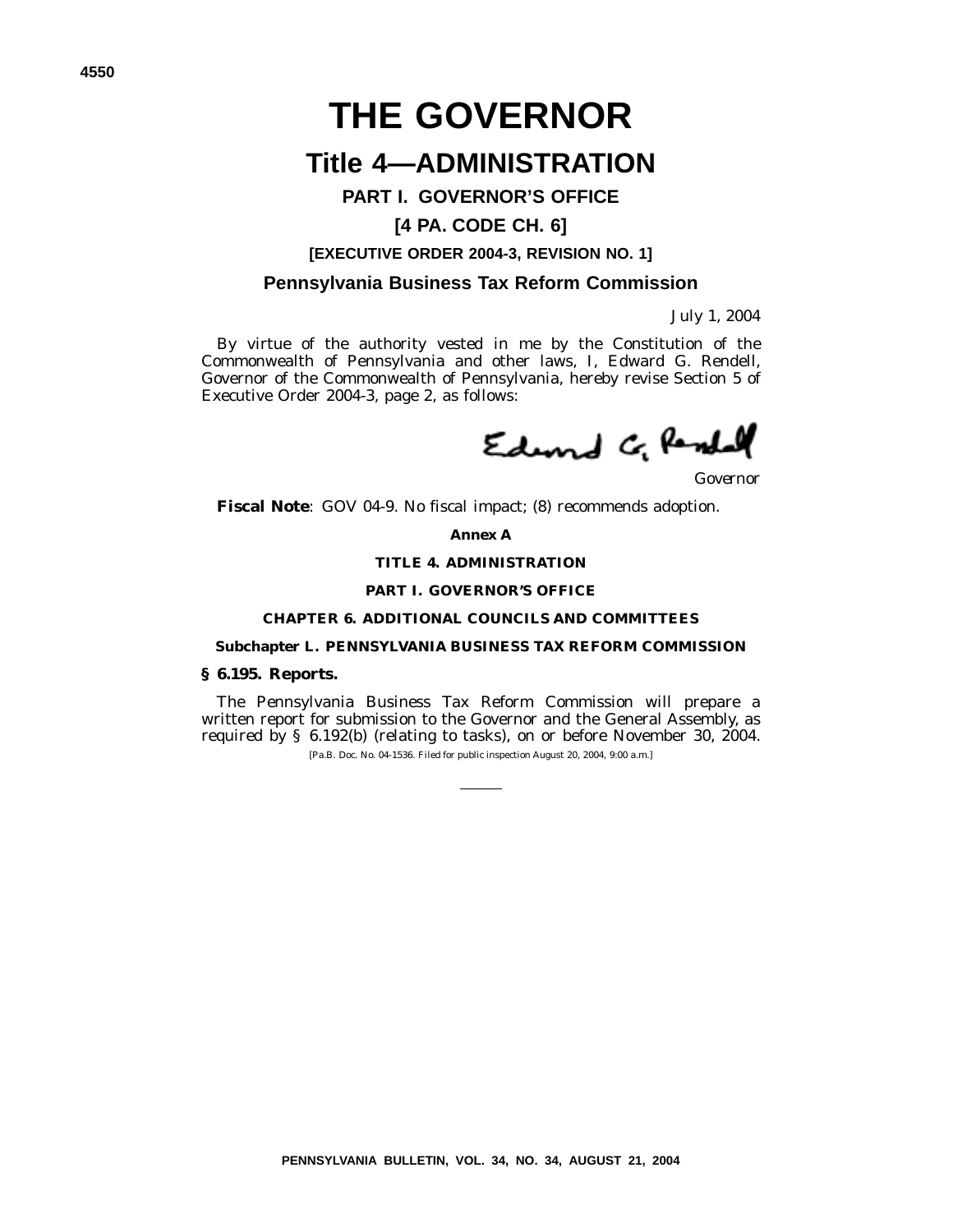# THE GOVERNOR

## Title 4—ADMINISTRATION

### PART I. GOVERNOR'S OFFICE

### [4 PA. CODE CH. 6]

#### [EXECUTIVE ORDER 2004-3, REVISION NO. 1]

### Pennsylvania Business Tax Reform Commission

*July 1, 2004*

By virtue of the authority vested in me by the Constitution of the Commonwealth of Pennsylvania and other laws, I, Edward G. Rendell, Governor of the Commonwealth of Pennsylvania, hereby revise Section 5 of Executive Order 2004-3, page 2, as follows:

Edward G. Rendell

*Governor*

**Fiscal Note**: GOV 04-9. No fiscal impact; (8) recommends adoption.

**Annex A**

**TITLE 4. ADMINISTRATION**

**PART I. GOVERNOR'S OFFICE**

**CHAPTER 6. ADDITIONAL COUNCILS AND COMMITTEES**

**Subchapter L. PENNSYLVANIA BUSINESS TAX REFORM COMMISSION**

**§ 6.195. Reports.**

The Pennsylvania Business Tax Reform Commission will prepare a written report for submission to the Governor and the General Assembly, as required by § 6.192(b) (relating to tasks), on or before November 30, 2004.

[Pa.B. Doc. No. 04-1536. Filed for public inspection August 20, 2004, 9:00 a.m.]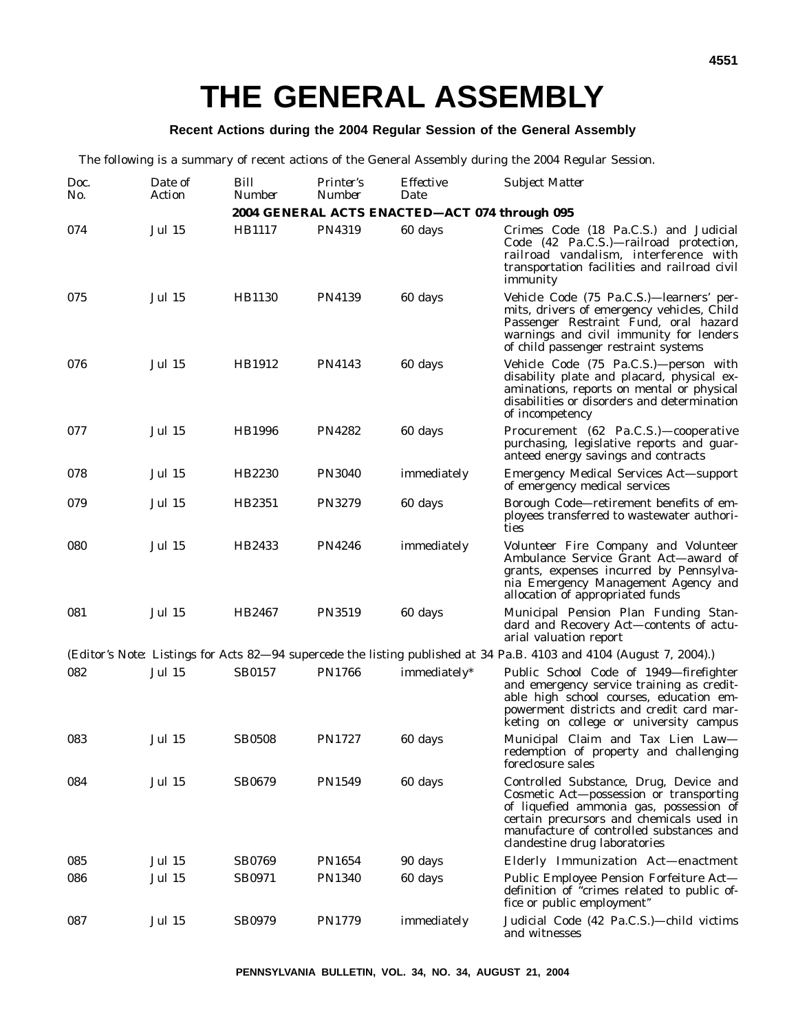# THE GENERAL ASSEMBLY

## Recent Actions during the 2004 Regular Session of the General Assembly

The following is a summary of recent actions of the General Assembly during the 2004 Regular Session.

| Doc. No. | Date of Action | Bill Number | Printer's Number | Effective Date | Subject Matter |
|---|---|---|---|---|---|
| **2004 GENERAL ACTS ENACTED—ACT 074 through 095** | | | | | |
| 074 | Jul 15 | HB1117 | PN4319 | 60 days | Crimes Code (18 Pa.C.S.) and Judicial Code (42 Pa.C.S.)—railroad protection, railroad vandalism, interference with transportation facilities and railroad civil immunity |
| 075 | Jul 15 | HB1130 | PN4139 | 60 days | Vehicle Code (75 Pa.C.S.)—learners' permits, drivers of emergency vehicles, Child Passenger Restraint Fund, oral hazard warnings and civil immunity for lenders of child passenger restraint systems |
| 076 | Jul 15 | HB1912 | PN4143 | 60 days | Vehicle Code (75 Pa.C.S.)—person with disability plate and placard, physical examinations, reports on mental or physical disabilities or disorders and determination of incompetency |
| 077 | Jul 15 | HB1996 | PN4282 | 60 days | Procurement (62 Pa.C.S.)—cooperative purchasing, legislative reports and guaranteed energy savings and contracts |
| 078 | Jul 15 | HB2230 | PN3040 | immediately | Emergency Medical Services Act—support of emergency medical services |
| 079 | Jul 15 | HB2351 | PN3279 | 60 days | Borough Code—retirement benefits of employees transferred to wastewater authorities |
| 080 | Jul 15 | HB2433 | PN4246 | immediately | Volunteer Fire Company and Volunteer Ambulance Service Grant Act—award of grants, expenses incurred by Pennsylvania Emergency Management Agency and allocation of appropriated funds |
| 081 | Jul 15 | HB2467 | PN3519 | 60 days | Municipal Pension Plan Funding Standard and Recovery Act—contents of actuarial valuation report |
| *(Editor's Note: Listings for Acts 82—94 supercede the listing published at 34 Pa.B. 4103 and 4104 (August 7, 2004).)* | | | | | |
| 082 | Jul 15 | SB0157 | PN1766 | immediately* | Public School Code of 1949—firefighter and emergency service training as creditable high school courses, education empowerment districts and credit card marketing on college or university campus |
| 083 | Jul 15 | SB0508 | PN1727 | 60 days | Municipal Claim and Tax Lien Law—redemption of property and challenging foreclosure sales |
| 084 | Jul 15 | SB0679 | PN1549 | 60 days | Controlled Substance, Drug, Device and Cosmetic Act—possession or transporting of liquefied ammonia gas, possession of certain precursors and chemicals used in manufacture of controlled substances and clandestine drug laboratories |
| 085 | Jul 15 | SB0769 | PN1654 | 90 days | Elderly Immunization Act—enactment |
| 086 | Jul 15 | SB0971 | PN1340 | 60 days | Public Employee Pension Forfeiture Act—definition of "crimes related to public office or public employment" |
| 087 | Jul 15 | SB0979 | PN1779 | immediately | Judicial Code (42 Pa.C.S.)—child victims and witnesses |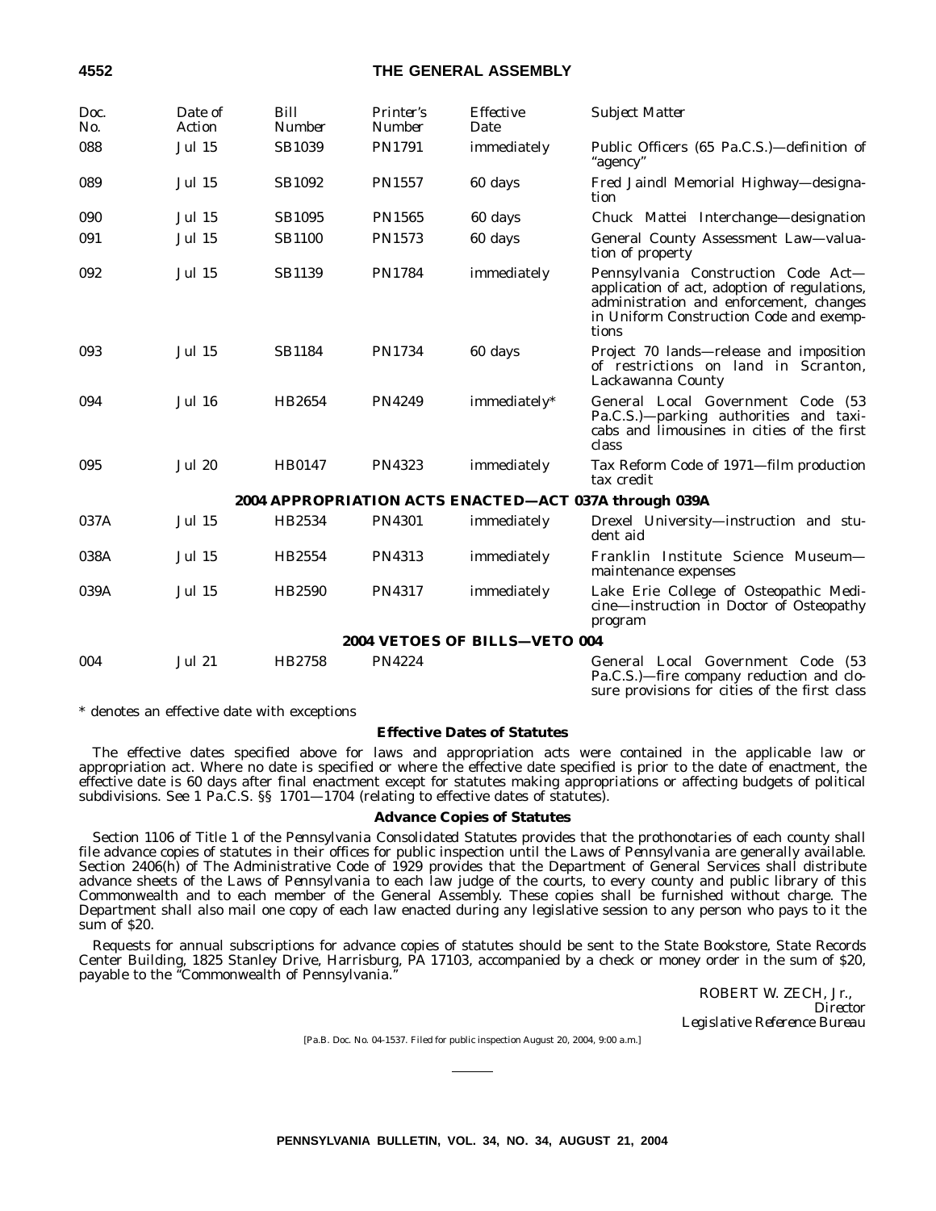| Doc. No. | Date of Action | Bill Number | Printer's Number | Effective Date | Subject Matter |
|---|---|---|---|---|---|
| 088 | Jul 15 | SB1039 | PN1791 | immediately | Public Officers (65 Pa.C.S.)—definition of "agency" |
| 089 | Jul 15 | SB1092 | PN1557 | 60 days | Fred Jaindl Memorial Highway—designation |
| 090 | Jul 15 | SB1095 | PN1565 | 60 days | Chuck Mattei Interchange—designation |
| 091 | Jul 15 | SB1100 | PN1573 | 60 days | General County Assessment Law—valuation of property |
| 092 | Jul 15 | SB1139 | PN1784 | immediately | Pennsylvania Construction Code Act—application of act, adoption of regulations, administration and enforcement, changes in Uniform Construction Code and exemptions |
| 093 | Jul 15 | SB1184 | PN1734 | 60 days | Project 70 lands—release and imposition of restrictions on land in Scranton, Lackawanna County |
| 094 | Jul 16 | HB2654 | PN4249 | immediately* | General Local Government Code (53 Pa.C.S.)—parking authorities and taxicabs and limousines in cities of the first class |
| 095 | Jul 20 | HB0147 | PN4323 | immediately | Tax Reform Code of 1971—film production tax credit |
| | | | **2004 APPROPRIATION ACTS ENACTED—ACT 037A through 039A** | | |
| 037A | Jul 15 | HB2534 | PN4301 | immediately | Drexel University—instruction and student aid |
| 038A | Jul 15 | HB2554 | PN4313 | immediately | Franklin Institute Science Museum—maintenance expenses |
| 039A | Jul 15 | HB2590 | PN4317 | immediately | Lake Erie College of Osteopathic Medicine—instruction in Doctor of Osteopathy program |
| | | | **2004 VETOES OF BILLS—VETO 004** | | |
| 004 | Jul 21 | HB2758 | PN4224 | | General Local Government Code (53 Pa.C.S.)—fire company reduction and closure provisions for cities of the first class |

* denotes an effective date with exceptions

**Effective Dates of Statutes**

The effective dates specified above for laws and appropriation acts were contained in the applicable law or appropriation act. Where no date is specified or where the effective date specified is prior to the date of enactment, the effective date is 60 days after final enactment except for statutes making appropriations or affecting budgets of political subdivisions. See 1 Pa.C.S. §§ 1701—1704 (relating to effective dates of statutes).

**Advance Copies of Statutes**

Section 1106 of Title 1 of the *Pennsylvania Consolidated Statutes* provides that the prothonotaries of each county shall file advance copies of statutes in their offices for public inspection until the *Laws of Pennsylvania* are generally available. Section 2406(h) of The Administrative Code of 1929 provides that the Department of General Services shall distribute advance sheets of the *Laws of Pennsylvania* to each law judge of the courts, to every county and public library of this Commonwealth and to each member of the General Assembly. These copies shall be furnished without charge. The Department shall also mail one copy of each law enacted during any legislative session to any person who pays to it the sum of $20.

Requests for annual subscriptions for advance copies of statutes should be sent to the State Bookstore, State Records Center Building, 1825 Stanley Drive, Harrisburg, PA 17103, accompanied by a check or money order in the sum of $20, payable to the "Commonwealth of Pennsylvania."

ROBERT W. ZECH, Jr.,
*Director*
*Legislative Reference Bureau*

[Pa.B. Doc. No. 04-1537. Filed for public inspection August 20, 2004, 9:00 a.m.]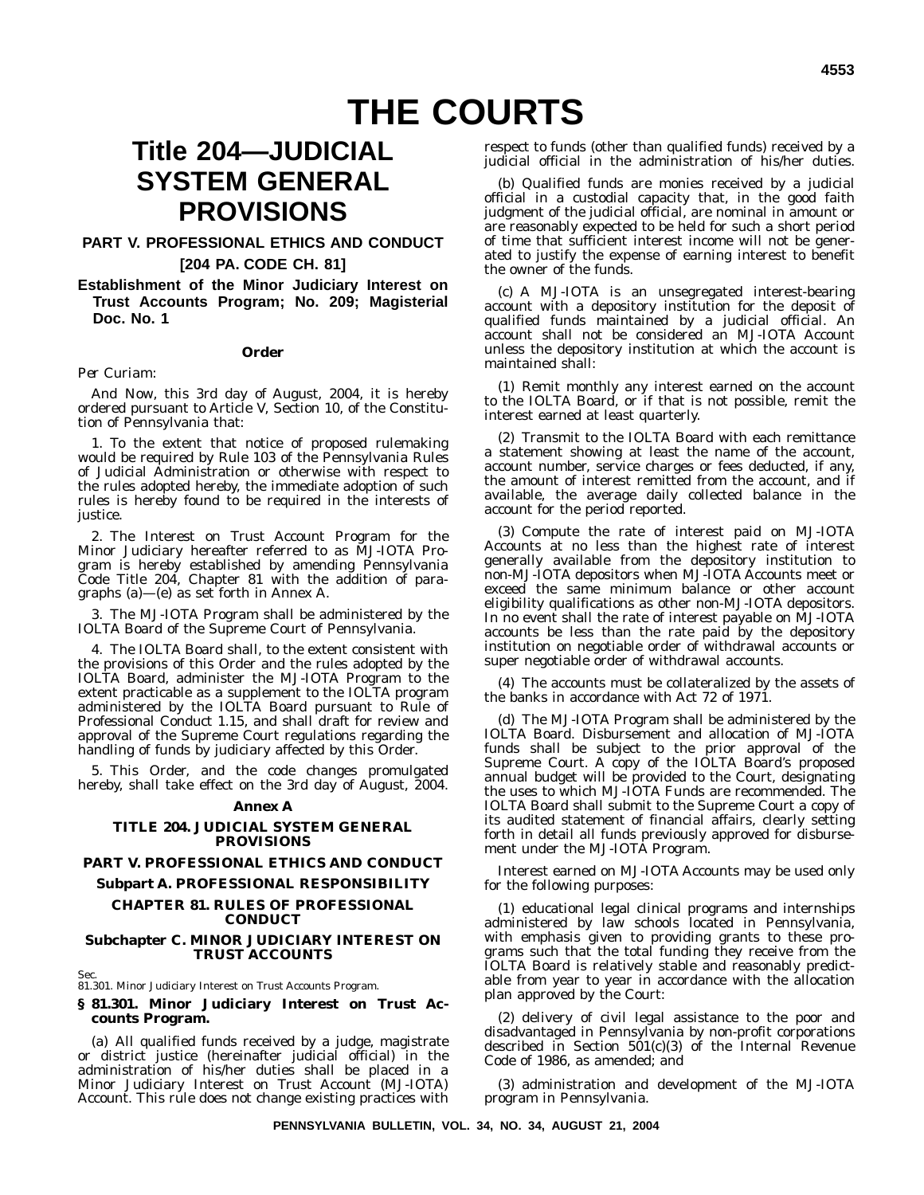# THE COURTS

## Title 204—JUDICIAL SYSTEM GENERAL PROVISIONS

### PART V. PROFESSIONAL ETHICS AND CONDUCT

### [204 PA. CODE CH. 81]

### Establishment of the Minor Judiciary Interest on Trust Accounts Program; No. 209; Magisterial Doc. No. 1

**Order**

*Per Curiam:*

And Now, this 3rd day of August, 2004, it is hereby ordered pursuant to Article V, Section 10, of the Constitution of Pennsylvania that:

1. To the extent that notice of proposed rulemaking would be required by Rule 103 of the Pennsylvania Rules of Judicial Administration or otherwise with respect to the rules adopted hereby, the immediate adoption of such rules is hereby found to be required in the interests of justice.

2. The Interest on Trust Account Program for the Minor Judiciary hereafter referred to as MJ-IOTA Program is hereby established by amending Pennsylvania Code Title 204, Chapter 81 with the addition of paragraphs (a)—(e) as set forth in Annex A.

3. The MJ-IOTA Program shall be administered by the IOLTA Board of the Supreme Court of Pennsylvania.

4. The IOLTA Board shall, to the extent consistent with the provisions of this Order and the rules adopted by the IOLTA Board, administer the MJ-IOTA Program to the extent practicable as a supplement to the IOLTA program administered by the IOLTA Board pursuant to Rule of Professional Conduct 1.15, and shall draft for review and approval of the Supreme Court regulations regarding the handling of funds by judiciary affected by this Order.

5. This Order, and the code changes promulgated hereby, shall take effect on the 3rd day of August, 2004.

**Annex A**

**TITLE 204. JUDICIAL SYSTEM GENERAL PROVISIONS**

**PART V. PROFESSIONAL ETHICS AND CONDUCT**

**Subpart A. PROFESSIONAL RESPONSIBILITY**

**CHAPTER 81. RULES OF PROFESSIONAL CONDUCT**

**Subchapter C. MINOR JUDICIARY INTEREST ON TRUST ACCOUNTS**

Sec.
81.301. Minor Judiciary Interest on Trust Accounts Program.

**§ 81.301. Minor Judiciary Interest on Trust Accounts Program.**

(a) All qualified funds received by a judge, magistrate or district justice (hereinafter judicial official) in the administration of his/her duties shall be placed in a Minor Judiciary Interest on Trust Account (MJ-IOTA) Account. This rule does not change existing practices with respect to funds (other than qualified funds) received by a judicial official in the administration of his/her duties.

(b) Qualified funds are monies received by a judicial official in a custodial capacity that, in the good faith judgment of the judicial official, are nominal in amount or are reasonably expected to be held for such a short period of time that sufficient interest income will not be generated to justify the expense of earning interest to benefit the owner of the funds.

(c) A MJ-IOTA is an unsegregated interest-bearing account with a depository institution for the deposit of qualified funds maintained by a judicial official. An account shall not be considered an MJ-IOTA Account unless the depository institution at which the account is maintained shall:

(1) Remit monthly any interest earned on the account to the IOLTA Board, or if that is not possible, remit the interest earned at least quarterly.

(2) Transmit to the IOLTA Board with each remittance a statement showing at least the name of the account, account number, service charges or fees deducted, if any, the amount of interest remitted from the account, and if available, the average daily collected balance in the account for the period reported.

(3) Compute the rate of interest paid on MJ-IOTA Accounts at no less than the highest rate of interest generally available from the depository institution to non-MJ-IOTA depositors when MJ-IOTA Accounts meet or exceed the same minimum balance or other account eligibility qualifications as other non-MJ-IOTA depositors. In no event shall the rate of interest payable on MJ-IOTA accounts be less than the rate paid by the depository institution on negotiable order of withdrawal accounts or super negotiable order of withdrawal accounts.

(4) The accounts must be collateralized by the assets of the banks in accordance with Act 72 of 1971.

(d) The MJ-IOTA Program shall be administered by the IOLTA Board. Disbursement and allocation of MJ-IOTA funds shall be subject to the prior approval of the Supreme Court. A copy of the IOLTA Board's proposed annual budget will be provided to the Court, designating the uses to which MJ-IOTA Funds are recommended. The IOLTA Board shall submit to the Supreme Court a copy of its audited statement of financial affairs, clearly setting forth in detail all funds previously approved for disbursement under the MJ-IOTA Program.

Interest earned on MJ-IOTA Accounts may be used only for the following purposes:

(1) educational legal clinical programs and internships administered by law schools located in Pennsylvania, with emphasis given to providing grants to these programs such that the total funding they receive from the IOLTA Board is relatively stable and reasonably predictable from year to year in accordance with the allocation plan approved by the Court:

(2) delivery of civil legal assistance to the poor and disadvantaged in Pennsylvania by non-profit corporations described in Section 501(c)(3) of the Internal Revenue Code of 1986, as amended; and

(3) administration and development of the MJ-IOTA program in Pennsylvania.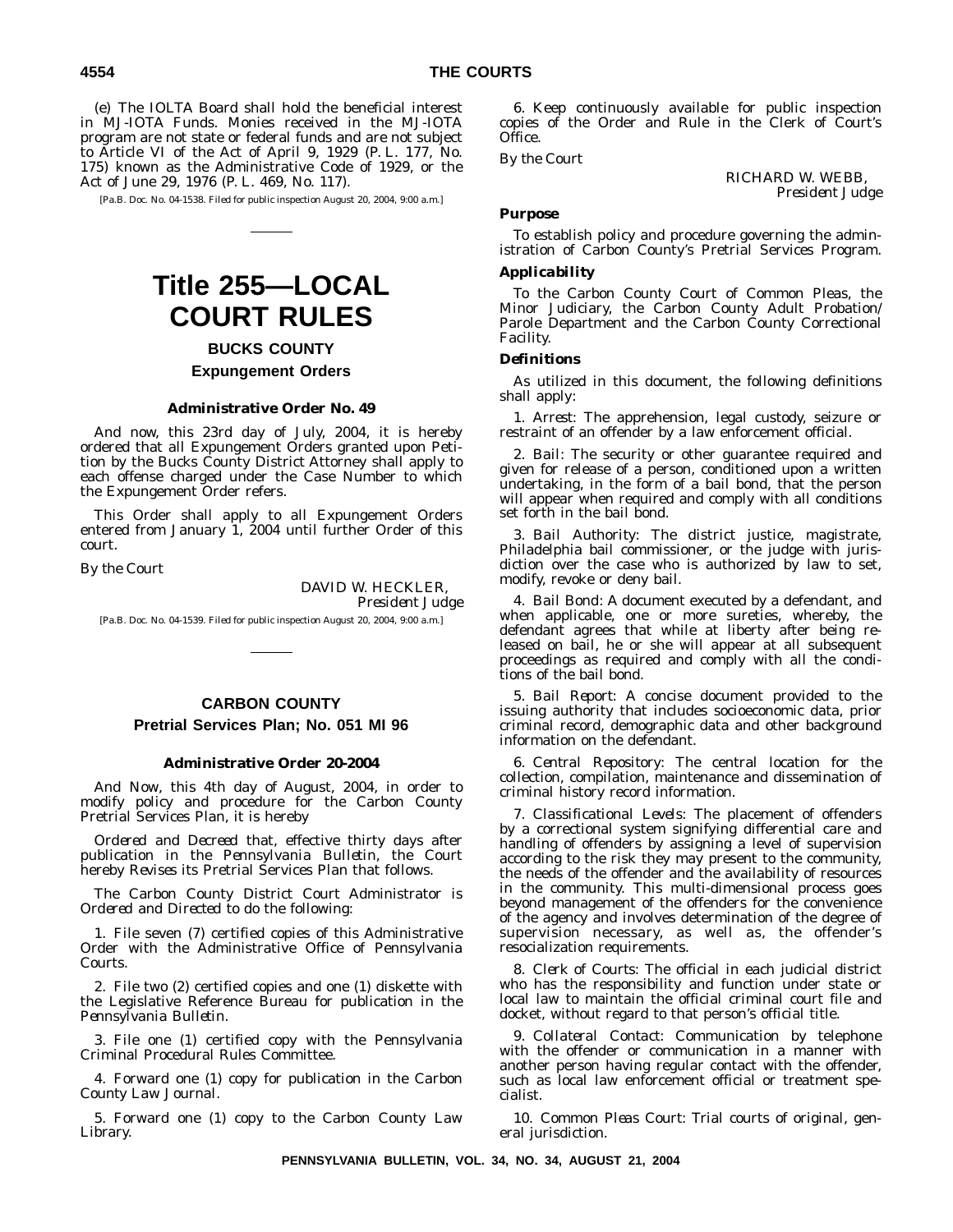(e) The IOLTA Board shall hold the beneficial interest in MJ-IOTA Funds. Monies received in the MJ-IOTA program are not state or federal funds and are not subject to Article VI of the Act of April 9, 1929 (P. L. 177, No. 175) known as the Administrative Code of 1929, or the Act of June 29, 1976 (P. L. 469, No. 117).

[Pa.B. Doc. No. 04-1538. Filed for public inspection August 20, 2004, 9:00 a.m.]

# Title 255—LOCAL COURT RULES

## BUCKS COUNTY

### Expungement Orders

#### Administrative Order No. 49

And now, this 23rd day of July, 2004, it is hereby ordered that all Expungement Orders granted upon Petition by the Bucks County District Attorney shall apply to each offense charged under the Case Number to which the Expungement Order refers.

This Order shall apply to all Expungement Orders entered from January 1, 2004 until further Order of this court.

*By the Court*

DAVID W. HECKLER,
*President Judge*

[Pa.B. Doc. No. 04-1539. Filed for public inspection August 20, 2004, 9:00 a.m.]

## CARBON COUNTY

### Pretrial Services Plan; No. 051 MI 96

#### Administrative Order 20-2004

And Now, this 4th day of August, 2004, in order to modify policy and procedure for the Carbon County Pretrial Services Plan, it is hereby

*Ordered* and *Decreed* that, effective thirty days after publication in the *Pennsylvania Bulletin*, the Court hereby *Revises* its Pretrial Services Plan that follows.

The Carbon County District Court Administrator is *Ordered* and *Directed* to do the following:

1. File seven (7) certified copies of this Administrative Order with the Administrative Office of Pennsylvania Courts.

2. File two (2) certified copies and one (1) diskette with the Legislative Reference Bureau for publication in the *Pennsylvania Bulletin*.

3. File one (1) certified copy with the Pennsylvania Criminal Procedural Rules Committee.

4. Forward one (1) copy for publication in the Carbon County Law Journal.

5. Forward one (1) copy to the Carbon County Law Library.

6. Keep continuously available for public inspection copies of the Order and Rule in the Clerk of Court's Office.

*By the Court*

RICHARD W. WEBB,
*President Judge*

***Purpose***

To establish policy and procedure governing the administration of Carbon County's Pretrial Services Program.

***Applicability***

To the Carbon County Court of Common Pleas, the Minor Judiciary, the Carbon County Adult Probation/Parole Department and the Carbon County Correctional Facility.

***Definitions***

As utilized in this document, the following definitions shall apply:

1. *Arrest*: The apprehension, legal custody, seizure or restraint of an offender by a law enforcement official.

2. *Bail*: The security or other guarantee required and given for release of a person, conditioned upon a written undertaking, in the form of a bail bond, that the person will appear when required and comply with all conditions set forth in the bail bond.

3. *Bail Authority*: The district justice, magistrate, Philadelphia bail commissioner, or the judge with jurisdiction over the case who is authorized by law to set, modify, revoke or deny bail.

4. *Bail Bond*: A document executed by a defendant, and when applicable, one or more sureties, whereby, the defendant agrees that while at liberty after being released on bail, he or she will appear at all subsequent proceedings as required and comply with all the conditions of the bail bond.

5. *Bail Report*: A concise document provided to the issuing authority that includes socioeconomic data, prior criminal record, demographic data and other background information on the defendant.

6. *Central Repository*: The central location for the collection, compilation, maintenance and dissemination of criminal history record information.

7. *Classificational Levels*: The placement of offenders by a correctional system signifying differential care and handling of offenders by assigning a level of supervision according to the risk they may present to the community, the needs of the offender and the availability of resources in the community. This multi-dimensional process goes beyond management of the offenders for the convenience of the agency and involves determination of the degree of supervision necessary, as well as, the offender's resocialization requirements.

8. *Clerk of Courts*: The official in each judicial district who has the responsibility and function under state or local law to maintain the official criminal court file and docket, without regard to that person's official title.

9. *Collateral Contact*: Communication by telephone with the offender or communication in a manner with another person having regular contact with the offender, such as local law enforcement official or treatment specialist.

10. *Common Pleas Court*: Trial courts of original, general jurisdiction.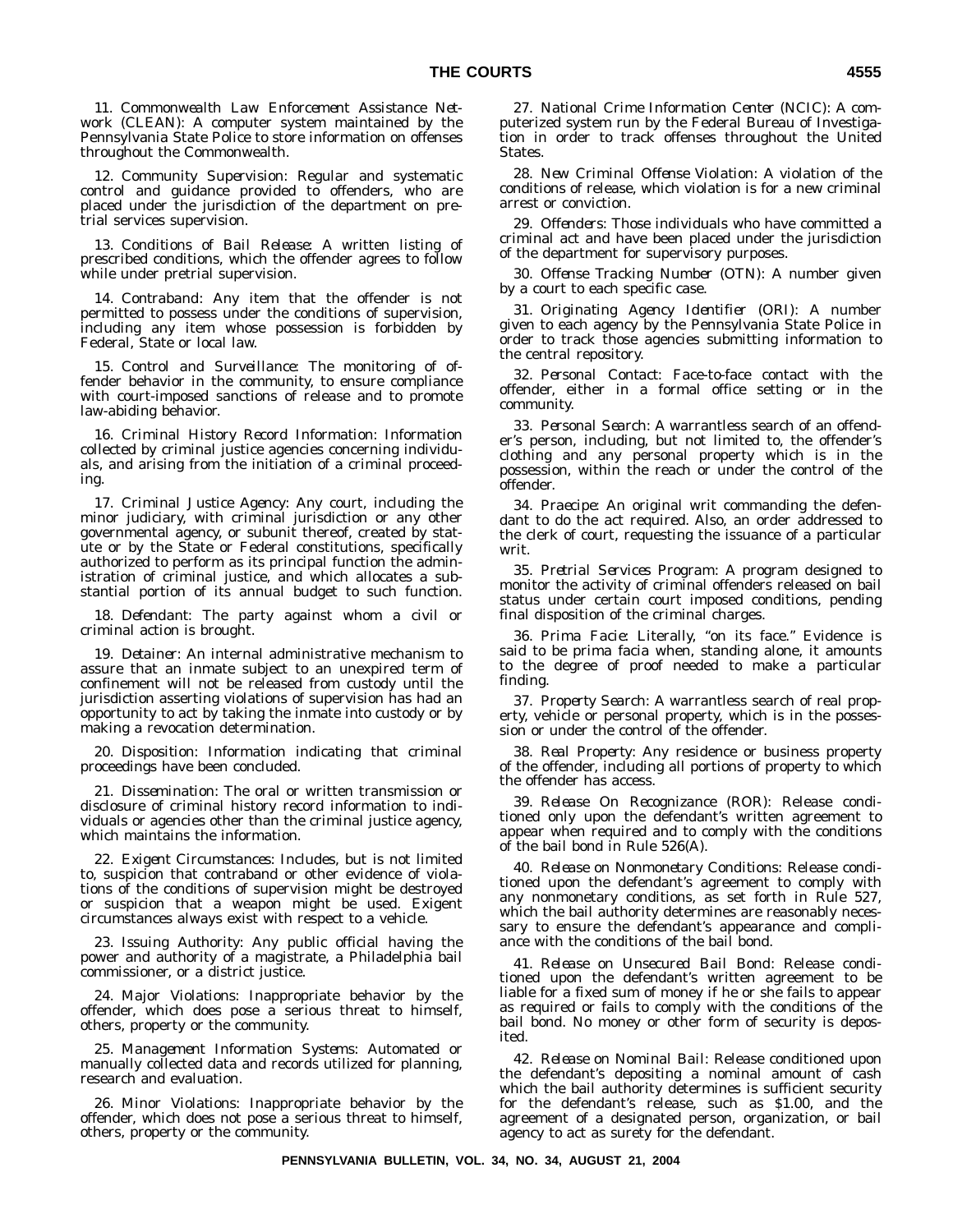11. *Commonwealth Law Enforcement Assistance Network (CLEAN)*: A computer system maintained by the Pennsylvania State Police to store information on offenses throughout the Commonwealth.

12. *Community Supervision*: Regular and systematic control and guidance provided to offenders, who are placed under the jurisdiction of the department on pretrial services supervision.

13. *Conditions of Bail Release*: A written listing of prescribed conditions, which the offender agrees to follow while under pretrial supervision.

14. *Contraband*: Any item that the offender is not permitted to possess under the conditions of supervision, including any item whose possession is forbidden by Federal, State or local law.

15. *Control and Surveillance*: The monitoring of offender behavior in the community, to ensure compliance with court-imposed sanctions of release and to promote law-abiding behavior.

16. *Criminal History Record Information*: Information collected by criminal justice agencies concerning individuals, and arising from the initiation of a criminal proceeding.

17. *Criminal Justice Agency*: Any court, including the minor judiciary, with criminal jurisdiction or any other governmental agency, or subunit thereof, created by statute or by the State or Federal constitutions, specifically authorized to perform as its principal function the administration of criminal justice, and which allocates a substantial portion of its annual budget to such function.

18. *Defendant*: The party against whom a civil or criminal action is brought.

19. *Detainer*: An internal administrative mechanism to assure that an inmate subject to an unexpired term of confinement will not be released from custody until the jurisdiction asserting violations of supervision has had an opportunity to act by taking the inmate into custody or by making a revocation determination.

20. *Disposition*: Information indicating that criminal proceedings have been concluded.

21. *Dissemination*: The oral or written transmission or disclosure of criminal history record information to individuals or agencies other than the criminal justice agency, which maintains the information.

22. *Exigent Circumstances*: Includes, but is not limited to, suspicion that contraband or other evidence of violations of the conditions of supervision might be destroyed or suspicion that a weapon might be used. Exigent circumstances always exist with respect to a vehicle.

23. *Issuing Authority*: Any public official having the power and authority of a magistrate, a Philadelphia bail commissioner, or a district justice.

24. *Major Violations*: Inappropriate behavior by the offender, which does pose a serious threat to himself, others, property or the community.

25. *Management Information Systems*: Automated or manually collected data and records utilized for planning, research and evaluation.

26. *Minor Violations*: Inappropriate behavior by the offender, which does not pose a serious threat to himself, others, property or the community.

27. *National Crime Information Center (NCIC)*: A computerized system run by the Federal Bureau of Investigation in order to track offenses throughout the United States.

28. *New Criminal Offense Violation*: A violation of the conditions of release, which violation is for a new criminal arrest or conviction.

29. *Offenders*: Those individuals who have committed a criminal act and have been placed under the jurisdiction of the department for supervisory purposes.

30. *Offense Tracking Number (OTN)*: A number given by a court to each specific case.

31. *Originating Agency Identifier (ORI)*: A number given to each agency by the Pennsylvania State Police in order to track those agencies submitting information to the central repository.

32. *Personal Contact*: Face-to-face contact with the offender, either in a formal office setting or in the community.

33. *Personal Search*: A warrantless search of an offender's person, including, but not limited to, the offender's clothing and any personal property which is in the possession, within the reach or under the control of the offender.

34. *Praecipe*: An original writ commanding the defendant to do the act required. Also, an order addressed to the clerk of court, requesting the issuance of a particular writ.

35. *Pretrial Services Program*: A program designed to monitor the activity of criminal offenders released on bail status under certain court imposed conditions, pending final disposition of the criminal charges.

36. *Prima Facie*: Literally, "on its face." Evidence is said to be prima facia when, standing alone, it amounts to the degree of proof needed to make a particular finding.

37. *Property Search*: A warrantless search of real property, vehicle or personal property, which is in the possession or under the control of the offender.

38. *Real Property*: Any residence or business property of the offender, including all portions of property to which the offender has access.

39. *Release On Recognizance (ROR)*: Release conditioned only upon the defendant's written agreement to appear when required and to comply with the conditions of the bail bond in Rule 526(A).

40. *Release on Nonmonetary Conditions*: Release conditioned upon the defendant's agreement to comply with any nonmonetary conditions, as set forth in Rule 527, which the bail authority determines are reasonably necessary to ensure the defendant's appearance and compliance with the conditions of the bail bond.

41. *Release on Unsecured Bail Bond*: Release conditioned upon the defendant's written agreement to be liable for a fixed sum of money if he or she fails to appear as required or fails to comply with the conditions of the bail bond. No money or other form of security is deposited.

42. *Release on Nominal Bail*: Release conditioned upon the defendant's depositing a nominal amount of cash which the bail authority determines is sufficient security for the defendant's release, such as $1.00, and the agreement of a designated person, organization, or bail agency to act as surety for the defendant.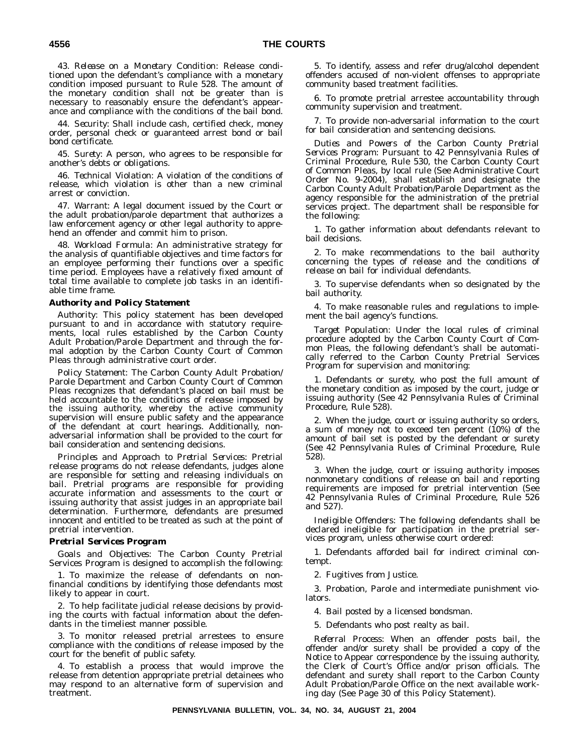43. *Release on a Monetary Condition*: Release conditioned upon the defendant's compliance with a monetary condition imposed pursuant to Rule 528. The amount of the monetary condition shall not be greater than is necessary to reasonably ensure the defendant's appearance and compliance with the conditions of the bail bond.

44. *Security*: Shall include cash, certified check, money order, personal check or guaranteed arrest bond or bail bond certificate.

45. *Surety*: A person, who agrees to be responsible for another's debts or obligations.

46. *Technical Violation*: A violation of the conditions of release, which violation is other than a new criminal arrest or conviction.

47. *Warrant*: A legal document issued by the Court or the adult probation/parole department that authorizes a law enforcement agency or other legal authority to apprehend an offender and commit him to prison.

48. *Workload Formula*: An administrative strategy for the analysis of quantifiable objectives and time factors for an employee performing their functions over a specific time period. Employees have a relatively fixed amount of total time available to complete job tasks in an identifiable time frame.

***Authority and Policy Statement***

*Authority*: This policy statement has been developed pursuant to and in accordance with statutory requirements, local rules established by the Carbon County Adult Probation/Parole Department and through the formal adoption by the Carbon County Court of Common Pleas through administrative court order.

*Policy Statement*: The Carbon County Adult Probation/Parole Department and Carbon County Court of Common Pleas recognizes that defendant's placed on bail must be held accountable to the conditions of release imposed by the issuing authority, whereby the active community supervision will ensure public safety and the appearance of the defendant at court hearings. Additionally, non-adversarial information shall be provided to the court for bail consideration and sentencing decisions.

*Principles and Approach to Pretrial Services*: Pretrial release programs do not release defendants, judges alone are responsible for setting and releasing individuals on bail. Pretrial programs are responsible for providing accurate information and assessments to the court or issuing authority that assist judges in an appropriate bail determination. Furthermore, defendants are presumed innocent and entitled to be treated as such at the point of pretrial intervention.

***Pretrial Services Program***

*Goals and Objectives*: The Carbon County Pretrial Services Program is designed to accomplish the following:

1. To maximize the release of defendants on non-financial conditions by identifying those defendants most likely to appear in court.

2. To help facilitate judicial release decisions by providing the courts with factual information about the defendants in the timeliest manner possible.

3. To monitor released pretrial arrestees to ensure compliance with the conditions of release imposed by the court for the benefit of public safety.

4. To establish a process that would improve the release from detention appropriate pretrial detainees who may respond to an alternative form of supervision and treatment.

5. To identify, assess and refer drug/alcohol dependent offenders accused of non-violent offenses to appropriate community based treatment facilities.

6. To promote pretrial arrestee accountability through community supervision and treatment.

7. To provide non-adversarial information to the court for bail consideration and sentencing decisions.

*Duties and Powers of the Carbon County Pretrial Services Program*: Pursuant to 42 Pennsylvania Rules of Criminal Procedure, Rule 530, the Carbon County Court of Common Pleas, by local rule (See Administrative Court Order No. 9-2004), shall establish and designate the Carbon County Adult Probation/Parole Department as the agency responsible for the administration of the pretrial services project. The department shall be responsible for the following:

1. To gather information about defendants relevant to bail decisions.

2. To make recommendations to the bail authority concerning the types of release and the conditions of release on bail for individual defendants.

3. To supervise defendants when so designated by the bail authority.

4. To make reasonable rules and regulations to implement the bail agency's functions.

*Target Population*: Under the local rules of criminal procedure adopted by the Carbon County Court of Common Pleas, the following defendant's shall be automatically referred to the Carbon County Pretrial Services Program for supervision and monitoring:

1. Defendants or surety, who post the full amount of the monetary condition as imposed by the court, judge or issuing authority (See 42 Pennsylvania Rules of Criminal Procedure, Rule 528).

2. When the judge, court or issuing authority so orders, a sum of money not to exceed ten percent (10%) of the amount of bail set is posted by the defendant or surety (See 42 Pennsylvania Rules of Criminal Procedure, Rule 528).

3. When the judge, court or issuing authority imposes nonmonetary conditions of release on bail and reporting requirements are imposed for pretrial intervention (See 42 Pennsylvania Rules of Criminal Procedure, Rule 526 and 527).

*Ineligible Offenders*: The following defendants shall be declared ineligible for participation in the pretrial services program, unless otherwise court ordered:

1. Defendants afforded bail for indirect criminal contempt.

2. Fugitives from Justice.

3. Probation, Parole and intermediate punishment violators.

4. Bail posted by a licensed bondsman.

5. Defendants who post realty as bail.

*Referral Process*: When an offender posts bail, the offender and/or surety shall be provided a copy of the Notice to Appear correspondence by the issuing authority, the Clerk of Court's Office and/or prison officials. The defendant and surety shall report to the Carbon County Adult Probation/Parole Office on the next available working day (See Page 30 of this Policy Statement).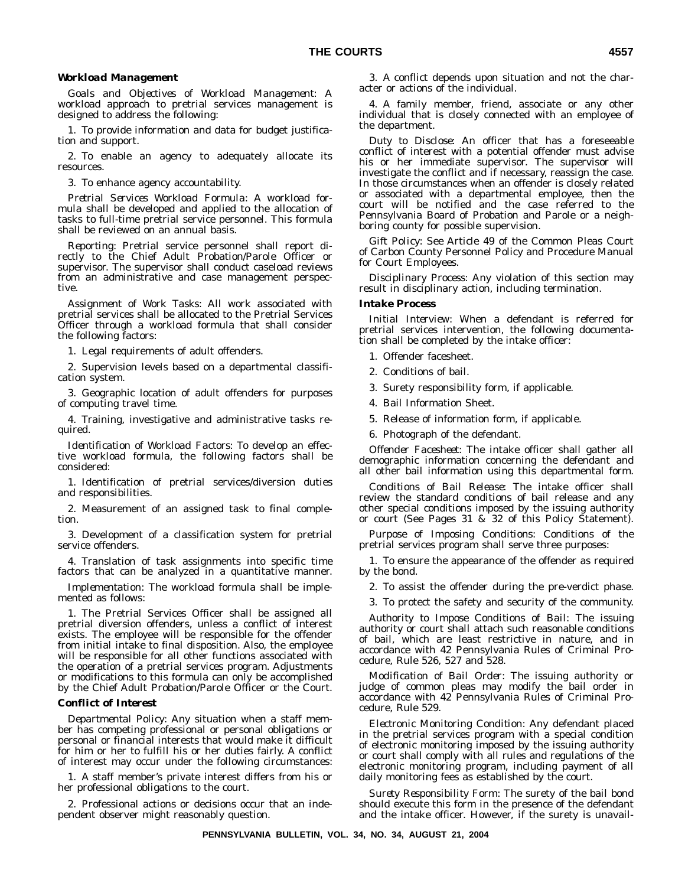### Workload Management

*Goals and Objectives of Workload Management:* A workload approach to pretrial services management is designed to address the following:

1. To provide information and data for budget justification and support.

2. To enable an agency to adequately allocate its resources.

3. To enhance agency accountability.

*Pretrial Services Workload Formula:* A workload formula shall be developed and applied to the allocation of tasks to full-time pretrial service personnel. This formula shall be reviewed on an annual basis.

*Reporting:* Pretrial service personnel shall report directly to the Chief Adult Probation/Parole Officer or supervisor. The supervisor shall conduct caseload reviews from an administrative and case management perspective.

*Assignment of Work Tasks:* All work associated with pretrial services shall be allocated to the Pretrial Services Officer through a workload formula that shall consider the following factors:

1. Legal requirements of adult offenders.

2. Supervision levels based on a departmental classification system.

3. Geographic location of adult offenders for purposes of computing travel time.

4. Training, investigative and administrative tasks required.

*Identification of Workload Factors:* To develop an effective workload formula, the following factors shall be considered:

1. Identification of pretrial services/diversion duties and responsibilities.

2. Measurement of an assigned task to final completion.

3. Development of a classification system for pretrial service offenders.

4. Translation of task assignments into specific time factors that can be analyzed in a quantitative manner.

*Implementation:* The workload formula shall be implemented as follows:

1. The Pretrial Services Officer shall be assigned all pretrial diversion offenders, unless a conflict of interest exists. The employee will be responsible for the offender from initial intake to final disposition. Also, the employee will be responsible for all other functions associated with the operation of a pretrial services program. Adjustments or modifications to this formula can only be accomplished by the Chief Adult Probation/Parole Officer or the Court.

### Conflict of Interest

*Departmental Policy:* Any situation when a staff member has competing professional or personal obligations or personal or financial interests that would make it difficult for him or her to fulfill his or her duties fairly. A conflict of interest may occur under the following circumstances:

1. A staff member's private interest differs from his or her professional obligations to the court.

2. Professional actions or decisions occur that an independent observer might reasonably question.

3. A conflict depends upon situation and not the character or actions of the individual.

4. A family member, friend, associate or any other individual that is closely connected with an employee of the department.

*Duty to Disclose:* An officer that has a foreseeable conflict of interest with a potential offender must advise his or her immediate supervisor. The supervisor will investigate the conflict and if necessary, reassign the case. In those circumstances when an offender is closely related or associated with a departmental employee, then the court will be notified and the case referred to the Pennsylvania Board of Probation and Parole or a neighboring county for possible supervision.

*Gift Policy:* See Article 49 of the Common Pleas Court of Carbon County Personnel Policy and Procedure Manual for Court Employees.

*Disciplinary Process:* Any violation of this section may result in disciplinary action, including termination.

### Intake Process

*Initial Interview:* When a defendant is referred for pretrial services intervention, the following documentation shall be completed by the intake officer:

1. Offender facesheet.

2. Conditions of bail.

3. Surety responsibility form, if applicable.

4. Bail Information Sheet.

5. Release of information form, if applicable.

6. Photograph of the defendant.

*Offender Facesheet:* The intake officer shall gather all demographic information concerning the defendant and all other bail information using this departmental form.

*Conditions of Bail Release:* The intake officer shall review the standard conditions of bail release and any other special conditions imposed by the issuing authority or court (See Pages 31 & 32 of this Policy Statement).

*Purpose of Imposing Conditions:* Conditions of the pretrial services program shall serve three purposes:

1. To ensure the appearance of the offender as required by the bond.

2. To assist the offender during the pre-verdict phase.

3. To protect the safety and security of the community.

*Authority to Impose Conditions of Bail:* The issuing authority or court shall attach such reasonable conditions of bail, which are least restrictive in nature, and in accordance with 42 Pennsylvania Rules of Criminal Procedure, Rule 526, 527 and 528.

*Modification of Bail Order:* The issuing authority or judge of common pleas may modify the bail order in accordance with 42 Pennsylvania Rules of Criminal Procedure, Rule 529.

*Electronic Monitoring Condition:* Any defendant placed in the pretrial services program with a special condition of electronic monitoring imposed by the issuing authority or court shall comply with all rules and regulations of the electronic monitoring program, including payment of all daily monitoring fees as established by the court.

*Surety Responsibility Form:* The surety of the bail bond should execute this form in the presence of the defendant and the intake officer. However, if the surety is unavail-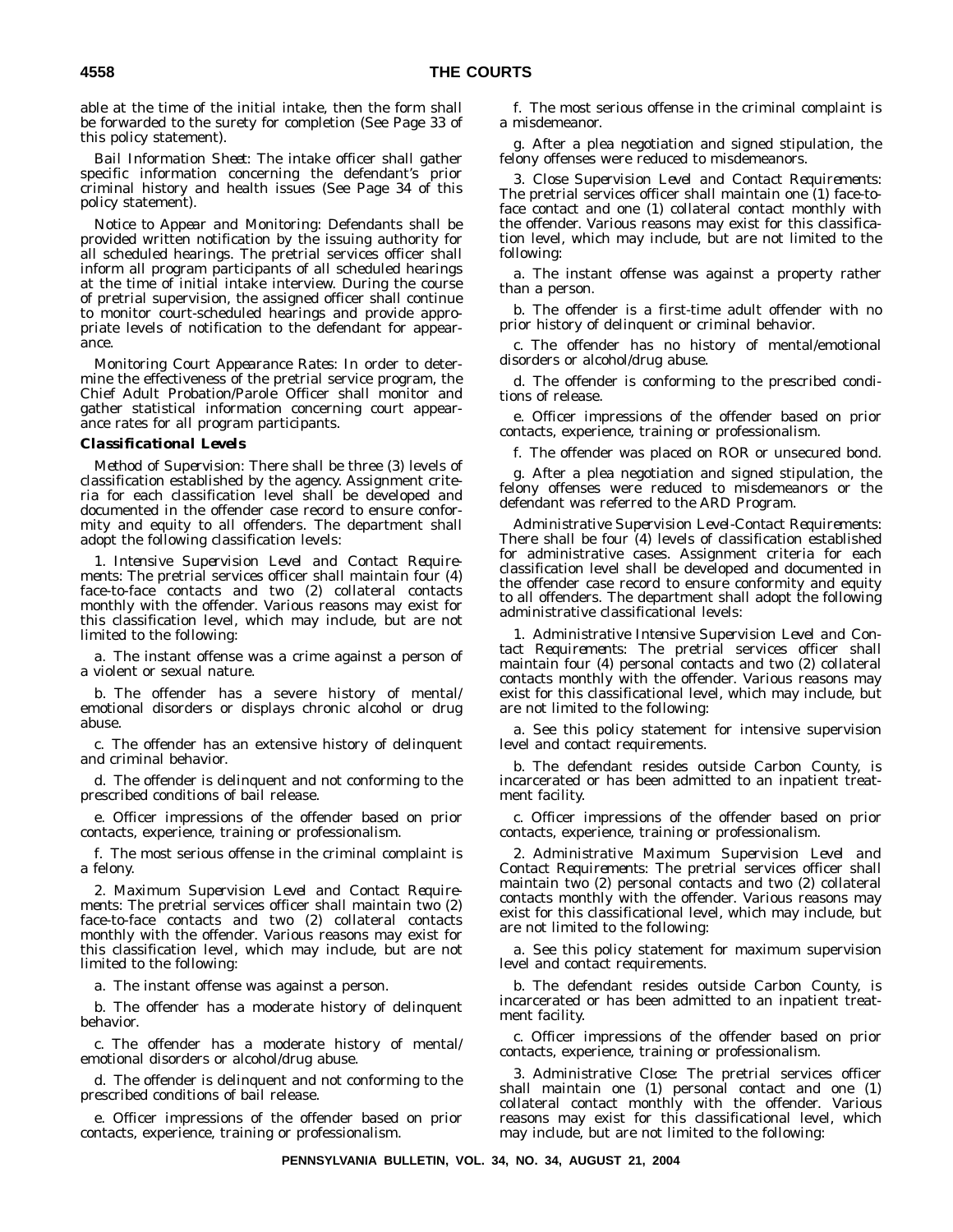able at the time of the initial intake, then the form shall be forwarded to the surety for completion (See Page 33 of this policy statement).

*Bail Information Sheet*: The intake officer shall gather specific information concerning the defendant's prior criminal history and health issues (See Page 34 of this policy statement).

*Notice to Appear and Monitoring*: Defendants shall be provided written notification by the issuing authority for all scheduled hearings. The pretrial services officer shall inform all program participants of all scheduled hearings at the time of initial intake interview. During the course of pretrial supervision, the assigned officer shall continue to monitor court-scheduled hearings and provide appropriate levels of notification to the defendant for appearance.

*Monitoring Court Appearance Rates*: In order to determine the effectiveness of the pretrial service program, the Chief Adult Probation/Parole Officer shall monitor and gather statistical information concerning court appearance rates for all program participants.

***Classificational Levels***

*Method of Supervision*: There shall be three (3) levels of classification established by the agency. Assignment criteria for each classification level shall be developed and documented in the offender case record to ensure conformity and equity to all offenders. The department shall adopt the following classification levels:

1. *Intensive Supervision Level and Contact Requirements*: The pretrial services officer shall maintain four (4) face-to-face contacts and two (2) collateral contacts monthly with the offender. Various reasons may exist for this classification level, which may include, but are not limited to the following:

a. The instant offense was a crime against a person of a violent or sexual nature.

b. The offender has a severe history of mental/emotional disorders or displays chronic alcohol or drug abuse.

c. The offender has an extensive history of delinquent and criminal behavior.

d. The offender is delinquent and not conforming to the prescribed conditions of bail release.

e. Officer impressions of the offender based on prior contacts, experience, training or professionalism.

f. The most serious offense in the criminal complaint is a felony.

2. *Maximum Supervision Level and Contact Requirements*: The pretrial services officer shall maintain two (2) face-to-face contacts and two (2) collateral contacts monthly with the offender. Various reasons may exist for this classification level, which may include, but are not limited to the following:

a. The instant offense was against a person.

b. The offender has a moderate history of delinquent behavior.

c. The offender has a moderate history of mental/emotional disorders or alcohol/drug abuse.

d. The offender is delinquent and not conforming to the prescribed conditions of bail release.

e. Officer impressions of the offender based on prior contacts, experience, training or professionalism.

f. The most serious offense in the criminal complaint is a misdemeanor.

g. After a plea negotiation and signed stipulation, the felony offenses were reduced to misdemeanors.

3. *Close Supervision Level and Contact Requirements*: The pretrial services officer shall maintain one (1) face-to-face contact and one (1) collateral contact monthly with the offender. Various reasons may exist for this classification level, which may include, but are not limited to the following:

a. The instant offense was against a property rather than a person.

b. The offender is a first-time adult offender with no prior history of delinquent or criminal behavior.

c. The offender has no history of mental/emotional disorders or alcohol/drug abuse.

d. The offender is conforming to the prescribed conditions of release.

e. Officer impressions of the offender based on prior contacts, experience, training or professionalism.

f. The offender was placed on ROR or unsecured bond.

g. After a plea negotiation and signed stipulation, the felony offenses were reduced to misdemeanors or the defendant was referred to the ARD Program.

*Administrative Supervision Level-Contact Requirements*: There shall be four (4) levels of classification established for administrative cases. Assignment criteria for each classification level shall be developed and documented in the offender case record to ensure conformity and equity to all offenders. The department shall adopt the following administrative classificational levels:

1. *Administrative Intensive Supervision Level and Contact Requirements*: The pretrial services officer shall maintain four (4) personal contacts and two (2) collateral contacts monthly with the offender. Various reasons may exist for this classificational level, which may include, but are not limited to the following:

a. See this policy statement for intensive supervision level and contact requirements.

b. The defendant resides outside Carbon County, is incarcerated or has been admitted to an inpatient treatment facility.

c. Officer impressions of the offender based on prior contacts, experience, training or professionalism.

2. *Administrative Maximum Supervision Level and Contact Requirements*: The pretrial services officer shall maintain two (2) personal contacts and two (2) collateral contacts monthly with the offender. Various reasons may exist for this classificational level, which may include, but are not limited to the following:

a. See this policy statement for maximum supervision level and contact requirements.

b. The defendant resides outside Carbon County, is incarcerated or has been admitted to an inpatient treatment facility.

c. Officer impressions of the offender based on prior contacts, experience, training or professionalism.

3. *Administrative Close*: The pretrial services officer shall maintain one (1) personal contact and one (1) collateral contact monthly with the offender. Various reasons may exist for this classificational level, which may include, but are not limited to the following: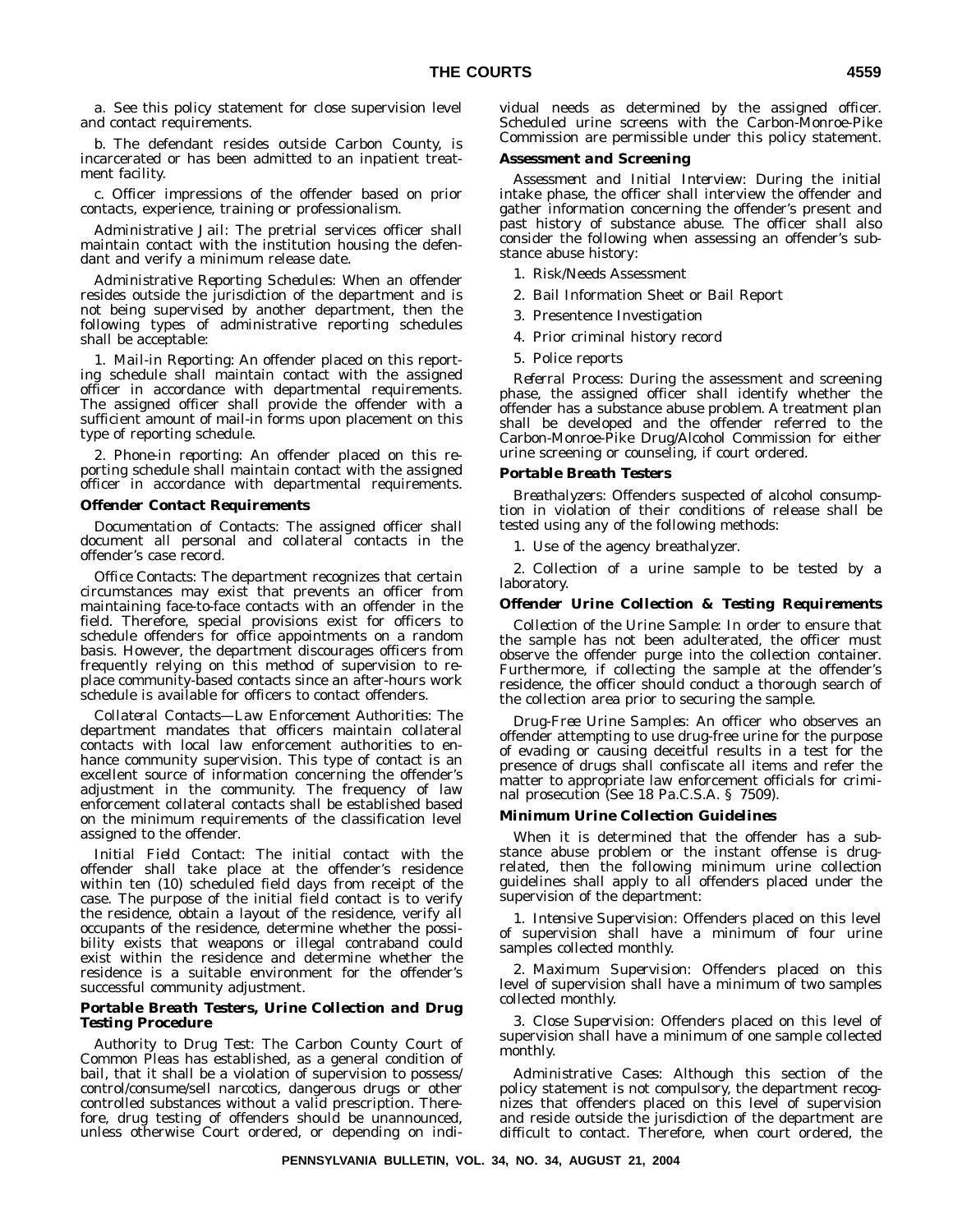a. See this policy statement for close supervision level and contact requirements.

b. The defendant resides outside Carbon County, is incarcerated or has been admitted to an inpatient treatment facility.

c. Officer impressions of the offender based on prior contacts, experience, training or professionalism.

*Administrative Jail*: The pretrial services officer shall maintain contact with the institution housing the defendant and verify a minimum release date.

*Administrative Reporting Schedules*: When an offender resides outside the jurisdiction of the department and is not being supervised by another department, then the following types of administrative reporting schedules shall be acceptable:

1. *Mail-in Reporting*: An offender placed on this reporting schedule shall maintain contact with the assigned officer in accordance with departmental requirements. The assigned officer shall provide the offender with a sufficient amount of mail-in forms upon placement on this type of reporting schedule.

2. *Phone-in reporting*: An offender placed on this reporting schedule shall maintain contact with the assigned officer in accordance with departmental requirements.

***Offender Contact Requirements***

*Documentation of Contacts*: The assigned officer shall document all personal and collateral contacts in the offender's case record.

*Office Contacts*: The department recognizes that certain circumstances may exist that prevents an officer from maintaining face-to-face contacts with an offender in the field. Therefore, special provisions exist for officers to schedule offenders for office appointments on a random basis. However, the department discourages officers from frequently relying on this method of supervision to replace community-based contacts since an after-hours work schedule is available for officers to contact offenders.

*Collateral Contacts—Law Enforcement Authorities*: The department mandates that officers maintain collateral contacts with local law enforcement authorities to enhance community supervision. This type of contact is an excellent source of information concerning the offender's adjustment in the community. The frequency of law enforcement collateral contacts shall be established based on the minimum requirements of the classification level assigned to the offender.

*Initial Field Contact*: The initial contact with the offender shall take place at the offender's residence within ten (10) scheduled field days from receipt of the case. The purpose of the initial field contact is to verify the residence, obtain a layout of the residence, verify all occupants of the residence, determine whether the possibility exists that weapons or illegal contraband could exist within the residence and determine whether the residence is a suitable environment for the offender's successful community adjustment.

***Portable Breath Testers, Urine Collection and Drug Testing Procedure***

*Authority to Drug Test*: The Carbon County Court of Common Pleas has established, as a general condition of bail, that it shall be a violation of supervision to possess/control/consume/sell narcotics, dangerous drugs or other controlled substances without a valid prescription. Therefore, drug testing of offenders should be unannounced, unless otherwise Court ordered, or depending on individual needs as determined by the assigned officer. Scheduled urine screens with the Carbon-Monroe-Pike Commission are permissible under this policy statement.

***Assessment and Screening***

*Assessment and Initial Interview*: During the initial intake phase, the officer shall interview the offender and gather information concerning the offender's present and past history of substance abuse. The officer shall also consider the following when assessing an offender's substance abuse history:

1. Risk/Needs Assessment

2. Bail Information Sheet or Bail Report

3. Presentence Investigation

4. Prior criminal history record

5. Police reports

*Referral Process*: During the assessment and screening phase, the assigned officer shall identify whether the offender has a substance abuse problem. A treatment plan shall be developed and the offender referred to the Carbon-Monroe-Pike Drug/Alcohol Commission for either urine screening or counseling, if court ordered.

***Portable Breath Testers***

*Breathalyzers*: Offenders suspected of alcohol consumption in violation of their conditions of release shall be tested using any of the following methods:

1. Use of the agency breathalyzer.

2. Collection of a urine sample to be tested by a laboratory.

***Offender Urine Collection & Testing Requirements***

*Collection of the Urine Sample*: In order to ensure that the sample has not been adulterated, the officer must observe the offender purge into the collection container. Furthermore, if collecting the sample at the offender's residence, the officer should conduct a thorough search of the collection area prior to securing the sample.

*Drug-Free Urine Samples*: An officer who observes an offender attempting to use drug-free urine for the purpose of evading or causing deceitful results in a test for the presence of drugs shall confiscate all items and refer the matter to appropriate law enforcement officials for criminal prosecution (See 18 Pa.C.S.A. § 7509).

***Minimum Urine Collection Guidelines***

When it is determined that the offender has a substance abuse problem or the instant offense is drug-related, then the following minimum urine collection guidelines shall apply to all offenders placed under the supervision of the department:

1. *Intensive Supervision*: Offenders placed on this level of supervision shall have a minimum of four urine samples collected monthly.

2. *Maximum Supervision*: Offenders placed on this level of supervision shall have a minimum of two samples collected monthly.

3. *Close Supervision*: Offenders placed on this level of supervision shall have a minimum of one sample collected monthly.

*Administrative Cases*: Although this section of the policy statement is not compulsory, the department recognizes that offenders placed on this level of supervision and reside outside the jurisdiction of the department are difficult to contact. Therefore, when court ordered, the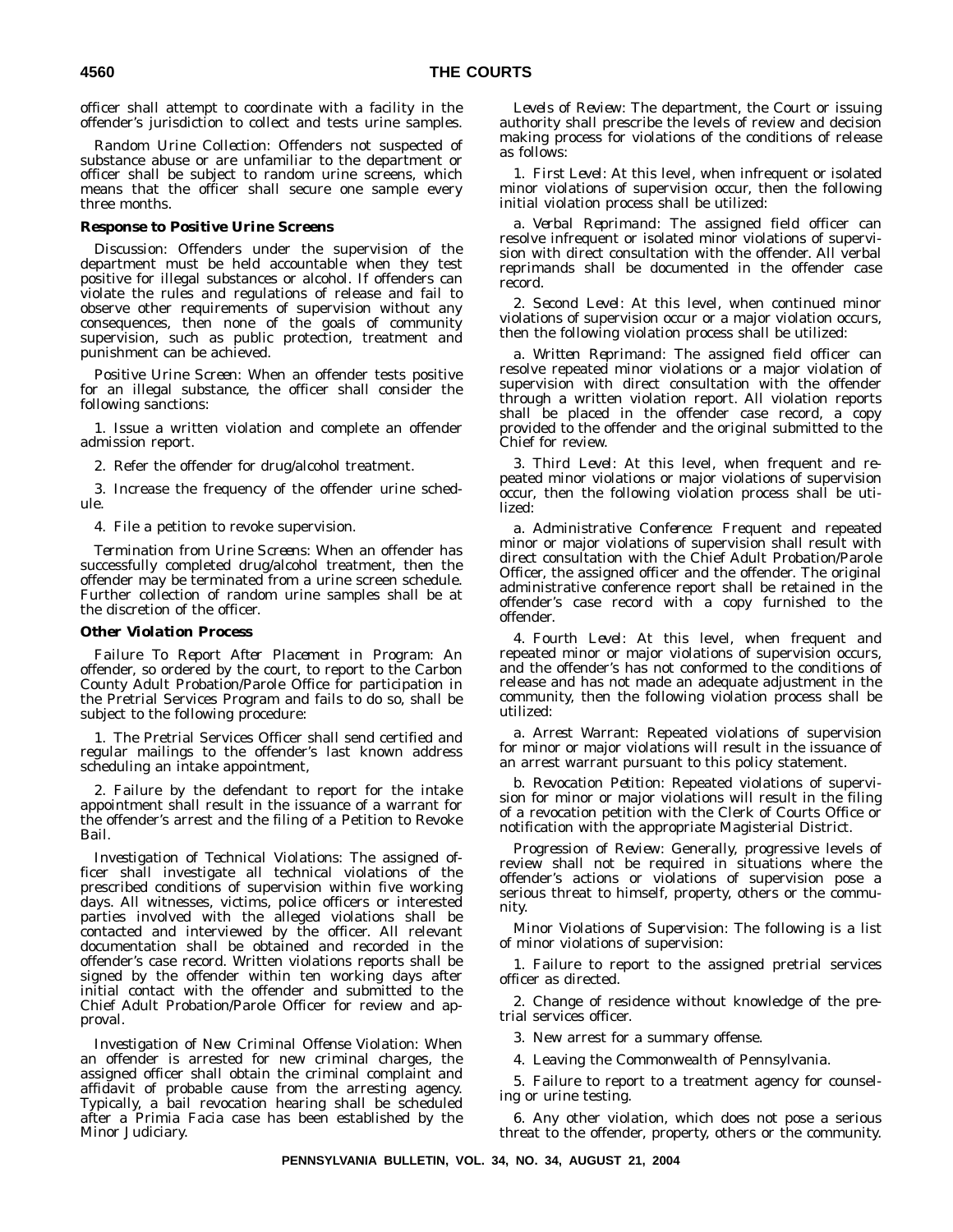officer shall attempt to coordinate with a facility in the offender's jurisdiction to collect and tests urine samples.

*Random Urine Collection*: Offenders not suspected of substance abuse or are unfamiliar to the department or officer shall be subject to random urine screens, which means that the officer shall secure one sample every three months.

**Response to Positive Urine Screens**

*Discussion*: Offenders under the supervision of the department must be held accountable when they test positive for illegal substances or alcohol. If offenders can violate the rules and regulations of release and fail to observe other requirements of supervision without any consequences, then none of the goals of community supervision, such as public protection, treatment and punishment can be achieved.

*Positive Urine Screen*: When an offender tests positive for an illegal substance, the officer shall consider the following sanctions:

1. Issue a written violation and complete an offender admission report.

2. Refer the offender for drug/alcohol treatment.

3. Increase the frequency of the offender urine schedule.

4. File a petition to revoke supervision.

*Termination from Urine Screens*: When an offender has successfully completed drug/alcohol treatment, then the offender may be terminated from a urine screen schedule. Further collection of random urine samples shall be at the discretion of the officer.

**Other Violation Process**

*Failure To Report After Placement in Program*: An offender, so ordered by the court, to report to the Carbon County Adult Probation/Parole Office for participation in the Pretrial Services Program and fails to do so, shall be subject to the following procedure:

1. The Pretrial Services Officer shall send certified and regular mailings to the offender's last known address scheduling an intake appointment,

2. Failure by the defendant to report for the intake appointment shall result in the issuance of a warrant for the offender's arrest and the filing of a Petition to Revoke Bail.

*Investigation of Technical Violations*: The assigned officer shall investigate all technical violations of the prescribed conditions of supervision within five working days. All witnesses, victims, police officers or interested parties involved with the alleged violations shall be contacted and interviewed by the officer. All relevant documentation shall be obtained and recorded in the offender's case record. Written violations reports shall be signed by the offender within ten working days after initial contact with the offender and submitted to the Chief Adult Probation/Parole Officer for review and approval.

*Investigation of New Criminal Offense Violation*: When an offender is arrested for new criminal charges, the assigned officer shall obtain the criminal complaint and affidavit of probable cause from the arresting agency. Typically, a bail revocation hearing shall be scheduled after a Primia Facia case has been established by the Minor Judiciary.

*Levels of Review*: The department, the Court or issuing authority shall prescribe the levels of review and decision making process for violations of the conditions of release as follows:

1. *First Level*: At this level, when infrequent or isolated minor violations of supervision occur, then the following initial violation process shall be utilized:

a. *Verbal Reprimand*: The assigned field officer can resolve infrequent or isolated minor violations of supervision with direct consultation with the offender. All verbal reprimands shall be documented in the offender case record.

2. *Second Level*: At this level, when continued minor violations of supervision occur or a major violation occurs, then the following violation process shall be utilized:

a. *Written Reprimand*: The assigned field officer can resolve repeated minor violations or a major violation of supervision with direct consultation with the offender through a written violation report. All violation reports shall be placed in the offender case record, a copy provided to the offender and the original submitted to the Chief for review.

3. *Third Level*: At this level, when frequent and repeated minor violations or major violations of supervision occur, then the following violation process shall be utilized:

a. *Administrative Conference*: Frequent and repeated minor or major violations of supervision shall result with direct consultation with the Chief Adult Probation/Parole Officer, the assigned officer and the offender. The original administrative conference report shall be retained in the offender's case record with a copy furnished to the offender.

4. *Fourth Level*: At this level, when frequent and repeated minor or major violations of supervision occurs, and the offender's has not conformed to the conditions of release and has not made an adequate adjustment in the community, then the following violation process shall be utilized:

a. *Arrest Warrant*: Repeated violations of supervision for minor or major violations will result in the issuance of an arrest warrant pursuant to this policy statement.

b. *Revocation Petition*: Repeated violations of supervision for minor or major violations will result in the filing of a revocation petition with the Clerk of Courts Office or notification with the appropriate Magisterial District.

*Progression of Review*: Generally, progressive levels of review shall not be required in situations where the offender's actions or violations of supervision pose a serious threat to himself, property, others or the community.

*Minor Violations of Supervision*: The following is a list of minor violations of supervision:

1. Failure to report to the assigned pretrial services officer as directed.

2. Change of residence without knowledge of the pretrial services officer.

3. New arrest for a summary offense.

4. Leaving the Commonwealth of Pennsylvania.

5. Failure to report to a treatment agency for counseling or urine testing.

6. Any other violation, which does not pose a serious threat to the offender, property, others or the community.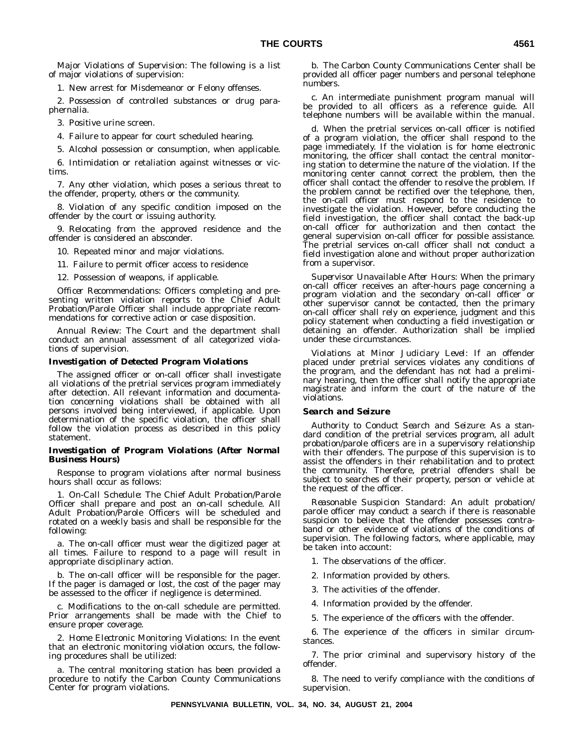*Major Violations of Supervision*: The following is a list of major violations of supervision:

1. New arrest for Misdemeanor or Felony offenses.

2. Possession of controlled substances or drug paraphernalia.

3. Positive urine screen.

4. Failure to appear for court scheduled hearing.

5. Alcohol possession or consumption, when applicable.

6. Intimidation or retaliation against witnesses or victims.

7. Any other violation, which poses a serious threat to the offender, property, others or the community.

8. Violation of any specific condition imposed on the offender by the court or issuing authority.

9. Relocating from the approved residence and the offender is considered an absconder.

10. Repeated minor and major violations.

11. Failure to permit officer access to residence

12. Possession of weapons, if applicable.

*Officer Recommendations*: Officers completing and presenting written violation reports to the Chief Adult Probation/Parole Officer shall include appropriate recommendations for corrective action or case disposition.

*Annual Review*: The Court and the department shall conduct an annual assessment of all categorized violations of supervision.

***Investigation of Detected Program Violations***

The assigned officer or on-call officer shall investigate all violations of the pretrial services program immediately after detection. All relevant information and documentation concerning violations shall be obtained with all persons involved being interviewed, if applicable. Upon determination of the specific violation, the officer shall follow the violation process as described in this policy statement.

***Investigation of Program Violations (After Normal Business Hours)***

Response to program violations after normal business hours shall occur as follows:

1. *On-Call Schedule*: The Chief Adult Probation/Parole Officer shall prepare and post an on-call schedule. All Adult Probation/Parole Officers will be scheduled and rotated on a weekly basis and shall be responsible for the following:

a. The on-call officer must wear the digitized pager at all times. Failure to respond to a page will result in appropriate disciplinary action.

b. The on-call officer will be responsible for the pager. If the pager is damaged or lost, the cost of the pager may be assessed to the officer if negligence is determined.

c. Modifications to the on-call schedule are permitted. Prior arrangements shall be made with the Chief to ensure proper coverage.

2. *Home Electronic Monitoring Violations*: In the event that an electronic monitoring violation occurs, the following procedures shall be utilized:

a. The central monitoring station has been provided a procedure to notify the Carbon County Communications Center for program violations.

b. The Carbon County Communications Center shall be provided all officer pager numbers and personal telephone numbers.

c. An intermediate punishment program manual will be provided to all officers as a reference guide. All telephone numbers will be available within the manual.

d. When the pretrial services on-call officer is notified of a program violation, the officer shall respond to the page immediately. If the violation is for home electronic monitoring, the officer shall contact the central monitoring station to determine the nature of the violation. If the monitoring center cannot correct the problem, then the officer shall contact the offender to resolve the problem. If the problem cannot be rectified over the telephone, then, the on-call officer must respond to the residence to investigate the violation. However, before conducting the field investigation, the officer shall contact the back-up on-call officer for authorization and then contact the general supervision on-call officer for possible assistance. The pretrial services on-call officer shall not conduct a field investigation alone and without proper authorization from a supervisor.

*Supervisor Unavailable After Hours*: When the primary on-call officer receives an after-hours page concerning a program violation and the secondary on-call officer or other supervisor cannot be contacted, then the primary on-call officer shall rely on experience, judgment and this policy statement when conducting a field investigation or detaining an offender. Authorization shall be implied under these circumstances.

*Violations at Minor Judiciary Level*: If an offender placed under pretrial services violates any conditions of the program, and the defendant has not had a preliminary hearing, then the officer shall notify the appropriate magistrate and inform the court of the nature of the violations.

***Search and Seizure***

*Authority to Conduct Search and Seizure*: As a standard condition of the pretrial services program, all adult probation/parole officers are in a supervisory relationship with their offenders. The purpose of this supervision is to assist the offenders in their rehabilitation and to protect the community. Therefore, pretrial offenders shall be subject to searches of their property, person or vehicle at the request of the officer.

*Reasonable Suspicion Standard*: An adult probation/parole officer may conduct a search if there is reasonable suspicion to believe that the offender possesses contraband or other evidence of violations of the conditions of supervision. The following factors, where applicable, may be taken into account:

1. The observations of the officer.

2. Information provided by others.

3. The activities of the offender.

4. Information provided by the offender.

5. The experience of the officers with the offender.

6. The experience of the officers in similar circumstances.

7. The prior criminal and supervisory history of the offender.

8. The need to verify compliance with the conditions of supervision.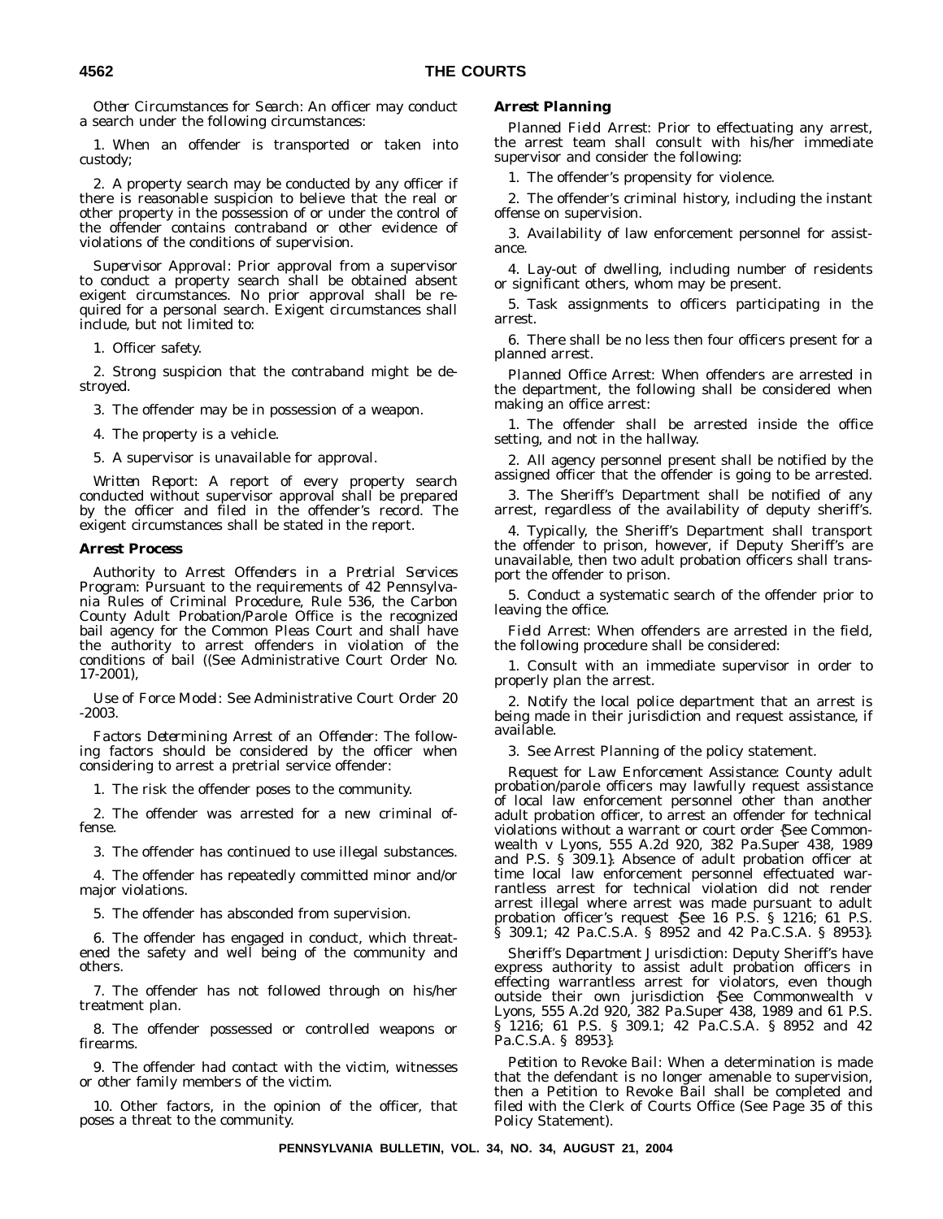*Other Circumstances for Search*: An officer may conduct a search under the following circumstances:

1. When an offender is transported or taken into custody;

2. A property search may be conducted by any officer if there is reasonable suspicion to believe that the real or other property in the possession of or under the control of the offender contains contraband or other evidence of violations of the conditions of supervision.

*Supervisor Approval*: Prior approval from a supervisor to conduct a property search shall be obtained absent exigent circumstances. No prior approval shall be required for a personal search. Exigent circumstances shall include, but not limited to:

1. Officer safety.

2. Strong suspicion that the contraband might be destroyed.

3. The offender may be in possession of a weapon.

4. The property is a vehicle.

5. A supervisor is unavailable for approval.

*Written Report*: A report of every property search conducted without supervisor approval shall be prepared by the officer and filed in the offender's record. The exigent circumstances shall be stated in the report.

**Arrest Process**

*Authority to Arrest Offenders in a Pretrial Services Program*: Pursuant to the requirements of 42 Pennsylvania Rules of Criminal Procedure, Rule 536, the Carbon County Adult Probation/Parole Office is the recognized bail agency for the Common Pleas Court and shall have the authority to arrest offenders in violation of the conditions of bail ((See Administrative Court Order No. 17-2001),

*Use of Force Model*: See Administrative Court Order 20 -2003.

*Factors Determining Arrest of an Offender*: The following factors should be considered by the officer when considering to arrest a pretrial service offender:

1. The risk the offender poses to the community.

2. The offender was arrested for a new criminal offense.

3. The offender has continued to use illegal substances.

4. The offender has repeatedly committed minor and/or major violations.

5. The offender has absconded from supervision.

6. The offender has engaged in conduct, which threatened the safety and well being of the community and others.

7. The offender has not followed through on his/her treatment plan.

8. The offender possessed or controlled weapons or firearms.

9. The offender had contact with the victim, witnesses or other family members of the victim.

10. Other factors, in the opinion of the officer, that poses a threat to the community.

**Arrest Planning**

*Planned Field Arrest*: Prior to effectuating any arrest, the arrest team shall consult with his/her immediate supervisor and consider the following:

1. The offender's propensity for violence.

2. The offender's criminal history, including the instant offense on supervision.

3. Availability of law enforcement personnel for assistance.

4. Lay-out of dwelling, including number of residents or significant others, whom may be present.

5. Task assignments to officers participating in the arrest.

6. There shall be no less then four officers present for a planned arrest.

*Planned Office Arrest*: When offenders are arrested in the department, the following shall be considered when making an office arrest:

1. The offender shall be arrested inside the office setting, and not in the hallway.

2. All agency personnel present shall be notified by the assigned officer that the offender is going to be arrested.

3. The Sheriff's Department shall be notified of any arrest, regardless of the availability of deputy sheriff's.

4. Typically, the Sheriff's Department shall transport the offender to prison, however, if Deputy Sheriff's are unavailable, then two adult probation officers shall transport the offender to prison.

5. Conduct a systematic search of the offender prior to leaving the office.

*Field Arrest*: When offenders are arrested in the field, the following procedure shall be considered:

1. Consult with an immediate supervisor in order to properly plan the arrest.

2. Notify the local police department that an arrest is being made in their jurisdiction and request assistance, if available.

3. See Arrest Planning of the policy statement.

*Request for Law Enforcement Assistance*: County adult probation/parole officers may lawfully request assistance of local law enforcement personnel other than another adult probation officer, to arrest an offender for technical violations without a warrant or court order {See Commonwealth v Lyons, 555 A.2d 920, 382 Pa.Super 438, 1989 and P.S. § 309.1}. Absence of adult probation officer at time local law enforcement personnel effectuated warrantless arrest for technical violation did not render arrest illegal where arrest was made pursuant to adult probation officer's request {See 16 P.S. § 1216; 61 P.S. § 309.1; 42 Pa.C.S.A. § 8952 and 42 Pa.C.S.A. § 8953}.

*Sheriff's Department Jurisdiction*: Deputy Sheriff's have express authority to assist adult probation officers in effecting warrantless arrest for violators, even though outside their own jurisdiction {See Commonwealth v Lyons, 555 A.2d 920, 382 Pa.Super 438, 1989 and 61 P.S. § 1216; 61 P.S. § 309.1; 42 Pa.C.S.A. § 8952 and 42 Pa.C.S.A. § 8953}.

*Petition to Revoke Bail*: When a determination is made that the defendant is no longer amenable to supervision, then a Petition to Revoke Bail shall be completed and filed with the Clerk of Courts Office (See Page 35 of this Policy Statement).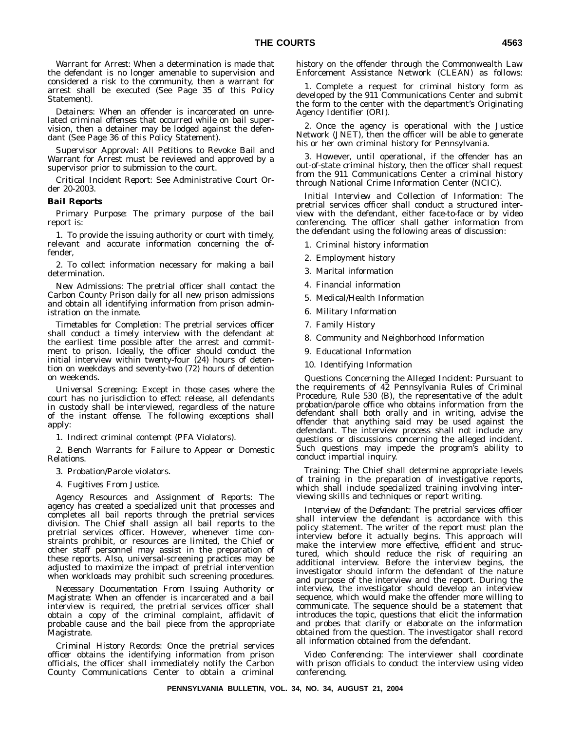*Warrant for Arrest*: When a determination is made that the defendant is no longer amenable to supervision and considered a risk to the community, then a warrant for arrest shall be executed (See Page 35 of this Policy Statement).

*Detainers*: When an offender is incarcerated on unrelated criminal offenses that occurred while on bail supervision, then a detainer may be lodged against the defendant (See Page 36 of this Policy Statement).

*Supervisor Approval*: All Petitions to Revoke Bail and Warrant for Arrest must be reviewed and approved by a supervisor prior to submission to the court.

*Critical Incident Report*: See Administrative Court Order 20-2003.

***Bail Reports***

*Primary Purpose*: The primary purpose of the bail report is:

1. To provide the issuing authority or court with timely, relevant and accurate information concerning the offender,

2. To collect information necessary for making a bail determination.

*New Admissions*: The pretrial officer shall contact the Carbon County Prison daily for all new prison admissions and obtain all identifying information from prison administration on the inmate.

*Timetables for Completion*: The pretrial services officer shall conduct a timely interview with the defendant at the earliest time possible after the arrest and commitment to prison. Ideally, the officer should conduct the initial interview within twenty-four (24) hours of detention on weekdays and seventy-two (72) hours of detention on weekends.

*Universal Screening*: Except in those cases where the court has no jurisdiction to effect release, all defendants in custody shall be interviewed, regardless of the nature of the instant offense. The following exceptions shall apply:

1. Indirect criminal contempt (PFA Violators).

2. Bench Warrants for Failure to Appear or Domestic Relations.

3. Probation/Parole violators.

4. Fugitives From Justice.

*Agency Resources and Assignment of Reports*: The agency has created a specialized unit that processes and completes all bail reports through the pretrial services division. The Chief shall assign all bail reports to the pretrial services officer. However, whenever time constraints prohibit, or resources are limited, the Chief or other staff personnel may assist in the preparation of these reports. Also, universal-screening practices may be adjusted to maximize the impact of pretrial intervention when workloads may prohibit such screening procedures.

*Necessary Documentation From Issuing Authority or Magistrate*: When an offender is incarcerated and a bail interview is required, the pretrial services officer shall obtain a copy of the criminal complaint, affidavit of probable cause and the bail piece from the appropriate Magistrate.

*Criminal History Records*: Once the pretrial services officer obtains the identifying information from prison officials, the officer shall immediately notify the Carbon County Communications Center to obtain a criminal history on the offender through the Commonwealth Law Enforcement Assistance Network (CLEAN) as follows:

1. Complete a request for criminal history form as developed by the 911 Communications Center and submit the form to the center with the department's Originating Agency Identifier (ORI).

2. Once the agency is operational with the Justice Network (JNET), then the officer will be able to generate his or her own criminal history for Pennsylvania.

3. However, until operational, if the offender has an out-of-state criminal history, then the officer shall request from the 911 Communications Center a criminal history through National Crime Information Center (NCIC).

*Initial Interview and Collection of Information*: The pretrial services officer shall conduct a structured interview with the defendant, either face-to-face or by video conferencing. The officer shall gather information from the defendant using the following areas of discussion:

1. Criminal history information

2. Employment history

3. Marital information

4. Financial information

5. Medical/Health Information

6. Military Information

7. Family History

8. Community and Neighborhood Information

9. Educational Information

10. Identifying Information

*Questions Concerning the Alleged Incident*: Pursuant to the requirements of 42 Pennsylvania Rules of Criminal Procedure, Rule 530 (B), the representative of the adult probation/parole office who obtains information from the defendant shall both orally and in writing, advise the offender that anything said may be used against the defendant. The interview process shall not include any questions or discussions concerning the alleged incident. Such questions may impede the program's ability to conduct impartial inquiry.

*Training*: The Chief shall determine appropriate levels of training in the preparation of investigative reports, which shall include specialized training involving interviewing skills and techniques or report writing.

*Interview of the Defendant*: The pretrial services officer shall interview the defendant is accordance with this policy statement. The writer of the report must plan the interview before it actually begins. This approach will make the interview more effective, efficient and structured, which should reduce the risk of requiring an additional interview. Before the interview begins, the investigator should inform the defendant of the nature and purpose of the interview and the report. During the interview, the investigator should develop an interview sequence, which would make the offender more willing to communicate. The sequence should be a statement that introduces the topic, questions that elicit the information and probes that clarify or elaborate on the information obtained from the question. The investigator shall record all information obtained from the defendant.

*Video Conferencing*: The interviewer shall coordinate with prison officials to conduct the interview using video conferencing.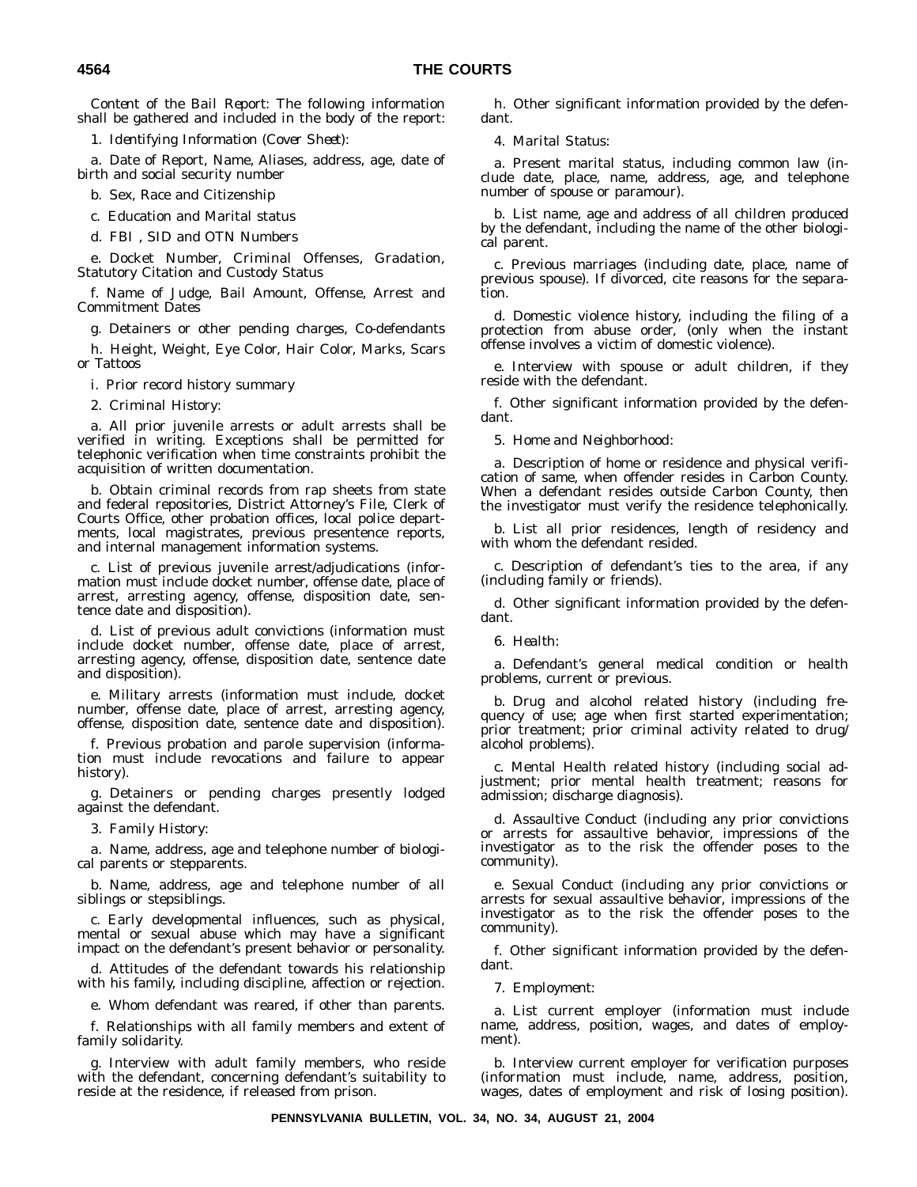*Content of the Bail Report:* The following information shall be gathered and included in the body of the report:

1. *Identifying Information (Cover Sheet):*

a. Date of Report, Name, Aliases, address, age, date of birth and social security number

b. Sex, Race and Citizenship

c. Education and Marital status

d. FBI , SID and OTN Numbers

e. Docket Number, Criminal Offenses, Gradation, Statutory Citation and Custody Status

f. Name of Judge, Bail Amount, Offense, Arrest and Commitment Dates

g. Detainers or other pending charges, Co-defendants

h. Height, Weight, Eye Color, Hair Color, Marks, Scars or Tattoos

i. Prior record history summary

2. *Criminal History:*

a. All prior juvenile arrests or adult arrests shall be verified in writing. Exceptions shall be permitted for telephonic verification when time constraints prohibit the acquisition of written documentation.

b. Obtain criminal records from rap sheets from state and federal repositories, District Attorney's File, Clerk of Courts Office, other probation offices, local police departments, local magistrates, previous presentence reports, and internal management information systems.

c. List of previous juvenile arrest/adjudications (information must include docket number, offense date, place of arrest, arresting agency, offense, disposition date, sentence date and disposition).

d. List of previous adult convictions (information must include docket number, offense date, place of arrest, arresting agency, offense, disposition date, sentence date and disposition).

e. Military arrests (information must include, docket number, offense date, place of arrest, arresting agency, offense, disposition date, sentence date and disposition).

f. Previous probation and parole supervision (information must include revocations and failure to appear history).

g. Detainers or pending charges presently lodged against the defendant.

3. *Family History:*

a. Name, address, age and telephone number of biological parents or stepparents.

b. Name, address, age and telephone number of all siblings or stepsiblings.

c. Early developmental influences, such as physical, mental or sexual abuse which may have a significant impact on the defendant's present behavior or personality.

d. Attitudes of the defendant towards his relationship with his family, including discipline, affection or rejection.

e. Whom defendant was reared, if other than parents.

f. Relationships with all family members and extent of family solidarity.

g. Interview with adult family members, who reside with the defendant, concerning defendant's suitability to reside at the residence, if released from prison.

h. Other significant information provided by the defendant.

4. *Marital Status:*

a. Present marital status, including common law (include date, place, name, address, age, and telephone number of spouse or paramour).

b. List name, age and address of all children produced by the defendant, including the name of the other biological parent.

c. Previous marriages (including date, place, name of previous spouse). If divorced, cite reasons for the separation.

d. Domestic violence history, including the filing of a protection from abuse order, (only when the instant offense involves a victim of domestic violence).

e. Interview with spouse or adult children, if they reside with the defendant.

f. Other significant information provided by the defendant.

5. *Home and Neighborhood:*

a. Description of home or residence and physical verification of same, when offender resides in Carbon County. When a defendant resides outside Carbon County, then the investigator must verify the residence telephonically.

b. List all prior residences, length of residency and with whom the defendant resided.

c. Description of defendant's ties to the area, if any (including family or friends).

d. Other significant information provided by the defendant.

6. *Health:*

a. Defendant's general medical condition or health problems, current or previous.

b. Drug and alcohol related history (including frequency of use; age when first started experimentation; prior treatment; prior criminal activity related to drug/alcohol problems).

c. Mental Health related history (including social adjustment; prior mental health treatment; reasons for admission; discharge diagnosis).

d. Assaultive Conduct (including any prior convictions or arrests for assaultive behavior, impressions of the investigator as to the risk the offender poses to the community).

e. Sexual Conduct (including any prior convictions or arrests for sexual assaultive behavior, impressions of the investigator as to the risk the offender poses to the community).

f. Other significant information provided by the defendant.

7. *Employment:*

a. List current employer (information must include name, address, position, wages, and dates of employment).

b. Interview current employer for verification purposes (information must include, name, address, position, wages, dates of employment and risk of losing position).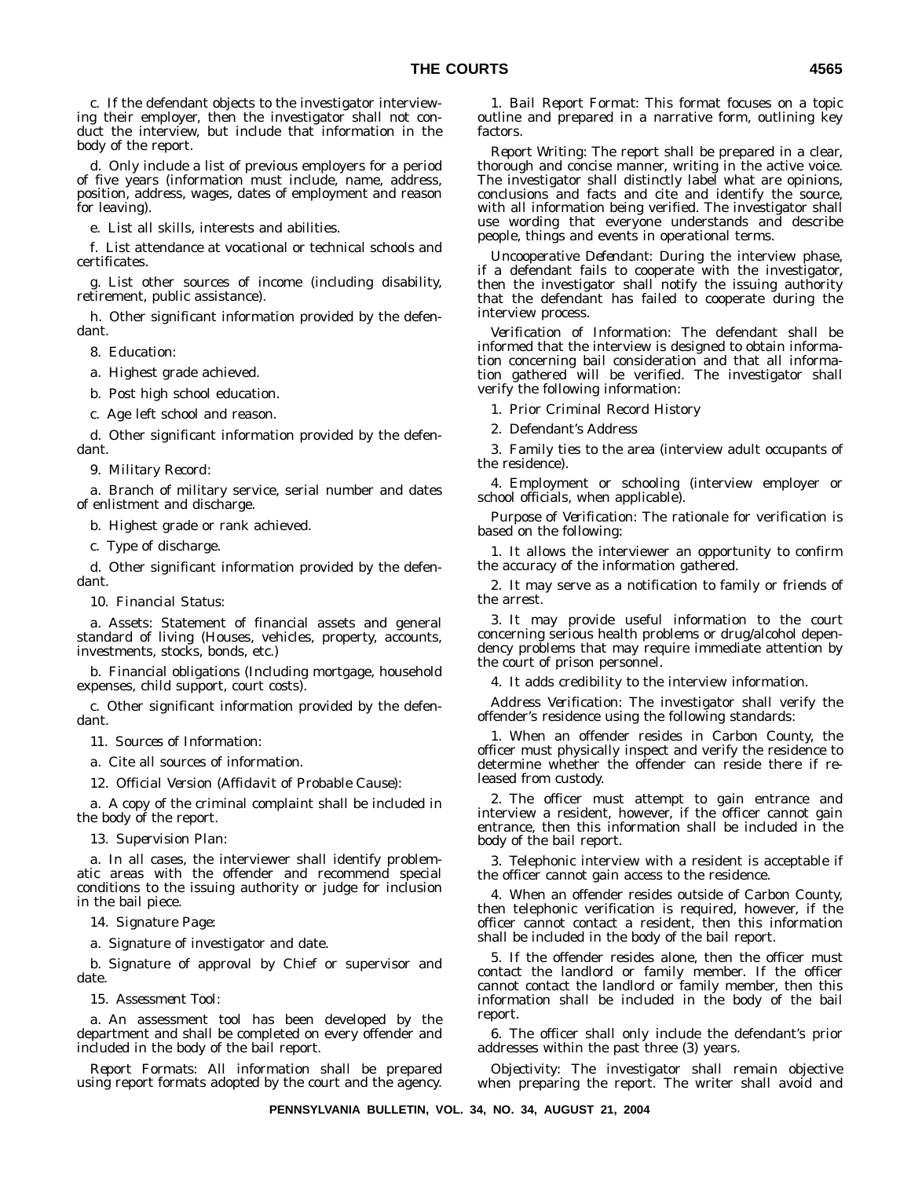c. If the defendant objects to the investigator interviewing their employer, then the investigator shall not conduct the interview, but include that information in the body of the report.

d. Only include a list of previous employers for a period of five years (information must include, name, address, position, address, wages, dates of employment and reason for leaving).

e. List all skills, interests and abilities.

f. List attendance at vocational or technical schools and certificates.

g. List other sources of income (including disability, retirement, public assistance).

h. Other significant information provided by the defendant.

8. *Education*:

a. Highest grade achieved.

b. Post high school education.

c. Age left school and reason.

d. Other significant information provided by the defendant.

9. *Military Record*:

a. Branch of military service, serial number and dates of enlistment and discharge.

b. Highest grade or rank achieved.

c. Type of discharge.

d. Other significant information provided by the defendant.

10. *Financial Status*:

a. Assets: Statement of financial assets and general standard of living (Houses, vehicles, property, accounts, investments, stocks, bonds, etc.)

b. Financial obligations (Including mortgage, household expenses, child support, court costs).

c. Other significant information provided by the defendant.

11. *Sources of Information*:

a. Cite all sources of information.

12. *Official Version (Affidavit of Probable Cause)*:

a. A copy of the criminal complaint shall be included in the body of the report.

13. *Supervision Plan*:

a. In all cases, the interviewer shall identify problematic areas with the offender and recommend special conditions to the issuing authority or judge for inclusion in the bail piece.

14. *Signature Page*:

a. Signature of investigator and date.

b. Signature of approval by Chief or supervisor and date.

15. *Assessment Tool*:

a. An assessment tool has been developed by the department and shall be completed on every offender and included in the body of the bail report.

*Report Formats*: All information shall be prepared using report formats adopted by the court and the agency.

1. *Bail Report Format*: This format focuses on a topic outline and prepared in a narrative form, outlining key factors.

*Report Writing*: The report shall be prepared in a clear, thorough and concise manner, writing in the active voice. The investigator shall distinctly label what are opinions, conclusions and facts and cite and identify the source, with all information being verified. The investigator shall use wording that everyone understands and describe people, things and events in operational terms.

*Uncooperative Defendant*: During the interview phase, if a defendant fails to cooperate with the investigator, then the investigator shall notify the issuing authority that the defendant has failed to cooperate during the interview process.

*Verification of Information*: The defendant shall be informed that the interview is designed to obtain information concerning bail consideration and that all information gathered will be verified. The investigator shall verify the following information:

1. Prior Criminal Record History

2. Defendant's Address

3. Family ties to the area (interview adult occupants of the residence).

4. Employment or schooling (interview employer or school officials, when applicable).

*Purpose of Verification*: The rationale for verification is based on the following:

1. It allows the interviewer an opportunity to confirm the accuracy of the information gathered.

2. It may serve as a notification to family or friends of the arrest.

3. It may provide useful information to the court concerning serious health problems or drug/alcohol dependency problems that may require immediate attention by the court of prison personnel.

4. It adds credibility to the interview information.

*Address Verification*: The investigator shall verify the offender's residence using the following standards:

1. When an offender resides in Carbon County, the officer must physically inspect and verify the residence to determine whether the offender can reside there if released from custody.

2. The officer must attempt to gain entrance and interview a resident, however, if the officer cannot gain entrance, then this information shall be included in the body of the bail report.

3. Telephonic interview with a resident is acceptable if the officer cannot gain access to the residence.

4. When an offender resides outside of Carbon County, then telephonic verification is required, however, if the officer cannot contact a resident, then this information shall be included in the body of the bail report.

5. If the offender resides alone, then the officer must contact the landlord or family member. If the officer cannot contact the landlord or family member, then this information shall be included in the body of the bail report.

6. The officer shall only include the defendant's prior addresses within the past three (3) years.

*Objectivity*: The investigator shall remain objective when preparing the report. The writer shall avoid and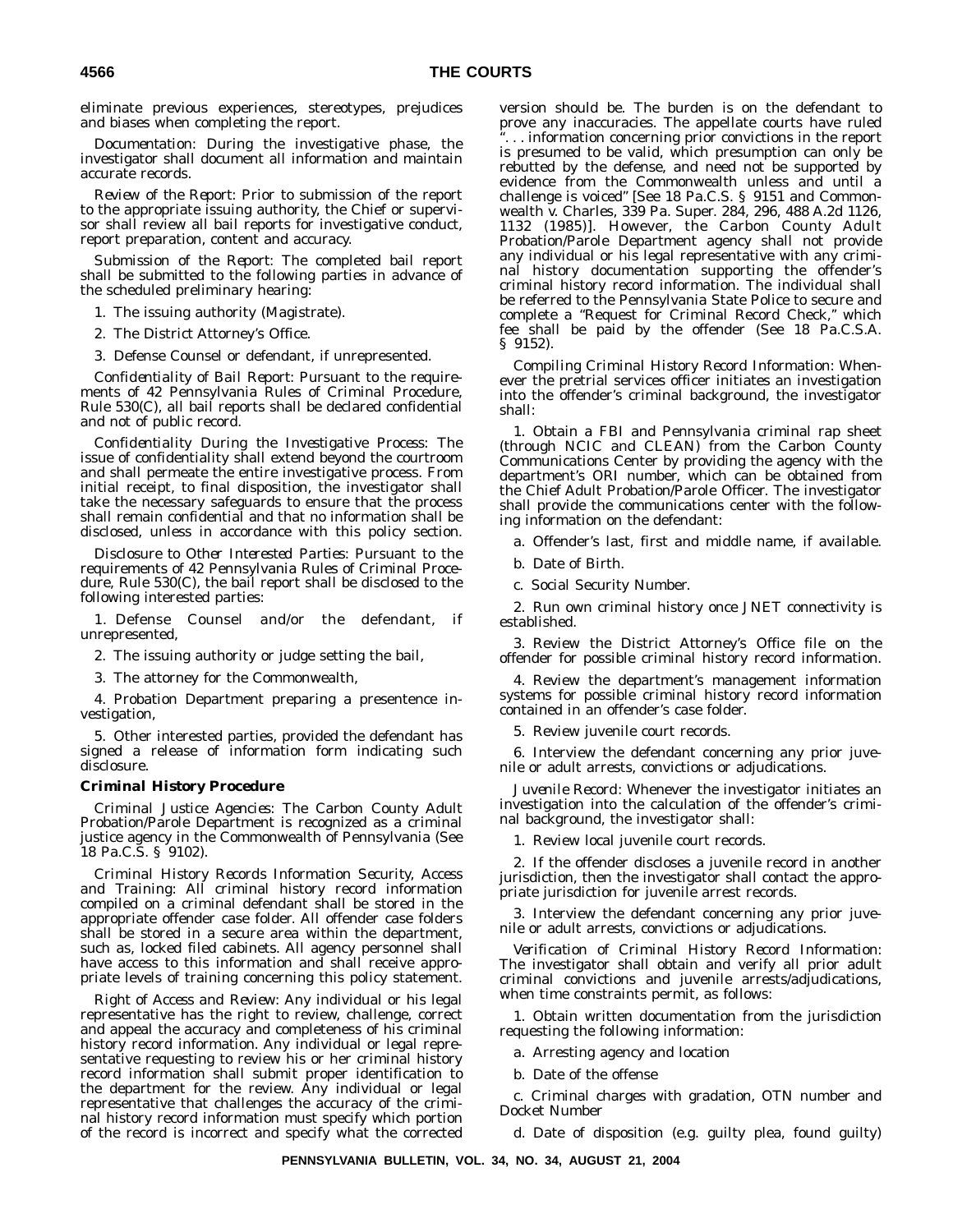eliminate previous experiences, stereotypes, prejudices and biases when completing the report.

*Documentation*: During the investigative phase, the investigator shall document all information and maintain accurate records.

*Review of the Report*: Prior to submission of the report to the appropriate issuing authority, the Chief or supervisor shall review all bail reports for investigative conduct, report preparation, content and accuracy.

*Submission of the Report*: The completed bail report shall be submitted to the following parties in advance of the scheduled preliminary hearing:

1. The issuing authority (Magistrate).

2. The District Attorney's Office.

3. Defense Counsel or defendant, if unrepresented.

*Confidentiality of Bail Report*: Pursuant to the requirements of 42 Pennsylvania Rules of Criminal Procedure, Rule 530(C), all bail reports shall be declared confidential and not of public record.

*Confidentiality During the Investigative Process*: The issue of confidentiality shall extend beyond the courtroom and shall permeate the entire investigative process. From initial receipt, to final disposition, the investigator shall take the necessary safeguards to ensure that the process shall remain confidential and that no information shall be disclosed, unless in accordance with this policy section.

*Disclosure to Other Interested Parties*: Pursuant to the requirements of 42 Pennsylvania Rules of Criminal Procedure, Rule 530(C), the bail report shall be disclosed to the following interested parties:

1. Defense Counsel and/or the defendant, if unrepresented,

2. The issuing authority or judge setting the bail,

3. The attorney for the Commonwealth,

4. Probation Department preparing a presentence investigation,

5. Other interested parties, provided the defendant has signed a release of information form indicating such disclosure.

**Criminal History Procedure**

*Criminal Justice Agencies*: The Carbon County Adult Probation/Parole Department is recognized as a criminal justice agency in the Commonwealth of Pennsylvania (See 18 Pa.C.S. § 9102).

*Criminal History Records Information Security, Access and Training*: All criminal history record information compiled on a criminal defendant shall be stored in the appropriate offender case folder. All offender case folders shall be stored in a secure area within the department, such as, locked filed cabinets. All agency personnel shall have access to this information and shall receive appropriate levels of training concerning this policy statement.

*Right of Access and Review*: Any individual or his legal representative has the right to review, challenge, correct and appeal the accuracy and completeness of his criminal history record information. Any individual or legal representative requesting to review his or her criminal history record information shall submit proper identification to the department for the review. Any individual or legal representative that challenges the accuracy of the criminal history record information must specify which portion of the record is incorrect and specify what the corrected version should be. The burden is on the defendant to prove any inaccuracies. The appellate courts have ruled ". . . information concerning prior convictions in the report is presumed to be valid, which presumption can only be rebutted by the defense, and need not be supported by evidence from the Commonwealth unless and until a challenge is voiced" [See 18 Pa.C.S. § 9151 and Commonwealth v. Charles, 339 Pa. Super. 284, 296, 488 A.2d 1126, 1132 (1985)]. However, the Carbon County Adult Probation/Parole Department agency shall not provide any individual or his legal representative with any criminal history documentation supporting the offender's criminal history record information. The individual shall be referred to the Pennsylvania State Police to secure and complete a "Request for Criminal Record Check," which fee shall be paid by the offender (See 18 Pa.C.S.A. § 9152).

*Compiling Criminal History Record Information*: Whenever the pretrial services officer initiates an investigation into the offender's criminal background, the investigator shall:

1. Obtain a FBI and Pennsylvania criminal rap sheet (through NCIC and CLEAN) from the Carbon County Communications Center by providing the agency with the department's ORI number, which can be obtained from the Chief Adult Probation/Parole Officer. The investigator shall provide the communications center with the following information on the defendant:

a. Offender's last, first and middle name, if available.

b. Date of Birth.

c. Social Security Number.

2. Run own criminal history once JNET connectivity is established.

3. Review the District Attorney's Office file on the offender for possible criminal history record information.

4. Review the department's management information systems for possible criminal history record information contained in an offender's case folder.

5. Review juvenile court records.

6. Interview the defendant concerning any prior juvenile or adult arrests, convictions or adjudications.

*Juvenile Record*: Whenever the investigator initiates an investigation into the calculation of the offender's criminal background, the investigator shall:

1. Review local juvenile court records.

2. If the offender discloses a juvenile record in another jurisdiction, then the investigator shall contact the appropriate jurisdiction for juvenile arrest records.

3. Interview the defendant concerning any prior juvenile or adult arrests, convictions or adjudications.

*Verification of Criminal History Record Information*: The investigator shall obtain and verify all prior adult criminal convictions and juvenile arrests/adjudications, when time constraints permit, as follows:

1. Obtain written documentation from the jurisdiction requesting the following information:

a. Arresting agency and location

b. Date of the offense

c. Criminal charges with gradation, OTN number and Docket Number

d. Date of disposition (e.g. guilty plea, found guilty)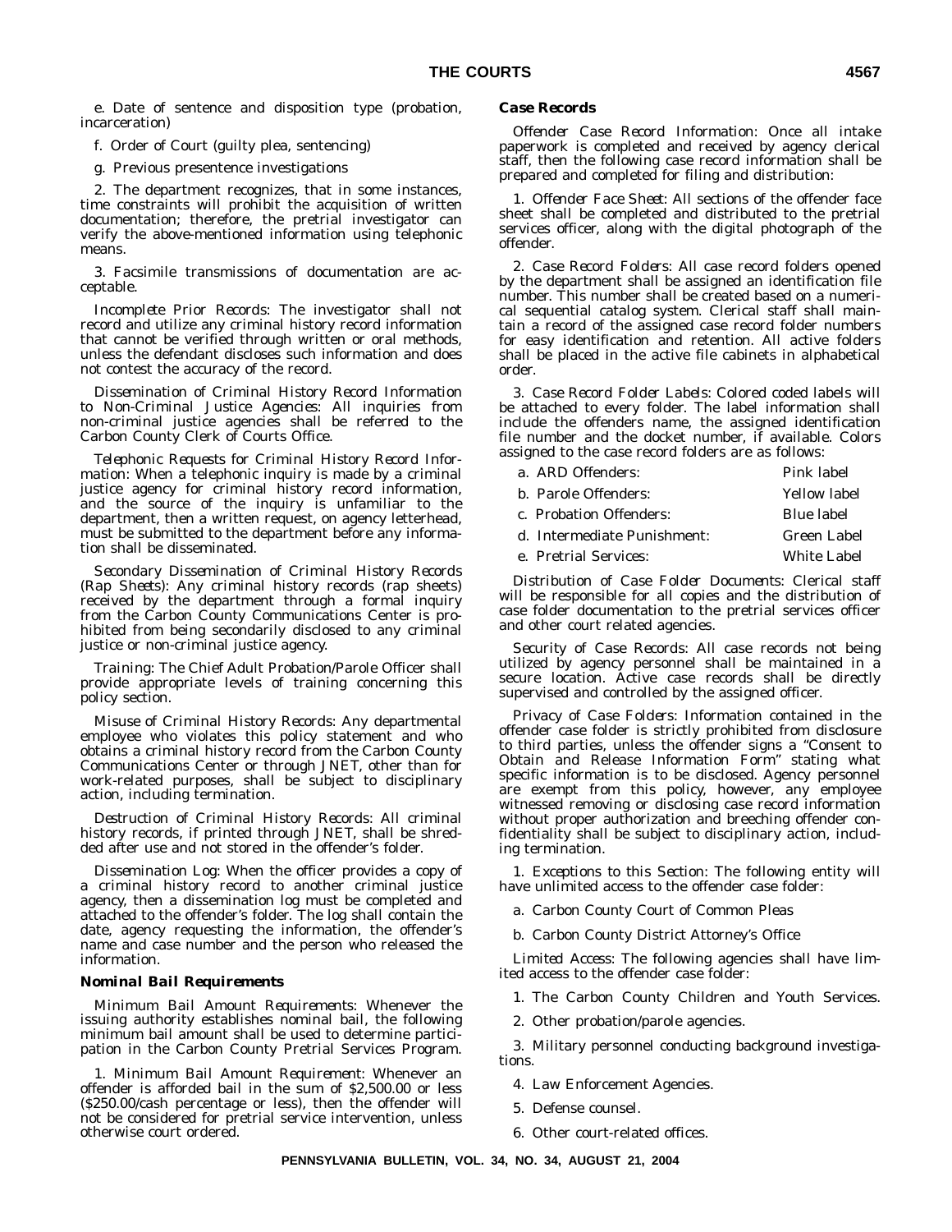e. Date of sentence and disposition type (probation, incarceration)

f. Order of Court (guilty plea, sentencing)

g. Previous presentence investigations

2. The department recognizes, that in some instances, time constraints will prohibit the acquisition of written documentation; therefore, the pretrial investigator can verify the above-mentioned information using telephonic means.

3. Facsimile transmissions of documentation are acceptable.

*Incomplete Prior Records:* The investigator shall not record and utilize any criminal history record information that cannot be verified through written or oral methods, unless the defendant discloses such information and does not contest the accuracy of the record.

*Dissemination of Criminal History Record Information to Non-Criminal Justice Agencies:* All inquiries from non-criminal justice agencies shall be referred to the Carbon County Clerk of Courts Office.

*Telephonic Requests for Criminal History Record Information:* When a telephonic inquiry is made by a criminal justice agency for criminal history record information, and the source of the inquiry is unfamiliar to the department, then a written request, on agency letterhead, must be submitted to the department before any information shall be disseminated.

*Secondary Dissemination of Criminal History Records (Rap Sheets):* Any criminal history records (rap sheets) received by the department through a formal inquiry from the Carbon County Communications Center is prohibited from being secondarily disclosed to any criminal justice or non-criminal justice agency.

*Training:* The Chief Adult Probation/Parole Officer shall provide appropriate levels of training concerning this policy section.

*Misuse of Criminal History Records:* Any departmental employee who violates this policy statement and who obtains a criminal history record from the Carbon County Communications Center or through JNET, other than for work-related purposes, shall be subject to disciplinary action, including termination.

*Destruction of Criminal History Records:* All criminal history records, if printed through JNET, shall be shredded after use and not stored in the offender's folder.

*Dissemination Log:* When the officer provides a copy of a criminal history record to another criminal justice agency, then a dissemination log must be completed and attached to the offender's folder. The log shall contain the date, agency requesting the information, the offender's name and case number and the person who released the information.

***Nominal Bail Requirements***

*Minimum Bail Amount Requirements:* Whenever the issuing authority establishes nominal bail, the following minimum bail amount shall be used to determine participation in the Carbon County Pretrial Services Program.

1. *Minimum Bail Amount Requirement:* Whenever an offender is afforded bail in the sum of $2,500.00 or less ($250.00/cash percentage or less), then the offender will not be considered for pretrial service intervention, unless otherwise court ordered.

***Case Records***

*Offender Case Record Information:* Once all intake paperwork is completed and received by agency clerical staff, then the following case record information shall be prepared and completed for filing and distribution:

1. *Offender Face Sheet:* All sections of the offender face sheet shall be completed and distributed to the pretrial services officer, along with the digital photograph of the offender.

2. *Case Record Folders:* All case record folders opened by the department shall be assigned an identification file number. This number shall be created based on a numerical sequential catalog system. Clerical staff shall maintain a record of the assigned case record folder numbers for easy identification and retention. All active folders shall be placed in the active file cabinets in alphabetical order.

3. *Case Record Folder Labels:* Colored coded labels will be attached to every folder. The label information shall include the offenders name, the assigned identification file number and the docket number, if available. Colors assigned to the case record folders are as follows:

| | |
|---|---|
| a. ARD Offenders: | Pink label |
| b. Parole Offenders: | Yellow label |
| c. Probation Offenders: | Blue label |
| d. Intermediate Punishment: | Green Label |
| e. Pretrial Services: | White Label |

*Distribution of Case Folder Documents:* Clerical staff will be responsible for all copies and the distribution of case folder documentation to the pretrial services officer and other court related agencies.

*Security of Case Records:* All case records not being utilized by agency personnel shall be maintained in a secure location. Active case records shall be directly supervised and controlled by the assigned officer.

*Privacy of Case Folders:* Information contained in the offender case folder is strictly prohibited from disclosure to third parties, unless the offender signs a "Consent to Obtain and Release Information Form" stating what specific information is to be disclosed. Agency personnel are exempt from this policy, however, any employee witnessed removing or disclosing case record information without proper authorization and breeching offender confidentiality shall be subject to disciplinary action, including termination.

1. *Exceptions to this Section:* The following entity will have unlimited access to the offender case folder:

a. Carbon County Court of Common Pleas

b. Carbon County District Attorney's Office

*Limited Access:* The following agencies shall have limited access to the offender case folder:

1. The Carbon County Children and Youth Services.

2. Other probation/parole agencies.

3. Military personnel conducting background investigations.

4. Law Enforcement Agencies.

5. Defense counsel.

6. Other court-related offices.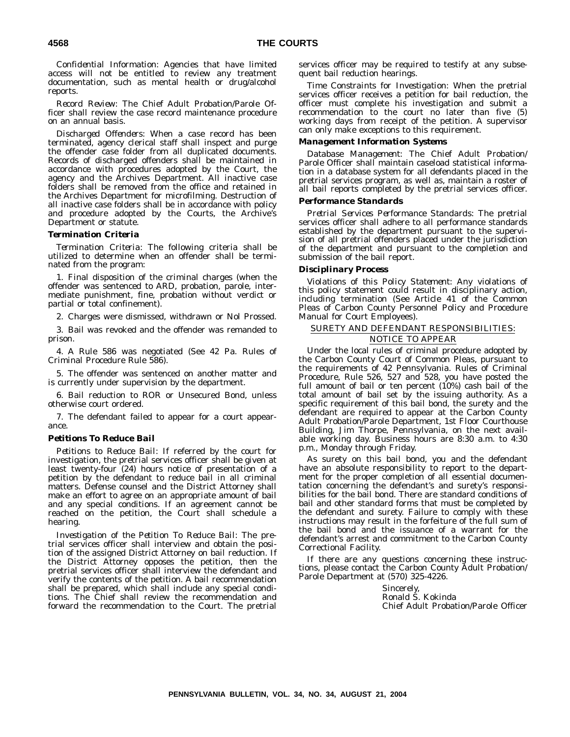*Confidential Information*: Agencies that have limited access will not be entitled to review any treatment documentation, such as mental health or drug/alcohol reports.

*Record Review*: The Chief Adult Probation/Parole Officer shall review the case record maintenance procedure on an annual basis.

*Discharged Offenders*: When a case record has been terminated, agency clerical staff shall inspect and purge the offender case folder from all duplicated documents. Records of discharged offenders shall be maintained in accordance with procedures adopted by the Court, the agency and the Archives Department. All inactive case folders shall be removed from the office and retained in the Archives Department for microfilming. Destruction of all inactive case folders shall be in accordance with policy and procedure adopted by the Courts, the Archive's Department or statute.

***Termination Criteria***

*Termination Criteria*: The following criteria shall be utilized to determine when an offender shall be terminated from the program:

1. Final disposition of the criminal charges (when the offender was sentenced to ARD, probation, parole, intermediate punishment, fine, probation without verdict or partial or total confinement).

2. Charges were dismissed, withdrawn or Nol Prossed.

3. Bail was revoked and the offender was remanded to prison.

4. A Rule 586 was negotiated (See 42 Pa. Rules of Criminal Procedure Rule 586).

5. The offender was sentenced on another matter and is currently under supervision by the department.

6. Bail reduction to ROR or Unsecured Bond, unless otherwise court ordered.

7. The defendant failed to appear for a court appearance.

***Petitions To Reduce Bail***

*Petitions to Reduce Bail*: If referred by the court for investigation, the pretrial services officer shall be given at least twenty-four (24) hours notice of presentation of a petition by the defendant to reduce bail in all criminal matters. Defense counsel and the District Attorney shall make an effort to agree on an appropriate amount of bail and any special conditions. If an agreement cannot be reached on the petition, the Court shall schedule a hearing.

*Investigation of the Petition To Reduce Bail*: The pretrial services officer shall interview and obtain the position of the assigned District Attorney on bail reduction. If the District Attorney opposes the petition, then the pretrial services officer shall interview the defendant and verify the contents of the petition. A bail recommendation shall be prepared, which shall include any special conditions. The Chief shall review the recommendation and forward the recommendation to the Court. The pretrial services officer may be required to testify at any subsequent bail reduction hearings.

*Time Constraints for Investigation*: When the pretrial services officer receives a petition for bail reduction, the officer must complete his investigation and submit a recommendation to the court no later than five (5) working days from receipt of the petition. A supervisor can only make exceptions to this requirement.

***Management Information Systems***

*Database Management*: The Chief Adult Probation/Parole Officer shall maintain caseload statistical information in a database system for all defendants placed in the pretrial services program, as well as, maintain a roster of all bail reports completed by the pretrial services officer.

***Performance Standards***

*Pretrial Services Performance Standards*: The pretrial services officer shall adhere to all performance standards established by the department pursuant to the supervision of all pretrial offenders placed under the jurisdiction of the department and pursuant to the completion and submission of the bail report.

***Disciplinary Process***

*Violations of this Policy Statement*: Any violations of this policy statement could result in disciplinary action, including termination (See Article 41 of the Common Pleas of Carbon County Personnel Policy and Procedure Manual for Court Employees).

SURETY AND DEFENDANT RESPONSIBILITIES:
NOTICE TO APPEAR

Under the local rules of criminal procedure adopted by the Carbon County Court of Common Pleas, pursuant to the requirements of 42 Pennsylvania. Rules of Criminal Procedure, Rule 526, 527 and 528, you have posted the full amount of bail or ten percent (10%) cash bail of the total amount of bail set by the issuing authority. As a specific requirement of this bail bond, the surety and the defendant are required to appear at the Carbon County Adult Probation/Parole Department, 1st Floor Courthouse Building, Jim Thorpe, Pennsylvania, on the next available working day. Business hours are 8:30 a.m. to 4:30 p.m., Monday through Friday.

As surety on this bail bond, you and the defendant have an absolute responsibility to report to the department for the proper completion of all essential documentation concerning the defendant's and surety's responsibilities for the bail bond. There are standard conditions of bail and other standard forms that must be completed by the defendant and surety. Failure to comply with these instructions may result in the forfeiture of the full sum of the bail bond and the issuance of a warrant for the defendant's arrest and commitment to the Carbon County Correctional Facility.

If there are any questions concerning these instructions, please contact the Carbon County Adult Probation/Parole Department at (570) 325-4226.

Sincerely,
Ronald S. Kokinda
Chief Adult Probation/Parole Officer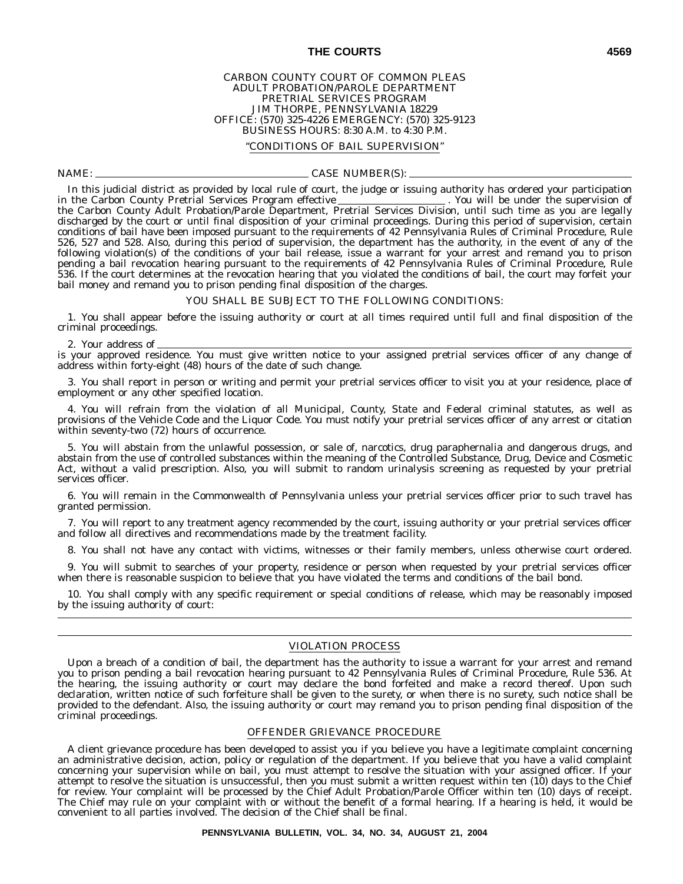CARBON COUNTY COURT OF COMMON PLEAS
ADULT PROBATION/PAROLE DEPARTMENT
PRETRIAL SERVICES PROGRAM
JIM THORPE, PENNSYLVANIA 18229
OFFICE: (570) 325-4226 EMERGENCY: (570) 325-9123
BUSINESS HOURS: 8:30 A.M. to 4:30 P.M.

"CONDITIONS OF BAIL SUPERVISION"

NAME: ________________________ CASE NUMBER(S): ________________________

In this judicial district as provided by local rule of court, the judge or issuing authority has ordered your participation in the Carbon County Pretrial Services Program effective ______________ . You will be under the supervision of the Carbon County Adult Probation/Parole Department, Pretrial Services Division, until such time as you are legally discharged by the court or until final disposition of your criminal proceedings. During this period of supervision, certain conditions of bail have been imposed pursuant to the requirements of 42 Pennsylvania Rules of Criminal Procedure, Rule 526, 527 and 528. Also, during this period of supervision, the department has the authority, in the event of any of the following violation(s) of the conditions of your bail release, issue a warrant for your arrest and remand you to prison pending a bail revocation hearing pursuant to the requirements of 42 Pennsylvania Rules of Criminal Procedure, Rule 536. If the court determines at the revocation hearing that you violated the conditions of bail, the court may forfeit your bail money and remand you to prison pending final disposition of the charges.

YOU SHALL BE SUBJECT TO THE FOLLOWING CONDITIONS:

1. You shall appear before the issuing authority or court at all times required until full and final disposition of the criminal proceedings.

2. Your address of ________________________
is your approved residence. You must give written notice to your assigned pretrial services officer of any change of address within forty-eight (48) hours of the date of such change.

3. You shall report in person or writing and permit your pretrial services officer to visit you at your residence, place of employment or any other specified location.

4. You will refrain from the violation of all Municipal, County, State and Federal criminal statutes, as well as provisions of the Vehicle Code and the Liquor Code. You must notify your pretrial services officer of any arrest or citation within seventy-two (72) hours of occurrence.

5. You will abstain from the unlawful possession, or sale of, narcotics, drug paraphernalia and dangerous drugs, and abstain from the use of controlled substances within the meaning of the Controlled Substance, Drug, Device and Cosmetic Act, without a valid prescription. Also, you will submit to random urinalysis screening as requested by your pretrial services officer.

6. You will remain in the Commonwealth of Pennsylvania unless your pretrial services officer prior to such travel has granted permission.

7. You will report to any treatment agency recommended by the court, issuing authority or your pretrial services officer and follow all directives and recommendations made by the treatment facility.

8. You shall not have any contact with victims, witnesses or their family members, unless otherwise court ordered.

9. You will submit to searches of your property, residence or person when requested by your pretrial services officer when there is reasonable suspicion to believe that you have violated the terms and conditions of the bail bond.

10. You shall comply with any specific requirement or special conditions of release, which may be reasonably imposed by the issuing authority of court:

________________________

________________________

VIOLATION PROCESS

Upon a breach of a condition of bail, the department has the authority to issue a warrant for your arrest and remand you to prison pending a bail revocation hearing pursuant to 42 Pennsylvania Rules of Criminal Procedure, Rule 536. At the hearing, the issuing authority or court may declare the bond forfeited and make a record thereof. Upon such declaration, written notice of such forfeiture shall be given to the surety, or when there is no surety, such notice shall be provided to the defendant. Also, the issuing authority or court may remand you to prison pending final disposition of the criminal proceedings.

OFFENDER GRIEVANCE PROCEDURE

A client grievance procedure has been developed to assist you if you believe you have a legitimate complaint concerning an administrative decision, action, policy or regulation of the department. If you believe that you have a valid complaint concerning your supervision while on bail, you must attempt to resolve the situation with your assigned officer. If your attempt to resolve the situation is unsuccessful, then you must submit a written request within ten (10) days to the Chief for review. Your complaint will be processed by the Chief Adult Probation/Parole Officer within ten (10) days of receipt. The Chief may rule on your complaint with or without the benefit of a formal hearing. If a hearing is held, it would be convenient to all parties involved. The decision of the Chief shall be final.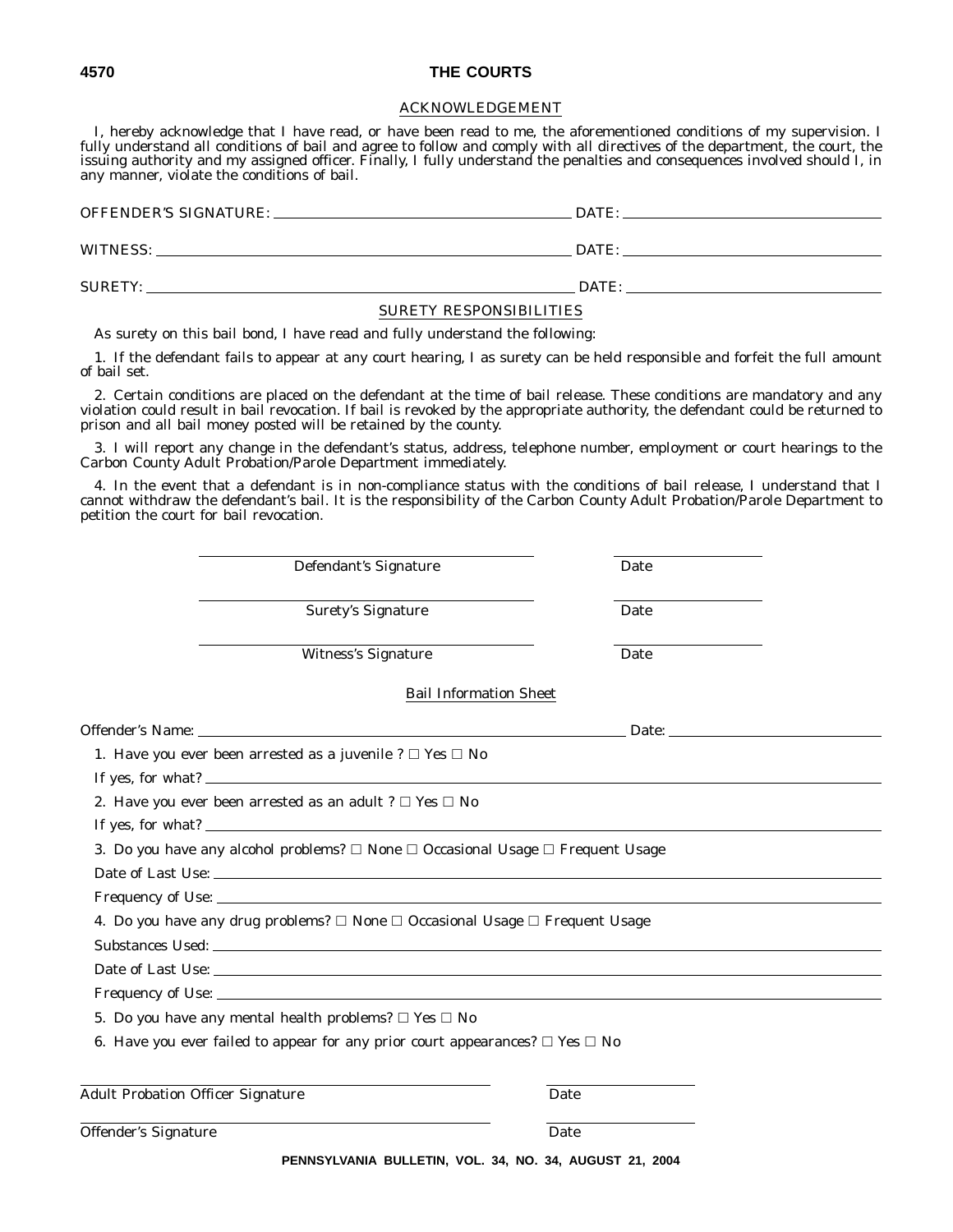## ACKNOWLEDGEMENT

I, hereby acknowledge that I have read, or have been read to me, the aforementioned conditions of my supervision. I fully understand all conditions of bail and agree to follow and comply with all directives of the department, the court, the issuing authority and my assigned officer. Finally, I fully understand the penalties and consequences involved should I, in any manner, violate the conditions of bail.

OFFENDER'S SIGNATURE: ______________________ DATE: ______________________

WITNESS: ______________________ DATE: ______________________

SURETY: ______________________ DATE: ______________________

## SURETY RESPONSIBILITIES

As surety on this bail bond, I have read and fully understand the following:

1. If the defendant fails to appear at any court hearing, I as surety can be held responsible and forfeit the full amount of bail set.

2. Certain conditions are placed on the defendant at the time of bail release. These conditions are mandatory and any violation could result in bail revocation. If bail is revoked by the appropriate authority, the defendant could be returned to prison and all bail money posted will be retained by the county.

3. I will report any change in the defendant's status, address, telephone number, employment or court hearings to the Carbon County Adult Probation/Parole Department immediately.

4. In the event that a defendant is in non-compliance status with the conditions of bail release, I understand that I cannot withdraw the defendant's bail. It is the responsibility of the Carbon County Adult Probation/Parole Department to petition the court for bail revocation.

______________________ ______________
Defendant's Signature Date

______________________ ______________
Surety's Signature Date

______________________ ______________
Witness's Signature Date

## Bail Information Sheet

Offender's Name: ______________________ Date: ______________________

1. Have you ever been arrested as a juvenile ? ☐ Yes ☐ No

If yes, for what? ______________________

2. Have you ever been arrested as an adult ? ☐ Yes ☐ No

If yes, for what? ______________________

3. Do you have any alcohol problems? ☐ None ☐ Occasional Usage ☐ Frequent Usage

Date of Last Use: ______________________

Frequency of Use: ______________________

4. Do you have any drug problems? ☐ None ☐ Occasional Usage ☐ Frequent Usage

Substances Used: ______________________

Date of Last Use: ______________________

Frequency of Use: ______________________

5. Do you have any mental health problems? ☐ Yes ☐ No

6. Have you ever failed to appear for any prior court appearances? ☐ Yes ☐ No

______________________ ______________
Adult Probation Officer Signature Date

______________________ ______________
Offender's Signature Date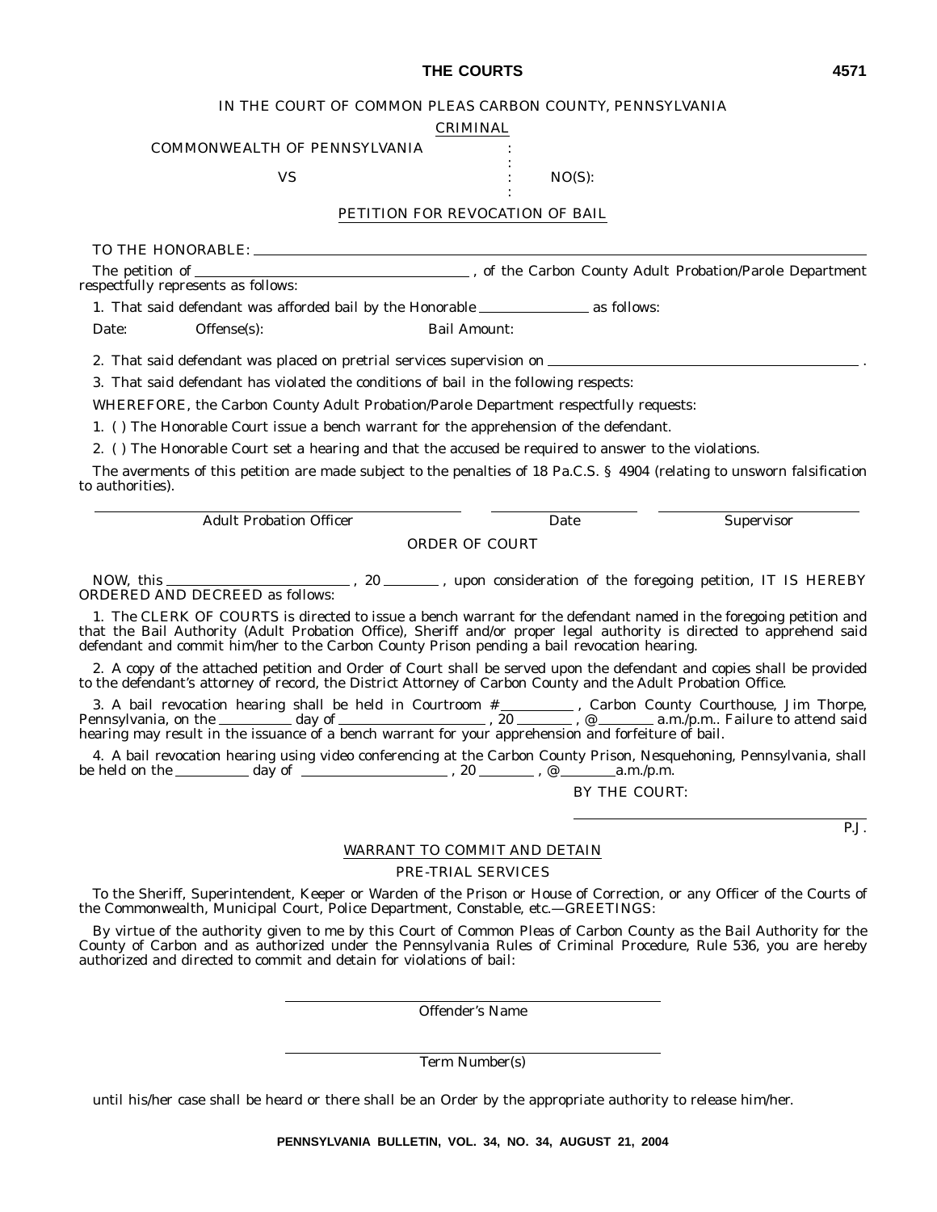IN THE COURT OF COMMON PLEAS CARBON COUNTY, PENNSYLVANIA

CRIMINAL

COMMONWEALTH OF PENNSYLVANIA :

:

VS : NO(S):

:

PETITION FOR REVOCATION OF BAIL

TO THE HONORABLE: \_\_\_\_\_\_\_\_\_\_\_\_\_\_\_\_\_\_\_\_\_\_\_\_\_\_\_\_\_\_\_\_\_\_\_\_\_\_\_\_\_\_

The petition of \_\_\_\_\_\_\_\_\_\_\_\_\_\_\_\_\_\_\_\_\_\_\_\_\_\_\_\_\_\_\_, of the Carbon County Adult Probation/Parole Department respectfully represents as follows:

1. That said defendant was afforded bail by the Honorable \_\_\_\_\_\_\_\_\_\_\_\_\_\_ as follows:

Date: Offense(s): Bail Amount:

2. That said defendant was placed on pretrial services supervision on \_\_\_\_\_\_\_\_\_\_\_\_\_\_\_\_\_\_\_\_\_\_\_\_\_\_\_\_\_\_\_\_\_\_\_\_.

3. That said defendant has violated the conditions of bail in the following respects:

WHEREFORE, the Carbon County Adult Probation/Parole Department respectfully requests:

1. ( ) The Honorable Court issue a bench warrant for the apprehension of the defendant.

2. ( ) The Honorable Court set a hearing and that the accused be required to answer to the violations.

The averments of this petition are made subject to the penalties of 18 Pa.C.S. § 4904 (relating to unsworn falsification to authorities).

\_\_\_\_\_\_\_\_\_\_\_\_\_\_\_\_\_\_\_\_\_\_\_\_\_\_\_\_ Adult Probation Officer

\_\_\_\_\_\_\_\_\_\_\_\_\_\_ Date

\_\_\_\_\_\_\_\_\_\_\_\_\_\_\_\_\_\_ Supervisor

ORDER OF COURT

NOW, this \_\_\_\_\_\_\_\_\_\_\_\_\_\_\_\_\_\_, 20\_\_\_\_\_, upon consideration of the foregoing petition, IT IS HEREBY ORDERED AND DECREED as follows:

1. The CLERK OF COURTS is directed to issue a bench warrant for the defendant named in the foregoing petition and that the Bail Authority (Adult Probation Office), Sheriff and/or proper legal authority is directed to apprehend said defendant and commit him/her to the Carbon County Prison pending a bail revocation hearing.

2. A copy of the attached petition and Order of Court shall be served upon the defendant and copies shall be provided to the defendant's attorney of record, the District Attorney of Carbon County and the Adult Probation Office.

3. A bail revocation hearing shall be held in Courtroom #\_\_\_\_\_\_\_, Carbon County Courthouse, Jim Thorpe, Pennsylvania, on the \_\_\_\_\_\_\_ day of \_\_\_\_\_\_\_\_\_\_\_\_\_\_\_, 20\_\_\_\_\_, @\_\_\_\_\_\_ a.m./p.m.. Failure to attend said hearing may result in the issuance of a bench warrant for your apprehension and forfeiture of bail.

4. A bail revocation hearing using video conferencing at the Carbon County Prison, Nesquehoning, Pennsylvania, shall be held on the \_\_\_\_\_\_\_ day of \_\_\_\_\_\_\_\_\_\_\_\_\_\_\_, 20\_\_\_\_\_, @\_\_\_\_\_\_a.m./p.m.

BY THE COURT:

\_\_\_\_\_\_\_\_\_\_\_\_\_\_\_\_\_\_\_\_\_\_\_\_\_\_\_\_ P.J.

WARRANT TO COMMIT AND DETAIN

PRE-TRIAL SERVICES

To the Sheriff, Superintendent, Keeper or Warden of the Prison or House of Correction, or any Officer of the Courts of the Commonwealth, Municipal Court, Police Department, Constable, etc.—GREETINGS:

By virtue of the authority given to me by this Court of Common Pleas of Carbon County as the Bail Authority for the County of Carbon and as authorized under the Pennsylvania Rules of Criminal Procedure, Rule 536, you are hereby authorized and directed to commit and detain for violations of bail:

\_\_\_\_\_\_\_\_\_\_\_\_\_\_\_\_\_\_\_\_\_\_\_\_\_\_\_\_\_\_\_\_\_\_\_\_
Offender's Name

\_\_\_\_\_\_\_\_\_\_\_\_\_\_\_\_\_\_\_\_\_\_\_\_\_\_\_\_\_\_\_\_\_\_\_\_
Term Number(s)

until his/her case shall be heard or there shall be an Order by the appropriate authority to release him/her.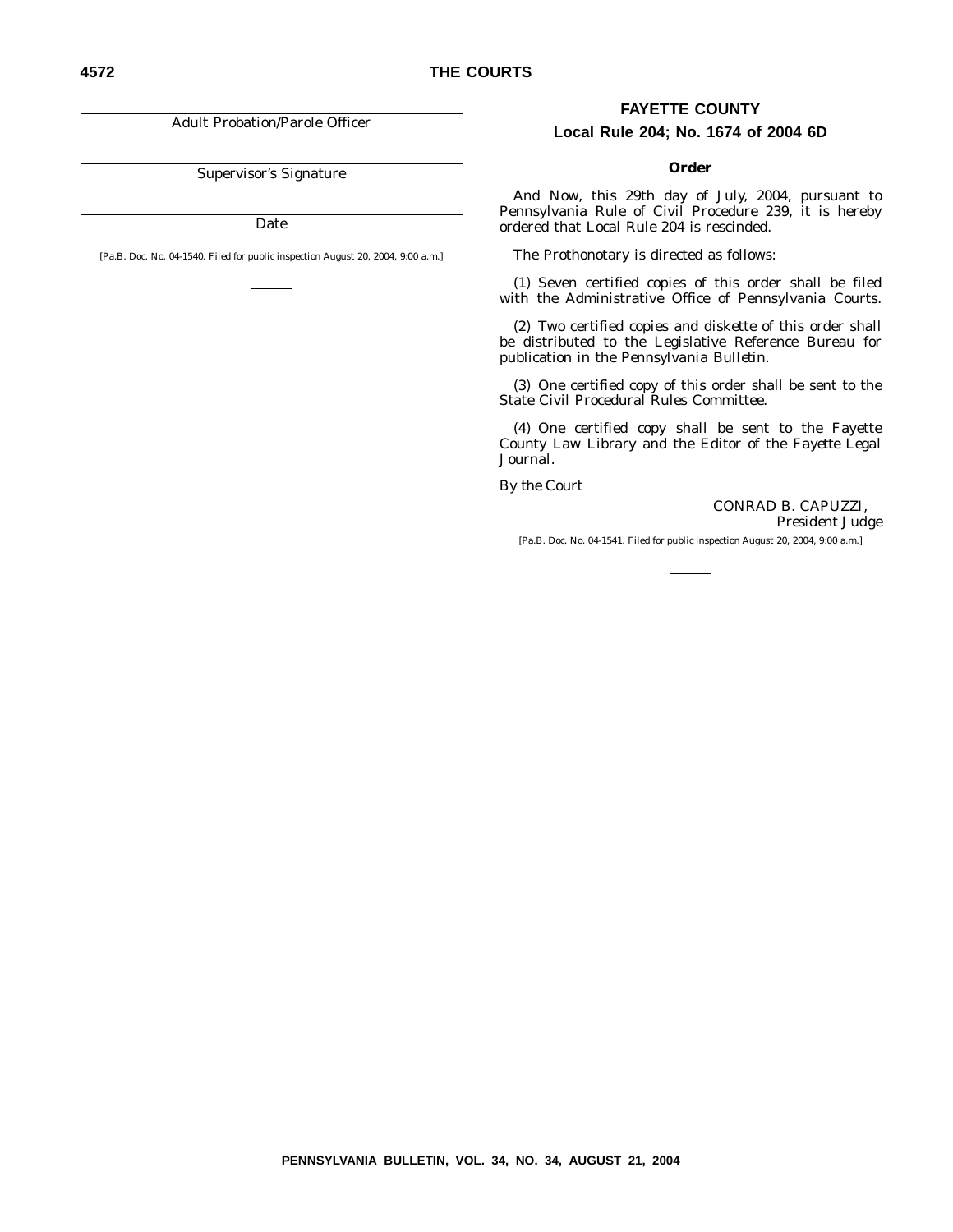Adult Probation/Parole Officer

Supervisor's Signature

Date

[Pa.B. Doc. No. 04-1540. Filed for public inspection August 20, 2004, 9:00 a.m.]

## FAYETTE COUNTY

### Local Rule 204; No. 1674 of 2004 6D

#### Order

And Now, this 29th day of July, 2004, pursuant to Pennsylvania Rule of Civil Procedure 239, it is hereby ordered that Local Rule 204 is rescinded.

The Prothonotary is directed as follows:

(1) Seven certified copies of this order shall be filed with the Administrative Office of Pennsylvania Courts.

(2) Two certified copies and diskette of this order shall be distributed to the Legislative Reference Bureau for publication in the *Pennsylvania Bulletin*.

(3) One certified copy of this order shall be sent to the State Civil Procedural Rules Committee.

(4) One certified copy shall be sent to the Fayette County Law Library and the Editor of the *Fayette Legal Journal*.

By the Court

CONRAD B. CAPUZZI,
*President Judge*

[Pa.B. Doc. No. 04-1541. Filed for public inspection August 20, 2004, 9:00 a.m.]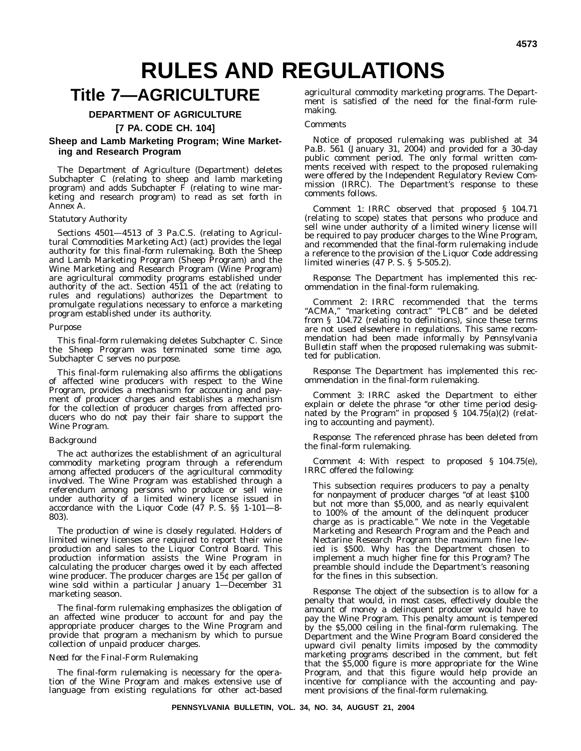# RULES AND REGULATIONS

# Title 7—AGRICULTURE

## DEPARTMENT OF AGRICULTURE

## [7 PA. CODE CH. 104]

### Sheep and Lamb Marketing Program; Wine Marketing and Research Program

The Department of Agriculture (Department) deletes Subchapter C (relating to sheep and lamb marketing program) and adds Subchapter F (relating to wine marketing and research program) to read as set forth in Annex A.

*Statutory Authority*

Sections 4501—4513 of 3 Pa.C.S. (relating to Agricultural Commodities Marketing Act) (act) provides the legal authority for this final-form rulemaking. Both the Sheep and Lamb Marketing Program (Sheep Program) and the Wine Marketing and Research Program (Wine Program) are agricultural commodity programs established under authority of the act. Section 4511 of the act (relating to rules and regulations) authorizes the Department to promulgate regulations necessary to enforce a marketing program established under its authority.

*Purpose*

This final-form rulemaking deletes Subchapter C. Since the Sheep Program was terminated some time ago, Subchapter C serves no purpose.

This final-form rulemaking also affirms the obligations of affected wine producers with respect to the Wine Program, provides a mechanism for accounting and payment of producer charges and establishes a mechanism for the collection of producer charges from affected producers who do not pay their fair share to support the Wine Program.

*Background*

The act authorizes the establishment of an agricultural commodity marketing program through a referendum among affected producers of the agricultural commodity involved. The Wine Program was established through a referendum among persons who produce or sell wine under authority of a limited winery license issued in accordance with the Liquor Code (47 P. S. §§ 1-101—8-803).

The production of wine is closely regulated. Holders of limited winery licenses are required to report their wine production and sales to the Liquor Control Board. This production information assists the Wine Program in calculating the producer charges owed it by each affected wine producer. The producer charges are 15¢ per gallon of wine sold within a particular January 1—December 31 marketing season.

The final-form rulemaking emphasizes the obligation of an affected wine producer to account for and pay the appropriate producer charges to the Wine Program and provide that program a mechanism by which to pursue collection of unpaid producer charges.

*Need for the Final-Form Rulemaking*

The final-form rulemaking is necessary for the operation of the Wine Program and makes extensive use of language from existing regulations for other act-based agricultural commodity marketing programs. The Department is satisfied of the need for the final-form rulemaking.

*Comments*

Notice of proposed rulemaking was published at 34 Pa.B. 561 (January 31, 2004) and provided for a 30-day public comment period. The only formal written comments received with respect to the proposed rulemaking were offered by the Independent Regulatory Review Commission (IRRC). The Department's response to these comments follows.

*Comment 1*: IRRC observed that proposed § 104.71 (relating to scope) states that persons who produce and sell wine under authority of a limited winery license will be required to pay producer charges to the Wine Program, and recommended that the final-form rulemaking include a reference to the provision of the Liquor Code addressing limited wineries (47 P. S. § 5-505.2).

*Response*: The Department has implemented this recommendation in the final-form rulemaking.

*Comment 2*: IRRC recommended that the terms "ACMA," "marketing contract" "PLCB" and be deleted from § 104.72 (relating to definitions), since these terms are not used elsewhere in regulations. This same recommendation had been made informally by *Pennsylvania Bulletin* staff when the proposed rulemaking was submitted for publication.

*Response*: The Department has implemented this recommendation in the final-form rulemaking.

*Comment 3*: IRRC asked the Department to either explain or delete the phrase "or other time period designated by the Program" in proposed § 104.75(a)(2) (relating to accounting and payment).

*Response*: The referenced phrase has been deleted from the final-form rulemaking.

*Comment 4*: With respect to proposed § 104.75(e), IRRC offered the following:

> This subsection requires producers to pay a penalty for nonpayment of producer charges "of at least $100 but not more than $5,000, and as nearly equivalent to 100% of the amount of the delinquent producer charge as is practicable." We note in the Vegetable Marketing and Research Program and the Peach and Nectarine Research Program the maximum fine levied is $500. Why has the Department chosen to implement a much higher fine for this Program? The preamble should include the Department's reasoning for the fines in this subsection.

*Response*: The object of the subsection is to allow for a penalty that would, in most cases, effectively double the amount of money a delinquent producer would have to pay the Wine Program. This penalty amount is tempered by the $5,000 ceiling in the final-form rulemaking. The Department and the Wine Program Board considered the upward civil penalty limits imposed by the commodity marketing programs described in the comment, but felt that the $5,000 figure is more appropriate for the Wine Program, and that this figure would help provide an incentive for compliance with the accounting and payment provisions of the final-form rulemaking.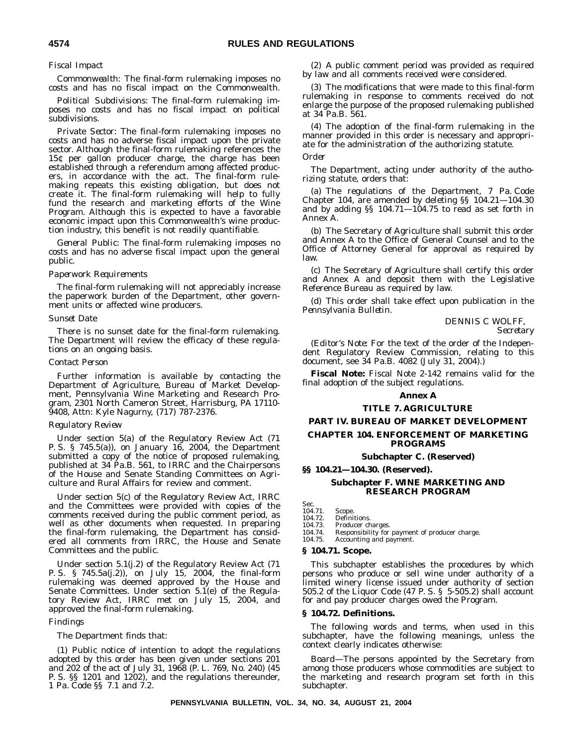*Fiscal Impact*

*Commonwealth*: The final-form rulemaking imposes no costs and has no fiscal impact on the Commonwealth.

*Political Subdivisions*: The final-form rulemaking imposes no costs and has no fiscal impact on political subdivisions.

*Private Sector*: The final-form rulemaking imposes no costs and has no adverse fiscal impact upon the private sector. Although the final-form rulemaking references the 15¢ per gallon producer charge, the charge has been established through a referendum among affected producers, in accordance with the act. The final-form rulemaking repeats this existing obligation, but does not create it. The final-form rulemaking will help to fully fund the research and marketing efforts of the Wine Program. Although this is expected to have a favorable economic impact upon this Commonwealth's wine production industry, this benefit is not readily quantifiable.

*General Public*: The final-form rulemaking imposes no costs and has no adverse fiscal impact upon the general public.

*Paperwork Requirements*

The final-form rulemaking will not appreciably increase the paperwork burden of the Department, other government units or affected wine producers.

*Sunset Date*

There is no sunset date for the final-form rulemaking. The Department will review the efficacy of these regulations on an ongoing basis.

*Contact Person*

Further information is available by contacting the Department of Agriculture, Bureau of Market Development, Pennsylvania Wine Marketing and Research Program, 2301 North Cameron Street, Harrisburg, PA 17110-9408, Attn: Kyle Nagurny, (717) 787-2376.

*Regulatory Review*

Under section 5(a) of the Regulatory Review Act (71 P. S. § 745.5(a)), on January 16, 2004, the Department submitted a copy of the notice of proposed rulemaking, published at 34 Pa.B. 561, to IRRC and the Chairpersons of the House and Senate Standing Committees on Agriculture and Rural Affairs for review and comment.

Under section 5(c) of the Regulatory Review Act, IRRC and the Committees were provided with copies of the comments received during the public comment period, as well as other documents when requested. In preparing the final-form rulemaking, the Department has considered all comments from IRRC, the House and Senate Committees and the public.

Under section 5.1(j.2) of the Regulatory Review Act (71 P. S. § 745.5a(j.2)), on July 15, 2004, the final-form rulemaking was deemed approved by the House and Senate Committees. Under section 5.1(e) of the Regulatory Review Act, IRRC met on July 15, 2004, and approved the final-form rulemaking.

*Findings*

The Department finds that:

(1) Public notice of intention to adopt the regulations adopted by this order has been given under sections 201 and 202 of the act of July 31, 1968 (P. L. 769, No. 240) (45 P. S. §§ 1201 and 1202), and the regulations thereunder, 1 Pa. Code §§ 7.1 and 7.2.

(2) A public comment period was provided as required by law and all comments received were considered.

(3) The modifications that were made to this final-form rulemaking in response to comments received do not enlarge the purpose of the proposed rulemaking published at 34 Pa.B. 561.

(4) The adoption of the final-form rulemaking in the manner provided in this order is necessary and appropriate for the administration of the authorizing statute.

*Order*

The Department, acting under authority of the authorizing statute, orders that:

(a) The regulations of the Department, 7 Pa. Code Chapter 104, are amended by deleting §§ 104.21—104.30 and by adding §§ 104.71—104.75 to read as set forth in Annex A.

(b) The Secretary of Agriculture shall submit this order and Annex A to the Office of General Counsel and to the Office of Attorney General for approval as required by law.

(c) The Secretary of Agriculture shall certify this order and Annex A and deposit them with the Legislative Reference Bureau as required by law.

(d) This order shall take effect upon publication in the *Pennsylvania Bulletin*.

DENNIS C WOLFF,
*Secretary*

(*Editor's Note*: For the text of the order of the Independent Regulatory Review Commission, relating to this document, see 34 Pa.B. 4082 (July 31, 2004).)

**Fiscal Note:** Fiscal Note 2-142 remains valid for the final adoption of the subject regulations.

**Annex A**

**TITLE 7. AGRICULTURE**

**PART IV. BUREAU OF MARKET DEVELOPMENT**

**CHAPTER 104. ENFORCEMENT OF MARKETING PROGRAMS**

**Subchapter C. (Reserved)**

**§§ 104.21—104.30. (Reserved).**

**Subchapter F. WINE MARKETING AND RESEARCH PROGRAM**

Sec.
104.71. Scope.
104.72. Definitions.
104.73. Producer charges.
104.74. Responsibility for payment of producer charge.
104.75. Accounting and payment.

**§ 104.71. Scope.**

This subchapter establishes the procedures by which persons who produce or sell wine under authority of a limited winery license issued under authority of section 505.2 of the Liquor Code (47 P. S. § 5-505.2) shall account for and pay producer charges owed the Program.

**§ 104.72. Definitions.**

The following words and terms, when used in this subchapter, have the following meanings, unless the context clearly indicates otherwise:

*Board*—The persons appointed by the Secretary from among those producers whose commodities are subject to the marketing and research program set forth in this subchapter.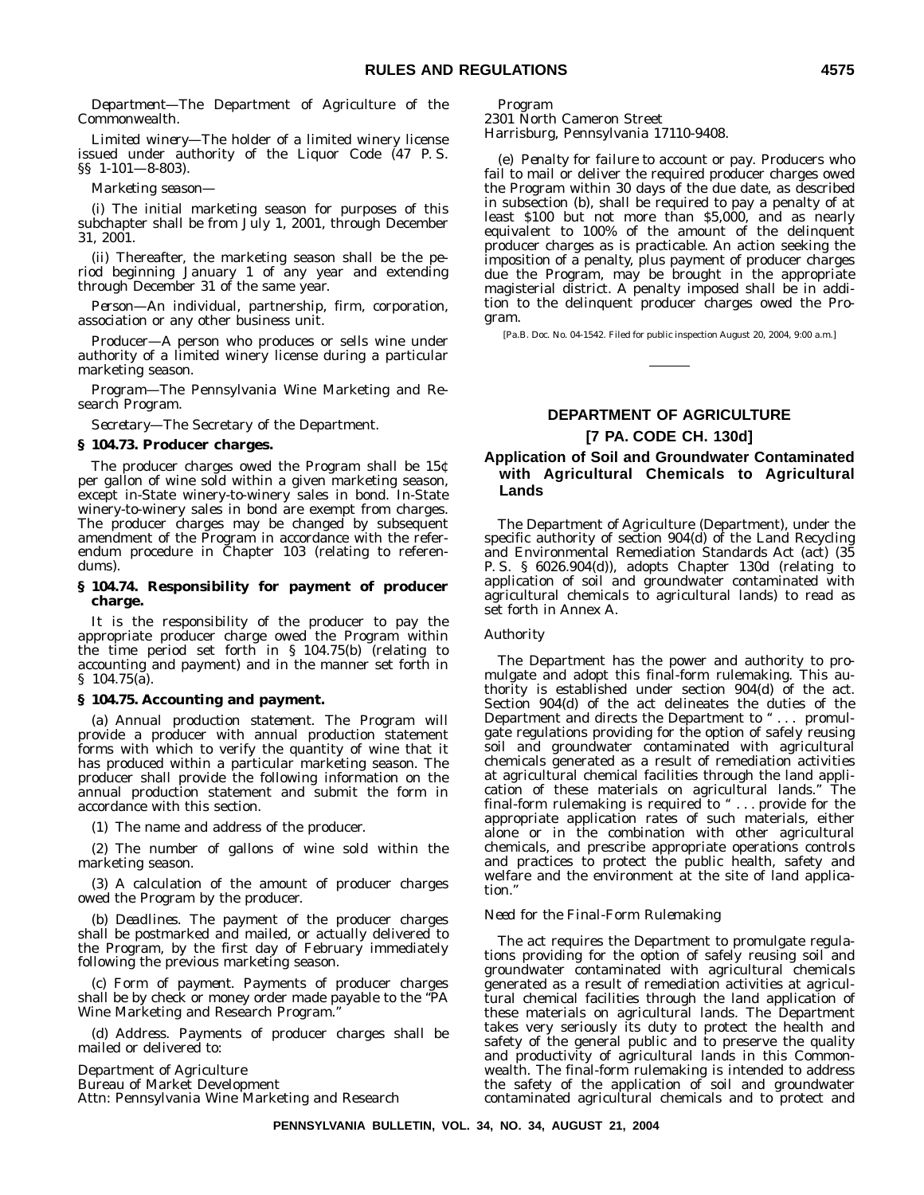*Department*—The Department of Agriculture of the Commonwealth.

*Limited winery*—The holder of a limited winery license issued under authority of the Liquor Code (47 P. S. §§ 1-101—8-803).

*Marketing season*—

(i) The initial marketing season for purposes of this subchapter shall be from July 1, 2001, through December 31, 2001.

(ii) Thereafter, the marketing season shall be the period beginning January 1 of any year and extending through December 31 of the same year.

*Person*—An individual, partnership, firm, corporation, association or any other business unit.

*Producer*—A person who produces or sells wine under authority of a limited winery license during a particular marketing season.

*Program*—The Pennsylvania Wine Marketing and Research Program.

*Secretary*—The Secretary of the Department.

**§ 104.73. Producer charges.**

The producer charges owed the Program shall be 15¢ per gallon of wine sold within a given marketing season, except in-State winery-to-winery sales in bond. In-State winery-to-winery sales in bond are exempt from charges. The producer charges may be changed by subsequent amendment of the Program in accordance with the referendum procedure in Chapter 103 (relating to referendums).

**§ 104.74. Responsibility for payment of producer charge.**

It is the responsibility of the producer to pay the appropriate producer charge owed the Program within the time period set forth in § 104.75(b) (relating to accounting and payment) and in the manner set forth in § 104.75(a).

**§ 104.75. Accounting and payment.**

(a) *Annual production statement.* The Program will provide a producer with annual production statement forms with which to verify the quantity of wine that it has produced within a particular marketing season. The producer shall provide the following information on the annual production statement and submit the form in accordance with this section.

(1) The name and address of the producer.

(2) The number of gallons of wine sold within the marketing season.

(3) A calculation of the amount of producer charges owed the Program by the producer.

(b) *Deadlines.* The payment of the producer charges shall be postmarked and mailed, or actually delivered to the Program, by the first day of February immediately following the previous marketing season.

(c) *Form of payment.* Payments of producer charges shall be by check or money order made payable to the "PA Wine Marketing and Research Program."

(d) *Address.* Payments of producer charges shall be mailed or delivered to:

Department of Agriculture
Bureau of Market Development
Attn: Pennsylvania Wine Marketing and Research Program
2301 North Cameron Street
Harrisburg, Pennsylvania 17110-9408.

(e) *Penalty for failure to account or pay.* Producers who fail to mail or deliver the required producer charges owed the Program within 30 days of the due date, as described in subsection (b), shall be required to pay a penalty of at least $100 but not more than $5,000, and as nearly equivalent to 100% of the amount of the delinquent producer charges as is practicable. An action seeking the imposition of a penalty, plus payment of producer charges due the Program, may be brought in the appropriate magisterial district. A penalty imposed shall be in addition to the delinquent producer charges owed the Program.

[Pa.B. Doc. No. 04-1542. Filed for public inspection August 20, 2004, 9:00 a.m.]

---

## DEPARTMENT OF AGRICULTURE

### [7 PA. CODE CH. 130d]

### Application of Soil and Groundwater Contaminated with Agricultural Chemicals to Agricultural Lands

The Department of Agriculture (Department), under the specific authority of section 904(d) of the Land Recycling and Environmental Remediation Standards Act (act) (35 P. S. § 6026.904(d)), adopts Chapter 130d (relating to application of soil and groundwater contaminated with agricultural chemicals to agricultural lands) to read as set forth in Annex A.

*Authority*

The Department has the power and authority to promulgate and adopt this final-form rulemaking. This authority is established under section 904(d) of the act. Section 904(d) of the act delineates the duties of the Department and directs the Department to " . . . promulgate regulations providing for the option of safely reusing soil and groundwater contaminated with agricultural chemicals generated as a result of remediation activities at agricultural chemical facilities through the land application of these materials on agricultural lands." The final-form rulemaking is required to " . . . provide for the appropriate application rates of such materials, either alone or in the combination with other agricultural chemicals, and prescribe appropriate operations controls and practices to protect the public health, safety and welfare and the environment at the site of land application."

*Need for the Final-Form Rulemaking*

The act requires the Department to promulgate regulations providing for the option of safely reusing soil and groundwater contaminated with agricultural chemicals generated as a result of remediation activities at agricultural chemical facilities through the land application of these materials on agricultural lands. The Department takes very seriously its duty to protect the health and safety of the general public and to preserve the quality and productivity of agricultural lands in this Commonwealth. The final-form rulemaking is intended to address the safety of the application of soil and groundwater contaminated agricultural chemicals and to protect and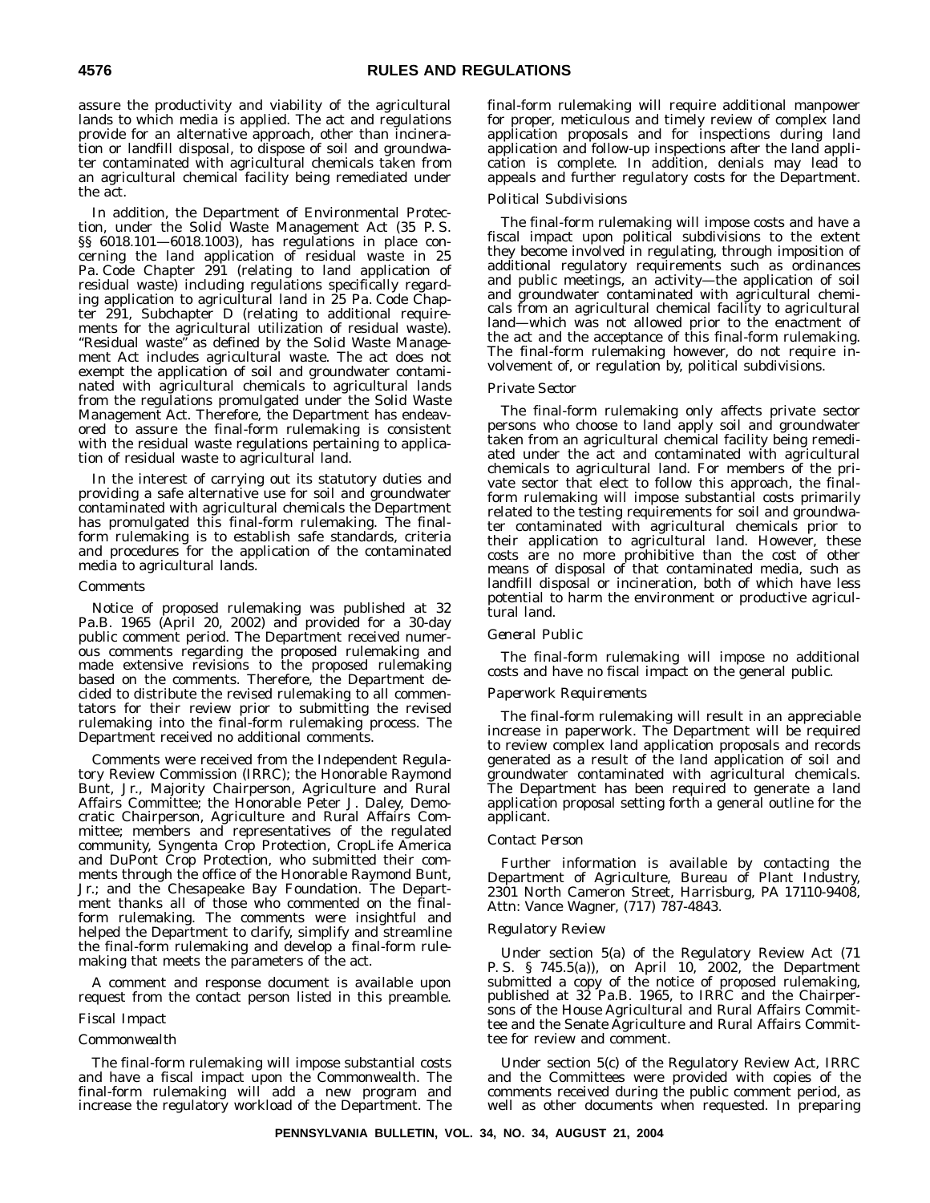assure the productivity and viability of the agricultural lands to which media is applied. The act and regulations provide for an alternative approach, other than incineration or landfill disposal, to dispose of soil and groundwater contaminated with agricultural chemicals taken from an agricultural chemical facility being remediated under the act.

In addition, the Department of Environmental Protection, under the Solid Waste Management Act (35 P. S. §§ 6018.101—6018.1003), has regulations in place concerning the land application of residual waste in 25 Pa. Code Chapter 291 (relating to land application of residual waste) including regulations specifically regarding application to agricultural land in 25 Pa. Code Chapter 291, Subchapter D (relating to additional requirements for the agricultural utilization of residual waste). "Residual waste" as defined by the Solid Waste Management Act includes agricultural waste. The act does not exempt the application of soil and groundwater contaminated with agricultural chemicals to agricultural lands from the regulations promulgated under the Solid Waste Management Act. Therefore, the Department has endeavored to assure the final-form rulemaking is consistent with the residual waste regulations pertaining to application of residual waste to agricultural land.

In the interest of carrying out its statutory duties and providing a safe alternative use for soil and groundwater contaminated with agricultural chemicals the Department has promulgated this final-form rulemaking. The final-form rulemaking is to establish safe standards, criteria and procedures for the application of the contaminated media to agricultural lands.

*Comments*

Notice of proposed rulemaking was published at 32 Pa.B. 1965 (April 20, 2002) and provided for a 30-day public comment period. The Department received numerous comments regarding the proposed rulemaking and made extensive revisions to the proposed rulemaking based on the comments. Therefore, the Department decided to distribute the revised rulemaking to all commentators for their review prior to submitting the revised rulemaking into the final-form rulemaking process. The Department received no additional comments.

Comments were received from the Independent Regulatory Review Commission (IRRC); the Honorable Raymond Bunt, Jr., Majority Chairperson, Agriculture and Rural Affairs Committee; the Honorable Peter J. Daley, Democratic Chairperson, Agriculture and Rural Affairs Committee; members and representatives of the regulated community, Syngenta Crop Protection, CropLife America and DuPont Crop Protection, who submitted their comments through the office of the Honorable Raymond Bunt, Jr.; and the Chesapeake Bay Foundation. The Department thanks all of those who commented on the final-form rulemaking. The comments were insightful and helped the Department to clarify, simplify and streamline the final-form rulemaking and develop a final-form rulemaking that meets the parameters of the act.

A comment and response document is available upon request from the contact person listed in this preamble.

*Fiscal Impact*

*Commonwealth*

The final-form rulemaking will impose substantial costs and have a fiscal impact upon the Commonwealth. The final-form rulemaking will add a new program and increase the regulatory workload of the Department. The final-form rulemaking will require additional manpower for proper, meticulous and timely review of complex land application proposals and for inspections during land application and follow-up inspections after the land application is complete. In addition, denials may lead to appeals and further regulatory costs for the Department.

*Political Subdivisions*

The final-form rulemaking will impose costs and have a fiscal impact upon political subdivisions to the extent they become involved in regulating, through imposition of additional regulatory requirements such as ordinances and public meetings, an activity—the application of soil and groundwater contaminated with agricultural chemicals from an agricultural chemical facility to agricultural land—which was not allowed prior to the enactment of the act and the acceptance of this final-form rulemaking. The final-form rulemaking however, do not require involvement of, or regulation by, political subdivisions.

*Private Sector*

The final-form rulemaking only affects private sector persons who choose to land apply soil and groundwater taken from an agricultural chemical facility being remediated under the act and contaminated with agricultural chemicals to agricultural land. For members of the private sector that elect to follow this approach, the final-form rulemaking will impose substantial costs primarily related to the testing requirements for soil and groundwater contaminated with agricultural chemicals prior to their application to agricultural land. However, these costs are no more prohibitive than the cost of other means of disposal of that contaminated media, such as landfill disposal or incineration, both of which have less potential to harm the environment or productive agricultural land.

*General Public*

The final-form rulemaking will impose no additional costs and have no fiscal impact on the general public.

*Paperwork Requirements*

The final-form rulemaking will result in an appreciable increase in paperwork. The Department will be required to review complex land application proposals and records generated as a result of the land application of soil and groundwater contaminated with agricultural chemicals. The Department has been required to generate a land application proposal setting forth a general outline for the applicant.

*Contact Person*

Further information is available by contacting the Department of Agriculture, Bureau of Plant Industry, 2301 North Cameron Street, Harrisburg, PA 17110-9408, Attn: Vance Wagner, (717) 787-4843.

*Regulatory Review*

Under section 5(a) of the Regulatory Review Act (71 P. S. § 745.5(a)), on April 10, 2002, the Department submitted a copy of the notice of proposed rulemaking, published at 32 Pa.B. 1965, to IRRC and the Chairpersons of the House Agricultural and Rural Affairs Committee and the Senate Agriculture and Rural Affairs Committee for review and comment.

Under section 5(c) of the Regulatory Review Act, IRRC and the Committees were provided with copies of the comments received during the public comment period, as well as other documents when requested. In preparing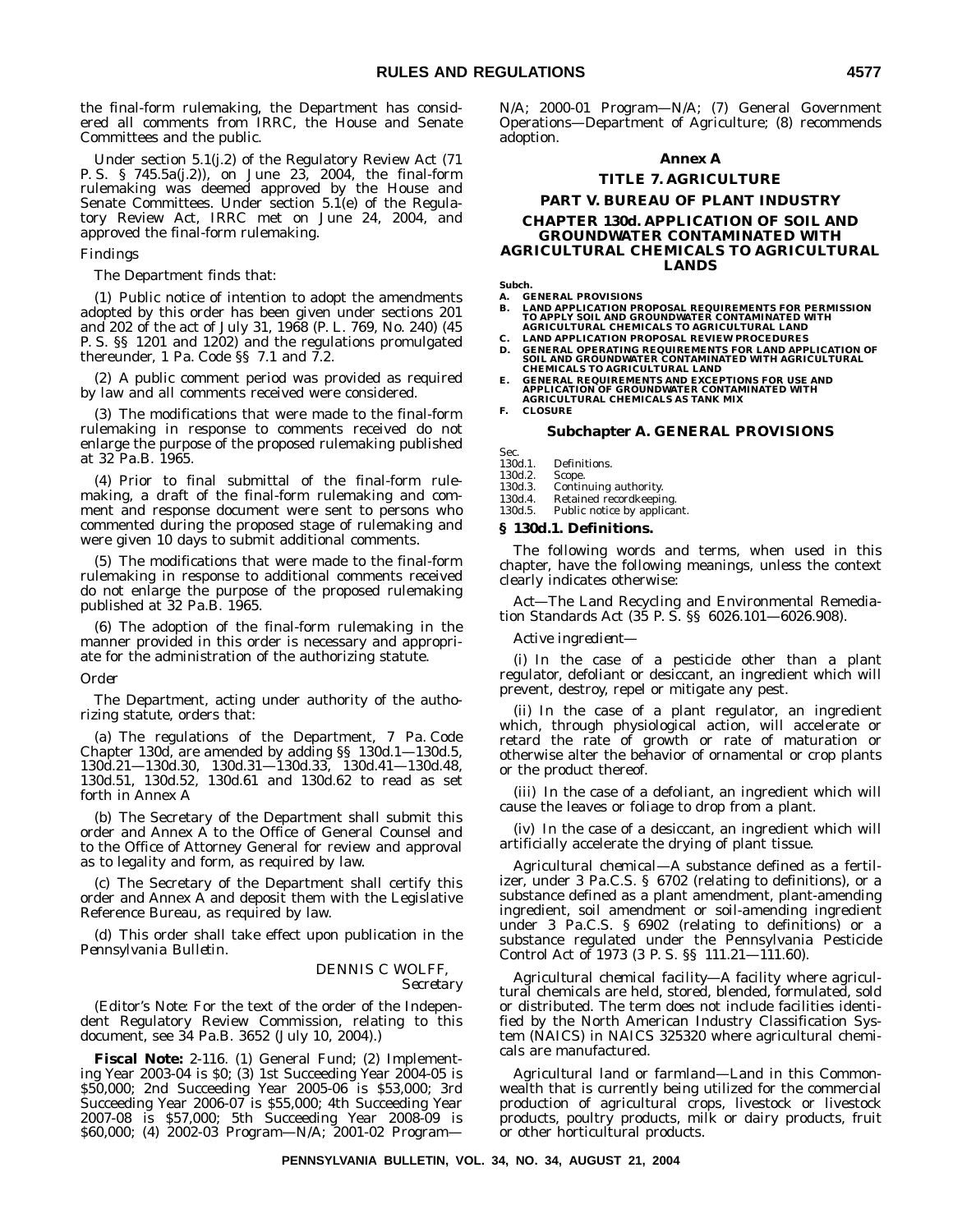the final-form rulemaking, the Department has considered all comments from IRRC, the House and Senate Committees and the public.

Under section 5.1(j.2) of the Regulatory Review Act (71 P. S. § 745.5a(j.2)), on June 23, 2004, the final-form rulemaking was deemed approved by the House and Senate Committees. Under section 5.1(e) of the Regulatory Review Act, IRRC met on June 24, 2004, and approved the final-form rulemaking.

*Findings*

The Department finds that:

(1) Public notice of intention to adopt the amendments adopted by this order has been given under sections 201 and 202 of the act of July 31, 1968 (P. L. 769, No. 240) (45 P. S. §§ 1201 and 1202) and the regulations promulgated thereunder, 1 Pa. Code §§ 7.1 and 7.2.

(2) A public comment period was provided as required by law and all comments received were considered.

(3) The modifications that were made to the final-form rulemaking in response to comments received do not enlarge the purpose of the proposed rulemaking published at 32 Pa.B. 1965.

(4) Prior to final submittal of the final-form rulemaking, a draft of the final-form rulemaking and comment and response document were sent to persons who commented during the proposed stage of rulemaking and were given 10 days to submit additional comments.

(5) The modifications that were made to the final-form rulemaking in response to additional comments received do not enlarge the purpose of the proposed rulemaking published at 32 Pa.B. 1965.

(6) The adoption of the final-form rulemaking in the manner provided in this order is necessary and appropriate for the administration of the authorizing statute.

*Order*

The Department, acting under authority of the authorizing statute, orders that:

(a) The regulations of the Department, 7 Pa. Code Chapter 130d, are amended by adding §§ 130d.1—130d.5, 130d.21—130d.30, 130d.31—130d.33, 130d.41—130d.48, 130d.51, 130d.52, 130d.61 and 130d.62 to read as set forth in Annex A

(b) The Secretary of the Department shall submit this order and Annex A to the Office of General Counsel and to the Office of Attorney General for review and approval as to legality and form, as required by law.

(c) The Secretary of the Department shall certify this order and Annex A and deposit them with the Legislative Reference Bureau, as required by law.

(d) This order shall take effect upon publication in the *Pennsylvania Bulletin*.

DENNIS C WOLFF,
*Secretary*

(*Editor's Note*: For the text of the order of the Independent Regulatory Review Commission, relating to this document, see 34 Pa.B. 3652 (July 10, 2004).)

**Fiscal Note:** 2-116. (1) General Fund; (2) Implementing Year 2003-04 is $0; (3) 1st Succeeding Year 2004-05 is $50,000; 2nd Succeeding Year 2005-06 is $53,000; 3rd Succeeding Year 2006-07 is $55,000; 4th Succeeding Year 2007-08 is $57,000; 5th Succeeding Year 2008-09 is $60,000; (4) 2002-03 Program—N/A; 2001-02 Program—N/A; 2000-01 Program—N/A; (7) General Government Operations—Department of Agriculture; (8) recommends adoption.

## Annex A

## TITLE 7. AGRICULTURE

## PART V. BUREAU OF PLANT INDUSTRY

## CHAPTER 130d. APPLICATION OF SOIL AND GROUNDWATER CONTAMINATED WITH AGRICULTURAL CHEMICALS TO AGRICULTURAL LANDS

**Subch.**

**A. GENERAL PROVISIONS**
**B. LAND APPLICATION PROPOSAL REQUIREMENTS FOR PERMISSION TO APPLY SOIL AND GROUNDWATER CONTAMINATED WITH AGRICULTURAL CHEMICALS TO AGRICULTURAL LAND**
**C. LAND APPLICATION PROPOSAL REVIEW PROCEDURES**
**D. GENERAL OPERATING REQUIREMENTS FOR LAND APPLICATION OF SOIL AND GROUNDWATER CONTAMINATED WITH AGRICULTURAL CHEMICALS TO AGRICULTURAL LAND**
**E. GENERAL REQUIREMENTS AND EXCEPTIONS FOR USE AND APPLICATION OF GROUNDWATER CONTAMINATED WITH AGRICULTURAL CHEMICALS AS TANK MIX**
**F. CLOSURE**

### Subchapter A. GENERAL PROVISIONS

Sec.
130d.1. Definitions.
130d.2. Scope.
130d.3. Continuing authority.
130d.4. Retained recordkeeping.
130d.5. Public notice by applicant.

### § 130d.1. Definitions.

The following words and terms, when used in this chapter, have the following meanings, unless the context clearly indicates otherwise:

*Act*—The Land Recycling and Environmental Remediation Standards Act (35 P. S. §§ 6026.101—6026.908).

*Active ingredient*—

(i) In the case of a pesticide other than a plant regulator, defoliant or desiccant, an ingredient which will prevent, destroy, repel or mitigate any pest.

(ii) In the case of a plant regulator, an ingredient which, through physiological action, will accelerate or retard the rate of growth or rate of maturation or otherwise alter the behavior of ornamental or crop plants or the product thereof.

(iii) In the case of a defoliant, an ingredient which will cause the leaves or foliage to drop from a plant.

(iv) In the case of a desiccant, an ingredient which will artificially accelerate the drying of plant tissue.

*Agricultural chemical*—A substance defined as a fertilizer, under 3 Pa.C.S. § 6702 (relating to definitions), or a substance defined as a plant amendment, plant-amending ingredient, soil amendment or soil-amending ingredient under 3 Pa.C.S. § 6902 (relating to definitions) or a substance regulated under the Pennsylvania Pesticide Control Act of 1973 (3 P. S. §§ 111.21—111.60).

*Agricultural chemical facility*—A facility where agricultural chemicals are held, stored, blended, formulated, sold or distributed. The term does not include facilities identified by the North American Industry Classification System (NAICS) in NAICS 325320 where agricultural chemicals are manufactured.

*Agricultural land or farmland*—Land in this Commonwealth that is currently being utilized for the commercial production of agricultural crops, livestock or livestock products, poultry products, milk or dairy products, fruit or other horticultural products.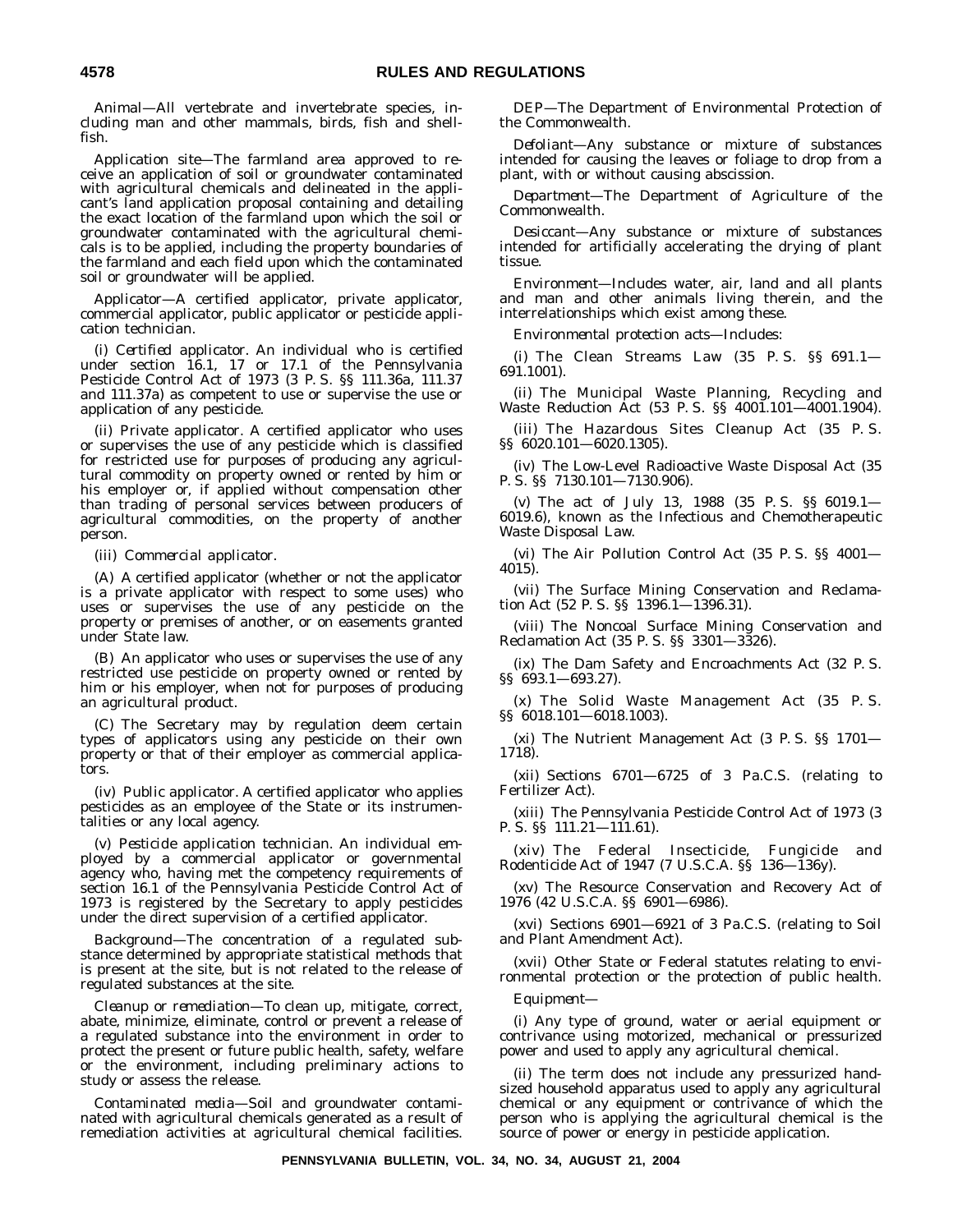*Animal*—All vertebrate and invertebrate species, including man and other mammals, birds, fish and shellfish.

*Application site*—The farmland area approved to receive an application of soil or groundwater contaminated with agricultural chemicals and delineated in the applicant's land application proposal containing and detailing the exact location of the farmland upon which the soil or groundwater contaminated with the agricultural chemicals is to be applied, including the property boundaries of the farmland and each field upon which the contaminated soil or groundwater will be applied.

*Applicator*—A certified applicator, private applicator, commercial applicator, public applicator or pesticide application technician.

(i) *Certified applicator.* An individual who is certified under section 16.1, 17 or 17.1 of the Pennsylvania Pesticide Control Act of 1973 (3 P. S. §§ 111.36a, 111.37 and 111.37a) as competent to use or supervise the use or application of any pesticide.

(ii) *Private applicator.* A certified applicator who uses or supervises the use of any pesticide which is classified for restricted use for purposes of producing any agricultural commodity on property owned or rented by him or his employer or, if applied without compensation other than trading of personal services between producers of agricultural commodities, on the property of another person.

(iii) *Commercial applicator.*

(A) A certified applicator (whether or not the applicator is a private applicator with respect to some uses) who uses or supervises the use of any pesticide on the property or premises of another, or on easements granted under State law.

(B) An applicator who uses or supervises the use of any restricted use pesticide on property owned or rented by him or his employer, when not for purposes of producing an agricultural product.

(C) The Secretary may by regulation deem certain types of applicators using any pesticide on their own property or that of their employer as commercial applicators.

(iv) *Public applicator.* A certified applicator who applies pesticides as an employee of the State or its instrumentalities or any local agency.

(v) *Pesticide application technician.* An individual employed by a commercial applicator or governmental agency who, having met the competency requirements of section 16.1 of the Pennsylvania Pesticide Control Act of 1973 is registered by the Secretary to apply pesticides under the direct supervision of a certified applicator.

*Background*—The concentration of a regulated substance determined by appropriate statistical methods that is present at the site, but is not related to the release of regulated substances at the site.

*Cleanup or remediation*—To clean up, mitigate, correct, abate, minimize, eliminate, control or prevent a release of a regulated substance into the environment in order to protect the present or future public health, safety, welfare or the environment, including preliminary actions to study or assess the release.

*Contaminated media*—Soil and groundwater contaminated with agricultural chemicals generated as a result of remediation activities at agricultural chemical facilities.

*DEP*—The Department of Environmental Protection of the Commonwealth.

*Defoliant*—Any substance or mixture of substances intended for causing the leaves or foliage to drop from a plant, with or without causing abscission.

*Department*—The Department of Agriculture of the Commonwealth.

*Desiccant*—Any substance or mixture of substances intended for artificially accelerating the drying of plant tissue.

*Environment*—Includes water, air, land and all plants and man and other animals living therein, and the interrelationships which exist among these.

*Environmental protection acts*—Includes:

(i) The Clean Streams Law (35 P. S. §§ 691.1—691.1001).

(ii) The Municipal Waste Planning, Recycling and Waste Reduction Act (53 P. S. §§ 4001.101—4001.1904).

(iii) The Hazardous Sites Cleanup Act (35 P. S. §§ 6020.101—6020.1305).

(iv) The Low-Level Radioactive Waste Disposal Act (35 P. S. §§ 7130.101—7130.906).

(v) The act of July 13, 1988 (35 P. S. §§ 6019.1—6019.6), known as the Infectious and Chemotherapeutic Waste Disposal Law.

(vi) The Air Pollution Control Act (35 P. S. §§ 4001—4015).

(vii) The Surface Mining Conservation and Reclamation Act (52 P. S. §§ 1396.1—1396.31).

(viii) The Noncoal Surface Mining Conservation and Reclamation Act (35 P. S. §§ 3301—3326).

(ix) The Dam Safety and Encroachments Act (32 P. S. §§ 693.1—693.27).

(x) The Solid Waste Management Act (35 P. S. §§ 6018.101—6018.1003).

(xi) The Nutrient Management Act (3 P. S. §§ 1701—1718).

(xii) Sections 6701—6725 of 3 Pa.C.S. (relating to Fertilizer Act).

(xiii) The Pennsylvania Pesticide Control Act of 1973 (3 P. S. §§ 111.21—111.61).

(xiv) The Federal Insecticide, Fungicide and Rodenticide Act of 1947 (7 U.S.C.A. §§ 136—136y).

(xv) The Resource Conservation and Recovery Act of 1976 (42 U.S.C.A. §§ 6901—6986).

(xvi) Sections 6901—6921 of 3 Pa.C.S. (relating to Soil and Plant Amendment Act).

(xvii) Other State or Federal statutes relating to environmental protection or the protection of public health.

*Equipment*—

(i) Any type of ground, water or aerial equipment or contrivance using motorized, mechanical or pressurized power and used to apply any agricultural chemical.

(ii) The term does not include any pressurized hand-sized household apparatus used to apply any agricultural chemical or any equipment or contrivance of which the person who is applying the agricultural chemical is the source of power or energy in pesticide application.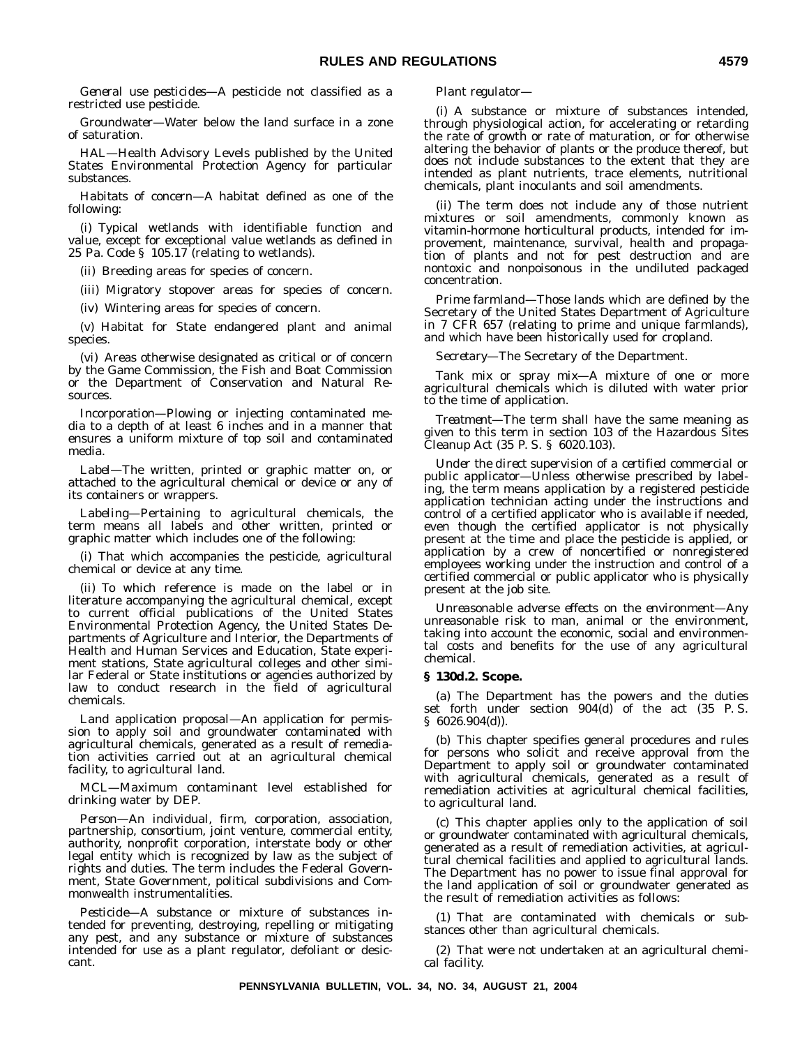*General use pesticides*—A pesticide not classified as a restricted use pesticide.

*Groundwater*—Water below the land surface in a zone of saturation.

*HAL*—Health Advisory Levels published by the United States Environmental Protection Agency for particular substances.

*Habitats of concern*—A habitat defined as one of the following:

(i) Typical wetlands with identifiable function and value, except for exceptional value wetlands as defined in 25 Pa. Code § 105.17 (relating to wetlands).

(ii) Breeding areas for species of concern.

(iii) Migratory stopover areas for species of concern.

(iv) Wintering areas for species of concern.

(v) Habitat for State endangered plant and animal species.

(vi) Areas otherwise designated as critical or of concern by the Game Commission, the Fish and Boat Commission or the Department of Conservation and Natural Resources.

*Incorporation*—Plowing or injecting contaminated media to a depth of at least 6 inches and in a manner that ensures a uniform mixture of top soil and contaminated media.

*Label*—The written, printed or graphic matter on, or attached to the agricultural chemical or device or any of its containers or wrappers.

*Labeling*—Pertaining to agricultural chemicals, the term means all labels and other written, printed or graphic matter which includes one of the following:

(i) That which accompanies the pesticide, agricultural chemical or device at any time.

(ii) To which reference is made on the label or in literature accompanying the agricultural chemical, except to current official publications of the United States Environmental Protection Agency, the United States Departments of Agriculture and Interior, the Departments of Health and Human Services and Education, State experiment stations, State agricultural colleges and other similar Federal or State institutions or agencies authorized by law to conduct research in the field of agricultural chemicals.

*Land application proposal*—An application for permission to apply soil and groundwater contaminated with agricultural chemicals, generated as a result of remediation activities carried out at an agricultural chemical facility, to agricultural land.

*MCL*—Maximum contaminant level established for drinking water by DEP.

*Person*—An individual, firm, corporation, association, partnership, consortium, joint venture, commercial entity, authority, nonprofit corporation, interstate body or other legal entity which is recognized by law as the subject of rights and duties. The term includes the Federal Government, State Government, political subdivisions and Commonwealth instrumentalities.

*Pesticide*—A substance or mixture of substances intended for preventing, destroying, repelling or mitigating any pest, and any substance or mixture of substances intended for use as a plant regulator, defoliant or desiccant.

*Plant regulator*—

(i) A substance or mixture of substances intended, through physiological action, for accelerating or retarding the rate of growth or rate of maturation, or for otherwise altering the behavior of plants or the produce thereof, but does not include substances to the extent that they are intended as plant nutrients, trace elements, nutritional chemicals, plant inoculants and soil amendments.

(ii) The term does not include any of those nutrient mixtures or soil amendments, commonly known as vitamin-hormone horticultural products, intended for improvement, maintenance, survival, health and propagation of plants and not for pest destruction and are nontoxic and nonpoisonous in the undiluted packaged concentration.

*Prime farmland*—Those lands which are defined by the Secretary of the United States Department of Agriculture in 7 CFR 657 (relating to prime and unique farmlands), and which have been historically used for cropland.

*Secretary*—The Secretary of the Department.

*Tank mix or spray mix*—A mixture of one or more agricultural chemicals which is diluted with water prior to the time of application.

*Treatment*—The term shall have the same meaning as given to this term in section 103 of the Hazardous Sites Cleanup Act (35 P. S. § 6020.103).

*Under the direct supervision of a certified commercial or public applicator*—Unless otherwise prescribed by labeling, the term means application by a registered pesticide application technician acting under the instructions and control of a certified applicator who is available if needed, even though the certified applicator is not physically present at the time and place the pesticide is applied, or application by a crew of noncertified or nonregistered employees working under the instruction and control of a certified commercial or public applicator who is physically present at the job site.

*Unreasonable adverse effects on the environment*—Any unreasonable risk to man, animal or the environment, taking into account the economic, social and environmental costs and benefits for the use of any agricultural chemical.

**§ 130d.2. Scope.**

(a) The Department has the powers and the duties set forth under section 904(d) of the act (35 P. S. § 6026.904(d)).

(b) This chapter specifies general procedures and rules for persons who solicit and receive approval from the Department to apply soil or groundwater contaminated with agricultural chemicals, generated as a result of remediation activities at agricultural chemical facilities, to agricultural land.

(c) This chapter applies only to the application of soil or groundwater contaminated with agricultural chemicals, generated as a result of remediation activities, at agricultural chemical facilities and applied to agricultural lands. The Department has no power to issue final approval for the land application of soil or groundwater generated as the result of remediation activities as follows:

(1) That are contaminated with chemicals or substances other than agricultural chemicals.

(2) That were not undertaken at an agricultural chemical facility.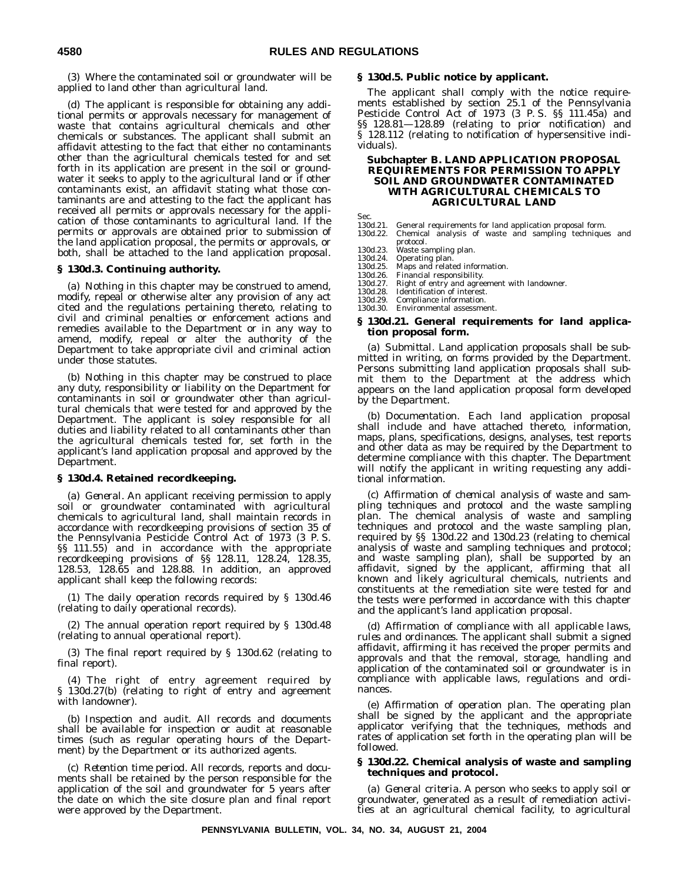(3) Where the contaminated soil or groundwater will be applied to land other than agricultural land.

(d) The applicant is responsible for obtaining any additional permits or approvals necessary for management of waste that contains agricultural chemicals and other chemicals or substances. The applicant shall submit an affidavit attesting to the fact that either no contaminants other than the agricultural chemicals tested for and set forth in its application are present in the soil or groundwater it seeks to apply to the agricultural land or if other contaminants exist, an affidavit stating what those contaminants are and attesting to the fact the applicant has received all permits or approvals necessary for the application of those contaminants to agricultural land. If the permits or approvals are obtained prior to submission of the land application proposal, the permits or approvals, or both, shall be attached to the land application proposal.

### § 130d.3. Continuing authority.

(a) Nothing in this chapter may be construed to amend, modify, repeal or otherwise alter any provision of any act cited and the regulations pertaining thereto, relating to civil and criminal penalties or enforcement actions and remedies available to the Department or in any way to amend, modify, repeal or alter the authority of the Department to take appropriate civil and criminal action under those statutes.

(b) Nothing in this chapter may be construed to place any duty, responsibility or liability on the Department for contaminants in soil or groundwater other than agricultural chemicals that were tested for and approved by the Department. The applicant is soley responsible for all duties and liability related to all contaminants other than the agricultural chemicals tested for, set forth in the applicant's land application proposal and approved by the Department.

### § 130d.4. Retained recordkeeping.

(a) *General*. An applicant receiving permission to apply soil or groundwater contaminated with agricultural chemicals to agricultural land, shall maintain records in accordance with recordkeeping provisions of section 35 of the Pennsylvania Pesticide Control Act of 1973 (3 P. S. §§ 111.55) and in accordance with the appropriate recordkeeping provisions of §§ 128.11, 128.24, 128.35, 128.53, 128.65 and 128.88. In addition, an approved applicant shall keep the following records:

(1) The daily operation records required by § 130d.46 (relating to daily operational records).

(2) The annual operation report required by § 130d.48 (relating to annual operational report).

(3) The final report required by § 130d.62 (relating to final report).

(4) The right of entry agreement required by § 130d.27(b) (relating to right of entry and agreement with landowner).

(b) *Inspection and audit*. All records and documents shall be available for inspection or audit at reasonable times (such as regular operating hours of the Department) by the Department or its authorized agents.

(c) *Retention time period*. All records, reports and documents shall be retained by the person responsible for the application of the soil and groundwater for 5 years after the date on which the site closure plan and final report were approved by the Department.

### § 130d.5. Public notice by applicant.

The applicant shall comply with the notice requirements established by section 25.1 of the Pennsylvania Pesticide Control Act of 1973 (3 P. S. §§ 111.45a) and §§ 128.81—128.89 (relating to prior notification) and § 128.112 (relating to notification of hypersensitive individuals).

## Subchapter B. LAND APPLICATION PROPOSAL REQUIREMENTS FOR PERMISSION TO APPLY SOIL AND GROUNDWATER CONTAMINATED WITH AGRICULTURAL CHEMICALS TO AGRICULTURAL LAND

Sec.
130d.21. General requirements for land application proposal form.
130d.22. Chemical analysis of waste and sampling techniques and protocol.
130d.23. Waste sampling plan.
130d.24. Operating plan.
130d.25. Maps and related information.
130d.26. Financial responsibility.
130d.27. Right of entry and agreement with landowner.
130d.28. Identification of interest.
130d.29. Compliance information.
130d.30. Environmental assessment.

### § 130d.21. General requirements for land application proposal form.

(a) *Submittal*. Land application proposals shall be submitted in writing, on forms provided by the Department. Persons submitting land application proposals shall submit them to the Department at the address which appears on the land application proposal form developed by the Department.

(b) *Documentation*. Each land application proposal shall include and have attached thereto, information, maps, plans, specifications, designs, analyses, test reports and other data as may be required by the Department to determine compliance with this chapter. The Department will notify the applicant in writing requesting any additional information.

(c) *Affirmation of chemical analysis of waste and sampling techniques and protocol and the waste sampling plan*. The chemical analysis of waste and sampling techniques and protocol and the waste sampling plan, required by §§ 130d.22 and 130d.23 (relating to chemical analysis of waste and sampling techniques and protocol; and waste sampling plan), shall be supported by an affidavit, signed by the applicant, affirming that all known and likely agricultural chemicals, nutrients and constituents at the remediation site were tested for and the tests were performed in accordance with this chapter and the applicant's land application proposal.

(d) *Affirmation of compliance with all applicable laws, rules and ordinances*. The applicant shall submit a signed affidavit, affirming it has received the proper permits and approvals and that the removal, storage, handling and application of the contaminated soil or groundwater is in compliance with applicable laws, regulations and ordinances.

(e) *Affirmation of operation plan*. The operating plan shall be signed by the applicant and the appropriate applicator verifying that the techniques, methods and rates of application set forth in the operating plan will be followed.

### § 130d.22. Chemical analysis of waste and sampling techniques and protocol.

(a) *General criteria*. A person who seeks to apply soil or groundwater, generated as a result of remediation activities at an agricultural chemical facility, to agricultural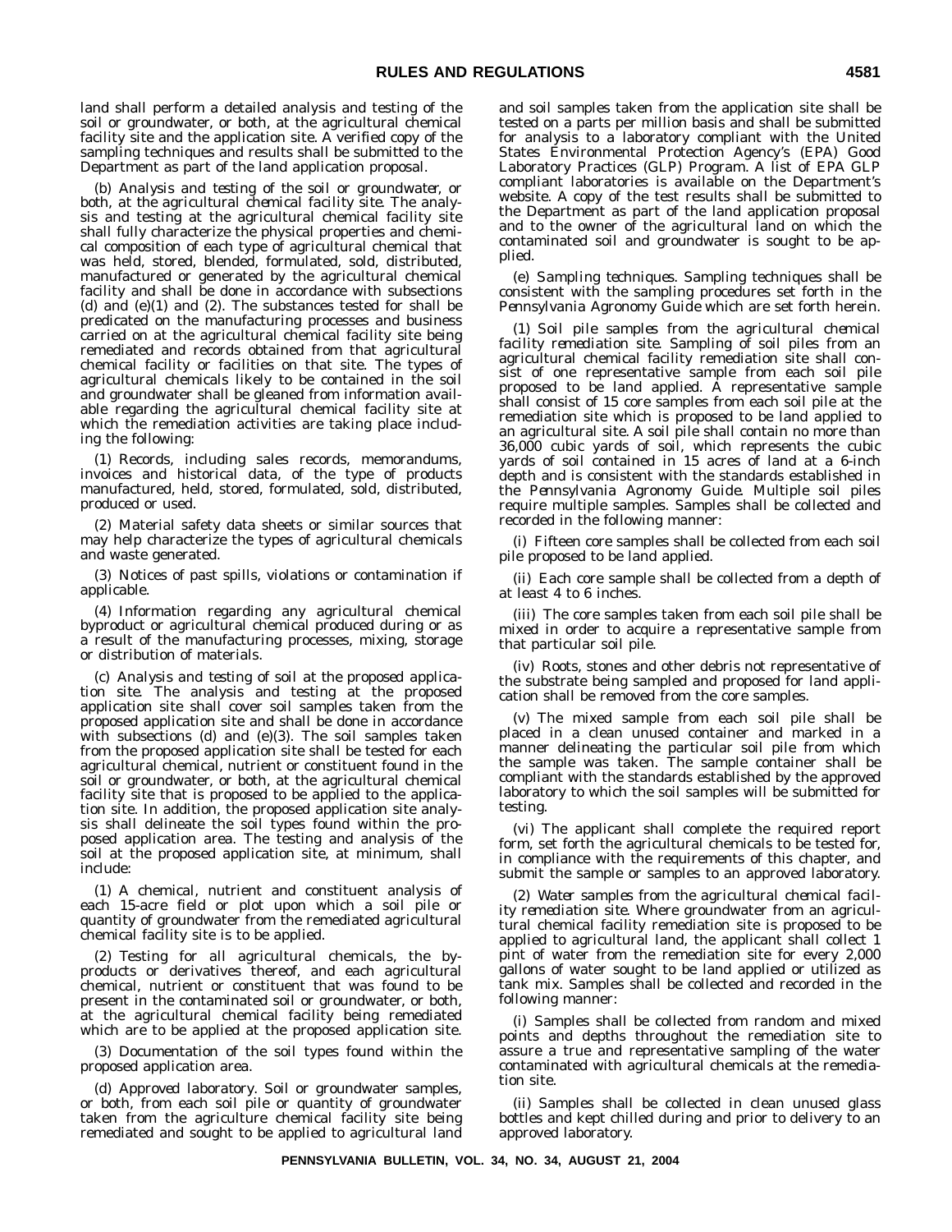land shall perform a detailed analysis and testing of the soil or groundwater, or both, at the agricultural chemical facility site and the application site. A verified copy of the sampling techniques and results shall be submitted to the Department as part of the land application proposal.

(b) *Analysis and testing of the soil or groundwater, or both, at the agricultural chemical facility site.* The analysis and testing at the agricultural chemical facility site shall fully characterize the physical properties and chemical composition of each type of agricultural chemical that was held, stored, blended, formulated, sold, distributed, manufactured or generated by the agricultural chemical facility and shall be done in accordance with subsections (d) and (e)(1) and (2). The substances tested for shall be predicated on the manufacturing processes and business carried on at the agricultural chemical facility site being remediated and records obtained from that agricultural chemical facility or facilities on that site. The types of agricultural chemicals likely to be contained in the soil and groundwater shall be gleaned from information available regarding the agricultural chemical facility site at which the remediation activities are taking place including the following:

(1) Records, including sales records, memorandums, invoices and historical data, of the type of products manufactured, held, stored, formulated, sold, distributed, produced or used.

(2) Material safety data sheets or similar sources that may help characterize the types of agricultural chemicals and waste generated.

(3) Notices of past spills, violations or contamination if applicable.

(4) Information regarding any agricultural chemical byproduct or agricultural chemical produced during or as a result of the manufacturing processes, mixing, storage or distribution of materials.

(c) *Analysis and testing of soil at the proposed application site.* The analysis and testing at the proposed application site shall cover soil samples taken from the proposed application site and shall be done in accordance with subsections (d) and (e)(3). The soil samples taken from the proposed application site shall be tested for each agricultural chemical, nutrient or constituent found in the soil or groundwater, or both, at the agricultural chemical facility site that is proposed to be applied to the application site. In addition, the proposed application site analysis shall delineate the soil types found within the proposed application area. The testing and analysis of the soil at the proposed application site, at minimum, shall include:

(1) A chemical, nutrient and constituent analysis of each 15-acre field or plot upon which a soil pile or quantity of groundwater from the remediated agricultural chemical facility site is to be applied.

(2) Testing for all agricultural chemicals, the byproducts or derivatives thereof, and each agricultural chemical, nutrient or constituent that was found to be present in the contaminated soil or groundwater, or both, at the agricultural chemical facility being remediated which are to be applied at the proposed application site.

(3) Documentation of the soil types found within the proposed application area.

(d) *Approved laboratory.* Soil or groundwater samples, or both, from each soil pile or quantity of groundwater taken from the agriculture chemical facility site being remediated and sought to be applied to agricultural land and soil samples taken from the application site shall be tested on a parts per million basis and shall be submitted for analysis to a laboratory compliant with the United States Environmental Protection Agency's (EPA) Good Laboratory Practices (GLP) Program. A list of EPA GLP compliant laboratories is available on the Department's website. A copy of the test results shall be submitted to the Department as part of the land application proposal and to the owner of the agricultural land on which the contaminated soil and groundwater is sought to be applied.

(e) *Sampling techniques.* Sampling techniques shall be consistent with the sampling procedures set forth in the *Pennsylvania Agronomy Guide* which are set forth herein.

(1) *Soil pile samples from the agricultural chemical facility remediation site.* Sampling of soil piles from an agricultural chemical facility remediation site shall consist of one representative sample from each soil pile proposed to be land applied. A representative sample shall consist of 15 core samples from each soil pile at the remediation site which is proposed to be land applied to an agricultural site. A soil pile shall contain no more than 36,000 cubic yards of soil, which represents the cubic yards of soil contained in 15 acres of land at a 6-inch depth and is consistent with the standards established in the *Pennsylvania Agronomy Guide.* Multiple soil piles require multiple samples. Samples shall be collected and recorded in the following manner:

(i) Fifteen core samples shall be collected from each soil pile proposed to be land applied.

(ii) Each core sample shall be collected from a depth of at least 4 to 6 inches.

(iii) The core samples taken from each soil pile shall be mixed in order to acquire a representative sample from that particular soil pile.

(iv) Roots, stones and other debris not representative of the substrate being sampled and proposed for land application shall be removed from the core samples.

(v) The mixed sample from each soil pile shall be placed in a clean unused container and marked in a manner delineating the particular soil pile from which the sample was taken. The sample container shall be compliant with the standards established by the approved laboratory to which the soil samples will be submitted for testing.

(vi) The applicant shall complete the required report form, set forth the agricultural chemicals to be tested for, in compliance with the requirements of this chapter, and submit the sample or samples to an approved laboratory.

(2) *Water samples from the agricultural chemical facility remediation site.* Where groundwater from an agricultural chemical facility remediation site is proposed to be applied to agricultural land, the applicant shall collect 1 pint of water from the remediation site for every 2,000 gallons of water sought to be land applied or utilized as tank mix. Samples shall be collected and recorded in the following manner:

(i) Samples shall be collected from random and mixed points and depths throughout the remediation site to assure a true and representative sampling of the water contaminated with agricultural chemicals at the remediation site.

(ii) Samples shall be collected in clean unused glass bottles and kept chilled during and prior to delivery to an approved laboratory.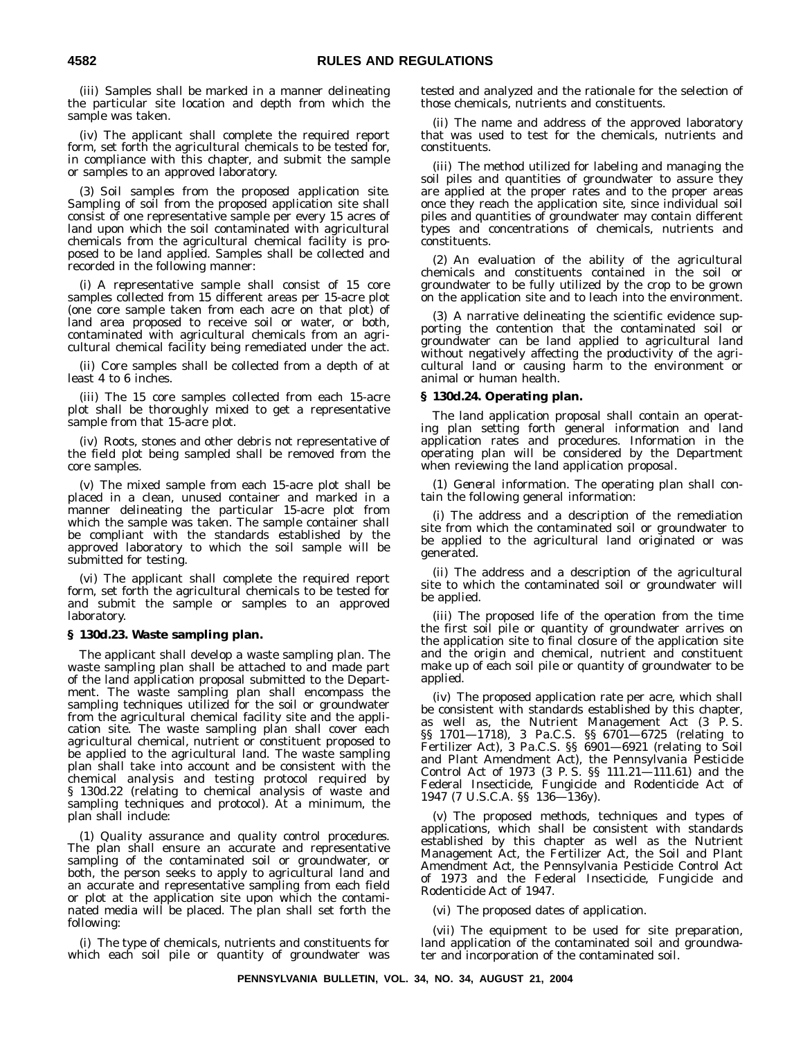(iii) Samples shall be marked in a manner delineating the particular site location and depth from which the sample was taken.

(iv) The applicant shall complete the required report form, set forth the agricultural chemicals to be tested for, in compliance with this chapter, and submit the sample or samples to an approved laboratory.

(3) *Soil samples from the proposed application site.* Sampling of soil from the proposed application site shall consist of one representative sample per every 15 acres of land upon which the soil contaminated with agricultural chemicals from the agricultural chemical facility is proposed to be land applied. Samples shall be collected and recorded in the following manner:

(i) A representative sample shall consist of 15 core samples collected from 15 different areas per 15-acre plot (one core sample taken from each acre on that plot) of land area proposed to receive soil or water, or both, contaminated with agricultural chemicals from an agricultural chemical facility being remediated under the act.

(ii) Core samples shall be collected from a depth of at least 4 to 6 inches.

(iii) The 15 core samples collected from each 15-acre plot shall be thoroughly mixed to get a representative sample from that 15-acre plot.

(iv) Roots, stones and other debris not representative of the field plot being sampled shall be removed from the core samples.

(v) The mixed sample from each 15-acre plot shall be placed in a clean, unused container and marked in a manner delineating the particular 15-acre plot from which the sample was taken. The sample container shall be compliant with the standards established by the approved laboratory to which the soil sample will be submitted for testing.

(vi) The applicant shall complete the required report form, set forth the agricultural chemicals to be tested for and submit the sample or samples to an approved laboratory.

**§ 130d.23. Waste sampling plan.**

The applicant shall develop a waste sampling plan. The waste sampling plan shall be attached to and made part of the land application proposal submitted to the Department. The waste sampling plan shall encompass the sampling techniques utilized for the soil or groundwater from the agricultural chemical facility site and the application site. The waste sampling plan shall cover each agricultural chemical, nutrient or constituent proposed to be applied to the agricultural land. The waste sampling plan shall take into account and be consistent with the chemical analysis and testing protocol required by § 130d.22 (relating to chemical analysis of waste and sampling techniques and protocol). At a minimum, the plan shall include:

(1) *Quality assurance and quality control procedures.* The plan shall ensure an accurate and representative sampling of the contaminated soil or groundwater, or both, the person seeks to apply to agricultural land and an accurate and representative sampling from each field or plot at the application site upon which the contaminated media will be placed. The plan shall set forth the following:

(i) The type of chemicals, nutrients and constituents for which each soil pile or quantity of groundwater was tested and analyzed and the rationale for the selection of those chemicals, nutrients and constituents.

(ii) The name and address of the approved laboratory that was used to test for the chemicals, nutrients and constituents.

(iii) The method utilized for labeling and managing the soil piles and quantities of groundwater to assure they are applied at the proper rates and to the proper areas once they reach the application site, since individual soil piles and quantities of groundwater may contain different types and concentrations of chemicals, nutrients and constituents.

(2) An evaluation of the ability of the agricultural chemicals and constituents contained in the soil or groundwater to be fully utilized by the crop to be grown on the application site and to leach into the environment.

(3) A narrative delineating the scientific evidence supporting the contention that the contaminated soil or groundwater can be land applied to agricultural land without negatively affecting the productivity of the agricultural land or causing harm to the environment or animal or human health.

**§ 130d.24. Operating plan.**

The land application proposal shall contain an operating plan setting forth general information and land application rates and procedures. Information in the operating plan will be considered by the Department when reviewing the land application proposal.

(1) *General information.* The operating plan shall contain the following general information:

(i) The address and a description of the remediation site from which the contaminated soil or groundwater to be applied to the agricultural land originated or was generated.

(ii) The address and a description of the agricultural site to which the contaminated soil or groundwater will be applied.

(iii) The proposed life of the operation from the time the first soil pile or quantity of groundwater arrives on the application site to final closure of the application site and the origin and chemical, nutrient and constituent make up of each soil pile or quantity of groundwater to be applied.

(iv) The proposed application rate per acre, which shall be consistent with standards established by this chapter, as well as, the Nutrient Management Act (3 P. S. §§ 1701—1718), 3 Pa.C.S. §§ 6701—6725 (relating to Fertilizer Act), 3 Pa.C.S. §§ 6901—6921 (relating to Soil and Plant Amendment Act), the Pennsylvania Pesticide Control Act of 1973 (3 P. S. §§ 111.21—111.61) and the Federal Insecticide, Fungicide and Rodenticide Act of 1947 (7 U.S.C.A. §§ 136—136y).

(v) The proposed methods, techniques and types of applications, which shall be consistent with standards established by this chapter as well as the Nutrient Management Act, the Fertilizer Act, the Soil and Plant Amendment Act, the Pennsylvania Pesticide Control Act of 1973 and the Federal Insecticide, Fungicide and Rodenticide Act of 1947.

(vi) The proposed dates of application.

(vii) The equipment to be used for site preparation, land application of the contaminated soil and groundwater and incorporation of the contaminated soil.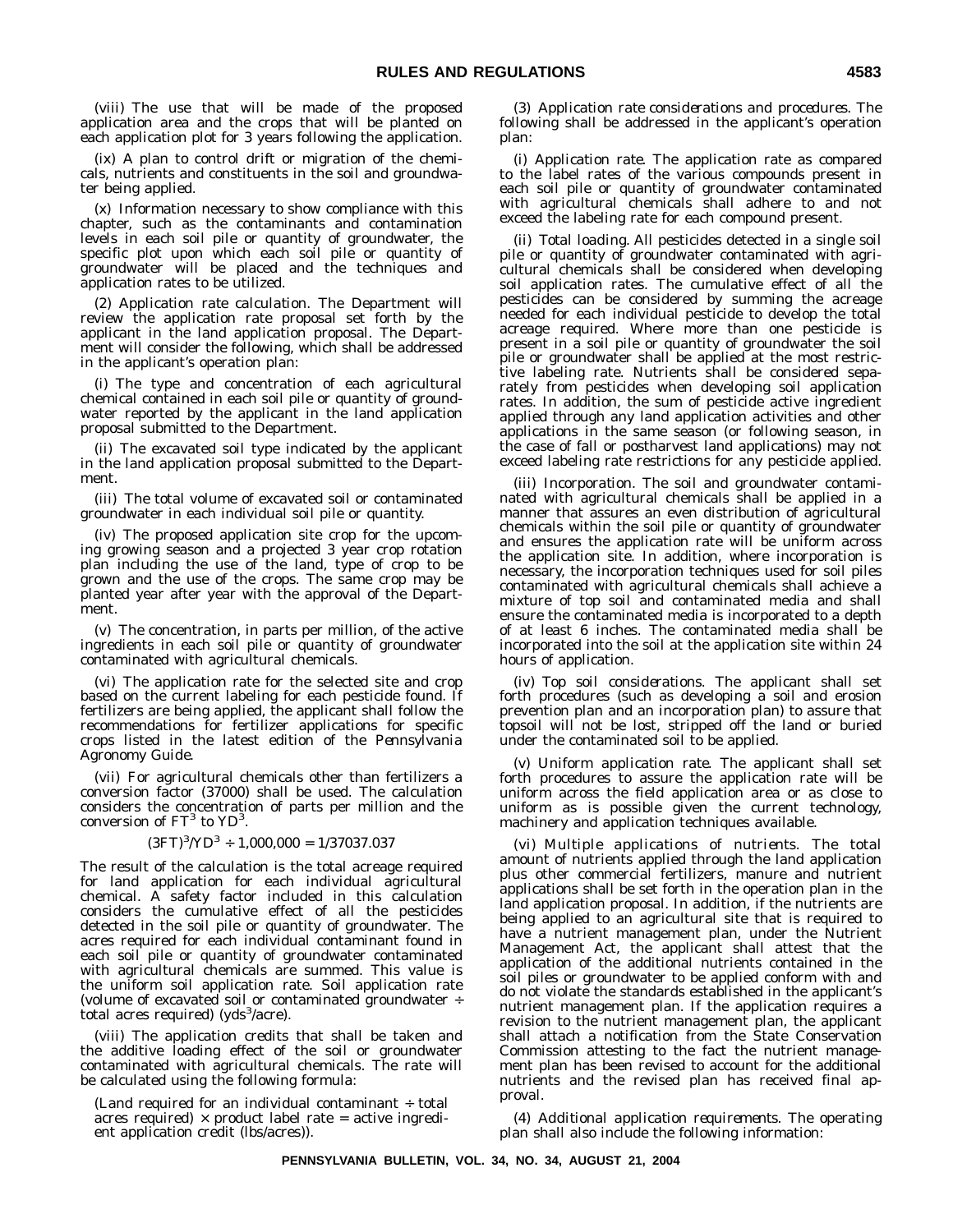(viii) The use that will be made of the proposed application area and the crops that will be planted on each application plot for 3 years following the application.

(ix) A plan to control drift or migration of the chemicals, nutrients and constituents in the soil and groundwater being applied.

(x) Information necessary to show compliance with this chapter, such as the contaminants and contamination levels in each soil pile or quantity of groundwater, the specific plot upon which each soil pile or quantity of groundwater will be placed and the techniques and application rates to be utilized.

(2) *Application rate calculation.* The Department will review the application rate proposal set forth by the applicant in the land application proposal. The Department will consider the following, which shall be addressed in the applicant's operation plan:

(i) The type and concentration of each agricultural chemical contained in each soil pile or quantity of groundwater reported by the applicant in the land application proposal submitted to the Department.

(ii) The excavated soil type indicated by the applicant in the land application proposal submitted to the Department.

(iii) The total volume of excavated soil or contaminated groundwater in each individual soil pile or quantity.

(iv) The proposed application site crop for the upcoming growing season and a projected 3 year crop rotation plan including the use of the land, type of crop to be grown and the use of the crops. The same crop may be planted year after year with the approval of the Department.

(v) The concentration, in parts per million, of the active ingredients in each soil pile or quantity of groundwater contaminated with agricultural chemicals.

(vi) The application rate for the selected site and crop based on the current labeling for each pesticide found. If fertilizers are being applied, the applicant shall follow the recommendations for fertilizer applications for specific crops listed in the latest edition of the *Pennsylvania Agronomy Guide*.

(vii) For agricultural chemicals other than fertilizers a conversion factor (37000) shall be used. The calculation considers the concentration of parts per million and the conversion of $FT^3$ to $YD^3$.

$$(3FT)^3/YD^3 \div 1{,}000{,}000 = 1/37037.037$$

The result of the calculation is the total acreage required for land application for each individual agricultural chemical. A safety factor included in this calculation considers the cumulative effect of all the pesticides detected in the soil pile or quantity of groundwater. The acres required for each individual contaminant found in each soil pile or quantity of groundwater contaminated with agricultural chemicals are summed. This value is the uniform soil application rate. Soil application rate (volume of excavated soil or contaminated groundwater ÷ total acres required) ($yds^3$/acre).

(viii) The application credits that shall be taken and the additive loading effect of the soil or groundwater contaminated with agricultural chemicals. The rate will be calculated using the following formula:

(Land required for an individual contaminant ÷ total acres required) × product label rate = active ingredient application credit (lbs/acres)).

(3) *Application rate considerations and procedures.* The following shall be addressed in the applicant's operation plan:

(i) *Application rate.* The application rate as compared to the label rates of the various compounds present in each soil pile or quantity of groundwater contaminated with agricultural chemicals shall adhere to and not exceed the labeling rate for each compound present.

(ii) *Total loading.* All pesticides detected in a single soil pile or quantity of groundwater contaminated with agricultural chemicals shall be considered when developing soil application rates. The cumulative effect of all the pesticides can be considered by summing the acreage needed for each individual pesticide to develop the total acreage required. Where more than one pesticide is present in a soil pile or quantity of groundwater the soil pile or groundwater shall be applied at the most restrictive labeling rate. Nutrients shall be considered separately from pesticides when developing soil application rates. In addition, the sum of pesticide active ingredient applied through any land application activities and other applications in the same season (or following season, in the case of fall or postharvest land applications) may not exceed labeling rate restrictions for any pesticide applied.

(iii) *Incorporation.* The soil and groundwater contaminated with agricultural chemicals shall be applied in a manner that assures an even distribution of agricultural chemicals within the soil pile or quantity of groundwater and ensures the application rate will be uniform across the application site. In addition, where incorporation is necessary, the incorporation techniques used for soil piles contaminated with agricultural chemicals shall achieve a mixture of top soil and contaminated media and shall ensure the contaminated media is incorporated to a depth of at least 6 inches. The contaminated media shall be incorporated into the soil at the application site within 24 hours of application.

(iv) *Top soil considerations.* The applicant shall set forth procedures (such as developing a soil and erosion prevention plan and an incorporation plan) to assure that topsoil will not be lost, stripped off the land or buried under the contaminated soil to be applied.

(v) *Uniform application rate.* The applicant shall set forth procedures to assure the application rate will be uniform across the field application area or as close to uniform as is possible given the current technology, machinery and application techniques available.

(vi) *Multiple applications of nutrients.* The total amount of nutrients applied through the land application plus other commercial fertilizers, manure and nutrient applications shall be set forth in the operation plan in the land application proposal. In addition, if the nutrients are being applied to an agricultural site that is required to have a nutrient management plan, under the Nutrient Management Act, the applicant shall attest that the application of the additional nutrients contained in the soil piles or groundwater to be applied conform with and do not violate the standards established in the applicant's nutrient management plan. If the application requires a revision to the nutrient management plan, the applicant shall attach a notification from the State Conservation Commission attesting to the fact the nutrient management plan has been revised to account for the additional nutrients and the revised plan has received final approval.

(4) *Additional application requirements.* The operating plan shall also include the following information: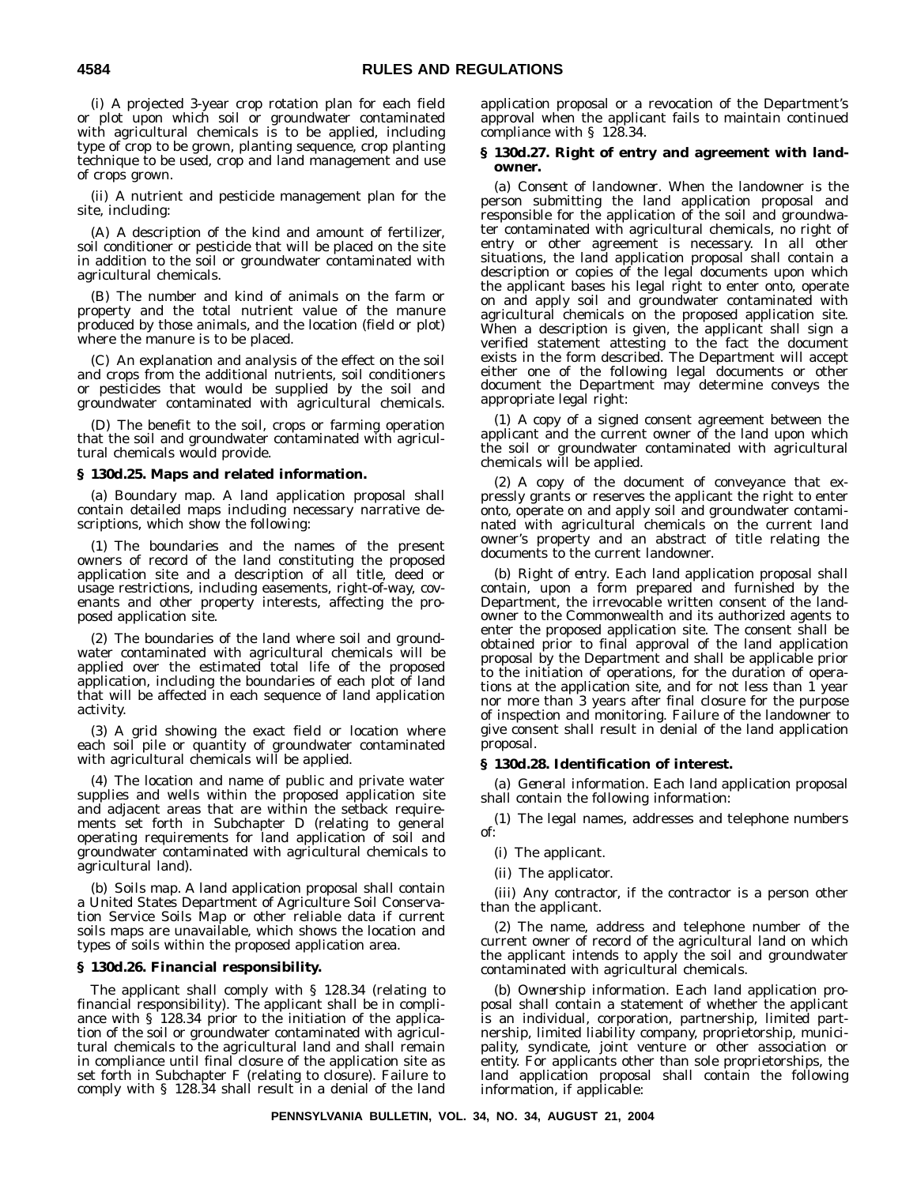(i) A projected 3-year crop rotation plan for each field or plot upon which soil or groundwater contaminated with agricultural chemicals is to be applied, including type of crop to be grown, planting sequence, crop planting technique to be used, crop and land management and use of crops grown.

(ii) A nutrient and pesticide management plan for the site, including:

(A) A description of the kind and amount of fertilizer, soil conditioner or pesticide that will be placed on the site in addition to the soil or groundwater contaminated with agricultural chemicals.

(B) The number and kind of animals on the farm or property and the total nutrient value of the manure produced by those animals, and the location (field or plot) where the manure is to be placed.

(C) An explanation and analysis of the effect on the soil and crops from the additional nutrients, soil conditioners or pesticides that would be supplied by the soil and groundwater contaminated with agricultural chemicals.

(D) The benefit to the soil, crops or farming operation that the soil and groundwater contaminated with agricultural chemicals would provide.

### § 130d.25. Maps and related information.

(a) *Boundary map.* A land application proposal shall contain detailed maps including necessary narrative descriptions, which show the following:

(1) The boundaries and the names of the present owners of record of the land constituting the proposed application site and a description of all title, deed or usage restrictions, including easements, right-of-way, covenants and other property interests, affecting the proposed application site.

(2) The boundaries of the land where soil and groundwater contaminated with agricultural chemicals will be applied over the estimated total life of the proposed application, including the boundaries of each plot of land that will be affected in each sequence of land application activity.

(3) A grid showing the exact field or location where each soil pile or quantity of groundwater contaminated with agricultural chemicals will be applied.

(4) The location and name of public and private water supplies and wells within the proposed application site and adjacent areas that are within the setback requirements set forth in Subchapter D (relating to general operating requirements for land application of soil and groundwater contaminated with agricultural chemicals to agricultural land).

(b) *Soils map.* A land application proposal shall contain a United States Department of Agriculture Soil Conservation Service Soils Map or other reliable data if current soils maps are unavailable, which shows the location and types of soils within the proposed application area.

### § 130d.26. Financial responsibility.

The applicant shall comply with § 128.34 (relating to financial responsibility). The applicant shall be in compliance with § 128.34 prior to the initiation of the application of the soil or groundwater contaminated with agricultural chemicals to the agricultural land and shall remain in compliance until final closure of the application site as set forth in Subchapter F (relating to closure). Failure to comply with § 128.34 shall result in a denial of the land application proposal or a revocation of the Department's approval when the applicant fails to maintain continued compliance with § 128.34.

### § 130d.27. Right of entry and agreement with landowner.

(a) *Consent of landowner.* When the landowner is the person submitting the land application proposal and responsible for the application of the soil and groundwater contaminated with agricultural chemicals, no right of entry or other agreement is necessary. In all other situations, the land application proposal shall contain a description or copies of the legal documents upon which the applicant bases his legal right to enter onto, operate on and apply soil and groundwater contaminated with agricultural chemicals on the proposed application site. When a description is given, the applicant shall sign a verified statement attesting to the fact the document exists in the form described. The Department will accept either one of the following legal documents or other document the Department may determine conveys the appropriate legal right:

(1) A copy of a signed consent agreement between the applicant and the current owner of the land upon which the soil or groundwater contaminated with agricultural chemicals will be applied.

(2) A copy of the document of conveyance that expressly grants or reserves the applicant the right to enter onto, operate on and apply soil and groundwater contaminated with agricultural chemicals on the current land owner's property and an abstract of title relating the documents to the current landowner.

(b) *Right of entry.* Each land application proposal shall contain, upon a form prepared and furnished by the Department, the irrevocable written consent of the landowner to the Commonwealth and its authorized agents to enter the proposed application site. The consent shall be obtained prior to final approval of the land application proposal by the Department and shall be applicable prior to the initiation of operations, for the duration of operations at the application site, and for not less than 1 year nor more than 3 years after final closure for the purpose of inspection and monitoring. Failure of the landowner to give consent shall result in denial of the land application proposal.

### § 130d.28. Identification of interest.

(a) *General information.* Each land application proposal shall contain the following information:

(1) The legal names, addresses and telephone numbers of:

(i) The applicant.

(ii) The applicator.

(iii) Any contractor, if the contractor is a person other than the applicant.

(2) The name, address and telephone number of the current owner of record of the agricultural land on which the applicant intends to apply the soil and groundwater contaminated with agricultural chemicals.

(b) *Ownership information.* Each land application proposal shall contain a statement of whether the applicant is an individual, corporation, partnership, limited partnership, limited liability company, proprietorship, municipality, syndicate, joint venture or other association or entity. For applicants other than sole proprietorships, the land application proposal shall contain the following information, if applicable: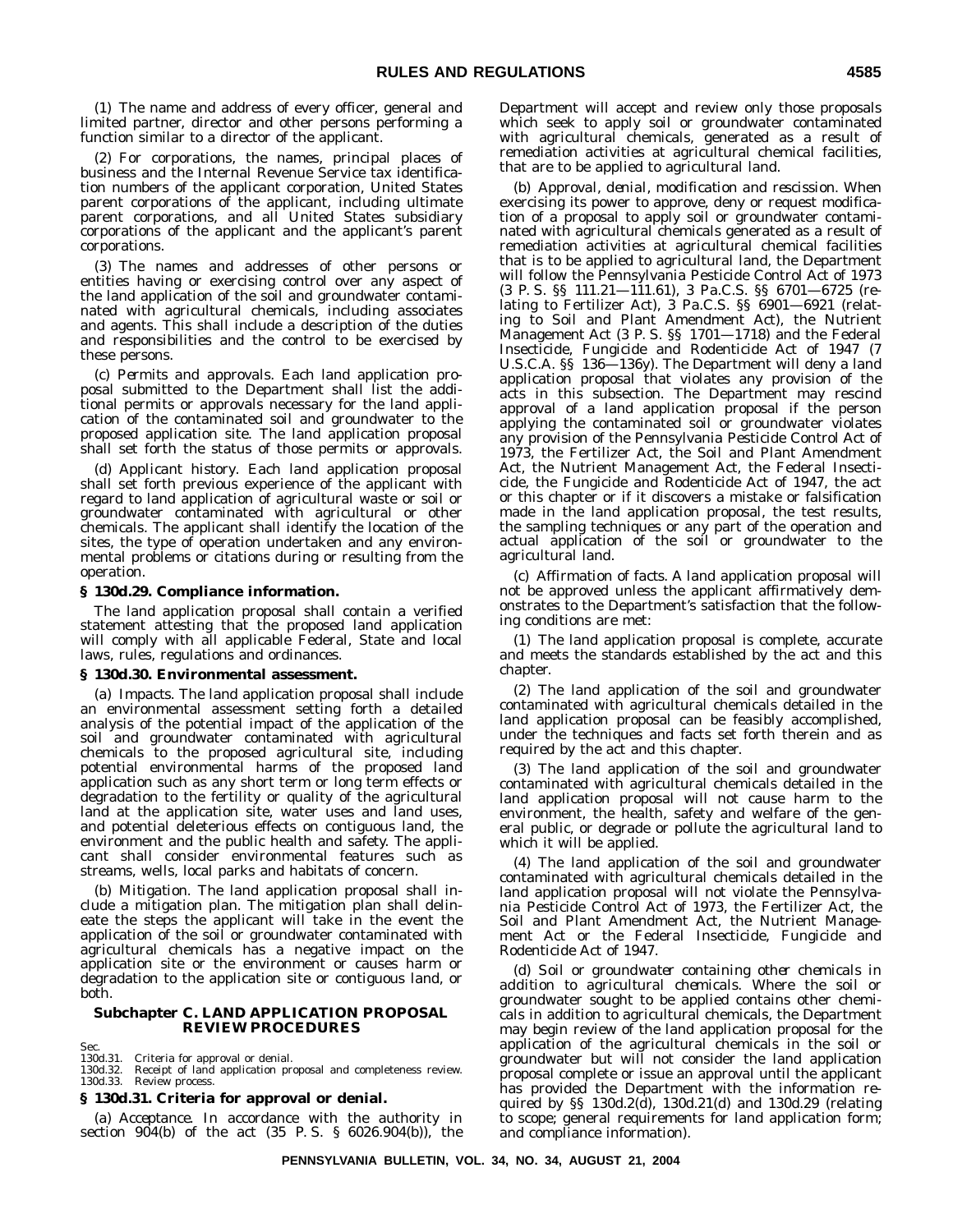(1) The name and address of every officer, general and limited partner, director and other persons performing a function similar to a director of the applicant.

(2) For corporations, the names, principal places of business and the Internal Revenue Service tax identification numbers of the applicant corporation, United States parent corporations of the applicant, including ultimate parent corporations, and all United States subsidiary corporations of the applicant and the applicant's parent corporations.

(3) The names and addresses of other persons or entities having or exercising control over any aspect of the land application of the soil and groundwater contaminated with agricultural chemicals, including associates and agents. This shall include a description of the duties and responsibilities and the control to be exercised by these persons.

(c) *Permits and approvals.* Each land application proposal submitted to the Department shall list the additional permits or approvals necessary for the land application of the contaminated soil and groundwater to the proposed application site. The land application proposal shall set forth the status of those permits or approvals.

(d) *Applicant history.* Each land application proposal shall set forth previous experience of the applicant with regard to land application of agricultural waste or soil or groundwater contaminated with agricultural or other chemicals. The applicant shall identify the location of the sites, the type of operation undertaken and any environmental problems or citations during or resulting from the operation.

### § 130d.29. Compliance information.

The land application proposal shall contain a verified statement attesting that the proposed land application will comply with all applicable Federal, State and local laws, rules, regulations and ordinances.

### § 130d.30. Environmental assessment.

(a) *Impacts.* The land application proposal shall include an environmental assessment setting forth a detailed analysis of the potential impact of the application of the soil and groundwater contaminated with agricultural chemicals to the proposed agricultural site, including potential environmental harms of the proposed land application such as any short term or long term effects or degradation to the fertility or quality of the agricultural land at the application site, water uses and land uses, and potential deleterious effects on contiguous land, the environment and the public health and safety. The applicant shall consider environmental features such as streams, wells, local parks and habitats of concern.

(b) *Mitigation.* The land application proposal shall include a mitigation plan. The mitigation plan shall delineate the steps the applicant will take in the event the application of the soil or groundwater contaminated with agricultural chemicals has a negative impact on the application site or the environment or causes harm or degradation to the application site or contiguous land, or both.

## Subchapter C. LAND APPLICATION PROPOSAL REVIEW PROCEDURES

Sec.
130d.31. Criteria for approval or denial.
130d.32. Receipt of land application proposal and completeness review.
130d.33. Review process.

### § 130d.31. Criteria for approval or denial.

(a) *Acceptance.* In accordance with the authority in section 904(b) of the act (35 P. S. § 6026.904(b)), the Department will accept and review only those proposals which seek to apply soil or groundwater contaminated with agricultural chemicals, generated as a result of remediation activities at agricultural chemical facilities, that are to be applied to agricultural land.

(b) *Approval, denial, modification and rescission.* When exercising its power to approve, deny or request modification of a proposal to apply soil or groundwater contaminated with agricultural chemicals generated as a result of remediation activities at agricultural chemical facilities that is to be applied to agricultural land, the Department will follow the Pennsylvania Pesticide Control Act of 1973 (3 P. S. §§ 111.21—111.61), 3 Pa.C.S. §§ 6701—6725 (relating to Fertilizer Act), 3 Pa.C.S. §§ 6901—6921 (relating to Soil and Plant Amendment Act), the Nutrient Management Act (3 P. S. §§ 1701—1718) and the Federal Insecticide, Fungicide and Rodenticide Act of 1947 (7 U.S.C.A. §§ 136—136y). The Department will deny a land application proposal that violates any provision of the acts in this subsection. The Department may rescind approval of a land application proposal if the person applying the contaminated soil or groundwater violates any provision of the Pennsylvania Pesticide Control Act of 1973, the Fertilizer Act, the Soil and Plant Amendment Act, the Nutrient Management Act, the Federal Insecticide, the Fungicide and Rodenticide Act of 1947, the act or this chapter or if it discovers a mistake or falsification made in the land application proposal, the test results, the sampling techniques or any part of the operation and actual application of the soil or groundwater to the agricultural land.

(c) *Affirmation of facts.* A land application proposal will not be approved unless the applicant affirmatively demonstrates to the Department's satisfaction that the following conditions are met:

(1) The land application proposal is complete, accurate and meets the standards established by the act and this chapter.

(2) The land application of the soil and groundwater contaminated with agricultural chemicals detailed in the land application proposal can be feasibly accomplished, under the techniques and facts set forth therein and as required by the act and this chapter.

(3) The land application of the soil and groundwater contaminated with agricultural chemicals detailed in the land application proposal will not cause harm to the environment, the health, safety and welfare of the general public, or degrade or pollute the agricultural land to which it will be applied.

(4) The land application of the soil and groundwater contaminated with agricultural chemicals detailed in the land application proposal will not violate the Pennsylvania Pesticide Control Act of 1973, the Fertilizer Act, the Soil and Plant Amendment Act, the Nutrient Management Act or the Federal Insecticide, Fungicide and Rodenticide Act of 1947.

(d) *Soil or groundwater containing other chemicals in addition to agricultural chemicals.* Where the soil or groundwater sought to be applied contains other chemicals in addition to agricultural chemicals, the Department may begin review of the land application proposal for the application of the agricultural chemicals in the soil or groundwater but will not consider the land application proposal complete or issue an approval until the applicant has provided the Department with the information required by §§ 130d.2(d), 130d.21(d) and 130d.29 (relating to scope; general requirements for land application form; and compliance information).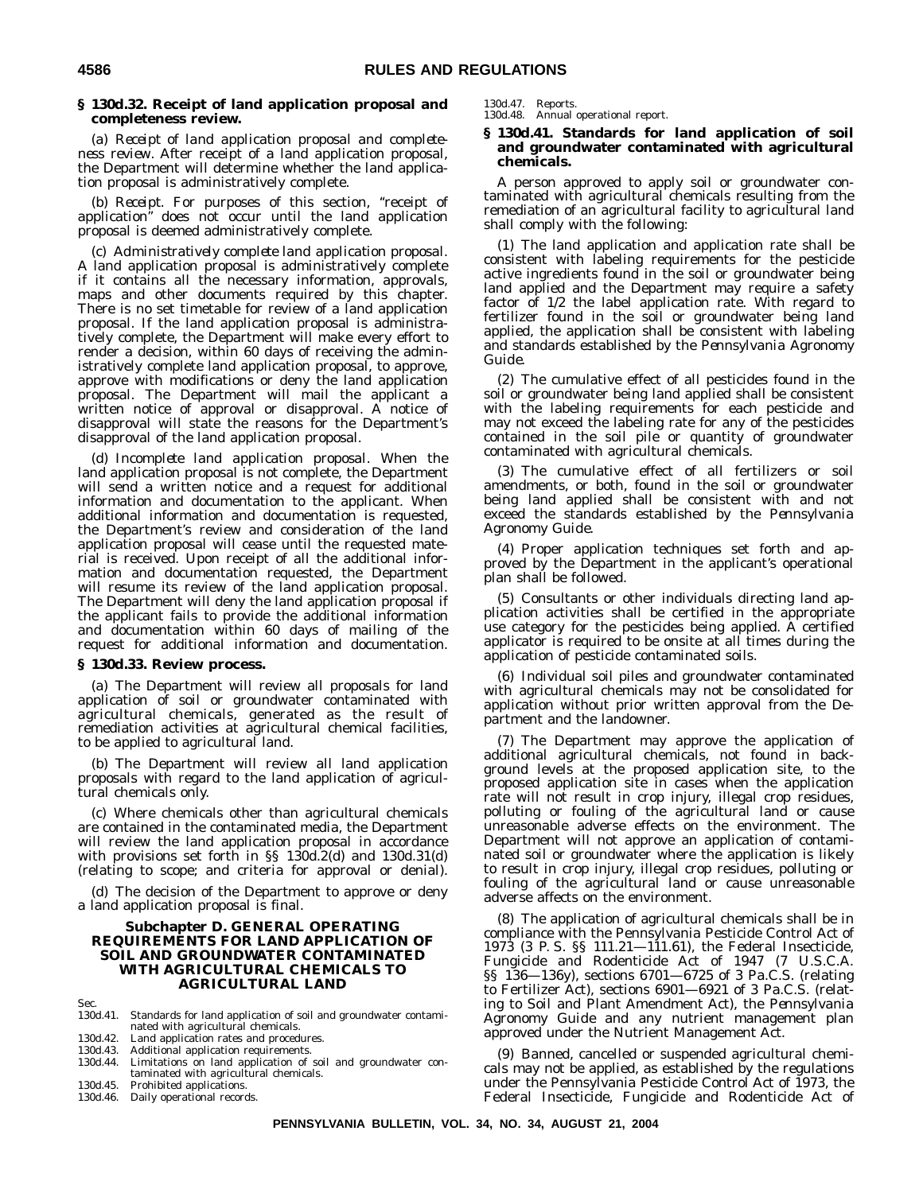**§ 130d.32. Receipt of land application proposal and completeness review.**

(a) *Receipt of land application proposal and completeness review.* After receipt of a land application proposal, the Department will determine whether the land application proposal is administratively complete.

(b) *Receipt.* For purposes of this section, "receipt of application" does not occur until the land application proposal is deemed administratively complete.

(c) *Administratively complete land application proposal.* A land application proposal is administratively complete if it contains all the necessary information, approvals, maps and other documents required by this chapter. There is no set timetable for review of a land application proposal. If the land application proposal is administratively complete, the Department will make every effort to render a decision, within 60 days of receiving the administratively complete land application proposal, to approve, approve with modifications or deny the land application proposal. The Department will mail the applicant a written notice of approval or disapproval. A notice of disapproval will state the reasons for the Department's disapproval of the land application proposal.

(d) *Incomplete land application proposal.* When the land application proposal is not complete, the Department will send a written notice and a request for additional information and documentation to the applicant. When additional information and documentation is requested, the Department's review and consideration of the land application proposal will cease until the requested material is received. Upon receipt of all the additional information and documentation requested, the Department will resume its review of the land application proposal. The Department will deny the land application proposal if the applicant fails to provide the additional information and documentation within 60 days of mailing of the request for additional information and documentation.

**§ 130d.33. Review process.**

(a) The Department will review all proposals for land application of soil or groundwater contaminated with agricultural chemicals, generated as the result of remediation activities at agricultural chemical facilities, to be applied to agricultural land.

(b) The Department will review all land application proposals with regard to the land application of agricultural chemicals only.

(c) Where chemicals other than agricultural chemicals are contained in the contaminated media, the Department will review the land application proposal in accordance with provisions set forth in §§ 130d.2(d) and 130d.31(d) (relating to scope; and criteria for approval or denial).

(d) The decision of the Department to approve or deny a land application proposal is final.

## Subchapter D. GENERAL OPERATING REQUIREMENTS FOR LAND APPLICATION OF SOIL AND GROUNDWATER CONTAMINATED WITH AGRICULTURAL CHEMICALS TO AGRICULTURAL LAND

Sec.
130d.41. Standards for land application of soil and groundwater contaminated with agricultural chemicals.
130d.42. Land application rates and procedures.
130d.43. Additional application requirements.
130d.44. Limitations on land application of soil and groundwater contaminated with agricultural chemicals.
130d.45. Prohibited applications.
130d.46. Daily operational records.
130d.47. Reports.
130d.48. Annual operational report.

**§ 130d.41. Standards for land application of soil and groundwater contaminated with agricultural chemicals.**

A person approved to apply soil or groundwater contaminated with agricultural chemicals resulting from the remediation of an agricultural facility to agricultural land shall comply with the following:

(1) The land application and application rate shall be consistent with labeling requirements for the pesticide active ingredients found in the soil or groundwater being land applied and the Department may require a safety factor of 1/2 the label application rate. With regard to fertilizer found in the soil or groundwater being land applied, the application shall be consistent with labeling and standards established by the *Pennsylvania Agronomy Guide*.

(2) The cumulative effect of all pesticides found in the soil or groundwater being land applied shall be consistent with the labeling requirements for each pesticide and may not exceed the labeling rate for any of the pesticides contained in the soil pile or quantity of groundwater contaminated with agricultural chemicals.

(3) The cumulative effect of all fertilizers or soil amendments, or both, found in the soil or groundwater being land applied shall be consistent with and not exceed the standards established by the *Pennsylvania Agronomy Guide*.

(4) Proper application techniques set forth and approved by the Department in the applicant's operational plan shall be followed.

(5) Consultants or other individuals directing land application activities shall be certified in the appropriate use category for the pesticides being applied. A certified applicator is required to be onsite at all times during the application of pesticide contaminated soils.

(6) Individual soil piles and groundwater contaminated with agricultural chemicals may not be consolidated for application without prior written approval from the Department and the landowner.

(7) The Department may approve the application of additional agricultural chemicals, not found in background levels at the proposed application site, to the proposed application site in cases when the application rate will not result in crop injury, illegal crop residues, polluting or fouling of the agricultural land or cause unreasonable adverse effects on the environment. The Department will not approve an application of contaminated soil or groundwater where the application is likely to result in crop injury, illegal crop residues, polluting or fouling of the agricultural land or cause unreasonable adverse affects on the environment.

(8) The application of agricultural chemicals shall be in compliance with the Pennsylvania Pesticide Control Act of 1973 (3 P. S. §§ 111.21—111.61), the Federal Insecticide, Fungicide and Rodenticide Act of 1947 (7 U.S.C.A. §§ 136—136y), sections 6701—6725 of 3 Pa.C.S. (relating to Fertilizer Act), sections 6901—6921 of 3 Pa.C.S. (relating to Soil and Plant Amendment Act), the *Pennsylvania Agronomy Guide* and any nutrient management plan approved under the Nutrient Management Act.

(9) Banned, cancelled or suspended agricultural chemicals may not be applied, as established by the regulations under the Pennsylvania Pesticide Control Act of 1973, the Federal Insecticide, Fungicide and Rodenticide Act of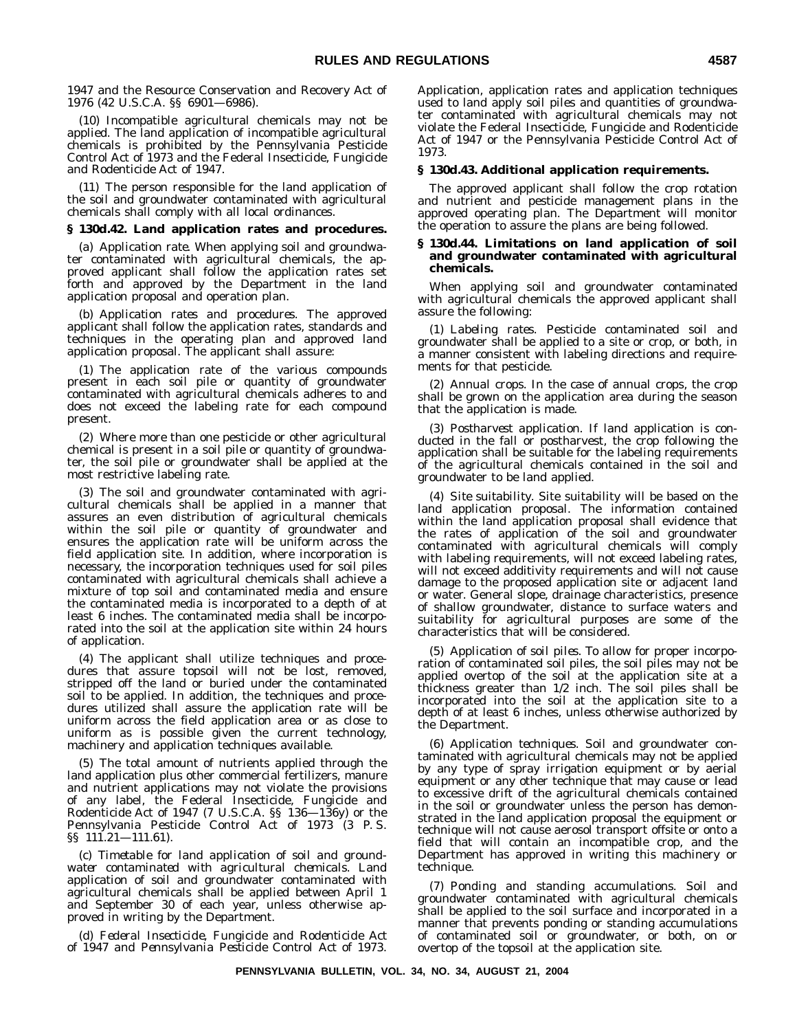1947 and the Resource Conservation and Recovery Act of 1976 (42 U.S.C.A. §§ 6901—6986).

(10) Incompatible agricultural chemicals may not be applied. The land application of incompatible agricultural chemicals is prohibited by the Pennsylvania Pesticide Control Act of 1973 and the Federal Insecticide, Fungicide and Rodenticide Act of 1947.

(11) The person responsible for the land application of the soil and groundwater contaminated with agricultural chemicals shall comply with all local ordinances.

**§ 130d.42. Land application rates and procedures.**

(a) *Application rate.* When applying soil and groundwater contaminated with agricultural chemicals, the approved applicant shall follow the application rates set forth and approved by the Department in the land application proposal and operation plan.

(b) *Application rates and procedures.* The approved applicant shall follow the application rates, standards and techniques in the operating plan and approved land application proposal. The applicant shall assure:

(1) The application rate of the various compounds present in each soil pile or quantity of groundwater contaminated with agricultural chemicals adheres to and does not exceed the labeling rate for each compound present.

(2) Where more than one pesticide or other agricultural chemical is present in a soil pile or quantity of groundwater, the soil pile or groundwater shall be applied at the most restrictive labeling rate.

(3) The soil and groundwater contaminated with agricultural chemicals shall be applied in a manner that assures an even distribution of agricultural chemicals within the soil pile or quantity of groundwater and ensures the application rate will be uniform across the field application site. In addition, where incorporation is necessary, the incorporation techniques used for soil piles contaminated with agricultural chemicals shall achieve a mixture of top soil and contaminated media and ensure the contaminated media is incorporated to a depth of at least 6 inches. The contaminated media shall be incorporated into the soil at the application site within 24 hours of application.

(4) The applicant shall utilize techniques and procedures that assure topsoil will not be lost, removed, stripped off the land or buried under the contaminated soil to be applied. In addition, the techniques and procedures utilized shall assure the application rate will be uniform across the field application area or as close to uniform as is possible given the current technology, machinery and application techniques available.

(5) The total amount of nutrients applied through the land application plus other commercial fertilizers, manure and nutrient applications may not violate the provisions of any label, the Federal Insecticide, Fungicide and Rodenticide Act of 1947 (7 U.S.C.A. §§ 136—136y) or the Pennsylvania Pesticide Control Act of 1973 (3 P. S. §§ 111.21—111.61).

(c) *Timetable for land application of soil and groundwater contaminated with agricultural chemicals.* Land application of soil and groundwater contaminated with agricultural chemicals shall be applied between April 1 and September 30 of each year, unless otherwise approved in writing by the Department.

(d) *Federal Insecticide, Fungicide and Rodenticide Act of 1947 and Pennsylvania Pesticide Control Act of 1973.* Application, application rates and application techniques used to land apply soil piles and quantities of groundwater contaminated with agricultural chemicals may not violate the Federal Insecticide, Fungicide and Rodenticide Act of 1947 or the Pennsylvania Pesticide Control Act of 1973.

**§ 130d.43. Additional application requirements.**

The approved applicant shall follow the crop rotation and nutrient and pesticide management plans in the approved operating plan. The Department will monitor the operation to assure the plans are being followed.

**§ 130d.44. Limitations on land application of soil and groundwater contaminated with agricultural chemicals.**

When applying soil and groundwater contaminated with agricultural chemicals the approved applicant shall assure the following:

(1) *Labeling rates.* Pesticide contaminated soil and groundwater shall be applied to a site or crop, or both, in a manner consistent with labeling directions and requirements for that pesticide.

(2) *Annual crops.* In the case of annual crops, the crop shall be grown on the application area during the season that the application is made.

(3) *Postharvest application.* If land application is conducted in the fall or postharvest, the crop following the application shall be suitable for the labeling requirements of the agricultural chemicals contained in the soil and groundwater to be land applied.

(4) *Site suitability.* Site suitability will be based on the land application proposal. The information contained within the land application proposal shall evidence that the rates of application of the soil and groundwater contaminated with agricultural chemicals will comply with labeling requirements, will not exceed labeling rates, will not exceed additivity requirements and will not cause damage to the proposed application site or adjacent land or water. General slope, drainage characteristics, presence of shallow groundwater, distance to surface waters and suitability for agricultural purposes are some of the characteristics that will be considered.

(5) *Application of soil piles.* To allow for proper incorporation of contaminated soil piles, the soil piles may not be applied overtop of the soil at the application site at a thickness greater than 1/2 inch. The soil piles shall be incorporated into the soil at the application site to a depth of at least 6 inches, unless otherwise authorized by the Department.

(6) *Application techniques.* Soil and groundwater contaminated with agricultural chemicals may not be applied by any type of spray irrigation equipment or by aerial equipment or any other technique that may cause or lead to excessive drift of the agricultural chemicals contained in the soil or groundwater unless the person has demonstrated in the land application proposal the equipment or technique will not cause aerosol transport offsite or onto a field that will contain an incompatible crop, and the Department has approved in writing this machinery or technique.

(7) *Ponding and standing accumulations.* Soil and groundwater contaminated with agricultural chemicals shall be applied to the soil surface and incorporated in a manner that prevents ponding or standing accumulations of contaminated soil or groundwater, or both, on or overtop of the topsoil at the application site.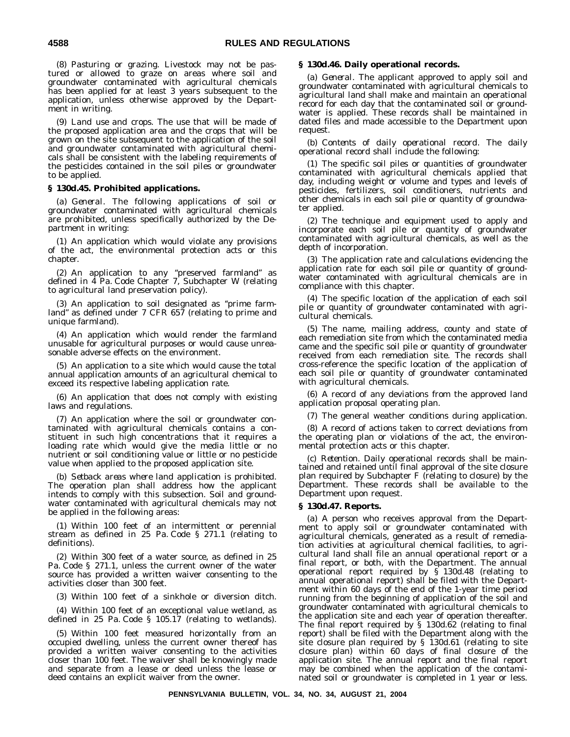(8) *Pasturing or grazing.* Livestock may not be pastured or allowed to graze on areas where soil and groundwater contaminated with agricultural chemicals has been applied for at least 3 years subsequent to the application, unless otherwise approved by the Department in writing.

(9) *Land use and crops.* The use that will be made of the proposed application area and the crops that will be grown on the site subsequent to the application of the soil and groundwater contaminated with agricultural chemicals shall be consistent with the labeling requirements of the pesticides contained in the soil piles or groundwater to be applied.

**§ 130d.45. Prohibited applications.**

(a) *General.* The following applications of soil or groundwater contaminated with agricultural chemicals are prohibited, unless specifically authorized by the Department in writing:

(1) An application which would violate any provisions of the act, the environmental protection acts or this chapter.

(2) An application to any "preserved farmland" as defined in 4 Pa. Code Chapter 7, Subchapter W (relating to agricultural land preservation policy).

(3) An application to soil designated as "prime farmland" as defined under 7 CFR 657 (relating to prime and unique farmland).

(4) An application which would render the farmland unusable for agricultural purposes or would cause unreasonable adverse effects on the environment.

(5) An application to a site which would cause the total annual application amounts of an agricultural chemical to exceed its respective labeling application rate.

(6) An application that does not comply with existing laws and regulations.

(7) An application where the soil or groundwater contaminated with agricultural chemicals contains a constituent in such high concentrations that it requires a loading rate which would give the media little or no nutrient or soil conditioning value or little or no pesticide value when applied to the proposed application site.

(b) *Setback areas where land application is prohibited.* The operation plan shall address how the applicant intends to comply with this subsection. Soil and groundwater contaminated with agricultural chemicals may not be applied in the following areas:

(1) Within 100 feet of an intermittent or perennial stream as defined in 25 Pa. Code § 271.1 (relating to definitions).

(2) Within 300 feet of a water source, as defined in 25 Pa. Code § 271.1, unless the current owner of the water source has provided a written waiver consenting to the activities closer than 300 feet.

(3) Within 100 feet of a sinkhole or diversion ditch.

(4) Within 100 feet of an exceptional value wetland, as defined in 25 Pa. Code § 105.17 (relating to wetlands).

(5) Within 100 feet measured horizontally from an occupied dwelling, unless the current owner thereof has provided a written waiver consenting to the activities closer than 100 feet. The waiver shall be knowingly made and separate from a lease or deed unless the lease or deed contains an explicit waiver from the owner.

**§ 130d.46. Daily operational records.**

(a) *General.* The applicant approved to apply soil and groundwater contaminated with agricultural chemicals to agricultural land shall make and maintain an operational record for each day that the contaminated soil or groundwater is applied. These records shall be maintained in dated files and made accessible to the Department upon request.

(b) *Contents of daily operational record.* The daily operational record shall include the following:

(1) The specific soil piles or quantities of groundwater contaminated with agricultural chemicals applied that day, including weight or volume and types and levels of pesticides, fertilizers, soil conditioners, nutrients and other chemicals in each soil pile or quantity of groundwater applied.

(2) The technique and equipment used to apply and incorporate each soil pile or quantity of groundwater contaminated with agricultural chemicals, as well as the depth of incorporation.

(3) The application rate and calculations evidencing the application rate for each soil pile or quantity of groundwater contaminated with agricultural chemicals are in compliance with this chapter.

(4) The specific location of the application of each soil pile or quantity of groundwater contaminated with agricultural chemicals.

(5) The name, mailing address, county and state of each remediation site from which the contaminated media came and the specific soil pile or quantity of groundwater received from each remediation site. The records shall cross-reference the specific location of the application of each soil pile or quantity of groundwater contaminated with agricultural chemicals.

(6) A record of any deviations from the approved land application proposal operating plan.

(7) The general weather conditions during application.

(8) A record of actions taken to correct deviations from the operating plan or violations of the act, the environmental protection acts or this chapter.

(c) *Retention.* Daily operational records shall be maintained and retained until final approval of the site closure plan required by Subchapter F (relating to closure) by the Department. These records shall be available to the Department upon request.

**§ 130d.47. Reports.**

(a) A person who receives approval from the Department to apply soil or groundwater contaminated with agricultural chemicals, generated as a result of remediation activities at agricultural chemical facilities, to agricultural land shall file an annual operational report or a final report, or both, with the Department. The annual operational report required by § 130d.48 (relating to annual operational report) shall be filed with the Department within 60 days of the end of the 1-year time period running from the beginning of application of the soil and groundwater contaminated with agricultural chemicals to the application site and each year of operation thereafter. The final report required by § 130d.62 (relating to final report) shall be filed with the Department along with the site closure plan required by § 130d.61 (relating to site closure plan) within 60 days of final closure of the application site. The annual report and the final report may be combined when the application of the contaminated soil or groundwater is completed in 1 year or less.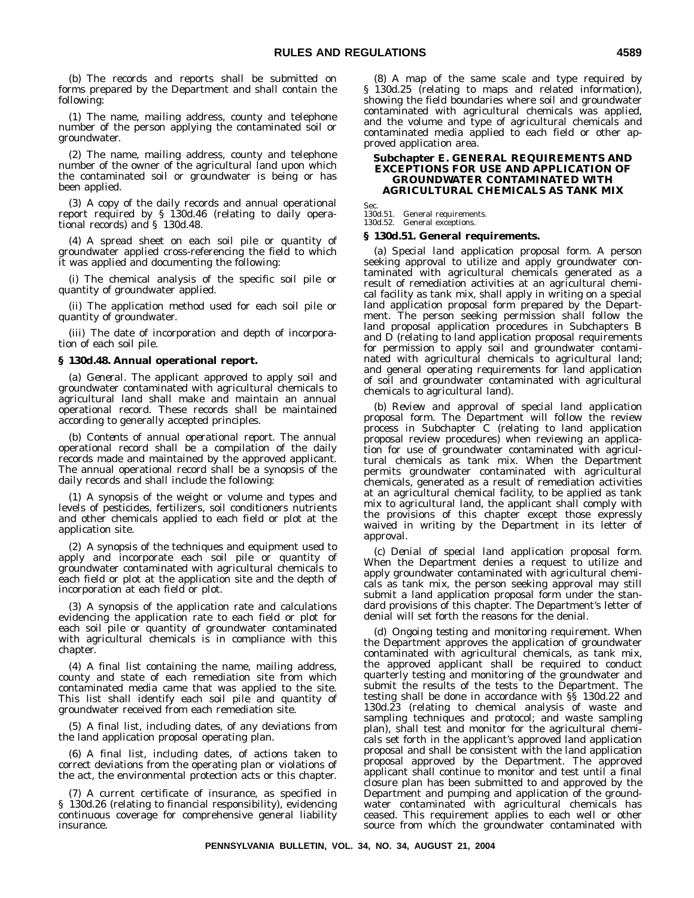(b) The records and reports shall be submitted on forms prepared by the Department and shall contain the following:

(1) The name, mailing address, county and telephone number of the person applying the contaminated soil or groundwater.

(2) The name, mailing address, county and telephone number of the owner of the agricultural land upon which the contaminated soil or groundwater is being or has been applied.

(3) A copy of the daily records and annual operational report required by § 130d.46 (relating to daily operational records) and § 130d.48.

(4) A spread sheet on each soil pile or quantity of groundwater applied cross-referencing the field to which it was applied and documenting the following:

(i) The chemical analysis of the specific soil pile or quantity of groundwater applied.

(ii) The application method used for each soil pile or quantity of groundwater.

(iii) The date of incorporation and depth of incorporation of each soil pile.

### § 130d.48. Annual operational report.

(a) *General*. The applicant approved to apply soil and groundwater contaminated with agricultural chemicals to agricultural land shall make and maintain an annual operational record. These records shall be maintained according to generally accepted principles.

(b) *Contents of annual operational report*. The annual operational record shall be a compilation of the daily records made and maintained by the approved applicant. The annual operational record shall be a synopsis of the daily records and shall include the following:

(1) A synopsis of the weight or volume and types and levels of pesticides, fertilizers, soil conditioners nutrients and other chemicals applied to each field or plot at the application site.

(2) A synopsis of the techniques and equipment used to apply and incorporate each soil pile or quantity of groundwater contaminated with agricultural chemicals to each field or plot at the application site and the depth of incorporation at each field or plot.

(3) A synopsis of the application rate and calculations evidencing the application rate to each field or plot for each soil pile or quantity of groundwater contaminated with agricultural chemicals is in compliance with this chapter.

(4) A final list containing the name, mailing address, county and state of each remediation site from which contaminated media came that was applied to the site. This list shall identify each soil pile and quantity of groundwater received from each remediation site.

(5) A final list, including dates, of any deviations from the land application proposal operating plan.

(6) A final list, including dates, of actions taken to correct deviations from the operating plan or violations of the act, the environmental protection acts or this chapter.

(7) A current certificate of insurance, as specified in § 130d.26 (relating to financial responsibility), evidencing continuous coverage for comprehensive general liability insurance.

(8) A map of the same scale and type required by § 130d.25 (relating to maps and related information), showing the field boundaries where soil and groundwater contaminated with agricultural chemicals was applied, and the volume and type of agricultural chemicals and contaminated media applied to each field or other approved application area.

## Subchapter E. GENERAL REQUIREMENTS AND EXCEPTIONS FOR USE AND APPLICATION OF GROUNDWATER CONTAMINATED WITH AGRICULTURAL CHEMICALS AS TANK MIX

Sec.
130d.51. General requirements.
130d.52. General exceptions.

### § 130d.51. General requirements.

(a) *Special land application proposal form*. A person seeking approval to utilize and apply groundwater contaminated with agricultural chemicals generated as a result of remediation activities at an agricultural chemical facility as tank mix, shall apply in writing on a special land application proposal form prepared by the Department. The person seeking permission shall follow the land proposal application procedures in Subchapters B and D (relating to land application proposal requirements for permission to apply soil and groundwater contaminated with agricultural chemicals to agricultural land; and general operating requirements for land application of soil and groundwater contaminated with agricultural chemicals to agricultural land).

(b) *Review and approval of special land application proposal form*. The Department will follow the review process in Subchapter C (relating to land application proposal review procedures) when reviewing an application for use of groundwater contaminated with agricultural chemicals as tank mix. When the Department permits groundwater contaminated with agricultural chemicals, generated as a result of remediation activities at an agricultural chemical facility, to be applied as tank mix to agricultural land, the applicant shall comply with the provisions of this chapter except those expressly waived in writing by the Department in its letter of approval.

(c) *Denial of special land application proposal form*. When the Department denies a request to utilize and apply groundwater contaminated with agricultural chemicals as tank mix, the person seeking approval may still submit a land application proposal form under the standard provisions of this chapter. The Department's letter of denial will set forth the reasons for the denial.

(d) *Ongoing testing and monitoring requirement*. When the Department approves the application of groundwater contaminated with agricultural chemicals, as tank mix, the approved applicant shall be required to conduct quarterly testing and monitoring of the groundwater and submit the results of the tests to the Department. The testing shall be done in accordance with §§ 130d.22 and 130d.23 (relating to chemical analysis of waste and sampling techniques and protocol; and waste sampling plan), shall test and monitor for the agricultural chemicals set forth in the applicant's approved land application proposal and shall be consistent with the land application proposal approved by the Department. The approved applicant shall continue to monitor and test until a final closure plan has been submitted to and approved by the Department and pumping and application of the groundwater contaminated with agricultural chemicals has ceased. This requirement applies to each well or other source from which the groundwater contaminated with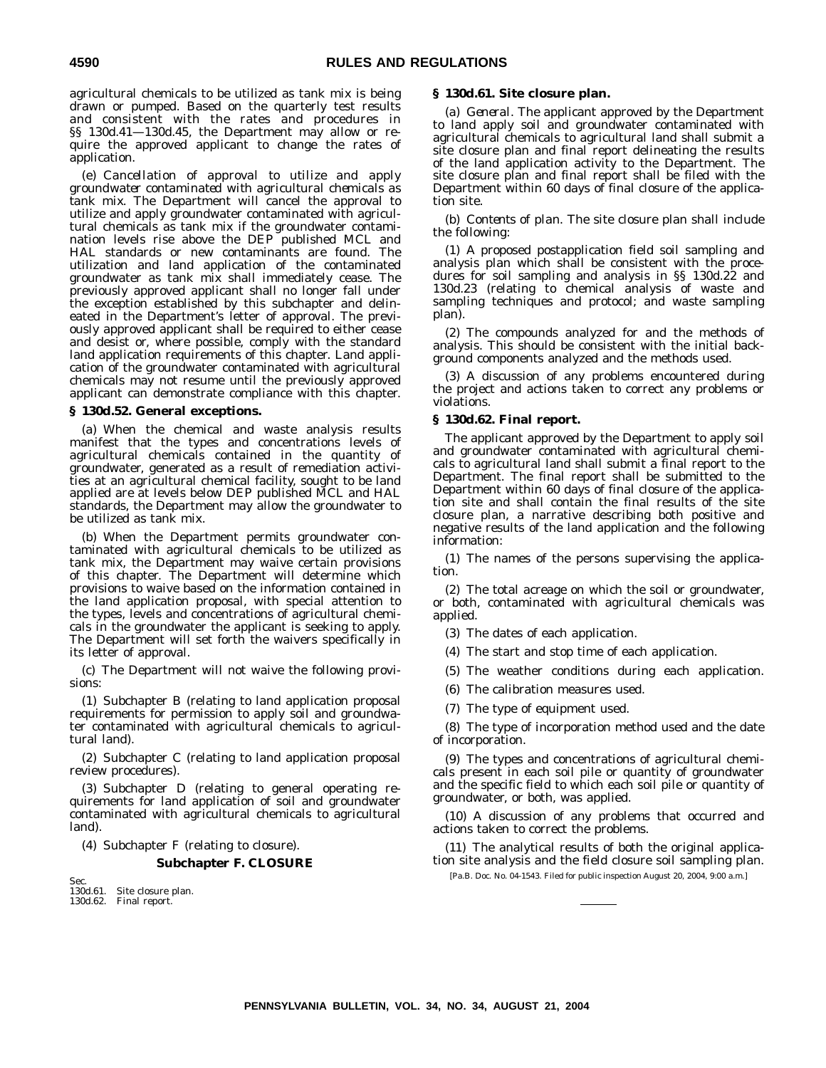agricultural chemicals to be utilized as tank mix is being drawn or pumped. Based on the quarterly test results and consistent with the rates and procedures in §§ 130d.41—130d.45, the Department may allow or require the approved applicant to change the rates of application.

(e) *Cancellation of approval to utilize and apply groundwater contaminated with agricultural chemicals as tank mix.* The Department will cancel the approval to utilize and apply groundwater contaminated with agricultural chemicals as tank mix if the groundwater contamination levels rise above the DEP published MCL and HAL standards or new contaminants are found. The utilization and land application of the contaminated groundwater as tank mix shall immediately cease. The previously approved applicant shall no longer fall under the exception established by this subchapter and delineated in the Department's letter of approval. The previously approved applicant shall be required to either cease and desist or, where possible, comply with the standard land application requirements of this chapter. Land application of the groundwater contaminated with agricultural chemicals may not resume until the previously approved applicant can demonstrate compliance with this chapter.

**§ 130d.52. General exceptions.**

(a) When the chemical and waste analysis results manifest that the types and concentrations levels of agricultural chemicals contained in the quantity of groundwater, generated as a result of remediation activities at an agricultural chemical facility, sought to be land applied are at levels below DEP published MCL and HAL standards, the Department may allow the groundwater to be utilized as tank mix.

(b) When the Department permits groundwater contaminated with agricultural chemicals to be utilized as tank mix, the Department may waive certain provisions of this chapter. The Department will determine which provisions to waive based on the information contained in the land application proposal, with special attention to the types, levels and concentrations of agricultural chemicals in the groundwater the applicant is seeking to apply. The Department will set forth the waivers specifically in its letter of approval.

(c) The Department will not waive the following provisions:

(1) Subchapter B (relating to land application proposal requirements for permission to apply soil and groundwater contaminated with agricultural chemicals to agricultural land).

(2) Subchapter C (relating to land application proposal review procedures).

(3) Subchapter D (relating to general operating requirements for land application of soil and groundwater contaminated with agricultural chemicals to agricultural land).

(4) Subchapter F (relating to closure).

## Subchapter F. CLOSURE

Sec.
130d.61. Site closure plan.
130d.62. Final report.

**§ 130d.61. Site closure plan.**

(a) *General.* The applicant approved by the Department to land apply soil and groundwater contaminated with agricultural chemicals to agricultural land shall submit a site closure plan and final report delineating the results of the land application activity to the Department. The site closure plan and final report shall be filed with the Department within 60 days of final closure of the application site.

(b) *Contents of plan.* The site closure plan shall include the following:

(1) A proposed postapplication field soil sampling and analysis plan which shall be consistent with the procedures for soil sampling and analysis in §§ 130d.22 and 130d.23 (relating to chemical analysis of waste and sampling techniques and protocol; and waste sampling plan).

(2) The compounds analyzed for and the methods of analysis. This should be consistent with the initial background components analyzed and the methods used.

(3) A discussion of any problems encountered during the project and actions taken to correct any problems or violations.

**§ 130d.62. Final report.**

The applicant approved by the Department to apply soil and groundwater contaminated with agricultural chemicals to agricultural land shall submit a final report to the Department. The final report shall be submitted to the Department within 60 days of final closure of the application site and shall contain the final results of the site closure plan, a narrative describing both positive and negative results of the land application and the following information:

(1) The names of the persons supervising the application.

(2) The total acreage on which the soil or groundwater, or both, contaminated with agricultural chemicals was applied.

(3) The dates of each application.

(4) The start and stop time of each application.

(5) The weather conditions during each application.

(6) The calibration measures used.

(7) The type of equipment used.

(8) The type of incorporation method used and the date of incorporation.

(9) The types and concentrations of agricultural chemicals present in each soil pile or quantity of groundwater and the specific field to which each soil pile or quantity of groundwater, or both, was applied.

(10) A discussion of any problems that occurred and actions taken to correct the problems.

(11) The analytical results of both the original application site analysis and the field closure soil sampling plan.

[Pa.B. Doc. No. 04-1543. Filed for public inspection August 20, 2004, 9:00 a.m.]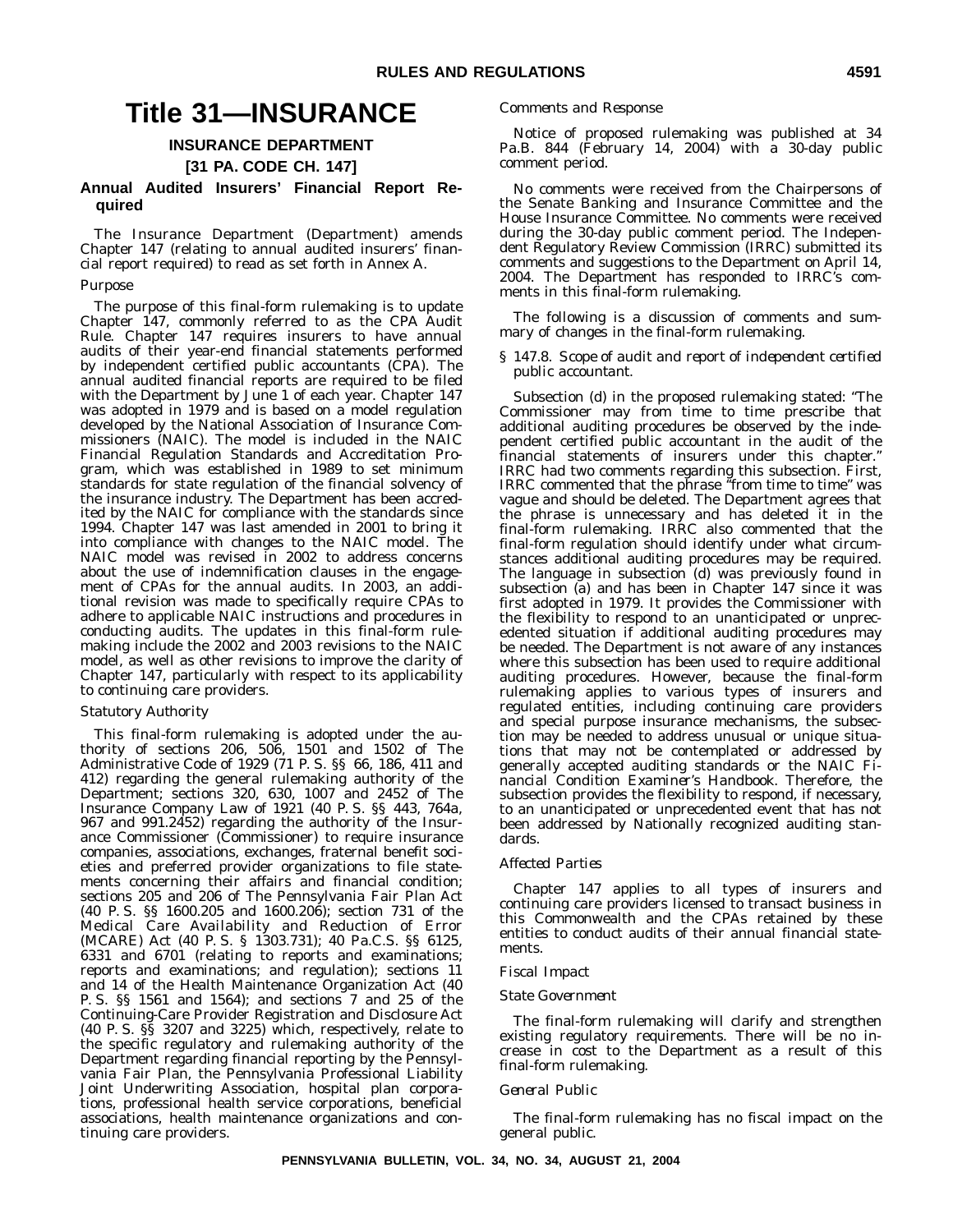# Title 31—INSURANCE

## INSURANCE DEPARTMENT

## [31 PA. CODE CH. 147]

### Annual Audited Insurers' Financial Report Required

The Insurance Department (Department) amends Chapter 147 (relating to annual audited insurers' financial report required) to read as set forth in Annex A.

*Purpose*

The purpose of this final-form rulemaking is to update Chapter 147, commonly referred to as the CPA Audit Rule. Chapter 147 requires insurers to have annual audits of their year-end financial statements performed by independent certified public accountants (CPA). The annual audited financial reports are required to be filed with the Department by June 1 of each year. Chapter 147 was adopted in 1979 and is based on a model regulation developed by the National Association of Insurance Commissioners (NAIC). The model is included in the NAIC Financial Regulation Standards and Accreditation Program, which was established in 1989 to set minimum standards for state regulation of the financial solvency of the insurance industry. The Department has been accredited by the NAIC for compliance with the standards since 1994. Chapter 147 was last amended in 2001 to bring it into compliance with changes to the NAIC model. The NAIC model was revised in 2002 to address concerns about the use of indemnification clauses in the engagement of CPAs for the annual audits. In 2003, an additional revision was made to specifically require CPAs to adhere to applicable NAIC instructions and procedures in conducting audits. The updates in this final-form rulemaking include the 2002 and 2003 revisions to the NAIC model, as well as other revisions to improve the clarity of Chapter 147, particularly with respect to its applicability to continuing care providers.

*Statutory Authority*

This final-form rulemaking is adopted under the authority of sections 206, 506, 1501 and 1502 of The Administrative Code of 1929 (71 P. S. §§ 66, 186, 411 and 412) regarding the general rulemaking authority of the Department; sections 320, 630, 1007 and 2452 of The Insurance Company Law of 1921 (40 P. S. §§ 443, 764a, 967 and 991.2452) regarding the authority of the Insurance Commissioner (Commissioner) to require insurance companies, associations, exchanges, fraternal benefit societies and preferred provider organizations to file statements concerning their affairs and financial condition; sections 205 and 206 of The Pennsylvania Fair Plan Act (40 P. S. §§ 1600.205 and 1600.206); section 731 of the Medical Care Availability and Reduction of Error (MCARE) Act (40 P. S. § 1303.731); 40 Pa.C.S. §§ 6125, 6331 and 6701 (relating to reports and examinations; reports and examinations; and regulation); sections 11 and 14 of the Health Maintenance Organization Act (40 P. S. §§ 1561 and 1564); and sections 7 and 25 of the Continuing-Care Provider Registration and Disclosure Act (40 P. S. §§ 3207 and 3225) which, respectively, relate to the specific regulatory and rulemaking authority of the Department regarding financial reporting by the Pennsylvania Fair Plan, the Pennsylvania Professional Liability Joint Underwriting Association, hospital plan corporations, professional health service corporations, beneficial associations, health maintenance organizations and continuing care providers.

*Comments and Response*

Notice of proposed rulemaking was published at 34 Pa.B. 844 (February 14, 2004) with a 30-day public comment period.

No comments were received from the Chairpersons of the Senate Banking and Insurance Committee and the House Insurance Committee. No comments were received during the 30-day public comment period. The Independent Regulatory Review Commission (IRRC) submitted its comments and suggestions to the Department on April 14, 2004. The Department has responded to IRRC's comments in this final-form rulemaking.

The following is a discussion of comments and summary of changes in the final-form rulemaking.

*§ 147.8. Scope of audit and report of independent certified public accountant.*

Subsection (d) in the proposed rulemaking stated: "The Commissioner may from time to time prescribe that additional auditing procedures be observed by the independent certified public accountant in the audit of the financial statements of insurers under this chapter." IRRC had two comments regarding this subsection. First, IRRC commented that the phrase "from time to time" was vague and should be deleted. The Department agrees that the phrase is unnecessary and has deleted it in the final-form rulemaking. IRRC also commented that the final-form regulation should identify under what circumstances additional auditing procedures may be required. The language in subsection (d) was previously found in subsection (a) and has been in Chapter 147 since it was first adopted in 1979. It provides the Commissioner with the flexibility to respond to an unanticipated or unprecedented situation if additional auditing procedures may be needed. The Department is not aware of any instances where this subsection has been used to require additional auditing procedures. However, because the final-form rulemaking applies to various types of insurers and regulated entities, including continuing care providers and special purpose insurance mechanisms, the subsection may be needed to address unusual or unique situations that may not be contemplated or addressed by generally accepted auditing standards or the NAIC Financial Condition Examiner's Handbook. Therefore, the subsection provides the flexibility to respond, if necessary, to an unanticipated or unprecedented event that has not been addressed by Nationally recognized auditing standards.

*Affected Parties*

Chapter 147 applies to all types of insurers and continuing care providers licensed to transact business in this Commonwealth and the CPAs retained by these entities to conduct audits of their annual financial statements.

*Fiscal Impact*

*State Government*

The final-form rulemaking will clarify and strengthen existing regulatory requirements. There will be no increase in cost to the Department as a result of this final-form rulemaking.

*General Public*

The final-form rulemaking has no fiscal impact on the general public.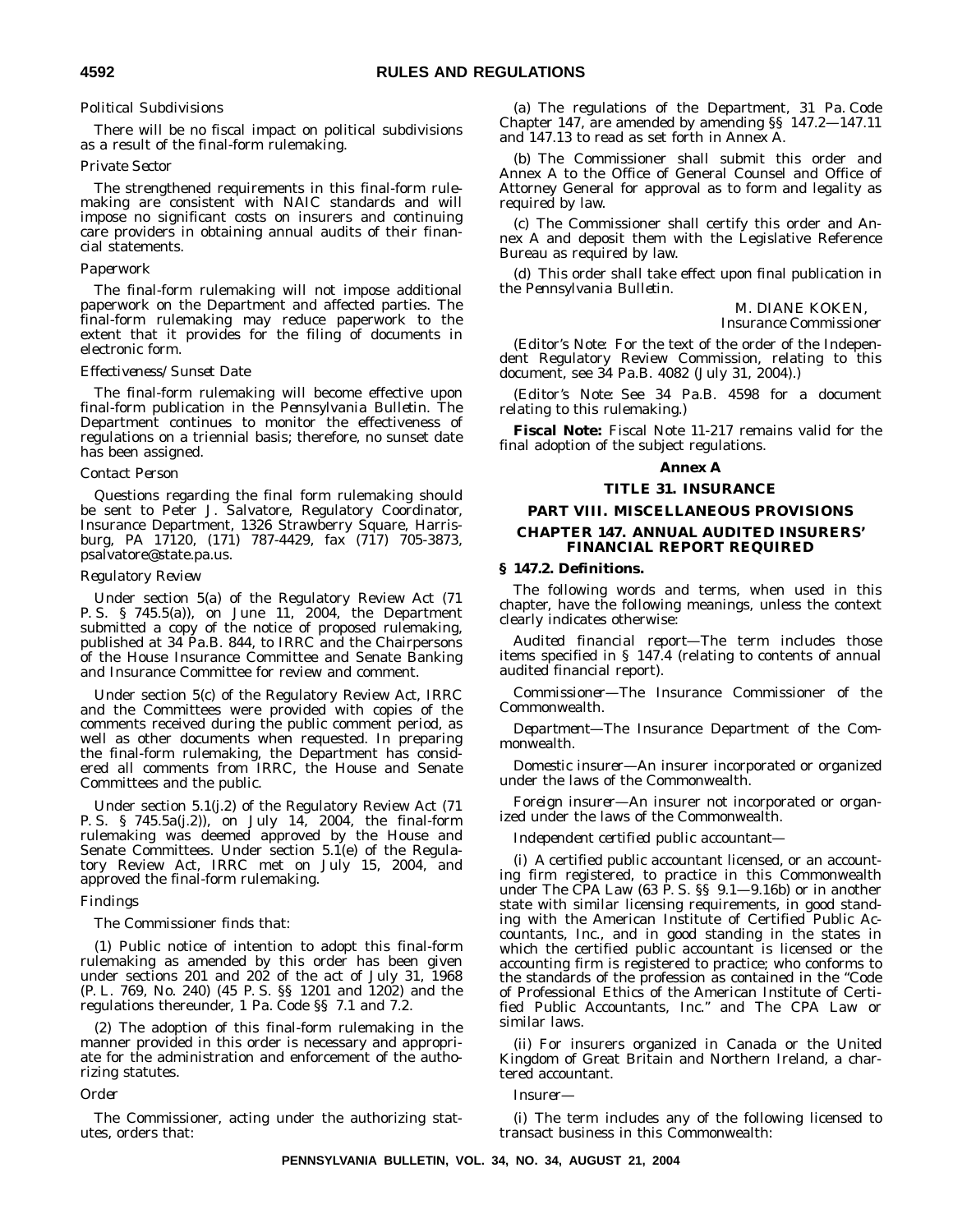*Political Subdivisions*

There will be no fiscal impact on political subdivisions as a result of the final-form rulemaking.

*Private Sector*

The strengthened requirements in this final-form rulemaking are consistent with NAIC standards and will impose no significant costs on insurers and continuing care providers in obtaining annual audits of their financial statements.

*Paperwork*

The final-form rulemaking will not impose additional paperwork on the Department and affected parties. The final-form rulemaking may reduce paperwork to the extent that it provides for the filing of documents in electronic form.

*Effectiveness/Sunset Date*

The final-form rulemaking will become effective upon final-form publication in the *Pennsylvania Bulletin*. The Department continues to monitor the effectiveness of regulations on a triennial basis; therefore, no sunset date has been assigned.

*Contact Person*

Questions regarding the final form rulemaking should be sent to Peter J. Salvatore, Regulatory Coordinator, Insurance Department, 1326 Strawberry Square, Harrisburg, PA 17120, (171) 787-4429, fax (717) 705-3873, psalvatore@state.pa.us.

*Regulatory Review*

Under section 5(a) of the Regulatory Review Act (71 P. S. § 745.5(a)), on June 11, 2004, the Department submitted a copy of the notice of proposed rulemaking, published at 34 Pa.B. 844, to IRRC and the Chairpersons of the House Insurance Committee and Senate Banking and Insurance Committee for review and comment.

Under section 5(c) of the Regulatory Review Act, IRRC and the Committees were provided with copies of the comments received during the public comment period, as well as other documents when requested. In preparing the final-form rulemaking, the Department has considered all comments from IRRC, the House and Senate Committees and the public.

Under section 5.1(j.2) of the Regulatory Review Act (71 P. S. § 745.5a(j.2)), on July 14, 2004, the final-form rulemaking was deemed approved by the House and Senate Committees. Under section 5.1(e) of the Regulatory Review Act, IRRC met on July 15, 2004, and approved the final-form rulemaking.

*Findings*

The Commissioner finds that:

(1) Public notice of intention to adopt this final-form rulemaking as amended by this order has been given under sections 201 and 202 of the act of July 31, 1968 (P. L. 769, No. 240) (45 P. S. §§ 1201 and 1202) and the regulations thereunder, 1 Pa. Code §§ 7.1 and 7.2.

(2) The adoption of this final-form rulemaking in the manner provided in this order is necessary and appropriate for the administration and enforcement of the authorizing statutes.

*Order*

The Commissioner, acting under the authorizing statutes, orders that:

(a) The regulations of the Department, 31 Pa. Code Chapter 147, are amended by amending §§ 147.2—147.11 and 147.13 to read as set forth in Annex A.

(b) The Commissioner shall submit this order and Annex A to the Office of General Counsel and Office of Attorney General for approval as to form and legality as required by law.

(c) The Commissioner shall certify this order and Annex A and deposit them with the Legislative Reference Bureau as required by law.

(d) This order shall take effect upon final publication in the *Pennsylvania Bulletin*.

M. DIANE KOKEN,
*Insurance Commissioner*

(*Editor's Note*: For the text of the order of the Independent Regulatory Review Commission, relating to this document, see 34 Pa.B. 4082 (July 31, 2004).)

(*Editor's Note*: See 34 Pa.B. 4598 for a document relating to this rulemaking.)

**Fiscal Note:** Fiscal Note 11-217 remains valid for the final adoption of the subject regulations.

## Annex A

## TITLE 31. INSURANCE

## PART VIII. MISCELLANEOUS PROVISIONS

## CHAPTER 147. ANNUAL AUDITED INSURERS' FINANCIAL REPORT REQUIRED

### § 147.2. Definitions.

The following words and terms, when used in this chapter, have the following meanings, unless the context clearly indicates otherwise:

*Audited financial report*—The term includes those items specified in § 147.4 (relating to contents of annual audited financial report).

*Commissioner*—The Insurance Commissioner of the Commonwealth.

*Department*—The Insurance Department of the Commonwealth.

*Domestic insurer*—An insurer incorporated or organized under the laws of the Commonwealth.

*Foreign insurer*—An insurer not incorporated or organized under the laws of the Commonwealth.

*Independent certified public accountant*—

(i) A certified public accountant licensed, or an accounting firm registered, to practice in this Commonwealth under The CPA Law (63 P. S. §§ 9.1—9.16b) or in another state with similar licensing requirements, in good standing with the American Institute of Certified Public Accountants, Inc., and in good standing in the states in which the certified public accountant is licensed or the accounting firm is registered to practice; who conforms to the standards of the profession as contained in the "Code of Professional Ethics of the American Institute of Certified Public Accountants, Inc." and The CPA Law or similar laws.

(ii) For insurers organized in Canada or the United Kingdom of Great Britain and Northern Ireland, a chartered accountant.

*Insurer*—

(i) The term includes any of the following licensed to transact business in this Commonwealth: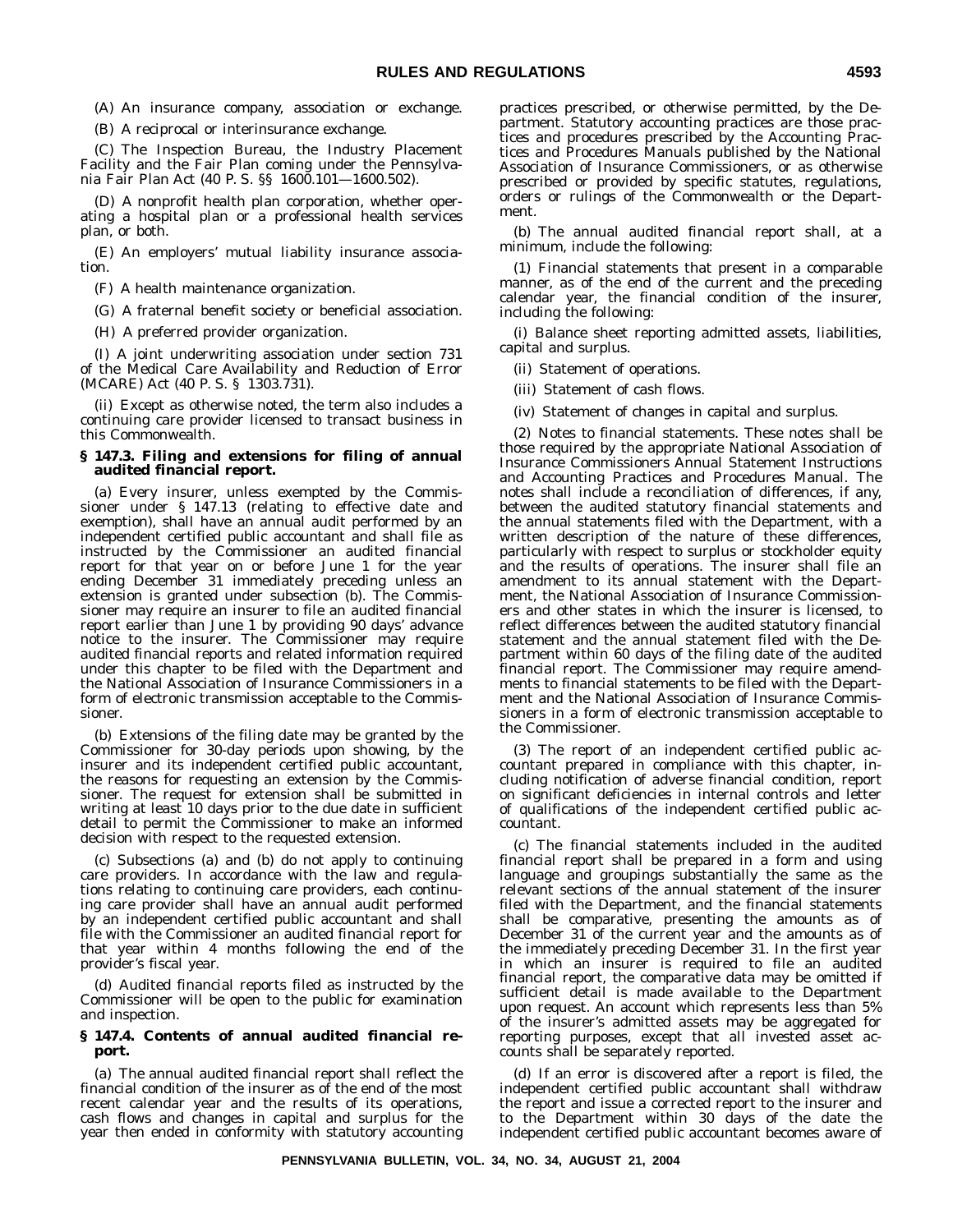(A) An insurance company, association or exchange.

(B) A reciprocal or interinsurance exchange.

(C) The Inspection Bureau, the Industry Placement Facility and the Fair Plan coming under the Pennsylvania Fair Plan Act (40 P. S. §§ 1600.101—1600.502).

(D) A nonprofit health plan corporation, whether operating a hospital plan or a professional health services plan, or both.

(E) An employers' mutual liability insurance association.

(F) A health maintenance organization.

(G) A fraternal benefit society or beneficial association.

(H) A preferred provider organization.

(I) A joint underwriting association under section 731 of the Medical Care Availability and Reduction of Error (MCARE) Act (40 P. S. § 1303.731).

(ii) Except as otherwise noted, the term also includes a continuing care provider licensed to transact business in this Commonwealth.

### § 147.3. Filing and extensions for filing of annual audited financial report.

(a) Every insurer, unless exempted by the Commissioner under § 147.13 (relating to effective date and exemption), shall have an annual audit performed by an independent certified public accountant and shall file as instructed by the Commissioner an audited financial report for that year on or before June 1 for the year ending December 31 immediately preceding unless an extension is granted under subsection (b). The Commissioner may require an insurer to file an audited financial report earlier than June 1 by providing 90 days' advance notice to the insurer. The Commissioner may require audited financial reports and related information required under this chapter to be filed with the Department and the National Association of Insurance Commissioners in a form of electronic transmission acceptable to the Commissioner.

(b) Extensions of the filing date may be granted by the Commissioner for 30-day periods upon showing, by the insurer and its independent certified public accountant, the reasons for requesting an extension by the Commissioner. The request for extension shall be submitted in writing at least 10 days prior to the due date in sufficient detail to permit the Commissioner to make an informed decision with respect to the requested extension.

(c) Subsections (a) and (b) do not apply to continuing care providers. In accordance with the law and regulations relating to continuing care providers, each continuing care provider shall have an annual audit performed by an independent certified public accountant and shall file with the Commissioner an audited financial report for that year within 4 months following the end of the provider's fiscal year.

(d) Audited financial reports filed as instructed by the Commissioner will be open to the public for examination and inspection.

### § 147.4. Contents of annual audited financial report.

(a) The annual audited financial report shall reflect the financial condition of the insurer as of the end of the most recent calendar year and the results of its operations, cash flows and changes in capital and surplus for the year then ended in conformity with statutory accounting practices prescribed, or otherwise permitted, by the Department. Statutory accounting practices are those practices and procedures prescribed by the Accounting Practices and Procedures Manuals published by the National Association of Insurance Commissioners, or as otherwise prescribed or provided by specific statutes, regulations, orders or rulings of the Commonwealth or the Department.

(b) The annual audited financial report shall, at a minimum, include the following:

(1) Financial statements that present in a comparable manner, as of the end of the current and the preceding calendar year, the financial condition of the insurer, including the following:

(i) Balance sheet reporting admitted assets, liabilities, capital and surplus.

(ii) Statement of operations.

(iii) Statement of cash flows.

(iv) Statement of changes in capital and surplus.

(2) Notes to financial statements. These notes shall be those required by the appropriate National Association of Insurance Commissioners Annual Statement Instructions and Accounting Practices and Procedures Manual. The notes shall include a reconciliation of differences, if any, between the audited statutory financial statements and the annual statements filed with the Department, with a written description of the nature of these differences, particularly with respect to surplus or stockholder equity and the results of operations. The insurer shall file an amendment to its annual statement with the Department, the National Association of Insurance Commissioners and other states in which the insurer is licensed, to reflect differences between the audited statutory financial statement and the annual statement filed with the Department within 60 days of the filing date of the audited financial report. The Commissioner may require amendments to financial statements to be filed with the Department and the National Association of Insurance Commissioners in a form of electronic transmission acceptable to the Commissioner.

(3) The report of an independent certified public accountant prepared in compliance with this chapter, including notification of adverse financial condition, report on significant deficiencies in internal controls and letter of qualifications of the independent certified public accountant.

(c) The financial statements included in the audited financial report shall be prepared in a form and using language and groupings substantially the same as the relevant sections of the annual statement of the insurer filed with the Department, and the financial statements shall be comparative, presenting the amounts as of December 31 of the current year and the amounts as of the immediately preceding December 31. In the first year in which an insurer is required to file an audited financial report, the comparative data may be omitted if sufficient detail is made available to the Department upon request. An account which represents less than 5% of the insurer's admitted assets may be aggregated for reporting purposes, except that all invested asset accounts shall be separately reported.

(d) If an error is discovered after a report is filed, the independent certified public accountant shall withdraw the report and issue a corrected report to the insurer and to the Department within 30 days of the date the independent certified public accountant becomes aware of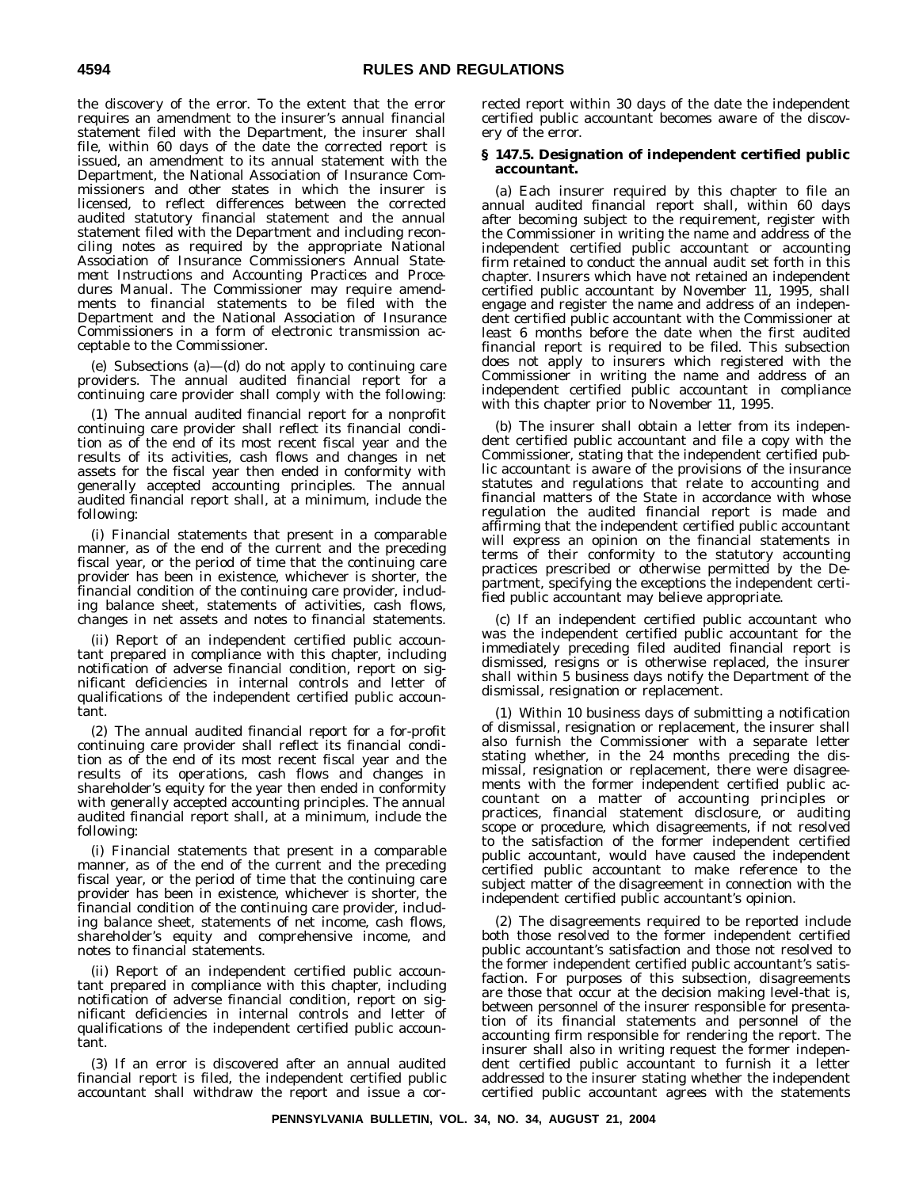the discovery of the error. To the extent that the error requires an amendment to the insurer's annual financial statement filed with the Department, the insurer shall file, within 60 days of the date the corrected report is issued, an amendment to its annual statement with the Department, the National Association of Insurance Commissioners and other states in which the insurer is licensed, to reflect differences between the corrected audited statutory financial statement and the annual statement filed with the Department and including reconciling notes as required by the appropriate National Association of Insurance Commissioners Annual Statement Instructions and Accounting Practices and Procedures Manual. The Commissioner may require amendments to financial statements to be filed with the Department and the National Association of Insurance Commissioners in a form of electronic transmission acceptable to the Commissioner.

(e) Subsections (a)—(d) do not apply to continuing care providers. The annual audited financial report for a continuing care provider shall comply with the following:

(1) The annual audited financial report for a nonprofit continuing care provider shall reflect its financial condition as of the end of its most recent fiscal year and the results of its activities, cash flows and changes in net assets for the fiscal year then ended in conformity with generally accepted accounting principles. The annual audited financial report shall, at a minimum, include the following:

(i) Financial statements that present in a comparable manner, as of the end of the current and the preceding fiscal year, or the period of time that the continuing care provider has been in existence, whichever is shorter, the financial condition of the continuing care provider, including balance sheet, statements of activities, cash flows, changes in net assets and notes to financial statements.

(ii) Report of an independent certified public accountant prepared in compliance with this chapter, including notification of adverse financial condition, report on significant deficiencies in internal controls and letter of qualifications of the independent certified public accountant.

(2) The annual audited financial report for a for-profit continuing care provider shall reflect its financial condition as of the end of its most recent fiscal year and the results of its operations, cash flows and changes in shareholder's equity for the year then ended in conformity with generally accepted accounting principles. The annual audited financial report shall, at a minimum, include the following:

(i) Financial statements that present in a comparable manner, as of the end of the current and the preceding fiscal year, or the period of time that the continuing care provider has been in existence, whichever is shorter, the financial condition of the continuing care provider, including balance sheet, statements of net income, cash flows, shareholder's equity and comprehensive income, and notes to financial statements.

(ii) Report of an independent certified public accountant prepared in compliance with this chapter, including notification of adverse financial condition, report on significant deficiencies in internal controls and letter of qualifications of the independent certified public accountant.

(3) If an error is discovered after an annual audited financial report is filed, the independent certified public accountant shall withdraw the report and issue a corrected report within 30 days of the date the independent certified public accountant becomes aware of the discovery of the error.

**§ 147.5. Designation of independent certified public accountant.**

(a) Each insurer required by this chapter to file an annual audited financial report shall, within 60 days after becoming subject to the requirement, register with the Commissioner in writing the name and address of the independent certified public accountant or accounting firm retained to conduct the annual audit set forth in this chapter. Insurers which have not retained an independent certified public accountant by November 11, 1995, shall engage and register the name and address of an independent certified public accountant with the Commissioner at least 6 months before the date when the first audited financial report is required to be filed. This subsection does not apply to insurers which registered with the Commissioner in writing the name and address of an independent certified public accountant in compliance with this chapter prior to November 11, 1995.

(b) The insurer shall obtain a letter from its independent certified public accountant and file a copy with the Commissioner, stating that the independent certified public accountant is aware of the provisions of the insurance statutes and regulations that relate to accounting and financial matters of the State in accordance with whose regulation the audited financial report is made and affirming that the independent certified public accountant will express an opinion on the financial statements in terms of their conformity to the statutory accounting practices prescribed or otherwise permitted by the Department, specifying the exceptions the independent certified public accountant may believe appropriate.

(c) If an independent certified public accountant who was the independent certified public accountant for the immediately preceding filed audited financial report is dismissed, resigns or is otherwise replaced, the insurer shall within 5 business days notify the Department of the dismissal, resignation or replacement.

(1) Within 10 business days of submitting a notification of dismissal, resignation or replacement, the insurer shall also furnish the Commissioner with a separate letter stating whether, in the 24 months preceding the dismissal, resignation or replacement, there were disagreements with the former independent certified public accountant on a matter of accounting principles or practices, financial statement disclosure, or auditing scope or procedure, which disagreements, if not resolved to the satisfaction of the former independent certified public accountant, would have caused the independent certified public accountant to make reference to the subject matter of the disagreement in connection with the independent certified public accountant's opinion.

(2) The disagreements required to be reported include both those resolved to the former independent certified public accountant's satisfaction and those not resolved to the former independent certified public accountant's satisfaction. For purposes of this subsection, disagreements are those that occur at the decision making level-that is, between personnel of the insurer responsible for presentation of its financial statements and personnel of the accounting firm responsible for rendering the report. The insurer shall also in writing request the former independent certified public accountant to furnish it a letter addressed to the insurer stating whether the independent certified public accountant agrees with the statements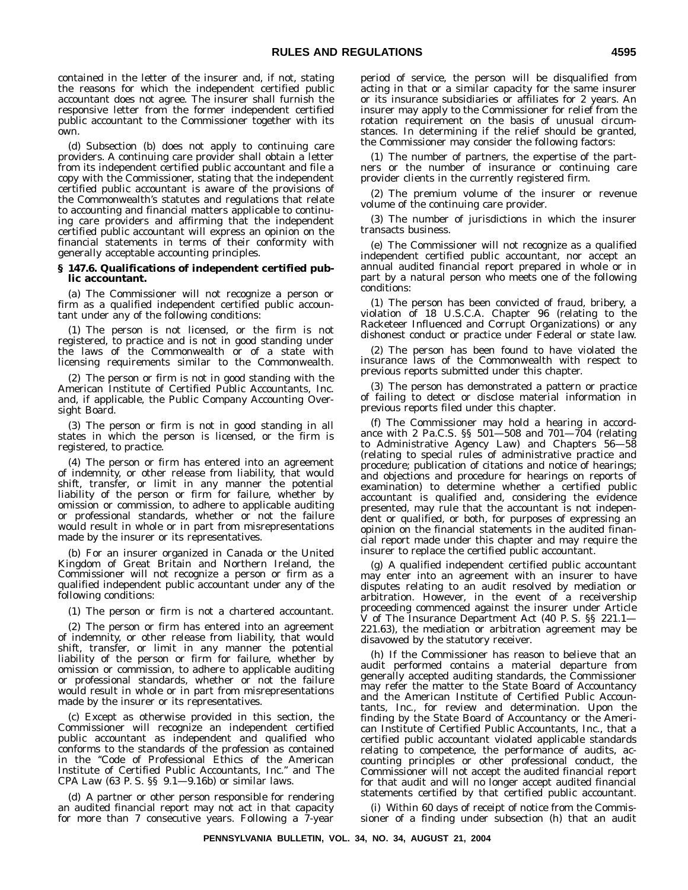contained in the letter of the insurer and, if not, stating the reasons for which the independent certified public accountant does not agree. The insurer shall furnish the responsive letter from the former independent certified public accountant to the Commissioner together with its own.

(d) Subsection (b) does not apply to continuing care providers. A continuing care provider shall obtain a letter from its independent certified public accountant and file a copy with the Commissioner, stating that the independent certified public accountant is aware of the provisions of the Commonwealth's statutes and regulations that relate to accounting and financial matters applicable to continuing care providers and affirming that the independent certified public accountant will express an opinion on the financial statements in terms of their conformity with generally acceptable accounting principles.

### § 147.6. Qualifications of independent certified public accountant.

(a) The Commissioner will not recognize a person or firm as a qualified independent certified public accountant under any of the following conditions:

(1) The person is not licensed, or the firm is not registered, to practice and is not in good standing under the laws of the Commonwealth or of a state with licensing requirements similar to the Commonwealth.

(2) The person or firm is not in good standing with the American Institute of Certified Public Accountants, Inc. and, if applicable, the Public Company Accounting Oversight Board.

(3) The person or firm is not in good standing in all states in which the person is licensed, or the firm is registered, to practice.

(4) The person or firm has entered into an agreement of indemnity, or other release from liability, that would shift, transfer, or limit in any manner the potential liability of the person or firm for failure, whether by omission or commission, to adhere to applicable auditing or professional standards, whether or not the failure would result in whole or in part from misrepresentations made by the insurer or its representatives.

(b) For an insurer organized in Canada or the United Kingdom of Great Britain and Northern Ireland, the Commissioner will not recognize a person or firm as a qualified independent public accountant under any of the following conditions:

(1) The person or firm is not a chartered accountant.

(2) The person or firm has entered into an agreement of indemnity, or other release from liability, that would shift, transfer, or limit in any manner the potential liability of the person or firm for failure, whether by omission or commission, to adhere to applicable auditing or professional standards, whether or not the failure would result in whole or in part from misrepresentations made by the insurer or its representatives.

(c) Except as otherwise provided in this section, the Commissioner will recognize an independent certified public accountant as independent and qualified who conforms to the standards of the profession as contained in the "Code of Professional Ethics of the American Institute of Certified Public Accountants, Inc." and The CPA Law (63 P. S. §§ 9.1—9.16b) or similar laws.

(d) A partner or other person responsible for rendering an audited financial report may not act in that capacity for more than 7 consecutive years. Following a 7-year period of service, the person will be disqualified from acting in that or a similar capacity for the same insurer or its insurance subsidiaries or affiliates for 2 years. An insurer may apply to the Commissioner for relief from the rotation requirement on the basis of unusual circumstances. In determining if the relief should be granted, the Commissioner may consider the following factors:

(1) The number of partners, the expertise of the partners or the number of insurance or continuing care provider clients in the currently registered firm.

(2) The premium volume of the insurer or revenue volume of the continuing care provider.

(3) The number of jurisdictions in which the insurer transacts business.

(e) The Commissioner will not recognize as a qualified independent certified public accountant, nor accept an annual audited financial report prepared in whole or in part by a natural person who meets one of the following conditions:

(1) The person has been convicted of fraud, bribery, a violation of 18 U.S.C.A. Chapter 96 (relating to the Racketeer Influenced and Corrupt Organizations) or any dishonest conduct or practice under Federal or state law.

(2) The person has been found to have violated the insurance laws of the Commonwealth with respect to previous reports submitted under this chapter.

(3) The person has demonstrated a pattern or practice of failing to detect or disclose material information in previous reports filed under this chapter.

(f) The Commissioner may hold a hearing in accordance with 2 Pa.C.S. §§ 501—508 and 701—704 (relating to Administrative Agency Law) and Chapters 56—58 (relating to special rules of administrative practice and procedure; publication of citations and notice of hearings; and objections and procedure for hearings on reports of examination) to determine whether a certified public accountant is qualified and, considering the evidence presented, may rule that the accountant is not independent or qualified, or both, for purposes of expressing an opinion on the financial statements in the audited financial report made under this chapter and may require the insurer to replace the certified public accountant.

(g) A qualified independent certified public accountant may enter into an agreement with an insurer to have disputes relating to an audit resolved by mediation or arbitration. However, in the event of a receivership proceeding commenced against the insurer under Article V of The Insurance Department Act (40 P. S. §§ 221.1—221.63), the mediation or arbitration agreement may be disavowed by the statutory receiver.

(h) If the Commissioner has reason to believe that an audit performed contains a material departure from generally accepted auditing standards, the Commissioner may refer the matter to the State Board of Accountancy and the American Institute of Certified Public Accountants, Inc., for review and determination. Upon the finding by the State Board of Accountancy or the American Institute of Certified Public Accountants, Inc., that a certified public accountant violated applicable standards relating to competence, the performance of audits, accounting principles or other professional conduct, the Commissioner will not accept the audited financial report for that audit and will no longer accept audited financial statements certified by that certified public accountant.

(i) Within 60 days of receipt of notice from the Commissioner of a finding under subsection (h) that an audit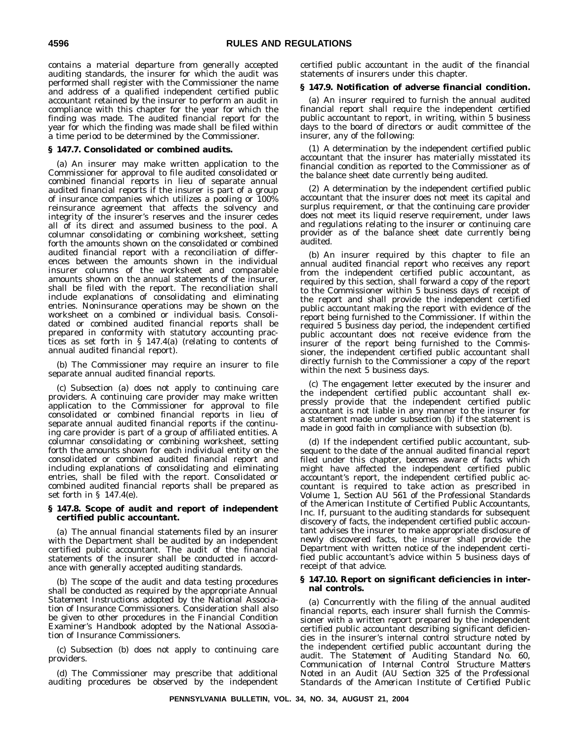contains a material departure from generally accepted auditing standards, the insurer for which the audit was performed shall register with the Commissioner the name and address of a qualified independent certified public accountant retained by the insurer to perform an audit in compliance with this chapter for the year for which the finding was made. The audited financial report for the year for which the finding was made shall be filed within a time period to be determined by the Commissioner.

### § 147.7. Consolidated or combined audits.

(a) An insurer may make written application to the Commissioner for approval to file audited consolidated or combined financial reports in lieu of separate annual audited financial reports if the insurer is part of a group of insurance companies which utilizes a pooling or 100% reinsurance agreement that affects the solvency and integrity of the insurer's reserves and the insurer cedes all of its direct and assumed business to the pool. A columnar consolidating or combining worksheet, setting forth the amounts shown on the consolidated or combined audited financial report with a reconciliation of differences between the amounts shown in the individual insurer columns of the worksheet and comparable amounts shown on the annual statements of the insurer, shall be filed with the report. The reconciliation shall include explanations of consolidating and eliminating entries. Noninsurance operations may be shown on the worksheet on a combined or individual basis. Consolidated or combined audited financial reports shall be prepared in conformity with statutory accounting practices as set forth in § 147.4(a) (relating to contents of annual audited financial report).

(b) The Commissioner may require an insurer to file separate annual audited financial reports.

(c) Subsection (a) does not apply to continuing care providers. A continuing care provider may make written application to the Commissioner for approval to file consolidated or combined financial reports in lieu of separate annual audited financial reports if the continuing care provider is part of a group of affiliated entities. A columnar consolidating or combining worksheet, setting forth the amounts shown for each individual entity on the consolidated or combined audited financial report and including explanations of consolidating and eliminating entries, shall be filed with the report. Consolidated or combined audited financial reports shall be prepared as set forth in § 147.4(e).

### § 147.8. Scope of audit and report of independent certified public accountant.

(a) The annual financial statements filed by an insurer with the Department shall be audited by an independent certified public accountant. The audit of the financial statements of the insurer shall be conducted in accordance with generally accepted auditing standards.

(b) The scope of the audit and data testing procedures shall be conducted as required by the appropriate Annual Statement Instructions adopted by the National Association of Insurance Commissioners. Consideration shall also be given to other procedures in the Financial Condition Examiner's Handbook adopted by the National Association of Insurance Commissioners.

(c) Subsection (b) does not apply to continuing care providers.

(d) The Commissioner may prescribe that additional auditing procedures be observed by the independent certified public accountant in the audit of the financial statements of insurers under this chapter.

### § 147.9. Notification of adverse financial condition.

(a) An insurer required to furnish the annual audited financial report shall require the independent certified public accountant to report, in writing, within 5 business days to the board of directors or audit committee of the insurer, any of the following:

(1) A determination by the independent certified public accountant that the insurer has materially misstated its financial condition as reported to the Commissioner as of the balance sheet date currently being audited.

(2) A determination by the independent certified public accountant that the insurer does not meet its capital and surplus requirement, or that the continuing care provider does not meet its liquid reserve requirement, under laws and regulations relating to the insurer or continuing care provider as of the balance sheet date currently being audited.

(b) An insurer required by this chapter to file an annual audited financial report who receives any report from the independent certified public accountant, as required by this section, shall forward a copy of the report to the Commissioner within 5 business days of receipt of the report and shall provide the independent certified public accountant making the report with evidence of the report being furnished to the Commissioner. If within the required 5 business day period, the independent certified public accountant does not receive evidence from the insurer of the report being furnished to the Commissioner, the independent certified public accountant shall directly furnish to the Commissioner a copy of the report within the next 5 business days.

(c) The engagement letter executed by the insurer and the independent certified public accountant shall expressly provide that the independent certified public accountant is not liable in any manner to the insurer for a statement made under subsection (b) if the statement is made in good faith in compliance with subsection (b).

(d) If the independent certified public accountant, subsequent to the date of the annual audited financial report filed under this chapter, becomes aware of facts which might have affected the independent certified public accountant's report, the independent certified public accountant is required to take action as prescribed in Volume 1, Section AU 561 of the Professional Standards of the American Institute of Certified Public Accountants, Inc. If, pursuant to the auditing standards for subsequent discovery of facts, the independent certified public accountant advises the insurer to make appropriate disclosure of newly discovered facts, the insurer shall provide the Department with written notice of the independent certified public accountant's advice within 5 business days of receipt of that advice.

### § 147.10. Report on significant deficiencies in internal controls.

(a) Concurrently with the filing of the annual audited financial reports, each insurer shall furnish the Commissioner with a written report prepared by the independent certified public accountant describing significant deficiencies in the insurer's internal control structure noted by the independent certified public accountant during the audit. The *Statement of Auditing Standard No. 60, Communication of Internal Control Structure Matters Noted in an Audit (AU Section 325 of the Professional Standards of the American Institute of Certified Public*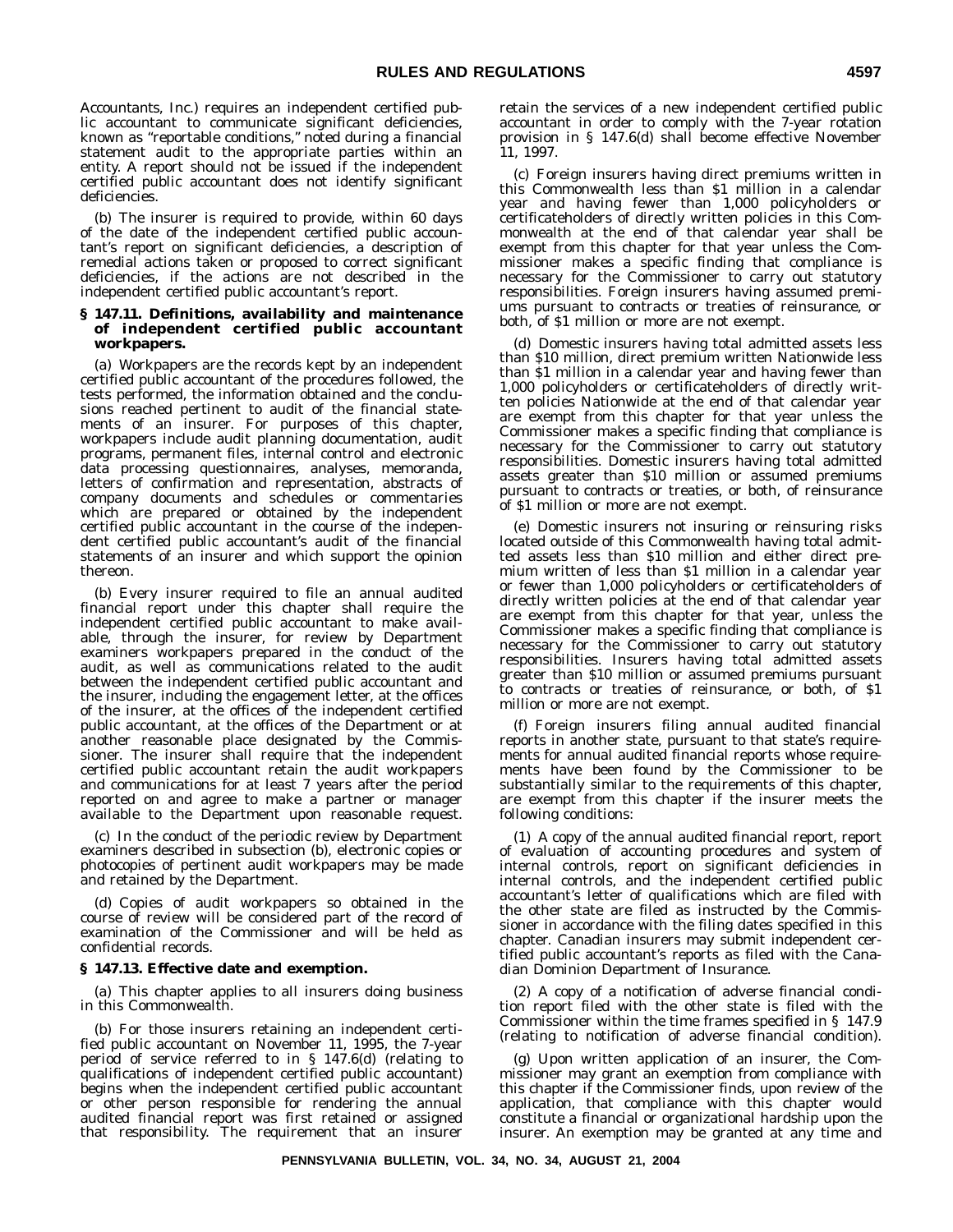Accountants, Inc.) requires an independent certified public accountant to communicate significant deficiencies, known as "reportable conditions," noted during a financial statement audit to the appropriate parties within an entity. A report should not be issued if the independent certified public accountant does not identify significant deficiencies.

(b) The insurer is required to provide, within 60 days of the date of the independent certified public accountant's report on significant deficiencies, a description of remedial actions taken or proposed to correct significant deficiencies, if the actions are not described in the independent certified public accountant's report.

**§ 147.11. Definitions, availability and maintenance of independent certified public accountant workpapers.**

(a) Workpapers are the records kept by an independent certified public accountant of the procedures followed, the tests performed, the information obtained and the conclusions reached pertinent to audit of the financial statements of an insurer. For purposes of this chapter, workpapers include audit planning documentation, audit programs, permanent files, internal control and electronic data processing questionnaires, analyses, memoranda, letters of confirmation and representation, abstracts of company documents and schedules or commentaries which are prepared or obtained by the independent certified public accountant in the course of the independent certified public accountant's audit of the financial statements of an insurer and which support the opinion thereon.

(b) Every insurer required to file an annual audited financial report under this chapter shall require the independent certified public accountant to make available, through the insurer, for review by Department examiners workpapers prepared in the conduct of the audit, as well as communications related to the audit between the independent certified public accountant and the insurer, including the engagement letter, at the offices of the insurer, at the offices of the independent certified public accountant, at the offices of the Department or at another reasonable place designated by the Commissioner. The insurer shall require that the independent certified public accountant retain the audit workpapers and communications for at least 7 years after the period reported on and agree to make a partner or manager available to the Department upon reasonable request.

(c) In the conduct of the periodic review by Department examiners described in subsection (b), electronic copies or photocopies of pertinent audit workpapers may be made and retained by the Department.

(d) Copies of audit workpapers so obtained in the course of review will be considered part of the record of examination of the Commissioner and will be held as confidential records.

**§ 147.13. Effective date and exemption.**

(a) This chapter applies to all insurers doing business in this Commonwealth.

(b) For those insurers retaining an independent certified public accountant on November 11, 1995, the 7-year period of service referred to in § 147.6(d) (relating to qualifications of independent certified public accountant) begins when the independent certified public accountant or other person responsible for rendering the annual audited financial report was first retained or assigned that responsibility. The requirement that an insurer retain the services of a new independent certified public accountant in order to comply with the 7-year rotation provision in § 147.6(d) shall become effective November 11, 1997.

(c) Foreign insurers having direct premiums written in this Commonwealth less than $1 million in a calendar year and having fewer than 1,000 policyholders or certificateholders of directly written policies in this Commonwealth at the end of that calendar year shall be exempt from this chapter for that year unless the Commissioner makes a specific finding that compliance is necessary for the Commissioner to carry out statutory responsibilities. Foreign insurers having assumed premiums pursuant to contracts or treaties of reinsurance, or both, of $1 million or more are not exempt.

(d) Domestic insurers having total admitted assets less than $10 million, direct premium written Nationwide less than $1 million in a calendar year and having fewer than 1,000 policyholders or certificateholders of directly written policies Nationwide at the end of that calendar year are exempt from this chapter for that year unless the Commissioner makes a specific finding that compliance is necessary for the Commissioner to carry out statutory responsibilities. Domestic insurers having total admitted assets greater than $10 million or assumed premiums pursuant to contracts or treaties, or both, of reinsurance of $1 million or more are not exempt.

(e) Domestic insurers not insuring or reinsuring risks located outside of this Commonwealth having total admitted assets less than $10 million and either direct premium written of less than $1 million in a calendar year or fewer than 1,000 policyholders or certificateholders of directly written policies at the end of that calendar year are exempt from this chapter for that year, unless the Commissioner makes a specific finding that compliance is necessary for the Commissioner to carry out statutory responsibilities. Insurers having total admitted assets greater than $10 million or assumed premiums pursuant to contracts or treaties of reinsurance, or both, of $1 million or more are not exempt.

(f) Foreign insurers filing annual audited financial reports in another state, pursuant to that state's requirements for annual audited financial reports whose requirements have been found by the Commissioner to be substantially similar to the requirements of this chapter, are exempt from this chapter if the insurer meets the following conditions:

(1) A copy of the annual audited financial report, report of evaluation of accounting procedures and system of internal controls, report on significant deficiencies in internal controls, and the independent certified public accountant's letter of qualifications which are filed with the other state are filed as instructed by the Commissioner in accordance with the filing dates specified in this chapter. Canadian insurers may submit independent certified public accountant's reports as filed with the Canadian Dominion Department of Insurance.

(2) A copy of a notification of adverse financial condition report filed with the other state is filed with the Commissioner within the time frames specified in § 147.9 (relating to notification of adverse financial condition).

(g) Upon written application of an insurer, the Commissioner may grant an exemption from compliance with this chapter if the Commissioner finds, upon review of the application, that compliance with this chapter would constitute a financial or organizational hardship upon the insurer. An exemption may be granted at any time and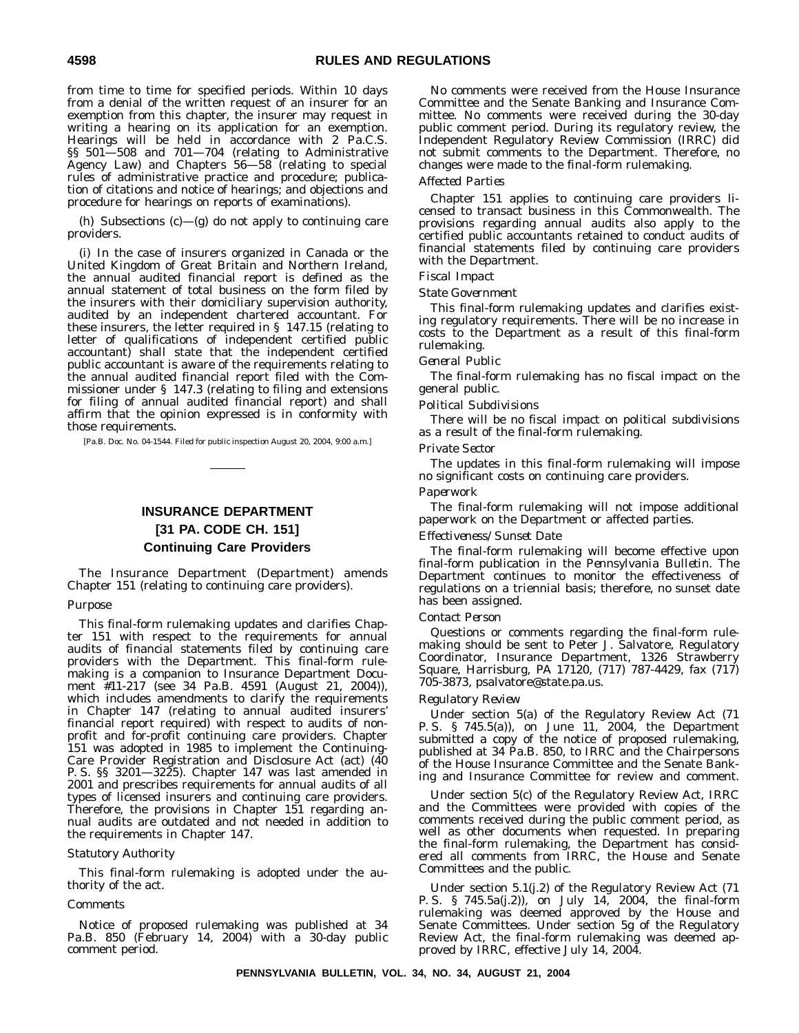from time to time for specified periods. Within 10 days from a denial of the written request of an insurer for an exemption from this chapter, the insurer may request in writing a hearing on its application for an exemption. Hearings will be held in accordance with 2 Pa.C.S. §§ 501—508 and 701—704 (relating to Administrative Agency Law) and Chapters 56—58 (relating to special rules of administrative practice and procedure; publication of citations and notice of hearings; and objections and procedure for hearings on reports of examinations).

(h) Subsections (c)—(g) do not apply to continuing care providers.

(i) In the case of insurers organized in Canada or the United Kingdom of Great Britain and Northern Ireland, the annual audited financial report is defined as the annual statement of total business on the form filed by the insurers with their domiciliary supervision authority, audited by an independent chartered accountant. For these insurers, the letter required in § 147.15 (relating to letter of qualifications of independent certified public accountant) shall state that the independent certified public accountant is aware of the requirements relating to the annual audited financial report filed with the Commissioner under § 147.3 (relating to filing and extensions for filing of annual audited financial report) and shall affirm that the opinion expressed is in conformity with those requirements.

[Pa.B. Doc. No. 04-1544. Filed for public inspection August 20, 2004, 9:00 a.m.]

## INSURANCE DEPARTMENT

## [31 PA. CODE CH. 151]

## Continuing Care Providers

The Insurance Department (Department) amends Chapter 151 (relating to continuing care providers).

*Purpose*

This final-form rulemaking updates and clarifies Chapter 151 with respect to the requirements for annual audits of financial statements filed by continuing care providers with the Department. This final-form rulemaking is a companion to Insurance Department Document #11-217 (see 34 Pa.B. 4591 (August 21, 2004)), which includes amendments to clarify the requirements in Chapter 147 (relating to annual audited insurers' financial report required) with respect to audits of nonprofit and for-profit continuing care providers. Chapter 151 was adopted in 1985 to implement the Continuing-Care Provider Registration and Disclosure Act (act) (40 P. S. §§ 3201—3225). Chapter 147 was last amended in 2001 and prescribes requirements for annual audits of all types of licensed insurers and continuing care providers. Therefore, the provisions in Chapter 151 regarding annual audits are outdated and not needed in addition to the requirements in Chapter 147.

*Statutory Authority*

This final-form rulemaking is adopted under the authority of the act.

*Comments*

Notice of proposed rulemaking was published at 34 Pa.B. 850 (February 14, 2004) with a 30-day public comment period.

No comments were received from the House Insurance Committee and the Senate Banking and Insurance Committee. No comments were received during the 30-day public comment period. During its regulatory review, the Independent Regulatory Review Commission (IRRC) did not submit comments to the Department. Therefore, no changes were made to the final-form rulemaking.

*Affected Parties*

Chapter 151 applies to continuing care providers licensed to transact business in this Commonwealth. The provisions regarding annual audits also apply to the certified public accountants retained to conduct audits of financial statements filed by continuing care providers with the Department.

*Fiscal Impact*

*State Government*

This final-form rulemaking updates and clarifies existing regulatory requirements. There will be no increase in costs to the Department as a result of this final-form rulemaking.

*General Public*

The final-form rulemaking has no fiscal impact on the general public.

*Political Subdivisions*

There will be no fiscal impact on political subdivisions as a result of the final-form rulemaking.

*Private Sector*

The updates in this final-form rulemaking will impose no significant costs on continuing care providers.

*Paperwork*

The final-form rulemaking will not impose additional paperwork on the Department or affected parties.

*Effectiveness/Sunset Date*

The final-form rulemaking will become effective upon final-form publication in the *Pennsylvania Bulletin*. The Department continues to monitor the effectiveness of regulations on a triennial basis; therefore, no sunset date has been assigned.

*Contact Person*

Questions or comments regarding the final-form rulemaking should be sent to Peter J. Salvatore, Regulatory Coordinator, Insurance Department, 1326 Strawberry Square, Harrisburg, PA 17120, (717) 787-4429, fax (717) 705-3873, psalvatore@state.pa.us.

*Regulatory Review*

Under section 5(a) of the Regulatory Review Act (71 P. S. § 745.5(a)), on June 11, 2004, the Department submitted a copy of the notice of proposed rulemaking, published at 34 Pa.B. 850, to IRRC and the Chairpersons of the House Insurance Committee and the Senate Banking and Insurance Committee for review and comment.

Under section 5(c) of the Regulatory Review Act, IRRC and the Committees were provided with copies of the comments received during the public comment period, as well as other documents when requested. In preparing the final-form rulemaking, the Department has considered all comments from IRRC, the House and Senate Committees and the public.

Under section 5.1(j.2) of the Regulatory Review Act (71 P. S. § 745.5a(j.2)), on July 14, 2004, the final-form rulemaking was deemed approved by the House and Senate Committees. Under section 5g of the Regulatory Review Act, the final-form rulemaking was deemed approved by IRRC, effective July 14, 2004.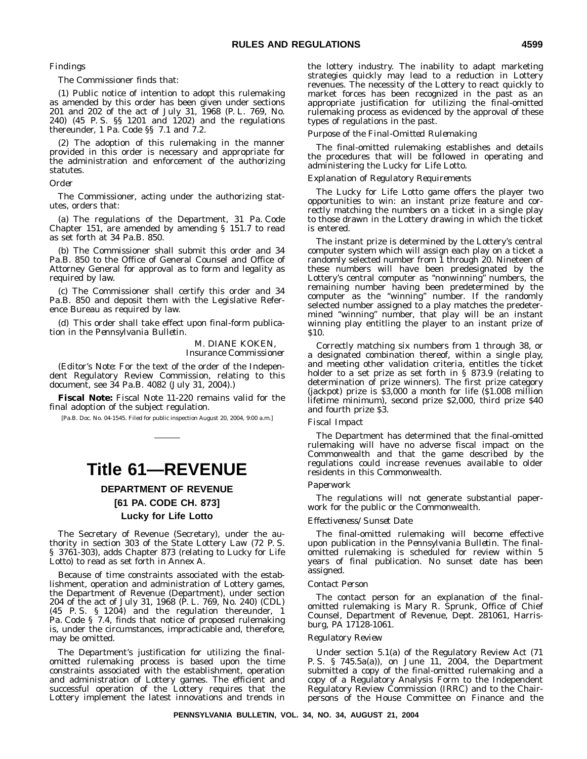*Findings*

The Commissioner finds that:

(1) Public notice of intention to adopt this rulemaking as amended by this order has been given under sections 201 and 202 of the act of July 31, 1968 (P. L. 769, No. 240) (45 P. S. §§ 1201 and 1202) and the regulations thereunder, 1 Pa. Code §§ 7.1 and 7.2.

(2) The adoption of this rulemaking in the manner provided in this order is necessary and appropriate for the administration and enforcement of the authorizing statutes.

*Order*

The Commissioner, acting under the authorizing statutes, orders that:

(a) The regulations of the Department, 31 Pa. Code Chapter 151, are amended by amending § 151.7 to read as set forth at 34 Pa.B. 850.

(b) The Commissioner shall submit this order and 34 Pa.B. 850 to the Office of General Counsel and Office of Attorney General for approval as to form and legality as required by law.

(c) The Commissioner shall certify this order and 34 Pa.B. 850 and deposit them with the Legislative Reference Bureau as required by law.

(d) This order shall take effect upon final-form publication in the *Pennsylvania Bulletin*.

M. DIANE KOKEN,
*Insurance Commissioner*

(*Editor's Note*: For the text of the order of the Independent Regulatory Review Commission, relating to this document, see 34 Pa.B. 4082 (July 31, 2004).)

**Fiscal Note:** Fiscal Note 11-220 remains valid for the final adoption of the subject regulation.

[Pa.B. Doc. No. 04-1545. Filed for public inspection August 20, 2004, 9:00 a.m.]

---

# Title 61—REVENUE

## DEPARTMENT OF REVENUE

## [61 PA. CODE CH. 873]

### Lucky for Life Lotto

The Secretary of Revenue (Secretary), under the authority in section 303 of the State Lottery Law (72 P. S. § 3761-303), adds Chapter 873 (relating to Lucky for Life Lotto) to read as set forth in Annex A.

Because of time constraints associated with the establishment, operation and administration of Lottery games, the Department of Revenue (Department), under section 204 of the act of July 31, 1968 (P. L. 769, No. 240) (CDL) (45 P. S. § 1204) and the regulation thereunder, 1 Pa. Code § 7.4, finds that notice of proposed rulemaking is, under the circumstances, impracticable and, therefore, may be omitted.

The Department's justification for utilizing the final-omitted rulemaking process is based upon the time constraints associated with the establishment, operation and administration of Lottery games. The efficient and successful operation of the Lottery requires that the Lottery implement the latest innovations and trends in the lottery industry. The inability to adapt marketing strategies quickly may lead to a reduction in Lottery revenues. The necessity of the Lottery to react quickly to market forces has been recognized in the past as an appropriate justification for utilizing the final-omitted rulemaking process as evidenced by the approval of these types of regulations in the past.

*Purpose of the Final-Omitted Rulemaking*

The final-omitted rulemaking establishes and details the procedures that will be followed in operating and administering the Lucky for Life Lotto.

*Explanation of Regulatory Requirements*

The Lucky for Life Lotto game offers the player two opportunities to win: an instant prize feature and correctly matching the numbers on a ticket in a single play to those drawn in the Lottery drawing in which the ticket is entered.

The instant prize is determined by the Lottery's central computer system which will assign each play on a ticket a randomly selected number from 1 through 20. Nineteen of these numbers will have been predesignated by the Lottery's central computer as "nonwinning" numbers, the remaining number having been predetermined by the computer as the "winning" number. If the randomly selected number assigned to a play matches the predetermined "winning" number, that play will be an instant winning play entitling the player to an instant prize of $10.

Correctly matching six numbers from 1 through 38, or a designated combination thereof, within a single play, and meeting other validation criteria, entitles the ticket holder to a set prize as set forth in § 873.9 (relating to determination of prize winners). The first prize category (jackpot) prize is $3,000 a month for life ($1.008 million lifetime minimum), second prize $2,000, third prize $40 and fourth prize $3.

*Fiscal Impact*

The Department has determined that the final-omitted rulemaking will have no adverse fiscal impact on the Commonwealth and that the game described by the regulations could increase revenues available to older residents in this Commonwealth.

*Paperwork*

The regulations will not generate substantial paperwork for the public or the Commonwealth.

*Effectiveness/Sunset Date*

The final-omitted rulemaking will become effective upon publication in the *Pennsylvania Bulletin*. The final-omitted rulemaking is scheduled for review within 5 years of final publication. No sunset date has been assigned.

*Contact Person*

The contact person for an explanation of the final-omitted rulemaking is Mary R. Sprunk, Office of Chief Counsel, Department of Revenue, Dept. 281061, Harrisburg, PA 17128-1061.

*Regulatory Review*

Under section 5.1(a) of the Regulatory Review Act (71 P. S. § 745.5a(a)), on June 11, 2004, the Department submitted a copy of the final-omitted rulemaking and a copy of a Regulatory Analysis Form to the Independent Regulatory Review Commission (IRRC) and to the Chairpersons of the House Committee on Finance and the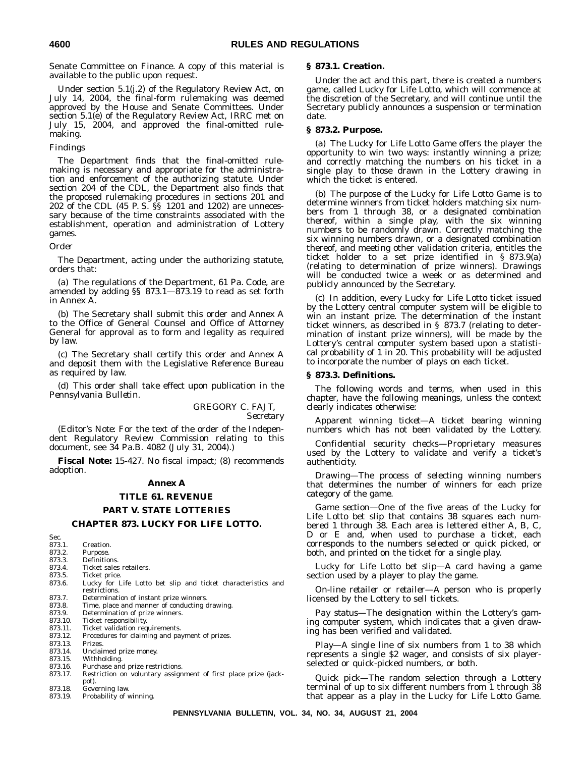Senate Committee on Finance. A copy of this material is available to the public upon request.

Under section 5.1(j.2) of the Regulatory Review Act, on July 14, 2004, the final-form rulemaking was deemed approved by the House and Senate Committees. Under section 5.1(e) of the Regulatory Review Act, IRRC met on July 15, 2004, and approved the final-omitted rulemaking.

*Findings*

The Department finds that the final-omitted rulemaking is necessary and appropriate for the administration and enforcement of the authorizing statute. Under section 204 of the CDL, the Department also finds that the proposed rulemaking procedures in sections 201 and 202 of the CDL (45 P. S. §§ 1201 and 1202) are unnecessary because of the time constraints associated with the establishment, operation and administration of Lottery games.

*Order*

The Department, acting under the authorizing statute, orders that:

(a) The regulations of the Department, 61 Pa. Code, are amended by adding §§ 873.1—873.19 to read as set forth in Annex A.

(b) The Secretary shall submit this order and Annex A to the Office of General Counsel and Office of Attorney General for approval as to form and legality as required by law.

(c) The Secretary shall certify this order and Annex A and deposit them with the Legislative Reference Bureau as required by law.

(d) This order shall take effect upon publication in the *Pennsylvania Bulletin*.

GREGORY C. FAJT,
*Secretary*

(*Editor's Note*: For the text of the order of the Independent Regulatory Review Commission relating to this document, see 34 Pa.B. 4082 (July 31, 2004).)

**Fiscal Note:** 15-427. No fiscal impact; (8) recommends adoption.

## Annex A

## TITLE 61. REVENUE

## PART V. STATE LOTTERIES

## CHAPTER 873. LUCKY FOR LIFE LOTTO.

Sec.
873.1. Creation.
873.2. Purpose.
873.3. Definitions.
873.4. Ticket sales retailers.
873.5. Ticket price.
873.6. Lucky for Life Lotto bet slip and ticket characteristics and restrictions.
873.7. Determination of instant prize winners.
873.8. Time, place and manner of conducting drawing.
873.9. Determination of prize winners.
873.10. Ticket responsibility.
873.11. Ticket validation requirements.
873.12. Procedures for claiming and payment of prizes.
873.13. Prizes.
873.14. Unclaimed prize money.
873.15. Withholding.
873.16. Purchase and prize restrictions.
873.17. Restriction on voluntary assignment of first place prize (jackpot).
873.18. Governing law.
873.19. Probability of winning.

### § 873.1. Creation.

Under the act and this part, there is created a numbers game, called Lucky for Life Lotto, which will commence at the discretion of the Secretary, and will continue until the Secretary publicly announces a suspension or termination date.

### § 873.2. Purpose.

(a) The Lucky for Life Lotto Game offers the player the opportunity to win two ways: instantly winning a prize; and correctly matching the numbers on his ticket in a single play to those drawn in the Lottery drawing in which the ticket is entered.

(b) The purpose of the Lucky for Life Lotto Game is to determine winners from ticket holders matching six numbers from 1 through 38, or a designated combination thereof, within a single play, with the six winning numbers to be randomly drawn. Correctly matching the six winning numbers drawn, or a designated combination thereof, and meeting other validation criteria, entitles the ticket holder to a set prize identified in § 873.9(a) (relating to determination of prize winners). Drawings will be conducted twice a week or as determined and publicly announced by the Secretary.

(c) In addition, every Lucky for Life Lotto ticket issued by the Lottery central computer system will be eligible to win an instant prize. The determination of the instant ticket winners, as described in § 873.7 (relating to determination of instant prize winners), will be made by the Lottery's central computer system based upon a statistical probability of 1 in 20. This probability will be adjusted to incorporate the number of plays on each ticket.

### § 873.3. Definitions.

The following words and terms, when used in this chapter, have the following meanings, unless the context clearly indicates otherwise:

*Apparent winning ticket*—A ticket bearing winning numbers which has not been validated by the Lottery.

*Confidential security checks*—Proprietary measures used by the Lottery to validate and verify a ticket's authenticity.

*Drawing*—The process of selecting winning numbers that determines the number of winners for each prize category of the game.

*Game section*—One of the five areas of the Lucky for Life Lotto bet slip that contains 38 squares each numbered 1 through 38. Each area is lettered either A, B, C, D or E and, when used to purchase a ticket, each corresponds to the numbers selected or quick picked, or both, and printed on the ticket for a single play.

*Lucky for Life Lotto bet slip*—A card having a game section used by a player to play the game.

*On-line retailer or retailer*—A person who is properly licensed by the Lottery to sell tickets.

*Pay status*—The designation within the Lottery's gaming computer system, which indicates that a given drawing has been verified and validated.

*Play*—A single line of six numbers from 1 to 38 which represents a single $2 wager, and consists of six player-selected or quick-picked numbers, or both.

*Quick pick*—The random selection through a Lottery terminal of up to six different numbers from 1 through 38 that appear as a play in the Lucky for Life Lotto Game.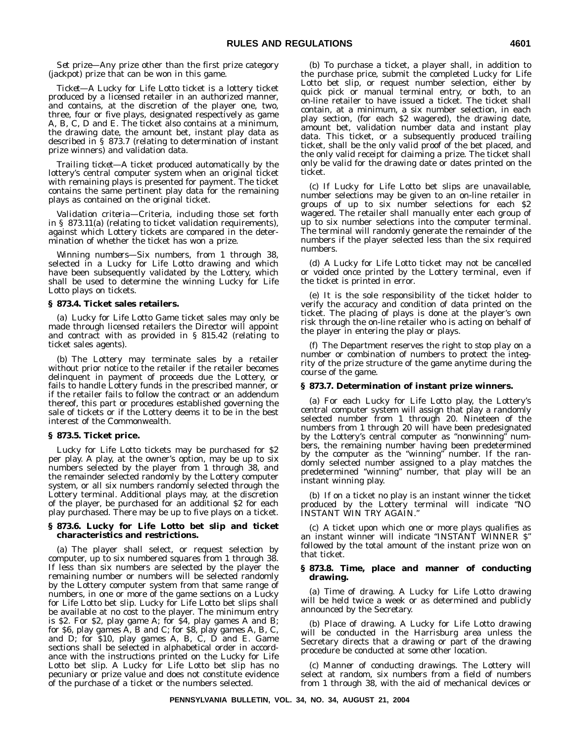*Set prize*—Any prize other than the first prize category (jackpot) prize that can be won in this game.

*Ticket*—A Lucky for Life Lotto ticket is a lottery ticket produced by a licensed retailer in an authorized manner, and contains, at the discretion of the player one, two, three, four or five plays, designated respectively as game A, B, C, D and E. The ticket also contains at a minimum, the drawing date, the amount bet, instant play data as described in § 873.7 (relating to determination of instant prize winners) and validation data.

*Trailing ticket*—A ticket produced automatically by the lottery's central computer system when an original ticket with remaining plays is presented for payment. The ticket contains the same pertinent play data for the remaining plays as contained on the original ticket.

*Validation criteria*—Criteria, including those set forth in § 873.11(a) (relating to ticket validation requirements), against which Lottery tickets are compared in the determination of whether the ticket has won a prize.

*Winning numbers*—Six numbers, from 1 through 38, selected in a Lucky for Life Lotto drawing and which have been subsequently validated by the Lottery, which shall be used to determine the winning Lucky for Life Lotto plays on tickets.

**§ 873.4. Ticket sales retailers.**

(a) Lucky for Life Lotto Game ticket sales may only be made through licensed retailers the Director will appoint and contract with as provided in § 815.42 (relating to ticket sales agents).

(b) The Lottery may terminate sales by a retailer without prior notice to the retailer if the retailer becomes delinquent in payment of proceeds due the Lottery, or fails to handle Lottery funds in the prescribed manner, or if the retailer fails to follow the contract or an addendum thereof, this part or procedures established governing the sale of tickets or if the Lottery deems it to be in the best interest of the Commonwealth.

**§ 873.5. Ticket price.**

Lucky for Life Lotto tickets may be purchased for $2 per play. A play, at the owner's option, may be up to six numbers selected by the player from 1 through 38, and the remainder selected randomly by the Lottery computer system, or all six numbers randomly selected through the Lottery terminal. Additional plays may, at the discretion of the player, be purchased for an additional $2 for each play purchased. There may be up to five plays on a ticket.

**§ 873.6. Lucky for Life Lotto bet slip and ticket characteristics and restrictions.**

(a) The player shall select, or request selection by computer, up to six numbered squares from 1 through 38. If less than six numbers are selected by the player the remaining number or numbers will be selected randomly by the Lottery computer system from that same range of numbers, in one or more of the game sections on a Lucky for Life Lotto bet slip. Lucky for Life Lotto bet slips shall be available at no cost to the player. The minimum entry is $2. For $2, play game A; for $4, play games A and B; for $6, play games A, B and C; for $8, play games A, B, C, and D; for $10, play games A, B, C, D and E. Game sections shall be selected in alphabetical order in accordance with the instructions printed on the Lucky for Life Lotto bet slip. A Lucky for Life Lotto bet slip has no pecuniary or prize value and does not constitute evidence of the purchase of a ticket or the numbers selected.

(b) To purchase a ticket, a player shall, in addition to the purchase price, submit the completed Lucky for Life Lotto bet slip, or request number selection, either by quick pick or manual terminal entry, or both, to an on-line retailer to have issued a ticket. The ticket shall contain, at a minimum, a six number selection, in each play section, (for each $2 wagered), the drawing date, amount bet, validation number data and instant play data. This ticket, or a subsequently produced trailing ticket, shall be the only valid proof of the bet placed, and the only valid receipt for claiming a prize. The ticket shall only be valid for the drawing date or dates printed on the ticket.

(c) If Lucky for Life Lotto bet slips are unavailable, number selections may be given to an on-line retailer in groups of up to six number selections for each $2 wagered. The retailer shall manually enter each group of up to six number selections into the computer terminal. The terminal will randomly generate the remainder of the numbers if the player selected less than the six required numbers.

(d) A Lucky for Life Lotto ticket may not be cancelled or voided once printed by the Lottery terminal, even if the ticket is printed in error.

(e) It is the sole responsibility of the ticket holder to verify the accuracy and condition of data printed on the ticket. The placing of plays is done at the player's own risk through the on-line retailer who is acting on behalf of the player in entering the play or plays.

(f) The Department reserves the right to stop play on a number or combination of numbers to protect the integrity of the prize structure of the game anytime during the course of the game.

**§ 873.7. Determination of instant prize winners.**

(a) For each Lucky for Life Lotto play, the Lottery's central computer system will assign that play a randomly selected number from 1 through 20. Nineteen of the numbers from 1 through 20 will have been predesignated by the Lottery's central computer as "nonwinning" numbers, the remaining number having been predetermined by the computer as the "winning" number. If the randomly selected number assigned to a play matches the predetermined "winning" number, that play will be an instant winning play.

(b) If on a ticket no play is an instant winner the ticket produced by the Lottery terminal will indicate "NO INSTANT WIN TRY AGAIN."

(c) A ticket upon which one or more plays qualifies as an instant winner will indicate "INSTANT WINNER $" followed by the total amount of the instant prize won on that ticket.

**§ 873.8. Time, place and manner of conducting drawing.**

(a) *Time of drawing*. A Lucky for Life Lotto drawing will be held twice a week or as determined and publicly announced by the Secretary.

(b) *Place of drawing*. A Lucky for Life Lotto drawing will be conducted in the Harrisburg area unless the Secretary directs that a drawing or part of the drawing procedure be conducted at some other location.

(c) *Manner of conducting drawings*. The Lottery will select at random, six numbers from a field of numbers from 1 through 38, with the aid of mechanical devices or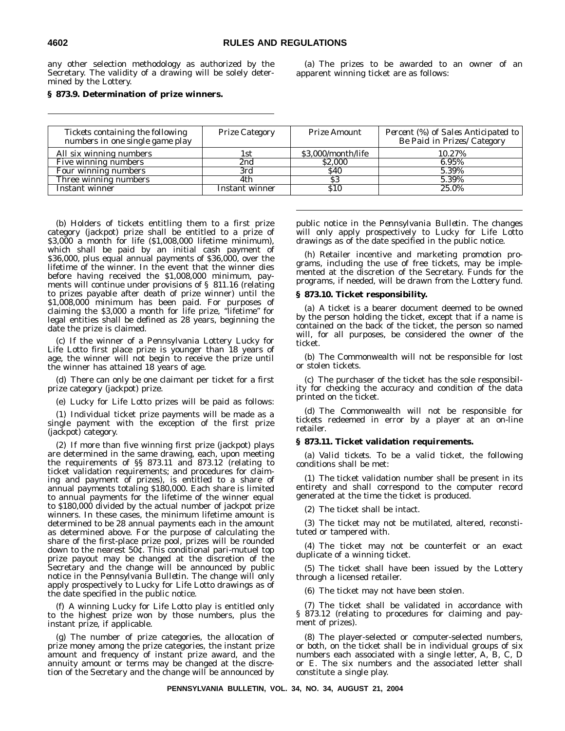any other selection methodology as authorized by the Secretary. The validity of a drawing will be solely determined by the Lottery.

### § 873.9. Determination of prize winners.

(a) The prizes to be awarded to an owner of an apparent winning ticket are as follows:

| *Tickets containing the following numbers in one single game play* | *Prize Category* | *Prize Amount* | *Percent (%) of Sales Anticipated to Be Paid in Prizes/Category* |
|---|---|---|---|
| All six winning numbers | 1st | $3,000/month/life | 10.27% |
| Five winning numbers | 2nd | $2,000 | 6.95% |
| Four winning numbers | 3rd | $40 | 5.39% |
| Three winning numbers | 4th | $3 | 5.39% |
| Instant winner | Instant winner | $10 | 25.0% |

(b) Holders of tickets entitling them to a first prize category (jackpot) prize shall be entitled to a prize of $3,000 a month for life ($1,008,000 lifetime minimum), which shall be paid by an initial cash payment of $36,000, plus equal annual payments of $36,000, over the lifetime of the winner. In the event that the winner dies before having received the $1,008,000 minimum, payments will continue under provisions of § 811.16 (relating to prizes payable after death of prize winner) until the $1,008,000 minimum has been paid. For purposes of claiming the $3,000 a month for life prize, "lifetime" for legal entities shall be defined as 28 years, beginning the date the prize is claimed.

(c) If the winner of a Pennsylvania Lottery Lucky for Life Lotto first place prize is younger than 18 years of age, the winner will not begin to receive the prize until the winner has attained 18 years of age.

(d) There can only be one claimant per ticket for a first prize category (jackpot) prize.

(e) Lucky for Life Lotto prizes will be paid as follows:

(1) Individual ticket prize payments will be made as a single payment with the exception of the first prize (jackpot) category.

(2) If more than five winning first prize (jackpot) plays are determined in the same drawing, each, upon meeting the requirements of §§ 873.11 and 873.12 (relating to ticket validation requirements; and procedures for claiming and payment of prizes), is entitled to a share of annual payments totaling $180,000. Each share is limited to annual payments for the lifetime of the winner equal to $180,000 divided by the actual number of jackpot prize winners. In these cases, the minimum lifetime amount is determined to be 28 annual payments each in the amount as determined above. For the purpose of calculating the share of the first-place prize pool, prizes will be rounded down to the nearest 50¢. This conditional pari-mutuel top prize payout may be changed at the discretion of the Secretary and the change will be announced by public notice in the *Pennsylvania Bulletin*. The change will only apply prospectively to Lucky for Life Lotto drawings as of the date specified in the public notice.

(f) A winning Lucky for Life Lotto play is entitled only to the highest prize won by those numbers, plus the instant prize, if applicable.

(g) The number of prize categories, the allocation of prize money among the prize categories, the instant prize amount and frequency of instant prize award, and the annuity amount or terms may be changed at the discretion of the Secretary and the change will be announced by public notice in the *Pennsylvania Bulletin*. The changes will only apply prospectively to Lucky for Life Lotto drawings as of the date specified in the public notice.

(h) Retailer incentive and marketing promotion programs, including the use of free tickets, may be implemented at the discretion of the Secretary. Funds for the programs, if needed, will be drawn from the Lottery fund.

### § 873.10. Ticket responsibility.

(a) A ticket is a bearer document deemed to be owned by the person holding the ticket, except that if a name is contained on the back of the ticket, the person so named will, for all purposes, be considered the owner of the ticket.

(b) The Commonwealth will not be responsible for lost or stolen tickets.

(c) The purchaser of the ticket has the sole responsibility for checking the accuracy and condition of the data printed on the ticket.

(d) The Commonwealth will not be responsible for tickets redeemed in error by a player at an on-line retailer.

### § 873.11. Ticket validation requirements.

(a) *Valid tickets*. To be a valid ticket, the following conditions shall be met:

(1) The ticket validation number shall be present in its entirety and shall correspond to the computer record generated at the time the ticket is produced.

(2) The ticket shall be intact.

(3) The ticket may not be mutilated, altered, reconstituted or tampered with.

(4) The ticket may not be counterfeit or an exact duplicate of a winning ticket.

(5) The ticket shall have been issued by the Lottery through a licensed retailer.

(6) The ticket may not have been stolen.

(7) The ticket shall be validated in accordance with § 873.12 (relating to procedures for claiming and payment of prizes).

(8) The player-selected or computer-selected numbers, or both, on the ticket shall be in individual groups of six numbers each associated with a single letter, A, B, C, D or E. The six numbers and the associated letter shall constitute a single play.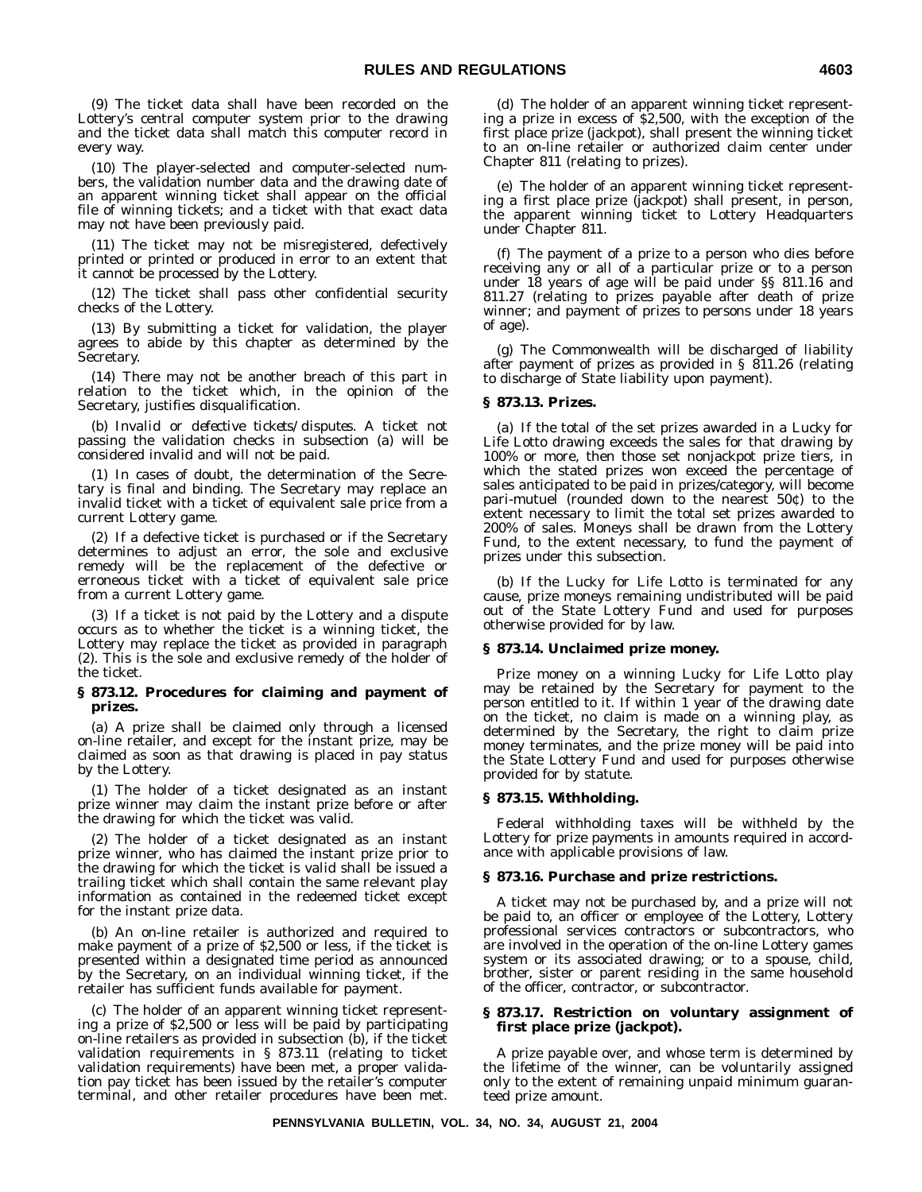(9) The ticket data shall have been recorded on the Lottery's central computer system prior to the drawing and the ticket data shall match this computer record in every way.

(10) The player-selected and computer-selected numbers, the validation number data and the drawing date of an apparent winning ticket shall appear on the official file of winning tickets; and a ticket with that exact data may not have been previously paid.

(11) The ticket may not be misregistered, defectively printed or printed or produced in error to an extent that it cannot be processed by the Lottery.

(12) The ticket shall pass other confidential security checks of the Lottery.

(13) By submitting a ticket for validation, the player agrees to abide by this chapter as determined by the Secretary.

(14) There may not be another breach of this part in relation to the ticket which, in the opinion of the Secretary, justifies disqualification.

(b) *Invalid or defective tickets/disputes.* A ticket not passing the validation checks in subsection (a) will be considered invalid and will not be paid.

(1) In cases of doubt, the determination of the Secretary is final and binding. The Secretary may replace an invalid ticket with a ticket of equivalent sale price from a current Lottery game.

(2) If a defective ticket is purchased or if the Secretary determines to adjust an error, the sole and exclusive remedy will be the replacement of the defective or erroneous ticket with a ticket of equivalent sale price from a current Lottery game.

(3) If a ticket is not paid by the Lottery and a dispute occurs as to whether the ticket is a winning ticket, the Lottery may replace the ticket as provided in paragraph (2). This is the sole and exclusive remedy of the holder of the ticket.

**§ 873.12. Procedures for claiming and payment of prizes.**

(a) A prize shall be claimed only through a licensed on-line retailer, and except for the instant prize, may be claimed as soon as that drawing is placed in pay status by the Lottery.

(1) The holder of a ticket designated as an instant prize winner may claim the instant prize before or after the drawing for which the ticket was valid.

(2) The holder of a ticket designated as an instant prize winner, who has claimed the instant prize prior to the drawing for which the ticket is valid shall be issued a trailing ticket which shall contain the same relevant play information as contained in the redeemed ticket except for the instant prize data.

(b) An on-line retailer is authorized and required to make payment of a prize of $2,500 or less, if the ticket is presented within a designated time period as announced by the Secretary, on an individual winning ticket, if the retailer has sufficient funds available for payment.

(c) The holder of an apparent winning ticket representing a prize of $2,500 or less will be paid by participating on-line retailers as provided in subsection (b), if the ticket validation requirements in § 873.11 (relating to ticket validation requirements) have been met, a proper validation pay ticket has been issued by the retailer's computer terminal, and other retailer procedures have been met.

(d) The holder of an apparent winning ticket representing a prize in excess of $2,500, with the exception of the first place prize (jackpot), shall present the winning ticket to an on-line retailer or authorized claim center under Chapter 811 (relating to prizes).

(e) The holder of an apparent winning ticket representing a first place prize (jackpot) shall present, in person, the apparent winning ticket to Lottery Headquarters under Chapter 811.

(f) The payment of a prize to a person who dies before receiving any or all of a particular prize or to a person under 18 years of age will be paid under §§ 811.16 and 811.27 (relating to prizes payable after death of prize winner; and payment of prizes to persons under 18 years of age).

(g) The Commonwealth will be discharged of liability after payment of prizes as provided in § 811.26 (relating to discharge of State liability upon payment).

**§ 873.13. Prizes.**

(a) If the total of the set prizes awarded in a Lucky for Life Lotto drawing exceeds the sales for that drawing by 100% or more, then those set nonjackpot prize tiers, in which the stated prizes won exceed the percentage of sales anticipated to be paid in prizes/category, will become pari-mutuel (rounded down to the nearest 50¢) to the extent necessary to limit the total set prizes awarded to 200% of sales. Moneys shall be drawn from the Lottery Fund, to the extent necessary, to fund the payment of prizes under this subsection.

(b) If the Lucky for Life Lotto is terminated for any cause, prize moneys remaining undistributed will be paid out of the State Lottery Fund and used for purposes otherwise provided for by law.

**§ 873.14. Unclaimed prize money.**

Prize money on a winning Lucky for Life Lotto play may be retained by the Secretary for payment to the person entitled to it. If within 1 year of the drawing date on the ticket, no claim is made on a winning play, as determined by the Secretary, the right to claim prize money terminates, and the prize money will be paid into the State Lottery Fund and used for purposes otherwise provided for by statute.

**§ 873.15. Withholding.**

Federal withholding taxes will be withheld by the Lottery for prize payments in amounts required in accordance with applicable provisions of law.

**§ 873.16. Purchase and prize restrictions.**

A ticket may not be purchased by, and a prize will not be paid to, an officer or employee of the Lottery, Lottery professional services contractors or subcontractors, who are involved in the operation of the on-line Lottery games system or its associated drawing; or to a spouse, child, brother, sister or parent residing in the same household of the officer, contractor, or subcontractor.

**§ 873.17. Restriction on voluntary assignment of first place prize (jackpot).**

A prize payable over, and whose term is determined by the lifetime of the winner, can be voluntarily assigned only to the extent of remaining unpaid minimum guaranteed prize amount.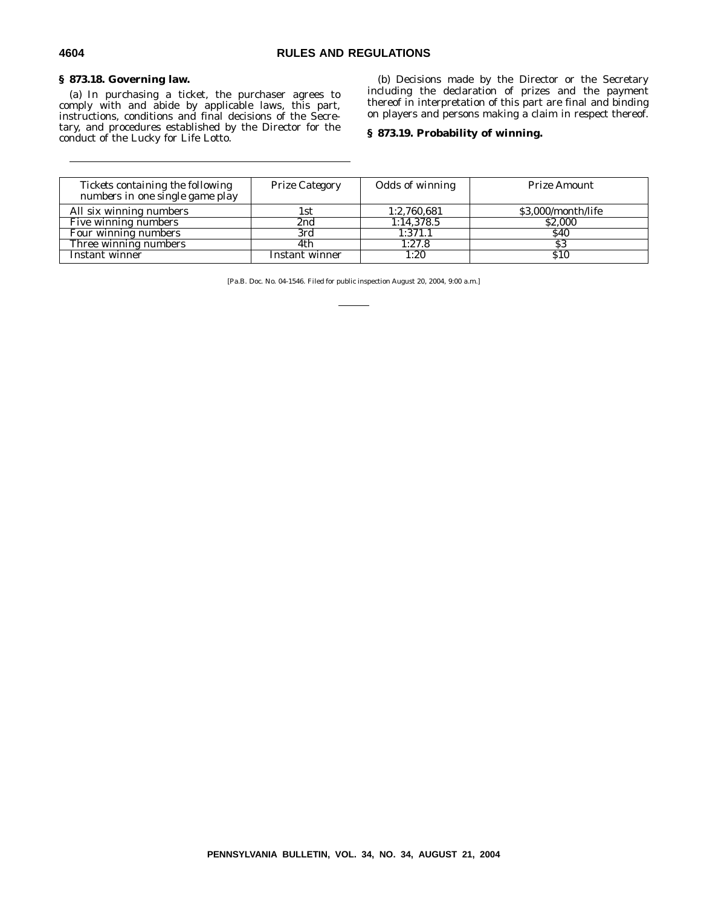### § 873.18. Governing law.

(a) In purchasing a ticket, the purchaser agrees to comply with and abide by applicable laws, this part, instructions, conditions and final decisions of the Secretary, and procedures established by the Director for the conduct of the Lucky for Life Lotto.

(b) Decisions made by the Director or the Secretary including the declaration of prizes and the payment thereof in interpretation of this part are final and binding on players and persons making a claim in respect thereof.

### § 873.19. Probability of winning.

| *Tickets containing the following numbers in one single game play* | *Prize Category* | *Odds of winning* | *Prize Amount* |
|---|---|---|---|
| All six winning numbers | 1st | 1:2,760,681 | $3,000/month/life |
| Five winning numbers | 2nd | 1:14,378.5 | $2,000 |
| Four winning numbers | 3rd | 1:371.1 | $40 |
| Three winning numbers | 4th | 1:27.8 | $3 |
| Instant winner | Instant winner | 1:20 | $10 |

[Pa.B. Doc. No. 04-1546. Filed for public inspection August 20, 2004, 9:00 a.m.]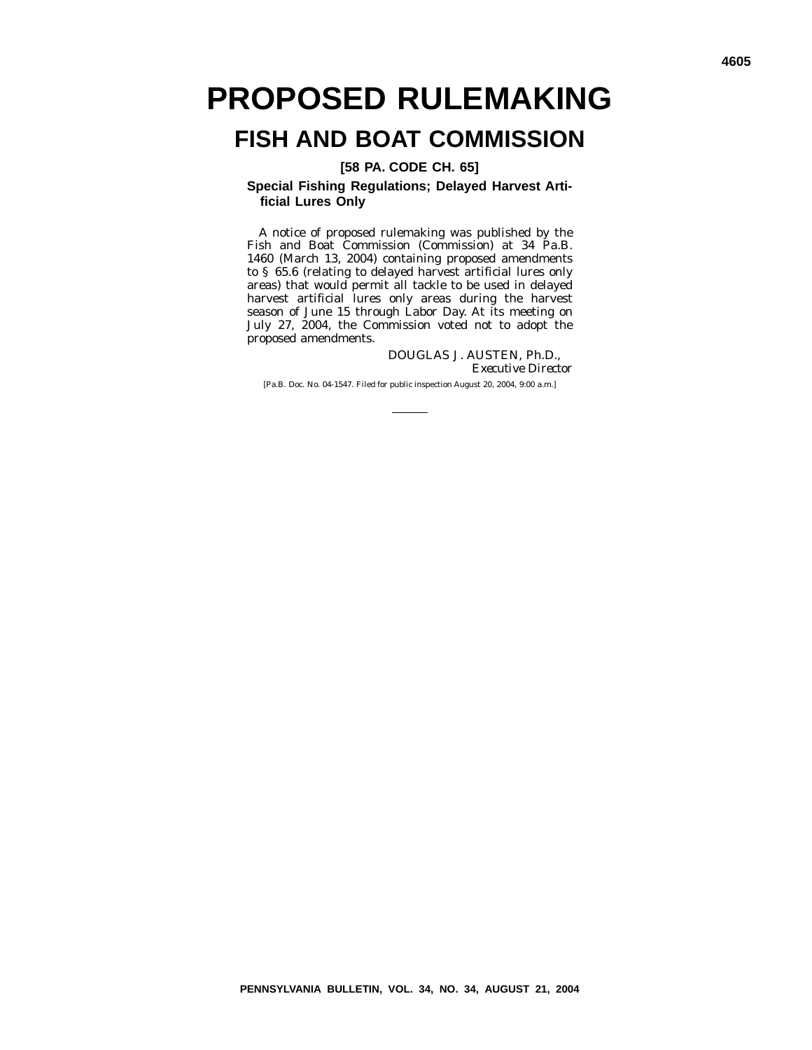# PROPOSED RULEMAKING

## FISH AND BOAT COMMISSION

### [58 PA. CODE CH. 65]

### Special Fishing Regulations; Delayed Harvest Artificial Lures Only

A notice of proposed rulemaking was published by the Fish and Boat Commission (Commission) at 34 Pa.B. 1460 (March 13, 2004) containing proposed amendments to § 65.6 (relating to delayed harvest artificial lures only areas) that would permit all tackle to be used in delayed harvest artificial lures only areas during the harvest season of June 15 through Labor Day. At its meeting on July 27, 2004, the Commission voted not to adopt the proposed amendments.

DOUGLAS J. AUSTEN, Ph.D.,
*Executive Director*

[Pa.B. Doc. No. 04-1547. Filed for public inspection August 20, 2004, 9:00 a.m.]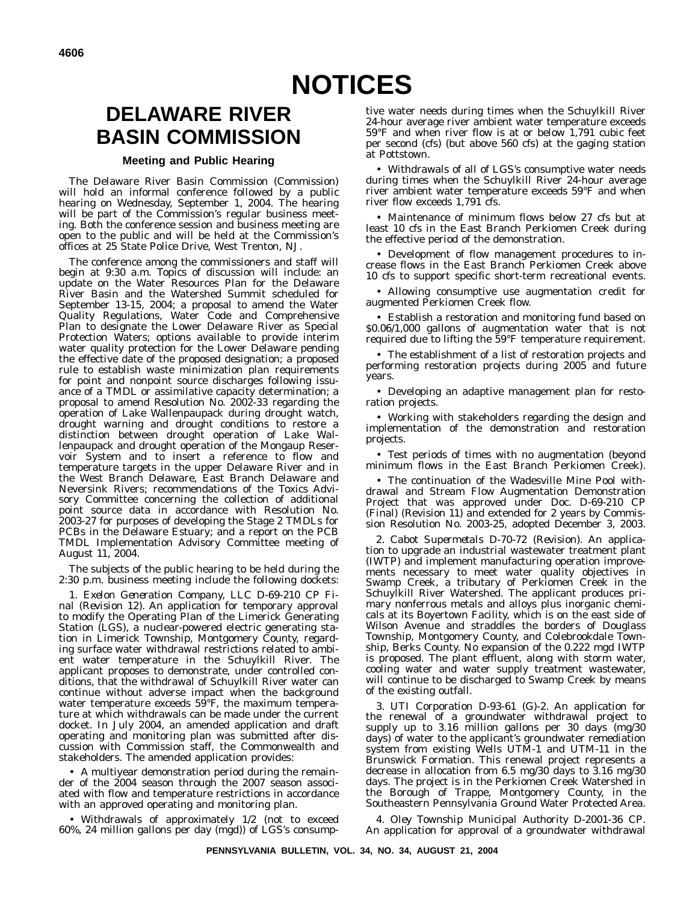# NOTICES

## DELAWARE RIVER BASIN COMMISSION

### Meeting and Public Hearing

The Delaware River Basin Commission (Commission) will hold an informal conference followed by a public hearing on Wednesday, September 1, 2004. The hearing will be part of the Commission's regular business meeting. Both the conference session and business meeting are open to the public and will be held at the Commission's offices at 25 State Police Drive, West Trenton, NJ.

The conference among the commissioners and staff will begin at 9:30 a.m. Topics of discussion will include: an update on the Water Resources Plan for the Delaware River Basin and the Watershed Summit scheduled for September 13-15, 2004; a proposal to amend the Water Quality Regulations, Water Code and Comprehensive Plan to designate the Lower Delaware River as Special Protection Waters; options available to provide interim water quality protection for the Lower Delaware pending the effective date of the proposed designation; a proposed rule to establish waste minimization plan requirements for point and nonpoint source discharges following issuance of a TMDL or assimilative capacity determination; a proposal to amend Resolution No. 2002-33 regarding the operation of Lake Wallenpaupack during drought watch, drought warning and drought conditions to restore a distinction between drought operation of Lake Wallenpaupack and drought operation of the Mongaup Reservoir System and to insert a reference to flow and temperature targets in the upper Delaware River and in the West Branch Delaware, East Branch Delaware and Neversink Rivers; recommendations of the Toxics Advisory Committee concerning the collection of additional point source data in accordance with Resolution No. 2003-27 for purposes of developing the Stage 2 TMDLs for PCBs in the Delaware Estuary; and a report on the PCB TMDL Implementation Advisory Committee meeting of August 11, 2004.

The subjects of the public hearing to be held during the 2:30 p.m. business meeting include the following dockets:

1. *Exelon Generation Company, LLC D-69-210 CP Final (Revision 12)*. An application for temporary approval to modify the Operating Plan of the Limerick Generating Station (LGS), a nuclear-powered electric generating station in Limerick Township, Montgomery County, regarding surface water withdrawal restrictions related to ambient water temperature in the Schuylkill River. The applicant proposes to demonstrate, under controlled conditions, that the withdrawal of Schuylkill River water can continue without adverse impact when the background water temperature exceeds 59°F, the maximum temperature at which withdrawals can be made under the current docket. In July 2004, an amended application and draft operating and monitoring plan was submitted after discussion with Commission staff, the Commonwealth and stakeholders. The amended application provides:

• A multiyear demonstration period during the remainder of the 2004 season through the 2007 season associated with flow and temperature restrictions in accordance with an approved operating and monitoring plan.

• Withdrawals of approximately 1/2 (not to exceed 60%, 24 million gallons per day (mgd)) of LGS's consumptive water needs during times when the Schuylkill River 24-hour average river ambient water temperature exceeds 59°F and when river flow is at or below 1,791 cubic feet per second (cfs) (but above 560 cfs) at the gaging station at Pottstown.

• Withdrawals of all of LGS's consumptive water needs during times when the Schuylkill River 24-hour average river ambient water temperature exceeds 59°F and when river flow exceeds 1,791 cfs.

• Maintenance of minimum flows below 27 cfs but at least 10 cfs in the East Branch Perkiomen Creek during the effective period of the demonstration.

• Development of flow management procedures to increase flows in the East Branch Perkiomen Creek above 10 cfs to support specific short-term recreational events.

• Allowing consumptive use augmentation credit for augmented Perkiomen Creek flow.

• Establish a restoration and monitoring fund based on $0.06/1,000 gallons of augmentation water that is not required due to lifting the 59°F temperature requirement.

• The establishment of a list of restoration projects and performing restoration projects during 2005 and future years.

• Developing an adaptive management plan for restoration projects.

• Working with stakeholders regarding the design and implementation of the demonstration and restoration projects.

• Test periods of times with no augmentation (beyond minimum flows in the East Branch Perkiomen Creek).

• The continuation of the Wadesville Mine Pool withdrawal and Stream Flow Augmentation Demonstration Project that was approved under Doc. D-69-210 CP (Final) (Revision 11) and extended for 2 years by Commission Resolution No. 2003-25, adopted December 3, 2003.

2. *Cabot Supermetals D-70-72 (Revision)*. An application to upgrade an industrial wastewater treatment plant (IWTP) and implement manufacturing operation improvements necessary to meet water quality objectives in Swamp Creek, a tributary of Perkiomen Creek in the Schuylkill River Watershed. The applicant produces primary nonferrous metals and alloys plus inorganic chemicals at its Boyertown Facility, which is on the east side of Wilson Avenue and straddles the borders of Douglass Township, Montgomery County, and Colebrookdale Township, Berks County. No expansion of the 0.222 mgd IWTP is proposed. The plant effluent, along with storm water, cooling water and water supply treatment wastewater, will continue to be discharged to Swamp Creek by means of the existing outfall.

3. *UTI Corporation D-93-61 (G)-2*. An application for the renewal of a groundwater withdrawal project to supply up to 3.16 million gallons per 30 days (mg/30 days) of water to the applicant's groundwater remediation system from existing Wells UTM-1 and UTM-11 in the Brunswick Formation. This renewal project represents a decrease in allocation from 6.5 mg/30 days to 3.16 mg/30 days. The project is in the Perkiomen Creek Watershed in the Borough of Trappe, Montgomery County, in the Southeastern Pennsylvania Ground Water Protected Area.

4. *Oley Township Municipal Authority D-2001-36 CP*. An application for approval of a groundwater withdrawal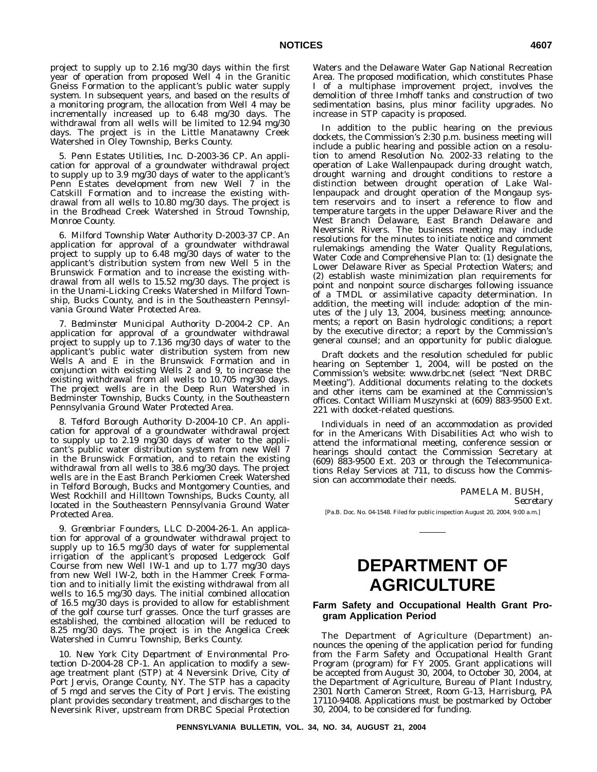project to supply up to 2.16 mg/30 days within the first year of operation from proposed Well 4 in the Granitic Gneiss Formation to the applicant's public water supply system. In subsequent years, and based on the results of a monitoring program, the allocation from Well 4 may be incrementally increased up to 6.48 mg/30 days. The withdrawal from all wells will be limited to 12.94 mg/30 days. The project is in the Little Manatawny Creek Watershed in Oley Township, Berks County.

5. *Penn Estates Utilities, Inc. D-2003-36 CP.* An application for approval of a groundwater withdrawal project to supply up to 3.9 mg/30 days of water to the applicant's Penn Estates development from new Well 7 in the Catskill Formation and to increase the existing withdrawal from all wells to 10.80 mg/30 days. The project is in the Brodhead Creek Watershed in Stroud Township, Monroe County.

6. *Milford Township Water Authority D-2003-37 CP.* An application for approval of a groundwater withdrawal project to supply up to 6.48 mg/30 days of water to the applicant's distribution system from new Well 5 in the Brunswick Formation and to increase the existing withdrawal from all wells to 15.52 mg/30 days. The project is in the Unami-Licking Creeks Watershed in Milford Township, Bucks County, and is in the Southeastern Pennsylvania Ground Water Protected Area.

7. *Bedminster Municipal Authority D-2004-2 CP.* An application for approval of a groundwater withdrawal project to supply up to 7.136 mg/30 days of water to the applicant's public water distribution system from new Wells A and E in the Brunswick Formation and in conjunction with existing Wells 2 and 9, to increase the existing withdrawal from all wells to 10.705 mg/30 days. The project wells are in the Deep Run Watershed in Bedminster Township, Bucks County, in the Southeastern Pennsylvania Ground Water Protected Area.

8. *Telford Borough Authority D-2004-10 CP.* An application for approval of a groundwater withdrawal project to supply up to 2.19 mg/30 days of water to the applicant's public water distribution system from new Well 7 in the Brunswick Formation, and to retain the existing withdrawal from all wells to 38.6 mg/30 days. The project wells are in the East Branch Perkiomen Creek Watershed in Telford Borough, Bucks and Montgomery Counties, and West Rockhill and Hilltown Townships, Bucks County, all located in the Southeastern Pennsylvania Ground Water Protected Area.

9. *Greenbriar Founders, LLC D-2004-26-1.* An application for approval of a groundwater withdrawal project to supply up to 16.5 mg/30 days of water for supplemental irrigation of the applicant's proposed Ledgerock Golf Course from new Well IW-1 and up to 1.77 mg/30 days from new Well IW-2, both in the Hammer Creek Formation and to initially limit the existing withdrawal from all wells to 16.5 mg/30 days. The initial combined allocation of 16.5 mg/30 days is provided to allow for establishment of the golf course turf grasses. Once the turf grasses are established, the combined allocation will be reduced to 8.25 mg/30 days. The project is in the Angelica Creek Watershed in Cumru Township, Berks County.

10. *New York City Department of Environmental Protection D-2004-28 CP-1.* An application to modify a sewage treatment plant (STP) at 4 Neversink Drive, City of Port Jervis, Orange County, NY. The STP has a capacity of 5 mgd and serves the City of Port Jervis. The existing plant provides secondary treatment, and discharges to the Neversink River, upstream from DRBC Special Protection Waters and the Delaware Water Gap National Recreation Area. The proposed modification, which constitutes Phase I of a multiphase improvement project, involves the demolition of three Imhoff tanks and construction of two sedimentation basins, plus minor facility upgrades. No increase in STP capacity is proposed.

In addition to the public hearing on the previous dockets, the Commission's 2:30 p.m. business meeting will include a public hearing and possible action on a resolution to amend Resolution No. 2002-33 relating to the operation of Lake Wallenpaupack during drought watch, drought warning and drought conditions to restore a distinction between drought operation of Lake Wallenpaupack and drought operation of the Mongaup system reservoirs and to insert a reference to flow and temperature targets in the upper Delaware River and the West Branch Delaware, East Branch Delaware and Neversink Rivers. The business meeting may include resolutions for the minutes to initiate notice and comment rulemakings amending the Water Quality Regulations, Water Code and Comprehensive Plan to: (1) designate the Lower Delaware River as Special Protection Waters; and (2) establish waste minimization plan requirements for point and nonpoint source discharges following issuance of a TMDL or assimilative capacity determination. In addition, the meeting will include: adoption of the minutes of the July 13, 2004, business meeting; announcements; a report on Basin hydrologic conditions; a report by the executive director; a report by the Commission's general counsel; and an opportunity for public dialogue.

Draft dockets and the resolution scheduled for public hearing on September 1, 2004, will be posted on the Commission's website: www.drbc.net (select "Next DRBC Meeting"). Additional documents relating to the dockets and other items cam be examined at the Commission's offices. Contact William Muszynski at (609) 883-9500 Ext. 221 with docket-related questions.

Individuals in need of an accommodation as provided for in the Americans With Disabilities Act who wish to attend the informational meeting, conference session or hearings should contact the Commission Secretary at (609) 883-9500 Ext. 203 or through the Telecommunications Relay Services at 711, to discuss how the Commission can accommodate their needs.

PAMELA M. BUSH,
*Secretary*

[Pa.B. Doc. No. 04-1548. Filed for public inspection August 20, 2004, 9:00 a.m.]

# DEPARTMENT OF AGRICULTURE

## Farm Safety and Occupational Health Grant Program Application Period

The Department of Agriculture (Department) announces the opening of the application period for funding from the Farm Safety and Occupational Health Grant Program (program) for FY 2005. Grant applications will be accepted from August 30, 2004, to October 30, 2004, at the Department of Agriculture, Bureau of Plant Industry, 2301 North Cameron Street, Room G-13, Harrisburg, PA 17110-9408. Applications must be postmarked by October 30, 2004, to be considered for funding.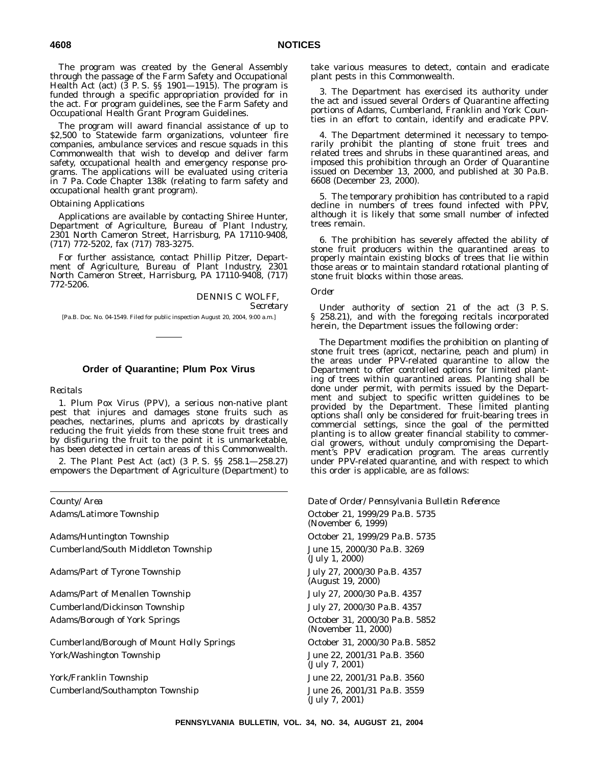The program was created by the General Assembly through the passage of the Farm Safety and Occupational Health Act (act) (3 P. S. §§ 1901—1915). The program is funded through a specific appropriation provided for in the act. For program guidelines, see the Farm Safety and Occupational Health Grant Program Guidelines.

The program will award financial assistance of up to $2,500 to Statewide farm organizations, volunteer fire companies, ambulance services and rescue squads in this Commonwealth that wish to develop and deliver farm safety, occupational health and emergency response programs. The applications will be evaluated using criteria in 7 Pa. Code Chapter 138k (relating to farm safety and occupational health grant program).

*Obtaining Applications*

Applications are available by contacting Shiree Hunter, Department of Agriculture, Bureau of Plant Industry, 2301 North Cameron Street, Harrisburg, PA 17110-9408, (717) 772-5202, fax (717) 783-3275.

For further assistance, contact Phillip Pitzer, Department of Agriculture, Bureau of Plant Industry, 2301 North Cameron Street, Harrisburg, PA 17110-9408, (717) 772-5206.

DENNIS C WOLFF,
*Secretary*

[Pa.B. Doc. No. 04-1549. Filed for public inspection August 20, 2004, 9:00 a.m.]

## Order of Quarantine; Plum Pox Virus

*Recitals*

1. Plum Pox Virus (PPV), a serious non-native plant pest that injures and damages stone fruits such as peaches, nectarines, plums and apricots by drastically reducing the fruit yields from these stone fruit trees and by disfiguring the fruit to the point it is unmarketable, has been detected in certain areas of this Commonwealth.

2. The Plant Pest Act (act) (3 P. S. §§ 258.1—258.27) empowers the Department of Agriculture (Department) to take various measures to detect, contain and eradicate plant pests in this Commonwealth.

3. The Department has exercised its authority under the act and issued several Orders of Quarantine affecting portions of Adams, Cumberland, Franklin and York Counties in an effort to contain, identify and eradicate PPV.

4. The Department determined it necessary to temporarily prohibit the planting of stone fruit trees and related trees and shrubs in these quarantined areas, and imposed this prohibition through an Order of Quarantine issued on December 13, 2000, and published at 30 Pa.B. 6608 (December 23, 2000).

5. The temporary prohibition has contributed to a rapid decline in numbers of trees found infected with PPV, although it is likely that some small number of infected trees remain.

6. The prohibition has severely affected the ability of stone fruit producers within the quarantined areas to properly maintain existing blocks of trees that lie within those areas or to maintain standard rotational planting of stone fruit blocks within those areas.

*Order*

Under authority of section 21 of the act (3 P. S. § 258.21), and with the foregoing recitals incorporated herein, the Department issues the following order:

The Department modifies the prohibition on planting of stone fruit trees (apricot, nectarine, peach and plum) in the areas under PPV-related quarantine to allow the Department to offer controlled options for limited planting of trees within quarantined areas. Planting shall be done under permit, with permits issued by the Department and subject to specific written guidelines to be provided by the Department. These limited planting options shall only be considered for fruit-bearing trees in commercial settings, since the goal of the permitted planting is to allow greater financial stability to commercial growers, without unduly compromising the Department's PPV eradication program. The areas currently under PPV-related quarantine, and with respect to which this order is applicable, are as follows:

| *County/Area* | *Date of Order/Pennsylvania Bulletin Reference* |
|---|---|
| Adams/Latimore Township | October 21, 1999/29 Pa.B. 5735 (November 6, 1999) |
| Adams/Huntington Township | October 21, 1999/29 Pa.B. 5735 |
| Cumberland/South Middleton Township | June 15, 2000/30 Pa.B. 3269 (July 1, 2000) |
| Adams/Part of Tyrone Township | July 27, 2000/30 Pa.B. 4357 (August 19, 2000) |
| Adams/Part of Menallen Township | July 27, 2000/30 Pa.B. 4357 |
| Cumberland/Dickinson Township | July 27, 2000/30 Pa.B. 4357 |
| Adams/Borough of York Springs | October 31, 2000/30 Pa.B. 5852 (November 11, 2000) |
| Cumberland/Borough of Mount Holly Springs | October 31, 2000/30 Pa.B. 5852 |
| York/Washington Township | June 22, 2001/31 Pa.B. 3560 (July 7, 2001) |
| York/Franklin Township | June 22, 2001/31 Pa.B. 3560 |
| Cumberland/Southampton Township | June 26, 2001/31 Pa.B. 3559 (July 7, 2001) |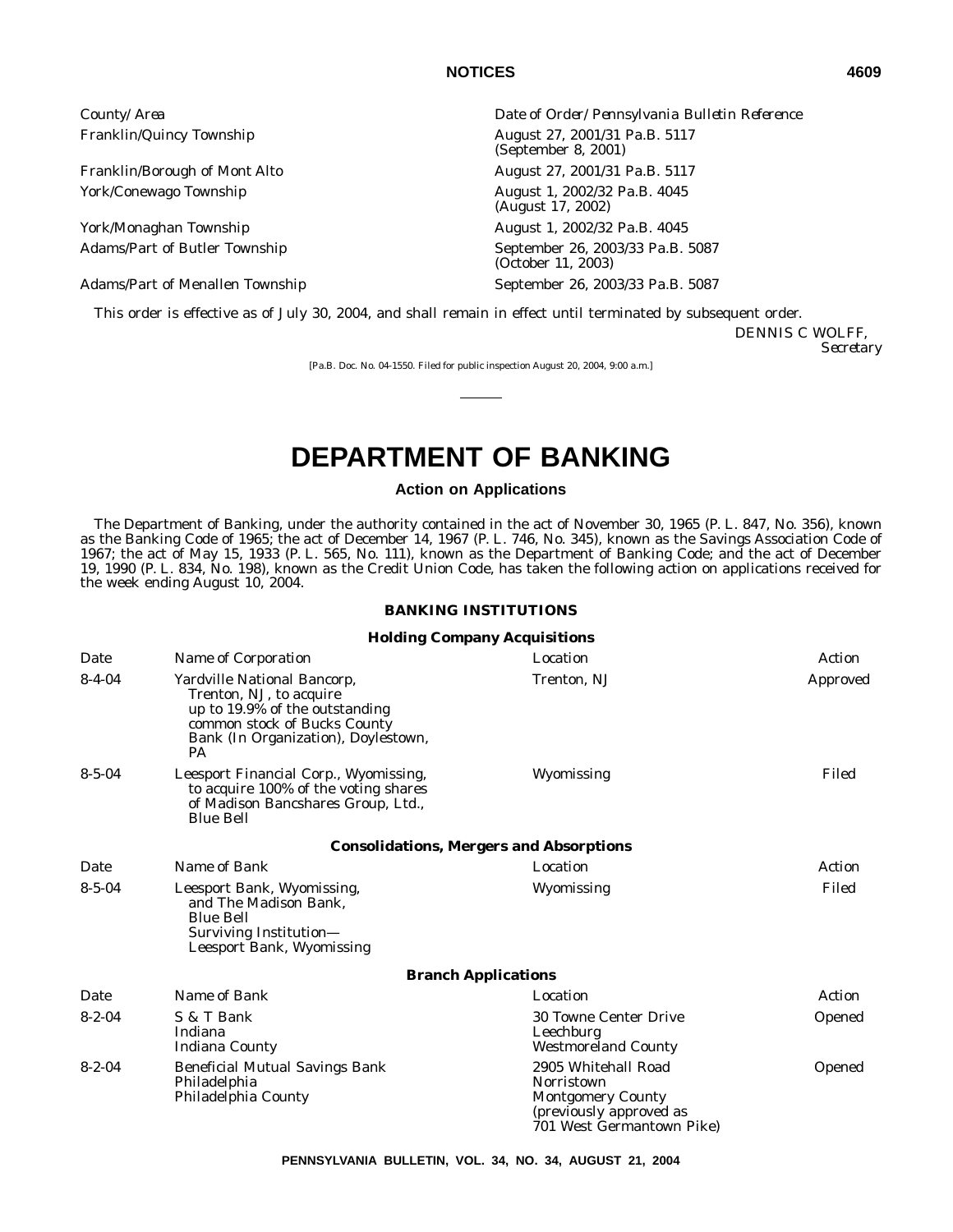| County/Area | Date of Order/Pennsylvania Bulletin Reference |
| --- | --- |
| Franklin/Quincy Township | August 27, 2001/31 Pa.B. 5117 (September 8, 2001) |
| Franklin/Borough of Mont Alto | August 27, 2001/31 Pa.B. 5117 |
| York/Conewago Township | August 1, 2002/32 Pa.B. 4045 (August 17, 2002) |
| York/Monaghan Township | August 1, 2002/32 Pa.B. 4045 |
| Adams/Part of Butler Township | September 26, 2003/33 Pa.B. 5087 (October 11, 2003) |
| Adams/Part of Menallen Township | September 26, 2003/33 Pa.B. 5087 |

This order is effective as of July 30, 2004, and shall remain in effect until terminated by subsequent order.

DENNIS C WOLFF,
*Secretary*

[Pa.B. Doc. No. 04-1550. Filed for public inspection August 20, 2004, 9:00 a.m.]

# DEPARTMENT OF BANKING

## Action on Applications

The Department of Banking, under the authority contained in the act of November 30, 1965 (P. L. 847, No. 356), known as the Banking Code of 1965; the act of December 14, 1967 (P. L. 746, No. 345), known as the Savings Association Code of 1967; the act of May 15, 1933 (P. L. 565, No. 111), known as the Department of Banking Code; and the act of December 19, 1990 (P. L. 834, No. 198), known as the Credit Union Code, has taken the following action on applications received for the week ending August 10, 2004.

### BANKING INSTITUTIONS

#### Holding Company Acquisitions

| Date | Name of Corporation | Location | Action |
| --- | --- | --- | --- |
| 8-4-04 | Yardville National Bancorp, Trenton, NJ, to acquire up to 19.9% of the outstanding common stock of Bucks County Bank (In Organization), Doylestown, PA | Trenton, NJ | Approved |
| 8-5-04 | Leesport Financial Corp., Wyomissing, to acquire 100% of the voting shares of Madison Bancshares Group, Ltd., Blue Bell | Wyomissing | Filed |

#### Consolidations, Mergers and Absorptions

| Date | Name of Bank | Location | Action |
| --- | --- | --- | --- |
| 8-5-04 | Leesport Bank, Wyomissing, and The Madison Bank, Blue Bell<br>Surviving Institution—Leesport Bank, Wyomissing | Wyomissing | Filed |

#### Branch Applications

| Date | Name of Bank | Location | Action |
| --- | --- | --- | --- |
| 8-2-04 | S & T Bank<br>Indiana<br>Indiana County | 30 Towne Center Drive<br>Leechburg<br>Westmoreland County | Opened |
| 8-2-04 | Beneficial Mutual Savings Bank<br>Philadelphia<br>Philadelphia County | 2905 Whitehall Road<br>Norristown<br>Montgomery County<br>(previously approved as 701 West Germantown Pike) | Opened |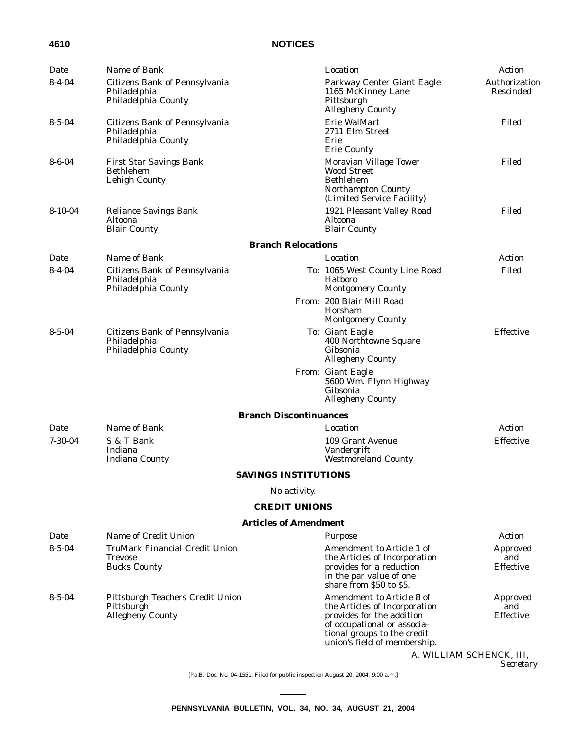| Date | Name of Bank | Location | Action |
|---|---|---|---|
| 8-4-04 | Citizens Bank of Pennsylvania<br>Philadelphia<br>Philadelphia County | Parkway Center Giant Eagle<br>1165 McKinney Lane<br>Pittsburgh<br>Allegheny County | Authorization Rescinded |
| 8-5-04 | Citizens Bank of Pennsylvania<br>Philadelphia<br>Philadelphia County | Erie WalMart<br>2711 Elm Street<br>Erie<br>Erie County | Filed |
| 8-6-04 | First Star Savings Bank<br>Bethlehem<br>Lehigh County | Moravian Village Tower<br>Wood Street<br>Bethlehem<br>Northampton County<br>(Limited Service Facility) | Filed |
| 8-10-04 | Reliance Savings Bank<br>Altoona<br>Blair County | 1921 Pleasant Valley Road<br>Altoona<br>Blair County | Filed |

### Branch Relocations

| Date | Name of Bank | Location | Action |
|---|---|---|---|
| 8-4-04 | Citizens Bank of Pennsylvania<br>Philadelphia<br>Philadelphia County | To: 1065 West County Line Road<br>Hatboro<br>Montgomery County | Filed |
| | | From: 200 Blair Mill Road<br>Horsham<br>Montgomery County | |
| 8-5-04 | Citizens Bank of Pennsylvania<br>Philadelphia<br>Philadelphia County | To: Giant Eagle<br>400 Northtowne Square<br>Gibsonia<br>Allegheny County | Effective |
| | | From: Giant Eagle<br>5600 Wm. Flynn Highway<br>Gibsonia<br>Allegheny County | |

### Branch Discontinuances

| Date | Name of Bank | Location | Action |
|---|---|---|---|
| 7-30-04 | S & T Bank<br>Indiana<br>Indiana County | 109 Grant Avenue<br>Vandergrift<br>Westmoreland County | Effective |

## SAVINGS INSTITUTIONS

No activity.

## CREDIT UNIONS

### Articles of Amendment

| Date | Name of Credit Union | Purpose | Action |
|---|---|---|---|
| 8-5-04 | TruMark Financial Credit Union<br>Trevose<br>Bucks County | Amendment to Article 1 of the Articles of Incorporation provides for a reduction in the par value of one share from $50 to $5. | Approved and Effective |
| 8-5-04 | Pittsburgh Teachers Credit Union<br>Pittsburgh<br>Allegheny County | Amendment to Article 8 of the Articles of Incorporation provides for the addition of occupational or associational groups to the credit union's field of membership. | Approved and Effective |

A. WILLIAM SCHENCK, III,
*Secretary*

[Pa.B. Doc. No. 04-1551. Filed for public inspection August 20, 2004, 9:00 a.m.]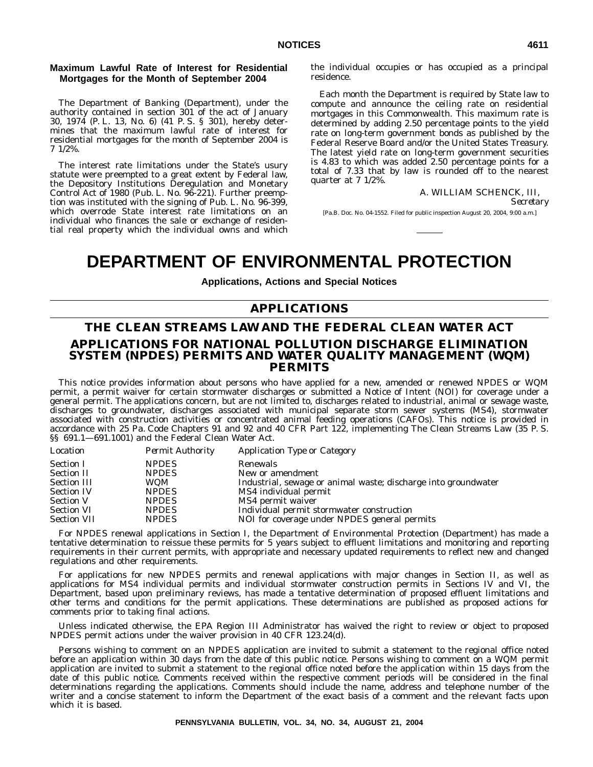### Maximum Lawful Rate of Interest for Residential Mortgages for the Month of September 2004

The Department of Banking (Department), under the authority contained in section 301 of the act of January 30, 1974 (P. L. 13, No. 6) (41 P. S. § 301), hereby determines that the maximum lawful rate of interest for residential mortgages for the month of September 2004 is 7 1/2%.

The interest rate limitations under the State's usury statute were preempted to a great extent by Federal law, the Depository Institutions Deregulation and Monetary Control Act of 1980 (Pub. L. No. 96-221). Further preemption was instituted with the signing of Pub. L. No. 96-399, which overrode State interest rate limitations on an individual who finances the sale or exchange of residential real property which the individual owns and which the individual occupies or has occupied as a principal residence.

Each month the Department is required by State law to compute and announce the ceiling rate on residential mortgages in this Commonwealth. This maximum rate is determined by adding 2.50 percentage points to the yield rate on long-term government bonds as published by the Federal Reserve Board and/or the United States Treasury. The latest yield rate on long-term government securities is 4.83 to which was added 2.50 percentage points for a total of 7.33 that by law is rounded off to the nearest quarter at 7 1/2%.

A. WILLIAM SCHENCK, III,
*Secretary*

[Pa.B. Doc. No. 04-1552. Filed for public inspection August 20, 2004, 9:00 a.m.]

# DEPARTMENT OF ENVIRONMENTAL PROTECTION

**Applications, Actions and Special Notices**

## APPLICATIONS

## THE CLEAN STREAMS LAW AND THE FEDERAL CLEAN WATER ACT

## APPLICATIONS FOR NATIONAL POLLUTION DISCHARGE ELIMINATION SYSTEM (NPDES) PERMITS AND WATER QUALITY MANAGEMENT (WQM) PERMITS

This notice provides information about persons who have applied for a new, amended or renewed NPDES or WQM permit, a permit waiver for certain stormwater discharges or submitted a Notice of Intent (NOI) for coverage under a general permit. The applications concern, but are not limited to, discharges related to industrial, animal or sewage waste, discharges to groundwater, discharges associated with municipal separate storm sewer systems (MS4), stormwater associated with construction activities or concentrated animal feeding operations (CAFOs). This notice is provided in accordance with 25 Pa. Code Chapters 91 and 92 and 40 CFR Part 122, implementing The Clean Streams Law (35 P. S. §§ 691.1—691.1001) and the Federal Clean Water Act.

| *Location* | *Permit Authority* | *Application Type or Category* |
|---|---|---|
| Section I | NPDES | Renewals |
| Section II | NPDES | New or amendment |
| Section III | WQM | Industrial, sewage or animal waste; discharge into groundwater |
| Section IV | NPDES | MS4 individual permit |
| Section V | NPDES | MS4 permit waiver |
| Section VI | NPDES | Individual permit stormwater construction |
| Section VII | NPDES | NOI for coverage under NPDES general permits |

For NPDES renewal applications in Section I, the Department of Environmental Protection (Department) has made a tentative determination to reissue these permits for 5 years subject to effluent limitations and monitoring and reporting requirements in their current permits, with appropriate and necessary updated requirements to reflect new and changed regulations and other requirements.

For applications for new NPDES permits and renewal applications with major changes in Section II, as well as applications for MS4 individual permits and individual stormwater construction permits in Sections IV and VI, the Department, based upon preliminary reviews, has made a tentative determination of proposed effluent limitations and other terms and conditions for the permit applications. These determinations are published as proposed actions for comments prior to taking final actions.

Unless indicated otherwise, the EPA Region III Administrator has waived the right to review or object to proposed NPDES permit actions under the waiver provision in 40 CFR 123.24(d).

Persons wishing to comment on an NPDES application are invited to submit a statement to the regional office noted before an application within 30 days from the date of this public notice. Persons wishing to comment on a WQM permit application are invited to submit a statement to the regional office noted before the application within 15 days from the date of this public notice. Comments received within the respective comment periods will be considered in the final determinations regarding the applications. Comments should include the name, address and telephone number of the writer and a concise statement to inform the Department of the exact basis of a comment and the relevant facts upon which it is based.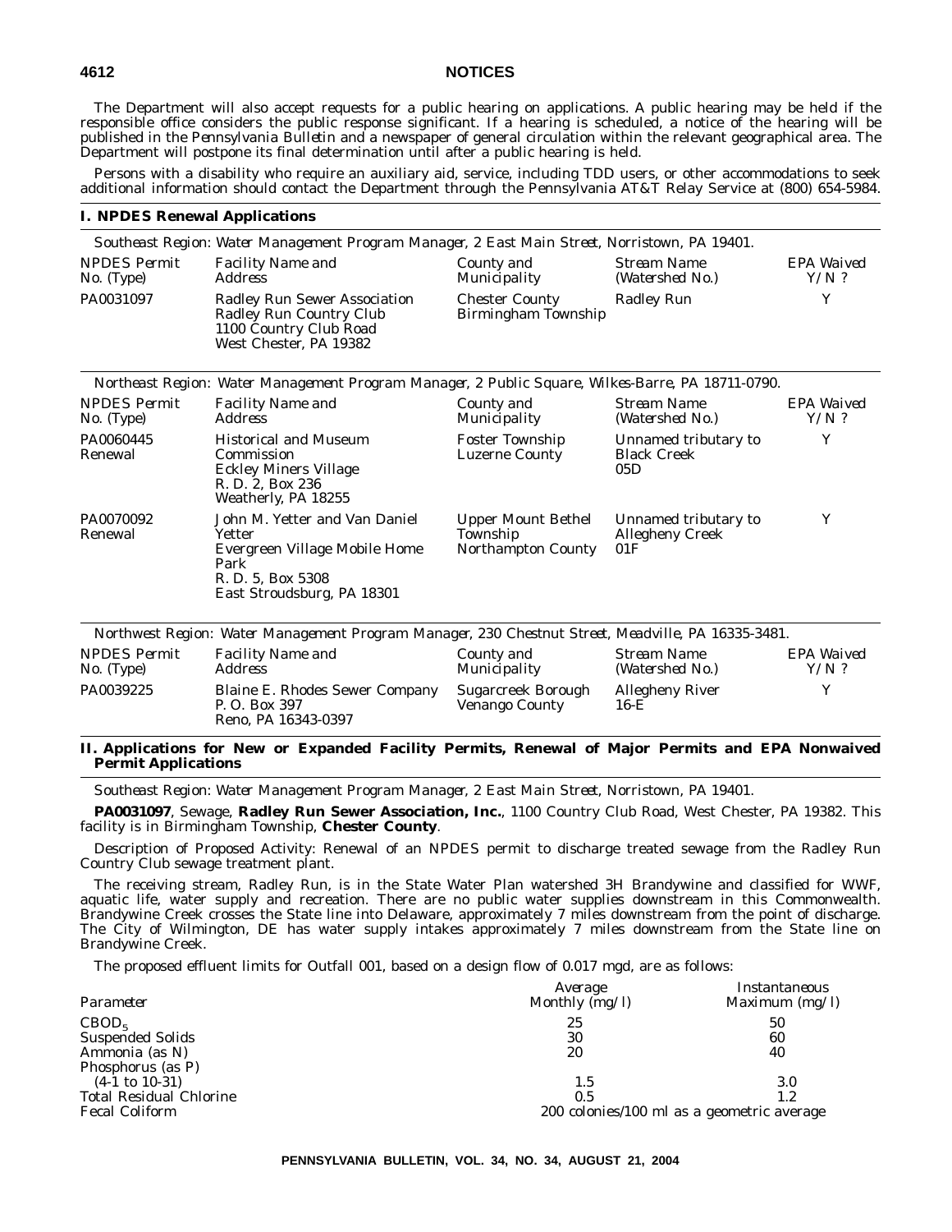The Department will also accept requests for a public hearing on applications. A public hearing may be held if the responsible office considers the public response significant. If a hearing is scheduled, a notice of the hearing will be published in the *Pennsylvania Bulletin* and a newspaper of general circulation within the relevant geographical area. The Department will postpone its final determination until after a public hearing is held.

Persons with a disability who require an auxiliary aid, service, including TDD users, or other accommodations to seek additional information should contact the Department through the Pennsylvania AT&T Relay Service at (800) 654-5984.

## I. NPDES Renewal Applications

*Southeast Region: Water Management Program Manager, 2 East Main Street, Norristown, PA 19401.*

| NPDES Permit No. (Type) | Facility Name and Address | County and Municipality | Stream Name (Watershed No.) | EPA Waived Y/N ? |
|---|---|---|---|---|
| PA0031097 | Radley Run Sewer Association Radley Run Country Club 1100 Country Club Road West Chester, PA 19382 | Chester County Birmingham Township | Radley Run | Y |

*Northeast Region: Water Management Program Manager, 2 Public Square, Wilkes-Barre, PA 18711-0790.*

| NPDES Permit No. (Type) | Facility Name and Address | County and Municipality | Stream Name (Watershed No.) | EPA Waived Y/N ? |
|---|---|---|---|---|
| PA0060445 Renewal | Historical and Museum Commission Eckley Miners Village R. D. 2, Box 236 Weatherly, PA 18255 | Foster Township Luzerne County | Unnamed tributary to Black Creek 05D | Y |
| PA0070092 Renewal | John M. Yetter and Van Daniel Yetter Evergreen Village Mobile Home Park R. D. 5, Box 5308 East Stroudsburg, PA 18301 | Upper Mount Bethel Township Northampton County | Unnamed tributary to Allegheny Creek 01F | Y |

*Northwest Region: Water Management Program Manager, 230 Chestnut Street, Meadville, PA 16335-3481.*

| NPDES Permit No. (Type) | Facility Name and Address | County and Municipality | Stream Name (Watershed No.) | EPA Waived Y/N ? |
|---|---|---|---|---|
| PA0039225 | Blaine E. Rhodes Sewer Company P. O. Box 397 Reno, PA 16343-0397 | Sugarcreek Borough Venango County | Allegheny River 16-E | Y |

## II. Applications for New or Expanded Facility Permits, Renewal of Major Permits and EPA Nonwaived Permit Applications

*Southeast Region: Water Management Program Manager, 2 East Main Street, Norristown, PA 19401.*

**PA0031097**, Sewage, **Radley Run Sewer Association, Inc.**, 1100 Country Club Road, West Chester, PA 19382. This facility is in Birmingham Township, **Chester County**.

Description of Proposed Activity: Renewal of an NPDES permit to discharge treated sewage from the Radley Run Country Club sewage treatment plant.

The receiving stream, Radley Run, is in the State Water Plan watershed 3H Brandywine and classified for WWF, aquatic life, water supply and recreation. There are no public water supplies downstream in this Commonwealth. Brandywine Creek crosses the State line into Delaware, approximately 7 miles downstream from the point of discharge. The City of Wilmington, DE has water supply intakes approximately 7 miles downstream from the State line on Brandywine Creek.

The proposed effluent limits for Outfall 001, based on a design flow of 0.017 mgd, are as follows:

| Parameter | Average Monthly (mg/l) | Instantaneous Maximum (mg/l) |
|---|---|---|
| $CBOD_5$ | 25 | 50 |
| Suspended Solids | 30 | 60 |
| Ammonia (as N) | 20 | 40 |
| Phosphorus (as P) (4-1 to 10-31) | 1.5 | 3.0 |
| Total Residual Chlorine | 0.5 | 1.2 |
| Fecal Coliform | 200 colonies/100 ml as a geometric average | |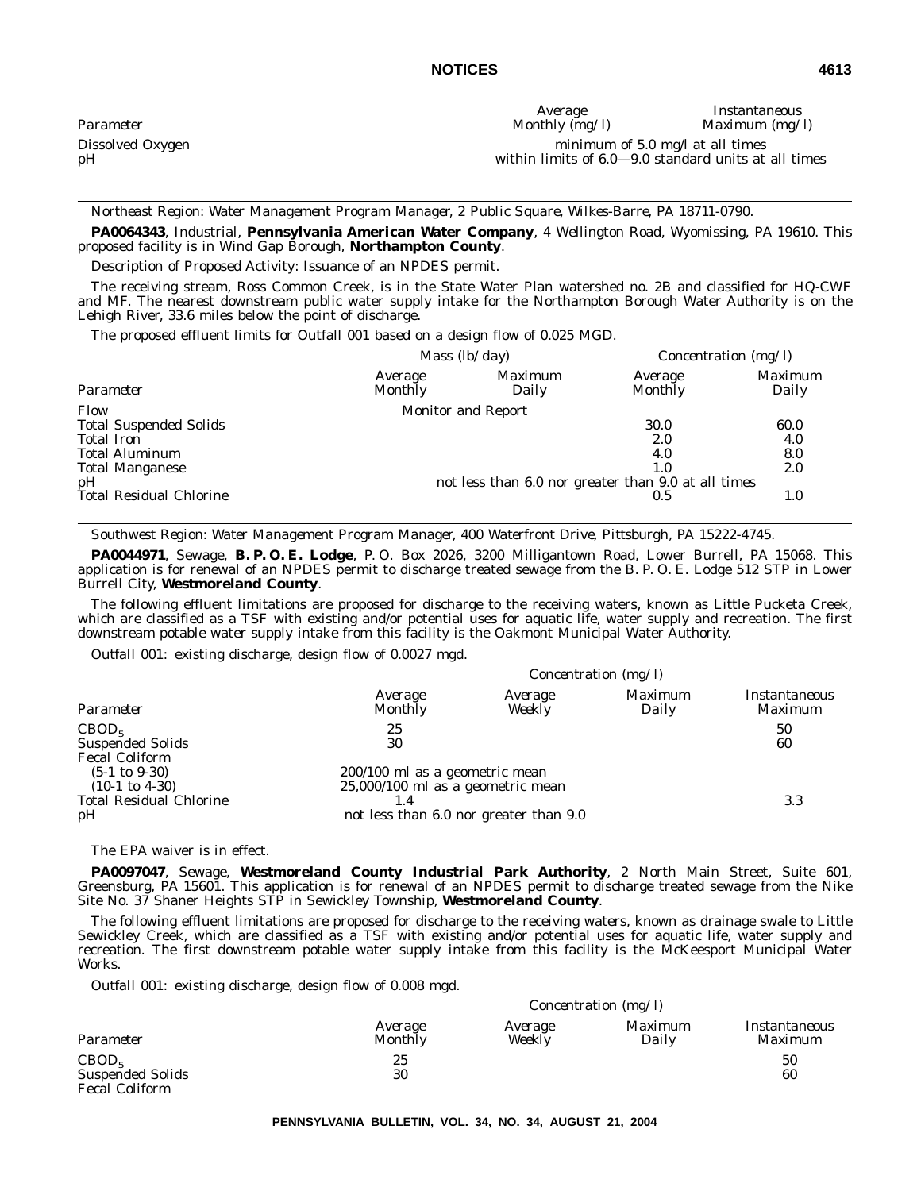| Parameter | Average Monthly (mg/l) | Instantaneous Maximum (mg/l) |
|---|---|---|
| Dissolved Oxygen | minimum of 5.0 mg/l at all times | |
| pH | within limits of 6.0—9.0 standard units at all times | |

---

*Northeast Region: Water Management Program Manager, 2 Public Square, Wilkes-Barre, PA 18711-0790.*

**PA0064343**, Industrial, **Pennsylvania American Water Company**, 4 Wellington Road, Wyomissing, PA 19610. This proposed facility is in Wind Gap Borough, **Northampton County**.

Description of Proposed Activity: Issuance of an NPDES permit.

The receiving stream, Ross Common Creek, is in the State Water Plan watershed no. 2B and classified for HQ-CWF and MF. The nearest downstream public water supply intake for the Northampton Borough Water Authority is on the Lehigh River, 33.6 miles below the point of discharge.

The proposed effluent limits for Outfall 001 based on a design flow of 0.025 MGD.

| | Mass (lb/day) | | Concentration (mg/l) | |
|---|---|---|---|---|
| Parameter | Average Monthly | Maximum Daily | Average Monthly | Maximum Daily |
| Flow | Monitor and Report | | | |
| Total Suspended Solids | | | 30.0 | 60.0 |
| Total Iron | | | 2.0 | 4.0 |
| Total Aluminum | | | 4.0 | 8.0 |
| Total Manganese | | | 1.0 | 2.0 |
| pH | not less than 6.0 nor greater than 9.0 at all times | | | |
| Total Residual Chlorine | | | 0.5 | 1.0 |

---

*Southwest Region: Water Management Program Manager, 400 Waterfront Drive, Pittsburgh, PA 15222-4745.*

**PA0044971**, Sewage, **B. P. O. E. Lodge**, P. O. Box 2026, 3200 Milligantown Road, Lower Burrell, PA 15068. This application is for renewal of an NPDES permit to discharge treated sewage from the B. P. O. E. Lodge 512 STP in Lower Burrell City, **Westmoreland County**.

The following effluent limitations are proposed for discharge to the receiving waters, known as Little Pucketa Creek, which are classified as a TSF with existing and/or potential uses for aquatic life, water supply and recreation. The first downstream potable water supply intake from this facility is the Oakmont Municipal Water Authority.

Outfall 001: existing discharge, design flow of 0.0027 mgd.

| | Concentration (mg/l) | | | |
|---|---|---|---|---|
| Parameter | Average Monthly | Average Weekly | Maximum Daily | Instantaneous Maximum |
| $CBOD_5$ | 25 | | | 50 |
| Suspended Solids | 30 | | | 60 |
| Fecal Coliform | | | | |
| (5-1 to 9-30) | 200/100 ml as a geometric mean | | | |
| (10-1 to 4-30) | 25,000/100 ml as a geometric mean | | | |
| Total Residual Chlorine | 1.4 | | | 3.3 |
| pH | not less than 6.0 nor greater than 9.0 | | | |

The EPA waiver is in effect.

**PA0097047**, Sewage, **Westmoreland County Industrial Park Authority**, 2 North Main Street, Suite 601, Greensburg, PA 15601. This application is for renewal of an NPDES permit to discharge treated sewage from the Nike Site No. 37 Shaner Heights STP in Sewickley Township, **Westmoreland County**.

The following effluent limitations are proposed for discharge to the receiving waters, known as drainage swale to Little Sewickley Creek, which are classified as a TSF with existing and/or potential uses for aquatic life, water supply and recreation. The first downstream potable water supply intake from this facility is the McKeesport Municipal Water Works.

Outfall 001: existing discharge, design flow of 0.008 mgd.

| | Concentration (mg/l) | | | |
|---|---|---|---|---|
| Parameter | Average Monthly | Average Weekly | Maximum Daily | Instantaneous Maximum |
| $CBOD_5$ | 25 | | | 50 |
| Suspended Solids | 30 | | | 60 |
| Fecal Coliform | | | | |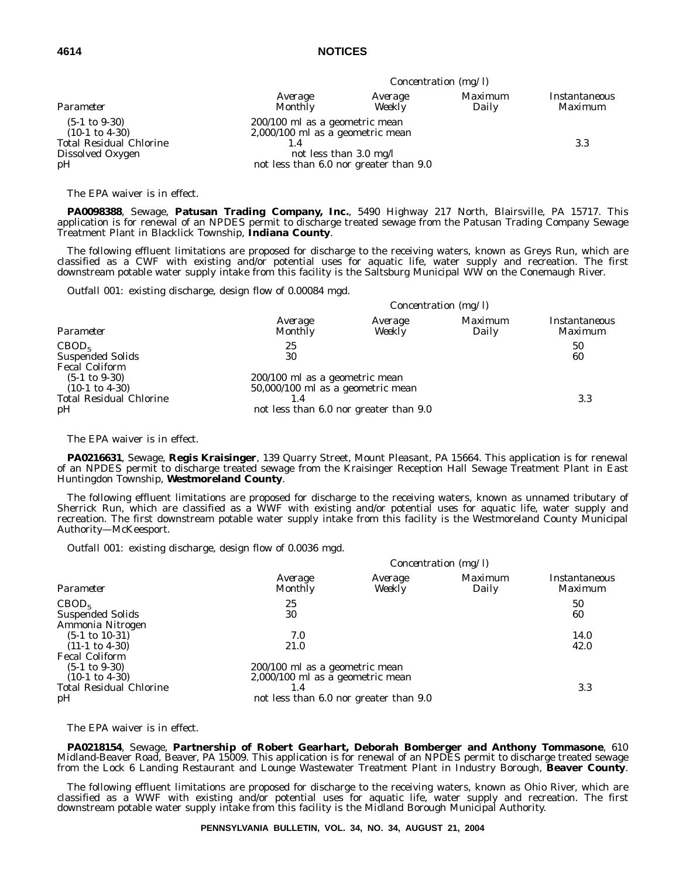| | Concentration (mg/l) | | | |
|---|---|---|---|---|
| Parameter | Average Monthly | Average Weekly | Maximum Daily | Instantaneous Maximum |
| (5-1 to 9-30) | 200/100 ml as a geometric mean | | | |
| (10-1 to 4-30) | 2,000/100 ml as a geometric mean | | | |
| Total Residual Chlorine | 1.4 | | | 3.3 |
| Dissolved Oxygen | not less than 3.0 mg/l | | | |
| pH | not less than 6.0 nor greater than 9.0 | | | |

The EPA waiver is in effect.

**PA0098388**, Sewage, **Patusan Trading Company, Inc.**, 5490 Highway 217 North, Blairsville, PA 15717. This application is for renewal of an NPDES permit to discharge treated sewage from the Patusan Trading Company Sewage Treatment Plant in Blacklick Township, **Indiana County**.

The following effluent limitations are proposed for discharge to the receiving waters, known as Greys Run, which are classified as a CWF with existing and/or potential uses for aquatic life, water supply and recreation. The first downstream potable water supply intake from this facility is the Saltsburg Municipal WW on the Conemaugh River.

Outfall 001: existing discharge, design flow of 0.00084 mgd.

| | Concentration (mg/l) | | | |
|---|---|---|---|---|
| Parameter | Average Monthly | Average Weekly | Maximum Daily | Instantaneous Maximum |
| $CBOD_5$ | 25 | | | 50 |
| Suspended Solids | 30 | | | 60 |
| Fecal Coliform | | | | |
| (5-1 to 9-30) | 200/100 ml as a geometric mean | | | |
| (10-1 to 4-30) | 50,000/100 ml as a geometric mean | | | |
| Total Residual Chlorine | 1.4 | | | 3.3 |
| pH | not less than 6.0 nor greater than 9.0 | | | |

The EPA waiver is in effect.

**PA0216631**, Sewage, **Regis Kraisinger**, 139 Quarry Street, Mount Pleasant, PA 15664. This application is for renewal of an NPDES permit to discharge treated sewage from the Kraisinger Reception Hall Sewage Treatment Plant in East Huntingdon Township, **Westmoreland County**.

The following effluent limitations are proposed for discharge to the receiving waters, known as unnamed tributary of Sherrick Run, which are classified as a WWF with existing and/or potential uses for aquatic life, water supply and recreation. The first downstream potable water supply intake from this facility is the Westmoreland County Municipal Authority—McKeesport.

Outfall 001: existing discharge, design flow of 0.0036 mgd.

| | Concentration (mg/l) | | | |
|---|---|---|---|---|
| Parameter | Average Monthly | Average Weekly | Maximum Daily | Instantaneous Maximum |
| $CBOD_5$ | 25 | | | 50 |
| Suspended Solids | 30 | | | 60 |
| Ammonia Nitrogen | | | | |
| (5-1 to 10-31) | 7.0 | | | 14.0 |
| (11-1 to 4-30) | 21.0 | | | 42.0 |
| Fecal Coliform | | | | |
| (5-1 to 9-30) | 200/100 ml as a geometric mean | | | |
| (10-1 to 4-30) | 2,000/100 ml as a geometric mean | | | |
| Total Residual Chlorine | 1.4 | | | 3.3 |
| pH | not less than 6.0 nor greater than 9.0 | | | |

The EPA waiver is in effect.

**PA0218154**, Sewage, **Partnership of Robert Gearhart, Deborah Bomberger and Anthony Tommasone**, 610 Midland-Beaver Road, Beaver, PA 15009. This application is for renewal of an NPDES permit to discharge treated sewage from the Lock 6 Landing Restaurant and Lounge Wastewater Treatment Plant in Industry Borough, **Beaver County**.

The following effluent limitations are proposed for discharge to the receiving waters, known as Ohio River, which are classified as a WWF with existing and/or potential uses for aquatic life, water supply and recreation. The first downstream potable water supply intake from this facility is the Midland Borough Municipal Authority.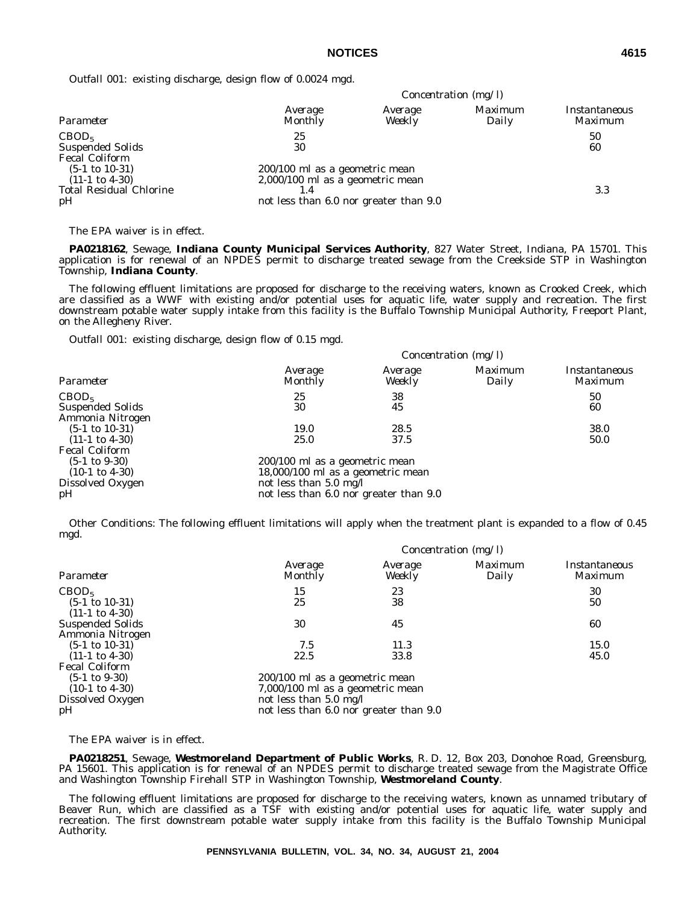Outfall 001: existing discharge, design flow of 0.0024 mgd.

| | Concentration (mg/l) | | | |
|---|---|---|---|---|
| *Parameter* | *Average Monthly* | *Average Weekly* | *Maximum Daily* | *Instantaneous Maximum* |
| $CBOD_5$ | 25 | | | 50 |
| Suspended Solids | 30 | | | 60 |
| Fecal Coliform | | | | |
| (5-1 to 10-31) | 200/100 ml as a geometric mean | | | |
| (11-1 to 4-30) | 2,000/100 ml as a geometric mean | | | |
| Total Residual Chlorine | 1.4 | | | 3.3 |
| pH | not less than 6.0 nor greater than 9.0 | | | |

The EPA waiver is in effect.

**PA0218162**, Sewage, **Indiana County Municipal Services Authority**, 827 Water Street, Indiana, PA 15701. This application is for renewal of an NPDES permit to discharge treated sewage from the Creekside STP in Washington Township, **Indiana County**.

The following effluent limitations are proposed for discharge to the receiving waters, known as Crooked Creek, which are classified as a WWF with existing and/or potential uses for aquatic life, water supply and recreation. The first downstream potable water supply intake from this facility is the Buffalo Township Municipal Authority, Freeport Plant, on the Allegheny River.

Outfall 001: existing discharge, design flow of 0.15 mgd.

| | Concentration (mg/l) | | | |
|---|---|---|---|---|
| *Parameter* | *Average Monthly* | *Average Weekly* | *Maximum Daily* | *Instantaneous Maximum* |
| $CBOD_5$ | 25 | 38 | | 50 |
| Suspended Solids | 30 | 45 | | 60 |
| Ammonia Nitrogen | | | | |
| (5-1 to 10-31) | 19.0 | 28.5 | | 38.0 |
| (11-1 to 4-30) | 25.0 | 37.5 | | 50.0 |
| Fecal Coliform | | | | |
| (5-1 to 9-30) | 200/100 ml as a geometric mean | | | |
| (10-1 to 4-30) | 18,000/100 ml as a geometric mean | | | |
| Dissolved Oxygen | not less than 5.0 mg/l | | | |
| pH | not less than 6.0 nor greater than 9.0 | | | |

Other Conditions: The following effluent limitations will apply when the treatment plant is expanded to a flow of 0.45 mgd.

| | Concentration (mg/l) | | | |
|---|---|---|---|---|
| *Parameter* | *Average Monthly* | *Average Weekly* | *Maximum Daily* | *Instantaneous Maximum* |
| $CBOD_5$ | | | | |
| (5-1 to 10-31) | 15 | 23 | | 30 |
| (11-1 to 4-30) | 25 | 38 | | 50 |
| Suspended Solids | 30 | 45 | | 60 |
| Ammonia Nitrogen | | | | |
| (5-1 to 10-31) | 7.5 | 11.3 | | 15.0 |
| (11-1 to 4-30) | 22.5 | 33.8 | | 45.0 |
| Fecal Coliform | | | | |
| (5-1 to 9-30) | 200/100 ml as a geometric mean | | | |
| (10-1 to 4-30) | 7,000/100 ml as a geometric mean | | | |
| Dissolved Oxygen | not less than 5.0 mg/l | | | |
| pH | not less than 6.0 nor greater than 9.0 | | | |

The EPA waiver is in effect.

**PA0218251**, Sewage, **Westmoreland Department of Public Works**, R. D. 12, Box 203, Donohoe Road, Greensburg, PA 15601. This application is for renewal of an NPDES permit to discharge treated sewage from the Magistrate Office and Washington Township Firehall STP in Washington Township, **Westmoreland County**.

The following effluent limitations are proposed for discharge to the receiving waters, known as unnamed tributary of Beaver Run, which are classified as a TSF with existing and/or potential uses for aquatic life, water supply and recreation. The first downstream potable water supply intake from this facility is the Buffalo Township Municipal Authority.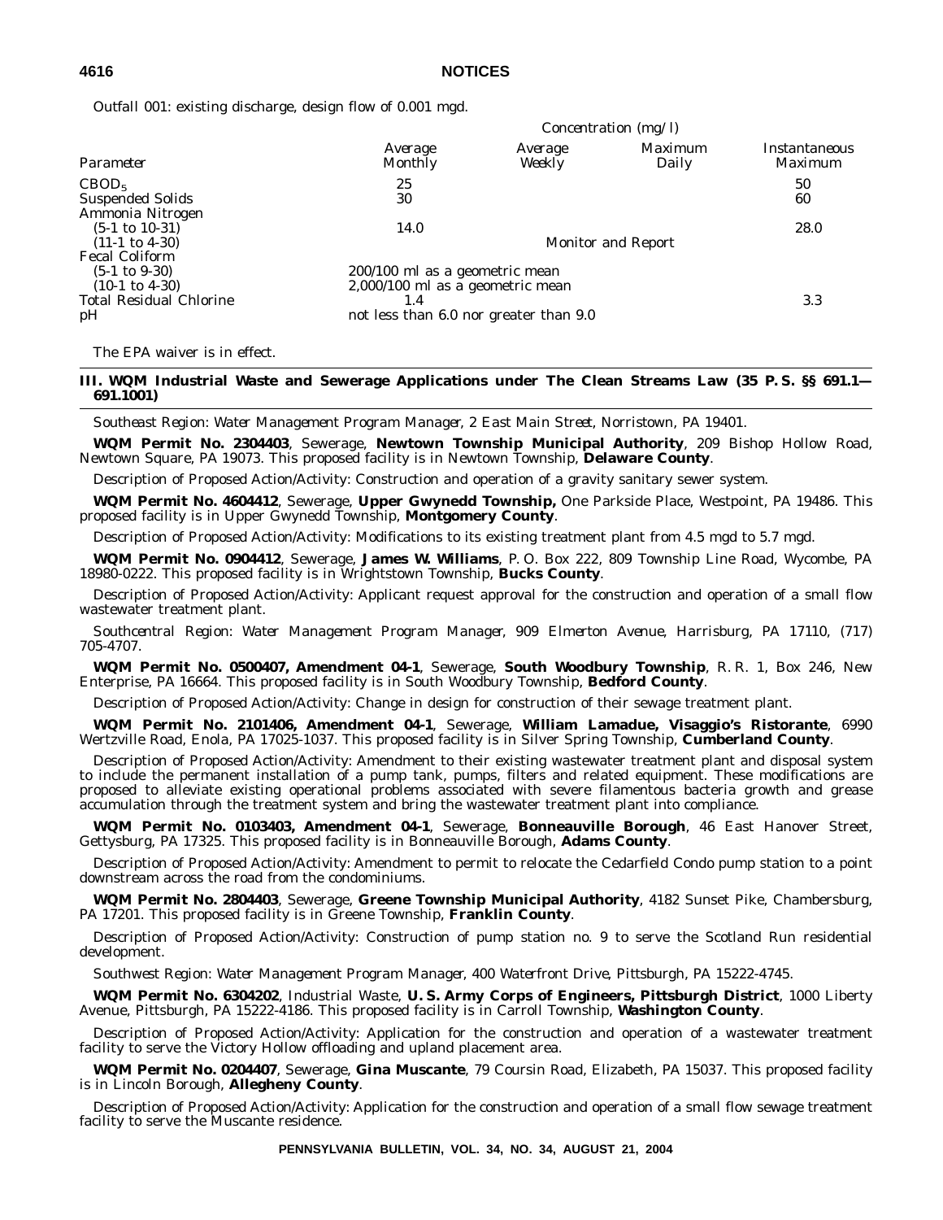Outfall 001: existing discharge, design flow of 0.001 mgd.

| Parameter | Concentration (mg/l) | | | |
|---|---|---|---|---|
| | Average Monthly | Average Weekly | Maximum Daily | Instantaneous Maximum |
| $CBOD_5$ | 25 | | | 50 |
| Suspended Solids | 30 | | | 60 |
| Ammonia Nitrogen | | | | |
| (5-1 to 10-31) | 14.0 | | | 28.0 |
| (11-1 to 4-30) | Monitor and Report | | | |
| Fecal Coliform | | | | |
| (5-1 to 9-30) | 200/100 ml as a geometric mean | | | |
| (10-1 to 4-30) | 2,000/100 ml as a geometric mean | | | |
| Total Residual Chlorine | 1.4 | | | 3.3 |
| pH | not less than 6.0 nor greater than 9.0 | | | |

The EPA waiver is in effect.

## III. WQM Industrial Waste and Sewerage Applications under The Clean Streams Law (35 P. S. §§ 691.1—691.1001)

*Southeast Region: Water Management Program Manager, 2 East Main Street, Norristown, PA 19401.*

**WQM Permit No. 2304403**, Sewerage, **Newtown Township Municipal Authority**, 209 Bishop Hollow Road, Newtown Square, PA 19073. This proposed facility is in Newtown Township, **Delaware County**.

Description of Proposed Action/Activity: Construction and operation of a gravity sanitary sewer system.

**WQM Permit No. 4604412**, Sewerage, **Upper Gwynedd Township,** One Parkside Place, Westpoint, PA 19486. This proposed facility is in Upper Gwynedd Township, **Montgomery County**.

Description of Proposed Action/Activity: Modifications to its existing treatment plant from 4.5 mgd to 5.7 mgd.

**WQM Permit No. 0904412**, Sewerage, **James W. Williams**, P. O. Box 222, 809 Township Line Road, Wycombe, PA 18980-0222. This proposed facility is in Wrightstown Township, **Bucks County**.

Description of Proposed Action/Activity: Applicant request approval for the construction and operation of a small flow wastewater treatment plant.

*Southcentral Region: Water Management Program Manager, 909 Elmerton Avenue, Harrisburg, PA 17110, (717) 705-4707.*

**WQM Permit No. 0500407, Amendment 04-1**, Sewerage, **South Woodbury Township**, R. R. 1, Box 246, New Enterprise, PA 16664. This proposed facility is in South Woodbury Township, **Bedford County**.

Description of Proposed Action/Activity: Change in design for construction of their sewage treatment plant.

**WQM Permit No. 2101406, Amendment 04-1**, Sewerage, **William Lamadue, Visaggio's Ristorante**, 6990 Wertzville Road, Enola, PA 17025-1037. This proposed facility is in Silver Spring Township, **Cumberland County**.

Description of Proposed Action/Activity: Amendment to their existing wastewater treatment plant and disposal system to include the permanent installation of a pump tank, pumps, filters and related equipment. These modifications are proposed to alleviate existing operational problems associated with severe filamentous bacteria growth and grease accumulation through the treatment system and bring the wastewater treatment plant into compliance.

**WQM Permit No. 0103403, Amendment 04-1**, Sewerage, **Bonneauville Borough**, 46 East Hanover Street, Gettysburg, PA 17325. This proposed facility is in Bonneauville Borough, **Adams County**.

Description of Proposed Action/Activity: Amendment to permit to relocate the Cedarfield Condo pump station to a point downstream across the road from the condominiums.

**WQM Permit No. 2804403**, Sewerage, **Greene Township Municipal Authority**, 4182 Sunset Pike, Chambersburg, PA 17201. This proposed facility is in Greene Township, **Franklin County**.

Description of Proposed Action/Activity: Construction of pump station no. 9 to serve the Scotland Run residential development.

*Southwest Region: Water Management Program Manager, 400 Waterfront Drive, Pittsburgh, PA 15222-4745.*

**WQM Permit No. 6304202**, Industrial Waste, **U. S. Army Corps of Engineers, Pittsburgh District**, 1000 Liberty Avenue, Pittsburgh, PA 15222-4186. This proposed facility is in Carroll Township, **Washington County**.

Description of Proposed Action/Activity: Application for the construction and operation of a wastewater treatment facility to serve the Victory Hollow offloading and upland placement area.

**WQM Permit No. 0204407**, Sewerage, **Gina Muscante**, 79 Coursin Road, Elizabeth, PA 15037. This proposed facility is in Lincoln Borough, **Allegheny County**.

Description of Proposed Action/Activity: Application for the construction and operation of a small flow sewage treatment facility to serve the Muscante residence.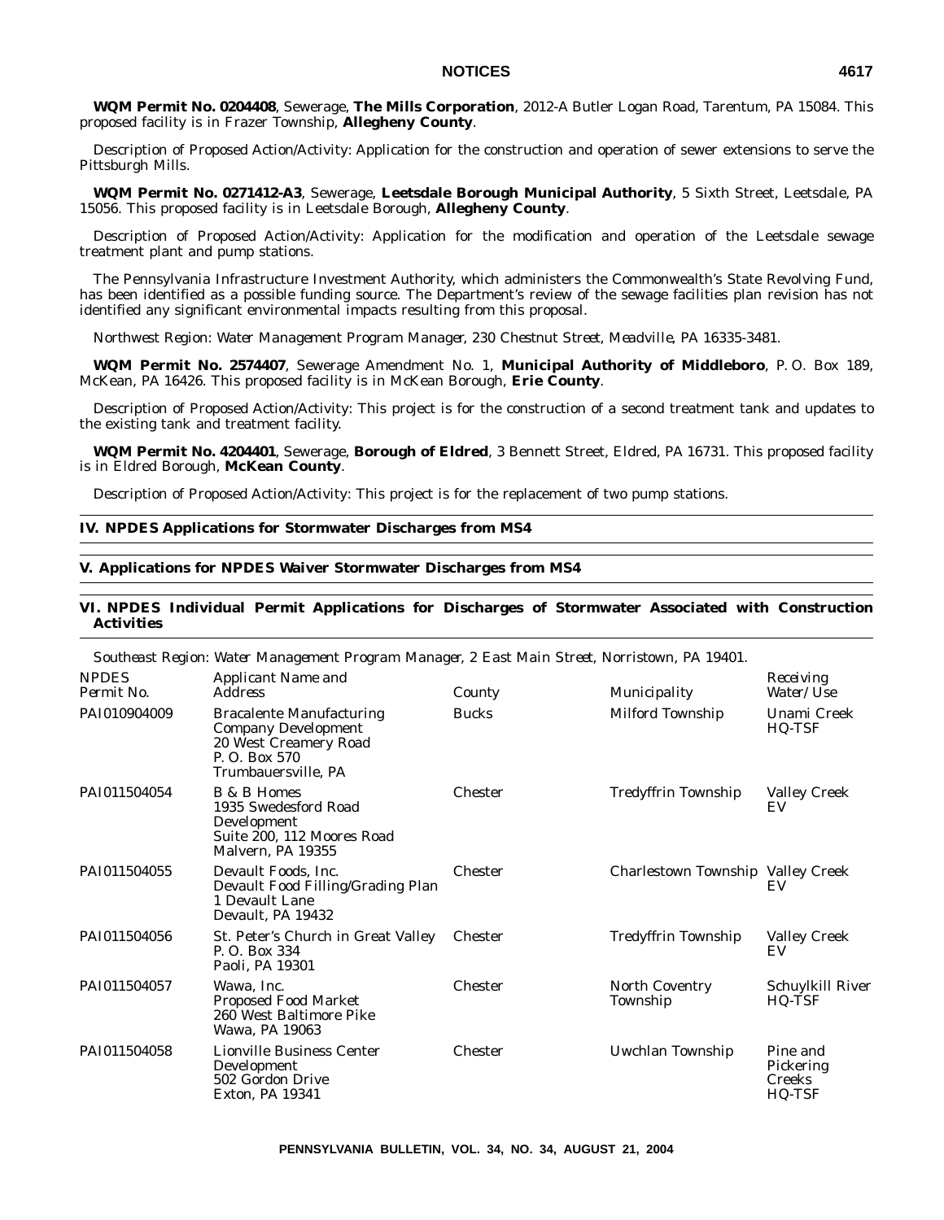**WQM Permit No. 0204408**, Sewerage, **The Mills Corporation**, 2012-A Butler Logan Road, Tarentum, PA 15084. This proposed facility is in Frazer Township, **Allegheny County**.

Description of Proposed Action/Activity: Application for the construction and operation of sewer extensions to serve the Pittsburgh Mills.

**WQM Permit No. 0271412-A3**, Sewerage, **Leetsdale Borough Municipal Authority**, 5 Sixth Street, Leetsdale, PA 15056. This proposed facility is in Leetsdale Borough, **Allegheny County**.

Description of Proposed Action/Activity: Application for the modification and operation of the Leetsdale sewage treatment plant and pump stations.

The Pennsylvania Infrastructure Investment Authority, which administers the Commonwealth's State Revolving Fund, has been identified as a possible funding source. The Department's review of the sewage facilities plan revision has not identified any significant environmental impacts resulting from this proposal.

*Northwest Region: Water Management Program Manager, 230 Chestnut Street, Meadville, PA 16335-3481.*

**WQM Permit No. 2574407**, Sewerage Amendment No. 1, **Municipal Authority of Middleboro**, P. O. Box 189, McKean, PA 16426. This proposed facility is in McKean Borough, **Erie County**.

Description of Proposed Action/Activity: This project is for the construction of a second treatment tank and updates to the existing tank and treatment facility.

**WQM Permit No. 4204401**, Sewerage, **Borough of Eldred**, 3 Bennett Street, Eldred, PA 16731. This proposed facility is in Eldred Borough, **McKean County**.

Description of Proposed Action/Activity: This project is for the replacement of two pump stations.

## IV. NPDES Applications for Stormwater Discharges from MS4

## V. Applications for NPDES Waiver Stormwater Discharges from MS4

## VI. NPDES Individual Permit Applications for Discharges of Stormwater Associated with Construction Activities

*Southeast Region: Water Management Program Manager, 2 East Main Street, Norristown, PA 19401.*

| *NPDES Permit No.* | *Applicant Name and Address* | *County* | *Municipality* | *Receiving Water/Use* |
|---|---|---|---|---|
| PAI010904009 | Bracalente Manufacturing Company Development<br>20 West Creamery Road<br>P. O. Box 570<br>Trumbauersville, PA | Bucks | Milford Township | Unami Creek<br>HQ-TSF |
| PAI011504054 | B & B Homes<br>1935 Swedesford Road Development<br>Suite 200, 112 Moores Road<br>Malvern, PA 19355 | Chester | Tredyffrin Township | Valley Creek<br>EV |
| PAI011504055 | Devault Foods, Inc.<br>Devault Food Filling/Grading Plan<br>1 Devault Lane<br>Devault, PA 19432 | Chester | Charlestown Township | Valley Creek<br>EV |
| PAI011504056 | St. Peter's Church in Great Valley<br>P. O. Box 334<br>Paoli, PA 19301 | Chester | Tredyffrin Township | Valley Creek<br>EV |
| PAI011504057 | Wawa, Inc.<br>Proposed Food Market<br>260 West Baltimore Pike<br>Wawa, PA 19063 | Chester | North Coventry Township | Schuylkill River<br>HQ-TSF |
| PAI011504058 | Lionville Business Center Development<br>502 Gordon Drive<br>Exton, PA 19341 | Chester | Uwchlan Township | Pine and Pickering Creeks<br>HQ-TSF |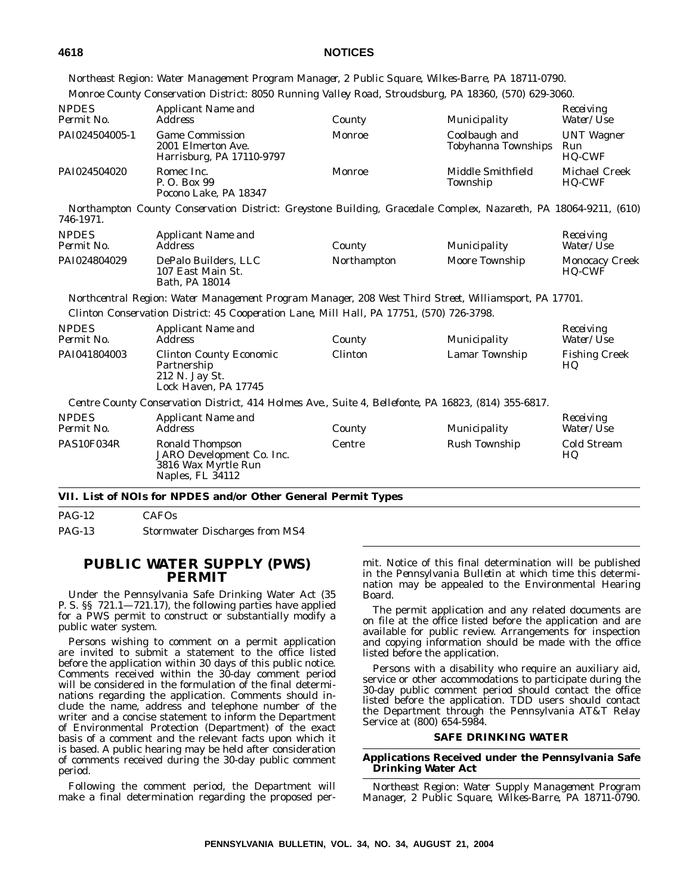*Northeast Region: Water Management Program Manager, 2 Public Square, Wilkes-Barre, PA 18711-0790.*

*Monroe County Conservation District: 8050 Running Valley Road, Stroudsburg, PA 18360, (570) 629-3060.*

| *NPDES Permit No.* | *Applicant Name and Address* | *County* | *Municipality* | *Receiving Water/Use* |
|---|---|---|---|---|
| PAI024504005-1 | Game Commission<br>2001 Elmerton Ave.<br>Harrisburg, PA 17110-9797 | Monroe | Coolbaugh and Tobyhanna Townships | UNT Wagner Run<br>HQ-CWF |
| PAI024504020 | Romec Inc.<br>P. O. Box 99<br>Pocono Lake, PA 18347 | Monroe | Middle Smithfield Township | Michael Creek<br>HQ-CWF |

*Northampton County Conservation District: Greystone Building, Gracedale Complex, Nazareth, PA 18064-9211, (610) 746-1971.*

| *NPDES Permit No.* | *Applicant Name and Address* | *County* | *Municipality* | *Receiving Water/Use* |
|---|---|---|---|---|
| PAI024804029 | DePalo Builders, LLC<br>107 East Main St.<br>Bath, PA 18014 | Northampton | Moore Township | Monocacy Creek<br>HQ-CWF |

*Northcentral Region: Water Management Program Manager, 208 West Third Street, Williamsport, PA 17701.*

*Clinton Conservation District: 45 Cooperation Lane, Mill Hall, PA 17751, (570) 726-3798.*

| *NPDES Permit No.* | *Applicant Name and Address* | *County* | *Municipality* | *Receiving Water/Use* |
|---|---|---|---|---|
| PAI041804003 | Clinton County Economic Partnership<br>212 N. Jay St.<br>Lock Haven, PA 17745 | Clinton | Lamar Township | Fishing Creek<br>HQ |

*Centre County Conservation District, 414 Holmes Ave., Suite 4, Bellefonte, PA 16823, (814) 355-6817.*

| *NPDES Permit No.* | *Applicant Name and Address* | *County* | *Municipality* | *Receiving Water/Use* |
|---|---|---|---|---|
| PAS10F034R | Ronald Thompson<br>JARO Development Co. Inc.<br>3816 Wax Myrtle Run<br>Naples, FL 34112 | Centre | Rush Township | Cold Stream<br>HQ |

**VII. List of NOIs for NPDES and/or Other General Permit Types**

| | |
|---|---|
| PAG-12 | CAFOs |
| PAG-13 | Stormwater Discharges from MS4 |

## PUBLIC WATER SUPPLY (PWS) PERMIT

Under the Pennsylvania Safe Drinking Water Act (35 P. S. §§ 721.1—721.17), the following parties have applied for a PWS permit to construct or substantially modify a public water system.

Persons wishing to comment on a permit application are invited to submit a statement to the office listed before the application within 30 days of this public notice. Comments received within the 30-day comment period will be considered in the formulation of the final determinations regarding the application. Comments should include the name, address and telephone number of the writer and a concise statement to inform the Department of Environmental Protection (Department) of the exact basis of a comment and the relevant facts upon which it is based. A public hearing may be held after consideration of comments received during the 30-day public comment period.

Following the comment period, the Department will make a final determination regarding the proposed permit. Notice of this final determination will be published in the *Pennsylvania Bulletin* at which time this determination may be appealed to the Environmental Hearing Board.

The permit application and any related documents are on file at the office listed before the application and are available for public review. Arrangements for inspection and copying information should be made with the office listed before the application.

Persons with a disability who require an auxiliary aid, service or other accommodations to participate during the 30-day public comment period should contact the office listed before the application. TDD users should contact the Department through the Pennsylvania AT&T Relay Service at (800) 654-5984.

**SAFE DRINKING WATER**

**Applications Received under the Pennsylvania Safe Drinking Water Act**

*Northeast Region: Water Supply Management Program Manager, 2 Public Square, Wilkes-Barre, PA 18711-0790.*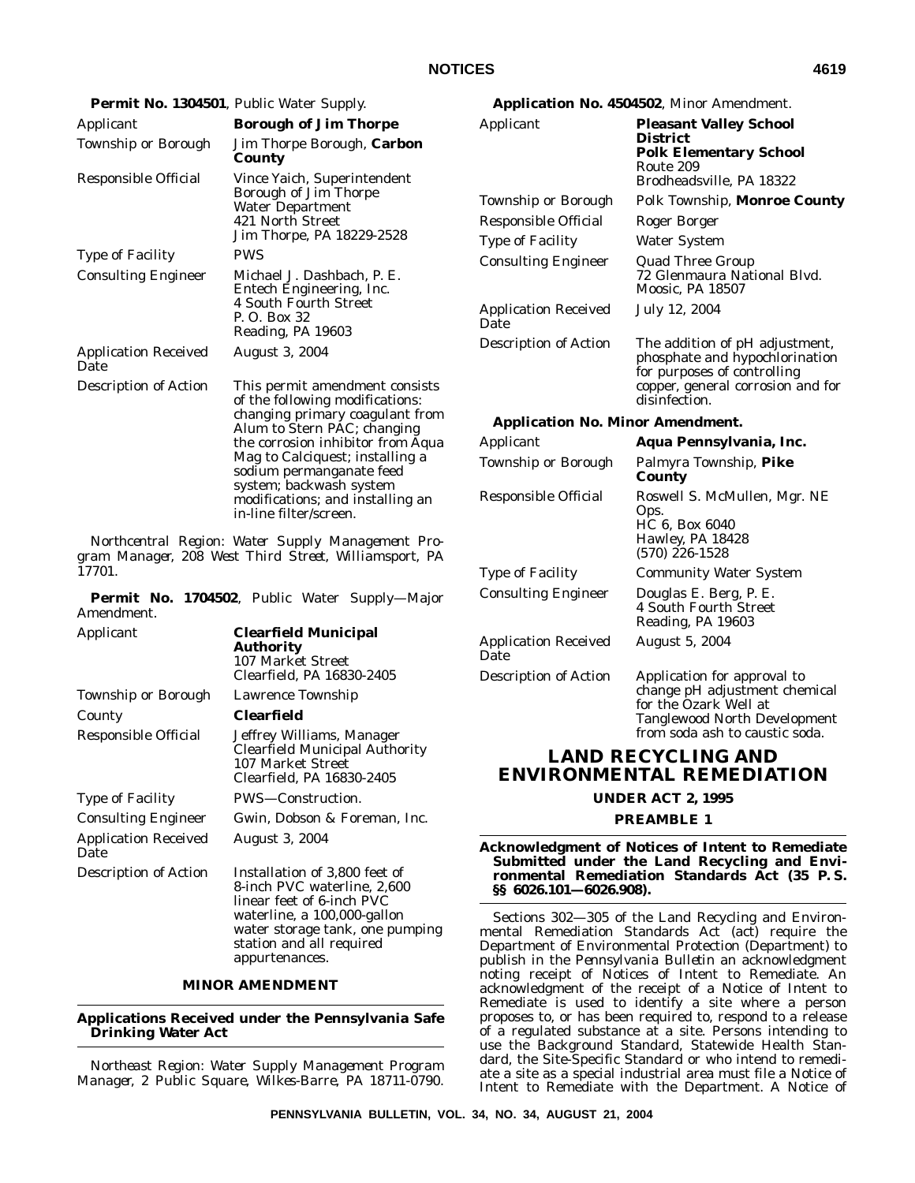**Permit No. 1304501**, Public Water Supply.

| | |
|---|---|
| Applicant | **Borough of Jim Thorpe** |
| Township or Borough | Jim Thorpe Borough, **Carbon County** |
| Responsible Official | Vince Yaich, Superintendent<br>Borough of Jim Thorpe<br>Water Department<br>421 North Street<br>Jim Thorpe, PA 18229-2528 |
| Type of Facility | PWS |
| Consulting Engineer | Michael J. Dashbach, P. E.<br>Entech Engineering, Inc.<br>4 South Fourth Street<br>P. O. Box 32<br>Reading, PA 19603 |
| Application Received Date | August 3, 2004 |
| Description of Action | This permit amendment consists of the following modifications: changing primary coagulant from Alum to Stern PAC; changing the corrosion inhibitor from Aqua Mag to Calciquest; installing a sodium permanganate feed system; backwash system modifications; and installing an in-line filter/screen. |

*Northcentral Region: Water Supply Management Program Manager, 208 West Third Street, Williamsport, PA 17701.*

**Permit No. 1704502**, Public Water Supply—Major Amendment.

| | |
|---|---|
| Applicant | **Clearfield Municipal Authority**<br>107 Market Street<br>Clearfield, PA 16830-2405 |
| Township or Borough | Lawrence Township |
| County | **Clearfield** |
| Responsible Official | Jeffrey Williams, Manager<br>Clearfield Municipal Authority<br>107 Market Street<br>Clearfield, PA 16830-2405 |
| Type of Facility | PWS—Construction. |
| Consulting Engineer | Gwin, Dobson & Foreman, Inc. |
| Application Received Date | August 3, 2004 |
| Description of Action | Installation of 3,800 feet of 8-inch PVC waterline, 2,600 linear feet of 6-inch PVC waterline, a 100,000-gallon water storage tank, one pumping station and all required appurtenances. |

## MINOR AMENDMENT

### Applications Received under the Pennsylvania Safe Drinking Water Act

*Northeast Region: Water Supply Management Program Manager, 2 Public Square, Wilkes-Barre, PA 18711-0790.*

**Application No. 4504502**, Minor Amendment.

| | |
|---|---|
| Applicant | **Pleasant Valley School District**<br>**Polk Elementary School**<br>Route 209<br>Brodheadsville, PA 18322 |
| Township or Borough | Polk Township, **Monroe County** |
| Responsible Official | Roger Borger |
| Type of Facility | Water System |
| Consulting Engineer | Quad Three Group<br>72 Glenmaura National Blvd.<br>Moosic, PA 18507 |
| Application Received Date | July 12, 2004 |
| Description of Action | The addition of pH adjustment, phosphate and hypochlorination for purposes of controlling copper, general corrosion and for disinfection. |

**Application No. Minor Amendment.**

| | |
|---|---|
| Applicant | **Aqua Pennsylvania, Inc.** |
| Township or Borough | Palmyra Township, **Pike County** |
| Responsible Official | Roswell S. McMullen, Mgr. NE Ops.<br>HC 6, Box 6040<br>Hawley, PA 18428<br>(570) 226-1528 |
| Type of Facility | Community Water System |
| Consulting Engineer | Douglas E. Berg, P. E.<br>4 South Fourth Street<br>Reading, PA 19603 |
| Application Received Date | August 5, 2004 |
| Description of Action | Application for approval to change pH adjustment chemical for the Ozark Well at Tanglewood North Development from soda ash to caustic soda. |

# LAND RECYCLING AND ENVIRONMENTAL REMEDIATION

## UNDER ACT 2, 1995

## PREAMBLE 1

### Acknowledgment of Notices of Intent to Remediate Submitted under the Land Recycling and Environmental Remediation Standards Act (35 P. S. §§ 6026.101—6026.908).

Sections 302—305 of the Land Recycling and Environmental Remediation Standards Act (act) require the Department of Environmental Protection (Department) to publish in the *Pennsylvania Bulletin* an acknowledgment noting receipt of Notices of Intent to Remediate. An acknowledgment of the receipt of a Notice of Intent to Remediate is used to identify a site where a person proposes to, or has been required to, respond to a release of a regulated substance at a site. Persons intending to use the Background Standard, Statewide Health Standard, the Site-Specific Standard or who intend to remediate a site as a special industrial area must file a Notice of Intent to Remediate with the Department. A Notice of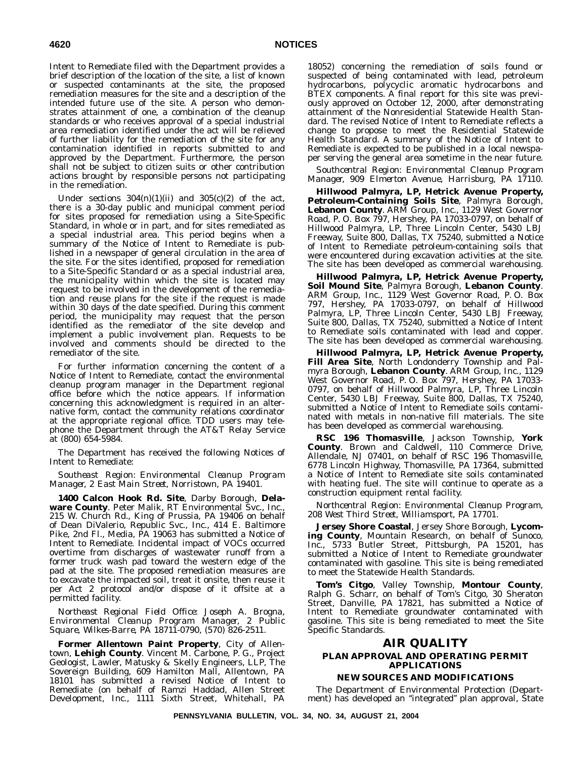Intent to Remediate filed with the Department provides a brief description of the location of the site, a list of known or suspected contaminants at the site, the proposed remediation measures for the site and a description of the intended future use of the site. A person who demonstrates attainment of one, a combination of the cleanup standards or who receives approval of a special industrial area remediation identified under the act will be relieved of further liability for the remediation of the site for any contamination identified in reports submitted to and approved by the Department. Furthermore, the person shall not be subject to citizen suits or other contribution actions brought by responsible persons not participating in the remediation.

Under sections 304(n)(1)(ii) and 305(c)(2) of the act, there is a 30-day public and municipal comment period for sites proposed for remediation using a Site-Specific Standard, in whole or in part, and for sites remediated as a special industrial area. This period begins when a summary of the Notice of Intent to Remediate is published in a newspaper of general circulation in the area of the site. For the sites identified, proposed for remediation to a Site-Specific Standard or as a special industrial area, the municipality within which the site is located may request to be involved in the development of the remediation and reuse plans for the site if the request is made within 30 days of the date specified. During this comment period, the municipality may request that the person identified as the remediator of the site develop and implement a public involvement plan. Requests to be involved and comments should be directed to the remediator of the site.

For further information concerning the content of a Notice of Intent to Remediate, contact the environmental cleanup program manager in the Department regional office before which the notice appears. If information concerning this acknowledgment is required in an alternative form, contact the community relations coordinator at the appropriate regional office. TDD users may telephone the Department through the AT&T Relay Service at (800) 654-5984.

The Department has received the following Notices of Intent to Remediate:

*Southeast Region: Environmental Cleanup Program Manager, 2 East Main Street, Norristown, PA 19401.*

**1400 Calcon Hook Rd. Site**, Darby Borough, **Delaware County**. Peter Malik, RT Environmental Svc., Inc., 215 W. Church Rd., King of Prussia, PA 19406 on behalf of Dean DiValerio, Republic Svc., Inc., 414 E. Baltimore Pike, 2nd Fl., Media, PA 19063 has submitted a Notice of Intent to Remediate. Incidental impact of VOCs occurred overtime from discharges of wastewater runoff from a former truck wash pad toward the western edge of the pad at the site. The proposed remediation measures are to excavate the impacted soil, treat it onsite, then reuse it per Act 2 protocol and/or dispose of it offsite at a permitted facility.

*Northeast Regional Field Office: Joseph A. Brogna, Environmental Cleanup Program Manager, 2 Public Square, Wilkes-Barre, PA 18711-0790, (570) 826-2511.*

**Former Allentown Paint Property**, City of Allentown, **Lehigh County**. Vincent M. Carbone, P. G., Project Geologist, Lawler, Matusky & Skelly Engineers, LLP, The Sovereign Building, 609 Hamilton Mall, Allentown, PA 18101 has submitted a revised Notice of Intent to Remediate (on behalf of Ramzi Haddad, Allen Street Development, Inc., 1111 Sixth Street, Whitehall, PA 18052) concerning the remediation of soils found or suspected of being contaminated with lead, petroleum hydrocarbons, polycyclic aromatic hydrocarbons and BTEX components. A final report for this site was previously approved on October 12, 2000, after demonstrating attainment of the Nonresidential Statewide Health Standard. The revised Notice of Intent to Remediate reflects a change to propose to meet the Residential Statewide Health Standard. A summary of the Notice of Intent to Remediate is expected to be published in a local newspaper serving the general area sometime in the near future.

*Southcentral Region: Environmental Cleanup Program Manager, 909 Elmerton Avenue, Harrisburg, PA 17110.*

**Hillwood Palmyra, LP, Hetrick Avenue Property, Petroleum-Containing Soils Site**, Palmyra Borough, **Lebanon County**. ARM Group, Inc., 1129 West Governor Road, P. O. Box 797, Hershey, PA 17033-0797, on behalf of Hillwood Palmyra, LP, Three Lincoln Center, 5430 LBJ Freeway, Suite 800, Dallas, TX 75240, submitted a Notice of Intent to Remediate petroleum-containing soils that were encountered during excavation activities at the site. The site has been developed as commercial warehousing.

**Hillwood Palmyra, LP, Hetrick Avenue Property, Soil Mound Site**, Palmyra Borough, **Lebanon County**. ARM Group, Inc., 1129 West Governor Road, P. O. Box 797, Hershey, PA 17033-0797, on behalf of Hillwood Palmyra, LP, Three Lincoln Center, 5430 LBJ Freeway, Suite 800, Dallas, TX 75240, submitted a Notice of Intent to Remediate soils contaminated with lead and copper. The site has been developed as commercial warehousing.

**Hillwood Palmyra, LP, Hetrick Avenue Property, Fill Area Site**, North Londonderry Township and Palmyra Borough, **Lebanon County**. ARM Group, Inc., 1129 West Governor Road, P. O. Box 797, Hershey, PA 17033-0797, on behalf of Hillwood Palmyra, LP, Three Lincoln Center, 5430 LBJ Freeway, Suite 800, Dallas, TX 75240, submitted a Notice of Intent to Remediate soils contaminated with metals in non-native fill materials. The site has been developed as commercial warehousing.

**RSC 196 Thomasville**, Jackson Township, **York County**. Brown and Caldwell, 110 Commerce Drive, Allendale, NJ 07401, on behalf of RSC 196 Thomasville, 6778 Lincoln Highway, Thomasville, PA 17364, submitted a Notice of Intent to Remediate site soils contaminated with heating fuel. The site will continue to operate as a construction equipment rental facility.

*Northcentral Region: Environmental Cleanup Program, 208 West Third Street, Williamsport, PA 17701.*

**Jersey Shore Coastal**, Jersey Shore Borough, **Lycoming County**, Mountain Research, on behalf of Sunoco, Inc., 5733 Butler Street, Pittsburgh, PA 15201, has submitted a Notice of Intent to Remediate groundwater contaminated with gasoline. This site is being remediated to meet the Statewide Health Standards.

**Tom's Citgo**, Valley Township, **Montour County**, Ralph G. Scharr, on behalf of Tom's Citgo, 30 Sheraton Street, Danville, PA 17821, has submitted a Notice of Intent to Remediate groundwater contaminated with gasoline. This site is being remediated to meet the Site Specific Standards.

# AIR QUALITY

## PLAN APPROVAL AND OPERATING PERMIT APPLICATIONS

### NEW SOURCES AND MODIFICATIONS

The Department of Environmental Protection (Department) has developed an "integrated" plan approval, State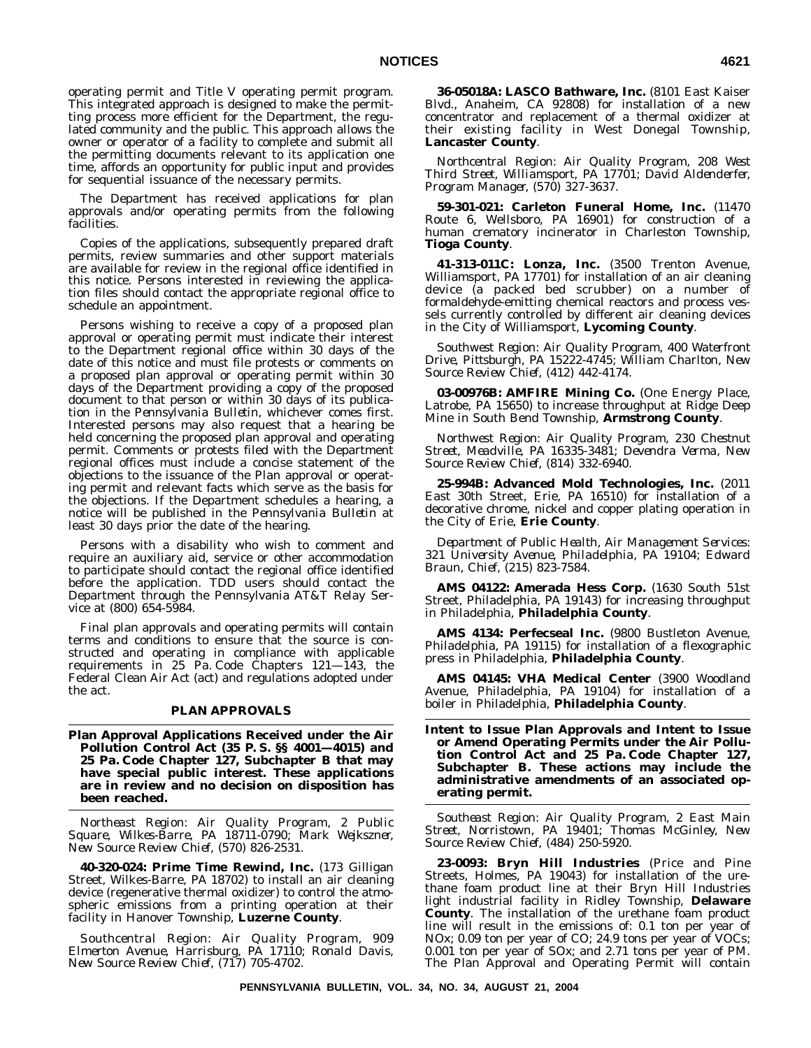operating permit and Title V operating permit program. This integrated approach is designed to make the permitting process more efficient for the Department, the regulated community and the public. This approach allows the owner or operator of a facility to complete and submit all the permitting documents relevant to its application one time, affords an opportunity for public input and provides for sequential issuance of the necessary permits.

The Department has received applications for plan approvals and/or operating permits from the following facilities.

Copies of the applications, subsequently prepared draft permits, review summaries and other support materials are available for review in the regional office identified in this notice. Persons interested in reviewing the application files should contact the appropriate regional office to schedule an appointment.

Persons wishing to receive a copy of a proposed plan approval or operating permit must indicate their interest to the Department regional office within 30 days of the date of this notice and must file protests or comments on a proposed plan approval or operating permit within 30 days of the Department providing a copy of the proposed document to that person or within 30 days of its publication in the *Pennsylvania Bulletin*, whichever comes first. Interested persons may also request that a hearing be held concerning the proposed plan approval and operating permit. Comments or protests filed with the Department regional offices must include a concise statement of the objections to the issuance of the Plan approval or operating permit and relevant facts which serve as the basis for the objections. If the Department schedules a hearing, a notice will be published in the *Pennsylvania Bulletin* at least 30 days prior the date of the hearing.

Persons with a disability who wish to comment and require an auxiliary aid, service or other accommodation to participate should contact the regional office identified before the application. TDD users should contact the Department through the Pennsylvania AT&T Relay Service at (800) 654-5984.

Final plan approvals and operating permits will contain terms and conditions to ensure that the source is constructed and operating in compliance with applicable requirements in 25 Pa. Code Chapters 121—143, the Federal Clean Air Act (act) and regulations adopted under the act.

## PLAN APPROVALS

### Plan Approval Applications Received under the Air Pollution Control Act (35 P. S. §§ 4001—4015) and 25 Pa. Code Chapter 127, Subchapter B that may have special public interest. These applications are in review and no decision on disposition has been reached.

*Northeast Region: Air Quality Program, 2 Public Square, Wilkes-Barre, PA 18711-0790; Mark Wejkszner, New Source Review Chief, (570) 826-2531.*

**40-320-024: Prime Time Rewind, Inc.** (173 Gilligan Street, Wilkes-Barre, PA 18702) to install an air cleaning device (regenerative thermal oxidizer) to control the atmospheric emissions from a printing operation at their facility in Hanover Township, **Luzerne County**.

*Southcentral Region: Air Quality Program, 909 Elmerton Avenue, Harrisburg, PA 17110; Ronald Davis, New Source Review Chief, (717) 705-4702.*

**36-05018A: LASCO Bathware, Inc.** (8101 East Kaiser Blvd., Anaheim, CA 92808) for installation of a new concentrator and replacement of a thermal oxidizer at their existing facility in West Donegal Township, **Lancaster County**.

*Northcentral Region: Air Quality Program, 208 West Third Street, Williamsport, PA 17701; David Aldenderfer, Program Manager, (570) 327-3637.*

**59-301-021: Carleton Funeral Home, Inc.** (11470 Route 6, Wellsboro, PA 16901) for construction of a human crematory incinerator in Charleston Township, **Tioga County**.

**41-313-011C: Lonza, Inc.** (3500 Trenton Avenue, Williamsport, PA 17701) for installation of an air cleaning device (a packed bed scrubber) on a number of formaldehyde-emitting chemical reactors and process vessels currently controlled by different air cleaning devices in the City of Williamsport, **Lycoming County**.

*Southwest Region: Air Quality Program, 400 Waterfront Drive, Pittsburgh, PA 15222-4745; William Charlton, New Source Review Chief, (412) 442-4174.*

**03-00976B: AMFIRE Mining Co.** (One Energy Place, Latrobe, PA 15650) to increase throughput at Ridge Deep Mine in South Bend Township, **Armstrong County**.

*Northwest Region: Air Quality Program, 230 Chestnut Street, Meadville, PA 16335-3481; Devendra Verma, New Source Review Chief, (814) 332-6940.*

**25-994B: Advanced Mold Technologies, Inc.** (2011 East 30th Street, Erie, PA 16510) for installation of a decorative chrome, nickel and copper plating operation in the City of Erie, **Erie County**.

*Department of Public Health, Air Management Services: 321 University Avenue, Philadelphia, PA 19104; Edward Braun, Chief, (215) 823-7584.*

**AMS 04122: Amerada Hess Corp.** (1630 South 51st Street, Philadelphia, PA 19143) for increasing throughput in Philadelphia, **Philadelphia County**.

**AMS 4134: Perfecseal Inc.** (9800 Bustleton Avenue, Philadelphia, PA 19115) for installation of a flexographic press in Philadelphia, **Philadelphia County**.

**AMS 04145: VHA Medical Center** (3900 Woodland Avenue, Philadelphia, PA 19104) for installation of a boiler in Philadelphia, **Philadelphia County**.

### Intent to Issue Plan Approvals and Intent to Issue or Amend Operating Permits under the Air Pollution Control Act and 25 Pa. Code Chapter 127, Subchapter B. These actions may include the administrative amendments of an associated operating permit.

*Southeast Region: Air Quality Program, 2 East Main Street, Norristown, PA 19401; Thomas McGinley, New Source Review Chief, (484) 250-5920.*

**23-0093: Bryn Hill Industries** (Price and Pine Streets, Holmes, PA 19043) for installation of the urethane foam product line at their Bryn Hill Industries light industrial facility in Ridley Township, **Delaware County**. The installation of the urethane foam product line will result in the emissions of: 0.1 ton per year of NOx; 0.09 ton per year of CO; 24.9 tons per year of VOCs; 0.001 ton per year of SOx; and 2.71 tons per year of PM. The Plan Approval and Operating Permit will contain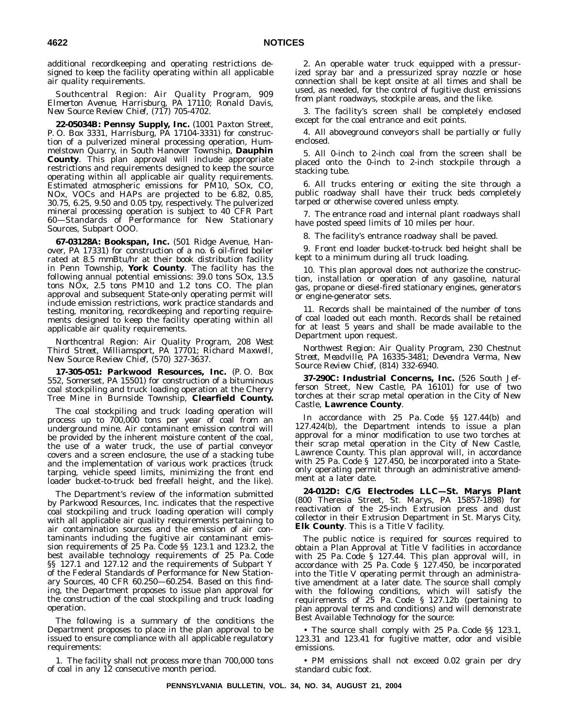additional recordkeeping and operating restrictions designed to keep the facility operating within all applicable air quality requirements.

*Southcentral Region: Air Quality Program, 909 Elmerton Avenue, Harrisburg, PA 17110; Ronald Davis, New Source Review Chief, (717) 705-4702.*

**22-05034B: Pennsy Supply, Inc.** (1001 Paxton Street, P. O. Box 3331, Harrisburg, PA 17104-3331) for construction of a pulverized mineral processing operation, Hummelstown Quarry, in South Hanover Township, **Dauphin County**. This plan approval will include appropriate restrictions and requirements designed to keep the source operating within all applicable air quality requirements. Estimated atmospheric emissions for PM10, SOx, CO, NOx, VOCs and HAPs are projected to be 6.82, 0.85, 30.75, 6.25, 9.50 and 0.05 tpy, respectively. The pulverized mineral processing operation is subject to 40 CFR Part 60—Standards of Performance for New Stationary Sources, Subpart OOO.

**67-03128A: Bookspan, Inc.** (501 Ridge Avenue, Hanover, PA 17331) for construction of a no. 6 oil-fired boiler rated at 8.5 mmBtu/hr at their book distribution facility in Penn Township, **York County**. The facility has the following annual potential emissions: 39.0 tons SOx, 13.5 tons NOx, 2.5 tons PM10 and 1.2 tons CO. The plan approval and subsequent State-only operating permit will include emission restrictions, work practice standards and testing, monitoring, recordkeeping and reporting requirements designed to keep the facility operating within all applicable air quality requirements.

*Northcentral Region: Air Quality Program, 208 West Third Street, Williamsport, PA 17701; Richard Maxwell, New Source Review Chief, (570) 327-3637.*

**17-305-051: Parkwood Resources, Inc.** (P. O. Box 552, Somerset, PA 15501) for construction of a bituminous coal stockpiling and truck loading operation at the Cherry Tree Mine in Burnside Township, **Clearfield County.**

The coal stockpiling and truck loading operation will process up to 700,000 tons per year of coal from an underground mine. Air contaminant emission control will be provided by the inherent moisture content of the coal, the use of a water truck, the use of partial conveyor covers and a screen enclosure, the use of a stacking tube and the implementation of various work practices (truck tarping, vehicle speed limits, minimizing the front end loader bucket-to-truck bed freefall height, and the like).

The Department's review of the information submitted by Parkwood Resources, Inc. indicates that the respective coal stockpiling and truck loading operation will comply with all applicable air quality requirements pertaining to air contamination sources and the emission of air contaminants including the fugitive air contaminant emission requirements of 25 Pa. Code §§ 123.1 and 123.2, the best available technology requirements of 25 Pa. Code §§ 127.1 and 127.12 and the requirements of Subpart Y of the Federal Standards of Performance for New Stationary Sources, 40 CFR 60.250—60.254. Based on this finding, the Department proposes to issue plan approval for the construction of the coal stockpiling and truck loading operation.

The following is a summary of the conditions the Department proposes to place in the plan approval to be issued to ensure compliance with all applicable regulatory requirements:

1. The facility shall not process more than 700,000 tons of coal in any 12 consecutive month period.

2. An operable water truck equipped with a pressurized spray bar and a pressurized spray nozzle or hose connection shall be kept onsite at all times and shall be used, as needed, for the control of fugitive dust emissions from plant roadways, stockpile areas, and the like.

3. The facility's screen shall be completely enclosed except for the coal entrance and exit points.

4. All aboveground conveyors shall be partially or fully enclosed.

5. All 0-inch to 2-inch coal from the screen shall be placed onto the 0-inch to 2-inch stockpile through a stacking tube.

6. All trucks entering or exiting the site through a public roadway shall have their truck beds completely tarped or otherwise covered unless empty.

7. The entrance road and internal plant roadways shall have posted speed limits of 10 miles per hour.

8. The facility's entrance roadway shall be paved.

9. Front end loader bucket-to-truck bed height shall be kept to a minimum during all truck loading.

10. This plan approval does not authorize the construction, installation or operation of any gasoline, natural gas, propane or diesel-fired stationary engines, generators or engine-generator sets.

11. Records shall be maintained of the number of tons of coal loaded out each month. Records shall be retained for at least 5 years and shall be made available to the Department upon request.

*Northwest Region: Air Quality Program, 230 Chestnut Street, Meadville, PA 16335-3481; Devendra Verma, New Source Review Chief, (814) 332-6940.*

**37-290C: Industrial Concerns, Inc.** (526 South Jefferson Street, New Castle, PA 16101) for use of two torches at their scrap metal operation in the City of New Castle, **Lawrence County**.

In accordance with 25 Pa. Code §§ 127.44(b) and 127.424(b), the Department intends to issue a plan approval for a minor modification to use two torches at their scrap metal operation in the City of New Castle, Lawrence County. This plan approval will, in accordance with 25 Pa. Code § 127.450, be incorporated into a State-only operating permit through an administrative amendment at a later date.

**24-012D: C/G Electrodes LLC—St. Marys Plant** (800 Theresia Street, St. Marys, PA 15857-1898) for reactivation of the 25-inch Extrusion press and dust collector in their Extrusion Department in St. Marys City, **Elk County**. This is a Title V facility.

The public notice is required for sources required to obtain a Plan Approval at Title V facilities in accordance with 25 Pa. Code § 127.44. This plan approval will, in accordance with 25 Pa. Code § 127.450, be incorporated into the Title V operating permit through an administrative amendment at a later date. The source shall comply with the following conditions, which will satisfy the requirements of 25 Pa. Code § 127.12b (pertaining to plan approval terms and conditions) and will demonstrate Best Available Technology for the source:

- The source shall comply with 25 Pa. Code §§ 123.1, 123.31 and 123.41 for fugitive matter, odor and visible emissions.
- PM emissions shall not exceed 0.02 grain per dry standard cubic foot.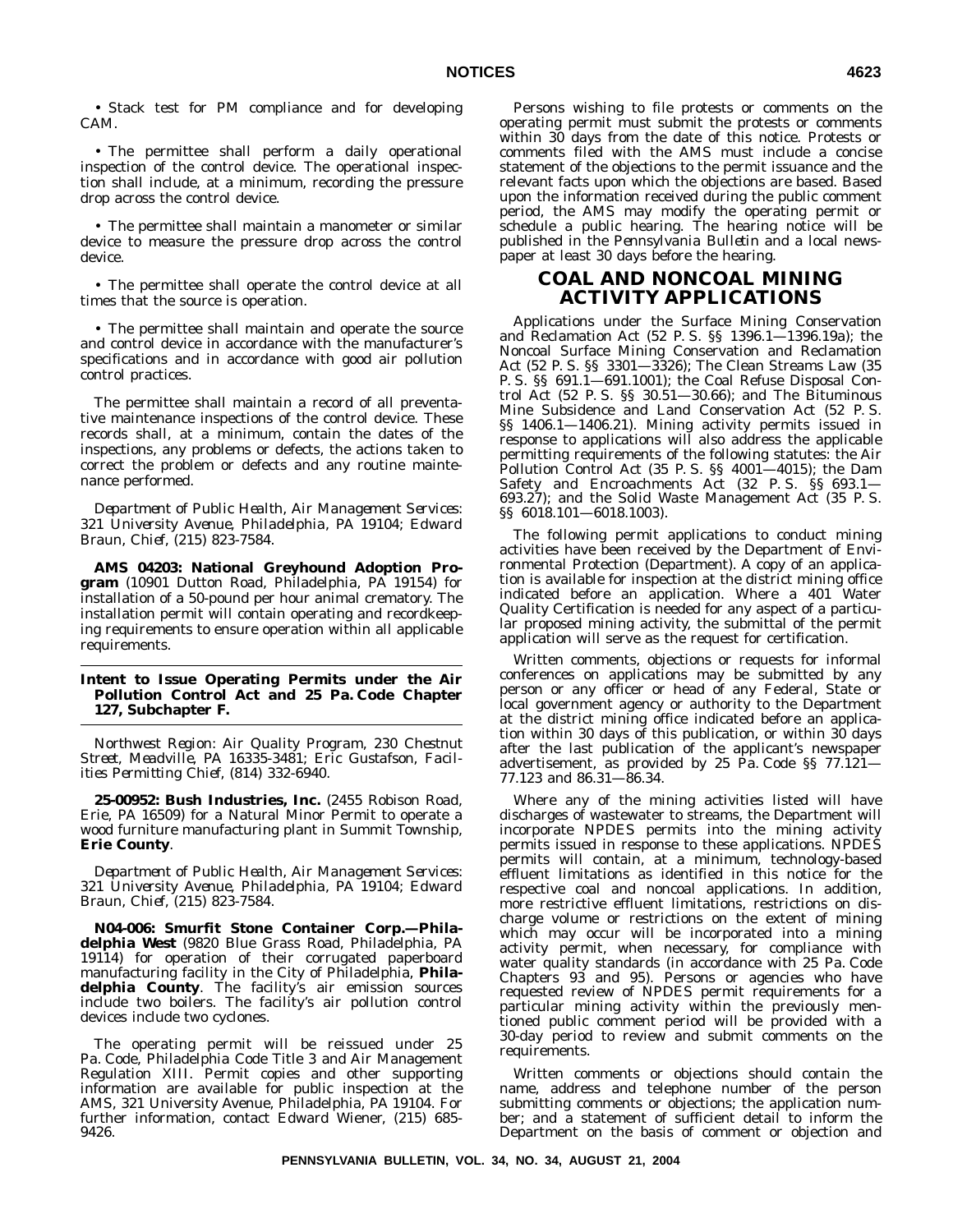• Stack test for PM compliance and for developing CAM.

• The permittee shall perform a daily operational inspection of the control device. The operational inspection shall include, at a minimum, recording the pressure drop across the control device.

• The permittee shall maintain a manometer or similar device to measure the pressure drop across the control device.

• The permittee shall operate the control device at all times that the source is operation.

• The permittee shall maintain and operate the source and control device in accordance with the manufacturer's specifications and in accordance with good air pollution control practices.

The permittee shall maintain a record of all preventative maintenance inspections of the control device. These records shall, at a minimum, contain the dates of the inspections, any problems or defects, the actions taken to correct the problem or defects and any routine maintenance performed.

*Department of Public Health, Air Management Services: 321 University Avenue, Philadelphia, PA 19104; Edward Braun, Chief, (215) 823-7584.*

**AMS 04203: National Greyhound Adoption Program** (10901 Dutton Road, Philadelphia, PA 19154) for installation of a 50-pound per hour animal crematory. The installation permit will contain operating and recordkeeping requirements to ensure operation within all applicable requirements.

### Intent to Issue Operating Permits under the Air Pollution Control Act and 25 Pa. Code Chapter 127, Subchapter F.

*Northwest Region: Air Quality Program, 230 Chestnut Street, Meadville, PA 16335-3481; Eric Gustafson, Facilities Permitting Chief, (814) 332-6940.*

**25-00952: Bush Industries, Inc.** (2455 Robison Road, Erie, PA 16509) for a Natural Minor Permit to operate a wood furniture manufacturing plant in Summit Township, **Erie County**.

*Department of Public Health, Air Management Services: 321 University Avenue, Philadelphia, PA 19104; Edward Braun, Chief, (215) 823-7584.*

**N04-006: Smurfit Stone Container Corp.—Philadelphia West** (9820 Blue Grass Road, Philadelphia, PA 19114) for operation of their corrugated paperboard manufacturing facility in the City of Philadelphia, **Philadelphia County**. The facility's air emission sources include two boilers. The facility's air pollution control devices include two cyclones.

The operating permit will be reissued under 25 Pa. Code, Philadelphia Code Title 3 and Air Management Regulation XIII. Permit copies and other supporting information are available for public inspection at the AMS, 321 University Avenue, Philadelphia, PA 19104. For further information, contact Edward Wiener, (215) 685-9426.

Persons wishing to file protests or comments on the operating permit must submit the protests or comments within 30 days from the date of this notice. Protests or comments filed with the AMS must include a concise statement of the objections to the permit issuance and the relevant facts upon which the objections are based. Based upon the information received during the public comment period, the AMS may modify the operating permit or schedule a public hearing. The hearing notice will be published in the *Pennsylvania Bulletin* and a local newspaper at least 30 days before the hearing.

## COAL AND NONCOAL MINING ACTIVITY APPLICATIONS

Applications under the Surface Mining Conservation and Reclamation Act (52 P. S. §§ 1396.1—1396.19a); the Noncoal Surface Mining Conservation and Reclamation Act (52 P. S. §§ 3301—3326); The Clean Streams Law (35 P. S. §§ 691.1—691.1001); the Coal Refuse Disposal Control Act (52 P. S. §§ 30.51—30.66); and The Bituminous Mine Subsidence and Land Conservation Act (52 P. S. §§ 1406.1—1406.21). Mining activity permits issued in response to applications will also address the applicable permitting requirements of the following statutes: the Air Pollution Control Act (35 P. S. §§ 4001—4015); the Dam Safety and Encroachments Act (32 P. S. §§ 693.1—693.27); and the Solid Waste Management Act (35 P. S. §§ 6018.101—6018.1003).

The following permit applications to conduct mining activities have been received by the Department of Environmental Protection (Department). A copy of an application is available for inspection at the district mining office indicated before an application. Where a 401 Water Quality Certification is needed for any aspect of a particular proposed mining activity, the submittal of the permit application will serve as the request for certification.

Written comments, objections or requests for informal conferences on applications may be submitted by any person or any officer or head of any Federal, State or local government agency or authority to the Department at the district mining office indicated before an application within 30 days of this publication, or within 30 days after the last publication of the applicant's newspaper advertisement, as provided by 25 Pa. Code §§ 77.121—77.123 and 86.31—86.34.

Where any of the mining activities listed will have discharges of wastewater to streams, the Department will incorporate NPDES permits into the mining activity permits issued in response to these applications. NPDES permits will contain, at a minimum, technology-based effluent limitations as identified in this notice for the respective coal and noncoal applications. In addition, more restrictive effluent limitations, restrictions on discharge volume or restrictions on the extent of mining which may occur will be incorporated into a mining activity permit, when necessary, for compliance with water quality standards (in accordance with 25 Pa. Code Chapters 93 and 95). Persons or agencies who have requested review of NPDES permit requirements for a particular mining activity within the previously mentioned public comment period will be provided with a 30-day period to review and submit comments on the requirements.

Written comments or objections should contain the name, address and telephone number of the person submitting comments or objections; the application number; and a statement of sufficient detail to inform the Department on the basis of comment or objection and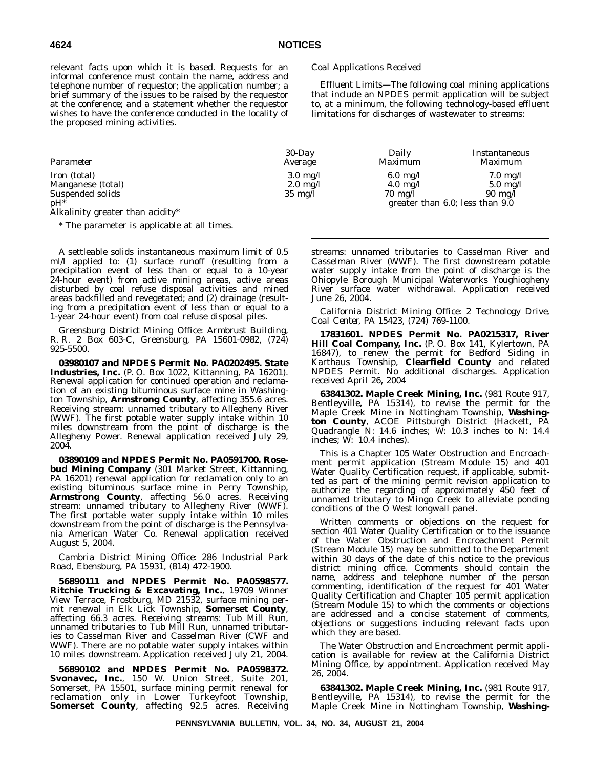relevant facts upon which it is based. Requests for an informal conference must contain the name, address and telephone number of requestor; the application number; a brief summary of the issues to be raised by the requestor at the conference; and a statement whether the requestor wishes to have the conference conducted in the locality of the proposed mining activities.

*Coal Applications Received*

*Effluent Limits*—The following coal mining applications that include an NPDES permit application will be subject to, at a minimum, the following technology-based effluent limitations for discharges of wastewater to streams:

| *Parameter* | *30-Day Average* | *Daily Maximum* | *Instantaneous Maximum* |
|---|---|---|---|
| Iron (total) | 3.0 mg/l | 6.0 mg/l | 7.0 mg/l |
| Manganese (total) | 2.0 mg/l | 4.0 mg/l | 5.0 mg/l |
| Suspended solids | 35 mg/l | 70 mg/l | 90 mg/l |
| pH* | | greater than 6.0; less than 9.0 | |
| Alkalinity greater than acidity* | | | |

* The parameter is applicable at all times.

A settleable solids instantaneous maximum limit of 0.5 ml/l applied to: (1) surface runoff (resulting from a precipitation event of less than or equal to a 10-year 24-hour event) from active mining areas, active areas disturbed by coal refuse disposal activities and mined areas backfilled and revegetated; and (2) drainage (resulting from a precipitation event of less than or equal to a 1-year 24-hour event) from coal refuse disposal piles.

*Greensburg District Mining Office: Armbrust Building, R. R. 2 Box 603-C, Greensburg, PA 15601-0982, (724) 925-5500.*

**03980107 and NPDES Permit No. PA0202495. State Industries, Inc.** (P. O. Box 1022, Kittanning, PA 16201). Renewal application for continued operation and reclamation of an existing bituminous surface mine in Washington Township, **Armstrong County**, affecting 355.6 acres. Receiving stream: unnamed tributary to Allegheny River (WWF). The first potable water supply intake within 10 miles downstream from the point of discharge is the Allegheny Power. Renewal application received July 29, 2004.

**03890109 and NPDES Permit No. PA0591700. Rosebud Mining Company** (301 Market Street, Kittanning, PA 16201) renewal application for reclamation only to an existing bituminous surface mine in Perry Township, **Armstrong County**, affecting 56.0 acres. Receiving stream: unnamed tributary to Allegheny River (WWF). The first portable water supply intake within 10 miles downstream from the point of discharge is the Pennsylvania American Water Co. Renewal application received August 5, 2004.

*Cambria District Mining Office: 286 Industrial Park Road, Ebensburg, PA 15931, (814) 472-1900.*

**56890111 and NPDES Permit No. PA0598577. Ritchie Trucking & Excavating, Inc.**, 19709 Winner View Terrace, Frostburg, MD 21532, surface mining permit renewal in Elk Lick Township, **Somerset County**, affecting 66.3 acres. Receiving streams: Tub Mill Run, unnamed tributaries to Tub Mill Run, unnamed tributaries to Casselman River and Casselman River (CWF and WWF). There are no potable water supply intakes within 10 miles downstream. Application received July 21, 2004.

**56890102 and NPDES Permit No. PA0598372. Svonavec, Inc.**, 150 W. Union Street, Suite 201, Somerset, PA 15501, surface mining permit renewal for reclamation only in Lower Turkeyfoot Township, **Somerset County**, affecting 92.5 acres. Receiving streams: unnamed tributaries to Casselman River and Casselman River (WWF). The first downstream potable water supply intake from the point of discharge is the Ohiopyle Borough Municipal Waterworks Youghiogheny River surface water withdrawal. Application received June 26, 2004.

*California District Mining Office: 2 Technology Drive, Coal Center, PA 15423, (724) 769-1100.*

**17831601. NPDES Permit No. PA0215317, River Hill Coal Company, Inc.** (P. O. Box 141, Kylertown, PA 16847), to renew the permit for Bedford Siding in Karthaus Township, **Clearfield County** and related NPDES Permit. No additional discharges. Application received April 26, 2004

**63841302. Maple Creek Mining, Inc.** (981 Route 917, Bentleyville, PA 15314), to revise the permit for the Maple Creek Mine in Nottingham Township, **Washington County**, ACOE Pittsburgh District (Hackett, PA Quadrangle N: 14.6 inches; W: 10.3 inches to N: 14.4 inches; W: 10.4 inches).

This is a Chapter 105 Water Obstruction and Encroachment permit application (Stream Module 15) and 401 Water Quality Certification request, if applicable, submitted as part of the mining permit revision application to authorize the regarding of approximately 450 feet of unnamed tributary to Mingo Creek to alleviate ponding conditions of the O West longwall panel.

Written comments or objections on the request for section 401 Water Quality Certification or to the issuance of the Water Obstruction and Encroachment Permit (Stream Module 15) may be submitted to the Department within 30 days of the date of this notice to the previous district mining office. Comments should contain the name, address and telephone number of the person commenting, identification of the request for 401 Water Quality Certification and Chapter 105 permit application (Stream Module 15) to which the comments or objections are addressed and a concise statement of comments, objections or suggestions including relevant facts upon which they are based.

The Water Obstruction and Encroachment permit application is available for review at the California District Mining Office, by appointment. Application received May 26, 2004.

**63841302. Maple Creek Mining, Inc.** (981 Route 917, Bentleyville, PA 15314), to revise the permit for the Maple Creek Mine in Nottingham Township, **Washing-**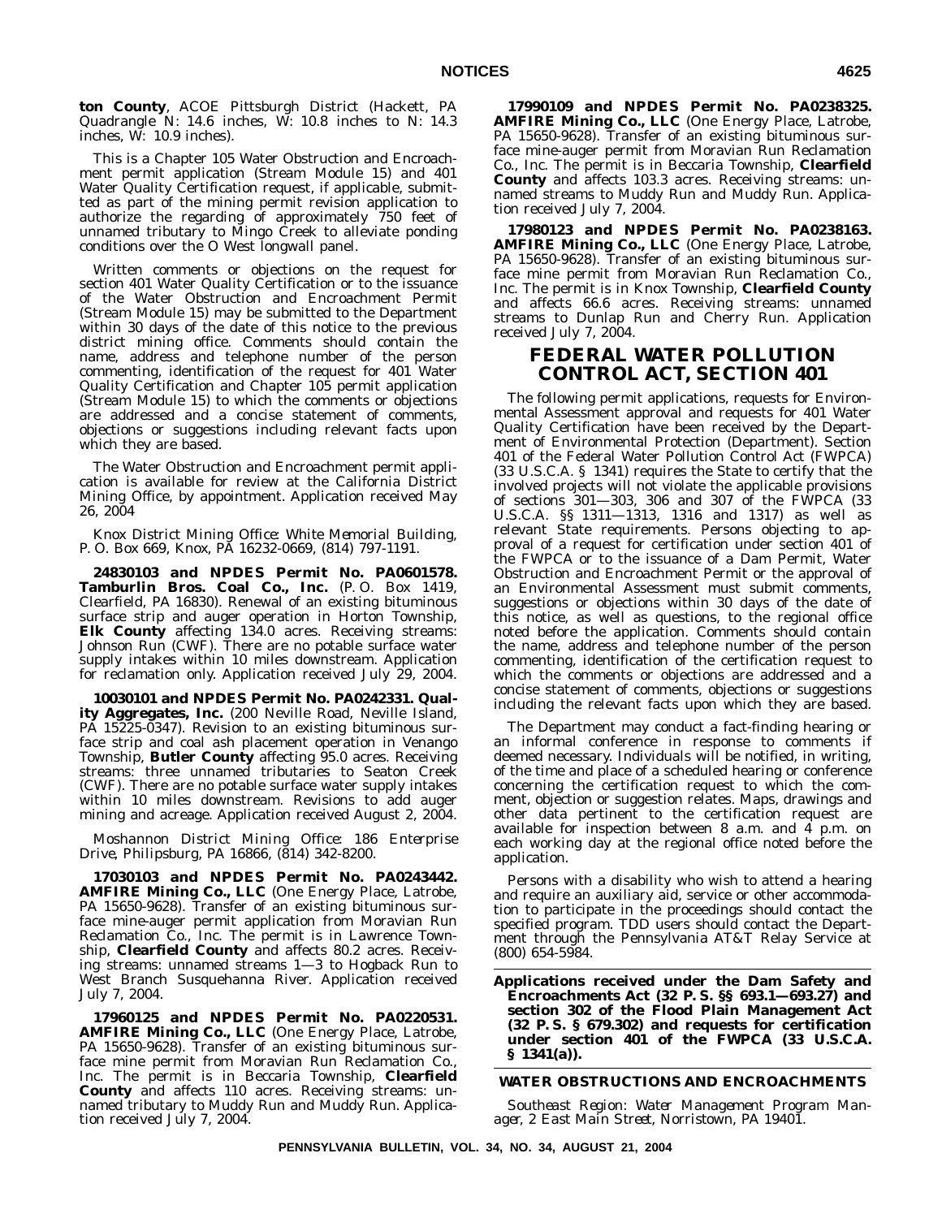**ton County**, ACOE Pittsburgh District (Hackett, PA Quadrangle N: 14.6 inches, W: 10.8 inches to N: 14.3 inches, W: 10.9 inches).

This is a Chapter 105 Water Obstruction and Encroachment permit application (Stream Module 15) and 401 Water Quality Certification request, if applicable, submitted as part of the mining permit revision application to authorize the regarding of approximately 750 feet of unnamed tributary to Mingo Creek to alleviate ponding conditions over the O West longwall panel.

Written comments or objections on the request for section 401 Water Quality Certification or to the issuance of the Water Obstruction and Encroachment Permit (Stream Module 15) may be submitted to the Department within 30 days of the date of this notice to the previous district mining office. Comments should contain the name, address and telephone number of the person commenting, identification of the request for 401 Water Quality Certification and Chapter 105 permit application (Stream Module 15) to which the comments or objections are addressed and a concise statement of comments, objections or suggestions including relevant facts upon which they are based.

The Water Obstruction and Encroachment permit application is available for review at the California District Mining Office, by appointment. Application received May 26, 2004

*Knox District Mining Office: White Memorial Building, P. O. Box 669, Knox, PA 16232-0669, (814) 797-1191.*

**24830103 and NPDES Permit No. PA0601578. Tamburlin Bros. Coal Co., Inc.** (P. O. Box 1419, Clearfield, PA 16830). Renewal of an existing bituminous surface strip and auger operation in Horton Township, **Elk County** affecting 134.0 acres. Receiving streams: Johnson Run (CWF). There are no potable surface water supply intakes within 10 miles downstream. Application for reclamation only. Application received July 29, 2004.

**10030101 and NPDES Permit No. PA0242331. Quality Aggregates, Inc.** (200 Neville Road, Neville Island, PA 15225-0347). Revision to an existing bituminous surface strip and coal ash placement operation in Venango Township, **Butler County** affecting 95.0 acres. Receiving streams: three unnamed tributaries to Seaton Creek (CWF). There are no potable surface water supply intakes within 10 miles downstream. Revisions to add auger mining and acreage. Application received August 2, 2004.

*Moshannon District Mining Office: 186 Enterprise Drive, Philipsburg, PA 16866, (814) 342-8200.*

**17030103 and NPDES Permit No. PA0243442. AMFIRE Mining Co., LLC** (One Energy Place, Latrobe, PA 15650-9628). Transfer of an existing bituminous surface mine-auger permit application from Moravian Run Reclamation Co., Inc. The permit is in Lawrence Township, **Clearfield County** and affects 80.2 acres. Receiving streams: unnamed streams 1—3 to Hogback Run to West Branch Susquehanna River. Application received July 7, 2004.

**17960125 and NPDES Permit No. PA0220531. AMFIRE Mining Co., LLC** (One Energy Place, Latrobe, PA 15650-9628). Transfer of an existing bituminous surface mine permit from Moravian Run Reclamation Co., Inc. The permit is in Beccaria Township, **Clearfield County** and affects 110 acres. Receiving streams: unnamed tributary to Muddy Run and Muddy Run. Application received July 7, 2004.

**17990109 and NPDES Permit No. PA0238325. AMFIRE Mining Co., LLC** (One Energy Place, Latrobe, PA 15650-9628). Transfer of an existing bituminous surface mine-auger permit from Moravian Run Reclamation Co., Inc. The permit is in Beccaria Township, **Clearfield County** and affects 103.3 acres. Receiving streams: unnamed streams to Muddy Run and Muddy Run. Application received July 7, 2004.

**17980123 and NPDES Permit No. PA0238163. AMFIRE Mining Co., LLC** (One Energy Place, Latrobe, PA 15650-9628). Transfer of an existing bituminous surface mine permit from Moravian Run Reclamation Co., Inc. The permit is in Knox Township, **Clearfield County** and affects 66.6 acres. Receiving streams: unnamed streams to Dunlap Run and Cherry Run. Application received July 7, 2004.

# FEDERAL WATER POLLUTION CONTROL ACT, SECTION 401

The following permit applications, requests for Environmental Assessment approval and requests for 401 Water Quality Certification have been received by the Department of Environmental Protection (Department). Section 401 of the Federal Water Pollution Control Act (FWPCA) (33 U.S.C.A. § 1341) requires the State to certify that the involved projects will not violate the applicable provisions of sections 301—303, 306 and 307 of the FWPCA (33 U.S.C.A. §§ 1311—1313, 1316 and 1317) as well as relevant State requirements. Persons objecting to approval of a request for certification under section 401 of the FWPCA or to the issuance of a Dam Permit, Water Obstruction and Encroachment Permit or the approval of an Environmental Assessment must submit comments, suggestions or objections within 30 days of the date of this notice, as well as questions, to the regional office noted before the application. Comments should contain the name, address and telephone number of the person commenting, identification of the certification request to which the comments or objections are addressed and a concise statement of comments, objections or suggestions including the relevant facts upon which they are based.

The Department may conduct a fact-finding hearing or an informal conference in response to comments if deemed necessary. Individuals will be notified, in writing, of the time and place of a scheduled hearing or conference concerning the certification request to which the comment, objection or suggestion relates. Maps, drawings and other data pertinent to the certification request are available for inspection between 8 a.m. and 4 p.m. on each working day at the regional office noted before the application.

Persons with a disability who wish to attend a hearing and require an auxiliary aid, service or other accommodation to participate in the proceedings should contact the specified program. TDD users should contact the Department through the Pennsylvania AT&T Relay Service at (800) 654-5984.

**Applications received under the Dam Safety and Encroachments Act (32 P. S. §§ 693.1—693.27) and section 302 of the Flood Plain Management Act (32 P. S. § 679.302) and requests for certification under section 401 of the FWPCA (33 U.S.C.A. § 1341(a)).**

**WATER OBSTRUCTIONS AND ENCROACHMENTS**

*Southeast Region: Water Management Program Manager, 2 East Main Street, Norristown, PA 19401.*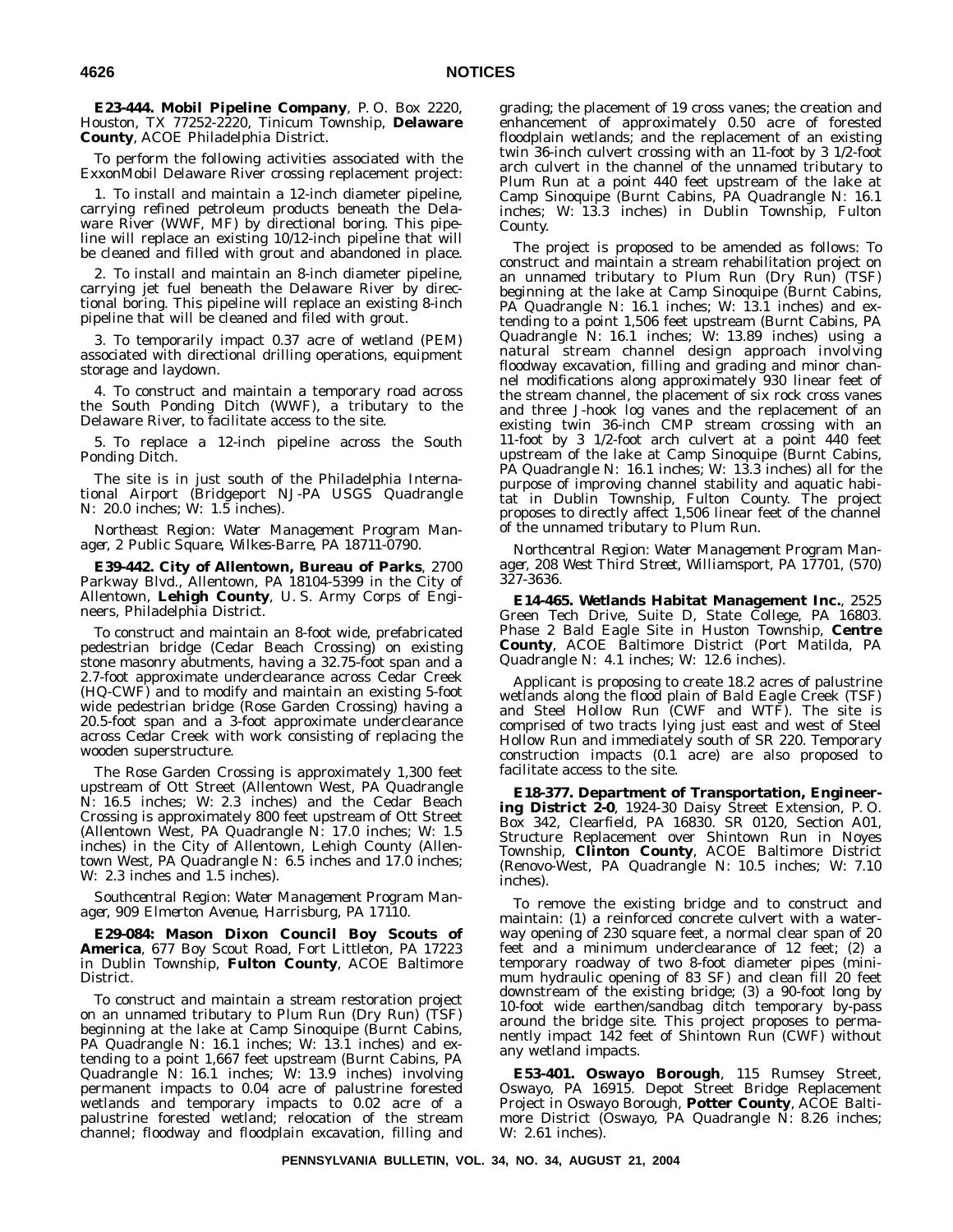**E23-444. Mobil Pipeline Company**, P. O. Box 2220, Houston, TX 77252-2220, Tinicum Township, **Delaware County**, ACOE Philadelphia District.

To perform the following activities associated with the ExxonMobil Delaware River crossing replacement project:

1. To install and maintain a 12-inch diameter pipeline, carrying refined petroleum products beneath the Delaware River (WWF, MF) by directional boring. This pipeline will replace an existing 10/12-inch pipeline that will be cleaned and filled with grout and abandoned in place.

2. To install and maintain an 8-inch diameter pipeline, carrying jet fuel beneath the Delaware River by directional boring. This pipeline will replace an existing 8-inch pipeline that will be cleaned and filed with grout.

3. To temporarily impact 0.37 acre of wetland (PEM) associated with directional drilling operations, equipment storage and laydown.

4. To construct and maintain a temporary road across the South Ponding Ditch (WWF), a tributary to the Delaware River, to facilitate access to the site.

5. To replace a 12-inch pipeline across the South Ponding Ditch.

The site is in just south of the Philadelphia International Airport (Bridgeport NJ-PA USGS Quadrangle N: 20.0 inches; W: 1.5 inches).

*Northeast Region: Water Management Program Manager, 2 Public Square, Wilkes-Barre, PA 18711-0790.*

**E39-442. City of Allentown, Bureau of Parks**, 2700 Parkway Blvd., Allentown, PA 18104-5399 in the City of Allentown, **Lehigh County**, U. S. Army Corps of Engineers, Philadelphia District.

To construct and maintain an 8-foot wide, prefabricated pedestrian bridge (Cedar Beach Crossing) on existing stone masonry abutments, having a 32.75-foot span and a 2.7-foot approximate underclearance across Cedar Creek (HQ-CWF) and to modify and maintain an existing 5-foot wide pedestrian bridge (Rose Garden Crossing) having a 20.5-foot span and a 3-foot approximate underclearance across Cedar Creek with work consisting of replacing the wooden superstructure.

The Rose Garden Crossing is approximately 1,300 feet upstream of Ott Street (Allentown West, PA Quadrangle N: 16.5 inches; W: 2.3 inches) and the Cedar Beach Crossing is approximately 800 feet upstream of Ott Street (Allentown West, PA Quadrangle N: 17.0 inches; W: 1.5 inches) in the City of Allentown, Lehigh County (Allentown West, PA Quadrangle N: 6.5 inches and 17.0 inches; W: 2.3 inches and 1.5 inches).

*Southcentral Region: Water Management Program Manager, 909 Elmerton Avenue, Harrisburg, PA 17110.*

**E29-084: Mason Dixon Council Boy Scouts of America**, 677 Boy Scout Road, Fort Littleton, PA 17223 in Dublin Township, **Fulton County**, ACOE Baltimore District.

To construct and maintain a stream restoration project on an unnamed tributary to Plum Run (Dry Run) (TSF) beginning at the lake at Camp Sinoquipe (Burnt Cabins, PA Quadrangle N: 16.1 inches; W: 13.1 inches) and extending to a point 1,667 feet upstream (Burnt Cabins, PA Quadrangle N: 16.1 inches; W: 13.9 inches) involving permanent impacts to 0.04 acre of palustrine forested wetlands and temporary impacts to 0.02 acre of a palustrine forested wetland; relocation of the stream channel; floodway and floodplain excavation, filling and grading; the placement of 19 cross vanes; the creation and enhancement of approximately 0.50 acre of forested floodplain wetlands; and the replacement of an existing twin 36-inch culvert crossing with an 11-foot by 3 1/2-foot arch culvert in the channel of the unnamed tributary to Plum Run at a point 440 feet upstream of the lake at Camp Sinoquipe (Burnt Cabins, PA Quadrangle N: 16.1 inches; W: 13.3 inches) in Dublin Township, Fulton County.

The project is proposed to be amended as follows: To construct and maintain a stream rehabilitation project on an unnamed tributary to Plum Run (Dry Run) (TSF) beginning at the lake at Camp Sinoquipe (Burnt Cabins, PA Quadrangle N: 16.1 inches; W: 13.1 inches) and extending to a point 1,506 feet upstream (Burnt Cabins, PA Quadrangle N: 16.1 inches; W: 13.89 inches) using a natural stream channel design approach involving floodway excavation, filling and grading and minor channel modifications along approximately 930 linear feet of the stream channel, the placement of six rock cross vanes and three J-hook log vanes and the replacement of an existing twin 36-inch CMP stream crossing with an 11-foot by 3 1/2-foot arch culvert at a point 440 feet upstream of the lake at Camp Sinoquipe (Burnt Cabins, PA Quadrangle N: 16.1 inches; W: 13.3 inches) all for the purpose of improving channel stability and aquatic habitat in Dublin Township, Fulton County. The project proposes to directly affect 1,506 linear feet of the channel of the unnamed tributary to Plum Run.

*Northcentral Region: Water Management Program Manager, 208 West Third Street, Williamsport, PA 17701, (570) 327-3636.*

**E14-465. Wetlands Habitat Management Inc.**, 2525 Green Tech Drive, Suite D, State College, PA 16803. Phase 2 Bald Eagle Site in Huston Township, **Centre County**, ACOE Baltimore District (Port Matilda, PA Quadrangle N: 4.1 inches; W: 12.6 inches).

Applicant is proposing to create 18.2 acres of palustrine wetlands along the flood plain of Bald Eagle Creek (TSF) and Steel Hollow Run (CWF and WTF). The site is comprised of two tracts lying just east and west of Steel Hollow Run and immediately south of SR 220. Temporary construction impacts (0.1 acre) are also proposed to facilitate access to the site.

**E18-377. Department of Transportation, Engineering District 2-0**, 1924-30 Daisy Street Extension, P. O. Box 342, Clearfield, PA 16830. SR 0120, Section A01, Structure Replacement over Shintown Run in Noyes Township, **Clinton County**, ACOE Baltimore District (Renovo-West, PA Quadrangle N: 10.5 inches; W: 7.10 inches).

To remove the existing bridge and to construct and maintain: (1) a reinforced concrete culvert with a waterway opening of 230 square feet, a normal clear span of 20 feet and a minimum underclearance of 12 feet; (2) a temporary roadway of two 8-foot diameter pipes (minimum hydraulic opening of 83 SF) and clean fill 20 feet downstream of the existing bridge; (3) a 90-foot long by 10-foot wide earthen/sandbag ditch temporary by-pass around the bridge site. This project proposes to permanently impact 142 feet of Shintown Run (CWF) without any wetland impacts.

**E53-401. Oswayo Borough**, 115 Rumsey Street, Oswayo, PA 16915. Depot Street Bridge Replacement Project in Oswayo Borough, **Potter County**, ACOE Baltimore District (Oswayo, PA Quadrangle N: 8.26 inches; W: 2.61 inches).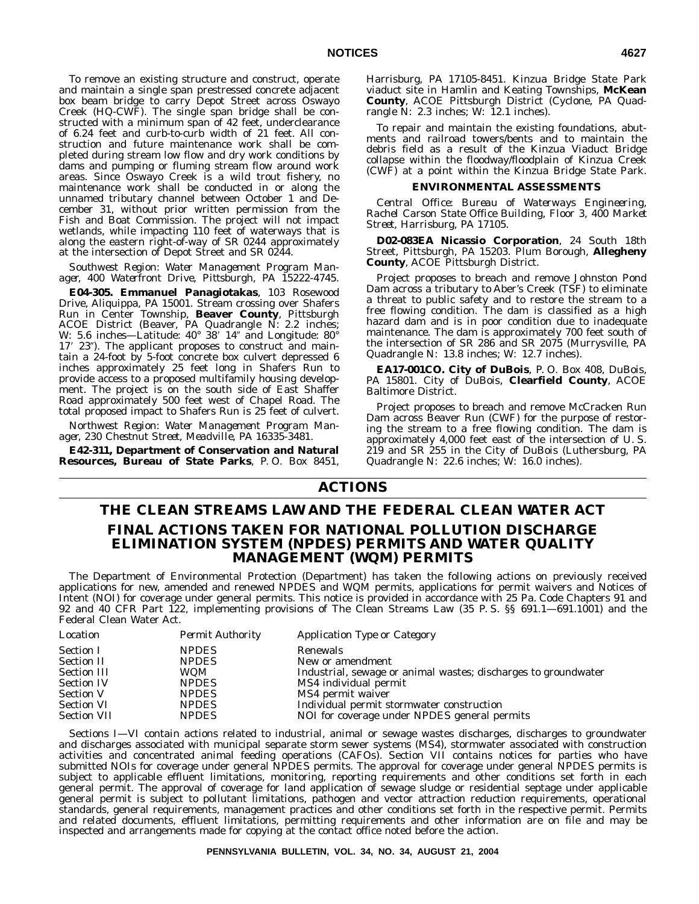To remove an existing structure and construct, operate and maintain a single span prestressed concrete adjacent box beam bridge to carry Depot Street across Oswayo Creek (HQ-CWF). The single span bridge shall be constructed with a minimum span of 42 feet, underclearance of 6.24 feet and curb-to-curb width of 21 feet. All construction and future maintenance work shall be completed during stream low flow and dry work conditions by dams and pumping or fluming stream flow around work areas. Since Oswayo Creek is a wild trout fishery, no maintenance work shall be conducted in or along the unnamed tributary channel between October 1 and December 31, without prior written permission from the Fish and Boat Commission. The project will not impact wetlands, while impacting 110 feet of waterways that is along the eastern right-of-way of SR 0244 approximately at the intersection of Depot Street and SR 0244.

*Southwest Region: Water Management Program Manager, 400 Waterfront Drive, Pittsburgh, PA 15222-4745.*

**E04-305. Emmanuel Panagiotakas**, 103 Rosewood Drive, Aliquippa, PA 15001. Stream crossing over Shafers Run in Center Township, **Beaver County**, Pittsburgh ACOE District (Beaver, PA Quadrangle N: 2.2 inches; W: 5.6 inches—Latitude: 40° 38′ 14″ and Longitude: 80° 17′ 23″). The applicant proposes to construct and maintain a 24-foot by 5-foot concrete box culvert depressed 6 inches approximately 25 feet long in Shafers Run to provide access to a proposed multifamily housing development. The project is on the south side of East Shaffer Road approximately 500 feet west of Chapel Road. The total proposed impact to Shafers Run is 25 feet of culvert.

*Northwest Region: Water Management Program Manager, 230 Chestnut Street, Meadville, PA 16335-3481.*

**E42-311, Department of Conservation and Natural Resources, Bureau of State Parks**, P. O. Box 8451, Harrisburg, PA 17105-8451. Kinzua Bridge State Park viaduct site in Hamlin and Keating Townships, **McKean County**, ACOE Pittsburgh District (Cyclone, PA Quadrangle N: 2.3 inches; W: 12.1 inches).

To repair and maintain the existing foundations, abutments and railroad towers/bents and to maintain the debris field as a result of the Kinzua Viaduct Bridge collapse within the floodway/floodplain of Kinzua Creek (CWF) at a point within the Kinzua Bridge State Park.

### ENVIRONMENTAL ASSESSMENTS

*Central Office: Bureau of Waterways Engineering, Rachel Carson State Office Building, Floor 3, 400 Market Street, Harrisburg, PA 17105.*

**D02-083EA Nicassio Corporation**, 24 South 18th Street, Pittsburgh, PA 15203. Plum Borough, **Allegheny County**, ACOE Pittsburgh District.

Project proposes to breach and remove Johnston Pond Dam across a tributary to Aber's Creek (TSF) to eliminate a threat to public safety and to restore the stream to a free flowing condition. The dam is classified as a high hazard dam and is in poor condition due to inadequate maintenance. The dam is approximately 700 feet south of the intersection of SR 286 and SR 2075 (Murrysville, PA Quadrangle N: 13.8 inches; W: 12.7 inches).

**EA17-001CO. City of DuBois**, P. O. Box 408, DuBois, PA 15801. City of DuBois, **Clearfield County**, ACOE Baltimore District.

Project proposes to breach and remove McCracken Run Dam across Beaver Run (CWF) for the purpose of restoring the stream to a free flowing condition. The dam is approximately 4,000 feet east of the intersection of U. S. 219 and SR 255 in the City of DuBois (Luthersburg, PA Quadrangle N: 22.6 inches; W: 16.0 inches).

# ACTIONS

## THE CLEAN STREAMS LAW AND THE FEDERAL CLEAN WATER ACT

## FINAL ACTIONS TAKEN FOR NATIONAL POLLUTION DISCHARGE ELIMINATION SYSTEM (NPDES) PERMITS AND WATER QUALITY MANAGEMENT (WQM) PERMITS

The Department of Environmental Protection (Department) has taken the following actions on previously received applications for new, amended and renewed NPDES and WQM permits, applications for permit waivers and Notices of Intent (NOI) for coverage under general permits. This notice is provided in accordance with 25 Pa. Code Chapters 91 and 92 and 40 CFR Part 122, implementing provisions of The Clean Streams Law (35 P. S. §§ 691.1—691.1001) and the Federal Clean Water Act.

| *Location* | *Permit Authority* | *Application Type or Category* |
|---|---|---|
| Section I | NPDES | Renewals |
| Section II | NPDES | New or amendment |
| Section III | WQM | Industrial, sewage or animal wastes; discharges to groundwater |
| Section IV | NPDES | MS4 individual permit |
| Section V | NPDES | MS4 permit waiver |
| Section VI | NPDES | Individual permit stormwater construction |
| Section VII | NPDES | NOI for coverage under NPDES general permits |

Sections I—VI contain actions related to industrial, animal or sewage wastes discharges, discharges to groundwater and discharges associated with municipal separate storm sewer systems (MS4), stormwater associated with construction activities and concentrated animal feeding operations (CAFOs). Section VII contains notices for parties who have submitted NOIs for coverage under general NPDES permits. The approval for coverage under general NPDES permits is subject to applicable effluent limitations, monitoring, reporting requirements and other conditions set forth in each general permit. The approval of coverage for land application of sewage sludge or residential septage under applicable general permit is subject to pollutant limitations, pathogen and vector attraction reduction requirements, operational standards, general requirements, management practices and other conditions set forth in the respective permit. Permits and related documents, effluent limitations, permitting requirements and other information are on file and may be inspected and arrangements made for copying at the contact office noted before the action.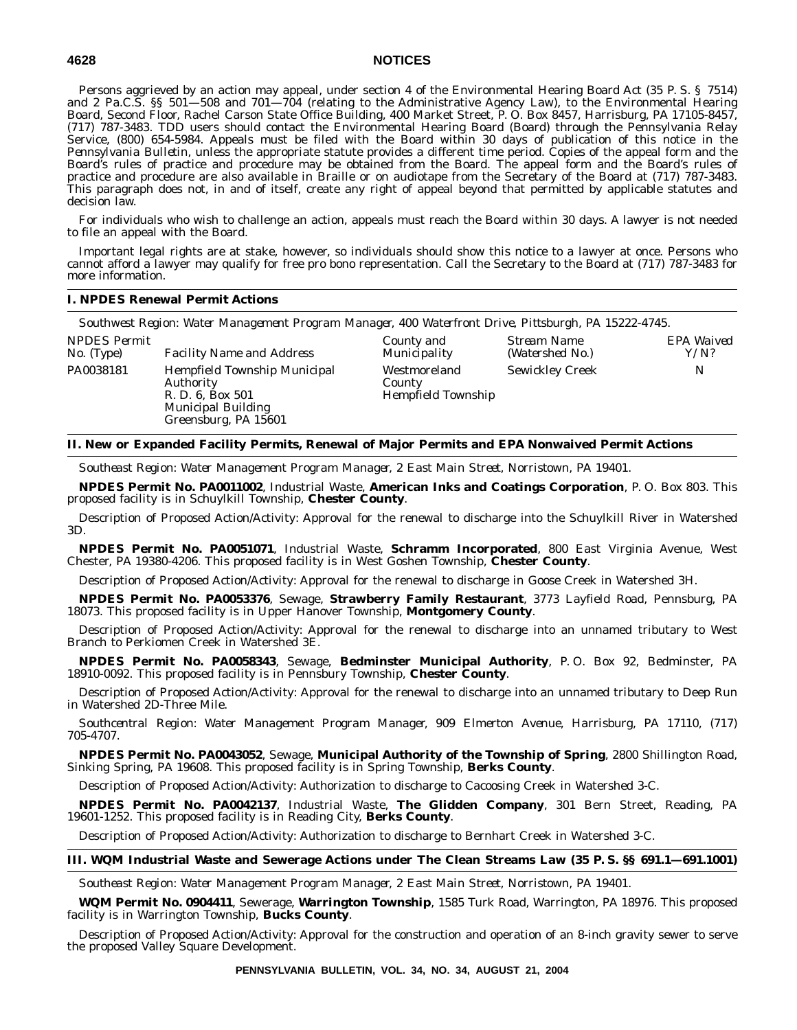Persons aggrieved by an action may appeal, under section 4 of the Environmental Hearing Board Act (35 P. S. § 7514) and 2 Pa.C.S. §§ 501—508 and 701—704 (relating to the Administrative Agency Law), to the Environmental Hearing Board, Second Floor, Rachel Carson State Office Building, 400 Market Street, P. O. Box 8457, Harrisburg, PA 17105-8457, (717) 787-3483. TDD users should contact the Environmental Hearing Board (Board) through the Pennsylvania Relay Service, (800) 654-5984. Appeals must be filed with the Board within 30 days of publication of this notice in the *Pennsylvania Bulletin*, unless the appropriate statute provides a different time period. Copies of the appeal form and the Board's rules of practice and procedure may be obtained from the Board. The appeal form and the Board's rules of practice and procedure are also available in Braille or on audiotape from the Secretary of the Board at (717) 787-3483. This paragraph does not, in and of itself, create any right of appeal beyond that permitted by applicable statutes and decision law.

For individuals who wish to challenge an action, appeals must reach the Board within 30 days. A lawyer is not needed to file an appeal with the Board.

Important legal rights are at stake, however, so individuals should show this notice to a lawyer at once. Persons who cannot afford a lawyer may qualify for free pro bono representation. Call the Secretary to the Board at (717) 787-3483 for more information.

## I. NPDES Renewal Permit Actions

*Southwest Region: Water Management Program Manager, 400 Waterfront Drive, Pittsburgh, PA 15222-4745.*

| *NPDES Permit No. (Type)* | *Facility Name and Address* | *County and Municipality* | *Stream Name (Watershed No.)* | *EPA Waived Y/N?* |
|---|---|---|---|---|
| PA0038181 | Hempfield Township Municipal Authority<br>R. D. 6, Box 501<br>Municipal Building<br>Greensburg, PA 15601 | Westmoreland County<br>Hempfield Township | Sewickley Creek | N |

## II. New or Expanded Facility Permits, Renewal of Major Permits and EPA Nonwaived Permit Actions

*Southeast Region: Water Management Program Manager, 2 East Main Street, Norristown, PA 19401.*

**NPDES Permit No. PA0011002**, Industrial Waste, **American Inks and Coatings Corporation**, P. O. Box 803. This proposed facility is in Schuylkill Township, **Chester County**.

Description of Proposed Action/Activity: Approval for the renewal to discharge into the Schuylkill River in Watershed 3D.

**NPDES Permit No. PA0051071**, Industrial Waste, **Schramm Incorporated**, 800 East Virginia Avenue, West Chester, PA 19380-4206. This proposed facility is in West Goshen Township, **Chester County**.

Description of Proposed Action/Activity: Approval for the renewal to discharge in Goose Creek in Watershed 3H.

**NPDES Permit No. PA0053376**, Sewage, **Strawberry Family Restaurant**, 3773 Layfield Road, Pennsburg, PA 18073. This proposed facility is in Upper Hanover Township, **Montgomery County**.

Description of Proposed Action/Activity: Approval for the renewal to discharge into an unnamed tributary to West Branch to Perkiomen Creek in Watershed 3E.

**NPDES Permit No. PA0058343**, Sewage, **Bedminster Municipal Authority**, P.O. Box 92, Bedminster, PA 18910-0092. This proposed facility is in Pennsbury Township, **Chester County**.

Description of Proposed Action/Activity: Approval for the renewal to discharge into an unnamed tributary to Deep Run in Watershed 2D-Three Mile.

*Southcentral Region: Water Management Program Manager, 909 Elmerton Avenue, Harrisburg, PA 17110, (717) 705-4707.*

**NPDES Permit No. PA0043052**, Sewage, **Municipal Authority of the Township of Spring**, 2800 Shillington Road, Sinking Spring, PA 19608. This proposed facility is in Spring Township, **Berks County**.

Description of Proposed Action/Activity: Authorization to discharge to Cacoosing Creek in Watershed 3-C.

**NPDES Permit No. PA0042137**, Industrial Waste, **The Glidden Company**, 301 Bern Street, Reading, PA 19601-1252. This proposed facility is in Reading City, **Berks County**.

Description of Proposed Action/Activity: Authorization to discharge to Bernhart Creek in Watershed 3-C.

## III. WQM Industrial Waste and Sewerage Actions under The Clean Streams Law (35 P. S. §§ 691.1—691.1001)

*Southeast Region: Water Management Program Manager, 2 East Main Street, Norristown, PA 19401.*

**WQM Permit No. 0904411**, Sewerage, **Warrington Township**, 1585 Turk Road, Warrington, PA 18976. This proposed facility is in Warrington Township, **Bucks County**.

Description of Proposed Action/Activity: Approval for the construction and operation of an 8-inch gravity sewer to serve the proposed Valley Square Development.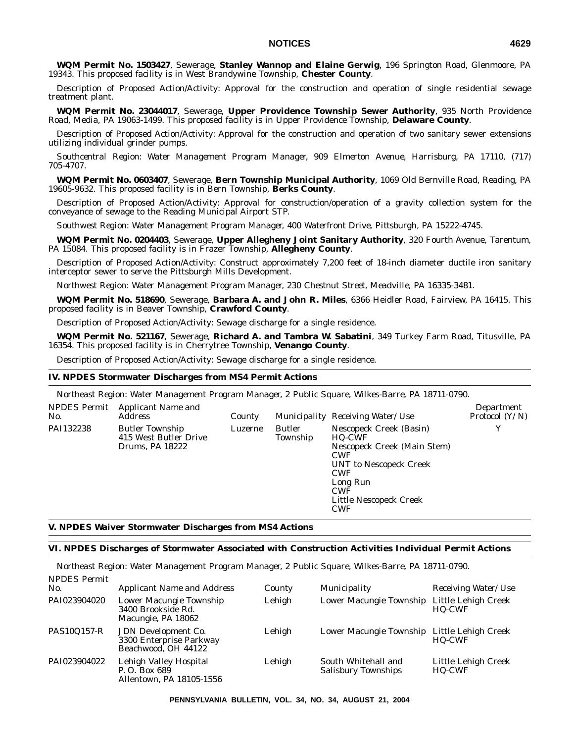**WQM Permit No. 1503427**, Sewerage, **Stanley Wannop and Elaine Gerwig**, 196 Springton Road, Glenmoore, PA 19343. This proposed facility is in West Brandywine Township, **Chester County**.

Description of Proposed Action/Activity: Approval for the construction and operation of single residential sewage treatment plant.

**WQM Permit No. 23044017**, Sewerage, **Upper Providence Township Sewer Authority**, 935 North Providence Road, Media, PA 19063-1499. This proposed facility is in Upper Providence Township, **Delaware County**.

Description of Proposed Action/Activity: Approval for the construction and operation of two sanitary sewer extensions utilizing individual grinder pumps.

*Southcentral Region: Water Management Program Manager, 909 Elmerton Avenue, Harrisburg, PA 17110, (717) 705-4707.*

**WQM Permit No. 0603407**, Sewerage, **Bern Township Municipal Authority**, 1069 Old Bernville Road, Reading, PA 19605-9632. This proposed facility is in Bern Township, **Berks County**.

Description of Proposed Action/Activity: Approval for construction/operation of a gravity collection system for the conveyance of sewage to the Reading Municipal Airport STP.

*Southwest Region: Water Management Program Manager, 400 Waterfront Drive, Pittsburgh, PA 15222-4745.*

**WQM Permit No. 0204403**, Sewerage, **Upper Allegheny Joint Sanitary Authority**, 320 Fourth Avenue, Tarentum, PA 15084. This proposed facility is in Frazer Township, **Allegheny County**.

Description of Proposed Action/Activity: Construct approximately 7,200 feet of 18-inch diameter ductile iron sanitary interceptor sewer to serve the Pittsburgh Mills Development.

*Northwest Region: Water Management Program Manager, 230 Chestnut Street, Meadville, PA 16335-3481.*

**WQM Permit No. 518690**, Sewerage, **Barbara A. and John R. Miles**, 6366 Heidler Road, Fairview, PA 16415. This proposed facility is in Beaver Township, **Crawford County**.

Description of Proposed Action/Activity: Sewage discharge for a single residence.

**WQM Permit No. 521167**, Sewerage, **Richard A. and Tambra W. Sabatini**, 349 Turkey Farm Road, Titusville, PA 16354. This proposed facility is in Cherrytree Township, **Venango County**.

Description of Proposed Action/Activity: Sewage discharge for a single residence.

## IV. NPDES Stormwater Discharges from MS4 Permit Actions

*Northeast Region: Water Management Program Manager, 2 Public Square, Wilkes-Barre, PA 18711-0790.*

| *NPDES Permit No.* | *Applicant Name and Address* | *County* | *Municipality* | *Receiving Water/Use* | *Department Protocol (Y/N)* |
|---|---|---|---|---|---|
| PAI132238 | Butler Township<br>415 West Butler Drive<br>Drums, PA 18222 | Luzerne | Butler Township | Nescopeck Creek (Basin)<br>HQ-CWF<br>Nescopeck Creek (Main Stem)<br>CWF<br>UNT to Nescopeck Creek<br>CWF<br>Long Run<br>CWF<br>Little Nescopeck Creek<br>CWF | Y |

## V. NPDES Waiver Stormwater Discharges from MS4 Actions

## VI. NPDES Discharges of Stormwater Associated with Construction Activities Individual Permit Actions

*Northeast Region: Water Management Program Manager, 2 Public Square, Wilkes-Barre, PA 18711-0790.*

| *NPDES Permit No.* | *Applicant Name and Address* | *County* | *Municipality* | *Receiving Water/Use* |
|---|---|---|---|---|
| PAI023904020 | Lower Macungie Township<br>3400 Brookside Rd.<br>Macungie, PA 18062 | Lehigh | Lower Macungie Township | Little Lehigh Creek<br>HQ-CWF |
| PAS10Q157-R | JDN Development Co.<br>3300 Enterprise Parkway<br>Beachwood, OH 44122 | Lehigh | Lower Macungie Township | Little Lehigh Creek<br>HQ-CWF |
| PAI023904022 | Lehigh Valley Hospital<br>P. O. Box 689<br>Allentown, PA 18105-1556 | Lehigh | South Whitehall and Salisbury Townships | Little Lehigh Creek<br>HQ-CWF |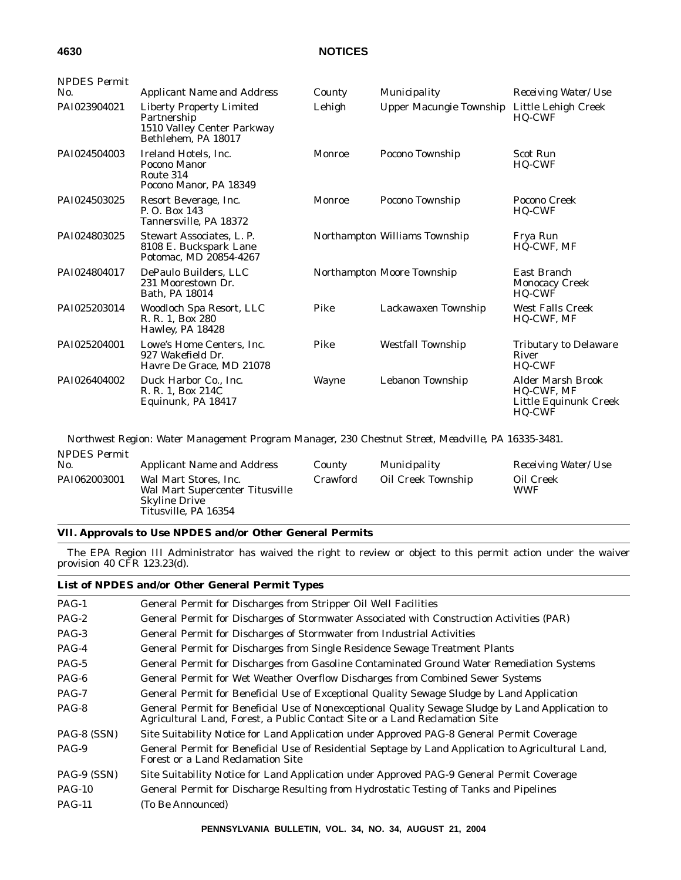| NPDES Permit No. | Applicant Name and Address | County | Municipality | Receiving Water/Use |
|---|---|---|---|---|
| PAI023904021 | Liberty Property Limited Partnership 1510 Valley Center Parkway Bethlehem, PA 18017 | Lehigh | Upper Macungie Township | Little Lehigh Creek HQ-CWF |
| PAI024504003 | Ireland Hotels, Inc. Pocono Manor Route 314 Pocono Manor, PA 18349 | Monroe | Pocono Township | Scot Run HQ-CWF |
| PAI024503025 | Resort Beverage, Inc. P. O. Box 143 Tannersville, PA 18372 | Monroe | Pocono Township | Pocono Creek HQ-CWF |
| PAI024803025 | Stewart Associates, L. P. 8108 E. Buckspark Lane Potomac, MD 20854-4267 | Northampton | Williams Township | Frya Run HQ-CWF, MF |
| PAI024804017 | DePaulo Builders, LLC 231 Moorestown Dr. Bath, PA 18014 | Northampton | Moore Township | East Branch Monocacy Creek HQ-CWF |
| PAI025203014 | Woodloch Spa Resort, LLC R. R. 1, Box 280 Hawley, PA 18428 | Pike | Lackawaxen Township | West Falls Creek HQ-CWF, MF |
| PAI025204001 | Lowe's Home Centers, Inc. 927 Wakefield Dr. Havre De Grace, MD 21078 | Pike | Westfall Township | Tributary to Delaware River HQ-CWF |
| PAI026404002 | Duck Harbor Co., Inc. R. R. 1, Box 214C Equinunk, PA 18417 | Wayne | Lebanon Township | Alder Marsh Brook HQ-CWF, MF Little Equinunk Creek HQ-CWF |

*Northwest Region: Water Management Program Manager, 230 Chestnut Street, Meadville, PA 16335-3481.*

| NPDES Permit No. | Applicant Name and Address | County | Municipality | Receiving Water/Use |
|---|---|---|---|---|
| PAI062003001 | Wal Mart Stores, Inc. Wal Mart Supercenter Titusville Skyline Drive Titusville, PA 16354 | Crawford | Oil Creek Township | Oil Creek WWF |

## VII. Approvals to Use NPDES and/or Other General Permits

The EPA Region III Administrator has waived the right to review or object to this permit action under the waiver provision 40 CFR 123.23(d).

### List of NPDES and/or Other General Permit Types

| | |
|---|---|
| PAG-1 | General Permit for Discharges from Stripper Oil Well Facilities |
| PAG-2 | General Permit for Discharges of Stormwater Associated with Construction Activities (PAR) |
| PAG-3 | General Permit for Discharges of Stormwater from Industrial Activities |
| PAG-4 | General Permit for Discharges from Single Residence Sewage Treatment Plants |
| PAG-5 | General Permit for Discharges from Gasoline Contaminated Ground Water Remediation Systems |
| PAG-6 | General Permit for Wet Weather Overflow Discharges from Combined Sewer Systems |
| PAG-7 | General Permit for Beneficial Use of Exceptional Quality Sewage Sludge by Land Application |
| PAG-8 | General Permit for Beneficial Use of Nonexceptional Quality Sewage Sludge by Land Application to Agricultural Land, Forest, a Public Contact Site or a Land Reclamation Site |
| PAG-8 (SSN) | Site Suitability Notice for Land Application under Approved PAG-8 General Permit Coverage |
| PAG-9 | General Permit for Beneficial Use of Residential Septage by Land Application to Agricultural Land, Forest or a Land Reclamation Site |
| PAG-9 (SSN) | Site Suitability Notice for Land Application under Approved PAG-9 General Permit Coverage |
| PAG-10 | General Permit for Discharge Resulting from Hydrostatic Testing of Tanks and Pipelines |
| PAG-11 | (To Be Announced) |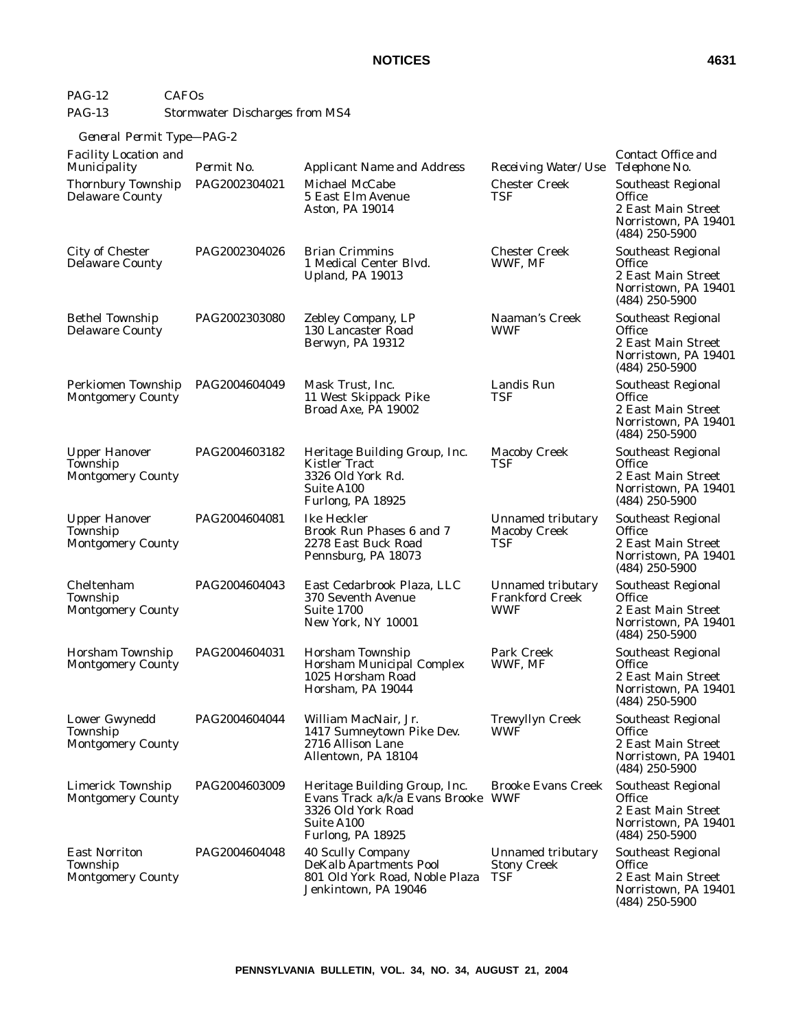| | |
|---|---|
| PAG-12 | CAFOs |
| PAG-13 | Stormwater Discharges from MS4 |

*General Permit Type—PAG-2*

| *Facility Location and Municipality* | *Permit No.* | *Applicant Name and Address* | *Receiving Water/Use* | *Contact Office and Telephone No.* |
|---|---|---|---|---|
| Thornbury Township Delaware County | PAG2002304021 | Michael McCabe<br>5 East Elm Avenue<br>Aston, PA 19014 | Chester Creek<br>TSF | Southeast Regional Office<br>2 East Main Street<br>Norristown, PA 19401<br>(484) 250-5900 |
| City of Chester Delaware County | PAG2002304026 | Brian Crimmins<br>1 Medical Center Blvd.<br>Upland, PA 19013 | Chester Creek<br>WWF, MF | Southeast Regional Office<br>2 East Main Street<br>Norristown, PA 19401<br>(484) 250-5900 |
| Bethel Township Delaware County | PAG2002303080 | Zebley Company, LP<br>130 Lancaster Road<br>Berwyn, PA 19312 | Naaman's Creek<br>WWF | Southeast Regional Office<br>2 East Main Street<br>Norristown, PA 19401<br>(484) 250-5900 |
| Perkiomen Township Montgomery County | PAG2004604049 | Mask Trust, Inc.<br>11 West Skippack Pike<br>Broad Axe, PA 19002 | Landis Run<br>TSF | Southeast Regional Office<br>2 East Main Street<br>Norristown, PA 19401<br>(484) 250-5900 |
| Upper Hanover Township Montgomery County | PAG2004603182 | Heritage Building Group, Inc.<br>Kistler Tract<br>3326 Old York Rd.<br>Suite A100<br>Furlong, PA 18925 | Macoby Creek<br>TSF | Southeast Regional Office<br>2 East Main Street<br>Norristown, PA 19401<br>(484) 250-5900 |
| Upper Hanover Township Montgomery County | PAG2004604081 | Ike Heckler<br>Brook Run Phases 6 and 7<br>2278 East Buck Road<br>Pennsburg, PA 18073 | Unnamed tributary Macoby Creek<br>TSF | Southeast Regional Office<br>2 East Main Street<br>Norristown, PA 19401<br>(484) 250-5900 |
| Cheltenham Township Montgomery County | PAG2004604043 | East Cedarbrook Plaza, LLC<br>370 Seventh Avenue<br>Suite 1700<br>New York, NY 10001 | Unnamed tributary Frankford Creek<br>WWF | Southeast Regional Office<br>2 East Main Street<br>Norristown, PA 19401<br>(484) 250-5900 |
| Horsham Township Montgomery County | PAG2004604031 | Horsham Township<br>Horsham Municipal Complex<br>1025 Horsham Road<br>Horsham, PA 19044 | Park Creek<br>WWF, MF | Southeast Regional Office<br>2 East Main Street<br>Norristown, PA 19401<br>(484) 250-5900 |
| Lower Gwynedd Township Montgomery County | PAG2004604044 | William MacNair, Jr.<br>1417 Sumneytown Pike Dev.<br>2716 Allison Lane<br>Allentown, PA 18104 | Trewyllyn Creek<br>WWF | Southeast Regional Office<br>2 East Main Street<br>Norristown, PA 19401<br>(484) 250-5900 |
| Limerick Township Montgomery County | PAG2004603009 | Heritage Building Group, Inc.<br>Evans Track a/k/a Evans Brooke<br>3326 Old York Road<br>Suite A100<br>Furlong, PA 18925 | Brooke Evans Creek<br>WWF | Southeast Regional Office<br>2 East Main Street<br>Norristown, PA 19401<br>(484) 250-5900 |
| East Norriton Township Montgomery County | PAG2004604048 | 40 Scully Company<br>DeKalb Apartments Pool<br>801 Old York Road, Noble Plaza<br>Jenkintown, PA 19046 | Unnamed tributary Stony Creek<br>TSF | Southeast Regional Office<br>2 East Main Street<br>Norristown, PA 19401<br>(484) 250-5900 |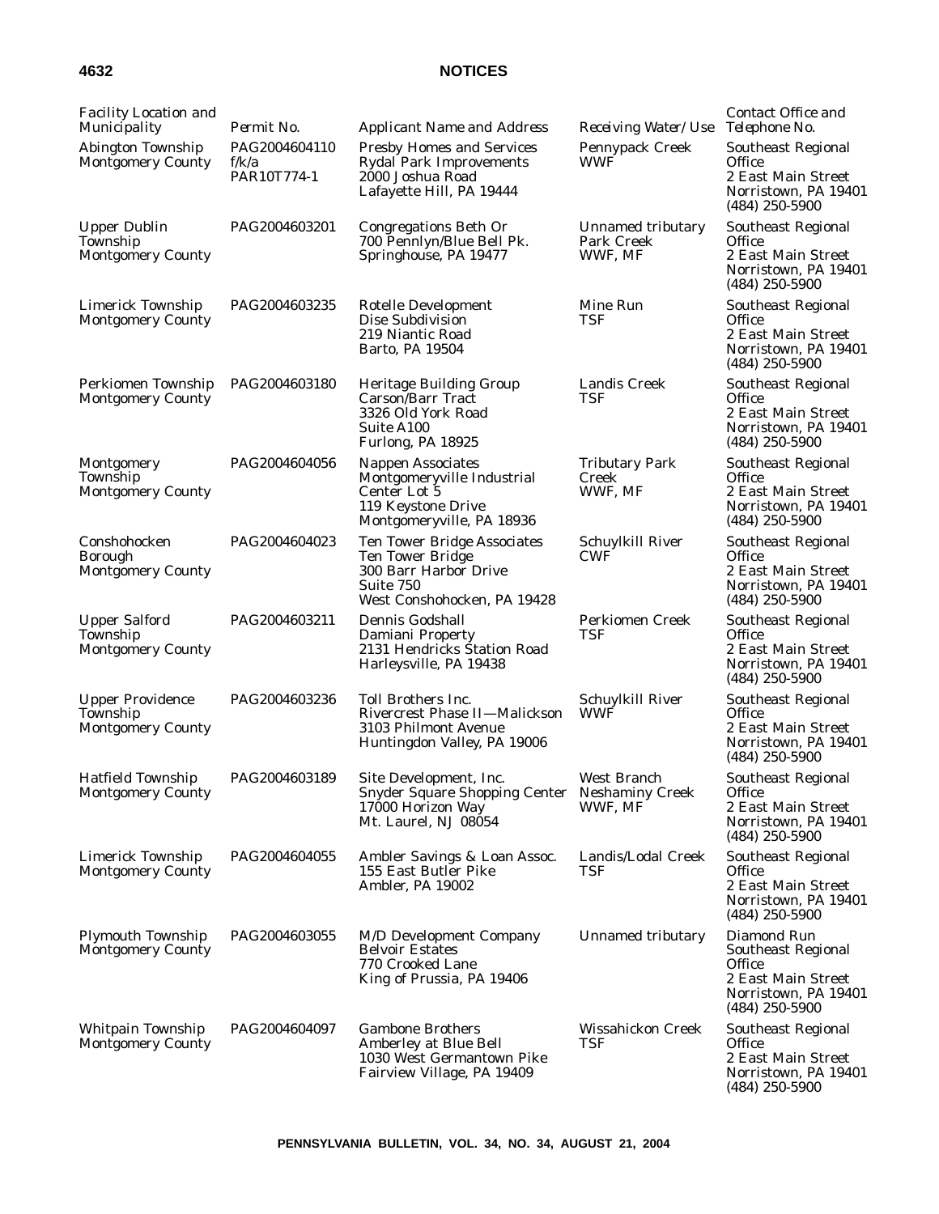| Facility Location and Municipality | Permit No. | Applicant Name and Address | Receiving Water/Use | Contact Office and Telephone No. |
|---|---|---|---|---|
| Abington Township Montgomery County | PAG2004604110 f/k/a PAR10T774-1 | Presby Homes and Services Rydal Park Improvements 2000 Joshua Road Lafayette Hill, PA 19444 | Pennypack Creek WWF | Southeast Regional Office 2 East Main Street Norristown, PA 19401 (484) 250-5900 |
| Upper Dublin Township Montgomery County | PAG2004603201 | Congregations Beth Or 700 Pennlyn/Blue Bell Pk. Springhouse, PA 19477 | Unnamed tributary Park Creek WWF, MF | Southeast Regional Office 2 East Main Street Norristown, PA 19401 (484) 250-5900 |
| Limerick Township Montgomery County | PAG2004603235 | Rotelle Development Dise Subdivision 219 Niantic Road Barto, PA 19504 | Mine Run TSF | Southeast Regional Office 2 East Main Street Norristown, PA 19401 (484) 250-5900 |
| Perkiomen Township Montgomery County | PAG2004603180 | Heritage Building Group Carson/Barr Tract 3326 Old York Road Suite A100 Furlong, PA 18925 | Landis Creek TSF | Southeast Regional Office 2 East Main Street Norristown, PA 19401 (484) 250-5900 |
| Montgomery Township Montgomery County | PAG2004604056 | Nappen Associates Montgomeryville Industrial Center Lot 5 119 Keystone Drive Montgomeryville, PA 18936 | Tributary Park Creek WWF, MF | Southeast Regional Office 2 East Main Street Norristown, PA 19401 (484) 250-5900 |
| Conshohocken Borough Montgomery County | PAG2004604023 | Ten Tower Bridge Associates Ten Tower Bridge 300 Barr Harbor Drive Suite 750 West Conshohocken, PA 19428 | Schuylkill River CWF | Southeast Regional Office 2 East Main Street Norristown, PA 19401 (484) 250-5900 |
| Upper Salford Township Montgomery County | PAG2004603211 | Dennis Godshall Damiani Property 2131 Hendricks Station Road Harleysville, PA 19438 | Perkiomen Creek TSF | Southeast Regional Office 2 East Main Street Norristown, PA 19401 (484) 250-5900 |
| Upper Providence Township Montgomery County | PAG2004603236 | Toll Brothers Inc. Rivercrest Phase II—Malickson 3103 Philmont Avenue Huntingdon Valley, PA 19006 | Schuylkill River WWF | Southeast Regional Office 2 East Main Street Norristown, PA 19401 (484) 250-5900 |
| Hatfield Township Montgomery County | PAG2004603189 | Site Development, Inc. Snyder Square Shopping Center 17000 Horizon Way Mt. Laurel, NJ 08054 | West Branch Neshaminy Creek WWF, MF | Southeast Regional Office 2 East Main Street Norristown, PA 19401 (484) 250-5900 |
| Limerick Township Montgomery County | PAG2004604055 | Ambler Savings & Loan Assoc. 155 East Butler Pike Ambler, PA 19002 | Landis/Lodal Creek TSF | Southeast Regional Office 2 East Main Street Norristown, PA 19401 (484) 250-5900 |
| Plymouth Township Montgomery County | PAG2004603055 | M/D Development Company Belvoir Estates 770 Crooked Lane King of Prussia, PA 19406 | Unnamed tributary | Diamond Run Southeast Regional Office 2 East Main Street Norristown, PA 19401 (484) 250-5900 |
| Whitpain Township Montgomery County | PAG2004604097 | Gambone Brothers Amberley at Blue Bell 1030 West Germantown Pike Fairview Village, PA 19409 | Wissahickon Creek TSF | Southeast Regional Office 2 East Main Street Norristown, PA 19401 (484) 250-5900 |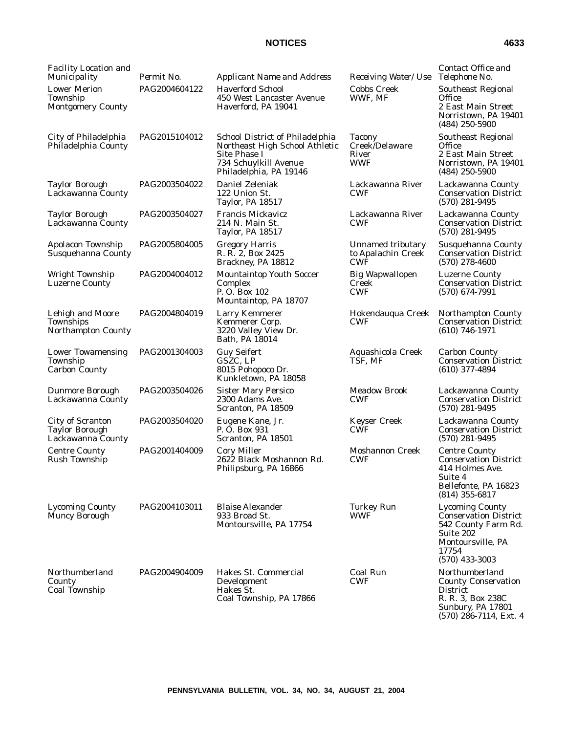| Facility Location and Municipality | Permit No. | Applicant Name and Address | Receiving Water/Use | Contact Office and Telephone No. |
|---|---|---|---|---|
| Lower Merion Township Montgomery County | PAG2004604122 | Haverford School 450 West Lancaster Avenue Haverford, PA 19041 | Cobbs Creek WWF, MF | Southeast Regional Office 2 East Main Street Norristown, PA 19401 (484) 250-5900 |
| City of Philadelphia Philadelphia County | PAG2015104012 | School District of Philadelphia Northeast High School Athletic Site Phase I 734 Schuylkill Avenue Philadelphia, PA 19146 | Tacony Creek/Delaware River WWF | Southeast Regional Office 2 East Main Street Norristown, PA 19401 (484) 250-5900 |
| Taylor Borough Lackawanna County | PAG2003504022 | Daniel Zeleniak 122 Union St. Taylor, PA 18517 | Lackawanna River CWF | Lackawanna County Conservation District (570) 281-9495 |
| Taylor Borough Lackawanna County | PAG2003504027 | Francis Mickavicz 214 N. Main St. Taylor, PA 18517 | Lackawanna River CWF | Lackawanna County Conservation District (570) 281-9495 |
| Apolacon Township Susquehanna County | PAG2005804005 | Gregory Harris R. R. 2, Box 2425 Brackney, PA 18812 | Unnamed tributary to Apalachin Creek CWF | Susquehanna County Conservation District (570) 278-4600 |
| Wright Township Luzerne County | PAG2004004012 | Mountaintop Youth Soccer Complex P. O. Box 102 Mountaintop, PA 18707 | Big Wapwallopen Creek CWF | Luzerne County Conservation District (570) 674-7991 |
| Lehigh and Moore Townships Northampton County | PAG2004804019 | Larry Kemmerer Kemmerer Corp. 3220 Valley View Dr. Bath, PA 18014 | Hokendauqua Creek CWF | Northampton County Conservation District (610) 746-1971 |
| Lower Towamensing Township Carbon County | PAG2001304003 | Guy Seifert GSZC, LP 8015 Pohopoco Dr. Kunkletown, PA 18058 | Aquashicola Creek TSF, MF | Carbon County Conservation District (610) 377-4894 |
| Dunmore Borough Lackawanna County | PAG2003504026 | Sister Mary Persico 2300 Adams Ave. Scranton, PA 18509 | Meadow Brook CWF | Lackawanna County Conservation District (570) 281-9495 |
| City of Scranton Taylor Borough Lackawanna County | PAG2003504020 | Eugene Kane, Jr. P. O. Box 931 Scranton, PA 18501 | Keyser Creek CWF | Lackawanna County Conservation District (570) 281-9495 |
| Centre County Rush Township | PAG2001404009 | Cory Miller 2622 Black Moshannon Rd. Philipsburg, PA 16866 | Moshannon Creek CWF | Centre County Conservation District 414 Holmes Ave. Suite 4 Bellefonte, PA 16823 (814) 355-6817 |
| Lycoming County Muncy Borough | PAG2004103011 | Blaise Alexander 933 Broad St. Montoursville, PA 17754 | Turkey Run WWF | Lycoming County Conservation District 542 County Farm Rd. Suite 202 Montoursville, PA 17754 (570) 433-3003 |
| Northumberland County Coal Township | PAG2004904009 | Hakes St. Commercial Development Hakes St. Coal Township, PA 17866 | Coal Run CWF | Northumberland County Conservation District R. R. 3, Box 238C Sunbury, PA 17801 (570) 286-7114, Ext. 4 |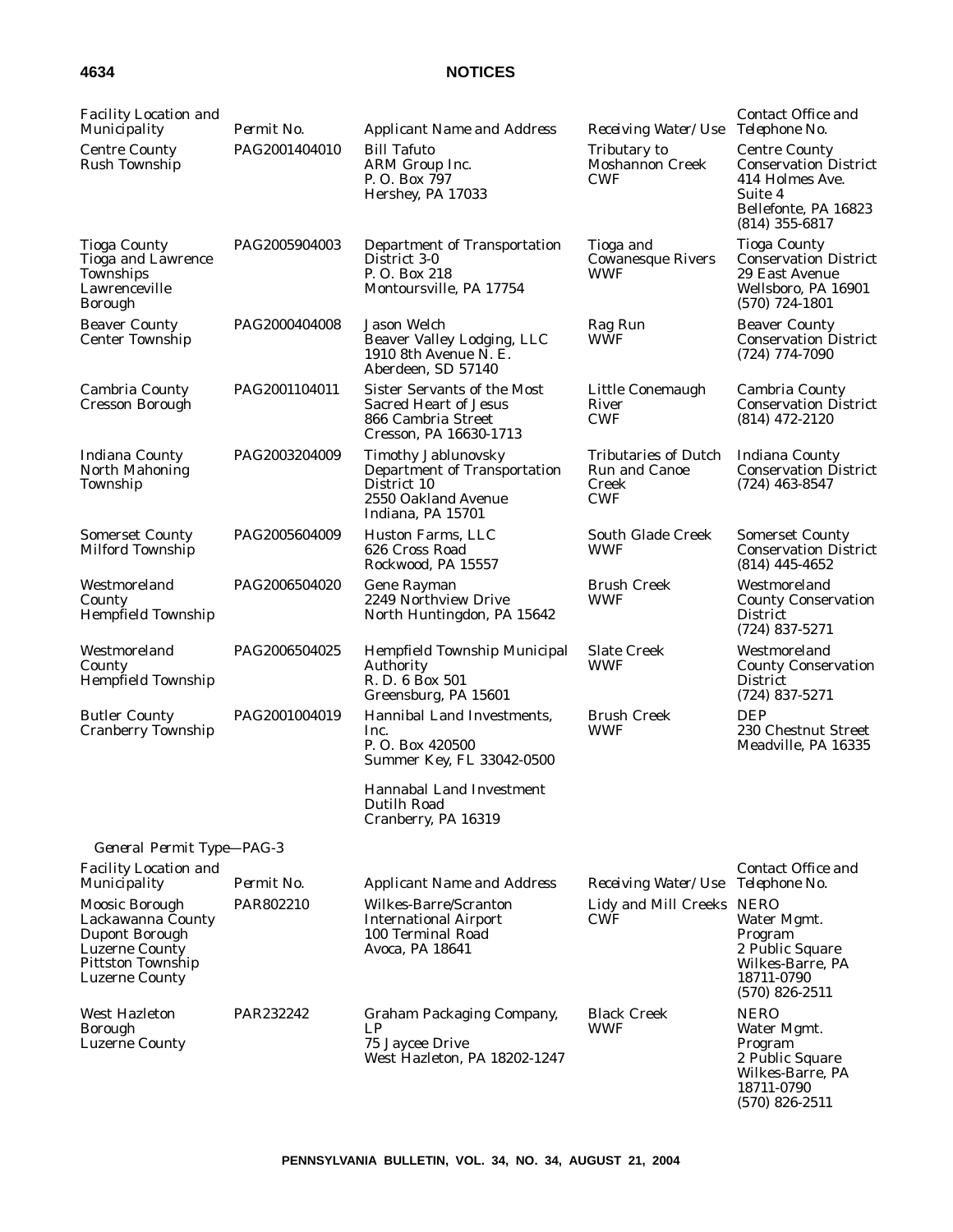| Facility Location and Municipality | Permit No. | Applicant Name and Address | Receiving Water/Use | Contact Office and Telephone No. |
| --- | --- | --- | --- | --- |
| Centre County Rush Township | PAG2001404010 | Bill Tafuto ARM Group Inc. P. O. Box 797 Hershey, PA 17033 | Tributary to Moshannon Creek CWF | Centre County Conservation District 414 Holmes Ave. Suite 4 Bellefonte, PA 16823 (814) 355-6817 |
| Tioga County Tioga and Lawrence Townships Lawrenceville Borough | PAG2005904003 | Department of Transportation District 3-0 P. O. Box 218 Montoursville, PA 17754 | Tioga and Cowanesque Rivers WWF | Tioga County Conservation District 29 East Avenue Wellsboro, PA 16901 (570) 724-1801 |
| Beaver County Center Township | PAG2000404008 | Jason Welch Beaver Valley Lodging, LLC 1910 8th Avenue N. E. Aberdeen, SD 57140 | Rag Run WWF | Beaver County Conservation District (724) 774-7090 |
| Cambria County Cresson Borough | PAG2001104011 | Sister Servants of the Most Sacred Heart of Jesus 866 Cambria Street Cresson, PA 16630-1713 | Little Conemaugh River CWF | Cambria County Conservation District (814) 472-2120 |
| Indiana County North Mahoning Township | PAG2003204009 | Timothy Jablunovsky Department of Transportation District 10 2550 Oakland Avenue Indiana, PA 15701 | Tributaries of Dutch Run and Canoe Creek CWF | Indiana County Conservation District (724) 463-8547 |
| Somerset County Milford Township | PAG2005604009 | Huston Farms, LLC 626 Cross Road Rockwood, PA 15557 | South Glade Creek WWF | Somerset County Conservation District (814) 445-4652 |
| Westmoreland County Hempfield Township | PAG2006504020 | Gene Rayman 2249 Northview Drive North Huntingdon, PA 15642 | Brush Creek WWF | Westmoreland County Conservation District (724) 837-5271 |
| Westmoreland County Hempfield Township | PAG2006504025 | Hempfield Township Municipal Authority R. D. 6 Box 501 Greensburg, PA 15601 | Slate Creek WWF | Westmoreland County Conservation District (724) 837-5271 |
| Butler County Cranberry Township | PAG2001004019 | Hannibal Land Investments, Inc. P. O. Box 420500 Summer Key, FL 33042-0500<br><br>Hannabal Land Investment Dutilh Road Cranberry, PA 16319 | Brush Creek WWF | DEP 230 Chestnut Street Meadville, PA 16335 |

*General Permit Type—PAG-3*

| Facility Location and Municipality | Permit No. | Applicant Name and Address | Receiving Water/Use | Contact Office and Telephone No. |
| --- | --- | --- | --- | --- |
| Moosic Borough Lackawanna County Dupont Borough Luzerne County Pittston Township Luzerne County | PAR802210 | Wilkes-Barre/Scranton International Airport 100 Terminal Road Avoca, PA 18641 | Lidy and Mill Creeks CWF | NERO Water Mgmt. Program 2 Public Square Wilkes-Barre, PA 18711-0790 (570) 826-2511 |
| West Hazleton Borough Luzerne County | PAR232242 | Graham Packaging Company, LP 75 Jaycee Drive West Hazleton, PA 18202-1247 | Black Creek WWF | NERO Water Mgmt. Program 2 Public Square Wilkes-Barre, PA 18711-0790 (570) 826-2511 |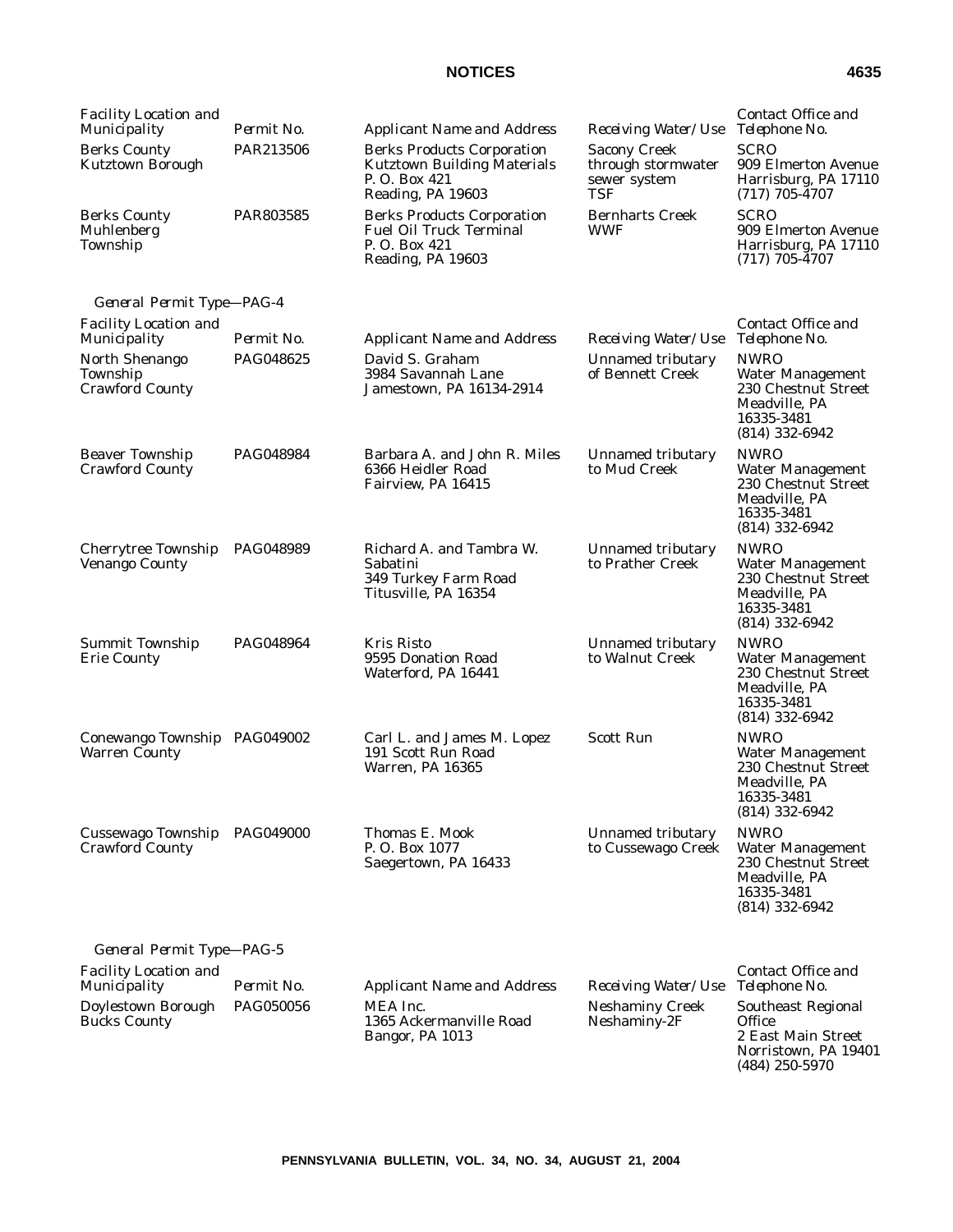| Facility Location and Municipality | Permit No. | Applicant Name and Address | Receiving Water/Use | Contact Office and Telephone No. |
|---|---|---|---|---|
| Berks County Kutztown Borough | PAR213506 | Berks Products Corporation Kutztown Building Materials P. O. Box 421 Reading, PA 19603 | Sacony Creek through stormwater sewer system TSF | SCRO 909 Elmerton Avenue Harrisburg, PA 17110 (717) 705-4707 |
| Berks County Muhlenberg Township | PAR803585 | Berks Products Corporation Fuel Oil Truck Terminal P. O. Box 421 Reading, PA 19603 | Bernharts Creek WWF | SCRO 909 Elmerton Avenue Harrisburg, PA 17110 (717) 705-4707 |

*General Permit Type—PAG-4*

| Facility Location and Municipality | Permit No. | Applicant Name and Address | Receiving Water/Use | Contact Office and Telephone No. |
|---|---|---|---|---|
| North Shenango Township Crawford County | PAG048625 | David S. Graham 3984 Savannah Lane Jamestown, PA 16134-2914 | Unnamed tributary of Bennett Creek | NWRO Water Management 230 Chestnut Street Meadville, PA 16335-3481 (814) 332-6942 |
| Beaver Township Crawford County | PAG048984 | Barbara A. and John R. Miles 6366 Heidler Road Fairview, PA 16415 | Unnamed tributary to Mud Creek | NWRO Water Management 230 Chestnut Street Meadville, PA 16335-3481 (814) 332-6942 |
| Cherrytree Township Venango County | PAG048989 | Richard A. and Tambra W. Sabatini 349 Turkey Farm Road Titusville, PA 16354 | Unnamed tributary to Prather Creek | NWRO Water Management 230 Chestnut Street Meadville, PA 16335-3481 (814) 332-6942 |
| Summit Township Erie County | PAG048964 | Kris Risto 9595 Donation Road Waterford, PA 16441 | Unnamed tributary to Walnut Creek | NWRO Water Management 230 Chestnut Street Meadville, PA 16335-3481 (814) 332-6942 |
| Conewango Township Warren County | PAG049002 | Carl L. and James M. Lopez 191 Scott Run Road Warren, PA 16365 | Scott Run | NWRO Water Management 230 Chestnut Street Meadville, PA 16335-3481 (814) 332-6942 |
| Cussewago Township Crawford County | PAG049000 | Thomas E. Mook P. O. Box 1077 Saegertown, PA 16433 | Unnamed tributary to Cussewago Creek | NWRO Water Management 230 Chestnut Street Meadville, PA 16335-3481 (814) 332-6942 |

*General Permit Type—PAG-5*

| Facility Location and Municipality | Permit No. | Applicant Name and Address | Receiving Water/Use | Contact Office and Telephone No. |
|---|---|---|---|---|
| Doylestown Borough Bucks County | PAG050056 | MEA Inc. 1365 Ackermanville Road Bangor, PA 1013 | Neshaminy Creek Neshaminy-2F | Southeast Regional Office 2 East Main Street Norristown, PA 19401 (484) 250-5970 |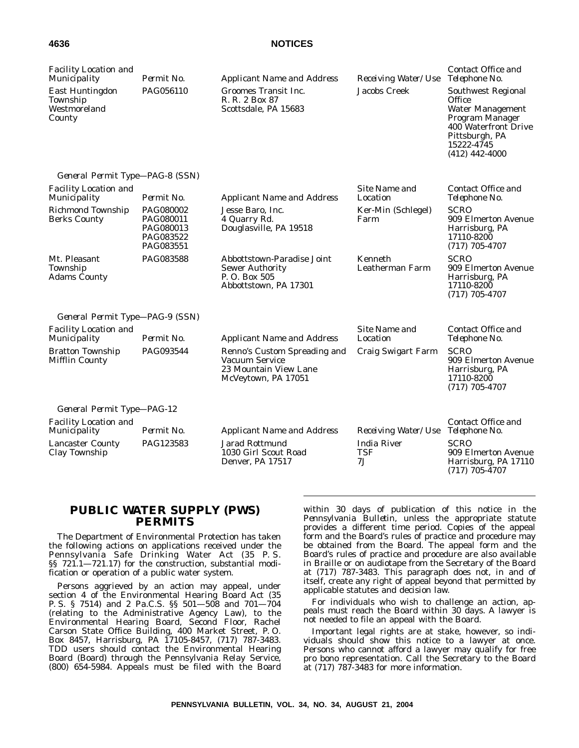| Facility Location and Municipality | Permit No. | Applicant Name and Address | Receiving Water/Use | Contact Office and Telephone No. |
| --- | --- | --- | --- | --- |
| East Huntingdon Township Westmoreland County | PAG056110 | Groomes Transit Inc. R. R. 2 Box 87 Scottsdale, PA 15683 | Jacobs Creek | Southwest Regional Office Water Management Program Manager 400 Waterfront Drive Pittsburgh, PA 15222-4745 (412) 442-4000 |

*General Permit Type—PAG-8 (SSN)*

| Facility Location and Municipality | Permit No. | Applicant Name and Address | Site Name and Location | Contact Office and Telephone No. |
| --- | --- | --- | --- | --- |
| Richmond Township Berks County | PAG080002 PAG080011 PAG080013 PAG083522 PAG083551 | Jesse Baro, Inc. 4 Quarry Rd. Douglasville, PA 19518 | Ker-Min (Schlegel) Farm | SCRO 909 Elmerton Avenue Harrisburg, PA 17110-8200 (717) 705-4707 |
| Mt. Pleasant Township Adams County | PAG083588 | Abbottstown-Paradise Joint Sewer Authority P. O. Box 505 Abbottstown, PA 17301 | Kenneth Leatherman Farm | SCRO 909 Elmerton Avenue Harrisburg, PA 17110-8200 (717) 705-4707 |

*General Permit Type—PAG-9 (SSN)*

| Facility Location and Municipality | Permit No. | Applicant Name and Address | Site Name and Location | Contact Office and Telephone No. |
| --- | --- | --- | --- | --- |
| Bratton Township Mifflin County | PAG093544 | Renno's Custom Spreading and Vacuum Service 23 Mountain View Lane McVeytown, PA 17051 | Craig Swigart Farm | SCRO 909 Elmerton Avenue Harrisburg, PA 17110-8200 (717) 705-4707 |

*General Permit Type—PAG-12*

| Facility Location and Municipality | Permit No. | Applicant Name and Address | Receiving Water/Use | Contact Office and Telephone No. |
| --- | --- | --- | --- | --- |
| Lancaster County Clay Township | PAG123583 | Jarad Rottmund 1030 Girl Scout Road Denver, PA 17517 | India River TSF 7J | SCRO 909 Elmerton Avenue Harrisburg, PA 17110 (717) 705-4707 |

## PUBLIC WATER SUPPLY (PWS) PERMITS

The Department of Environmental Protection has taken the following actions on applications received under the Pennsylvania Safe Drinking Water Act (35 P. S. §§ 721.1—721.17) for the construction, substantial modification or operation of a public water system.

Persons aggrieved by an action may appeal, under section 4 of the Environmental Hearing Board Act (35 P. S. § 7514) and 2 Pa.C.S. §§ 501—508 and 701—704 (relating to the Administrative Agency Law), to the Environmental Hearing Board, Second Floor, Rachel Carson State Office Building, 400 Market Street, P. O. Box 8457, Harrisburg, PA 17105-8457, (717) 787-3483. TDD users should contact the Environmental Hearing Board (Board) through the Pennsylvania Relay Service, (800) 654-5984. Appeals must be filed with the Board within 30 days of publication of this notice in the *Pennsylvania Bulletin*, unless the appropriate statute provides a different time period. Copies of the appeal form and the Board's rules of practice and procedure may be obtained from the Board. The appeal form and the Board's rules of practice and procedure are also available in Braille or on audiotape from the Secretary of the Board at (717) 787-3483. This paragraph does not, in and of itself, create any right of appeal beyond that permitted by applicable statutes and decision law.

For individuals who wish to challenge an action, appeals must reach the Board within 30 days. A lawyer is not needed to file an appeal with the Board.

Important legal rights are at stake, however, so individuals should show this notice to a lawyer at once. Persons who cannot afford a lawyer may qualify for free pro bono representation. Call the Secretary to the Board at (717) 787-3483 for more information.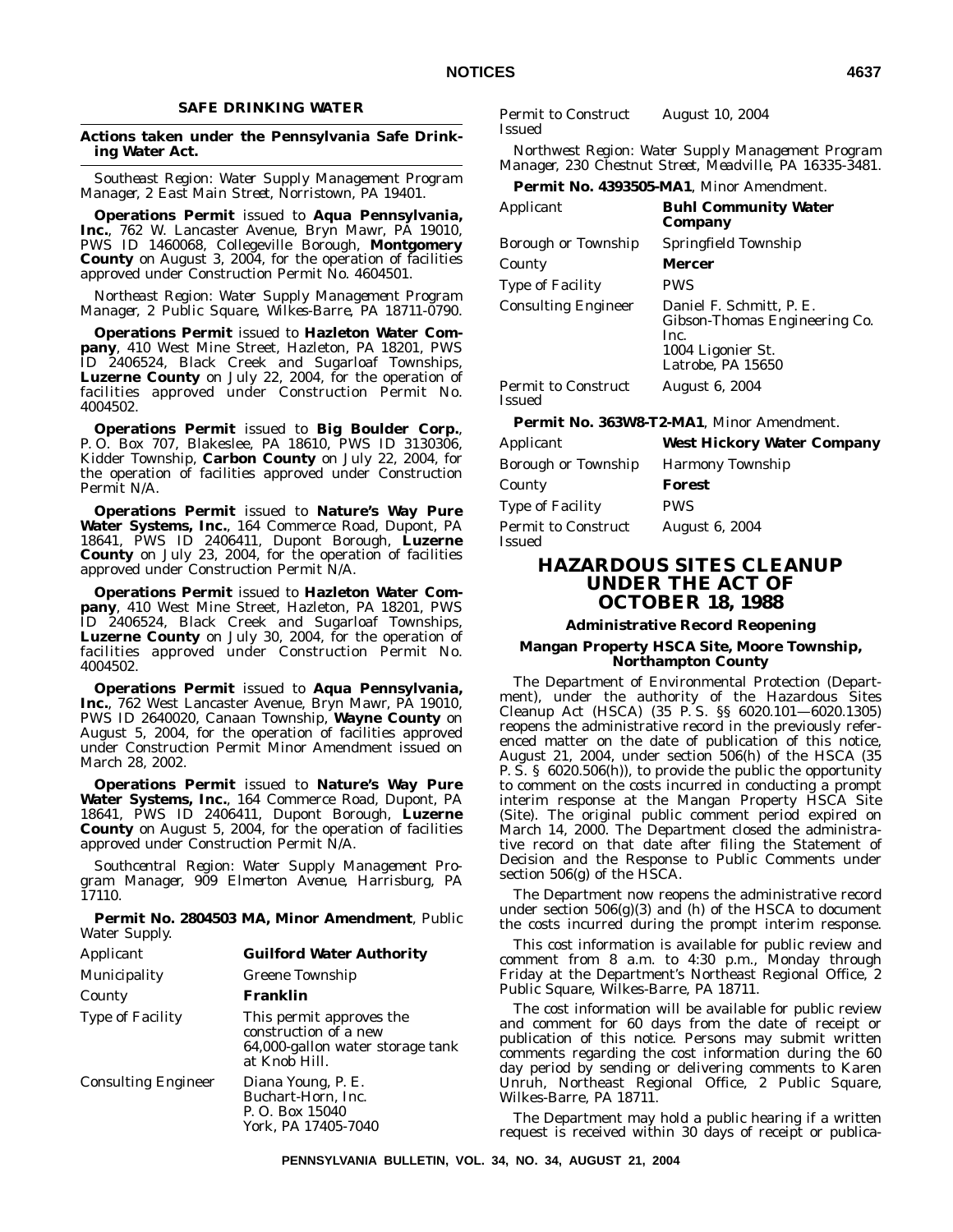### SAFE DRINKING WATER

**Actions taken under the Pennsylvania Safe Drinking Water Act.**

*Southeast Region: Water Supply Management Program Manager, 2 East Main Street, Norristown, PA 19401.*

**Operations Permit** issued to **Aqua Pennsylvania, Inc.**, 762 W. Lancaster Avenue, Bryn Mawr, PA 19010, PWS ID 1460068, Collegeville Borough, **Montgomery County** on August 3, 2004, for the operation of facilities approved under Construction Permit No. 4604501.

*Northeast Region: Water Supply Management Program Manager, 2 Public Square, Wilkes-Barre, PA 18711-0790.*

**Operations Permit** issued to **Hazleton Water Company**, 410 West Mine Street, Hazleton, PA 18201, PWS ID 2406524, Black Creek and Sugarloaf Townships, **Luzerne County** on July 22, 2004, for the operation of facilities approved under Construction Permit No. 4004502.

**Operations Permit** issued to **Big Boulder Corp.**, P. O. Box 707, Blakeslee, PA 18610, PWS ID 3130306, Kidder Township, **Carbon County** on July 22, 2004, for the operation of facilities approved under Construction Permit N/A.

**Operations Permit** issued to **Nature's Way Pure Water Systems, Inc.**, 164 Commerce Road, Dupont, PA 18641, PWS ID 2406411, Dupont Borough, **Luzerne County** on July 23, 2004, for the operation of facilities approved under Construction Permit N/A.

**Operations Permit** issued to **Hazleton Water Company**, 410 West Mine Street, Hazleton, PA 18201, PWS ID 2406524, Black Creek and Sugarloaf Townships, **Luzerne County** on July 30, 2004, for the operation of facilities approved under Construction Permit No. 4004502.

**Operations Permit** issued to **Aqua Pennsylvania, Inc.**, 762 West Lancaster Avenue, Bryn Mawr, PA 19010, PWS ID 2640020, Canaan Township, **Wayne County** on August 5, 2004, for the operation of facilities approved under Construction Permit Minor Amendment issued on March 28, 2002.

**Operations Permit** issued to **Nature's Way Pure Water Systems, Inc.**, 164 Commerce Road, Dupont, PA 18641, PWS ID 2406411, Dupont Borough, **Luzerne County** on August 5, 2004, for the operation of facilities approved under Construction Permit N/A.

*Southcentral Region: Water Supply Management Program Manager, 909 Elmerton Avenue, Harrisburg, PA 17110.*

**Permit No. 2804503 MA, Minor Amendment**, Public Water Supply.

| | |
|---|---|
| *Applicant* | **Guilford Water Authority** |
| *Municipality* | Greene Township |
| *County* | **Franklin** |
| *Type of Facility* | This permit approves the construction of a new 64,000-gallon water storage tank at Knob Hill. |
| *Consulting Engineer* | Diana Young, P. E. Buchart-Horn, Inc. P. O. Box 15040 York, PA 17405-7040 |
| *Permit to Construct Issued* | August 10, 2004 |

*Northwest Region: Water Supply Management Program Manager, 230 Chestnut Street, Meadville, PA 16335-3481.*

**Permit No. 4393505-MA1**, Minor Amendment.

| | |
|---|---|
| *Applicant* | **Buhl Community Water Company** |
| *Borough or Township* | Springfield Township |
| *County* | **Mercer** |
| *Type of Facility* | PWS |
| *Consulting Engineer* | Daniel F. Schmitt, P. E. Gibson-Thomas Engineering Co. Inc. 1004 Ligonier St. Latrobe, PA 15650 |
| *Permit to Construct Issued* | August 6, 2004 |

**Permit No. 363W8-T2-MA1**, Minor Amendment.

| | |
|---|---|
| *Applicant* | **West Hickory Water Company** |
| *Borough or Township* | Harmony Township |
| *County* | **Forest** |
| *Type of Facility* | PWS |
| *Permit to Construct Issued* | August 6, 2004 |

## HAZARDOUS SITES CLEANUP UNDER THE ACT OF OCTOBER 18, 1988

### Administrative Record Reopening

### Mangan Property HSCA Site, Moore Township, Northampton County

The Department of Environmental Protection (Department), under the authority of the Hazardous Sites Cleanup Act (HSCA) (35 P. S. §§ 6020.101—6020.1305) reopens the administrative record in the previously referenced matter on the date of publication of this notice, August 21, 2004, under section 506(h) of the HSCA (35 P. S. § 6020.506(h)), to provide the public the opportunity to comment on the costs incurred in conducting a prompt interim response at the Mangan Property HSCA Site (Site). The original public comment period expired on March 14, 2000. The Department closed the administrative record on that date after filing the Statement of Decision and the Response to Public Comments under section 506(g) of the HSCA.

The Department now reopens the administrative record under section 506(g)(3) and (h) of the HSCA to document the costs incurred during the prompt interim response.

This cost information is available for public review and comment from 8 a.m. to 4:30 p.m., Monday through Friday at the Department's Northeast Regional Office, 2 Public Square, Wilkes-Barre, PA 18711.

The cost information will be available for public review and comment for 60 days from the date of receipt or publication of this notice. Persons may submit written comments regarding the cost information during the 60 day period by sending or delivering comments to Karen Unruh, Northeast Regional Office, 2 Public Square, Wilkes-Barre, PA 18711.

The Department may hold a public hearing if a written request is received within 30 days of receipt or publica-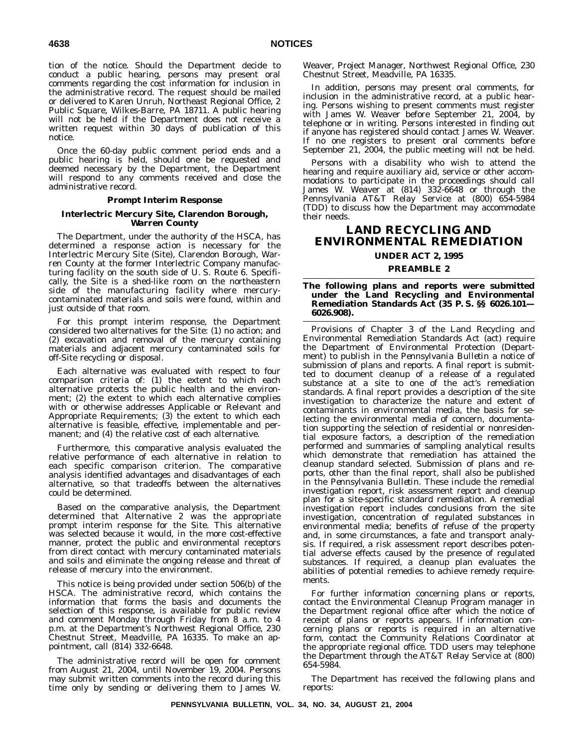tion of the notice. Should the Department decide to conduct a public hearing, persons may present oral comments regarding the cost information for inclusion in the administrative record. The request should be mailed or delivered to Karen Unruh, Northeast Regional Office, 2 Public Square, Wilkes-Barre, PA 18711. A public hearing will not be held if the Department does not receive a written request within 30 days of publication of this notice.

Once the 60-day public comment period ends and a public hearing is held, should one be requested and deemed necessary by the Department, the Department will respond to any comments received and close the administrative record.

**Prompt Interim Response**

**Interlectric Mercury Site, Clarendon Borough, Warren County**

The Department, under the authority of the HSCA, has determined a response action is necessary for the Interlectric Mercury Site (Site), Clarendon Borough, Warren County at the former Interlectric Company manufacturing facility on the south side of U. S. Route 6. Specifically, the Site is a shed-like room on the northeastern side of the manufacturing facility where mercury-contaminated materials and soils were found, within and just outside of that room.

For this prompt interim response, the Department considered two alternatives for the Site: (1) no action; and (2) excavation and removal of the mercury containing materials and adjacent mercury contaminated soils for off-Site recycling or disposal.

Each alternative was evaluated with respect to four comparison criteria of: (1) the extent to which each alternative protects the public health and the environment; (2) the extent to which each alternative complies with or otherwise addresses Applicable or Relevant and Appropriate Requirements; (3) the extent to which each alternative is feasible, effective, implementable and permanent; and (4) the relative cost of each alternative.

Furthermore, this comparative analysis evaluated the relative performance of each alternative in relation to each specific comparison criterion. The comparative analysis identified advantages and disadvantages of each alternative, so that tradeoffs between the alternatives could be determined.

Based on the comparative analysis, the Department determined that Alternative 2 was the appropriate prompt interim response for the Site. This alternative was selected because it would, in the more cost-effective manner, protect the public and environmental receptors from direct contact with mercury contaminated materials and soils and eliminate the ongoing release and threat of release of mercury into the environment.

This notice is being provided under section 506(b) of the HSCA. The administrative record, which contains the information that forms the basis and documents the selection of this response, is available for public review and comment Monday through Friday from 8 a.m. to 4 p.m. at the Department's Northwest Regional Office, 230 Chestnut Street, Meadville, PA 16335. To make an appointment, call (814) 332-6648.

The administrative record will be open for comment from August 21, 2004, until November 19, 2004. Persons may submit written comments into the record during this time only by sending or delivering them to James W. Weaver, Project Manager, Northwest Regional Office, 230 Chestnut Street, Meadville, PA 16335.

In addition, persons may present oral comments, for inclusion in the administrative record, at a public hearing. Persons wishing to present comments must register with James W. Weaver before September 21, 2004, by telephone or in writing. Persons interested in finding out if anyone has registered should contact James W. Weaver. If no one registers to present oral comments before September 21, 2004, the public meeting will not be held.

Persons with a disability who wish to attend the hearing and require auxiliary aid, service or other accommodations to participate in the proceedings should call James W. Weaver at (814) 332-6648 or through the Pennsylvania AT&T Relay Service at (800) 654-5984 (TDD) to discuss how the Department may accommodate their needs.

# LAND RECYCLING AND ENVIRONMENTAL REMEDIATION

## UNDER ACT 2, 1995

## PREAMBLE 2

**The following plans and reports were submitted under the Land Recycling and Environmental Remediation Standards Act (35 P. S. §§ 6026.101—6026.908).**

Provisions of Chapter 3 of the Land Recycling and Environmental Remediation Standards Act (act) require the Department of Environmental Protection (Department) to publish in the *Pennsylvania Bulletin* a notice of submission of plans and reports. A final report is submitted to document cleanup of a release of a regulated substance at a site to one of the act's remediation standards. A final report provides a description of the site investigation to characterize the nature and extent of contaminants in environmental media, the basis for selecting the environmental media of concern, documentation supporting the selection of residential or nonresidential exposure factors, a description of the remediation performed and summaries of sampling analytical results which demonstrate that remediation has attained the cleanup standard selected. Submission of plans and reports, other than the final report, shall also be published in the *Pennsylvania Bulletin*. These include the remedial investigation report, risk assessment report and cleanup plan for a site-specific standard remediation. A remedial investigation report includes conclusions from the site investigation, concentration of regulated substances in environmental media; benefits of refuse of the property and, in some circumstances, a fate and transport analysis. If required, a risk assessment report describes potential adverse effects caused by the presence of regulated substances. If required, a cleanup plan evaluates the abilities of potential remedies to achieve remedy requirements.

For further information concerning plans or reports, contact the Environmental Cleanup Program manager in the Department regional office after which the notice of receipt of plans or reports appears. If information concerning plans or reports is required in an alternative form, contact the Community Relations Coordinator at the appropriate regional office. TDD users may telephone the Department through the AT&T Relay Service at (800) 654-5984.

The Department has received the following plans and reports: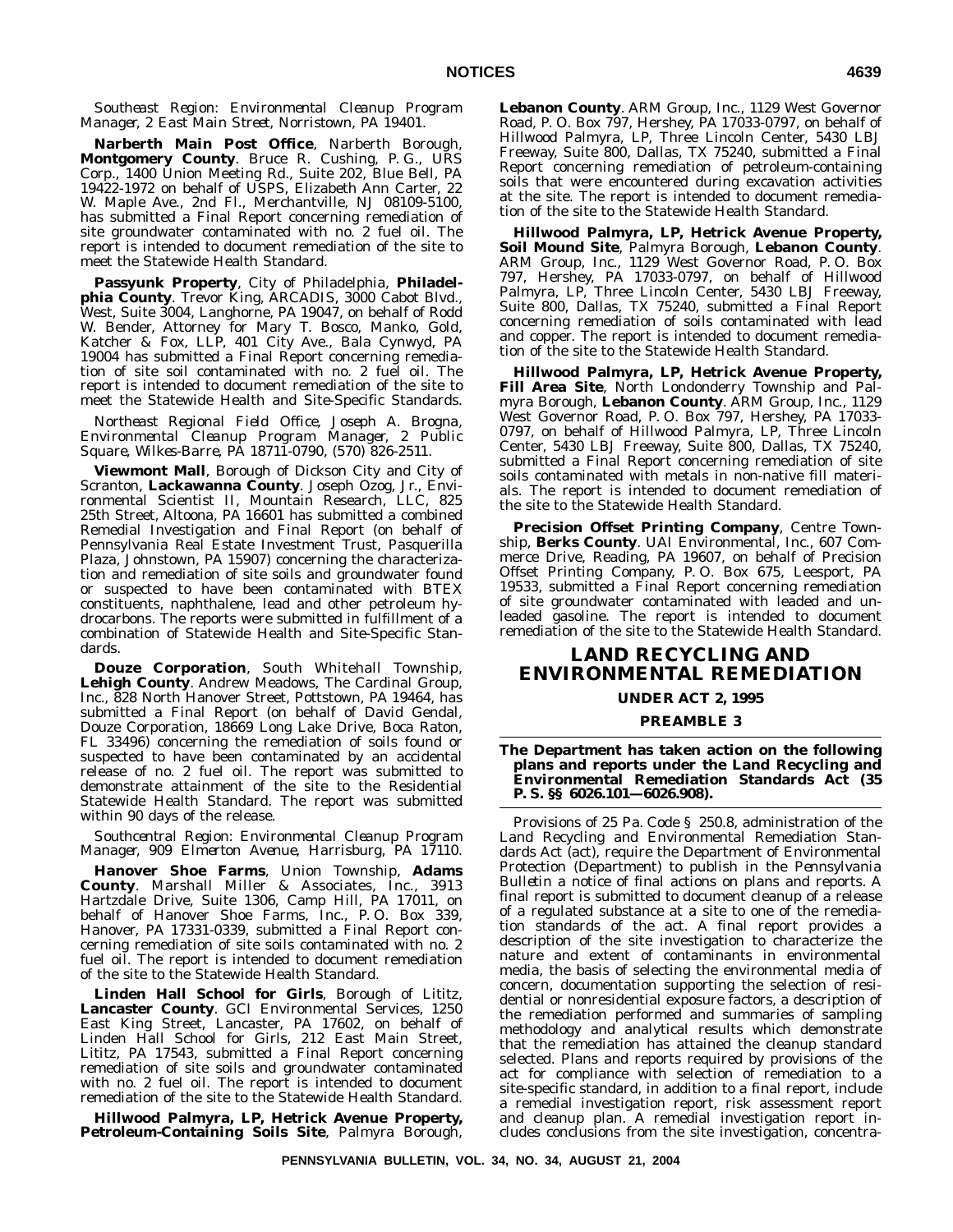*Southeast Region: Environmental Cleanup Program Manager, 2 East Main Street, Norristown, PA 19401.*

**Narberth Main Post Office**, Narberth Borough, **Montgomery County**. Bruce R. Cushing, P. G., URS Corp., 1400 Union Meeting Rd., Suite 202, Blue Bell, PA 19422-1972 on behalf of USPS, Elizabeth Ann Carter, 22 W. Maple Ave., 2nd Fl., Merchantville, NJ 08109-5100, has submitted a Final Report concerning remediation of site groundwater contaminated with no. 2 fuel oil. The report is intended to document remediation of the site to meet the Statewide Health Standard.

**Passyunk Property**, City of Philadelphia, **Philadelphia County**. Trevor King, ARCADIS, 3000 Cabot Blvd., West, Suite 3004, Langhorne, PA 19047, on behalf of Rodd W. Bender, Attorney for Mary T. Bosco, Manko, Gold, Katcher & Fox, LLP, 401 City Ave., Bala Cynwyd, PA 19004 has submitted a Final Report concerning remediation of site soil contaminated with no. 2 fuel oil. The report is intended to document remediation of the site to meet the Statewide Health and Site-Specific Standards.

*Northeast Regional Field Office, Joseph A. Brogna, Environmental Cleanup Program Manager, 2 Public Square, Wilkes-Barre, PA 18711-0790, (570) 826-2511.*

**Viewmont Mall**, Borough of Dickson City and City of Scranton, **Lackawanna County**. Joseph Ozog, Jr., Environmental Scientist II, Mountain Research, LLC, 825 25th Street, Altoona, PA 16601 has submitted a combined Remedial Investigation and Final Report (on behalf of Pennsylvania Real Estate Investment Trust, Pasquerilla Plaza, Johnstown, PA 15907) concerning the characterization and remediation of site soils and groundwater found or suspected to have been contaminated with BTEX constituents, naphthalene, lead and other petroleum hydrocarbons. The reports were submitted in fulfillment of a combination of Statewide Health and Site-Specific Standards.

**Douze Corporation**, South Whitehall Township, **Lehigh County**. Andrew Meadows, The Cardinal Group, Inc., 828 North Hanover Street, Pottstown, PA 19464, has submitted a Final Report (on behalf of David Gendal, Douze Corporation, 18669 Long Lake Drive, Boca Raton, FL 33496) concerning the remediation of soils found or suspected to have been contaminated by an accidental release of no. 2 fuel oil. The report was submitted to demonstrate attainment of the site to the Residential Statewide Health Standard. The report was submitted within 90 days of the release.

*Southcentral Region: Environmental Cleanup Program Manager, 909 Elmerton Avenue, Harrisburg, PA 17110.*

**Hanover Shoe Farms**, Union Township, **Adams County**. Marshall Miller & Associates, Inc., 3913 Hartzdale Drive, Suite 1306, Camp Hill, PA 17011, on behalf of Hanover Shoe Farms, Inc., P. O. Box 339, Hanover, PA 17331-0339, submitted a Final Report concerning remediation of site soils contaminated with no. 2 fuel oil. The report is intended to document remediation of the site to the Statewide Health Standard.

**Linden Hall School for Girls**, Borough of Lititz, **Lancaster County**. GCI Environmental Services, 1250 East King Street, Lancaster, PA 17602, on behalf of Linden Hall School for Girls, 212 East Main Street, Lititz, PA 17543, submitted a Final Report concerning remediation of site soils and groundwater contaminated with no. 2 fuel oil. The report is intended to document remediation of the site to the Statewide Health Standard.

**Hillwood Palmyra, LP, Hetrick Avenue Property, Petroleum-Containing Soils Site**, Palmyra Borough, **Lebanon County**. ARM Group, Inc., 1129 West Governor Road, P. O. Box 797, Hershey, PA 17033-0797, on behalf of Hillwood Palmyra, LP, Three Lincoln Center, 5430 LBJ Freeway, Suite 800, Dallas, TX 75240, submitted a Final Report concerning remediation of petroleum-containing soils that were encountered during excavation activities at the site. The report is intended to document remediation of the site to the Statewide Health Standard.

**Hillwood Palmyra, LP, Hetrick Avenue Property, Soil Mound Site**, Palmyra Borough, **Lebanon County**. ARM Group, Inc., 1129 West Governor Road, P. O. Box 797, Hershey, PA 17033-0797, on behalf of Hillwood Palmyra, LP, Three Lincoln Center, 5430 LBJ Freeway, Suite 800, Dallas, TX 75240, submitted a Final Report concerning remediation of soils contaminated with lead and copper. The report is intended to document remediation of the site to the Statewide Health Standard.

**Hillwood Palmyra, LP, Hetrick Avenue Property, Fill Area Site**, North Londonderry Township and Palmyra Borough, **Lebanon County**. ARM Group, Inc., 1129 West Governor Road, P. O. Box 797, Hershey, PA 17033-0797, on behalf of Hillwood Palmyra, LP, Three Lincoln Center, 5430 LBJ Freeway, Suite 800, Dallas, TX 75240, submitted a Final Report concerning remediation of site soils contaminated with metals in non-native fill materials. The report is intended to document remediation of the site to the Statewide Health Standard.

**Precision Offset Printing Company**, Centre Township, **Berks County**. UAI Environmental, Inc., 607 Commerce Drive, Reading, PA 19607, on behalf of Precision Offset Printing Company, P. O. Box 675, Leesport, PA 19533, submitted a Final Report concerning remediation of site groundwater contaminated with leaded and unleaded gasoline. The report is intended to document remediation of the site to the Statewide Health Standard.

## LAND RECYCLING AND ENVIRONMENTAL REMEDIATION

### UNDER ACT 2, 1995

### PREAMBLE 3

**The Department has taken action on the following plans and reports under the Land Recycling and Environmental Remediation Standards Act (35 P. S. §§ 6026.101—6026.908).**

Provisions of 25 Pa. Code § 250.8, administration of the Land Recycling and Environmental Remediation Standards Act (act), require the Department of Environmental Protection (Department) to publish in the *Pennsylvania Bulletin* a notice of final actions on plans and reports. A final report is submitted to document cleanup of a release of a regulated substance at a site to one of the remediation standards of the act. A final report provides a description of the site investigation to characterize the nature and extent of contaminants in environmental media, the basis of selecting the environmental media of concern, documentation supporting the selection of residential or nonresidential exposure factors, a description of the remediation performed and summaries of sampling methodology and analytical results which demonstrate that the remediation has attained the cleanup standard selected. Plans and reports required by provisions of the act for compliance with selection of remediation to a site-specific standard, in addition to a final report, include a remedial investigation report, risk assessment report and cleanup plan. A remedial investigation report includes conclusions from the site investigation, concentra-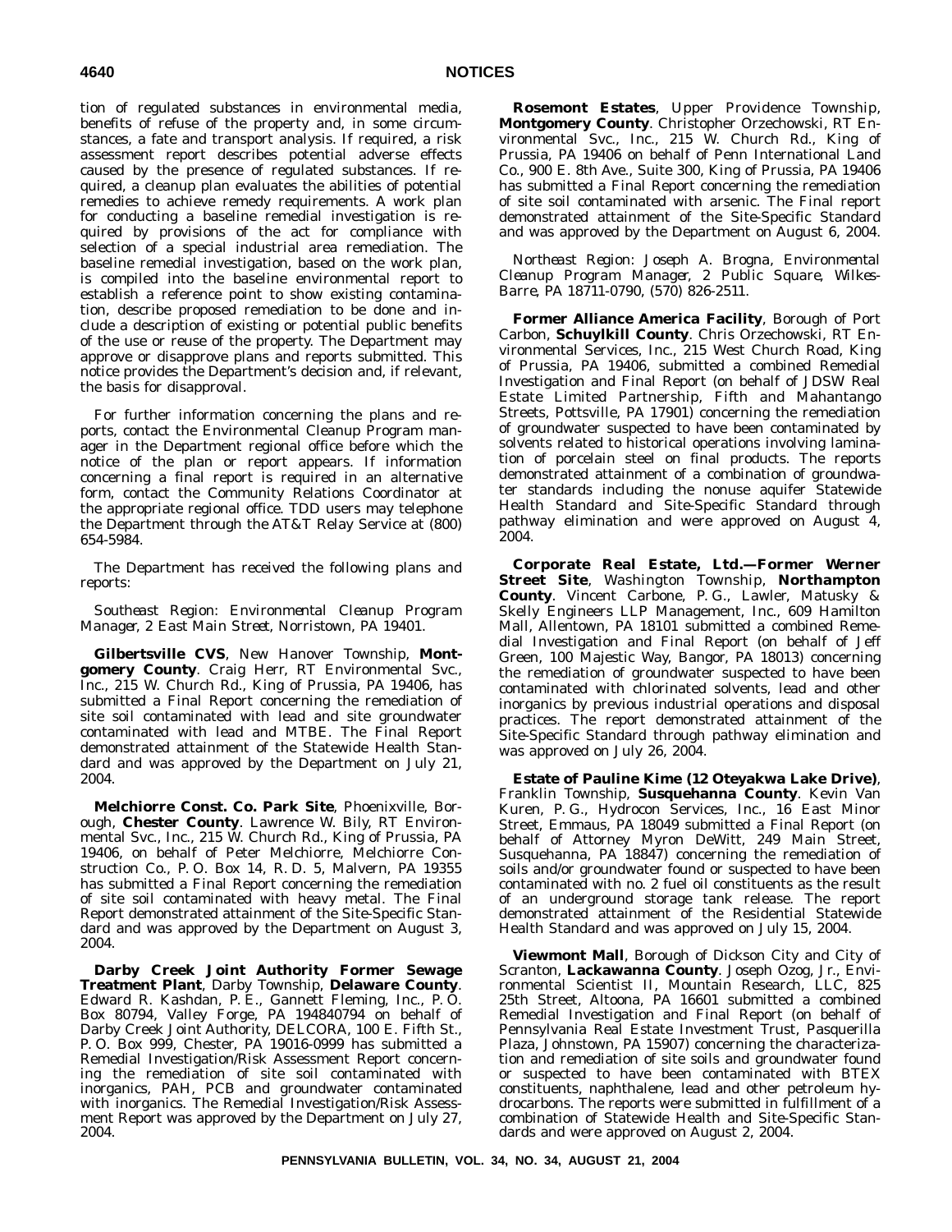tion of regulated substances in environmental media, benefits of refuse of the property and, in some circumstances, a fate and transport analysis. If required, a risk assessment report describes potential adverse effects caused by the presence of regulated substances. If required, a cleanup plan evaluates the abilities of potential remedies to achieve remedy requirements. A work plan for conducting a baseline remedial investigation is required by provisions of the act for compliance with selection of a special industrial area remediation. The baseline remedial investigation, based on the work plan, is compiled into the baseline environmental report to establish a reference point to show existing contamination, describe proposed remediation to be done and include a description of existing or potential public benefits of the use or reuse of the property. The Department may approve or disapprove plans and reports submitted. This notice provides the Department's decision and, if relevant, the basis for disapproval.

For further information concerning the plans and reports, contact the Environmental Cleanup Program manager in the Department regional office before which the notice of the plan or report appears. If information concerning a final report is required in an alternative form, contact the Community Relations Coordinator at the appropriate regional office. TDD users may telephone the Department through the AT&T Relay Service at (800) 654-5984.

The Department has received the following plans and reports:

*Southeast Region: Environmental Cleanup Program Manager, 2 East Main Street, Norristown, PA 19401.*

**Gilbertsville CVS**, New Hanover Township, **Montgomery County**. Craig Herr, RT Environmental Svc., Inc., 215 W. Church Rd., King of Prussia, PA 19406, has submitted a Final Report concerning the remediation of site soil contaminated with lead and site groundwater contaminated with lead and MTBE. The Final Report demonstrated attainment of the Statewide Health Standard and was approved by the Department on July 21, 2004.

**Melchiorre Const. Co. Park Site**, Phoenixville, Borough, **Chester County**. Lawrence W. Bily, RT Environmental Svc., Inc., 215 W. Church Rd., King of Prussia, PA 19406, on behalf of Peter Melchiorre, Melchiorre Construction Co., P. O. Box 14, R. D. 5, Malvern, PA 19355 has submitted a Final Report concerning the remediation of site soil contaminated with heavy metal. The Final Report demonstrated attainment of the Site-Specific Standard and was approved by the Department on August 3, 2004.

**Darby Creek Joint Authority Former Sewage Treatment Plant**, Darby Township, **Delaware County**. Edward R. Kashdan, P. E., Gannett Fleming, Inc., P. O. Box 80794, Valley Forge, PA 194840794 on behalf of Darby Creek Joint Authority, DELCORA, 100 E. Fifth St., P. O. Box 999, Chester, PA 19016-0999 has submitted a Remedial Investigation/Risk Assessment Report concerning the remediation of site soil contaminated with inorganics, PAH, PCB and groundwater contaminated with inorganics. The Remedial Investigation/Risk Assessment Report was approved by the Department on July 27, 2004.

**Rosemont Estates**, Upper Providence Township, **Montgomery County**. Christopher Orzechowski, RT Environmental Svc., Inc., 215 W. Church Rd., King of Prussia, PA 19406 on behalf of Penn International Land Co., 900 E. 8th Ave., Suite 300, King of Prussia, PA 19406 has submitted a Final Report concerning the remediation of site soil contaminated with arsenic. The Final report demonstrated attainment of the Site-Specific Standard and was approved by the Department on August 6, 2004.

*Northeast Region: Joseph A. Brogna, Environmental Cleanup Program Manager, 2 Public Square, Wilkes-Barre, PA 18711-0790, (570) 826-2511.*

**Former Alliance America Facility**, Borough of Port Carbon, **Schuylkill County**. Chris Orzechowski, RT Environmental Services, Inc., 215 West Church Road, King of Prussia, PA 19406, submitted a combined Remedial Investigation and Final Report (on behalf of JDSW Real Estate Limited Partnership, Fifth and Mahantango Streets, Pottsville, PA 17901) concerning the remediation of groundwater suspected to have been contaminated by solvents related to historical operations involving lamination of porcelain steel on final products. The reports demonstrated attainment of a combination of groundwater standards including the nonuse aquifer Statewide Health Standard and Site-Specific Standard through pathway elimination and were approved on August 4, 2004.

**Corporate Real Estate, Ltd.—Former Werner Street Site**, Washington Township, **Northampton County**. Vincent Carbone, P. G., Lawler, Matusky & Skelly Engineers LLP Management, Inc., 609 Hamilton Mall, Allentown, PA 18101 submitted a combined Remedial Investigation and Final Report (on behalf of Jeff Green, 100 Majestic Way, Bangor, PA 18013) concerning the remediation of groundwater suspected to have been contaminated with chlorinated solvents, lead and other inorganics by previous industrial operations and disposal practices. The report demonstrated attainment of the Site-Specific Standard through pathway elimination and was approved on July 26, 2004.

**Estate of Pauline Kime (12 Oteyakwa Lake Drive)**, Franklin Township, **Susquehanna County**. Kevin Van Kuren, P. G., Hydrocon Services, Inc., 16 East Minor Street, Emmaus, PA 18049 submitted a Final Report (on behalf of Attorney Myron DeWitt, 249 Main Street, Susquehanna, PA 18847) concerning the remediation of soils and/or groundwater found or suspected to have been contaminated with no. 2 fuel oil constituents as the result of an underground storage tank release. The report demonstrated attainment of the Residential Statewide Health Standard and was approved on July 15, 2004.

**Viewmont Mall**, Borough of Dickson City and City of Scranton, **Lackawanna County**. Joseph Ozog, Jr., Environmental Scientist II, Mountain Research, LLC, 825 25th Street, Altoona, PA 16601 submitted a combined Remedial Investigation and Final Report (on behalf of Pennsylvania Real Estate Investment Trust, Pasquerilla Plaza, Johnstown, PA 15907) concerning the characterization and remediation of site soils and groundwater found or suspected to have been contaminated with BTEX constituents, naphthalene, lead and other petroleum hydrocarbons. The reports were submitted in fulfillment of a combination of Statewide Health and Site-Specific Standards and were approved on August 2, 2004.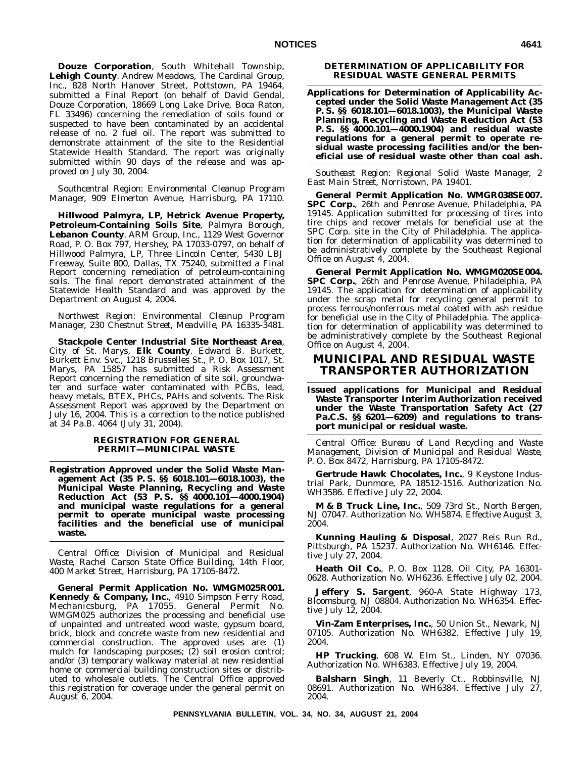**Douze Corporation**, South Whitehall Township, **Lehigh County**. Andrew Meadows, The Cardinal Group, Inc., 828 North Hanover Street, Pottstown, PA 19464, submitted a Final Report (on behalf of David Gendal, Douze Corporation, 18669 Long Lake Drive, Boca Raton, FL 33496) concerning the remediation of soils found or suspected to have been contaminated by an accidental release of no. 2 fuel oil. The report was submitted to demonstrate attainment of the site to the Residential Statewide Health Standard. The report was originally submitted within 90 days of the release and was approved on July 30, 2004.

*Southcentral Region: Environmental Cleanup Program Manager, 909 Elmerton Avenue, Harrisburg, PA 17110.*

**Hillwood Palmyra, LP, Hetrick Avenue Property, Petroleum-Containing Soils Site**, Palmyra Borough, **Lebanon County**. ARM Group, Inc., 1129 West Governor Road, P. O. Box 797, Hershey, PA 17033-0797, on behalf of Hillwood Palmyra, LP, Three Lincoln Center, 5430 LBJ Freeway, Suite 800, Dallas, TX 75240, submitted a Final Report concerning remediation of petroleum-containing soils. The final report demonstrated attainment of the Statewide Health Standard and was approved by the Department on August 4, 2004.

*Northwest Region: Environmental Cleanup Program Manager, 230 Chestnut Street, Meadville, PA 16335-3481.*

**Stackpole Center Industrial Site Northeast Area**, City of St. Marys, **Elk County**. Edward B. Burkett, Burkett Env. Svc., 1218 Brusselles St., P. O. Box 1017, St. Marys, PA 15857 has submitted a Risk Assessment Report concerning the remediation of site soil, groundwater and surface water contaminated with PCBs, lead, heavy metals, BTEX, PHCs, PAHs and solvents. The Risk Assessment Report was approved by the Department on July 16, 2004. This is a correction to the notice published at 34 Pa.B. 4064 (July 31, 2004).

### REGISTRATION FOR GENERAL PERMIT—MUNICIPAL WASTE

**Registration Approved under the Solid Waste Management Act (35 P. S. §§ 6018.101—6018.1003), the Municipal Waste Planning, Recycling and Waste Reduction Act (53 P. S. §§ 4000.101—4000.1904) and municipal waste regulations for a general permit to operate municipal waste processing facilities and the beneficial use of municipal waste.**

*Central Office: Division of Municipal and Residual Waste, Rachel Carson State Office Building, 14th Floor, 400 Market Street, Harrisburg, PA 17105-8472.*

**General Permit Application No. WMGM025R001. Kennedy & Company, Inc.**, 4910 Simpson Ferry Road, Mechanicsburg, PA 17055. General Permit No. WMGM025 authorizes the processing and beneficial use of unpainted and untreated wood waste, gypsum board, brick, block and concrete waste from new residential and commercial construction. The approved uses are: (1) mulch for landscaping purposes; (2) soil erosion control; and/or (3) temporary walkway material at new residential home or commercial building construction sites or distributed to wholesale outlets. The Central Office approved this registration for coverage under the general permit on August 6, 2004.

### DETERMINATION OF APPLICABILITY FOR RESIDUAL WASTE GENERAL PERMITS

**Applications for Determination of Applicability Accepted under the Solid Waste Management Act (35 P. S. §§ 6018.101—6018.1003), the Municipal Waste Planning, Recycling and Waste Reduction Act (53 P. S. §§ 4000.101—4000.1904) and residual waste regulations for a general permit to operate residual waste processing facilities and/or the beneficial use of residual waste other than coal ash.**

*Southeast Region: Regional Solid Waste Manager, 2 East Main Street, Norristown, PA 19401.*

**General Permit Application No. WMGR038SE007. SPC Corp.**, 26th and Penrose Avenue, Philadelphia, PA 19145. Application submitted for processing of tires into tire chips and recover metals for beneficial use at the SPC Corp. site in the City of Philadelphia. The application for determination of applicability was determined to be administratively complete by the Southeast Regional Office on August 4, 2004.

**General Permit Application No. WMGM020SE004. SPC Corp.**, 26th and Penrose Avenue, Philadelphia, PA 19145. The application for determination of applicability under the scrap metal for recycling general permit to process ferrous/nonferrous metal coated with ash residue for beneficial use in the City of Philadelphia. The application for determination of applicability was determined to be administratively complete by the Southeast Regional Office on August 4, 2004.

## MUNICIPAL AND RESIDUAL WASTE TRANSPORTER AUTHORIZATION

**Issued applications for Municipal and Residual Waste Transporter Interim Authorization received under the Waste Transportation Safety Act (27 Pa.C.S. §§ 6201—6209) and regulations to transport municipal or residual waste.**

*Central Office: Bureau of Land Recycling and Waste Management, Division of Municipal and Residual Waste, P. O. Box 8472, Harrisburg, PA 17105-8472.*

**Gertrude Hawk Chocolates, Inc.**, 9 Keystone Industrial Park, Dunmore, PA 18512-1516. Authorization No. WH3586. Effective July 22, 2004.

**M & B Truck Line, Inc.**, 509 73rd St., North Bergen, NJ 07047. Authorization No. WH5874. Effective August 3, 2004.

**Kunning Hauling & Disposal**, 2027 Reis Run Rd., Pittsburgh, PA 15237. Authorization No. WH6146. Effective July 27, 2004.

**Heath Oil Co.**, P. O. Box 1128, Oil City, PA 16301-0628. Authorization No. WH6236. Effective July 02, 2004.

**Jeffery S. Sargent**, 960-A State Highway 173, Bloomsburg, NJ 08804. Authorization No. WH6354. Effective July 12, 2004.

**Vin-Zam Enterprises, Inc.**, 50 Union St., Newark, NJ 07105. Authorization No. WH6382. Effective July 19, 2004.

**HP Trucking**, 608 W. Elm St., Linden, NY 07036. Authorization No. WH6383. Effective July 19, 2004.

**Balsharn Singh**, 11 Beverly Ct., Robbinsville, NJ 08691. Authorization No. WH6384. Effective July 27, 2004.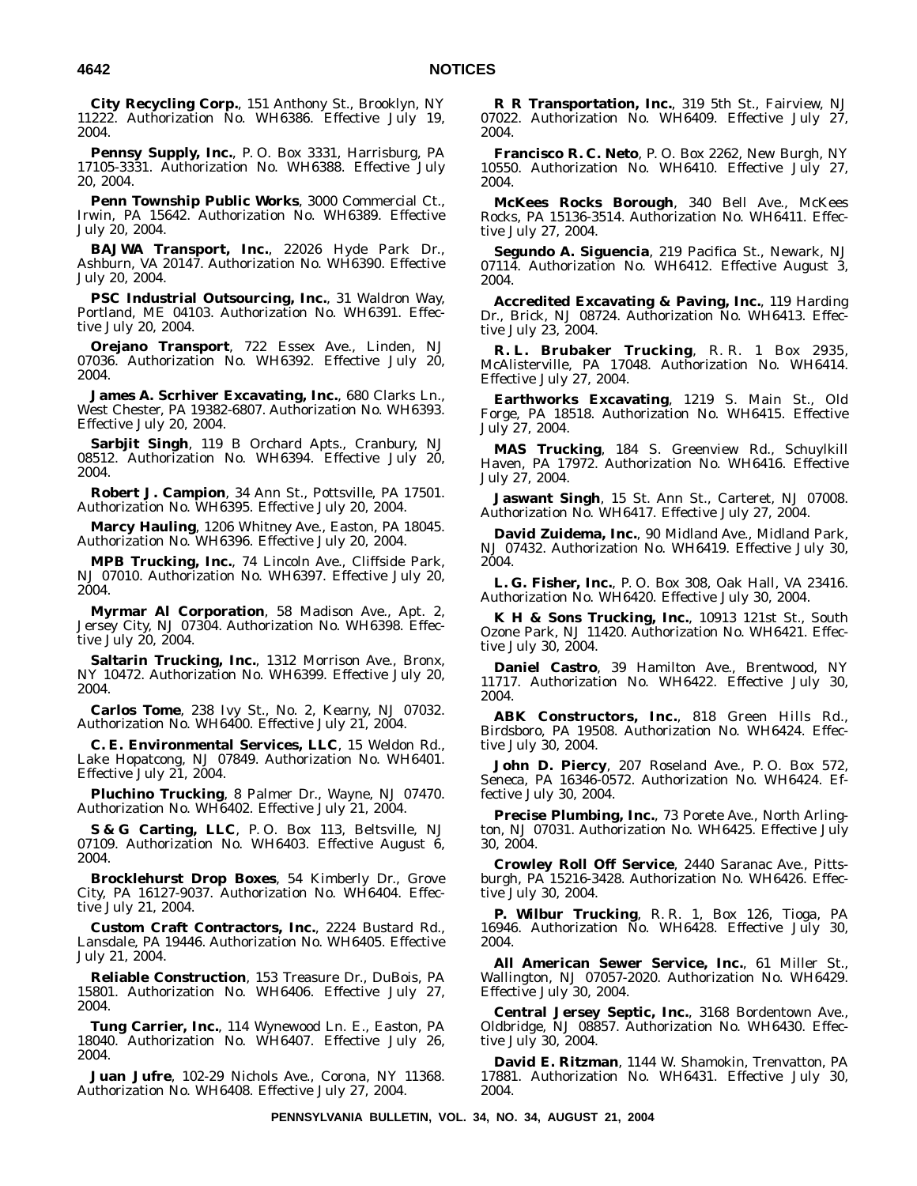**City Recycling Corp.**, 151 Anthony St., Brooklyn, NY 11222. Authorization No. WH6386. Effective July 19, 2004.

**Pennsy Supply, Inc.**, P. O. Box 3331, Harrisburg, PA 17105-3331. Authorization No. WH6388. Effective July 20, 2004.

**Penn Township Public Works**, 3000 Commercial Ct., Irwin, PA 15642. Authorization No. WH6389. Effective July 20, 2004.

**BAJWA Transport, Inc.**, 22026 Hyde Park Dr., Ashburn, VA 20147. Authorization No. WH6390. Effective July 20, 2004.

**PSC Industrial Outsourcing, Inc.**, 31 Waldron Way, Portland, ME 04103. Authorization No. WH6391. Effective July 20, 2004.

**Orejano Transport**, 722 Essex Ave., Linden, NJ 07036. Authorization No. WH6392. Effective July 20, 2004.

**James A. Scrhiver Excavating, Inc.**, 680 Clarks Ln., West Chester, PA 19382-6807. Authorization No. WH6393. Effective July 20, 2004.

**Sarbjit Singh**, 119 B Orchard Apts., Cranbury, NJ 08512. Authorization No. WH6394. Effective July 20, 2004.

**Robert J. Campion**, 34 Ann St., Pottsville, PA 17501. Authorization No. WH6395. Effective July 20, 2004.

**Marcy Hauling**, 1206 Whitney Ave., Easton, PA 18045. Authorization No. WH6396. Effective July 20, 2004.

**MPB Trucking, Inc.**, 74 Lincoln Ave., Cliffside Park, NJ 07010. Authorization No. WH6397. Effective July 20, 2004.

**Myrmar Al Corporation**, 58 Madison Ave., Apt. 2, Jersey City, NJ 07304. Authorization No. WH6398. Effective July 20, 2004.

**Saltarin Trucking, Inc.**, 1312 Morrison Ave., Bronx, NY 10472. Authorization No. WH6399. Effective July 20, 2004.

**Carlos Tome**, 238 Ivy St., No. 2, Kearny, NJ 07032. Authorization No. WH6400. Effective July 21, 2004.

**C. E. Environmental Services, LLC**, 15 Weldon Rd., Lake Hopatcong, NJ 07849. Authorization No. WH6401. Effective July 21, 2004.

**Pluchino Trucking**, 8 Palmer Dr., Wayne, NJ 07470. Authorization No. WH6402. Effective July 21, 2004.

**S & G Carting, LLC**, P. O. Box 113, Beltsville, NJ 07109. Authorization No. WH6403. Effective August 6, 2004.

**Brocklehurst Drop Boxes**, 54 Kimberly Dr., Grove City, PA 16127-9037. Authorization No. WH6404. Effective July 21, 2004.

**Custom Craft Contractors, Inc.**, 2224 Bustard Rd., Lansdale, PA 19446. Authorization No. WH6405. Effective July 21, 2004.

**Reliable Construction**, 153 Treasure Dr., DuBois, PA 15801. Authorization No. WH6406. Effective July 27, 2004.

**Tung Carrier, Inc.**, 114 Wynewood Ln. E., Easton, PA 18040. Authorization No. WH6407. Effective July 26, 2004.

**Juan Jufre**, 102-29 Nichols Ave., Corona, NY 11368. Authorization No. WH6408. Effective July 27, 2004.

**R R Transportation, Inc.**, 319 5th St., Fairview, NJ 07022. Authorization No. WH6409. Effective July 27, 2004.

**Francisco R. C. Neto**, P. O. Box 2262, New Burgh, NY 10550. Authorization No. WH6410. Effective July 27, 2004.

**McKees Rocks Borough**, 340 Bell Ave., McKees Rocks, PA 15136-3514. Authorization No. WH6411. Effective July 27, 2004.

**Segundo A. Siguencia**, 219 Pacifica St., Newark, NJ 07114. Authorization No. WH6412. Effective August 3, 2004.

**Accredited Excavating & Paving, Inc.**, 119 Harding Dr., Brick, NJ 08724. Authorization No. WH6413. Effective July 23, 2004.

**R. L. Brubaker Trucking**, R. R. 1 Box 2935, McAlisterville, PA 17048. Authorization No. WH6414. Effective July 27, 2004.

**Earthworks Excavating**, 1219 S. Main St., Old Forge, PA 18518. Authorization No. WH6415. Effective July 27, 2004.

**MAS Trucking**, 184 S. Greenview Rd., Schuylkill Haven, PA 17972. Authorization No. WH6416. Effective July 27, 2004.

**Jaswant Singh**, 15 St. Ann St., Carteret, NJ 07008. Authorization No. WH6417. Effective July 27, 2004.

**David Zuidema, Inc.**, 90 Midland Ave., Midland Park, NJ 07432. Authorization No. WH6419. Effective July 30, 2004.

**L. G. Fisher, Inc.**, P. O. Box 308, Oak Hall, VA 23416. Authorization No. WH6420. Effective July 30, 2004.

**K H & Sons Trucking, Inc.**, 10913 121st St., South Ozone Park, NJ 11420. Authorization No. WH6421. Effective July 30, 2004.

**Daniel Castro**, 39 Hamilton Ave., Brentwood, NY 11717. Authorization No. WH6422. Effective July 30, 2004.

**ABK Constructors, Inc.**, 818 Green Hills Rd., Birdsboro, PA 19508. Authorization No. WH6424. Effective July 30, 2004.

**John D. Piercy**, 207 Roseland Ave., P. O. Box 572, Seneca, PA 16346-0572. Authorization No. WH6424. Effective July 30, 2004.

**Precise Plumbing, Inc.**, 73 Porete Ave., North Arlington, NJ 07031. Authorization No. WH6425. Effective July 30, 2004.

**Crowley Roll Off Service**, 2440 Saranac Ave., Pittsburgh, PA 15216-3428. Authorization No. WH6426. Effective July 30, 2004.

**P. Wilbur Trucking**, R. R. 1, Box 126, Tioga, PA 16946. Authorization No. WH6428. Effective July 30, 2004.

**All American Sewer Service, Inc.**, 61 Miller St., Wallington, NJ 07057-2020. Authorization No. WH6429. Effective July 30, 2004.

**Central Jersey Septic, Inc.**, 3168 Bordentown Ave., Oldbridge, NJ 08857. Authorization No. WH6430. Effective July 30, 2004.

**David E. Ritzman**, 1144 W. Shamokin, Trenvatton, PA 17881. Authorization No. WH6431. Effective July 30, 2004.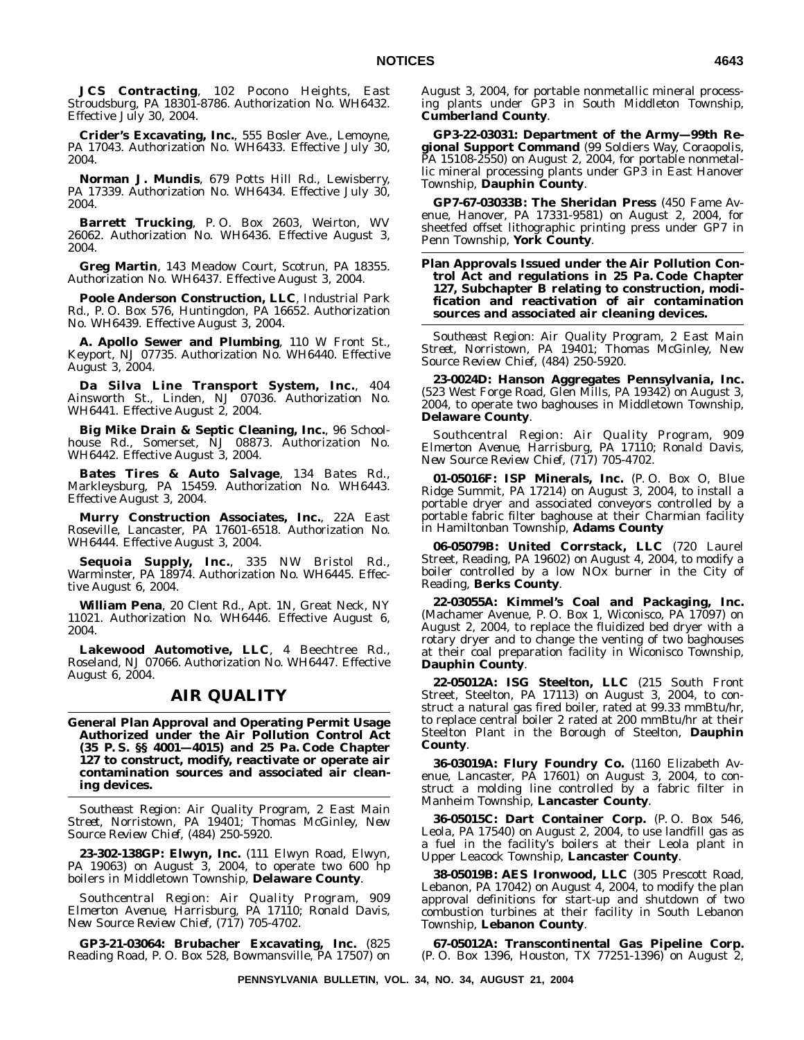**JCS Contracting**, 102 Pocono Heights, East Stroudsburg, PA 18301-8786. Authorization No. WH6432. Effective July 30, 2004.

**Crider's Excavating, Inc.**, 555 Bosler Ave., Lemoyne, PA 17043. Authorization No. WH6433. Effective July 30, 2004.

**Norman J. Mundis**, 679 Potts Hill Rd., Lewisberry, PA 17339. Authorization No. WH6434. Effective July 30, 2004.

**Barrett Trucking**, P. O. Box 2603, Weirton, WV 26062. Authorization No. WH6436. Effective August 3, 2004.

**Greg Martin**, 143 Meadow Court, Scotrun, PA 18355. Authorization No. WH6437. Effective August 3, 2004.

**Poole Anderson Construction, LLC**, Industrial Park Rd., P. O. Box 576, Huntingdon, PA 16652. Authorization No. WH6439. Effective August 3, 2004.

**A. Apollo Sewer and Plumbing**, 110 W Front St., Keyport, NJ 07735. Authorization No. WH6440. Effective August 3, 2004.

**Da Silva Line Transport System, Inc.**, 404 Ainsworth St., Linden, NJ 07036. Authorization No. WH6441. Effective August 2, 2004.

**Big Mike Drain & Septic Cleaning, Inc.**, 96 Schoolhouse Rd., Somerset, NJ 08873. Authorization No. WH6442. Effective August 3, 2004.

**Bates Tires & Auto Salvage**, 134 Bates Rd., Markleysburg, PA 15459. Authorization No. WH6443. Effective August 3, 2004.

**Murry Construction Associates, Inc.**, 22A East Roseville, Lancaster, PA 17601-6518. Authorization No. WH6444. Effective August 3, 2004.

**Sequoia Supply, Inc.**, 335 NW Bristol Rd., Warminster, PA 18974. Authorization No. WH6445. Effective August 6, 2004.

**William Pena**, 20 Clent Rd., Apt. 1N, Great Neck, NY 11021. Authorization No. WH6446. Effective August 6, 2004.

**Lakewood Automotive, LLC**, 4 Beechtree Rd., Roseland, NJ 07066. Authorization No. WH6447. Effective August 6, 2004.

## AIR QUALITY

**General Plan Approval and Operating Permit Usage Authorized under the Air Pollution Control Act (35 P. S. §§ 4001—4015) and 25 Pa. Code Chapter 127 to construct, modify, reactivate or operate air contamination sources and associated air cleaning devices.**

*Southeast Region: Air Quality Program, 2 East Main Street, Norristown, PA 19401; Thomas McGinley, New Source Review Chief, (484) 250-5920.*

**23-302-138GP: Elwyn, Inc.** (111 Elwyn Road, Elwyn, PA 19063) on August 3, 2004, to operate two 600 hp boilers in Middletown Township, **Delaware County**.

*Southcentral Region: Air Quality Program, 909 Elmerton Avenue, Harrisburg, PA 17110; Ronald Davis, New Source Review Chief, (717) 705-4702.*

**GP3-21-03064: Brubacher Excavating, Inc.** (825 Reading Road, P. O. Box 528, Bowmansville, PA 17507) on August 3, 2004, for portable nonmetallic mineral processing plants under GP3 in South Middleton Township, **Cumberland County**.

**GP3-22-03031: Department of the Army—99th Regional Support Command** (99 Soldiers Way, Coraopolis, PA 15108-2550) on August 2, 2004, for portable nonmetallic mineral processing plants under GP3 in East Hanover Township, **Dauphin County**.

**GP7-67-03033B: The Sheridan Press** (450 Fame Avenue, Hanover, PA 17331-9581) on August 2, 2004, for sheetfed offset lithographic printing press under GP7 in Penn Township, **York County**.

**Plan Approvals Issued under the Air Pollution Control Act and regulations in 25 Pa. Code Chapter 127, Subchapter B relating to construction, modification and reactivation of air contamination sources and associated air cleaning devices.**

*Southeast Region: Air Quality Program, 2 East Main Street, Norristown, PA 19401; Thomas McGinley, New Source Review Chief, (484) 250-5920.*

**23-0024D: Hanson Aggregates Pennsylvania, Inc.** (523 West Forge Road, Glen Mills, PA 19342) on August 3, 2004, to operate two baghouses in Middletown Township, **Delaware County**.

*Southcentral Region: Air Quality Program, 909 Elmerton Avenue, Harrisburg, PA 17110; Ronald Davis, New Source Review Chief, (717) 705-4702.*

**01-05016F: ISP Minerals, Inc.** (P. O. Box O, Blue Ridge Summit, PA 17214) on August 3, 2004, to install a portable dryer and associated conveyors controlled by a portable fabric filter baghouse at their Charmian facility in Hamiltonban Township, **Adams County**

**06-05079B: United Corrstack, LLC** (720 Laurel Street, Reading, PA 19602) on August 4, 2004, to modify a boiler controlled by a low NOx burner in the City of Reading, **Berks County**.

**22-03055A: Kimmel's Coal and Packaging, Inc.** (Machamer Avenue, P. O. Box 1, Wiconisco, PA 17097) on August 2, 2004, to replace the fluidized bed dryer with a rotary dryer and to change the venting of two baghouses at their coal preparation facility in Wiconisco Township, **Dauphin County**.

**22-05012A: ISG Steelton, LLC** (215 South Front Street, Steelton, PA 17113) on August 3, 2004, to construct a natural gas fired boiler, rated at 99.33 mmBtu/hr, to replace central boiler 2 rated at 200 mmBtu/hr at their Steelton Plant in the Borough of Steelton, **Dauphin County**.

**36-03019A: Flury Foundry Co.** (1160 Elizabeth Avenue, Lancaster, PA 17601) on August 3, 2004, to construct a molding line controlled by a fabric filter in Manheim Township, **Lancaster County**.

**36-05015C: Dart Container Corp.** (P. O. Box 546, Leola, PA 17540) on August 2, 2004, to use landfill gas as a fuel in the facility's boilers at their Leola plant in Upper Leacock Township, **Lancaster County**.

**38-05019B: AES Ironwood, LLC** (305 Prescott Road, Lebanon, PA 17042) on August 4, 2004, to modify the plan approval definitions for start-up and shutdown of two combustion turbines at their facility in South Lebanon Township, **Lebanon County**.

**67-05012A: Transcontinental Gas Pipeline Corp.** (P. O. Box 1396, Houston, TX 77251-1396) on August 2,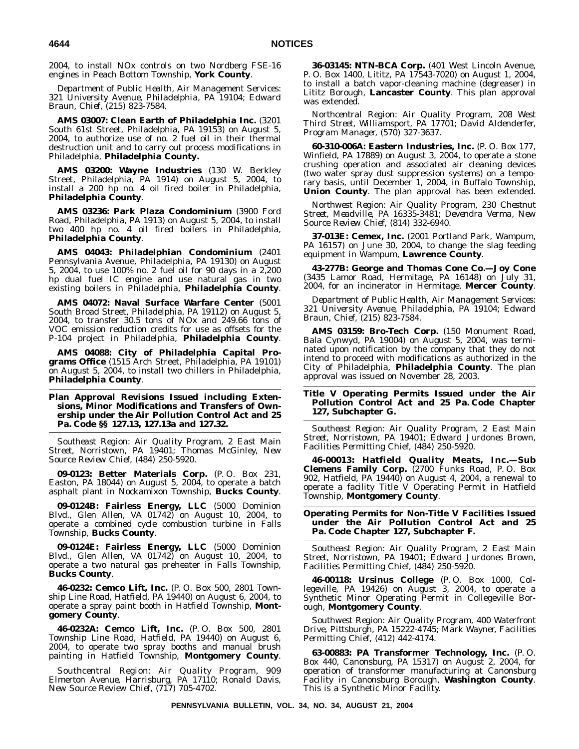2004, to install NOx controls on two Nordberg FSE-16 engines in Peach Bottom Township, **York County**.

*Department of Public Health, Air Management Services: 321 University Avenue, Philadelphia, PA 19104; Edward Braun, Chief, (215) 823-7584.*

**AMS 03007: Clean Earth of Philadelphia Inc.** (3201 South 61st Street, Philadelphia, PA 19153) on August 5, 2004, to authorize use of no. 2 fuel oil in their thermal destruction unit and to carry out process modifications in Philadelphia, **Philadelphia County.**

**AMS 03200: Wayne Industries** (130 W. Berkley Street, Philadelphia, PA 1914) on August 5, 2004, to install a 200 hp no. 4 oil fired boiler in Philadelphia, **Philadelphia County**.

**AMS 03236: Park Plaza Condominium** (3900 Ford Road, Philadelphia, PA 1913) on August 5, 2004, to install two 400 hp no. 4 oil fired boilers in Philadelphia, **Philadelphia County**.

**AMS 04043: Philadelphian Condominium** (2401 Pennsylvania Avenue, Philadelphia, PA 19130) on August 5, 2004, to use 100% no. 2 fuel oil for 90 days in a 2,200 hp dual fuel IC engine and use natural gas in two existing boilers in Philadelphia, **Philadelphia County**.

**AMS 04072: Naval Surface Warfare Center** (5001 South Broad Street, Philadelphia, PA 19112) on August 5, 2004, to transfer 30.5 tons of NOx and 249.66 tons of VOC emission reduction credits for use as offsets for the P-104 project in Philadelphia, **Philadelphia County**.

**AMS 04088: City of Philadelphia Capital Programs Office** (1515 Arch Street, Philadelphia, PA 19101) on August 5, 2004, to install two chillers in Philadelphia, **Philadelphia County**.

### Plan Approval Revisions Issued including Extensions, Minor Modifications and Transfers of Ownership under the Air Pollution Control Act and 25 Pa. Code §§ 127.13, 127.13a and 127.32.

*Southeast Region: Air Quality Program, 2 East Main Street, Norristown, PA 19401; Thomas McGinley, New Source Review Chief, (484) 250-5920.*

**09-0123: Better Materials Corp.** (P. O. Box 231, Easton, PA 18044) on August 5, 2004, to operate a batch asphalt plant in Nockamixon Township, **Bucks County**.

**09-0124B: Fairless Energy, LLC** (5000 Dominion Blvd., Glen Allen, VA 01742) on August 10, 2004, to operate a combined cycle combustion turbine in Falls Township, **Bucks County**.

**09-0124E: Fairless Energy, LLC** (5000 Dominion Blvd., Glen Allen, VA 01742) on August 10, 2004, to operate a two natural gas preheater in Falls Township, **Bucks County**.

**46-0232: Cemco Lift, Inc.** (P. O. Box 500, 2801 Township Line Road, Hatfield, PA 19440) on August 6, 2004, to operate a spray paint booth in Hatfield Township, **Montgomery County**.

**46-0232A: Cemco Lift, Inc.** (P. O. Box 500, 2801 Township Line Road, Hatfield, PA 19440) on August 6, 2004, to operate two spray booths and manual brush painting in Hatfield Township, **Montgomery County**.

*Southcentral Region: Air Quality Program, 909 Elmerton Avenue, Harrisburg, PA 17110; Ronald Davis, New Source Review Chief, (717) 705-4702.*

**36-03145: NTN-BCA Corp.** (401 West Lincoln Avenue, P. O. Box 1400, Lititz, PA 17543-7020) on August 1, 2004, to install a batch vapor-cleaning machine (degreaser) in Lititz Borough, **Lancaster County**. This plan approval was extended.

*Northcentral Region: Air Quality Program, 208 West Third Street, Williamsport, PA 17701; David Aldenderfer, Program Manager, (570) 327-3637.*

**60-310-006A: Eastern Industries, Inc.** (P. O. Box 177, Winfield, PA 17889) on August 3, 2004, to operate a stone crushing operation and associated air cleaning devices (two water spray dust suppression systems) on a temporary basis, until December 1, 2004, in Buffalo Township, **Union County**. The plan approval has been extended.

*Northwest Region: Air Quality Program, 230 Chestnut Street, Meadville, PA 16335-3481; Devendra Verma, New Source Review Chief, (814) 332-6940.*

**37-013E: Cemex, Inc.** (2001 Portland Park, Wampum, PA 16157) on June 30, 2004, to change the slag feeding equipment in Wampum, **Lawrence County**.

**43-277B: George and Thomas Cone Co.—Joy Cone** (3435 Lamor Road, Hermitage, PA 16148) on July 31, 2004, for an incinerator in Hermitage, **Mercer County**.

*Department of Public Health, Air Management Services: 321 University Avenue, Philadelphia, PA 19104; Edward Braun, Chief, (215) 823-7584.*

**AMS 03159: Bro-Tech Corp.** (150 Monument Road, Bala Cynwyd, PA 19004) on August 5, 2004, was terminated upon notification by the company that they do not intend to proceed with modifications as authorized in the City of Philadelphia, **Philadelphia County**. The plan approval was issued on November 28, 2003.

### Title V Operating Permits Issued under the Air Pollution Control Act and 25 Pa. Code Chapter 127, Subchapter G.

*Southeast Region: Air Quality Program, 2 East Main Street, Norristown, PA 19401; Edward Jurdones Brown, Facilities Permitting Chief, (484) 250-5920.*

**46-00013: Hatfield Quality Meats, Inc.—Sub Clemens Family Corp.** (2700 Funks Road, P. O. Box 902, Hatfield, PA 19440) on August 4, 2004, a renewal to operate a facility Title V Operating Permit in Hatfield Township, **Montgomery County**.

### Operating Permits for Non-Title V Facilities Issued under the Air Pollution Control Act and 25 Pa. Code Chapter 127, Subchapter F.

*Southeast Region: Air Quality Program, 2 East Main Street, Norristown, PA 19401; Edward Jurdones Brown, Facilities Permitting Chief, (484) 250-5920.*

**46-00118: Ursinus College** (P. O. Box 1000, Collegeville, PA 19426) on August 3, 2004, to operate a Synthetic Minor Operating Permit in Collegeville Borough, **Montgomery County**.

*Southwest Region: Air Quality Program, 400 Waterfront Drive, Pittsburgh, PA 15222-4745; Mark Wayner, Facilities Permitting Chief, (412) 442-4174.*

**63-00883: PA Transformer Technology, Inc.** (P. O. Box 440, Canonsburg, PA 15317) on August 2, 2004, for operation of transformer manufacturing at Canonsburg Facility in Canonsburg Borough, **Washington County**. This is a Synthetic Minor Facility.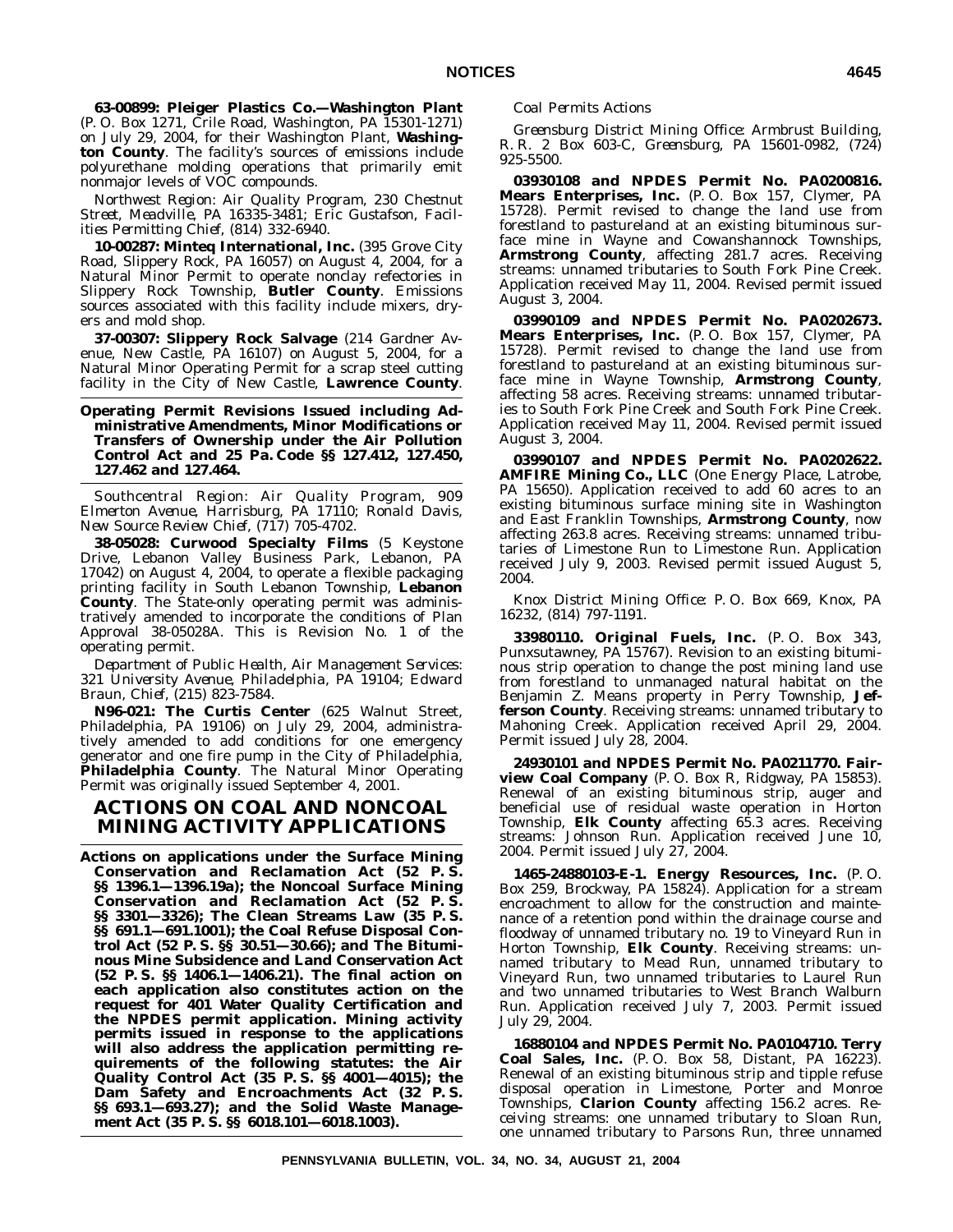**63-00899: Pleiger Plastics Co.—Washington Plant** (P. O. Box 1271, Crile Road, Washington, PA 15301-1271) on July 29, 2004, for their Washington Plant, **Washington County**. The facility's sources of emissions include polyurethane molding operations that primarily emit nonmajor levels of VOC compounds.

*Northwest Region: Air Quality Program, 230 Chestnut Street, Meadville, PA 16335-3481; Eric Gustafson, Facilities Permitting Chief, (814) 332-6940.*

**10-00287: Minteq International, Inc.** (395 Grove City Road, Slippery Rock, PA 16057) on August 4, 2004, for a Natural Minor Permit to operate nonclay refectories in Slippery Rock Township, **Butler County**. Emissions sources associated with this facility include mixers, dryers and mold shop.

**37-00307: Slippery Rock Salvage** (214 Gardner Avenue, New Castle, PA 16107) on August 5, 2004, for a Natural Minor Operating Permit for a scrap steel cutting facility in the City of New Castle, **Lawrence County**.

**Operating Permit Revisions Issued including Administrative Amendments, Minor Modifications or Transfers of Ownership under the Air Pollution Control Act and 25 Pa. Code §§ 127.412, 127.450, 127.462 and 127.464.**

*Southcentral Region: Air Quality Program, 909 Elmerton Avenue, Harrisburg, PA 17110; Ronald Davis, New Source Review Chief, (717) 705-4702.*

**38-05028: Curwood Specialty Films** (5 Keystone Drive, Lebanon Valley Business Park, Lebanon, PA 17042) on August 4, 2004, to operate a flexible packaging printing facility in South Lebanon Township, **Lebanon County**. The State-only operating permit was administratively amended to incorporate the conditions of Plan Approval 38-05028A. This is Revision No. 1 of the operating permit.

*Department of Public Health, Air Management Services: 321 University Avenue, Philadelphia, PA 19104; Edward Braun, Chief, (215) 823-7584.*

**N96-021: The Curtis Center** (625 Walnut Street, Philadelphia, PA 19106) on July 29, 2004, administratively amended to add conditions for one emergency generator and one fire pump in the City of Philadelphia, **Philadelphia County**. The Natural Minor Operating Permit was originally issued September 4, 2001.

# ACTIONS ON COAL AND NONCOAL MINING ACTIVITY APPLICATIONS

**Actions on applications under the Surface Mining Conservation and Reclamation Act (52 P. S. §§ 1396.1—1396.19a); the Noncoal Surface Mining Conservation and Reclamation Act (52 P. S. §§ 3301—3326); The Clean Streams Law (35 P. S. §§ 691.1—691.1001); the Coal Refuse Disposal Control Act (52 P. S. §§ 30.51—30.66); and The Bituminous Mine Subsidence and Land Conservation Act (52 P. S. §§ 1406.1—1406.21). The final action on each application also constitutes action on the request for 401 Water Quality Certification and the NPDES permit application. Mining activity permits issued in response to the applications will also address the application permitting requirements of the following statutes: the Air Quality Control Act (35 P. S. §§ 4001—4015); the Dam Safety and Encroachments Act (32 P. S. §§ 693.1—693.27); and the Solid Waste Management Act (35 P. S. §§ 6018.101—6018.1003).**

*Coal Permits Actions*

*Greensburg District Mining Office: Armbrust Building, R. R. 2 Box 603-C, Greensburg, PA 15601-0982, (724) 925-5500.*

**03930108 and NPDES Permit No. PA0200816. Mears Enterprises, Inc.** (P. O. Box 157, Clymer, PA 15728). Permit revised to change the land use from forestland to pastureland at an existing bituminous surface mine in Wayne and Cowanshannock Townships, **Armstrong County**, affecting 281.7 acres. Receiving streams: unnamed tributaries to South Fork Pine Creek. Application received May 11, 2004. Revised permit issued August 3, 2004.

**03990109 and NPDES Permit No. PA0202673. Mears Enterprises, Inc.** (P. O. Box 157, Clymer, PA 15728). Permit revised to change the land use from forestland to pastureland at an existing bituminous surface mine in Wayne Township, **Armstrong County**, affecting 58 acres. Receiving streams: unnamed tributaries to South Fork Pine Creek and South Fork Pine Creek. Application received May 11, 2004. Revised permit issued August 3, 2004.

**03990107 and NPDES Permit No. PA0202622. AMFIRE Mining Co., LLC** (One Energy Place, Latrobe, PA 15650). Application received to add 60 acres to an existing bituminous surface mining site in Washington and East Franklin Townships, **Armstrong County**, now affecting 263.8 acres. Receiving streams: unnamed tributaries of Limestone Run to Limestone Run. Application received July 9, 2003. Revised permit issued August 5, 2004.

*Knox District Mining Office: P. O. Box 669, Knox, PA 16232, (814) 797-1191.*

**33980110. Original Fuels, Inc.** (P. O. Box 343, Punxsutawney, PA 15767). Revision to an existing bituminous strip operation to change the post mining land use from forestland to unmanaged natural habitat on the Benjamin Z. Means property in Perry Township, **Jefferson County**. Receiving streams: unnamed tributary to Mahoning Creek. Application received April 29, 2004. Permit issued July 28, 2004.

**24930101 and NPDES Permit No. PA0211770. Fairview Coal Company** (P. O. Box R, Ridgway, PA 15853). Renewal of an existing bituminous strip, auger and beneficial use of residual waste operation in Horton Township, **Elk County** affecting 65.3 acres. Receiving streams: Johnson Run. Application received June 10, 2004. Permit issued July 27, 2004.

**1465-24880103-E-1. Energy Resources, Inc.** (P. O. Box 259, Brockway, PA 15824). Application for a stream encroachment to allow for the construction and maintenance of a retention pond within the drainage course and floodway of unnamed tributary no. 19 to Vineyard Run in Horton Township, **Elk County**. Receiving streams: unnamed tributary to Mead Run, unnamed tributary to Vineyard Run, two unnamed tributaries to Laurel Run and two unnamed tributaries to West Branch Walburn Run. Application received July 7, 2003. Permit issued July 29, 2004.

**16880104 and NPDES Permit No. PA0104710. Terry Coal Sales, Inc.** (P. O. Box 58, Distant, PA 16223). Renewal of an existing bituminous strip and tipple refuse disposal operation in Limestone, Porter and Monroe Townships, **Clarion County** affecting 156.2 acres. Receiving streams: one unnamed tributary to Sloan Run, one unnamed tributary to Parsons Run, three unnamed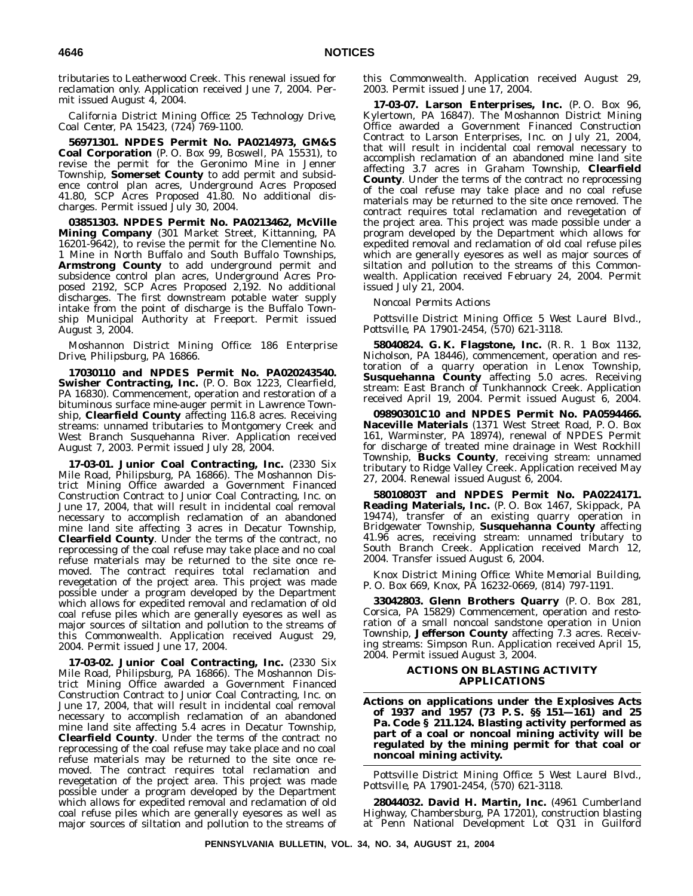tributaries to Leatherwood Creek. This renewal issued for reclamation only. Application received June 7, 2004. Permit issued August 4, 2004.

*California District Mining Office: 25 Technology Drive, Coal Center, PA 15423, (724) 769-1100.*

**56971301. NPDES Permit No. PA0214973, GM&S Coal Corporation** (P. O. Box 99, Boswell, PA 15531), to revise the permit for the Geronimo Mine in Jenner Township, **Somerset County** to add permit and subsidence control plan acres, Underground Acres Proposed 41.80, SCP Acres Proposed 41.80. No additional discharges. Permit issued July 30, 2004.

**03851303. NPDES Permit No. PA0213462, McVille Mining Company** (301 Market Street, Kittanning, PA 16201-9642), to revise the permit for the Clementine No. 1 Mine in North Buffalo and South Buffalo Townships, **Armstrong County** to add underground permit and subsidence control plan acres, Underground Acres Proposed 2192, SCP Acres Proposed 2,192. No additional discharges. The first downstream potable water supply intake from the point of discharge is the Buffalo Township Municipal Authority at Freeport. Permit issued August 3, 2004.

*Moshannon District Mining Office: 186 Enterprise Drive, Philipsburg, PA 16866.*

**17030110 and NPDES Permit No. PA020243540. Swisher Contracting, Inc.** (P. O. Box 1223, Clearfield, PA 16830). Commencement, operation and restoration of a bituminous surface mine-auger permit in Lawrence Township, **Clearfield County** affecting 116.8 acres. Receiving streams: unnamed tributaries to Montgomery Creek and West Branch Susquehanna River. Application received August 7, 2003. Permit issued July 28, 2004.

**17-03-01. Junior Coal Contracting, Inc.** (2330 Six Mile Road, Philipsburg, PA 16866). The Moshannon District Mining Office awarded a Government Financed Construction Contract to Junior Coal Contracting, Inc. on June 17, 2004, that will result in incidental coal removal necessary to accomplish reclamation of an abandoned mine land site affecting 3 acres in Decatur Township, **Clearfield County**. Under the terms of the contract, no reprocessing of the coal refuse may take place and no coal refuse materials may be returned to the site once removed. The contract requires total reclamation and revegetation of the project area. This project was made possible under a program developed by the Department which allows for expedited removal and reclamation of old coal refuse piles which are generally eyesores as well as major sources of siltation and pollution to the streams of this Commonwealth. Application received August 29, 2004. Permit issued June 17, 2004.

**17-03-02. Junior Coal Contracting, Inc.** (2330 Six Mile Road, Philipsburg, PA 16866). The Moshannon District Mining Office awarded a Government Financed Construction Contract to Junior Coal Contracting, Inc. on June 17, 2004, that will result in incidental coal removal necessary to accomplish reclamation of an abandoned mine land site affecting 5.4 acres in Decatur Township, **Clearfield County**. Under the terms of the contract no reprocessing of the coal refuse may take place and no coal refuse materials may be returned to the site once removed. The contract requires total reclamation and revegetation of the project area. This project was made possible under a program developed by the Department which allows for expedited removal and reclamation of old coal refuse piles which are generally eyesores as well as major sources of siltation and pollution to the streams of this Commonwealth. Application received August 29, 2003. Permit issued June 17, 2004.

**17-03-07. Larson Enterprises, Inc.** (P. O. Box 96, Kylertown, PA 16847). The Moshannon District Mining Office awarded a Government Financed Construction Contract to Larson Enterprises, Inc. on July 21, 2004, that will result in incidental coal removal necessary to accomplish reclamation of an abandoned mine land site affecting 3.7 acres in Graham Township, **Clearfield County**. Under the terms of the contract no reprocessing of the coal refuse may take place and no coal refuse materials may be returned to the site once removed. The contract requires total reclamation and revegetation of the project area. This project was made possible under a program developed by the Department which allows for expedited removal and reclamation of old coal refuse piles which are generally eyesores as well as major sources of siltation and pollution to the streams of this Commonwealth. Application received February 24, 2004. Permit issued July 21, 2004.

*Noncoal Permits Actions*

*Pottsville District Mining Office: 5 West Laurel Blvd., Pottsville, PA 17901-2454, (570) 621-3118.*

**58040824. G. K. Flagstone, Inc.** (R. R. 1 Box 1132, Nicholson, PA 18446), commencement, operation and restoration of a quarry operation in Lenox Township, **Susquehanna County** affecting 5.0 acres. Receiving stream: East Branch of Tunkhannock Creek. Application received April 19, 2004. Permit issued August 6, 2004.

**09890301C10 and NPDES Permit No. PA0594466. Naceville Materials** (1371 West Street Road, P. O. Box 161, Warminster, PA 18974), renewal of NPDES Permit for discharge of treated mine drainage in West Rockhill Township, **Bucks County**, receiving stream: unnamed tributary to Ridge Valley Creek. Application received May 27, 2004. Renewal issued August 6, 2004.

**58010803T and NPDES Permit No. PA0224171. Reading Materials, Inc.** (P. O. Box 1467, Skippack, PA 19474), transfer of an existing quarry operation in Bridgewater Township, **Susquehanna County** affecting 41.96 acres, receiving stream: unnamed tributary to South Branch Creek. Application received March 12, 2004. Transfer issued August 6, 2004.

*Knox District Mining Office: White Memorial Building, P. O. Box 669, Knox, PA 16232-0669, (814) 797-1191.*

**33042803. Glenn Brothers Quarry** (P. O. Box 281, Corsica, PA 15829) Commencement, operation and restoration of a small noncoal sandstone operation in Union Township, **Jefferson County** affecting 7.3 acres. Receiving streams: Simpson Run. Application received April 15, 2004. Permit issued August 3, 2004.

## ACTIONS ON BLASTING ACTIVITY APPLICATIONS

**Actions on applications under the Explosives Acts of 1937 and 1957 (73 P. S. §§ 151—161) and 25 Pa. Code § 211.124. Blasting activity performed as part of a coal or noncoal mining activity will be regulated by the mining permit for that coal or noncoal mining activity.**

*Pottsville District Mining Office: 5 West Laurel Blvd., Pottsville, PA 17901-2454, (570) 621-3118.*

**28044032. David H. Martin, Inc.** (4961 Cumberland Highway, Chambersburg, PA 17201), construction blasting at Penn National Development Lot Q31 in Guilford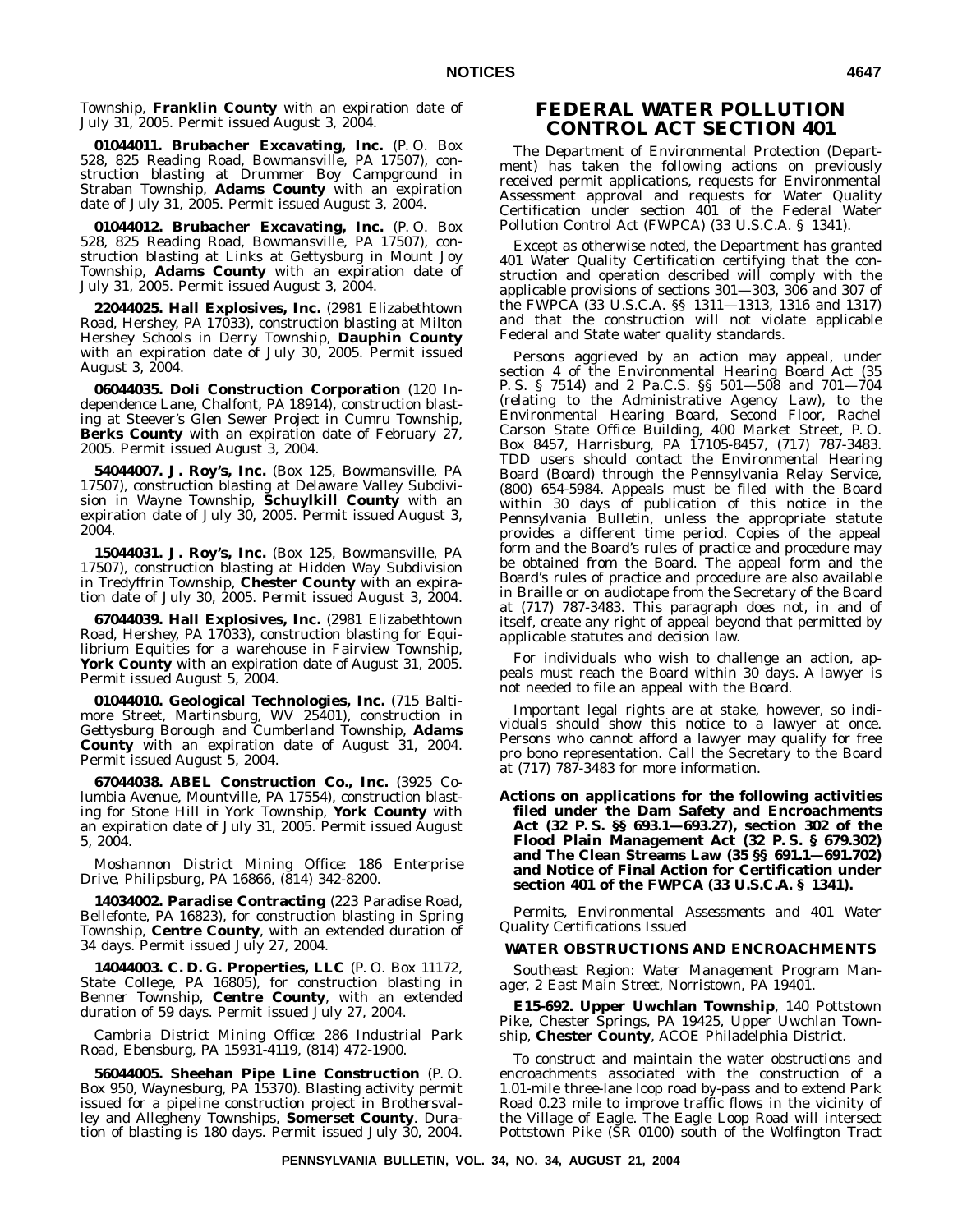Township, **Franklin County** with an expiration date of July 31, 2005. Permit issued August 3, 2004.

**01044011. Brubacher Excavating, Inc.** (P. O. Box 528, 825 Reading Road, Bowmansville, PA 17507), construction blasting at Drummer Boy Campground in Straban Township, **Adams County** with an expiration date of July 31, 2005. Permit issued August 3, 2004.

**01044012. Brubacher Excavating, Inc.** (P. O. Box 528, 825 Reading Road, Bowmansville, PA 17507), construction blasting at Links at Gettysburg in Mount Joy Township, **Adams County** with an expiration date of July 31, 2005. Permit issued August 3, 2004.

**22044025. Hall Explosives, Inc.** (2981 Elizabethtown Road, Hershey, PA 17033), construction blasting at Milton Hershey Schools in Derry Township, **Dauphin County** with an expiration date of July 30, 2005. Permit issued August 3, 2004.

**06044035. Doli Construction Corporation** (120 Independence Lane, Chalfont, PA 18914), construction blasting at Steever's Glen Sewer Project in Cumru Township, **Berks County** with an expiration date of February 27, 2005. Permit issued August 3, 2004.

**54044007. J. Roy's, Inc.** (Box 125, Bowmansville, PA 17507), construction blasting at Delaware Valley Subdivision in Wayne Township, **Schuylkill County** with an expiration date of July 30, 2005. Permit issued August 3, 2004.

**15044031. J. Roy's, Inc.** (Box 125, Bowmansville, PA 17507), construction blasting at Hidden Way Subdivision in Tredyffrin Township, **Chester County** with an expiration date of July 30, 2005. Permit issued August 3, 2004.

**67044039. Hall Explosives, Inc.** (2981 Elizabethtown Road, Hershey, PA 17033), construction blasting for Equilibrium Equities for a warehouse in Fairview Township, **York County** with an expiration date of August 31, 2005. Permit issued August 5, 2004.

**01044010. Geological Technologies, Inc.** (715 Baltimore Street, Martinsburg, WV 25401), construction in Gettysburg Borough and Cumberland Township, **Adams County** with an expiration date of August 31, 2004. Permit issued August 5, 2004.

**67044038. ABEL Construction Co., Inc.** (3925 Columbia Avenue, Mountville, PA 17554), construction blasting for Stone Hill in York Township, **York County** with an expiration date of July 31, 2005. Permit issued August 5, 2004.

*Moshannon District Mining Office: 186 Enterprise Drive, Philipsburg, PA 16866, (814) 342-8200.*

**14034002. Paradise Contracting** (223 Paradise Road, Bellefonte, PA 16823), for construction blasting in Spring Township, **Centre County**, with an extended duration of 34 days. Permit issued July 27, 2004.

**14044003. C. D. G. Properties, LLC** (P. O. Box 11172, State College, PA 16805), for construction blasting in Benner Township, **Centre County**, with an extended duration of 59 days. Permit issued July 27, 2004.

*Cambria District Mining Office: 286 Industrial Park Road, Ebensburg, PA 15931-4119, (814) 472-1900.*

**56044005. Sheehan Pipe Line Construction** (P. O. Box 950, Waynesburg, PA 15370). Blasting activity permit issued for a pipeline construction project in Brothersvalley and Allegheny Townships, **Somerset County**. Duration of blasting is 180 days. Permit issued July 30, 2004.

# FEDERAL WATER POLLUTION CONTROL ACT SECTION 401

The Department of Environmental Protection (Department) has taken the following actions on previously received permit applications, requests for Environmental Assessment approval and requests for Water Quality Certification under section 401 of the Federal Water Pollution Control Act (FWPCA) (33 U.S.C.A. § 1341).

Except as otherwise noted, the Department has granted 401 Water Quality Certification certifying that the construction and operation described will comply with the applicable provisions of sections 301—303, 306 and 307 of the FWPCA (33 U.S.C.A. §§ 1311—1313, 1316 and 1317) and that the construction will not violate applicable Federal and State water quality standards.

Persons aggrieved by an action may appeal, under section 4 of the Environmental Hearing Board Act (35 P. S. § 7514) and 2 Pa.C.S. §§ 501—508 and 701—704 (relating to the Administrative Agency Law), to the Environmental Hearing Board, Second Floor, Rachel Carson State Office Building, 400 Market Street, P. O. Box 8457, Harrisburg, PA 17105-8457, (717) 787-3483. TDD users should contact the Environmental Hearing Board (Board) through the Pennsylvania Relay Service, (800) 654-5984. Appeals must be filed with the Board within 30 days of publication of this notice in the *Pennsylvania Bulletin*, unless the appropriate statute provides a different time period. Copies of the appeal form and the Board's rules of practice and procedure may be obtained from the Board. The appeal form and the Board's rules of practice and procedure are also available in Braille or on audiotape from the Secretary of the Board at (717) 787-3483. This paragraph does not, in and of itself, create any right of appeal beyond that permitted by applicable statutes and decision law.

For individuals who wish to challenge an action, appeals must reach the Board within 30 days. A lawyer is not needed to file an appeal with the Board.

Important legal rights are at stake, however, so individuals should show this notice to a lawyer at once. Persons who cannot afford a lawyer may qualify for free pro bono representation. Call the Secretary to the Board at (717) 787-3483 for more information.

**Actions on applications for the following activities filed under the Dam Safety and Encroachments Act (32 P. S. §§ 693.1—693.27), section 302 of the Flood Plain Management Act (32 P. S. § 679.302) and The Clean Streams Law (35 §§ 691.1—691.702) and Notice of Final Action for Certification under section 401 of the FWPCA (33 U.S.C.A. § 1341).**

*Permits, Environmental Assessments and 401 Water Quality Certifications Issued*

### WATER OBSTRUCTIONS AND ENCROACHMENTS

*Southeast Region: Water Management Program Manager, 2 East Main Street, Norristown, PA 19401.*

**E15-692. Upper Uwchlan Township**, 140 Pottstown Pike, Chester Springs, PA 19425, Upper Uwchlan Township, **Chester County**, ACOE Philadelphia District.

To construct and maintain the water obstructions and encroachments associated with the construction of a 1.01-mile three-lane loop road by-pass and to extend Park Road 0.23 mile to improve traffic flows in the vicinity of the Village of Eagle. The Eagle Loop Road will intersect Pottstown Pike (SR 0100) south of the Wolfington Tract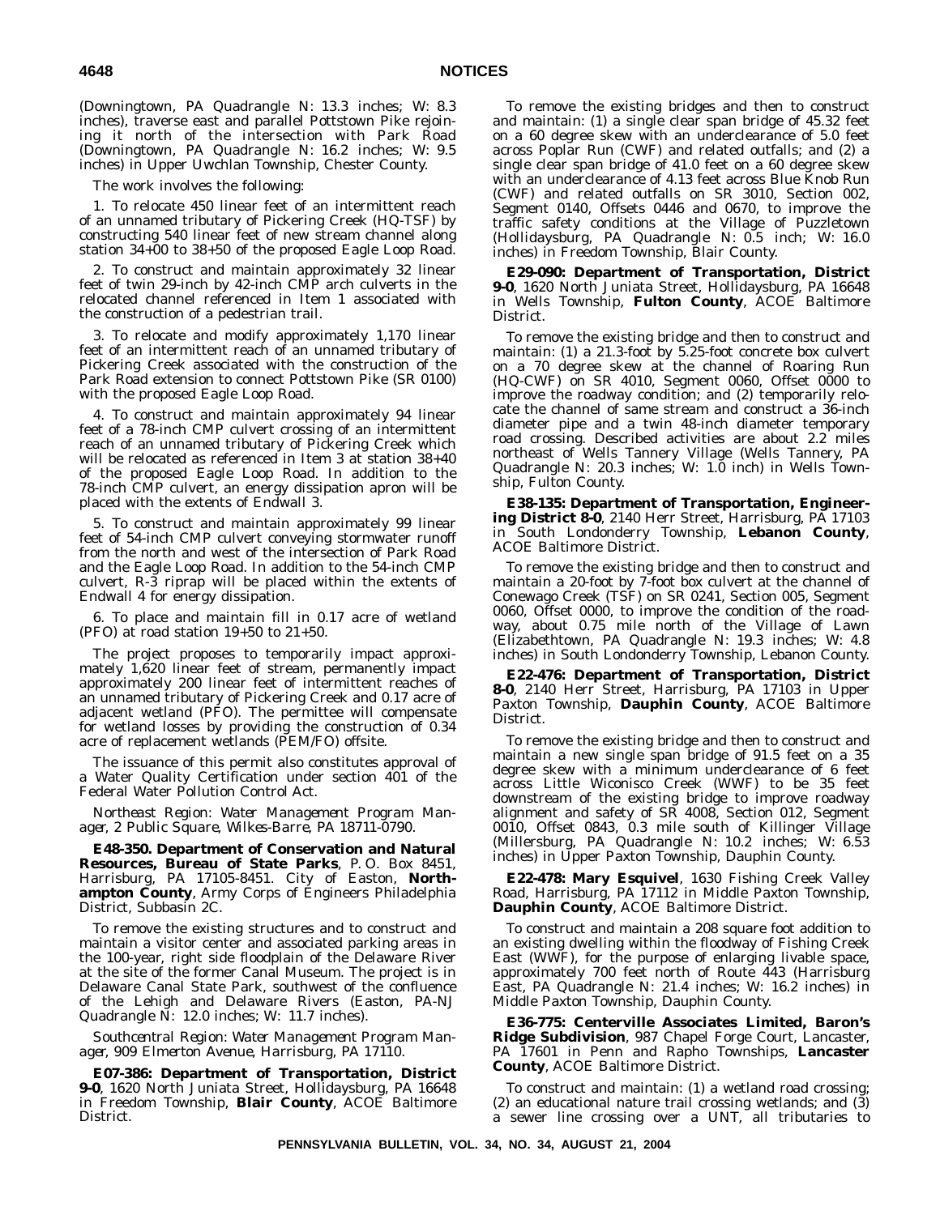(Downingtown, PA Quadrangle N: 13.3 inches; W: 8.3 inches), traverse east and parallel Pottstown Pike rejoining it north of the intersection with Park Road (Downingtown, PA Quadrangle N: 16.2 inches; W: 9.5 inches) in Upper Uwchlan Township, Chester County.

The work involves the following:

1. To relocate 450 linear feet of an intermittent reach of an unnamed tributary of Pickering Creek (HQ-TSF) by constructing 540 linear feet of new stream channel along station 34+00 to 38+50 of the proposed Eagle Loop Road.

2. To construct and maintain approximately 32 linear feet of twin 29-inch by 42-inch CMP arch culverts in the relocated channel referenced in Item 1 associated with the construction of a pedestrian trail.

3. To relocate and modify approximately 1,170 linear feet of an intermittent reach of an unnamed tributary of Pickering Creek associated with the construction of the Park Road extension to connect Pottstown Pike (SR 0100) with the proposed Eagle Loop Road.

4. To construct and maintain approximately 94 linear feet of a 78-inch CMP culvert crossing of an intermittent reach of an unnamed tributary of Pickering Creek which will be relocated as referenced in Item 3 at station 38+40 of the proposed Eagle Loop Road. In addition to the 78-inch CMP culvert, an energy dissipation apron will be placed with the extents of Endwall 3.

5. To construct and maintain approximately 99 linear feet of 54-inch CMP culvert conveying stormwater runoff from the north and west of the intersection of Park Road and the Eagle Loop Road. In addition to the 54-inch CMP culvert, R-3 riprap will be placed within the extents of Endwall 4 for energy dissipation.

6. To place and maintain fill in 0.17 acre of wetland (PFO) at road station 19+50 to 21+50.

The project proposes to temporarily impact approximately 1,620 linear feet of stream, permanently impact approximately 200 linear feet of intermittent reaches of an unnamed tributary of Pickering Creek and 0.17 acre of adjacent wetland (PFO). The permittee will compensate for wetland losses by providing the construction of 0.34 acre of replacement wetlands (PEM/FO) offsite.

The issuance of this permit also constitutes approval of a Water Quality Certification under section 401 of the Federal Water Pollution Control Act.

*Northeast Region: Water Management Program Manager, 2 Public Square, Wilkes-Barre, PA 18711-0790.*

**E48-350. Department of Conservation and Natural Resources, Bureau of State Parks**, P. O. Box 8451, Harrisburg, PA 17105-8451. City of Easton, **Northampton County**, Army Corps of Engineers Philadelphia District, Subbasin 2C.

To remove the existing structures and to construct and maintain a visitor center and associated parking areas in the 100-year, right side floodplain of the Delaware River at the site of the former Canal Museum. The project is in Delaware Canal State Park, southwest of the confluence of the Lehigh and Delaware Rivers (Easton, PA-NJ Quadrangle N: 12.0 inches; W: 11.7 inches).

*Southcentral Region: Water Management Program Manager, 909 Elmerton Avenue, Harrisburg, PA 17110.*

**E07-386: Department of Transportation, District 9-0**, 1620 North Juniata Street, Hollidaysburg, PA 16648 in Freedom Township, **Blair County**, ACOE Baltimore District.

To remove the existing bridges and then to construct and maintain: (1) a single clear span bridge of 45.32 feet on a 60 degree skew with an underclearance of 5.0 feet across Poplar Run (CWF) and related outfalls; and (2) a single clear span bridge of 41.0 feet on a 60 degree skew with an underclearance of 4.13 feet across Blue Knob Run (CWF) and related outfalls on SR 3010, Section 002, Segment 0140, Offsets 0446 and 0670, to improve the traffic safety conditions at the Village of Puzzletown (Hollidaysburg, PA Quadrangle N: 0.5 inch; W: 16.0 inches) in Freedom Township, Blair County.

**E29-090: Department of Transportation, District 9-0**, 1620 North Juniata Street, Hollidaysburg, PA 16648 in Wells Township, **Fulton County**, ACOE Baltimore District.

To remove the existing bridge and then to construct and maintain: (1) a 21.3-foot by 5.25-foot concrete box culvert on a 70 degree skew at the channel of Roaring Run (HQ-CWF) on SR 4010, Segment 0060, Offset 0000 to improve the roadway condition; and (2) temporarily relocate the channel of same stream and construct a 36-inch diameter pipe and a twin 48-inch diameter temporary road crossing. Described activities are about 2.2 miles northeast of Wells Tannery Village (Wells Tannery, PA Quadrangle N: 20.3 inches; W: 1.0 inch) in Wells Township, Fulton County.

**E38-135: Department of Transportation, Engineering District 8-0**, 2140 Herr Street, Harrisburg, PA 17103 in South Londonderry Township, **Lebanon County**, ACOE Baltimore District.

To remove the existing bridge and then to construct and maintain a 20-foot by 7-foot box culvert at the channel of Conewago Creek (TSF) on SR 0241, Section 005, Segment 0060, Offset 0000, to improve the condition of the roadway, about 0.75 mile north of the Village of Lawn (Elizabethtown, PA Quadrangle N: 19.3 inches; W: 4.8 inches) in South Londonderry Township, Lebanon County.

**E22-476: Department of Transportation, District 8-0**, 2140 Herr Street, Harrisburg, PA 17103 in Upper Paxton Township, **Dauphin County**, ACOE Baltimore District.

To remove the existing bridge and then to construct and maintain a new single span bridge of 91.5 feet on a 35 degree skew with a minimum underclearance of 6 feet across Little Wiconisco Creek (WWF) to be 35 feet downstream of the existing bridge to improve roadway alignment and safety of SR 4008, Section 012, Segment 0010, Offset 0843, 0.3 mile south of Killinger Village (Millersburg, PA Quadrangle N: 10.2 inches; W: 6.53 inches) in Upper Paxton Township, Dauphin County.

**E22-478: Mary Esquivel**, 1630 Fishing Creek Valley Road, Harrisburg, PA 17112 in Middle Paxton Township, **Dauphin County**, ACOE Baltimore District.

To construct and maintain a 208 square foot addition to an existing dwelling within the floodway of Fishing Creek East (WWF), for the purpose of enlarging livable space, approximately 700 feet north of Route 443 (Harrisburg East, PA Quadrangle N: 21.4 inches; W: 16.2 inches) in Middle Paxton Township, Dauphin County.

**E36-775: Centerville Associates Limited, Baron's Ridge Subdivision**, 987 Chapel Forge Court, Lancaster, PA 17601 in Penn and Rapho Townships, **Lancaster County**, ACOE Baltimore District.

To construct and maintain: (1) a wetland road crossing; (2) an educational nature trail crossing wetlands; and (3) a sewer line crossing over a UNT, all tributaries to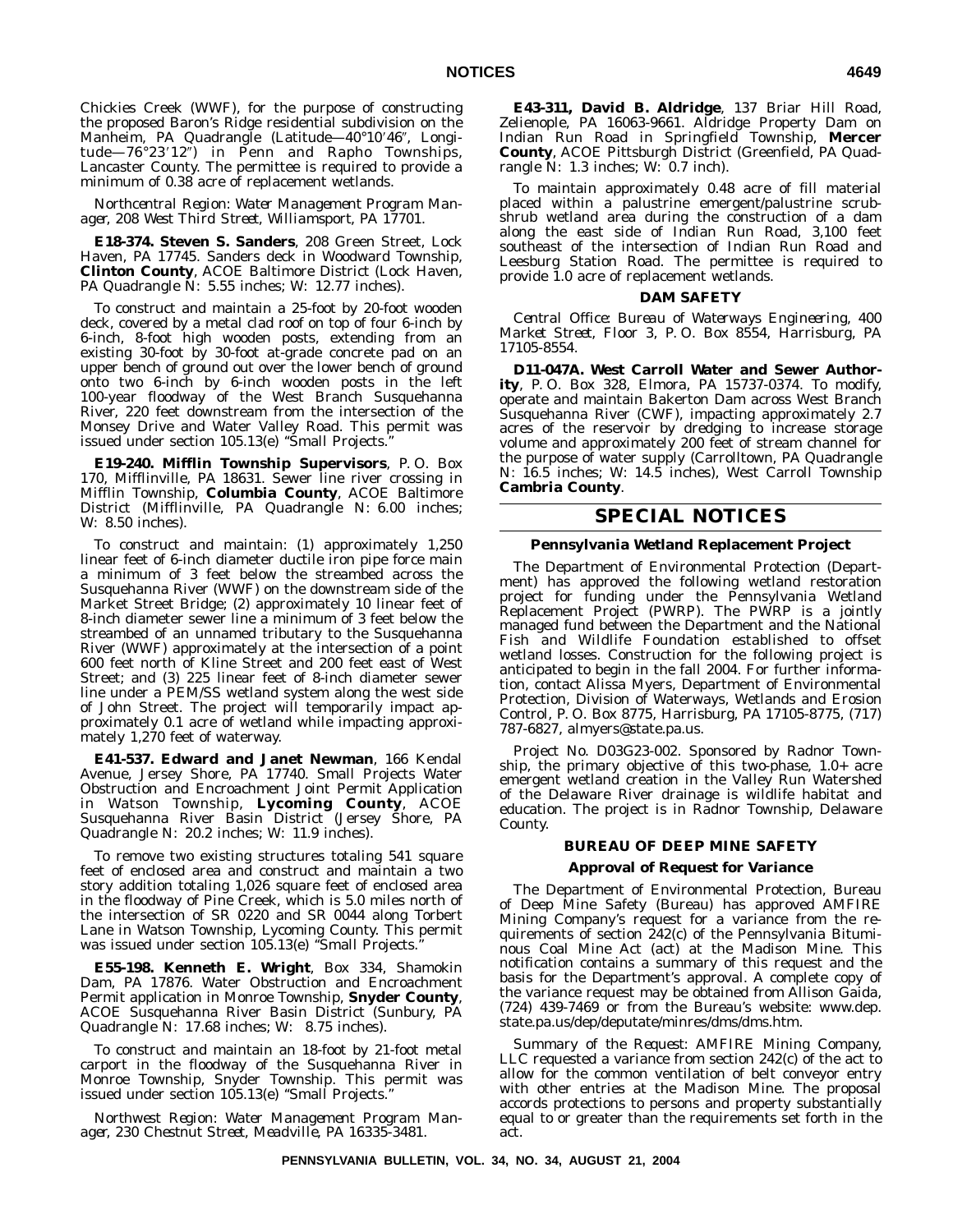Chickies Creek (WWF), for the purpose of constructing the proposed Baron's Ridge residential subdivision on the Manheim, PA Quadrangle (Latitude—40°10′46″, Longitude—76°23′12″) in Penn and Rapho Townships, Lancaster County. The permittee is required to provide a minimum of 0.38 acre of replacement wetlands.

*Northcentral Region: Water Management Program Manager, 208 West Third Street, Williamsport, PA 17701.*

**E18-374. Steven S. Sanders**, 208 Green Street, Lock Haven, PA 17745. Sanders deck in Woodward Township, **Clinton County**, ACOE Baltimore District (Lock Haven, PA Quadrangle N: 5.55 inches; W: 12.77 inches).

To construct and maintain a 25-foot by 20-foot wooden deck, covered by a metal clad roof on top of four 6-inch by 6-inch, 8-foot high wooden posts, extending from an existing 30-foot by 30-foot at-grade concrete pad on an upper bench of ground out over the lower bench of ground onto two 6-inch by 6-inch wooden posts in the left 100-year floodway of the West Branch Susquehanna River, 220 feet downstream from the intersection of the Monsey Drive and Water Valley Road. This permit was issued under section 105.13(e) "Small Projects."

**E19-240. Mifflin Township Supervisors**, P. O. Box 170, Mifflinville, PA 18631. Sewer line river crossing in Mifflin Township, **Columbia County**, ACOE Baltimore District (Mifflinville, PA Quadrangle N: 6.00 inches; W: 8.50 inches).

To construct and maintain: (1) approximately 1,250 linear feet of 6-inch diameter ductile iron pipe force main a minimum of 3 feet below the streambed across the Susquehanna River (WWF) on the downstream side of the Market Street Bridge; (2) approximately 10 linear feet of 8-inch diameter sewer line a minimum of 3 feet below the streambed of an unnamed tributary to the Susquehanna River (WWF) approximately at the intersection of a point 600 feet north of Kline Street and 200 feet east of West Street; and (3) 225 linear feet of 8-inch diameter sewer line under a PEM/SS wetland system along the west side of John Street. The project will temporarily impact approximately 0.1 acre of wetland while impacting approximately 1,270 feet of waterway.

**E41-537. Edward and Janet Newman**, 166 Kendal Avenue, Jersey Shore, PA 17740. Small Projects Water Obstruction and Encroachment Joint Permit Application in Watson Township, **Lycoming County**, ACOE Susquehanna River Basin District (Jersey Shore, PA Quadrangle N: 20.2 inches; W: 11.9 inches).

To remove two existing structures totaling 541 square feet of enclosed area and construct and maintain a two story addition totaling 1,026 square feet of enclosed area in the floodway of Pine Creek, which is 5.0 miles north of the intersection of SR 0220 and SR 0044 along Torbert Lane in Watson Township, Lycoming County. This permit was issued under section 105.13(e) "Small Projects."

**E55-198. Kenneth E. Wright**, Box 334, Shamokin Dam, PA 17876. Water Obstruction and Encroachment Permit application in Monroe Township, **Snyder County**, ACOE Susquehanna River Basin District (Sunbury, PA Quadrangle N: 17.68 inches; W: 8.75 inches).

To construct and maintain an 18-foot by 21-foot metal carport in the floodway of the Susquehanna River in Monroe Township, Snyder Township. This permit was issued under section 105.13(e) "Small Projects."

*Northwest Region: Water Management Program Manager, 230 Chestnut Street, Meadville, PA 16335-3481.*

**E43-311, David B. Aldridge**, 137 Briar Hill Road, Zelienople, PA 16063-9661. Aldridge Property Dam on Indian Run Road in Springfield Township, **Mercer County**, ACOE Pittsburgh District (Greenfield, PA Quadrangle N: 1.3 inches; W: 0.7 inch).

To maintain approximately 0.48 acre of fill material placed within a palustrine emergent/palustrine scrub-shrub wetland area during the construction of a dam along the east side of Indian Run Road, 3,100 feet southeast of the intersection of Indian Run Road and Leesburg Station Road. The permittee is required to provide 1.0 acre of replacement wetlands.

### DAM SAFETY

*Central Office: Bureau of Waterways Engineering, 400 Market Street, Floor 3, P. O. Box 8554, Harrisburg, PA 17105-8554.*

**D11-047A. West Carroll Water and Sewer Authority**, P. O. Box 328, Elmora, PA 15737-0374. To modify, operate and maintain Bakerton Dam across West Branch Susquehanna River (CWF), impacting approximately 2.7 acres of the reservoir by dredging to increase storage volume and approximately 200 feet of stream channel for the purpose of water supply (Carrolltown, PA Quadrangle N: 16.5 inches; W: 14.5 inches), West Carroll Township **Cambria County**.

## SPECIAL NOTICES

### Pennsylvania Wetland Replacement Project

The Department of Environmental Protection (Department) has approved the following wetland restoration project for funding under the Pennsylvania Wetland Replacement Project (PWRP). The PWRP is a jointly managed fund between the Department and the National Fish and Wildlife Foundation established to offset wetland losses. Construction for the following project is anticipated to begin in the fall 2004. For further information, contact Alissa Myers, Department of Environmental Protection, Division of Waterways, Wetlands and Erosion Control, P. O. Box 8775, Harrisburg, PA 17105-8775, (717) 787-6827, almyers@state.pa.us.

Project No. D03G23-002. Sponsored by Radnor Township, the primary objective of this two-phase, 1.0+ acre emergent wetland creation in the Valley Run Watershed of the Delaware River drainage is wildlife habitat and education. The project is in Radnor Township, Delaware County.

### BUREAU OF DEEP MINE SAFETY

### Approval of Request for Variance

The Department of Environmental Protection, Bureau of Deep Mine Safety (Bureau) has approved AMFIRE Mining Company's request for a variance from the requirements of section 242(c) of the Pennsylvania Bituminous Coal Mine Act (act) at the Madison Mine. This notification contains a summary of this request and the basis for the Department's approval. A complete copy of the variance request may be obtained from Allison Gaida, (724) 439-7469 or from the Bureau's website: www.dep.state.pa.us/dep/deputate/minres/dms/dms.htm.

*Summary of the Request:* AMFIRE Mining Company, LLC requested a variance from section 242(c) of the act to allow for the common ventilation of belt conveyor entry with other entries at the Madison Mine. The proposal accords protections to persons and property substantially equal to or greater than the requirements set forth in the act.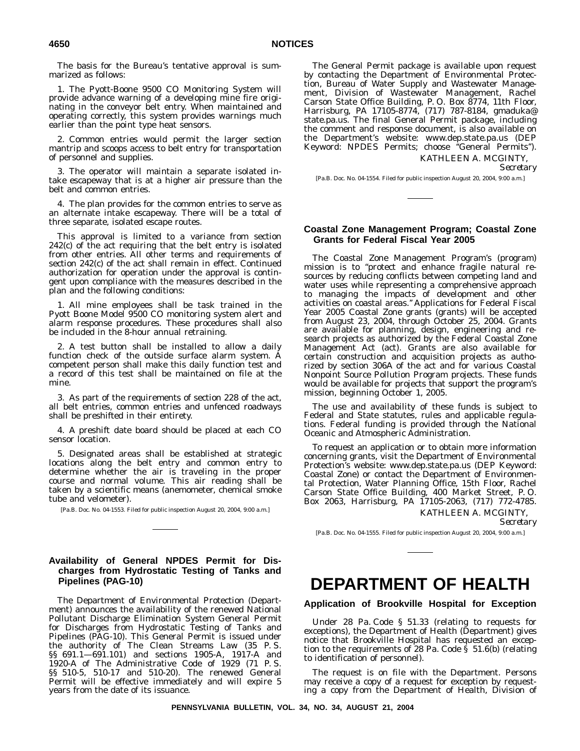The basis for the Bureau's tentative approval is summarized as follows:

1. The Pyott-Boone 9500 CO Monitoring System will provide advance warning of a developing mine fire originating in the conveyor belt entry. When maintained and operating correctly, this system provides warnings much earlier than the point type heat sensors.

2. Common entries would permit the larger section mantrip and scoops access to belt entry for transportation of personnel and supplies.

3. The operator will maintain a separate isolated intake escapeway that is at a higher air pressure than the belt and common entries.

4. The plan provides for the common entries to serve as an alternate intake escapeway. There will be a total of three separate, isolated escape routes.

This approval is limited to a variance from section 242(c) of the act requiring that the belt entry is isolated from other entries. All other terms and requirements of section 242(c) of the act shall remain in effect. Continued authorization for operation under the approval is contingent upon compliance with the measures described in the plan and the following conditions:

1. All mine employees shall be task trained in the Pyott Boone Model 9500 CO monitoring system alert and alarm response procedures. These procedures shall also be included in the 8-hour annual retraining.

2. A test button shall be installed to allow a daily function check of the outside surface alarm system. A competent person shall make this daily function test and a record of this test shall be maintained on file at the mine.

3. As part of the requirements of section 228 of the act, all belt entries, common entries and unfenced roadways shall be preshifted in their entirety.

4. A preshift date board should be placed at each CO sensor location.

5. Designated areas shall be established at strategic locations along the belt entry and common entry to determine whether the air is traveling in the proper course and normal volume. This air reading shall be taken by a scientific means (anemometer, chemical smoke tube and velometer).

[Pa.B. Doc. No. 04-1553. Filed for public inspection August 20, 2004, 9:00 a.m.]

### Availability of General NPDES Permit for Discharges from Hydrostatic Testing of Tanks and Pipelines (PAG-10)

The Department of Environmental Protection (Department) announces the availability of the renewed National Pollutant Discharge Elimination System General Permit for Discharges from Hydrostatic Testing of Tanks and Pipelines (PAG-10). This General Permit is issued under the authority of The Clean Streams Law (35 P. S. §§ 691.1—691.101) and sections 1905-A, 1917-A and 1920-A of The Administrative Code of 1929 (71 P. S. §§ 510-5, 510-17 and 510-20). The renewed General Permit will be effective immediately and will expire 5 years from the date of its issuance.

The General Permit package is available upon request by contacting the Department of Environmental Protection, Bureau of Water Supply and Wastewater Management, Division of Wastewater Management, Rachel Carson State Office Building, P. O. Box 8774, 11th Floor, Harrisburg, PA 17105-8774, (717) 787-8184, gmaduka@state.pa.us. The final General Permit package, including the comment and response document, is also available on the Department's website: www.dep.state.pa.us (DEP Keyword: NPDES Permits; choose "General Permits").

KATHLEEN A. MCGINTY,
*Secretary*

[Pa.B. Doc. No. 04-1554. Filed for public inspection August 20, 2004, 9:00 a.m.]

### Coastal Zone Management Program; Coastal Zone Grants for Federal Fiscal Year 2005

The Coastal Zone Management Program's (program) mission is to "protect and enhance fragile natural resources by reducing conflicts between competing land and water uses while representing a comprehensive approach to managing the impacts of development and other activities on coastal areas." Applications for Federal Fiscal Year 2005 Coastal Zone grants (grants) will be accepted from August 23, 2004, through October 25, 2004. Grants are available for planning, design, engineering and research projects as authorized by the Federal Coastal Zone Management Act (act). Grants are also available for certain construction and acquisition projects as authorized by section 306A of the act and for various Coastal Nonpoint Source Pollution Program projects. These funds would be available for projects that support the program's mission, beginning October 1, 2005.

The use and availability of these funds is subject to Federal and State statutes, rules and applicable regulations. Federal funding is provided through the National Oceanic and Atmospheric Administration.

To request an application or to obtain more information concerning grants, visit the Department of Environmental Protection's website: www.dep.state.pa.us (DEP Keyword: Coastal Zone) or contact the Department of Environmental Protection, Water Planning Office, 15th Floor, Rachel Carson State Office Building, 400 Market Street, P. O. Box 2063, Harrisburg, PA 17105-2063, (717) 772-4785.

KATHLEEN A. MCGINTY,
*Secretary*

[Pa.B. Doc. No. 04-1555. Filed for public inspection August 20, 2004, 9:00 a.m.]

# DEPARTMENT OF HEALTH

### Application of Brookville Hospital for Exception

Under 28 Pa. Code § 51.33 (relating to requests for exceptions), the Department of Health (Department) gives notice that Brookville Hospital has requested an exception to the requirements of 28 Pa. Code § 51.6(b) (relating to identification of personnel).

The request is on file with the Department. Persons may receive a copy of a request for exception by requesting a copy from the Department of Health, Division of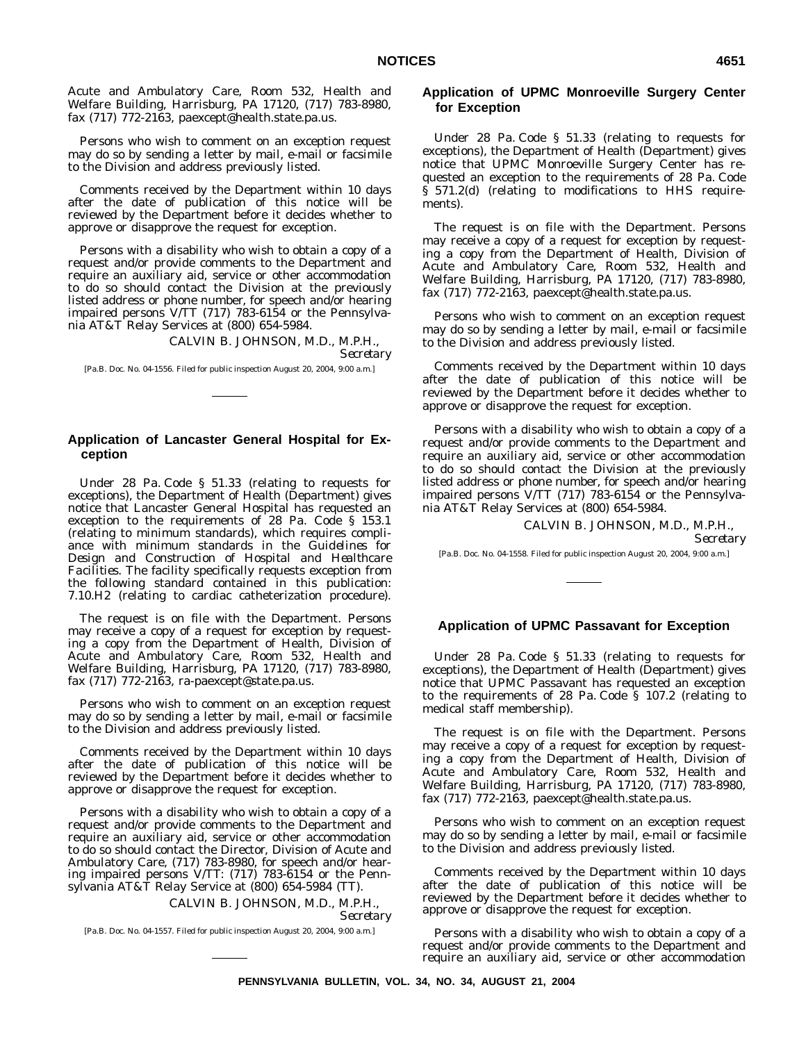Acute and Ambulatory Care, Room 532, Health and Welfare Building, Harrisburg, PA 17120, (717) 783-8980, fax (717) 772-2163, paexcept@health.state.pa.us.

Persons who wish to comment on an exception request may do so by sending a letter by mail, e-mail or facsimile to the Division and address previously listed.

Comments received by the Department within 10 days after the date of publication of this notice will be reviewed by the Department before it decides whether to approve or disapprove the request for exception.

Persons with a disability who wish to obtain a copy of a request and/or provide comments to the Department and require an auxiliary aid, service or other accommodation to do so should contact the Division at the previously listed address or phone number, for speech and/or hearing impaired persons V/TT (717) 783-6154 or the Pennsylvania AT&T Relay Services at (800) 654-5984.

CALVIN B. JOHNSON, M.D., M.P.H.,
*Secretary*

[Pa.B. Doc. No. 04-1556. Filed for public inspection August 20, 2004, 9:00 a.m.]

## Application of Lancaster General Hospital for Exception

Under 28 Pa. Code § 51.33 (relating to requests for exceptions), the Department of Health (Department) gives notice that Lancaster General Hospital has requested an exception to the requirements of 28 Pa. Code § 153.1 (relating to minimum standards), which requires compliance with minimum standards in the *Guidelines for Design and Construction of Hospital and Healthcare Facilities*. The facility specifically requests exception from the following standard contained in this publication: 7.10.H2 (relating to cardiac catheterization procedure).

The request is on file with the Department. Persons may receive a copy of a request for exception by requesting a copy from the Department of Health, Division of Acute and Ambulatory Care, Room 532, Health and Welfare Building, Harrisburg, PA 17120, (717) 783-8980, fax (717) 772-2163, ra-paexcept@state.pa.us.

Persons who wish to comment on an exception request may do so by sending a letter by mail, e-mail or facsimile to the Division and address previously listed.

Comments received by the Department within 10 days after the date of publication of this notice will be reviewed by the Department before it decides whether to approve or disapprove the request for exception.

Persons with a disability who wish to obtain a copy of a request and/or provide comments to the Department and require an auxiliary aid, service or other accommodation to do so should contact the Director, Division of Acute and Ambulatory Care, (717) 783-8980, for speech and/or hearing impaired persons V/TT: (717) 783-6154 or the Pennsylvania AT&T Relay Service at (800) 654-5984 (TT).

CALVIN B. JOHNSON, M.D., M.P.H.,
*Secretary*

[Pa.B. Doc. No. 04-1557. Filed for public inspection August 20, 2004, 9:00 a.m.]

## Application of UPMC Monroeville Surgery Center for Exception

Under 28 Pa. Code § 51.33 (relating to requests for exceptions), the Department of Health (Department) gives notice that UPMC Monroeville Surgery Center has requested an exception to the requirements of 28 Pa. Code § 571.2(d) (relating to modifications to HHS requirements).

The request is on file with the Department. Persons may receive a copy of a request for exception by requesting a copy from the Department of Health, Division of Acute and Ambulatory Care, Room 532, Health and Welfare Building, Harrisburg, PA 17120, (717) 783-8980, fax (717) 772-2163, paexcept@health.state.pa.us.

Persons who wish to comment on an exception request may do so by sending a letter by mail, e-mail or facsimile to the Division and address previously listed.

Comments received by the Department within 10 days after the date of publication of this notice will be reviewed by the Department before it decides whether to approve or disapprove the request for exception.

Persons with a disability who wish to obtain a copy of a request and/or provide comments to the Department and require an auxiliary aid, service or other accommodation to do so should contact the Division at the previously listed address or phone number, for speech and/or hearing impaired persons V/TT (717) 783-6154 or the Pennsylvania AT&T Relay Services at (800) 654-5984.

CALVIN B. JOHNSON, M.D., M.P.H.,
*Secretary*

[Pa.B. Doc. No. 04-1558. Filed for public inspection August 20, 2004, 9:00 a.m.]

## Application of UPMC Passavant for Exception

Under 28 Pa. Code § 51.33 (relating to requests for exceptions), the Department of Health (Department) gives notice that UPMC Passavant has requested an exception to the requirements of 28 Pa. Code § 107.2 (relating to medical staff membership).

The request is on file with the Department. Persons may receive a copy of a request for exception by requesting a copy from the Department of Health, Division of Acute and Ambulatory Care, Room 532, Health and Welfare Building, Harrisburg, PA 17120, (717) 783-8980, fax (717) 772-2163, paexcept@health.state.pa.us.

Persons who wish to comment on an exception request may do so by sending a letter by mail, e-mail or facsimile to the Division and address previously listed.

Comments received by the Department within 10 days after the date of publication of this notice will be reviewed by the Department before it decides whether to approve or disapprove the request for exception.

Persons with a disability who wish to obtain a copy of a request and/or provide comments to the Department and require an auxiliary aid, service or other accommodation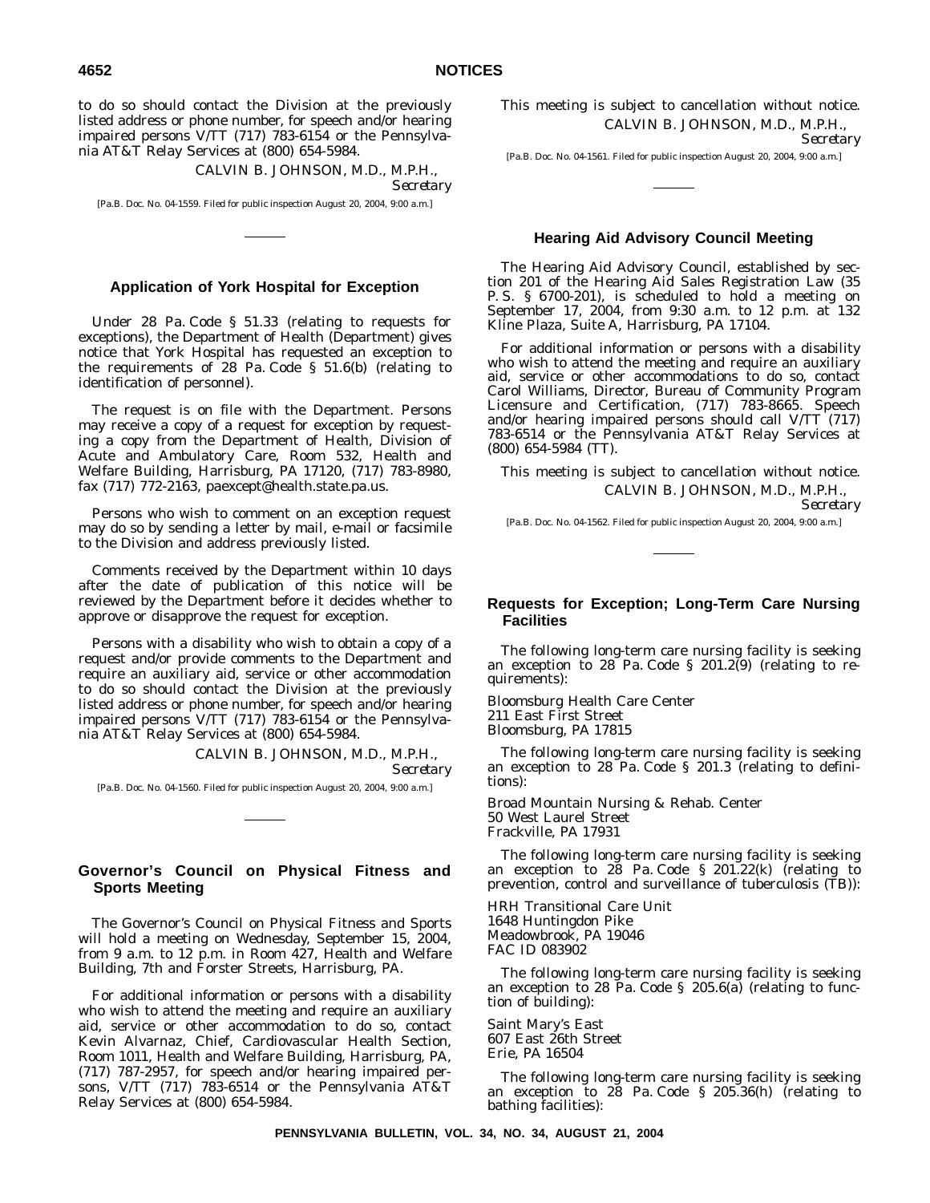to do so should contact the Division at the previously listed address or phone number, for speech and/or hearing impaired persons V/TT (717) 783-6154 or the Pennsylvania AT&T Relay Services at (800) 654-5984.

CALVIN B. JOHNSON, M.D., M.P.H.,
*Secretary*

[Pa.B. Doc. No. 04-1559. Filed for public inspection August 20, 2004, 9:00 a.m.]

---

## Application of York Hospital for Exception

Under 28 Pa. Code § 51.33 (relating to requests for exceptions), the Department of Health (Department) gives notice that York Hospital has requested an exception to the requirements of 28 Pa. Code § 51.6(b) (relating to identification of personnel).

The request is on file with the Department. Persons may receive a copy of a request for exception by requesting a copy from the Department of Health, Division of Acute and Ambulatory Care, Room 532, Health and Welfare Building, Harrisburg, PA 17120, (717) 783-8980, fax (717) 772-2163, paexcept@health.state.pa.us.

Persons who wish to comment on an exception request may do so by sending a letter by mail, e-mail or facsimile to the Division and address previously listed.

Comments received by the Department within 10 days after the date of publication of this notice will be reviewed by the Department before it decides whether to approve or disapprove the request for exception.

Persons with a disability who wish to obtain a copy of a request and/or provide comments to the Department and require an auxiliary aid, service or other accommodation to do so should contact the Division at the previously listed address or phone number, for speech and/or hearing impaired persons V/TT (717) 783-6154 or the Pennsylvania AT&T Relay Services at (800) 654-5984.

CALVIN B. JOHNSON, M.D., M.P.H.,
*Secretary*

[Pa.B. Doc. No. 04-1560. Filed for public inspection August 20, 2004, 9:00 a.m.]

---

## Governor's Council on Physical Fitness and Sports Meeting

The Governor's Council on Physical Fitness and Sports will hold a meeting on Wednesday, September 15, 2004, from 9 a.m. to 12 p.m. in Room 427, Health and Welfare Building, 7th and Forster Streets, Harrisburg, PA.

For additional information or persons with a disability who wish to attend the meeting and require an auxiliary aid, service or other accommodation to do so, contact Kevin Alvarnaz, Chief, Cardiovascular Health Section, Room 1011, Health and Welfare Building, Harrisburg, PA, (717) 787-2957, for speech and/or hearing impaired persons, V/TT (717) 783-6514 or the Pennsylvania AT&T Relay Services at (800) 654-5984.

This meeting is subject to cancellation without notice.

CALVIN B. JOHNSON, M.D., M.P.H.,
*Secretary*

[Pa.B. Doc. No. 04-1561. Filed for public inspection August 20, 2004, 9:00 a.m.]

---

## Hearing Aid Advisory Council Meeting

The Hearing Aid Advisory Council, established by section 201 of the Hearing Aid Sales Registration Law (35 P. S. § 6700-201), is scheduled to hold a meeting on September 17, 2004, from 9:30 a.m. to 12 p.m. at 132 Kline Plaza, Suite A, Harrisburg, PA 17104.

For additional information or persons with a disability who wish to attend the meeting and require an auxiliary aid, service or other accommodations to do so, contact Carol Williams, Director, Bureau of Community Program Licensure and Certification, (717) 783-8665. Speech and/or hearing impaired persons should call V/TT (717) 783-6514 or the Pennsylvania AT&T Relay Services at (800) 654-5984 (TT).

This meeting is subject to cancellation without notice.

CALVIN B. JOHNSON, M.D., M.P.H.,
*Secretary*

[Pa.B. Doc. No. 04-1562. Filed for public inspection August 20, 2004, 9:00 a.m.]

---

## Requests for Exception; Long-Term Care Nursing Facilities

The following long-term care nursing facility is seeking an exception to 28 Pa. Code § 201.2(9) (relating to requirements):

Bloomsburg Health Care Center
211 East First Street
Bloomsburg, PA 17815

The following long-term care nursing facility is seeking an exception to 28 Pa. Code § 201.3 (relating to definitions):

Broad Mountain Nursing & Rehab. Center
50 West Laurel Street
Frackville, PA 17931

The following long-term care nursing facility is seeking an exception to 28 Pa. Code § 201.22(k) (relating to prevention, control and surveillance of tuberculosis (TB)):

HRH Transitional Care Unit
1648 Huntingdon Pike
Meadowbrook, PA 19046
FAC ID 083902

The following long-term care nursing facility is seeking an exception to 28 Pa. Code § 205.6(a) (relating to function of building):

Saint Mary's East
607 East 26th Street
Erie, PA 16504

The following long-term care nursing facility is seeking an exception to 28 Pa. Code § 205.36(h) (relating to bathing facilities):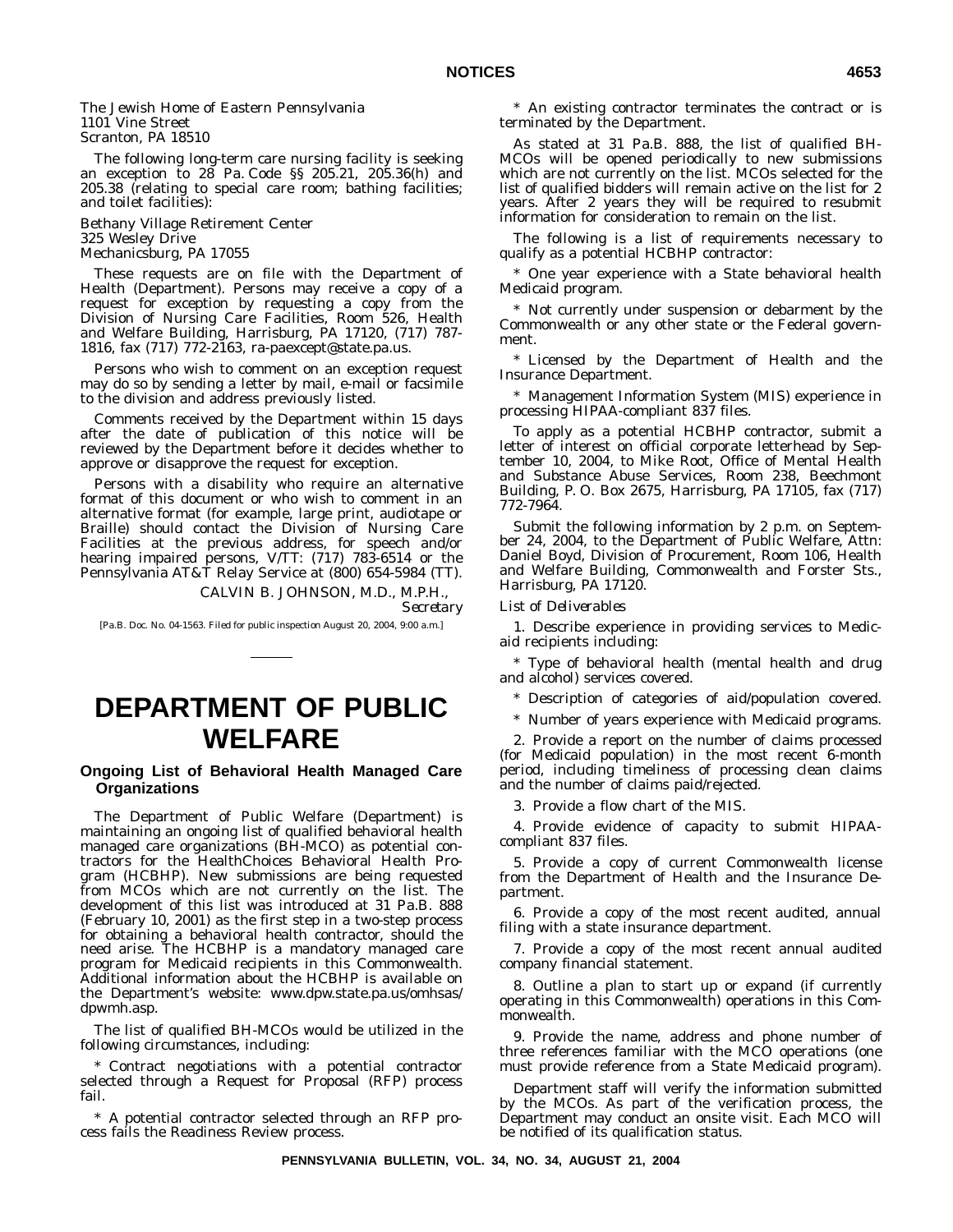The Jewish Home of Eastern Pennsylvania
1101 Vine Street
Scranton, PA 18510

The following long-term care nursing facility is seeking an exception to 28 Pa. Code §§ 205.21, 205.36(h) and 205.38 (relating to special care room; bathing facilities; and toilet facilities):

Bethany Village Retirement Center
325 Wesley Drive
Mechanicsburg, PA 17055

These requests are on file with the Department of Health (Department). Persons may receive a copy of a request for exception by requesting a copy from the Division of Nursing Care Facilities, Room 526, Health and Welfare Building, Harrisburg, PA 17120, (717) 787-1816, fax (717) 772-2163, ra-paexcept@state.pa.us.

Persons who wish to comment on an exception request may do so by sending a letter by mail, e-mail or facsimile to the division and address previously listed.

Comments received by the Department within 15 days after the date of publication of this notice will be reviewed by the Department before it decides whether to approve or disapprove the request for exception.

Persons with a disability who require an alternative format of this document or who wish to comment in an alternative format (for example, large print, audiotape or Braille) should contact the Division of Nursing Care Facilities at the previous address, for speech and/or hearing impaired persons, V/TT: (717) 783-6514 or the Pennsylvania AT&T Relay Service at (800) 654-5984 (TT).

CALVIN B. JOHNSON, M.D., M.P.H.,
*Secretary*

[Pa.B. Doc. No. 04-1563. Filed for public inspection August 20, 2004, 9:00 a.m.]

# DEPARTMENT OF PUBLIC WELFARE

## Ongoing List of Behavioral Health Managed Care Organizations

The Department of Public Welfare (Department) is maintaining an ongoing list of qualified behavioral health managed care organizations (BH-MCO) as potential contractors for the HealthChoices Behavioral Health Program (HCBHP). New submissions are being requested from MCOs which are not currently on the list. The development of this list was introduced at 31 Pa.B. 888 (February 10, 2001) as the first step in a two-step process for obtaining a behavioral health contractor, should the need arise. The HCBHP is a mandatory managed care program for Medicaid recipients in this Commonwealth. Additional information about the HCBHP is available on the Department's website: www.dpw.state.pa.us/omhsas/dpwmh.asp.

The list of qualified BH-MCOs would be utilized in the following circumstances, including:

* Contract negotiations with a potential contractor selected through a Request for Proposal (RFP) process fail.

* A potential contractor selected through an RFP process fails the Readiness Review process.

* An existing contractor terminates the contract or is terminated by the Department.

As stated at 31 Pa.B. 888, the list of qualified BH-MCOs will be opened periodically to new submissions which are not currently on the list. MCOs selected for the list of qualified bidders will remain active on the list for 2 years. After 2 years they will be required to resubmit information for consideration to remain on the list.

The following is a list of requirements necessary to qualify as a potential HCBHP contractor:

* One year experience with a State behavioral health Medicaid program.

* Not currently under suspension or debarment by the Commonwealth or any other state or the Federal government.

* Licensed by the Department of Health and the Insurance Department.

* Management Information System (MIS) experience in processing HIPAA-compliant 837 files.

To apply as a potential HCBHP contractor, submit a letter of interest on official corporate letterhead by September 10, 2004, to Mike Root, Office of Mental Health and Substance Abuse Services, Room 238, Beechmont Building, P. O. Box 2675, Harrisburg, PA 17105, fax (717) 772-7964.

Submit the following information by 2 p.m. on September 24, 2004, to the Department of Public Welfare, Attn: Daniel Boyd, Division of Procurement, Room 106, Health and Welfare Building, Commonwealth and Forster Sts., Harrisburg, PA 17120.

*List of Deliverables*

1. Describe experience in providing services to Medicaid recipients including:

* Type of behavioral health (mental health and drug and alcohol) services covered.

* Description of categories of aid/population covered.

* Number of years experience with Medicaid programs.

2. Provide a report on the number of claims processed (for Medicaid population) in the most recent 6-month period, including timeliness of processing clean claims and the number of claims paid/rejected.

3. Provide a flow chart of the MIS.

4. Provide evidence of capacity to submit HIPAA-compliant 837 files.

5. Provide a copy of current Commonwealth license from the Department of Health and the Insurance Department.

6. Provide a copy of the most recent audited, annual filing with a state insurance department.

7. Provide a copy of the most recent annual audited company financial statement.

8. Outline a plan to start up or expand (if currently operating in this Commonwealth) operations in this Commonwealth.

9. Provide the name, address and phone number of three references familiar with the MCO operations (one must provide reference from a State Medicaid program).

Department staff will verify the information submitted by the MCOs. As part of the verification process, the Department may conduct an onsite visit. Each MCO will be notified of its qualification status.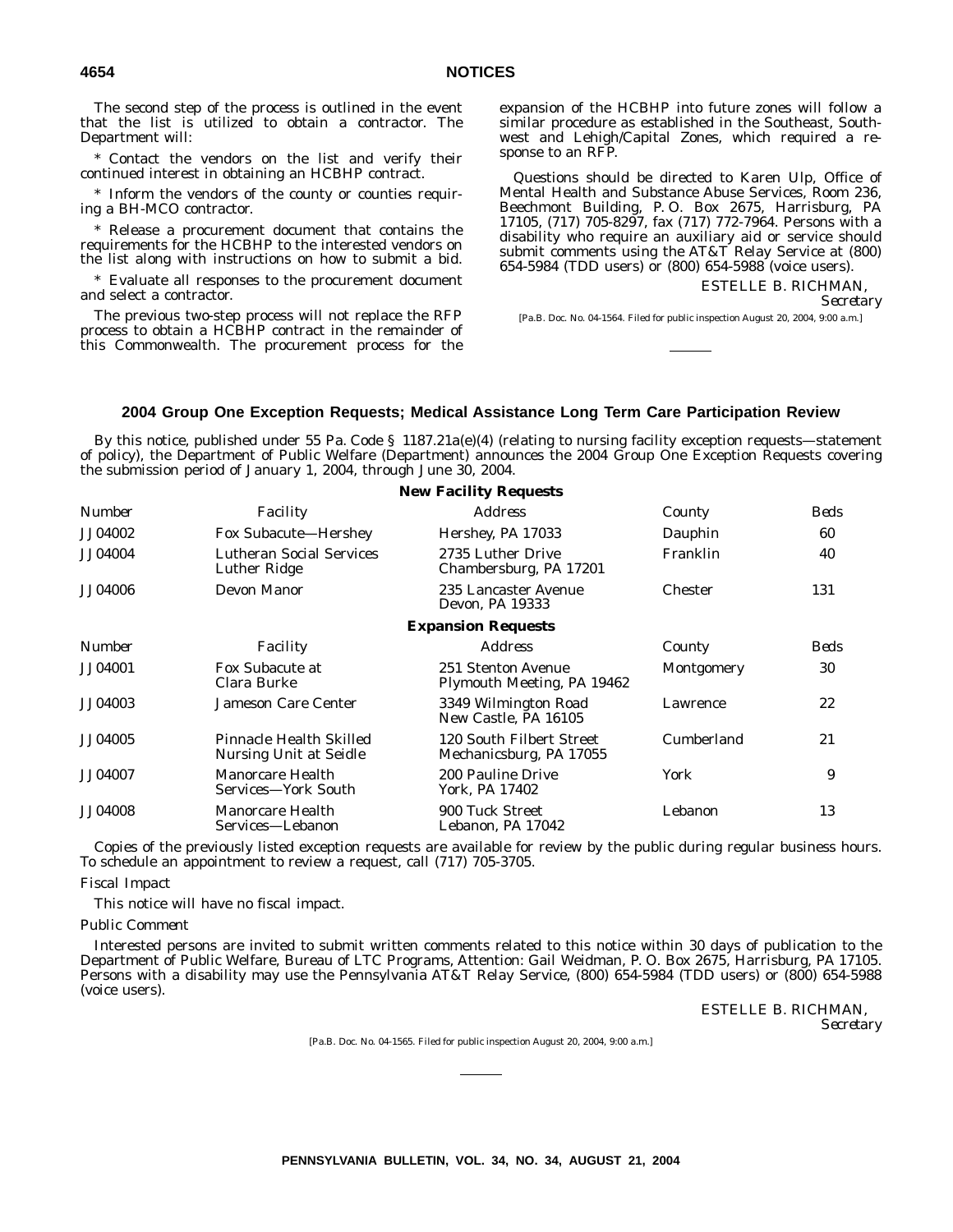The second step of the process is outlined in the event that the list is utilized to obtain a contractor. The Department will:

* Contact the vendors on the list and verify their continued interest in obtaining an HCBHP contract.

* Inform the vendors of the county or counties requiring a BH-MCO contractor.

* Release a procurement document that contains the requirements for the HCBHP to the interested vendors on the list along with instructions on how to submit a bid.

* Evaluate all responses to the procurement document and select a contractor.

The previous two-step process will not replace the RFP process to obtain a HCBHP contract in the remainder of this Commonwealth. The procurement process for the expansion of the HCBHP into future zones will follow a similar procedure as established in the Southeast, Southwest and Lehigh/Capital Zones, which required a response to an RFP.

Questions should be directed to Karen Ulp, Office of Mental Health and Substance Abuse Services, Room 236, Beechmont Building, P. O. Box 2675, Harrisburg, PA 17105, (717) 705-8297, fax (717) 772-7964. Persons with a disability who require an auxiliary aid or service should submit comments using the AT&T Relay Service at (800) 654-5984 (TDD users) or (800) 654-5988 (voice users).

ESTELLE B. RICHMAN,
*Secretary*

[Pa.B. Doc. No. 04-1564. Filed for public inspection August 20, 2004, 9:00 a.m.]

## 2004 Group One Exception Requests; Medical Assistance Long Term Care Participation Review

By this notice, published under 55 Pa. Code § 1187.21a(e)(4) (relating to nursing facility exception requests—statement of policy), the Department of Public Welfare (Department) announces the 2004 Group One Exception Requests covering the submission period of January 1, 2004, through June 30, 2004.

**New Facility Requests**

| Number | Facility | Address | County | Beds |
|---|---|---|---|---|
| JJ04002 | Fox Subacute—Hershey | Hershey, PA 17033 | Dauphin | 60 |
| JJ04004 | Lutheran Social Services Luther Ridge | 2735 Luther Drive Chambersburg, PA 17201 | Franklin | 40 |
| JJ04006 | Devon Manor | 235 Lancaster Avenue Devon, PA 19333 | Chester | 131 |

**Expansion Requests**

| Number | Facility | Address | County | Beds |
|---|---|---|---|---|
| JJ04001 | Fox Subacute at Clara Burke | 251 Stenton Avenue Plymouth Meeting, PA 19462 | Montgomery | 30 |
| JJ04003 | Jameson Care Center | 3349 Wilmington Road New Castle, PA 16105 | Lawrence | 22 |
| JJ04005 | Pinnacle Health Skilled Nursing Unit at Seidle | 120 South Filbert Street Mechanicsburg, PA 17055 | Cumberland | 21 |
| JJ04007 | Manorcare Health Services—York South | 200 Pauline Drive York, PA 17402 | York | 9 |
| JJ04008 | Manorcare Health Services—Lebanon | 900 Tuck Street Lebanon, PA 17042 | Lebanon | 13 |

Copies of the previously listed exception requests are available for review by the public during regular business hours. To schedule an appointment to review a request, call (717) 705-3705.

*Fiscal Impact*

This notice will have no fiscal impact.

*Public Comment*

Interested persons are invited to submit written comments related to this notice within 30 days of publication to the Department of Public Welfare, Bureau of LTC Programs, Attention: Gail Weidman, P. O. Box 2675, Harrisburg, PA 17105. Persons with a disability may use the Pennsylvania AT&T Relay Service, (800) 654-5984 (TDD users) or (800) 654-5988 (voice users).

ESTELLE B. RICHMAN,
*Secretary*

[Pa.B. Doc. No. 04-1565. Filed for public inspection August 20, 2004, 9:00 a.m.]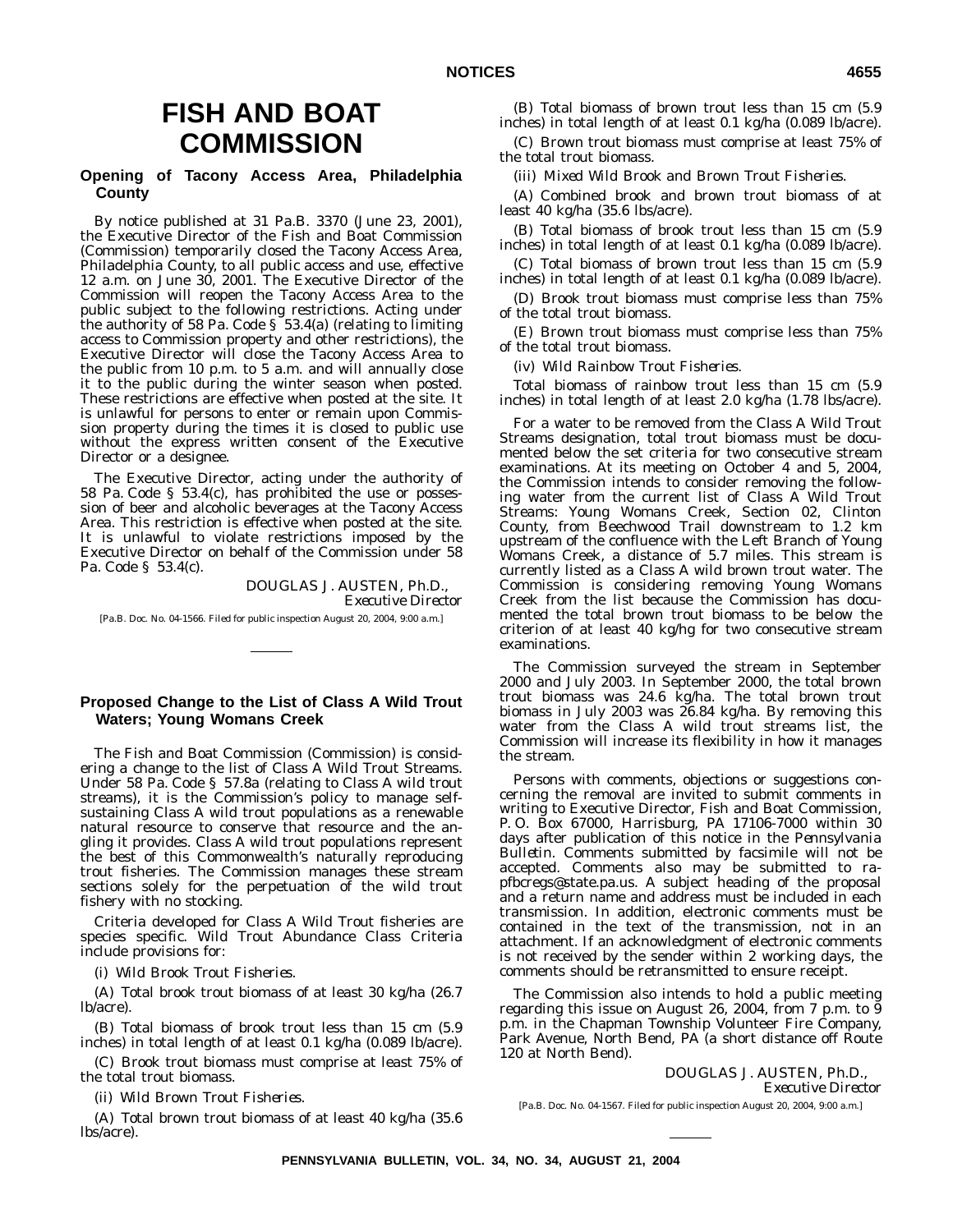# FISH AND BOAT COMMISSION

## Opening of Tacony Access Area, Philadelphia County

By notice published at 31 Pa.B. 3370 (June 23, 2001), the Executive Director of the Fish and Boat Commission (Commission) temporarily closed the Tacony Access Area, Philadelphia County, to all public access and use, effective 12 a.m. on June 30, 2001. The Executive Director of the Commission will reopen the Tacony Access Area to the public subject to the following restrictions. Acting under the authority of 58 Pa. Code § 53.4(a) (relating to limiting access to Commission property and other restrictions), the Executive Director will close the Tacony Access Area to the public from 10 p.m. to 5 a.m. and will annually close it to the public during the winter season when posted. These restrictions are effective when posted at the site. It is unlawful for persons to enter or remain upon Commission property during the times it is closed to public use without the express written consent of the Executive Director or a designee.

The Executive Director, acting under the authority of 58 Pa. Code § 53.4(c), has prohibited the use or possession of beer and alcoholic beverages at the Tacony Access Area. This restriction is effective when posted at the site. It is unlawful to violate restrictions imposed by the Executive Director on behalf of the Commission under 58 Pa. Code § 53.4(c).

DOUGLAS J. AUSTEN, Ph.D.,
*Executive Director*

[Pa.B. Doc. No. 04-1566. Filed for public inspection August 20, 2004, 9:00 a.m.]

## Proposed Change to the List of Class A Wild Trout Waters; Young Womans Creek

The Fish and Boat Commission (Commission) is considering a change to the list of Class A Wild Trout Streams. Under 58 Pa. Code § 57.8a (relating to Class A wild trout streams), it is the Commission's policy to manage self-sustaining Class A wild trout populations as a renewable natural resource to conserve that resource and the angling it provides. Class A wild trout populations represent the best of this Commonwealth's naturally reproducing trout fisheries. The Commission manages these stream sections solely for the perpetuation of the wild trout fishery with no stocking.

Criteria developed for Class A Wild Trout fisheries are species specific. Wild Trout Abundance Class Criteria include provisions for:

(i) *Wild Brook Trout Fisheries.*

(A) Total brook trout biomass of at least 30 kg/ha (26.7 lb/acre).

(B) Total biomass of brook trout less than 15 cm (5.9 inches) in total length of at least 0.1 kg/ha (0.089 lb/acre).

(C) Brook trout biomass must comprise at least 75% of the total trout biomass.

(ii) *Wild Brown Trout Fisheries.*

(A) Total brown trout biomass of at least 40 kg/ha (35.6 lbs/acre).

(B) Total biomass of brown trout less than 15 cm (5.9 inches) in total length of at least 0.1 kg/ha (0.089 lb/acre).

(C) Brown trout biomass must comprise at least 75% of the total trout biomass.

(iii) *Mixed Wild Brook and Brown Trout Fisheries.*

(A) Combined brook and brown trout biomass of at least 40 kg/ha (35.6 lbs/acre).

(B) Total biomass of brook trout less than 15 cm (5.9 inches) in total length of at least 0.1 kg/ha (0.089 lb/acre).

(C) Total biomass of brown trout less than 15 cm (5.9 inches) in total length of at least 0.1 kg/ha (0.089 lb/acre).

(D) Brook trout biomass must comprise less than 75% of the total trout biomass.

(E) Brown trout biomass must comprise less than 75% of the total trout biomass.

(iv) *Wild Rainbow Trout Fisheries.*

Total biomass of rainbow trout less than 15 cm (5.9 inches) in total length of at least 2.0 kg/ha (1.78 lbs/acre).

For a water to be removed from the Class A Wild Trout Streams designation, total trout biomass must be documented below the set criteria for two consecutive stream examinations. At its meeting on October 4 and 5, 2004, the Commission intends to consider removing the following water from the current list of Class A Wild Trout Streams: Young Womans Creek, Section 02, Clinton County, from Beechwood Trail downstream to 1.2 km upstream of the confluence with the Left Branch of Young Womans Creek, a distance of 5.7 miles. This stream is currently listed as a Class A wild brown trout water. The Commission is considering removing Young Womans Creek from the list because the Commission has documented the total brown trout biomass to be below the criterion of at least 40 kg/hg for two consecutive stream examinations.

The Commission surveyed the stream in September 2000 and July 2003. In September 2000, the total brown trout biomass was 24.6 kg/ha. The total brown trout biomass in July 2003 was 26.84 kg/ha. By removing this water from the Class A wild trout streams list, the Commission will increase its flexibility in how it manages the stream.

Persons with comments, objections or suggestions concerning the removal are invited to submit comments in writing to Executive Director, Fish and Boat Commission, P. O. Box 67000, Harrisburg, PA 17106-7000 within 30 days after publication of this notice in the *Pennsylvania Bulletin*. Comments submitted by facsimile will not be accepted. Comments also may be submitted to ra-pfbcregs@state.pa.us. A subject heading of the proposal and a return name and address must be included in each transmission. In addition, electronic comments must be contained in the text of the transmission, not in an attachment. If an acknowledgment of electronic comments is not received by the sender within 2 working days, the comments should be retransmitted to ensure receipt.

The Commission also intends to hold a public meeting regarding this issue on August 26, 2004, from 7 p.m. to 9 p.m. in the Chapman Township Volunteer Fire Company, Park Avenue, North Bend, PA (a short distance off Route 120 at North Bend).

DOUGLAS J. AUSTEN, Ph.D.,
*Executive Director*

[Pa.B. Doc. No. 04-1567. Filed for public inspection August 20, 2004, 9:00 a.m.]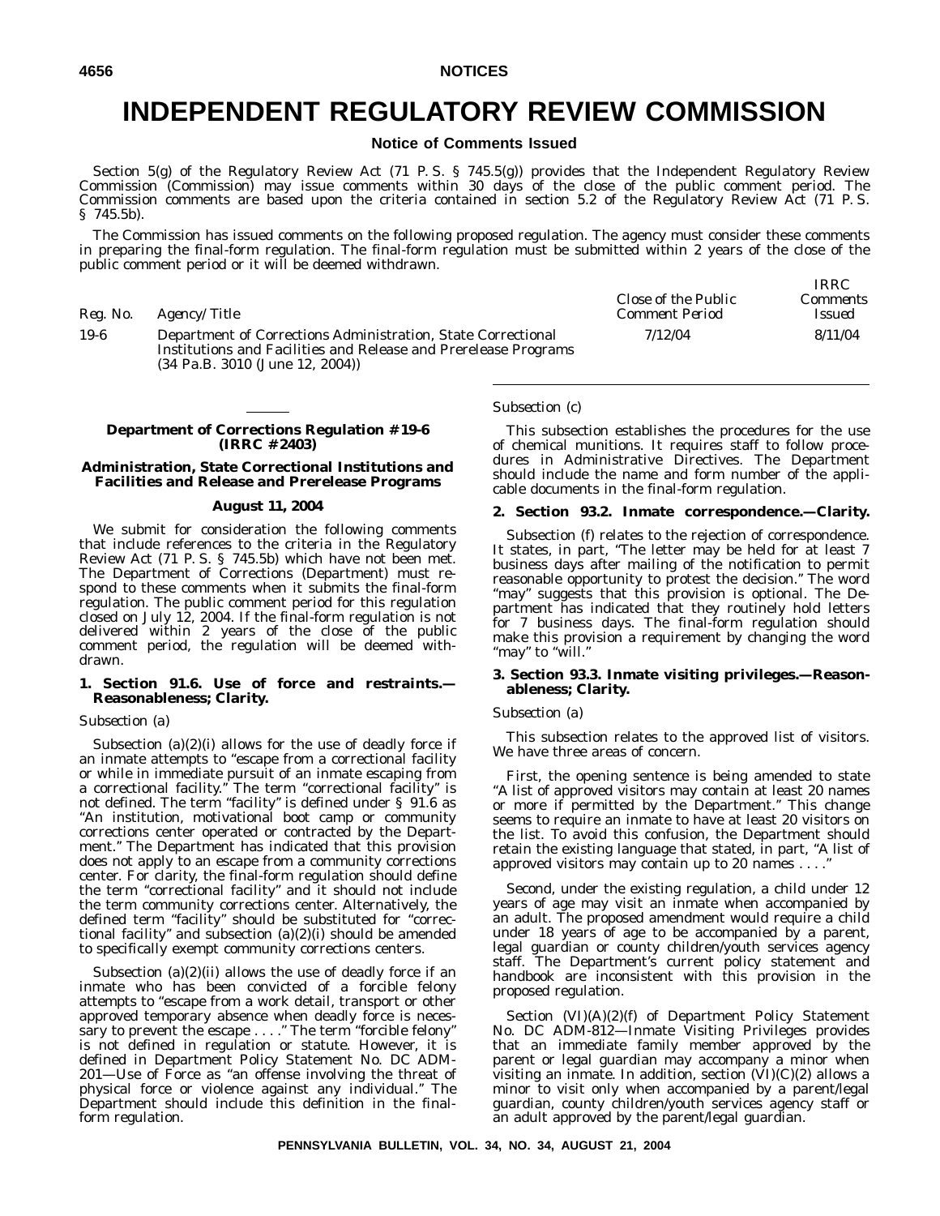# INDEPENDENT REGULATORY REVIEW COMMISSION

## Notice of Comments Issued

Section 5(g) of the Regulatory Review Act (71 P. S. § 745.5(g)) provides that the Independent Regulatory Review Commission (Commission) may issue comments within 30 days of the close of the public comment period. The Commission comments are based upon the criteria contained in section 5.2 of the Regulatory Review Act (71 P. S. § 745.5b).

The Commission has issued comments on the following proposed regulation. The agency must consider these comments in preparing the final-form regulation. The final-form regulation must be submitted within 2 years of the close of the public comment period or it will be deemed withdrawn.

| *Reg. No.* | *Agency/Title* | *Close of the Public Comment Period* | *IRRC Comments Issued* |
|---|---|---|---|
| 19-6 | Department of Corrections Administration, State Correctional Institutions and Facilities and Release and Prerelease Programs (34 Pa.B. 3010 (June 12, 2004)) | 7/12/04 | 8/11/04 |

---

### Department of Corrections Regulation #19-6 (IRRC #2403)

### Administration, State Correctional Institutions and Facilities and Release and Prerelease Programs

#### August 11, 2004

We submit for consideration the following comments that include references to the criteria in the Regulatory Review Act (71 P. S. § 745.5b) which have not been met. The Department of Corrections (Department) must respond to these comments when it submits the final-form regulation. The public comment period for this regulation closed on July 12, 2004. If the final-form regulation is not delivered within 2 years of the close of the public comment period, the regulation will be deemed withdrawn.

#### 1. Section 91.6. Use of force and restraints.—Reasonableness; Clarity.

*Subsection (a)*

Subsection (a)(2)(i) allows for the use of deadly force if an inmate attempts to "escape from a correctional facility or while in immediate pursuit of an inmate escaping from a correctional facility." The term "correctional facility" is not defined. The term "facility" is defined under § 91.6 as "An institution, motivational boot camp or community corrections center operated or contracted by the Department." The Department has indicated that this provision does not apply to an escape from a community corrections center. For clarity, the final-form regulation should define the term "correctional facility" and it should not include the term community corrections center. Alternatively, the defined term "facility" should be substituted for "correctional facility" and subsection (a)(2)(i) should be amended to specifically exempt community corrections centers.

Subsection (a)(2)(ii) allows the use of deadly force if an inmate who has been convicted of a forcible felony attempts to "escape from a work detail, transport or other approved temporary absence when deadly force is necessary to prevent the escape . . . ." The term "forcible felony" is not defined in regulation or statute. However, it is defined in Department Policy Statement No. DC ADM-201—Use of Force as "an offense involving the threat of physical force or violence against any individual." The Department should include this definition in the final-form regulation.

*Subsection (c)*

This subsection establishes the procedures for the use of chemical munitions. It requires staff to follow procedures in Administrative Directives. The Department should include the name and form number of the applicable documents in the final-form regulation.

#### 2. Section 93.2. Inmate correspondence.—Clarity.

Subsection (f) relates to the rejection of correspondence. It states, in part, "The letter may be held for at least 7 business days after mailing of the notification to permit reasonable opportunity to protest the decision." The word "may" suggests that this provision is optional. The Department has indicated that they routinely hold letters for 7 business days. The final-form regulation should make this provision a requirement by changing the word "may" to "will."

#### 3. Section 93.3. Inmate visiting privileges.—Reasonableness; Clarity.

*Subsection (a)*

This subsection relates to the approved list of visitors. We have three areas of concern.

First, the opening sentence is being amended to state "A list of approved visitors may contain at least 20 names or more if permitted by the Department." This change seems to require an inmate to have at least 20 visitors on the list. To avoid this confusion, the Department should retain the existing language that stated, in part, "A list of approved visitors may contain up to 20 names . . . ."

Second, under the existing regulation, a child under 12 years of age may visit an inmate when accompanied by an adult. The proposed amendment would require a child under 18 years of age to be accompanied by a parent, legal guardian or county children/youth services agency staff. The Department's current policy statement and handbook are inconsistent with this provision in the proposed regulation.

Section (VI)(A)(2)(f) of Department Policy Statement No. DC ADM-812—Inmate Visiting Privileges provides that an immediate family member approved by the parent or legal guardian may accompany a minor when visiting an inmate. In addition, section (VI)(C)(2) allows a minor to visit only when accompanied by a parent/legal guardian, county children/youth services agency staff or an adult approved by the parent/legal guardian.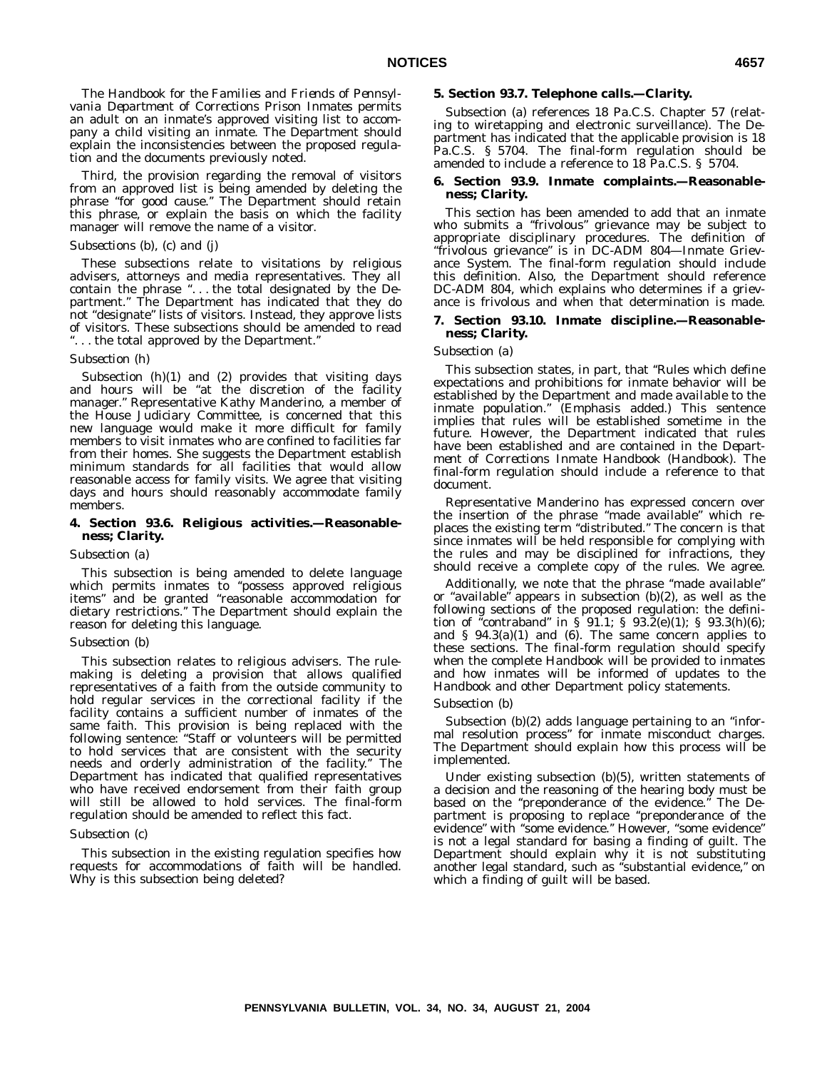The *Handbook for the Families and Friends of Pennsylvania Department of Corrections Prison Inmates* permits an adult on an inmate's approved visiting list to accompany a child visiting an inmate. The Department should explain the inconsistencies between the proposed regulation and the documents previously noted.

Third, the provision regarding the removal of visitors from an approved list is being amended by deleting the phrase "for good cause." The Department should retain this phrase, or explain the basis on which the facility manager will remove the name of a visitor.

*Subsections (b), (c) and (j)*

These subsections relate to visitations by religious advisers, attorneys and media representatives. They all contain the phrase ". . . the total designated by the Department." The Department has indicated that they do not "designate" lists of visitors. Instead, they approve lists of visitors. These subsections should be amended to read ". . . the total approved by the Department."

*Subsection (h)*

Subsection (h)(1) and (2) provides that visiting days and hours will be "at the discretion of the facility manager." Representative Kathy Manderino, a member of the House Judiciary Committee, is concerned that this new language would make it more difficult for family members to visit inmates who are confined to facilities far from their homes. She suggests the Department establish minimum standards for all facilities that would allow reasonable access for family visits. We agree that visiting days and hours should reasonably accommodate family members.

**4. Section 93.6. Religious activities.—Reasonableness; Clarity.**

*Subsection (a)*

This subsection is being amended to delete language which permits inmates to "possess approved religious items" and be granted "reasonable accommodation for dietary restrictions." The Department should explain the reason for deleting this language.

*Subsection (b)*

This subsection relates to religious advisers. The rulemaking is deleting a provision that allows qualified representatives of a faith from the outside community to hold regular services in the correctional facility if the facility contains a sufficient number of inmates of the same faith. This provision is being replaced with the following sentence: "Staff or volunteers will be permitted to hold services that are consistent with the security needs and orderly administration of the facility." The Department has indicated that qualified representatives who have received endorsement from their faith group will still be allowed to hold services. The final-form regulation should be amended to reflect this fact.

*Subsection (c)*

This subsection in the existing regulation specifies how requests for accommodations of faith will be handled. Why is this subsection being deleted?

**5. Section 93.7. Telephone calls.—Clarity.**

Subsection (a) references 18 Pa.C.S. Chapter 57 (relating to wiretapping and electronic surveillance). The Department has indicated that the applicable provision is 18 Pa.C.S. § 5704. The final-form regulation should be amended to include a reference to 18 Pa.C.S. § 5704.

**6. Section 93.9. Inmate complaints.—Reasonableness; Clarity.**

This section has been amended to add that an inmate who submits a "frivolous" grievance may be subject to appropriate disciplinary procedures. The definition of "frivolous grievance" is in DC-ADM 804—Inmate Grievance System. The final-form regulation should include this definition. Also, the Department should reference DC-ADM 804, which explains who determines if a grievance is frivolous and when that determination is made.

**7. Section 93.10. Inmate discipline.—Reasonableness; Clarity.**

*Subsection (a)*

This subsection states, in part, that "Rules which define expectations and prohibitions for inmate behavior will be established by the Department and made available to the inmate population." (Emphasis added.) This sentence implies that rules will be established sometime in the future. However, the Department indicated that rules have been established and are contained in the *Department of Corrections Inmate Handbook* (Handbook). The final-form regulation should include a reference to that document.

Representative Manderino has expressed concern over the insertion of the phrase "made available" which replaces the existing term "distributed." The concern is that since inmates will be held responsible for complying with the rules and may be disciplined for infractions, they should receive a complete copy of the rules. We agree.

Additionally, we note that the phrase "made available" or "available" appears in subsection (b)(2), as well as the following sections of the proposed regulation: the definition of "contraband" in § 91.1; § 93.2(e)(1); § 93.3(h)(6); and § 94.3(a)(1) and (6). The same concern applies to these sections. The final-form regulation should specify when the complete Handbook will be provided to inmates and how inmates will be informed of updates to the Handbook and other Department policy statements.

*Subsection (b)*

Subsection (b)(2) adds language pertaining to an "informal resolution process" for inmate misconduct charges. The Department should explain how this process will be implemented.

Under existing subsection (b)(5), written statements of a decision and the reasoning of the hearing body must be based on the "preponderance of the evidence." The Department is proposing to replace "preponderance of the evidence" with "some evidence." However, "some evidence" is not a legal standard for basing a finding of guilt. The Department should explain why it is not substituting another legal standard, such as "substantial evidence," on which a finding of guilt will be based.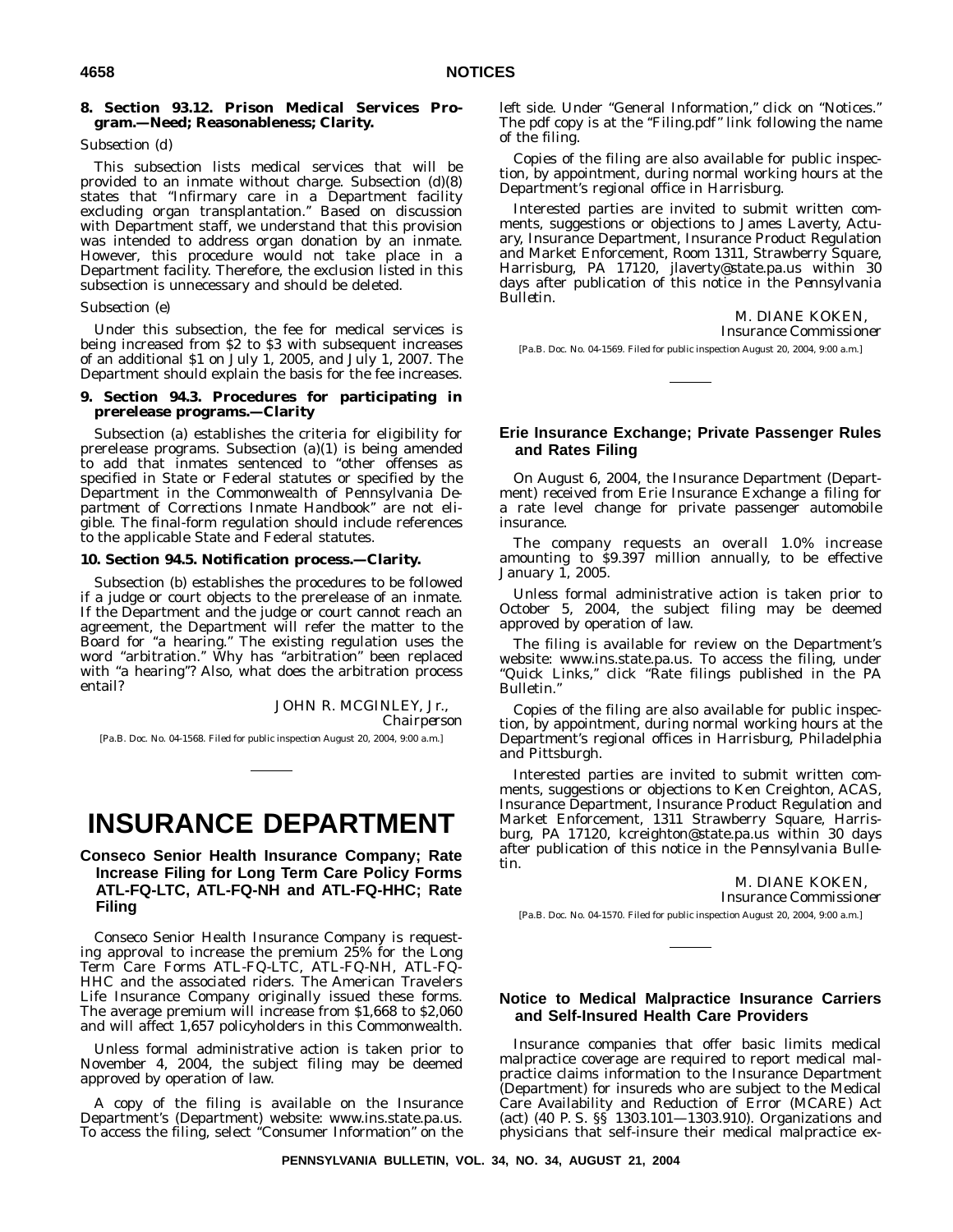**8. Section 93.12. Prison Medical Services Program.—Need; Reasonableness; Clarity.**

*Subsection (d)*

This subsection lists medical services that will be provided to an inmate without charge. Subsection (d)(8) states that "Infirmary care in a Department facility excluding organ transplantation." Based on discussion with Department staff, we understand that this provision was intended to address organ donation by an inmate. However, this procedure would not take place in a Department facility. Therefore, the exclusion listed in this subsection is unnecessary and should be deleted.

*Subsection (e)*

Under this subsection, the fee for medical services is being increased from $2 to $3 with subsequent increases of an additional $1 on July 1, 2005, and July 1, 2007. The Department should explain the basis for the fee increases.

**9. Section 94.3. Procedures for participating in prerelease programs.—Clarity**

Subsection (a) establishes the criteria for eligibility for prerelease programs. Subsection (a)(1) is being amended to add that inmates sentenced to "other offenses as specified in State or Federal statutes or specified by the Department in the Commonwealth of Pennsylvania Department of Corrections Inmate Handbook" are not eligible. The final-form regulation should include references to the applicable State and Federal statutes.

**10. Section 94.5. Notification process.—Clarity.**

Subsection (b) establishes the procedures to be followed if a judge or court objects to the prerelease of an inmate. If the Department and the judge or court cannot reach an agreement, the Department will refer the matter to the Board for "a hearing." The existing regulation uses the word "arbitration." Why has "arbitration" been replaced with "a hearing"? Also, what does the arbitration process entail?

JOHN R. MCGINLEY, Jr.,
*Chairperson*

[Pa.B. Doc. No. 04-1568. Filed for public inspection August 20, 2004, 9:00 a.m.]

# INSURANCE DEPARTMENT

## Conseco Senior Health Insurance Company; Rate Increase Filing for Long Term Care Policy Forms ATL-FQ-LTC, ATL-FQ-NH and ATL-FQ-HHC; Rate Filing

Conseco Senior Health Insurance Company is requesting approval to increase the premium 25% for the Long Term Care Forms ATL-FQ-LTC, ATL-FQ-NH, ATL-FQ-HHC and the associated riders. The American Travelers Life Insurance Company originally issued these forms. The average premium will increase from $1,668 to $2,060 and will affect 1,657 policyholders in this Commonwealth.

Unless formal administrative action is taken prior to November 4, 2004, the subject filing may be deemed approved by operation of law.

A copy of the filing is available on the Insurance Department's (Department) website: www.ins.state.pa.us. To access the filing, select "Consumer Information" on the left side. Under "General Information," click on "Notices." The pdf copy is at the "Filing.pdf" link following the name of the filing.

Copies of the filing are also available for public inspection, by appointment, during normal working hours at the Department's regional office in Harrisburg.

Interested parties are invited to submit written comments, suggestions or objections to James Laverty, Actuary, Insurance Department, Insurance Product Regulation and Market Enforcement, Room 1311, Strawberry Square, Harrisburg, PA 17120, jlaverty@state.pa.us within 30 days after publication of this notice in the *Pennsylvania Bulletin*.

M. DIANE KOKEN,
*Insurance Commissioner*

[Pa.B. Doc. No. 04-1569. Filed for public inspection August 20, 2004, 9:00 a.m.]

## Erie Insurance Exchange; Private Passenger Rules and Rates Filing

On August 6, 2004, the Insurance Department (Department) received from Erie Insurance Exchange a filing for a rate level change for private passenger automobile insurance.

The company requests an overall 1.0% increase amounting to $9.397 million annually, to be effective January 1, 2005.

Unless formal administrative action is taken prior to October 5, 2004, the subject filing may be deemed approved by operation of law.

The filing is available for review on the Department's website: www.ins.state.pa.us. To access the filing, under "Quick Links," click "Rate filings published in the PA Bulletin."

Copies of the filing are also available for public inspection, by appointment, during normal working hours at the Department's regional offices in Harrisburg, Philadelphia and Pittsburgh.

Interested parties are invited to submit written comments, suggestions or objections to Ken Creighton, ACAS, Insurance Department, Insurance Product Regulation and Market Enforcement, 1311 Strawberry Square, Harrisburg, PA 17120, kcreighton@state.pa.us within 30 days after publication of this notice in the *Pennsylvania Bulletin*.

M. DIANE KOKEN,
*Insurance Commissioner*

[Pa.B. Doc. No. 04-1570. Filed for public inspection August 20, 2004, 9:00 a.m.]

## Notice to Medical Malpractice Insurance Carriers and Self-Insured Health Care Providers

Insurance companies that offer basic limits medical malpractice coverage are required to report medical malpractice claims information to the Insurance Department (Department) for insureds who are subject to the Medical Care Availability and Reduction of Error (MCARE) Act (act) (40 P. S. §§ 1303.101—1303.910). Organizations and physicians that self-insure their medical malpractice ex-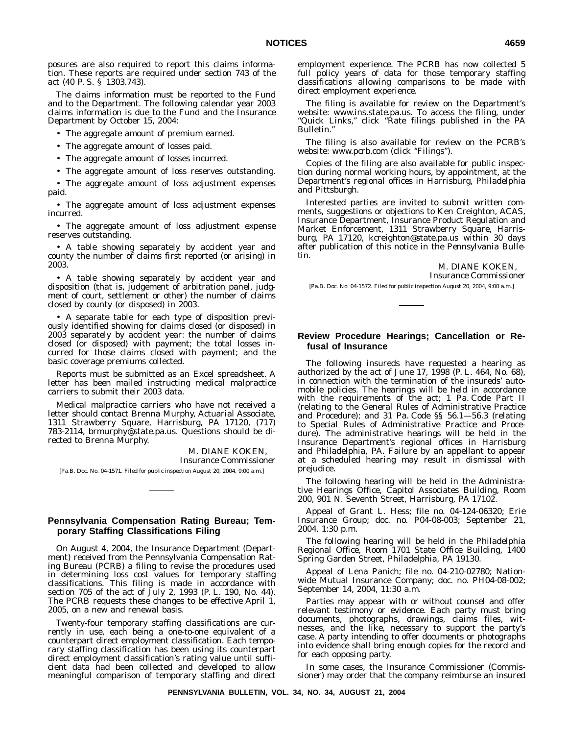posures are also required to report this claims information. These reports are required under section 743 of the act (40 P. S. § 1303.743).

The claims information must be reported to the Fund and to the Department. The following calendar year 2003 claims information is due to the Fund and the Insurance Department by October 15, 2004:

- The aggregate amount of premium earned.
- The aggregate amount of losses paid.
- The aggregate amount of losses incurred.
- The aggregate amount of loss reserves outstanding.
- The aggregate amount of loss adjustment expenses paid.
- The aggregate amount of loss adjustment expenses incurred.
- The aggregate amount of loss adjustment expense reserves outstanding.
- A table showing separately by accident year and county the number of claims first reported (or arising) in 2003.
- A table showing separately by accident year and disposition (that is, judgement of arbitration panel, judgment of court, settlement or other) the number of claims closed by county (or disposed) in 2003.
- A separate table for each type of disposition previously identified showing for claims closed (or disposed) in 2003 separately by accident year: the number of claims closed (or disposed) with payment; the total losses incurred for those claims closed with payment; and the basic coverage premiums collected.

Reports must be submitted as an Excel spreadsheet. A letter has been mailed instructing medical malpractice carriers to submit their 2003 data.

Medical malpractice carriers who have not received a letter should contact Brenna Murphy, Actuarial Associate, 1311 Strawberry Square, Harrisburg, PA 17120, (717) 783-2114, brmurphy@state.pa.us. Questions should be directed to Brenna Murphy.

M. DIANE KOKEN,
*Insurance Commissioner*

[Pa.B. Doc. No. 04-1571. Filed for public inspection August 20, 2004, 9:00 a.m.]

## Pennsylvania Compensation Rating Bureau; Temporary Staffing Classifications Filing

On August 4, 2004, the Insurance Department (Department) received from the Pennsylvania Compensation Rating Bureau (PCRB) a filing to revise the procedures used in determining loss cost values for temporary staffing classifications. This filing is made in accordance with section 705 of the act of July 2, 1993 (P. L. 190, No. 44). The PCRB requests these changes to be effective April 1, 2005, on a new and renewal basis.

Twenty-four temporary staffing classifications are currently in use, each being a one-to-one equivalent of a counterpart direct employment classification. Each temporary staffing classification has been using its counterpart direct employment classification's rating value until sufficient data had been collected and developed to allow meaningful comparison of temporary staffing and direct employment experience. The PCRB has now collected 5 full policy years of data for those temporary staffing classifications allowing comparisons to be made with direct employment experience.

The filing is available for review on the Department's website: www.ins.state.pa.us. To access the filing, under "Quick Links," click "Rate filings published in the PA Bulletin."

The filing is also available for review on the PCRB's website: www.pcrb.com (click "Filings").

Copies of the filing are also available for public inspection during normal working hours, by appointment, at the Department's regional offices in Harrisburg, Philadelphia and Pittsburgh.

Interested parties are invited to submit written comments, suggestions or objections to Ken Creighton, ACAS, Insurance Department, Insurance Product Regulation and Market Enforcement, 1311 Strawberry Square, Harrisburg, PA 17120, kcreighton@state.pa.us within 30 days after publication of this notice in the *Pennsylvania Bulletin*.

M. DIANE KOKEN,
*Insurance Commissioner*

[Pa.B. Doc. No. 04-1572. Filed for public inspection August 20, 2004, 9:00 a.m.]

## Review Procedure Hearings; Cancellation or Refusal of Insurance

The following insureds have requested a hearing as authorized by the act of June 17, 1998 (P. L. 464, No. 68), in connection with the termination of the insureds' automobile policies. The hearings will be held in accordance with the requirements of the act; 1 Pa. Code Part II (relating to the General Rules of Administrative Practice and Procedure); and 31 Pa. Code §§ 56.1—56.3 (relating to Special Rules of Administrative Practice and Procedure). The administrative hearings will be held in the Insurance Department's regional offices in Harrisburg and Philadelphia, PA. Failure by an appellant to appear at a scheduled hearing may result in dismissal with prejudice.

The following hearing will be held in the Administrative Hearings Office, Capitol Associates Building, Room 200, 901 N. Seventh Street, Harrisburg, PA 17102.

Appeal of Grant L. Hess; file no. 04-124-06320; Erie Insurance Group; doc. no. P04-08-003; September 21, 2004, 1:30 p.m.

The following hearing will be held in the Philadelphia Regional Office, Room 1701 State Office Building, 1400 Spring Garden Street, Philadelphia, PA 19130.

Appeal of Lena Panich; file no. 04-210-02780; Nationwide Mutual Insurance Company; doc. no. PH04-08-002; September 14, 2004, 11:30 a.m.

Parties may appear with or without counsel and offer relevant testimony or evidence. Each party must bring documents, photographs, drawings, claims files, witnesses, and the like, necessary to support the party's case. A party intending to offer documents or photographs into evidence shall bring enough copies for the record and for each opposing party.

In some cases, the Insurance Commissioner (Commissioner) may order that the company reimburse an insured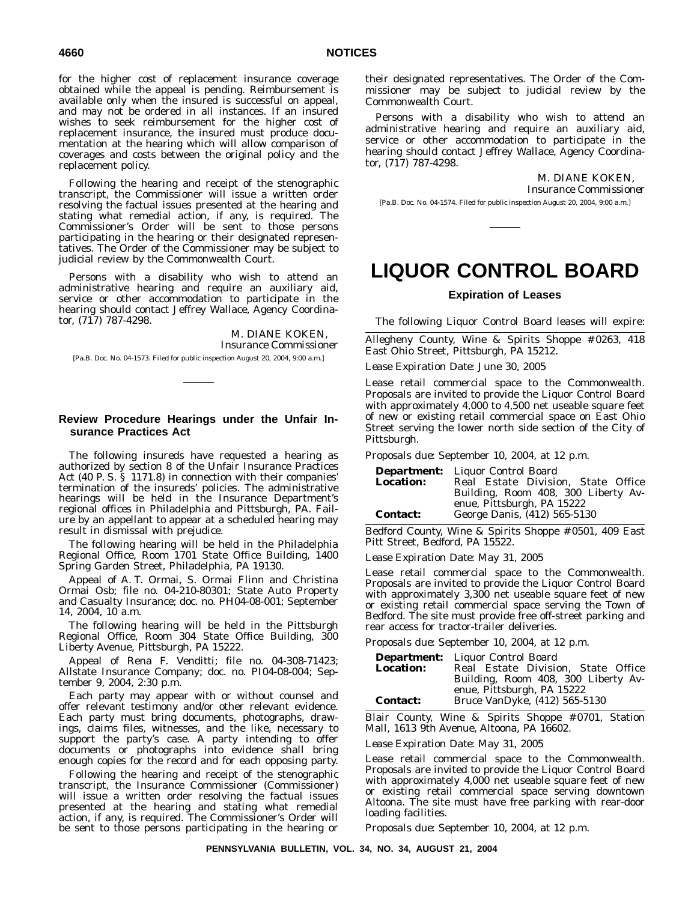for the higher cost of replacement insurance coverage obtained while the appeal is pending. Reimbursement is available only when the insured is successful on appeal, and may not be ordered in all instances. If an insured wishes to seek reimbursement for the higher cost of replacement insurance, the insured must produce documentation at the hearing which will allow comparison of coverages and costs between the original policy and the replacement policy.

Following the hearing and receipt of the stenographic transcript, the Commissioner will issue a written order resolving the factual issues presented at the hearing and stating what remedial action, if any, is required. The Commissioner's Order will be sent to those persons participating in the hearing or their designated representatives. The Order of the Commissioner may be subject to judicial review by the Commonwealth Court.

Persons with a disability who wish to attend an administrative hearing and require an auxiliary aid, service or other accommodation to participate in the hearing should contact Jeffrey Wallace, Agency Coordinator, (717) 787-4298.

M. DIANE KOKEN,
*Insurance Commissioner*

[Pa.B. Doc. No. 04-1573. Filed for public inspection August 20, 2004, 9:00 a.m.]

### Review Procedure Hearings under the Unfair Insurance Practices Act

The following insureds have requested a hearing as authorized by section 8 of the Unfair Insurance Practices Act (40 P. S. § 1171.8) in connection with their companies' termination of the insureds' policies. The administrative hearings will be held in the Insurance Department's regional offices in Philadelphia and Pittsburgh, PA. Failure by an appellant to appear at a scheduled hearing may result in dismissal with prejudice.

The following hearing will be held in the Philadelphia Regional Office, Room 1701 State Office Building, 1400 Spring Garden Street, Philadelphia, PA 19130.

Appeal of A. T. Ormai, S. Ormai Flinn and Christina Ormai Osb; file no. 04-210-80301; State Auto Property and Casualty Insurance; doc. no. PH04-08-001; September 14, 2004, 10 a.m.

The following hearing will be held in the Pittsburgh Regional Office, Room 304 State Office Building, 300 Liberty Avenue, Pittsburgh, PA 15222.

Appeal of Rena F. Venditti; file no. 04-308-71423; Allstate Insurance Company; doc. no. PI04-08-004; September 9, 2004, 2:30 p.m.

Each party may appear with or without counsel and offer relevant testimony and/or other relevant evidence. Each party must bring documents, photographs, drawings, claims files, witnesses, and the like, necessary to support the party's case. A party intending to offer documents or photographs into evidence shall bring enough copies for the record and for each opposing party.

Following the hearing and receipt of the stenographic transcript, the Insurance Commissioner (Commissioner) will issue a written order resolving the factual issues presented at the hearing and stating what remedial action, if any, is required. The Commissioner's Order will be sent to those persons participating in the hearing or their designated representatives. The Order of the Commissioner may be subject to judicial review by the Commonwealth Court.

Persons with a disability who wish to attend an administrative hearing and require an auxiliary aid, service or other accommodation to participate in the hearing should contact Jeffrey Wallace, Agency Coordinator, (717) 787-4298.

M. DIANE KOKEN,
*Insurance Commissioner*

[Pa.B. Doc. No. 04-1574. Filed for public inspection August 20, 2004, 9:00 a.m.]

# LIQUOR CONTROL BOARD

### Expiration of Leases

The following Liquor Control Board leases will expire:

Allegheny County, Wine & Spirits Shoppe #0263, 418 East Ohio Street, Pittsburgh, PA 15212.

*Lease Expiration Date:* June 30, 2005

Lease retail commercial space to the Commonwealth. Proposals are invited to provide the Liquor Control Board with approximately 4,000 to 4,500 net useable square feet of new or existing retail commercial space on East Ohio Street serving the lower north side section of the City of Pittsburgh.

*Proposals due:* September 10, 2004, at 12 p.m.

**Department:** Liquor Control Board
**Location:** Real Estate Division, State Office Building, Room 408, 300 Liberty Avenue, Pittsburgh, PA 15222
**Contact:** George Danis, (412) 565-5130

Bedford County, Wine & Spirits Shoppe #0501, 409 East Pitt Street, Bedford, PA 15522.

*Lease Expiration Date:* May 31, 2005

Lease retail commercial space to the Commonwealth. Proposals are invited to provide the Liquor Control Board with approximately 3,300 net useable square feet of new or existing retail commercial space serving the Town of Bedford. The site must provide free off-street parking and rear access for tractor-trailer deliveries.

*Proposals due:* September 10, 2004, at 12 p.m.

**Department:** Liquor Control Board
**Location:** Real Estate Division, State Office Building, Room 408, 300 Liberty Avenue, Pittsburgh, PA 15222
**Contact:** Bruce VanDyke, (412) 565-5130

Blair County, Wine & Spirits Shoppe #0701, Station Mall, 1613 9th Avenue, Altoona, PA 16602.

*Lease Expiration Date:* May 31, 2005

Lease retail commercial space to the Commonwealth. Proposals are invited to provide the Liquor Control Board with approximately 4,000 net useable square feet of new or existing retail commercial space serving downtown Altoona. The site must have free parking with rear-door loading facilities.

*Proposals due:* September 10, 2004, at 12 p.m.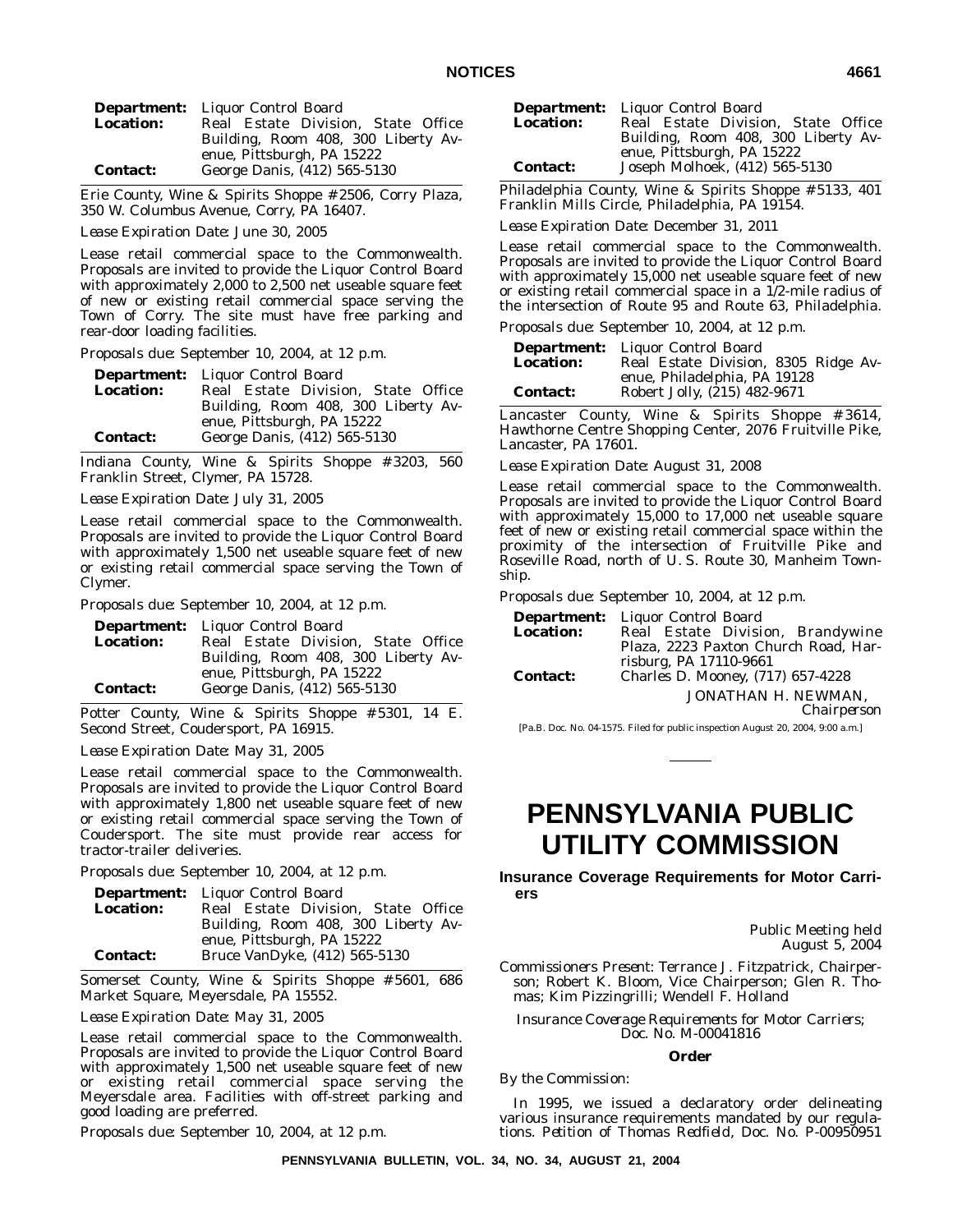| | |
|---|---|
| **Department:** | Liquor Control Board |
| **Location:** | Real Estate Division, State Office Building, Room 408, 300 Liberty Avenue, Pittsburgh, PA 15222 |
| **Contact:** | George Danis, (412) 565-5130 |

Erie County, Wine & Spirits Shoppe #2506, Corry Plaza, 350 W. Columbus Avenue, Corry, PA 16407.

*Lease Expiration Date:* June 30, 2005

Lease retail commercial space to the Commonwealth. Proposals are invited to provide the Liquor Control Board with approximately 2,000 to 2,500 net useable square feet of new or existing retail commercial space serving the Town of Corry. The site must have free parking and rear-door loading facilities.

*Proposals due:* September 10, 2004, at 12 p.m.

| | |
|---|---|
| **Department:** | Liquor Control Board |
| **Location:** | Real Estate Division, State Office Building, Room 408, 300 Liberty Avenue, Pittsburgh, PA 15222 |
| **Contact:** | George Danis, (412) 565-5130 |

Indiana County, Wine & Spirits Shoppe #3203, 560 Franklin Street, Clymer, PA 15728.

*Lease Expiration Date:* July 31, 2005

Lease retail commercial space to the Commonwealth. Proposals are invited to provide the Liquor Control Board with approximately 1,500 net useable square feet of new or existing retail commercial space serving the Town of Clymer.

*Proposals due:* September 10, 2004, at 12 p.m.

| | |
|---|---|
| **Department:** | Liquor Control Board |
| **Location:** | Real Estate Division, State Office Building, Room 408, 300 Liberty Avenue, Pittsburgh, PA 15222 |
| **Contact:** | George Danis, (412) 565-5130 |

Potter County, Wine & Spirits Shoppe #5301, 14 E. Second Street, Coudersport, PA 16915.

*Lease Expiration Date:* May 31, 2005

Lease retail commercial space to the Commonwealth. Proposals are invited to provide the Liquor Control Board with approximately 1,800 net useable square feet of new or existing retail commercial space serving the Town of Coudersport. The site must provide rear access for tractor-trailer deliveries.

*Proposals due:* September 10, 2004, at 12 p.m.

| | |
|---|---|
| **Department:** | Liquor Control Board |
| **Location:** | Real Estate Division, State Office Building, Room 408, 300 Liberty Avenue, Pittsburgh, PA 15222 |
| **Contact:** | Bruce VanDyke, (412) 565-5130 |

Somerset County, Wine & Spirits Shoppe #5601, 686 Market Square, Meyersdale, PA 15552.

*Lease Expiration Date:* May 31, 2005

Lease retail commercial space to the Commonwealth. Proposals are invited to provide the Liquor Control Board with approximately 1,500 net useable square feet of new or existing retail commercial space serving the Meyersdale area. Facilities with off-street parking and good loading are preferred.

*Proposals due:* September 10, 2004, at 12 p.m.

| | |
|---|---|
| **Department:** | Liquor Control Board |
| **Location:** | Real Estate Division, State Office Building, Room 408, 300 Liberty Avenue, Pittsburgh, PA 15222 |
| **Contact:** | Joseph Molhoek, (412) 565-5130 |

Philadelphia County, Wine & Spirits Shoppe #5133, 401 Franklin Mills Circle, Philadelphia, PA 19154.

*Lease Expiration Date:* December 31, 2011

Lease retail commercial space to the Commonwealth. Proposals are invited to provide the Liquor Control Board with approximately 15,000 net useable square feet of new or existing retail commercial space in a 1/2-mile radius of the intersection of Route 95 and Route 63, Philadelphia.

*Proposals due:* September 10, 2004, at 12 p.m.

| | |
|---|---|
| **Department:** | Liquor Control Board |
| **Location:** | Real Estate Division, 8305 Ridge Avenue, Philadelphia, PA 19128 |
| **Contact:** | Robert Jolly, (215) 482-9671 |

Lancaster County, Wine & Spirits Shoppe #3614, Hawthorne Centre Shopping Center, 2076 Fruitville Pike, Lancaster, PA 17601.

*Lease Expiration Date:* August 31, 2008

Lease retail commercial space to the Commonwealth. Proposals are invited to provide the Liquor Control Board with approximately 15,000 to 17,000 net useable square feet of new or existing retail commercial space within the proximity of the intersection of Fruitville Pike and Roseville Road, north of U. S. Route 30, Manheim Township.

*Proposals due:* September 10, 2004, at 12 p.m.

| | |
|---|---|
| **Department:** | Liquor Control Board |
| **Location:** | Real Estate Division, Brandywine Plaza, 2223 Paxton Church Road, Harrisburg, PA 17110-9661 |
| **Contact:** | Charles D. Mooney, (717) 657-4228 |

JONATHAN H. NEWMAN,
*Chairperson*

[Pa.B. Doc. No. 04-1575. Filed for public inspection August 20, 2004, 9:00 a.m.]

# PENNSYLVANIA PUBLIC UTILITY COMMISSION

## Insurance Coverage Requirements for Motor Carriers

*Public Meeting held*
*August 5, 2004*

*Commissioners Present:* Terrance J. Fitzpatrick, Chairperson; Robert K. Bloom, Vice Chairperson; Glen R. Thomas; Kim Pizzingrilli; Wendell F. Holland

*Insurance Coverage Requirements for Motor Carriers; Doc. No. M-00041816*

### Order

*By the Commission:*

In 1995, we issued a declaratory order delineating various insurance requirements mandated by our regulations. *Petition of Thomas Redfield*, Doc. No. P-00950951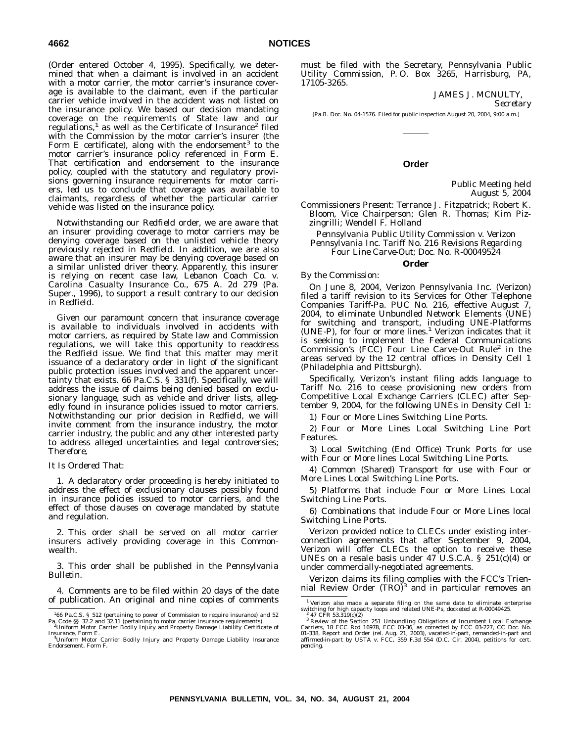(Order entered October 4, 1995). Specifically, we determined that when a claimant is involved in an accident with a motor carrier, the motor carrier's insurance coverage is available to the claimant, even if the particular carrier vehicle involved in the accident was not listed on the insurance policy. We based our decision mandating coverage on the requirements of State law and our regulations,[1] as well as the Certificate of Insurance[2] filed with the Commission by the motor carrier's insurer (the Form E certificate), along with the endorsement[3] to the motor carrier's insurance policy referenced in Form E. That certification and endorsement to the insurance policy, coupled with the statutory and regulatory provisions governing insurance requirements for motor carriers, led us to conclude that coverage was available to claimants, regardless of whether the particular carrier vehicle was listed on the insurance policy.

Notwithstanding our *Redfield* order, we are aware that an insurer providing coverage to motor carriers may be denying coverage based on the unlisted vehicle theory previously rejected in *Redfield*. In addition, we are also aware that an insurer may be denying coverage based on a similar unlisted driver theory. Apparently, this insurer is relying on recent case law, *Lebanon Coach Co. v. Carolina Casualty Insurance Co.*, 675 A. 2d 279 (Pa. Super., 1996), to support a result contrary to our decision in *Redfield*.

Given our paramount concern that insurance coverage is available to individuals involved in accidents with motor carriers, as required by State law and Commission regulations, we will take this opportunity to readdress the *Redfield* issue. We find that this matter may merit issuance of a declaratory order in light of the significant public protection issues involved and the apparent uncertainty that exists. 66 Pa.C.S. § 331(f). Specifically, we will address the issue of claims being denied based on exclusionary language, such as vehicle and driver lists, allegedly found in insurance policies issued to motor carriers. Notwithstanding our prior decision in *Redfield*, we will invite comment from the insurance industry, the motor carrier industry, the public and any other interested party to address alleged uncertainties and legal controversies; *Therefore*,

*It Is Ordered That*:

1. A declaratory order proceeding is hereby initiated to address the effect of exclusionary clauses possibly found in insurance policies issued to motor carriers, and the effect of those clauses on coverage mandated by statute and regulation.

2. This order shall be served on all motor carrier insurers actively providing coverage in this Commonwealth.

3. This order shall be published in the *Pennsylvania Bulletin*.

4. Comments are to be filed within 20 days of the date of publication. An original and nine copies of comments must be filed with the Secretary, Pennsylvania Public Utility Commission, P. O. Box 3265, Harrisburg, PA, 17105-3265.

JAMES J. MCNULTY,
*Secretary*

[Pa.B. Doc. No. 04-1576. Filed for public inspection August 20, 2004, 9:00 a.m.]

[1] 66 Pa.C.S. § 512 (pertaining to power of Commission to require insurance) and 52 Pa. Code §§ 32.2 and 32.11 (pertaining to motor carrier insurance requirements).

[2] Uniform Motor Carrier Bodily Injury and Property Damage Liability Certificate of Insurance, Form E.

[3] Uniform Motor Carrier Bodily Injury and Property Damage Liability Insurance Endorsement, Form F.

## Order

*Public Meeting held*
*August 5, 2004*

*Commissioners Present*: Terrance J. Fitzpatrick; Robert K. Bloom, Vice Chairperson; Glen R. Thomas; Kim Pizzingrilli; Wendell F. Holland

*Pennsylvania Public Utility Commission v. Verizon Pennsylvania Inc. Tariff No. 216 Revisions Regarding Four Line Carve-Out; Doc. No. R-00049524*

### Order

*By the Commission*:

On June 8, 2004, Verizon Pennsylvania Inc. (Verizon) filed a tariff revision to its Services for Other Telephone Companies Tariff-Pa. PUC No. 216, effective August 7, 2004, to eliminate Unbundled Network Elements (UNE) for switching and transport, including UNE-Platforms (UNE-P), for four or more lines.[1] Verizon indicates that it is seeking to implement the Federal Communications Commission's (FCC) Four Line Carve-Out Rule[2] in the areas served by the 12 central offices in Density Cell 1 (Philadelphia and Pittsburgh).

Specifically, Verizon's instant filing adds language to Tariff No. 216 to cease provisioning new orders from Competitive Local Exchange Carriers (CLEC) after September 9, 2004, for the following UNEs in Density Cell 1:

1) Four or More Lines Switching Line Ports.

2) Four or More Lines Local Switching Line Port Features.

3) Local Switching (End Office) Trunk Ports for use with Four or More lines Local Switching Line Ports.

4) Common (Shared) Transport for use with Four or More Lines Local Switching Line Ports.

5) Platforms that include Four or More Lines Local Switching Line Ports.

6) Combinations that include Four or More Lines local Switching Line Ports.

Verizon provided notice to CLECs under existing interconnection agreements that after September 9, 2004, Verizon will offer CLECs the option to receive these UNEs on a resale basis under 47 U.S.C.A. § 251(c)(4) or under commercially-negotiated agreements.

Verizon claims its filing complies with the FCC's Triennial Review Order (TRO)[3] and in particular removes an

[1] Verizon also made a separate filing on the same date to eliminate enterprise switching for high capacity loops and related UNE-Ps, docketed at R-00049425.

[2] 47 CFR 53.319(c)(2)

[3] *Review of the Section 251 Unbundling Obligations of Incumbent Local Exchange Carriers*, 18 FCC Rcd 16978, FCC 03-36, as corrected by FCC 03-227, CC Doc. No. 01-338, Report and Order (rel. Aug. 21, 2003), vacated-in-part, remanded-in-part and affirmed-in-part by USTA v. FCC, 359 F.3d 554 (D.C. Cir. 2004), petitions for cert. pending.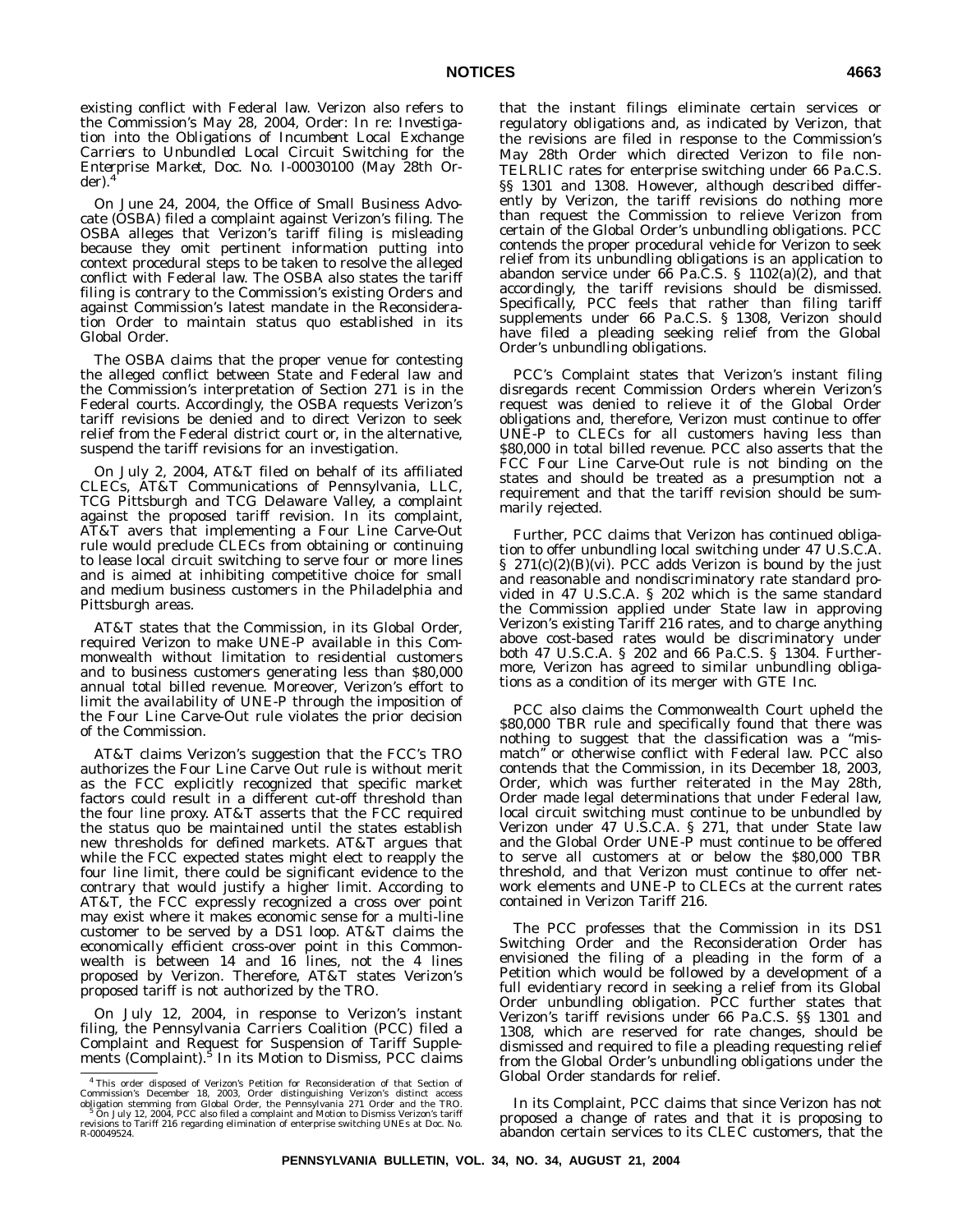existing conflict with Federal law. Verizon also refers to the Commission's May 28, 2004, Order: *In re: Investigation into the Obligations of Incumbent Local Exchange Carriers to Unbundled Local Circuit Switching for the Enterprise Market*, Doc. No. I-00030100 (May 28th Order).[4]

On June 24, 2004, the Office of Small Business Advocate (OSBA) filed a complaint against Verizon's filing. The OSBA alleges that Verizon's tariff filing is misleading because they omit pertinent information putting into context procedural steps to be taken to resolve the alleged conflict with Federal law. The OSBA also states the tariff filing is contrary to the Commission's existing Orders and against Commission's latest mandate in the Reconsideration Order to maintain status quo established in its Global Order.

The OSBA claims that the proper venue for contesting the alleged conflict between State and Federal law and the Commission's interpretation of Section 271 is in the Federal courts. Accordingly, the OSBA requests Verizon's tariff revisions be denied and to direct Verizon to seek relief from the Federal district court or, in the alternative, suspend the tariff revisions for an investigation.

On July 2, 2004, AT&T filed on behalf of its affiliated CLECs, AT&T Communications of Pennsylvania, LLC, TCG Pittsburgh and TCG Delaware Valley, a complaint against the proposed tariff revision. In its complaint, AT&T avers that implementing a Four Line Carve-Out rule would preclude CLECs from obtaining or continuing to lease local circuit switching to serve four or more lines and is aimed at inhibiting competitive choice for small and medium business customers in the Philadelphia and Pittsburgh areas.

AT&T states that the Commission, in its Global Order, required Verizon to make UNE-P available in this Commonwealth without limitation to residential customers and to business customers generating less than $80,000 annual total billed revenue. Moreover, Verizon's effort to limit the availability of UNE-P through the imposition of the Four Line Carve-Out rule violates the prior decision of the Commission.

AT&T claims Verizon's suggestion that the FCC's TRO authorizes the Four Line Carve Out rule is without merit as the FCC explicitly recognized that specific market factors could result in a different cut-off threshold than the four line proxy. AT&T asserts that the FCC required the status quo be maintained until the states establish new thresholds for defined markets. AT&T argues that while the FCC expected states might elect to reapply the four line limit, there could be significant evidence to the contrary that would justify a higher limit. According to AT&T, the FCC expressly recognized a cross over point may exist where it makes economic sense for a multi-line customer to be served by a DS1 loop. AT&T claims the economically efficient cross-over point in this Commonwealth is between 14 and 16 lines, not the 4 lines proposed by Verizon. Therefore, AT&T states Verizon's proposed tariff is not authorized by the TRO.

On July 12, 2004, in response to Verizon's instant filing, the Pennsylvania Carriers Coalition (PCC) filed a Complaint and Request for Suspension of Tariff Supplements (Complaint).[5] In its Motion to Dismiss, PCC claims that the instant filings eliminate certain services or regulatory obligations and, as indicated by Verizon, that the revisions are filed in response to the Commission's May 28th Order which directed Verizon to file non-TELRLIC rates for enterprise switching under 66 Pa.C.S. §§ 1301 and 1308. However, although described differently by Verizon, the tariff revisions do nothing more than request the Commission to relieve Verizon from certain of the Global Order's unbundling obligations. PCC contends the proper procedural vehicle for Verizon to seek relief from its unbundling obligations is an application to abandon service under 66 Pa.C.S. § 1102(a)(2), and that accordingly, the tariff revisions should be dismissed. Specifically, PCC feels that rather than filing tariff supplements under 66 Pa.C.S. § 1308, Verizon should have filed a pleading seeking relief from the Global Order's unbundling obligations.

PCC's Complaint states that Verizon's instant filing disregards recent Commission Orders wherein Verizon's request was denied to relieve it of the Global Order obligations and, therefore, Verizon must continue to offer UNE-P to CLECs for all customers having less than $80,000 in total billed revenue. PCC also asserts that the FCC Four Line Carve-Out rule is not binding on the states and should be treated as a presumption not a requirement and that the tariff revision should be summarily rejected.

Further, PCC claims that Verizon has continued obligation to offer unbundling local switching under 47 U.S.C.A. § 271(c)(2)(B)(vi). PCC adds Verizon is bound by the just and reasonable and nondiscriminatory rate standard provided in 47 U.S.C.A. § 202 which is the same standard the Commission applied under State law in approving Verizon's existing Tariff 216 rates, and to charge anything above cost-based rates would be discriminatory under both 47 U.S.C.A. § 202 and 66 Pa.C.S. § 1304. Furthermore, Verizon has agreed to similar unbundling obligations as a condition of its merger with GTE Inc.

PCC also claims the Commonwealth Court upheld the $80,000 TBR rule and specifically found that there was nothing to suggest that the classification was a "mismatch" or otherwise conflict with Federal law. PCC also contends that the Commission, in its December 18, 2003, Order, which was further reiterated in the May 28th, Order made legal determinations that under Federal law, local circuit switching must continue to be unbundled by Verizon under 47 U.S.C.A. § 271, that under State law and the Global Order UNE-P must continue to be offered to serve all customers at or below the $80,000 TBR threshold, and that Verizon must continue to offer network elements and UNE-P to CLECs at the current rates contained in Verizon Tariff 216.

The PCC professes that the Commission in its DS1 Switching Order and the Reconsideration Order has envisioned the filing of a pleading in the form of a Petition which would be followed by a development of a full evidentiary record in seeking a relief from its Global Order unbundling obligation. PCC further states that Verizon's tariff revisions under 66 Pa.C.S. §§ 1301 and 1308, which are reserved for rate changes, should be dismissed and required to file a pleading requesting relief from the Global Order's unbundling obligations under the Global Order standards for relief.

In its Complaint, PCC claims that since Verizon has not proposed a change of rates and that it is proposing to abandon certain services to its CLEC customers, that the

---

[4] This order disposed of Verizon's Petition for Reconsideration of that Section of Commission's December 18, 2003, Order distinguishing Verizon's distinct access obligation stemming from Global Order, the Pennsylvania 271 Order and the TRO.

[5] On July 12, 2004, PCC also filed a complaint and Motion to Dismiss Verizon's tariff revisions to Tariff 216 regarding elimination of enterprise switching UNEs at Doc. No. R-00049524.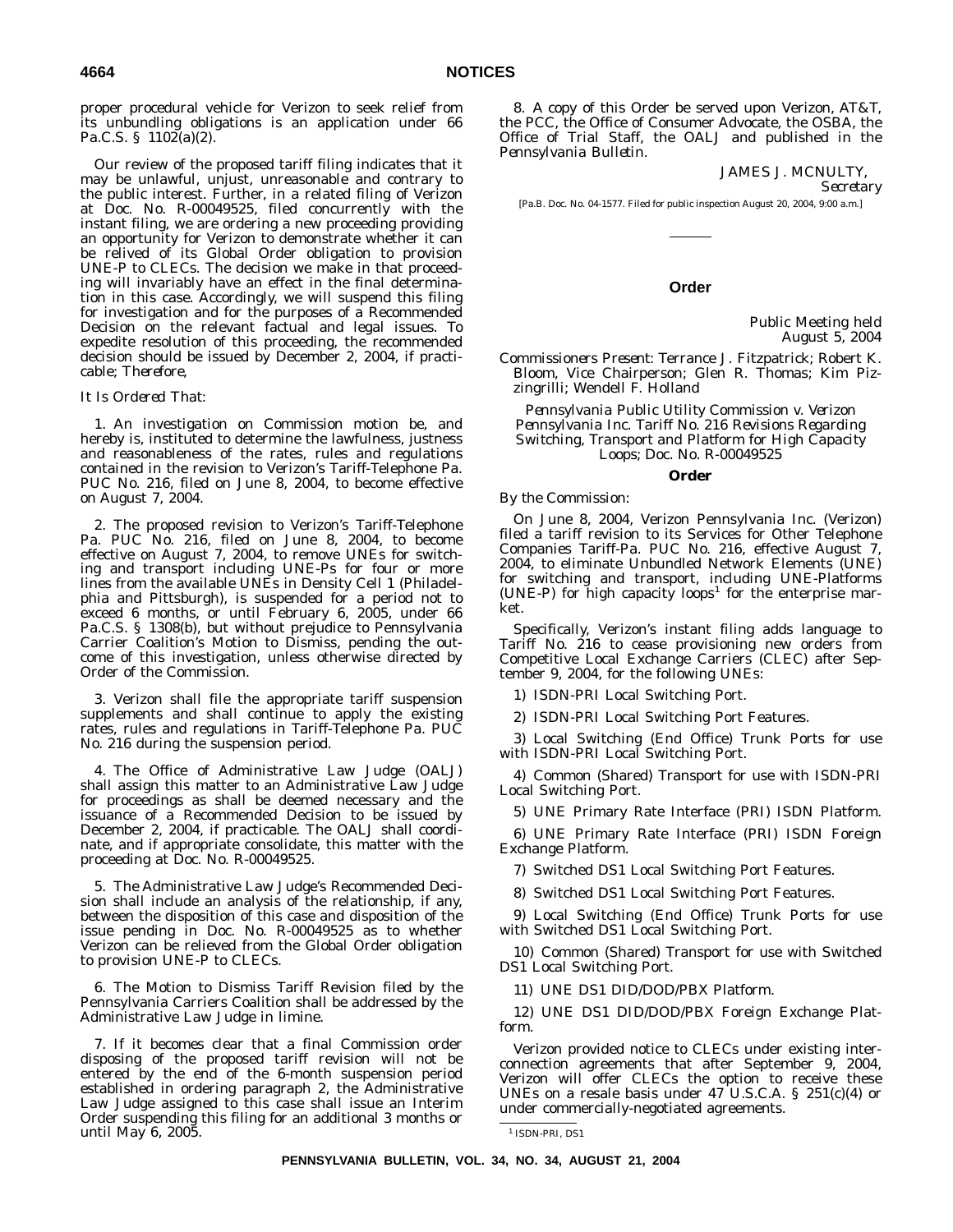proper procedural vehicle for Verizon to seek relief from its unbundling obligations is an application under 66 Pa.C.S. § 1102(a)(2).

Our review of the proposed tariff filing indicates that it may be unlawful, unjust, unreasonable and contrary to the public interest. Further, in a related filing of Verizon at Doc. No. R-00049525, filed concurrently with the instant filing, we are ordering a new proceeding providing an opportunity for Verizon to demonstrate whether it can be relived of its Global Order obligation to provision UNE-P to CLECs. The decision we make in that proceeding will invariably have an effect in the final determination in this case. Accordingly, we will suspend this filing for investigation and for the purposes of a Recommended Decision on the relevant factual and legal issues. To expedite resolution of this proceeding, the recommended decision should be issued by December 2, 2004, if practicable; *Therefore,*

*It Is Ordered That:*

1. An investigation on Commission motion be, and hereby is, instituted to determine the lawfulness, justness and reasonableness of the rates, rules and regulations contained in the revision to Verizon's Tariff-Telephone Pa. PUC No. 216, filed on June 8, 2004, to become effective on August 7, 2004.

2. The proposed revision to Verizon's Tariff-Telephone Pa. PUC No. 216, filed on June 8, 2004, to become effective on August 7, 2004, to remove UNEs for switching and transport including UNE-Ps for four or more lines from the available UNEs in Density Cell 1 (Philadelphia and Pittsburgh), is suspended for a period not to exceed 6 months, or until February 6, 2005, under 66 Pa.C.S. § 1308(b), but without prejudice to Pennsylvania Carrier Coalition's Motion to Dismiss, pending the outcome of this investigation, unless otherwise directed by Order of the Commission.

3. Verizon shall file the appropriate tariff suspension supplements and shall continue to apply the existing rates, rules and regulations in Tariff-Telephone Pa. PUC No. 216 during the suspension period.

4. The Office of Administrative Law Judge (OALJ) shall assign this matter to an Administrative Law Judge for proceedings as shall be deemed necessary and the issuance of a Recommended Decision to be issued by December 2, 2004, if practicable. The OALJ shall coordinate, and if appropriate consolidate, this matter with the proceeding at Doc. No. R-00049525.

5. The Administrative Law Judge's Recommended Decision shall include an analysis of the relationship, if any, between the disposition of this case and disposition of the issue pending in Doc. No. R-00049525 as to whether Verizon can be relieved from the Global Order obligation to provision UNE-P to CLECs.

6. The Motion to Dismiss Tariff Revision filed by the Pennsylvania Carriers Coalition shall be addressed by the Administrative Law Judge in limine.

7. If it becomes clear that a final Commission order disposing of the proposed tariff revision will not be entered by the end of the 6-month suspension period established in ordering paragraph 2, the Administrative Law Judge assigned to this case shall issue an Interim Order suspending this filing for an additional 3 months or until May 6, 2005.

8. A copy of this Order be served upon Verizon, AT&T, the PCC, the Office of Consumer Advocate, the OSBA, the Office of Trial Staff, the OALJ and published in the *Pennsylvania Bulletin*.

JAMES J. MCNULTY,
*Secretary*

[Pa.B. Doc. No. 04-1577. Filed for public inspection August 20, 2004, 9:00 a.m.]

---

## Order

*Public Meeting held*
*August 5, 2004*

*Commissioners Present*: Terrance J. Fitzpatrick; Robert K. Bloom, Vice Chairperson; Glen R. Thomas; Kim Pizzingrilli; Wendell F. Holland

*Pennsylvania Public Utility Commission v. Verizon Pennsylvania Inc. Tariff No. 216 Revisions Regarding Switching, Transport and Platform for High Capacity Loops; Doc. No. R-00049525*

### Order

*By the Commission:*

On June 8, 2004, Verizon Pennsylvania Inc. (Verizon) filed a tariff revision to its Services for Other Telephone Companies Tariff-Pa. PUC No. 216, effective August 7, 2004, to eliminate Unbundled Network Elements (UNE) for switching and transport, including UNE-Platforms (UNE-P) for high capacity loops[1] for the enterprise market.

Specifically, Verizon's instant filing adds language to Tariff No. 216 to cease provisioning new orders from Competitive Local Exchange Carriers (CLEC) after September 9, 2004, for the following UNEs:

1) ISDN-PRI Local Switching Port.

2) ISDN-PRI Local Switching Port Features.

3) Local Switching (End Office) Trunk Ports for use with ISDN-PRI Local Switching Port.

4) Common (Shared) Transport for use with ISDN-PRI Local Switching Port.

5) UNE Primary Rate Interface (PRI) ISDN Platform.

6) UNE Primary Rate Interface (PRI) ISDN Foreign Exchange Platform.

7) Switched DS1 Local Switching Port Features.

8) Switched DS1 Local Switching Port Features.

9) Local Switching (End Office) Trunk Ports for use with Switched DS1 Local Switching Port.

10) Common (Shared) Transport for use with Switched DS1 Local Switching Port.

11) UNE DS1 DID/DOD/PBX Platform.

12) UNE DS1 DID/DOD/PBX Foreign Exchange Platform.

Verizon provided notice to CLECs under existing interconnection agreements that after September 9, 2004, Verizon will offer CLECs the option to receive these UNEs on a resale basis under 47 U.S.C.A. § 251(c)(4) or under commercially-negotiated agreements.

[1] ISDN-PRI, DS1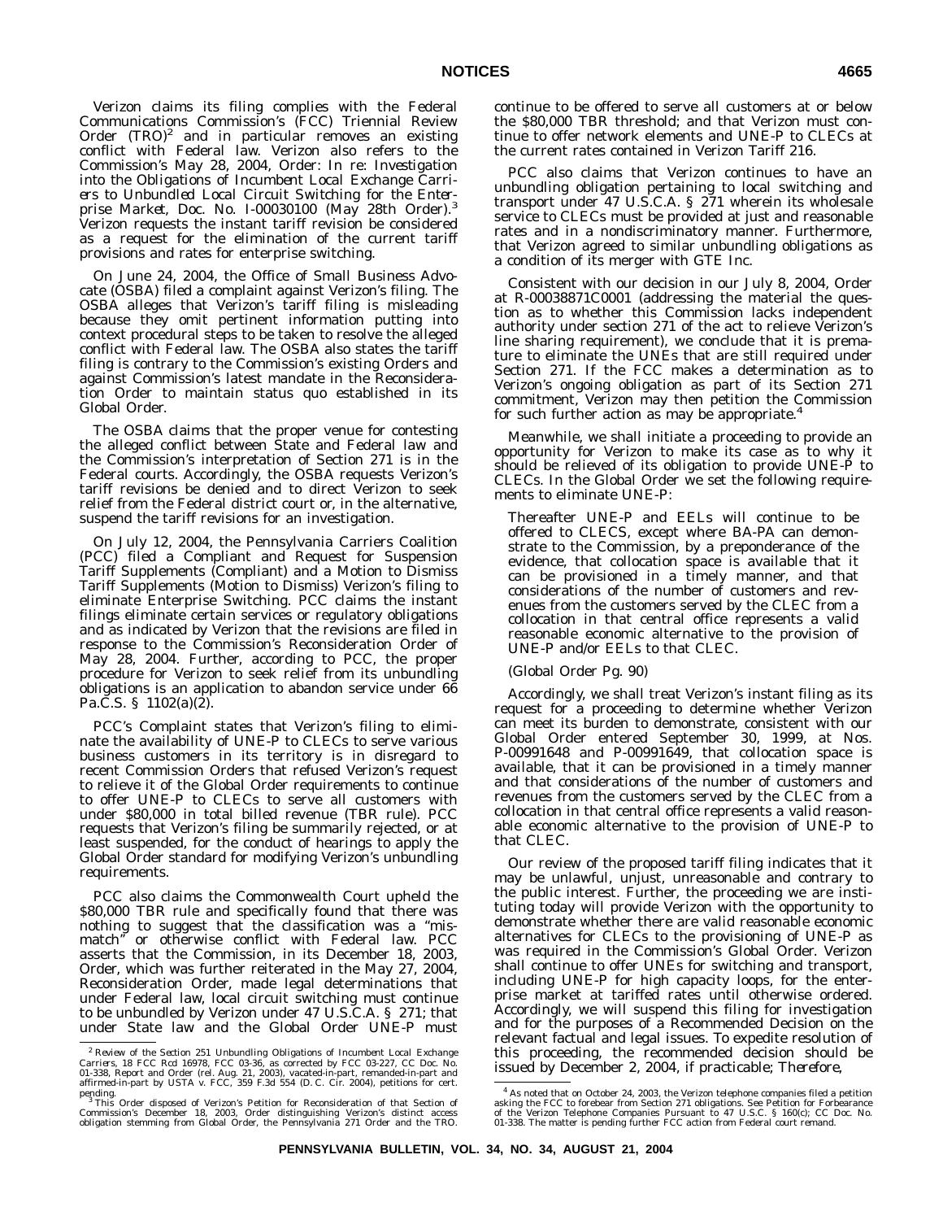Verizon claims its filing complies with the Federal Communications Commission's (FCC) Triennial Review Order (TRO)[2] and in particular removes an existing conflict with Federal law. Verizon also refers to the Commission's May 28, 2004, Order: *In re: Investigation into the Obligations of Incumbent Local Exchange Carriers to Unbundled Local Circuit Switching for the Enterprise Market*, Doc. No. I-00030100 (May 28th Order).[3] Verizon requests the instant tariff revision be considered as a request for the elimination of the current tariff provisions and rates for enterprise switching.

On June 24, 2004, the Office of Small Business Advocate (OSBA) filed a complaint against Verizon's filing. The OSBA alleges that Verizon's tariff filing is misleading because they omit pertinent information putting into context procedural steps to be taken to resolve the alleged conflict with Federal law. The OSBA also states the tariff filing is contrary to the Commission's existing Orders and against Commission's latest mandate in the Reconsideration Order to maintain status quo established in its Global Order.

The OSBA claims that the proper venue for contesting the alleged conflict between State and Federal law and the Commission's interpretation of Section 271 is in the Federal courts. Accordingly, the OSBA requests Verizon's tariff revisions be denied and to direct Verizon to seek relief from the Federal district court or, in the alternative, suspend the tariff revisions for an investigation.

On July 12, 2004, the Pennsylvania Carriers Coalition (PCC) filed a Compliant and Request for Suspension Tariff Supplements (Compliant) and a Motion to Dismiss Tariff Supplements (Motion to Dismiss) Verizon's filing to eliminate Enterprise Switching. PCC claims the instant filings eliminate certain services or regulatory obligations and as indicated by Verizon that the revisions are filed in response to the Commission's Reconsideration Order of May 28, 2004. Further, according to PCC, the proper procedure for Verizon to seek relief from its unbundling obligations is an application to abandon service under 66 Pa.C.S. § 1102(a)(2).

PCC's Complaint states that Verizon's filing to eliminate the availability of UNE-P to CLECs to serve various business customers in its territory is in disregard to recent Commission Orders that refused Verizon's request to relieve it of the Global Order requirements to continue to offer UNE-P to CLECs to serve all customers with under $80,000 in total billed revenue (TBR rule). PCC requests that Verizon's filing be summarily rejected, or at least suspended, for the conduct of hearings to apply the Global Order standard for modifying Verizon's unbundling requirements.

PCC also claims the Commonwealth Court upheld the $80,000 TBR rule and specifically found that there was nothing to suggest that the classification was a "mismatch" or otherwise conflict with Federal law. PCC asserts that the Commission, in its December 18, 2003, Order, which was further reiterated in the May 27, 2004, Reconsideration Order, made legal determinations that under Federal law, local circuit switching must continue to be unbundled by Verizon under 47 U.S.C.A. § 271; that under State law and the Global Order UNE-P must continue to be offered to serve all customers at or below the $80,000 TBR threshold; and that Verizon must continue to offer network elements and UNE-P to CLECs at the current rates contained in Verizon Tariff 216.

PCC also claims that Verizon continues to have an unbundling obligation pertaining to local switching and transport under 47 U.S.C.A. § 271 wherein its wholesale service to CLECs must be provided at just and reasonable rates and in a nondiscriminatory manner. Furthermore, that Verizon agreed to similar unbundling obligations as a condition of its merger with GTE Inc.

Consistent with our decision in our July 8, 2004, Order at R-00038871C0001 (addressing the material the question as to whether this Commission lacks independent authority under section 271 of the act to relieve Verizon's line sharing requirement), we conclude that it is premature to eliminate the UNEs that are still required under Section 271. If the FCC makes a determination as to Verizon's ongoing obligation as part of its Section 271 commitment, Verizon may then petition the Commission for such further action as may be appropriate.[4]

Meanwhile, we shall initiate a proceeding to provide an opportunity for Verizon to make its case as to why it should be relieved of its obligation to provide UNE-P to CLECs. In the Global Order we set the following requirements to eliminate UNE-P:

> Thereafter UNE-P and EELs will continue to be offered to CLECS, except where BA-PA can demonstrate to the Commission, by a preponderance of the evidence, that collocation space is available that it can be provisioned in a timely manner, and that considerations of the number of customers and revenues from the customers served by the CLEC from a collocation in that central office represents a valid reasonable economic alternative to the provision of UNE-P and/or EELs to that CLEC.
>
> (Global Order Pg. 90)

Accordingly, we shall treat Verizon's instant filing as its request for a proceeding to determine whether Verizon can meet its burden to demonstrate, consistent with our Global Order entered September 30, 1999, at Nos. P-00991648 and P-00991649, that collocation space is available, that it can be provisioned in a timely manner and that considerations of the number of customers and revenues from the customers served by the CLEC from a collocation in that central office represents a valid reasonable economic alternative to the provision of UNE-P to that CLEC.

Our review of the proposed tariff filing indicates that it may be unlawful, unjust, unreasonable and contrary to the public interest. Further, the proceeding we are instituting today will provide Verizon with the opportunity to demonstrate whether there are valid reasonable economic alternatives for CLECs to the provisioning of UNE-P as was required in the Commission's Global Order. Verizon shall continue to offer UNEs for switching and transport, including UNE-P for high capacity loops, for the enterprise market at tariffed rates until otherwise ordered. Accordingly, we will suspend this filing for investigation and for the purposes of a Recommended Decision on the relevant factual and legal issues. To expedite resolution of this proceeding, the recommended decision should be issued by December 2, 2004, if practicable; *Therefore*,

---

[2] *Review of the Section 251 Unbundling Obligations of Incumbent Local Exchange Carriers*, 18 FCC Rcd 16978, FCC 03-36, as corrected by FCC 03-227, CC Doc. No. 01-338, Report and Order (rel. Aug. 21, 2003), vacated-in-part, remanded-in-part and affirmed-in-part by *USTA v. FCC*, 359 F.3d 554 (D. C. Cir. 2004), petitions for cert. pending.

[3] This Order disposed of Verizon's Petition for Reconsideration of that Section of Commission's December 18, 2003, Order distinguishing Verizon's distinct access obligation stemming from Global Order, the Pennsylvania 271 Order and the TRO.

[4] As noted that on October 24, 2003, the Verizon telephone companies filed a petition asking the FCC to forebear from Section 271 obligations. See Petition for Forbearance of the Verizon Telephone Companies Pursuant to 47 U.S.C. § 160(c); CC Doc. No. 01-338. The matter is pending further FCC action from Federal court remand.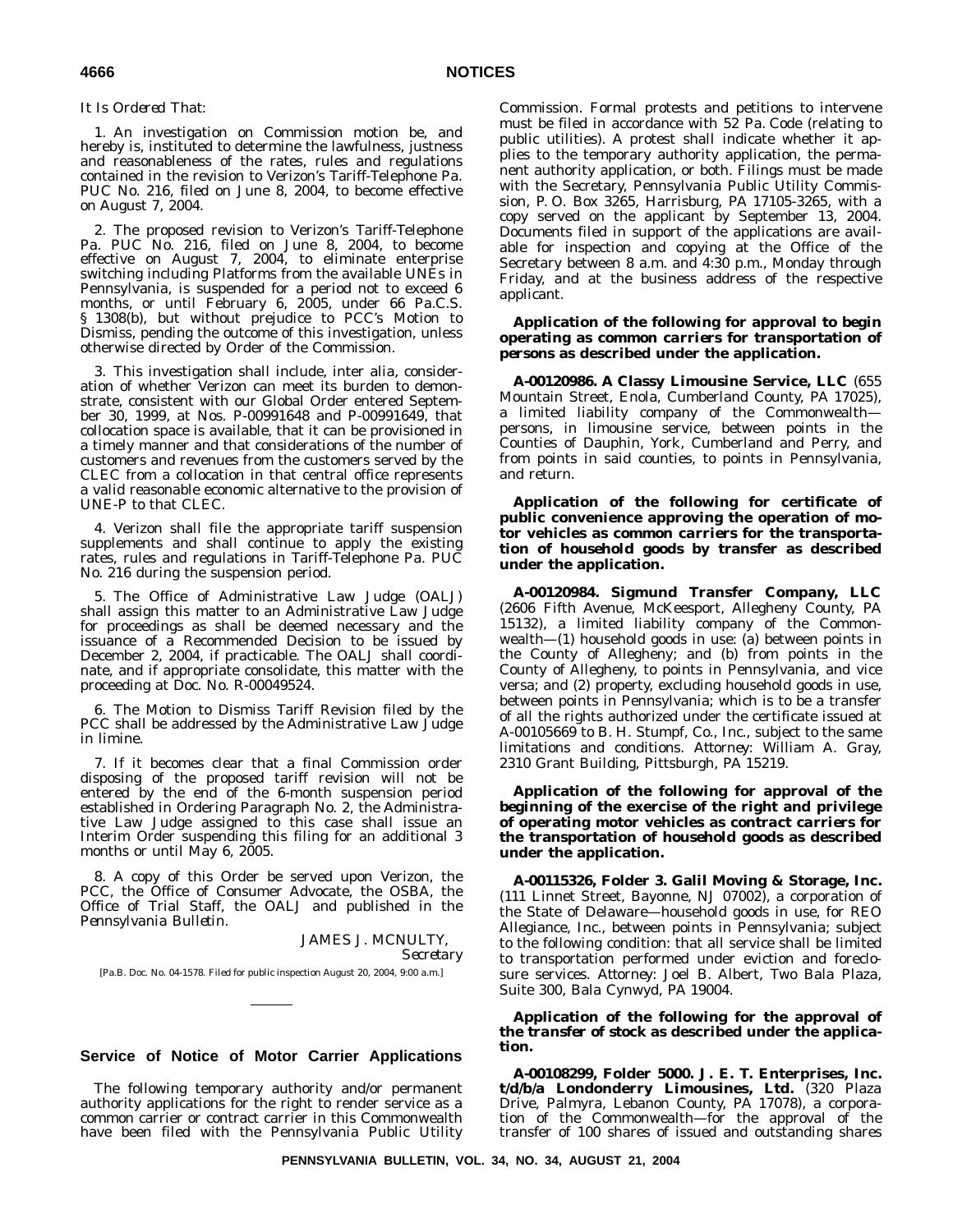*It Is Ordered That*:

1. An investigation on Commission motion be, and hereby is, instituted to determine the lawfulness, justness and reasonableness of the rates, rules and regulations contained in the revision to Verizon's Tariff-Telephone Pa. PUC No. 216, filed on June 8, 2004, to become effective on August 7, 2004.

2. The proposed revision to Verizon's Tariff-Telephone Pa. PUC No. 216, filed on June 8, 2004, to become effective on August 7, 2004, to eliminate enterprise switching including Platforms from the available UNEs in Pennsylvania, is suspended for a period not to exceed 6 months, or until February 6, 2005, under 66 Pa.C.S. § 1308(b), but without prejudice to PCC's Motion to Dismiss, pending the outcome of this investigation, unless otherwise directed by Order of the Commission.

3. This investigation shall include, inter alia, consideration of whether Verizon can meet its burden to demonstrate, consistent with our Global Order entered September 30, 1999, at Nos. P-00991648 and P-00991649, that collocation space is available, that it can be provisioned in a timely manner and that considerations of the number of customers and revenues from the customers served by the CLEC from a collocation in that central office represents a valid reasonable economic alternative to the provision of UNE-P to that CLEC.

4. Verizon shall file the appropriate tariff suspension supplements and shall continue to apply the existing rates, rules and regulations in Tariff-Telephone Pa. PUC No. 216 during the suspension period.

5. The Office of Administrative Law Judge (OALJ) shall assign this matter to an Administrative Law Judge for proceedings as shall be deemed necessary and the issuance of a Recommended Decision to be issued by December 2, 2004, if practicable. The OALJ shall coordinate, and if appropriate consolidate, this matter with the proceeding at Doc. No. R-00049524.

6. The Motion to Dismiss Tariff Revision filed by the PCC shall be addressed by the Administrative Law Judge in limine.

7. If it becomes clear that a final Commission order disposing of the proposed tariff revision will not be entered by the end of the 6-month suspension period established in Ordering Paragraph No. 2, the Administrative Law Judge assigned to this case shall issue an Interim Order suspending this filing for an additional 3 months or until May 6, 2005.

8. A copy of this Order be served upon Verizon, the PCC, the Office of Consumer Advocate, the OSBA, the Office of Trial Staff, the OALJ and published in the *Pennsylvania Bulletin*.

JAMES J. MCNULTY,
*Secretary*

[Pa.B. Doc. No. 04-1578. Filed for public inspection August 20, 2004, 9:00 a.m.]

## Service of Notice of Motor Carrier Applications

The following temporary authority and/or permanent authority applications for the right to render service as a common carrier or contract carrier in this Commonwealth have been filed with the Pennsylvania Public Utility Commission. Formal protests and petitions to intervene must be filed in accordance with 52 Pa. Code (relating to public utilities). A protest shall indicate whether it applies to the temporary authority application, the permanent authority application, or both. Filings must be made with the Secretary, Pennsylvania Public Utility Commission, P. O. Box 3265, Harrisburg, PA 17105-3265, with a copy served on the applicant by September 13, 2004. Documents filed in support of the applications are available for inspection and copying at the Office of the Secretary between 8 a.m. and 4:30 p.m., Monday through Friday, and at the business address of the respective applicant.

**Application of the following for approval to begin operating as *common carriers* for transportation of *persons* as described under the application.**

**A-00120986. A Classy Limousine Service, LLC** (655 Mountain Street, Enola, Cumberland County, PA 17025), a limited liability company of the Commonwealth—persons, in limousine service, between points in the Counties of Dauphin, York, Cumberland and Perry, and from points in said counties, to points in Pennsylvania, and return.

**Application of the following for certificate of public convenience approving the operation of motor vehicles as *common carriers* for the transportation of *household goods by transfer* as described under the application.**

**A-00120984. Sigmund Transfer Company, LLC** (2606 Fifth Avenue, McKeesport, Allegheny County, PA 15132), a limited liability company of the Commonwealth—(1) household goods in use: (a) between points in the County of Allegheny; and (b) from points in the County of Allegheny, to points in Pennsylvania, and vice versa; and (2) property, excluding household goods in use, between points in Pennsylvania; which is to be a transfer of all the rights authorized under the certificate issued at A-00105669 to B. H. Stumpf, Co., Inc., subject to the same limitations and conditions. *Attorney*: William A. Gray, 2310 Grant Building, Pittsburgh, PA 15219.

**Application of the following for approval of the beginning of the exercise of the right and privilege of operating motor vehicles as *contract carriers* for the transportation of *household goods* as described under the application.**

**A-00115326, Folder 3. Galil Moving & Storage, Inc.** (111 Linnet Street, Bayonne, NJ 07002), a corporation of the State of Delaware—household goods in use, for REO Allegiance, Inc., between points in Pennsylvania; subject to the following condition: that all service shall be limited to transportation performed under eviction and foreclosure services. *Attorney*: Joel B. Albert, Two Bala Plaza, Suite 300, Bala Cynwyd, PA 19004.

**Application of the following for the approval of the *transfer of stock* as described under the application.**

**A-00108299, Folder 5000. J. E. T. Enterprises, Inc. t/d/b/a Londonderry Limousines, Ltd.** (320 Plaza Drive, Palmyra, Lebanon County, PA 17078), a corporation of the Commonwealth—for the approval of the transfer of 100 shares of issued and outstanding shares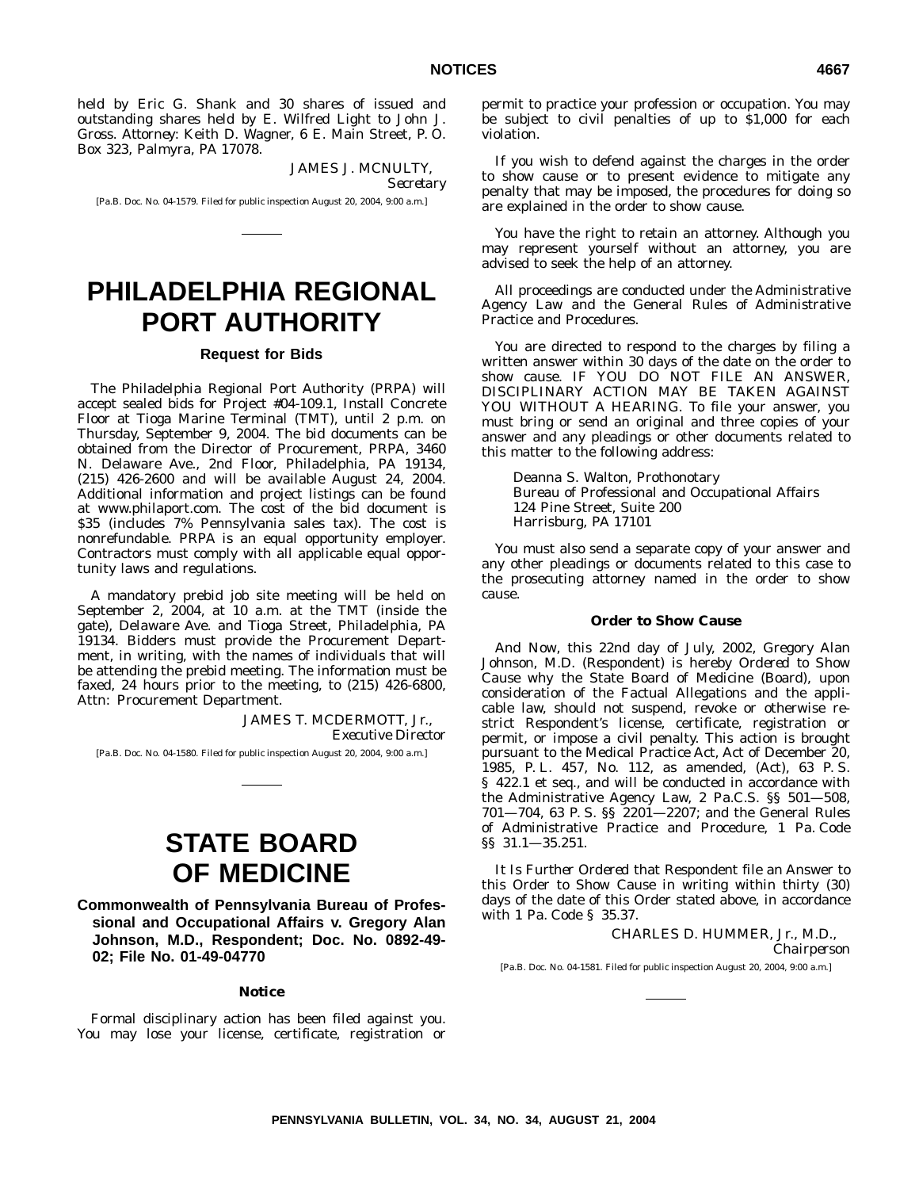held by Eric G. Shank and 30 shares of issued and outstanding shares held by E. Wilfred Light to John J. Gross. Attorney: Keith D. Wagner, 6 E. Main Street, P. O. Box 323, Palmyra, PA 17078.

JAMES J. MCNULTY,
*Secretary*

[Pa.B. Doc. No. 04-1579. Filed for public inspection August 20, 2004, 9:00 a.m.]

# PHILADELPHIA REGIONAL PORT AUTHORITY

### Request for Bids

The Philadelphia Regional Port Authority (PRPA) will accept sealed bids for Project #04-109.1, Install Concrete Floor at Tioga Marine Terminal (TMT), until 2 p.m. on Thursday, September 9, 2004. The bid documents can be obtained from the Director of Procurement, PRPA, 3460 N. Delaware Ave., 2nd Floor, Philadelphia, PA 19134, (215) 426-2600 and will be available August 24, 2004. Additional information and project listings can be found at www.philaport.com. The cost of the bid document is $35 (includes 7% Pennsylvania sales tax). The cost is nonrefundable. PRPA is an equal opportunity employer. Contractors must comply with all applicable equal opportunity laws and regulations.

A mandatory prebid job site meeting will be held on September 2, 2004, at 10 a.m. at the TMT (inside the gate), Delaware Ave. and Tioga Street, Philadelphia, PA 19134. Bidders must provide the Procurement Department, in writing, with the names of individuals that will be attending the prebid meeting. The information must be faxed, 24 hours prior to the meeting, to (215) 426-6800, Attn: Procurement Department.

JAMES T. MCDERMOTT, Jr.,
*Executive Director*

[Pa.B. Doc. No. 04-1580. Filed for public inspection August 20, 2004, 9:00 a.m.]

# STATE BOARD OF MEDICINE

## Commonwealth of Pennsylvania Bureau of Professional and Occupational Affairs v. Gregory Alan Johnson, M.D., Respondent; Doc. No. 0892-49-02; File No. 01-49-04770

### Notice

Formal disciplinary action has been filed against you. You may lose your license, certificate, registration or permit to practice your profession or occupation. You may be subject to civil penalties of up to $1,000 for each violation.

If you wish to defend against the charges in the order to show cause or to present evidence to mitigate any penalty that may be imposed, the procedures for doing so are explained in the order to show cause.

You have the right to retain an attorney. Although you may represent yourself without an attorney, you are advised to seek the help of an attorney.

All proceedings are conducted under the Administrative Agency Law and the General Rules of Administrative Practice and Procedures.

You are directed to respond to the charges by filing a written answer within 30 days of the date on the order to show cause. IF YOU DO NOT FILE AN ANSWER, DISCIPLINARY ACTION MAY BE TAKEN AGAINST YOU WITHOUT A HEARING. To file your answer, you must bring or send an original and three copies of your answer and any pleadings or other documents related to this matter to the following address:

Deanna S. Walton, Prothonotary
Bureau of Professional and Occupational Affairs
124 Pine Street, Suite 200
Harrisburg, PA 17101

You must also send a separate copy of your answer and any other pleadings or documents related to this case to the prosecuting attorney named in the order to show cause.

### Order to Show Cause

And Now, this 22nd day of July, 2002, Gregory Alan Johnson, M.D. (Respondent) is hereby *Ordered to Show Cause* why the State Board of Medicine (Board), upon consideration of the Factual Allegations and the applicable law, should not suspend, revoke or otherwise restrict Respondent's license, certificate, registration or permit, or impose a civil penalty. This action is brought pursuant to the Medical Practice Act, Act of December 20, 1985, P. L. 457, No. 112, as amended, (Act), 63 P. S. § 422.1 et seq., and will be conducted in accordance with the Administrative Agency Law, 2 Pa.C.S. §§ 501—508, 701—704, 63 P. S. §§ 2201—2207; and the General Rules of Administrative Practice and Procedure, 1 Pa. Code §§ 31.1—35.251.

*It Is Further Ordered* that Respondent file an Answer to this Order to Show Cause in writing within thirty (30) days of the date of this Order stated above, in accordance with 1 Pa. Code § 35.37.

CHARLES D. HUMMER, Jr., M.D.,
*Chairperson*

[Pa.B. Doc. No. 04-1581. Filed for public inspection August 20, 2004, 9:00 a.m.]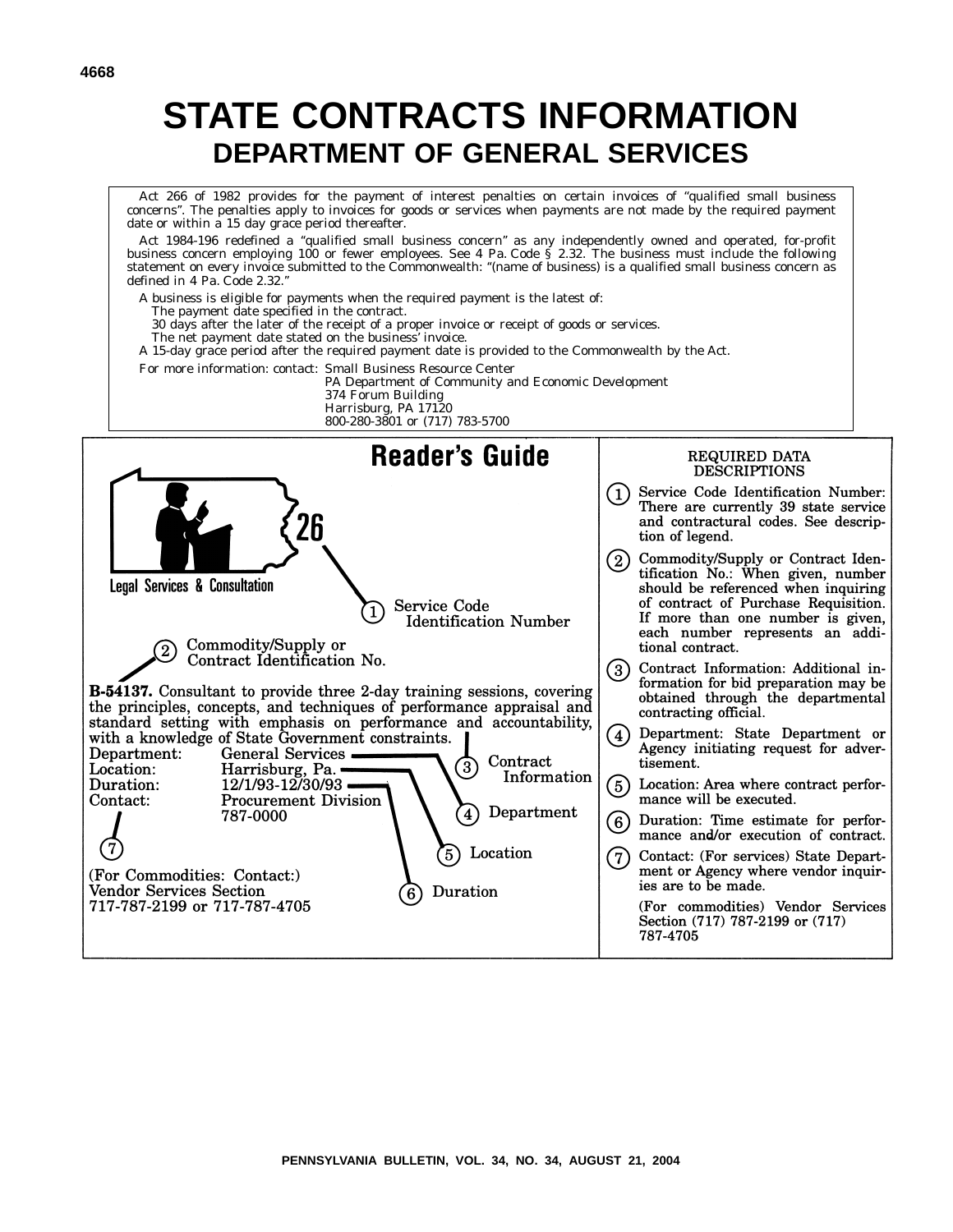# STATE CONTRACTS INFORMATION

## DEPARTMENT OF GENERAL SERVICES

Act 266 of 1982 provides for the payment of interest penalties on certain invoices of "qualified small business concerns". The penalties apply to invoices for goods or services when payments are not made by the required payment date or within a 15 day grace period thereafter.

Act 1984-196 redefined a "qualified small business concern" as any independently owned and operated, for-profit business concern employing 100 or fewer employees. See 4 Pa. Code § 2.32. The business must include the following statement on every invoice submitted to the Commonwealth: "(name of business) is a qualified small business concern as defined in 4 Pa. Code 2.32."

A business is eligible for payments when the required payment is the latest of:
- The payment date specified in the contract.
- 30 days after the later of the receipt of a proper invoice or receipt of goods or services.
- The net payment date stated on the business' invoice.

A 15-day grace period after the required payment date is provided to the Commonwealth by the Act.

For more information: contact: Small Business Resource Center
PA Department of Community and Economic Development
374 Forum Building
Harrisburg, PA 17120
800-280-3801 or (717) 783-5700

## Reader's Guide

26 — Legal Services & Consultation

(1) Service Code Identification Number

(2) Commodity/Supply or Contract Identification No.

**B-54137.** Consultant to provide three 2-day training sessions, covering the principles, concepts, and techniques of performance appraisal and standard setting with emphasis on performance and accountability, with a knowledge of State Government constraints. (3) Contract Information

Department: General Services (4) Department
Location: Harrisburg, Pa. (5) Location
Duration: 12/1/93-12/30/93 (6) Duration
Contact: Procurement Division 787-0000 (7)

(For Commodities: Contact:)
Vendor Services Section
717-787-2199 or 717-787-4705

### REQUIRED DATA DESCRIPTIONS

1. Service Code Identification Number: There are currently 39 state service and contractural codes. See description of legend.
2. Commodity/Supply or Contract Identification No.: When given, number should be referenced when inquiring of contract of Purchase Requisition. If more than one number is given, each number represents an additional contract.
3. Contract Information: Additional information for bid preparation may be obtained through the departmental contracting official.
4. Department: State Department or Agency initiating request for advertisement.
5. Location: Area where contract performance will be executed.
6. Duration: Time estimate for performance and/or execution of contract.
7. Contact: (For services) State Department or Agency where vendor inquiries are to be made.

   (For commodities) Vendor Services Section (717) 787-2199 or (717) 787-4705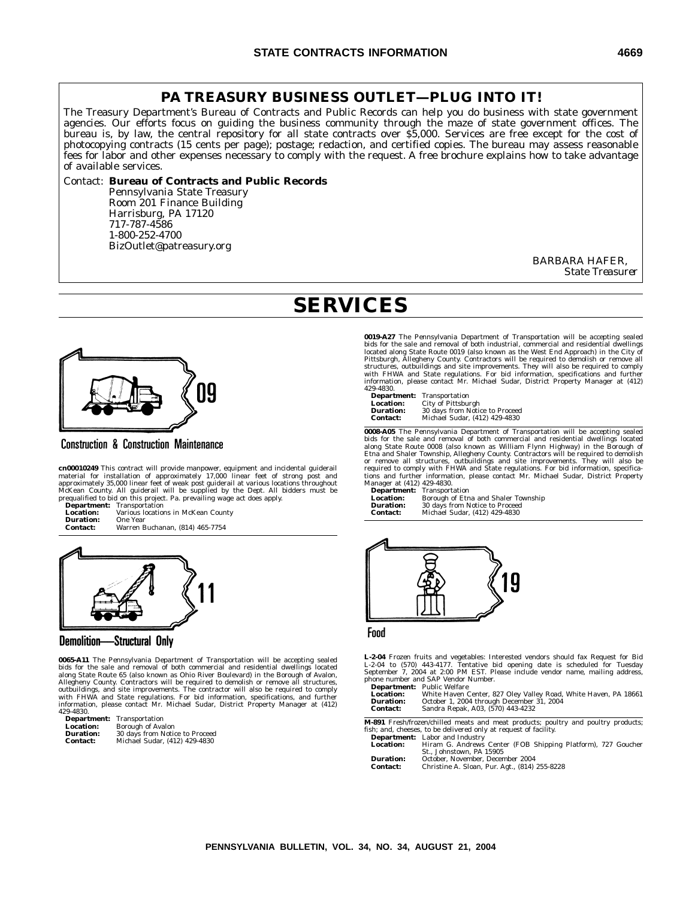## PA TREASURY BUSINESS OUTLET—PLUG INTO IT!

The Treasury Department's Bureau of Contracts and Public Records can help you do business with state government agencies. Our efforts focus on guiding the business community through the maze of state government offices. The bureau is, by law, the central repository for all state contracts over $5,000. Services are free except for the cost of photocopying contracts (15 cents per page); postage; redaction, and certified copies. The bureau may assess reasonable fees for labor and other expenses necessary to comply with the request. A free brochure explains how to take advantage of available services.

Contact: **Bureau of Contracts and Public Records**
Pennsylvania State Treasury
Room 201 Finance Building
Harrisburg, PA 17120
717-787-4586
1-800-252-4700
BizOutlet@patreasury.org

BARBARA HAFER,
*State Treasurer*

# SERVICES

## 09 Construction & Construction Maintenance

**cn00010249** This contract will provide manpower, equipment and incidental guiderail material for installation of approximately 17,000 linear feet of strong post and approximately 35,000 linear feet of weak post guiderail at various locations throughout McKean County. All guiderail will be supplied by the Dept. All bidders must be prequalified to bid on this project. Pa. prevailing wage act does apply.

**Department:** Transportation
**Location:** Various locations in McKean County
**Duration:** One Year
**Contact:** Warren Buchanan, (814) 465-7754

## 11 Demolition—Structural Only

**0065-A11** The Pennsylvania Department of Transportation will be accepting sealed bids for the sale and removal of both commercial and residential dwellings located along State Route 65 (also known as Ohio River Boulevard) in the Borough of Avalon, Allegheny County. Contractors will be required to demolish or remove all structures, outbuildings, and site improvements. The contractor will also be required to comply with FHWA and State regulations. For bid information, specifications, and further information, please contact Mr. Michael Sudar, District Property Manager at (412) 429-4830.

**Department:** Transportation
**Location:** Borough of Avalon
**Duration:** 30 days from Notice to Proceed
**Contact:** Michael Sudar, (412) 429-4830

**0019-A27** The Pennsylvania Department of Transportation will be accepting sealed bids for the sale and removal of both industrial, commercial and residential dwellings located along State Route 0019 (also known as the West End Approach) in the City of Pittsburgh, Allegheny County. Contractors will be required to demolish or remove all structures, outbuildings and site improvements. They will also be required to comply with FHWA and State regulations. For bid information, specifications and further information, please contact Mr. Michael Sudar, District Property Manager at (412) 429-4830.

**Department:** Transportation
**Location:** City of Pittsburgh
**Duration:** 30 days from Notice to Proceed
**Contact:** Michael Sudar, (412) 429-4830

**0008-A05** The Pennsylvania Department of Transportation will be accepting sealed bids for the sale and removal of both commercial and residential dwellings located along State Route 0008 (also known as William Flynn Highway) in the Borough of Etna and Shaler Township, Allegheny County. Contractors will be required to demolish or remove all structures, outbuildings and site improvements. They will also be required to comply with FHWA and State regulations. For bid information, specifications and further information, please contact Mr. Michael Sudar, District Property Manager at (412) 429-4830.

**Department:** Transportation
**Location:** Borough of Etna and Shaler Township
**Duration:** 30 days from Notice to Proceed
**Contact:** Michael Sudar, (412) 429-4830

## 19 Food

**L-2-04** Frozen fruits and vegetables: Interested vendors should fax Request for Bid L-2-04 to (570) 443-4177. Tentative bid opening date is scheduled for Tuesday September 7, 2004 at 2:00 PM EST. Please include vendor name, mailing address, phone number and SAP Vendor Number.

**Department:** Public Welfare
**Location:** White Haven Center, 827 Oley Valley Road, White Haven, PA 18661
**Duration:** October 1, 2004 through December 31, 2004
**Contact:** Sandra Repak, A03, (570) 443-4232

**M-891** Fresh/frozen/chilled meats and meat products; poultry and poultry products; fish; and, cheeses, to be delivered only at request of facility.

**Department:** Labor and Industry
**Location:** Hiram G. Andrews Center (FOB Shipping Platform), 727 Goucher St., Johnstown, PA 15905
**Duration:** October, November, December 2004
**Contact:** Christine A. Sloan, Pur. Agt., (814) 255-8228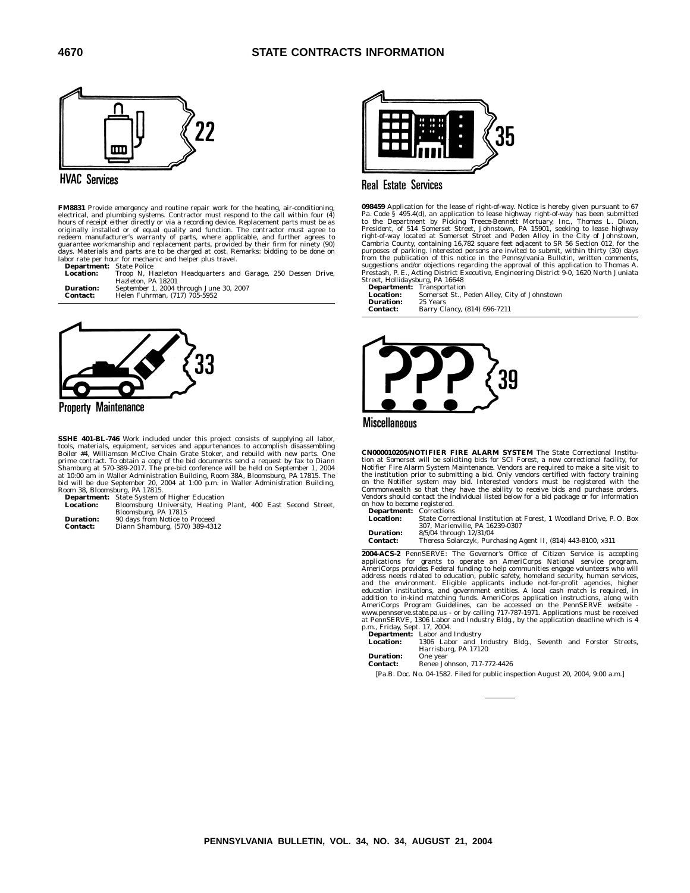## 22 HVAC Services

**FM8831** Provide emergency and routine repair work for the heating, air-conditioning, electrical, and plumbing systems. Contractor must respond to the call within four (4) hours of receipt either directly or via a recording device. Replacement parts must be as originally installed or of equal quality and function. The contractor must agree to redeem manufacturer's warranty of parts, where applicable, and further agrees to guarantee workmanship and replacement parts, provided by their firm for ninety (90) days. Materials and parts are to be charged at cost. Remarks: bidding to be done on labor rate per hour for mechanic and helper plus travel.

**Department:** State Police
**Location:** Troop N, Hazleton Headquarters and Garage, 250 Dessen Drive, Hazleton, PA 18201
**Duration:** September 1, 2004 through June 30, 2007
**Contact:** Helen Fuhrman, (717) 705-5952

## 33 Property Maintenance

**SSHE 401-BL-746** Work included under this project consists of supplying all labor, tools, materials, equipment, services and appurtenances to accomplish disassembling Boiler #4, Williamson McClve Chain Grate Stoker, and rebuild with new parts. One prime contract. To obtain a copy of the bid documents send a request by fax to Diann Shamburg at 570-389-2017. The pre-bid conference will be held on September 1, 2004 at 10:00 am in Waller Administration Building, Room 38A, Bloomsburg, PA 17815. The bid will be due September 20, 2004 at 1:00 p.m. in Waller Administration Building, Room 38, Bloomsburg, PA 17815.

**Department:** State System of Higher Education
**Location:** Bloomsburg University, Heating Plant, 400 East Second Street, Bloomsburg, PA 17815
**Duration:** 90 days from Notice to Proceed
**Contact:** Diann Shamburg, (570) 389-4312

## 35 Real Estate Services

**098459** Application for the lease of right-of-way. Notice is hereby given pursuant to 67 Pa. Code § 495.4(d), an application to lease highway right-of-way has been submitted to the Department by Picking Treece-Bennett Mortuary, Inc., Thomas L. Dixon, President, of 514 Somerset Street, Johnstown, PA 15901, seeking to lease highway right-of-way located at Somerset Street and Peden Alley in the City of Johnstown, Cambria County, containing 16,782 square feet adjacent to SR 56 Section 012, for the purposes of parking. Interested persons are invited to submit, within thirty (30) days from the publication of this notice in the Pennsylvania Bulletin, written comments, suggestions and/or objections regarding the approval of this application to Thomas A. Prestash, P. E., Acting District Executive, Engineering District 9-0, 1620 North Juniata Street, Hollidaysburg, PA 16648

**Department:** Transportation
**Location:** Somerset St., Peden Alley, City of Johnstown
**Duration:** 25 Years
**Contact:** Barry Clancy, (814) 696-7211

## 39 Miscellaneous

**CN00010205/NOTIFIER FIRE ALARM SYSTEM** The State Correctional Institution at Somerset will be soliciting bids for SCI Forest, a new correctional facility, for Notifier Fire Alarm System Maintenance. Vendors are required to make a site visit to the institution prior to submitting a bid. Only vendors certified with factory training on the Notifier system may bid. Interested vendors must be registered with the Commonwealth so that they have the ability to receive bids and purchase orders. Vendors should contact the individual listed below for a bid package or for information on how to become registered.

**Department:** Corrections
**Location:** State Correctional Institution at Forest, 1 Woodland Drive, P. O. Box 307, Marienville, PA 16239-0307
**Duration:** 8/5/04 through 12/31/04
**Contact:** Theresa Solarczyk, Purchasing Agent II, (814) 443-8100, x311

**2004-ACS-2** PennSERVE: The Governor's Office of Citizen Service is accepting applications for grants to operate an AmeriCorps National service program. AmeriCorps provides Federal funding to help communities engage volunteers who will address needs related to education, public safety, homeland security, human services, and the environment. Eligible applicants include not-for-profit agencies, higher education institutions, and government entities. A local cash match is required, in addition to in-kind matching funds. AmeriCorps application instructions, along with AmeriCorps Program Guidelines, can be accessed on the PennSERVE website - www.pennserve.state.pa.us - or by calling 717-787-1971. Applications must be received at PennSERVE, 1306 Labor and Industry Bldg., by the application deadline which is 4 p.m., Friday, Sept. 17, 2004.

**Department:** Labor and Industry
**Location:** 1306 Labor and Industry Bldg., Seventh and Forster Streets, Harrisburg, PA 17120
**Duration:** One year
**Contact:** Renee Johnson, 717-772-4426

[Pa.B. Doc. No. 04-1582. Filed for public inspection August 20, 2004, 9:00 a.m.]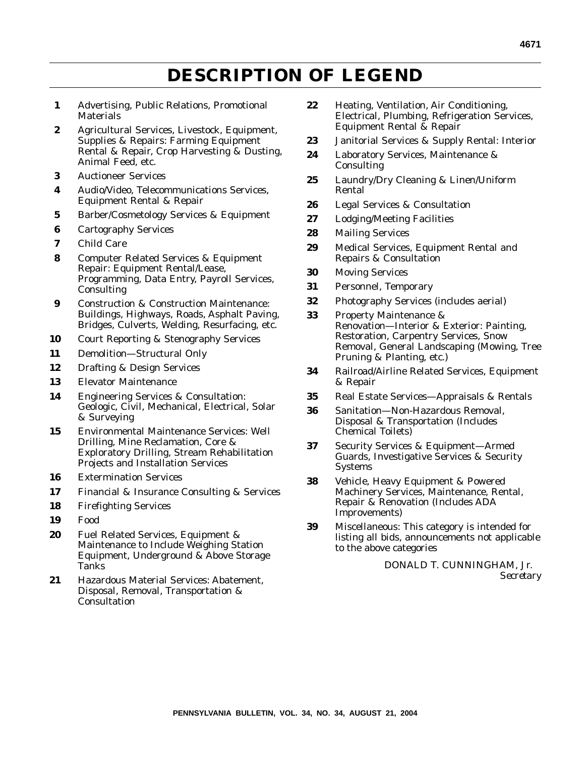# DESCRIPTION OF LEGEND

**1** Advertising, Public Relations, Promotional Materials

**2** Agricultural Services, Livestock, Equipment, Supplies & Repairs: Farming Equipment Rental & Repair, Crop Harvesting & Dusting, Animal Feed, etc.

**3** Auctioneer Services

**4** Audio/Video, Telecommunications Services, Equipment Rental & Repair

**5** Barber/Cosmetology Services & Equipment

**6** Cartography Services

**7** Child Care

**8** Computer Related Services & Equipment Repair: Equipment Rental/Lease, Programming, Data Entry, Payroll Services, Consulting

**9** Construction & Construction Maintenance: Buildings, Highways, Roads, Asphalt Paving, Bridges, Culverts, Welding, Resurfacing, etc.

**10** Court Reporting & Stenography Services

**11** Demolition—Structural Only

**12** Drafting & Design Services

**13** Elevator Maintenance

**14** Engineering Services & Consultation: Geologic, Civil, Mechanical, Electrical, Solar & Surveying

**15** Environmental Maintenance Services: Well Drilling, Mine Reclamation, Core & Exploratory Drilling, Stream Rehabilitation Projects and Installation Services

**16** Extermination Services

**17** Financial & Insurance Consulting & Services

**18** Firefighting Services

**19** Food

**20** Fuel Related Services, Equipment & Maintenance to Include Weighing Station Equipment, Underground & Above Storage Tanks

**21** Hazardous Material Services: Abatement, Disposal, Removal, Transportation & Consultation

**22** Heating, Ventilation, Air Conditioning, Electrical, Plumbing, Refrigeration Services, Equipment Rental & Repair

**23** Janitorial Services & Supply Rental: Interior

**24** Laboratory Services, Maintenance & Consulting

**25** Laundry/Dry Cleaning & Linen/Uniform Rental

**26** Legal Services & Consultation

**27** Lodging/Meeting Facilities

**28** Mailing Services

**29** Medical Services, Equipment Rental and Repairs & Consultation

**30** Moving Services

**31** Personnel, Temporary

**32** Photography Services (includes aerial)

**33** Property Maintenance & Renovation—Interior & Exterior: Painting, Restoration, Carpentry Services, Snow Removal, General Landscaping (Mowing, Tree Pruning & Planting, etc.)

**34** Railroad/Airline Related Services, Equipment & Repair

**35** Real Estate Services—Appraisals & Rentals

**36** Sanitation—Non-Hazardous Removal, Disposal & Transportation (Includes Chemical Toilets)

**37** Security Services & Equipment—Armed Guards, Investigative Services & Security Systems

**38** Vehicle, Heavy Equipment & Powered Machinery Services, Maintenance, Rental, Repair & Renovation (Includes ADA Improvements)

**39** Miscellaneous: This category is intended for listing all bids, announcements not applicable to the above categories

DONALD T. CUNNINGHAM, Jr.
*Secretary*